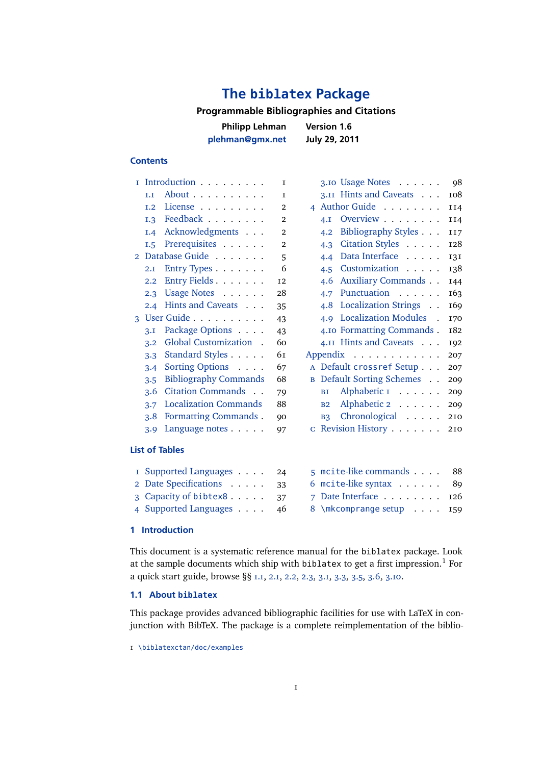# The biblatex Package

**Programmable Bibliographies and Citations**

**Philipp Lehman** — plehman@gmx.net

**Version 1.6** — **July 29, 2011**

## Contents

- 1 Introduction . . . 1
  - 1.1 About . . . 1
  - 1.2 License . . . 2
  - 1.3 Feedback . . . 2
  - 1.4 Acknowledgments . . . 2
  - 1.5 Prerequisites . . . 2
- 2 Database Guide . . . 5
  - 2.1 Entry Types . . . 6
  - 2.2 Entry Fields . . . 12
  - 2.3 Usage Notes . . . 28
  - 2.4 Hints and Caveats . . . 35
- 3 User Guide . . . 43
  - 3.1 Package Options . . . 43
  - 3.2 Global Customization . . . 60
  - 3.3 Standard Styles . . . 61
  - 3.4 Sorting Options . . . 67
  - 3.5 Bibliography Commands . . . 68
  - 3.6 Citation Commands . . . 79
  - 3.7 Localization Commands . . . 88
  - 3.8 Formatting Commands . . . 90
  - 3.9 Language notes . . . 97
  - 3.10 Usage Notes . . . 98
  - 3.11 Hints and Caveats . . . 108
- 4 Author Guide . . . 114
  - 4.1 Overview . . . 114
  - 4.2 Bibliography Styles . . . 117
  - 4.3 Citation Styles . . . 128
  - 4.4 Data Interface . . . 131
  - 4.5 Customization . . . 138
  - 4.6 Auxiliary Commands . . . 144
  - 4.7 Punctuation . . . 163
  - 4.8 Localization Strings . . . 169
  - 4.9 Localization Modules . . . 170
  - 4.10 Formatting Commands . . . 182
  - 4.11 Hints and Caveats . . . 192
- Appendix . . . 207
  - A Default crossref Setup . . . 207
  - B Default Sorting Schemes . . . 209
    - B1 Alphabetic 1 . . . 209
    - B2 Alphabetic 2 . . . 209
    - B3 Chronological . . . 210
  - C Revision History . . . 210

## List of Tables

- 1 Supported Languages . . . 24
- 2 Date Specifications . . . 33
- 3 Capacity of bibtex8 . . . 37
- 4 Supported Languages . . . 46
- 5 mcite-like commands . . . 88
- 6 mcite-like syntax . . . 89
- 7 Date Interface . . . 126
- 8 \mkcomprange setup . . . 159

## 1 Introduction

This document is a systematic reference manual for the biblatex package. Look at the sample documents which ship with biblatex to get a first impression.[1] For a quick start guide, browse §§ 1.1, 2.1, 2.2, 2.3, 3.1, 3.3, 3.5, 3.6, 3.10.

### 1.1 About biblatex

This package provides advanced bibliographic facilities for use with LaTeX in conjunction with BibTeX. The package is a complete reimplementation of the biblio-

[1] \biblatexctan/doc/examples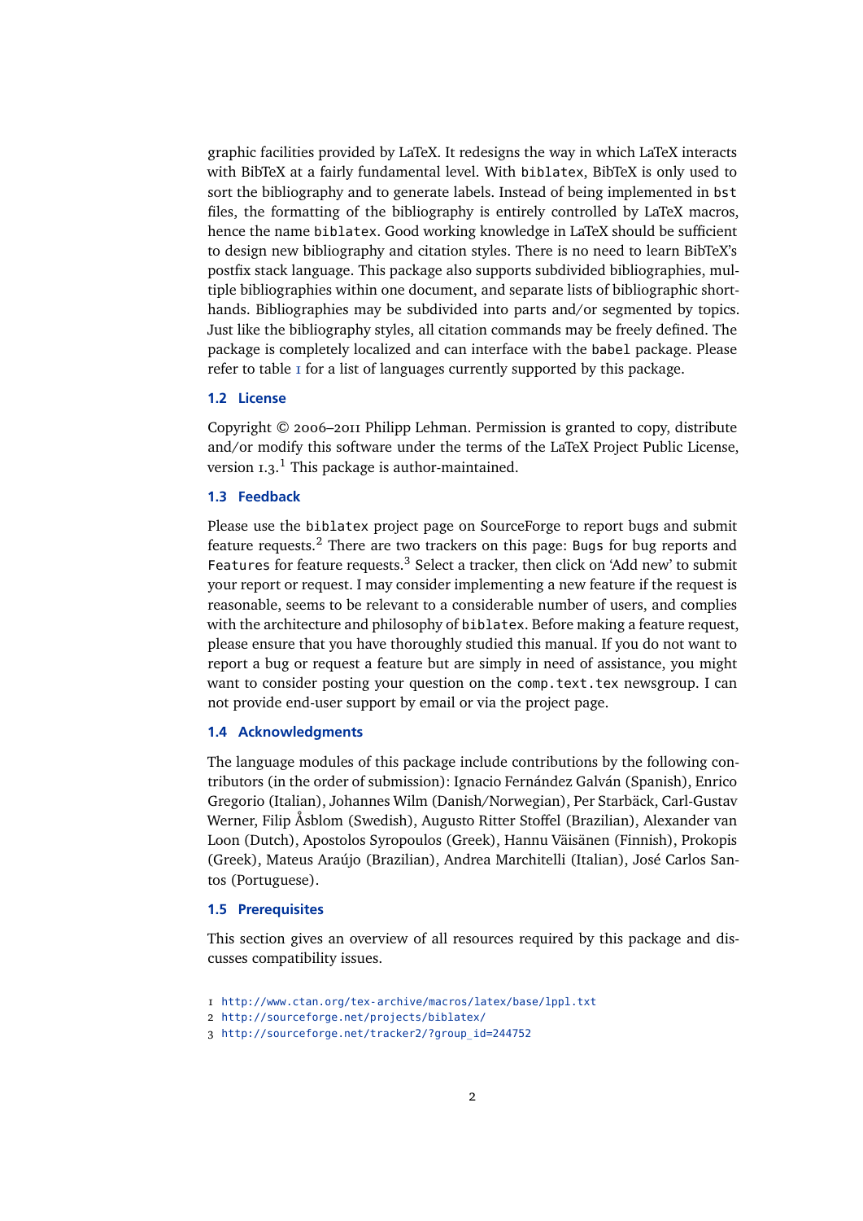graphic facilities provided by LaTeX. It redesigns the way in which LaTeX interacts with BibTeX at a fairly fundamental level. With `biblatex`, BibTeX is only used to sort the bibliography and to generate labels. Instead of being implemented in `bst` files, the formatting of the bibliography is entirely controlled by LaTeX macros, hence the name `biblatex`. Good working knowledge in LaTeX should be sufficient to design new bibliography and citation styles. There is no need to learn BibTeX's postfix stack language. This package also supports subdivided bibliographies, multiple bibliographies within one document, and separate lists of bibliographic shorthands. Bibliographies may be subdivided into parts and/or segmented by topics. Just like the bibliography styles, all citation commands may be freely defined. The package is completely localized and can interface with the `babel` package. Please refer to table 1 for a list of languages currently supported by this package.

### 1.2 License

Copyright © 2006–2011 Philipp Lehman. Permission is granted to copy, distribute and/or modify this software under the terms of the LaTeX Project Public License, version 1.3.[1] This package is author-maintained.

### 1.3 Feedback

Please use the `biblatex` project page on SourceForge to report bugs and submit feature requests.[2] There are two trackers on this page: `Bugs` for bug reports and `Features` for feature requests.[3] Select a tracker, then click on 'Add new' to submit your report or request. I may consider implementing a new feature if the request is reasonable, seems to be relevant to a considerable number of users, and complies with the architecture and philosophy of `biblatex`. Before making a feature request, please ensure that you have thoroughly studied this manual. If you do not want to report a bug or request a feature but are simply in need of assistance, you might want to consider posting your question on the `comp.text.tex` newsgroup. I can not provide end-user support by email or via the project page.

### 1.4 Acknowledgments

The language modules of this package include contributions by the following contributors (in the order of submission): Ignacio Fernández Galván (Spanish), Enrico Gregorio (Italian), Johannes Wilm (Danish/Norwegian), Per Starbäck, Carl-Gustav Werner, Filip Åsblom (Swedish), Augusto Ritter Stoffel (Brazilian), Alexander van Loon (Dutch), Apostolos Syropoulos (Greek), Hannu Väisänen (Finnish), Prokopis (Greek), Mateus Araújo (Brazilian), Andrea Marchitelli (Italian), José Carlos Santos (Portuguese).

### 1.5 Prerequisites

This section gives an overview of all resources required by this package and discusses compatibility issues.

1 http://www.ctan.org/tex-archive/macros/latex/base/lppl.txt
2 http://sourceforge.net/projects/biblatex/
3 http://sourceforge.net/tracker2/?group_id=244752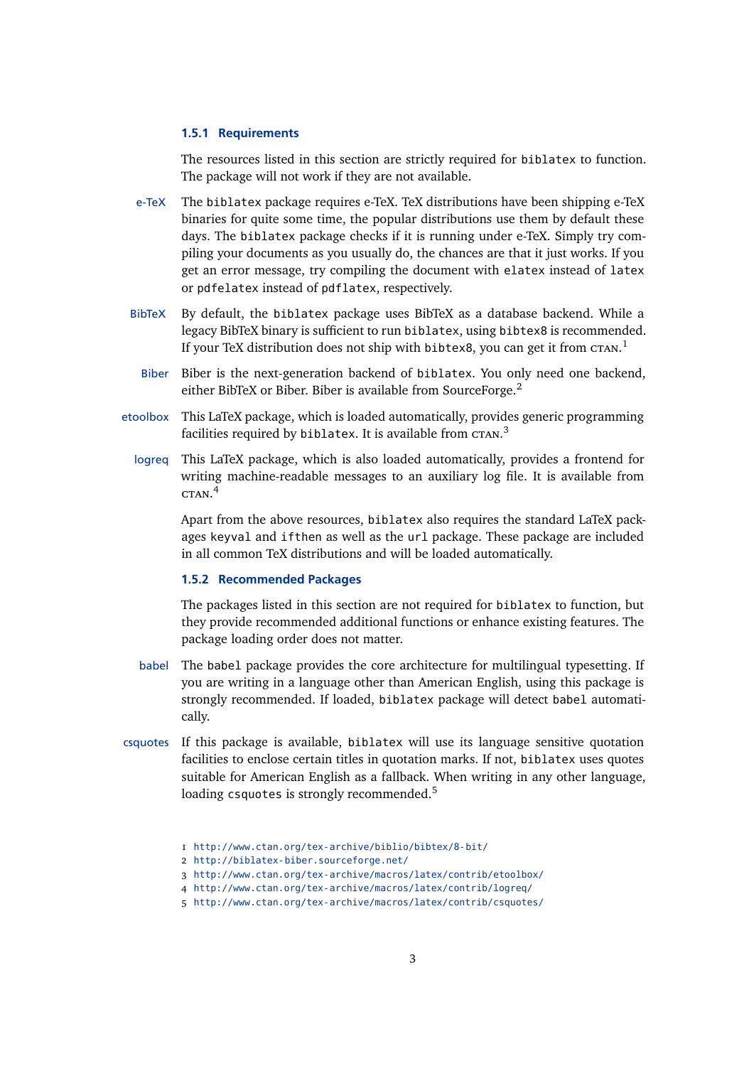### 1.5.1 Requirements

The resources listed in this section are strictly required for `biblatex` to function. The package will not work if they are not available.

**e-TeX** The `biblatex` package requires e-TeX. TeX distributions have been shipping e-TeX binaries for quite some time, the popular distributions use them by default these days. The `biblatex` package checks if it is running under e-TeX. Simply try compiling your documents as you usually do, the chances are that it just works. If you get an error message, try compiling the document with `elatex` instead of `latex` or `pdfelatex` instead of `pdflatex`, respectively.

**BibTeX** By default, the `biblatex` package uses BibTeX as a database backend. While a legacy BibTeX binary is sufficient to run `biblatex`, using `bibtex8` is recommended. If your TeX distribution does not ship with `bibtex8`, you can get it from CTAN.[1]

**Biber** Biber is the next-generation backend of `biblatex`. You only need one backend, either BibTeX or Biber. Biber is available from SourceForge.[2]

**etoolbox** This LaTeX package, which is loaded automatically, provides generic programming facilities required by `biblatex`. It is available from CTAN.[3]

**logreq** This LaTeX package, which is also loaded automatically, provides a frontend for writing machine-readable messages to an auxiliary log file. It is available from CTAN.[4]

Apart from the above resources, `biblatex` also requires the standard LaTeX packages `keyval` and `ifthen` as well as the `url` package. These package are included in all common TeX distributions and will be loaded automatically.

### 1.5.2 Recommended Packages

The packages listed in this section are not required for `biblatex` to function, but they provide recommended additional functions or enhance existing features. The package loading order does not matter.

**babel** The `babel` package provides the core architecture for multilingual typesetting. If you are writing in a language other than American English, using this package is strongly recommended. If loaded, `biblatex` package will detect `babel` automatically.

**csquotes** If this package is available, `biblatex` will use its language sensitive quotation facilities to enclose certain titles in quotation marks. If not, `biblatex` uses quotes suitable for American English as a fallback. When writing in any other language, loading `csquotes` is strongly recommended.[5]

1 http://www.ctan.org/tex-archive/biblio/bibtex/8-bit/
2 http://biblatex-biber.sourceforge.net/
3 http://www.ctan.org/tex-archive/macros/latex/contrib/etoolbox/
4 http://www.ctan.org/tex-archive/macros/latex/contrib/logreq/
5 http://www.ctan.org/tex-archive/macros/latex/contrib/csquotes/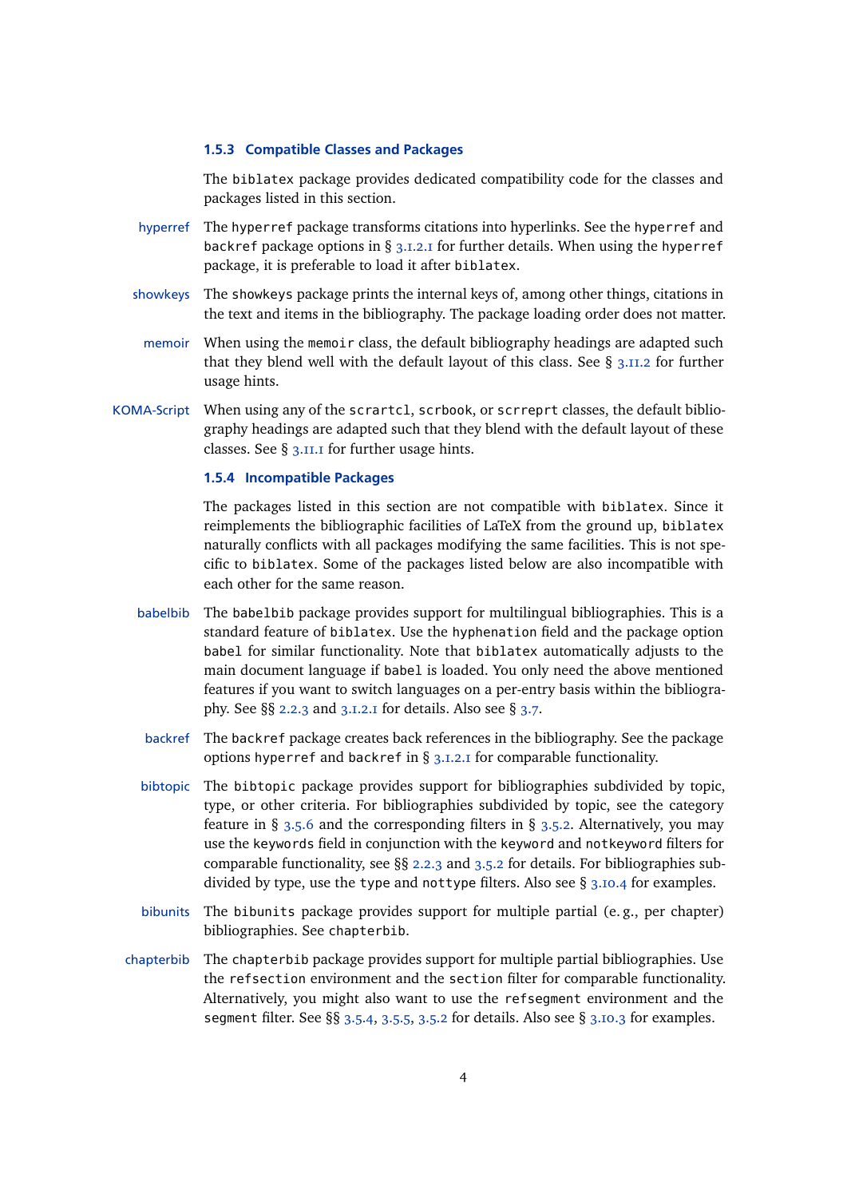### 1.5.3 Compatible Classes and Packages

The biblatex package provides dedicated compatibility code for the classes and packages listed in this section.

**hyperref** The hyperref package transforms citations into hyperlinks. See the hyperref and backref package options in § 3.1.2.1 for further details. When using the hyperref package, it is preferable to load it after biblatex.

**showkeys** The showkeys package prints the internal keys of, among other things, citations in the text and items in the bibliography. The package loading order does not matter.

**memoir** When using the memoir class, the default bibliography headings are adapted such that they blend well with the default layout of this class. See § 3.11.2 for further usage hints.

**KOMA-Script** When using any of the scrartcl, scrbook, or scrreprt classes, the default bibliography headings are adapted such that they blend with the default layout of these classes. See § 3.11.1 for further usage hints.

### 1.5.4 Incompatible Packages

The packages listed in this section are not compatible with biblatex. Since it reimplements the bibliographic facilities of LaTeX from the ground up, biblatex naturally conflicts with all packages modifying the same facilities. This is not specific to biblatex. Some of the packages listed below are also incompatible with each other for the same reason.

**babelbib** The babelbib package provides support for multilingual bibliographies. This is a standard feature of biblatex. Use the hyphenation field and the package option babel for similar functionality. Note that biblatex automatically adjusts to the main document language if babel is loaded. You only need the above mentioned features if you want to switch languages on a per-entry basis within the bibliography. See §§ 2.2.3 and 3.1.2.1 for details. Also see § 3.7.

**backref** The backref package creates back references in the bibliography. See the package options hyperref and backref in § 3.1.2.1 for comparable functionality.

**bibtopic** The bibtopic package provides support for bibliographies subdivided by topic, type, or other criteria. For bibliographies subdivided by topic, see the category feature in § 3.5.6 and the corresponding filters in § 3.5.2. Alternatively, you may use the keywords field in conjunction with the keyword and notkeyword filters for comparable functionality, see §§ 2.2.3 and 3.5.2 for details. For bibliographies subdivided by type, use the type and nottype filters. Also see § 3.10.4 for examples.

**bibunits** The bibunits package provides support for multiple partial (e. g., per chapter) bibliographies. See chapterbib.

**chapterbib** The chapterbib package provides support for multiple partial bibliographies. Use the refsection environment and the section filter for comparable functionality. Alternatively, you might also want to use the refsegment environment and the segment filter. See §§ 3.5.4, 3.5.5, 3.5.2 for details. Also see § 3.10.3 for examples.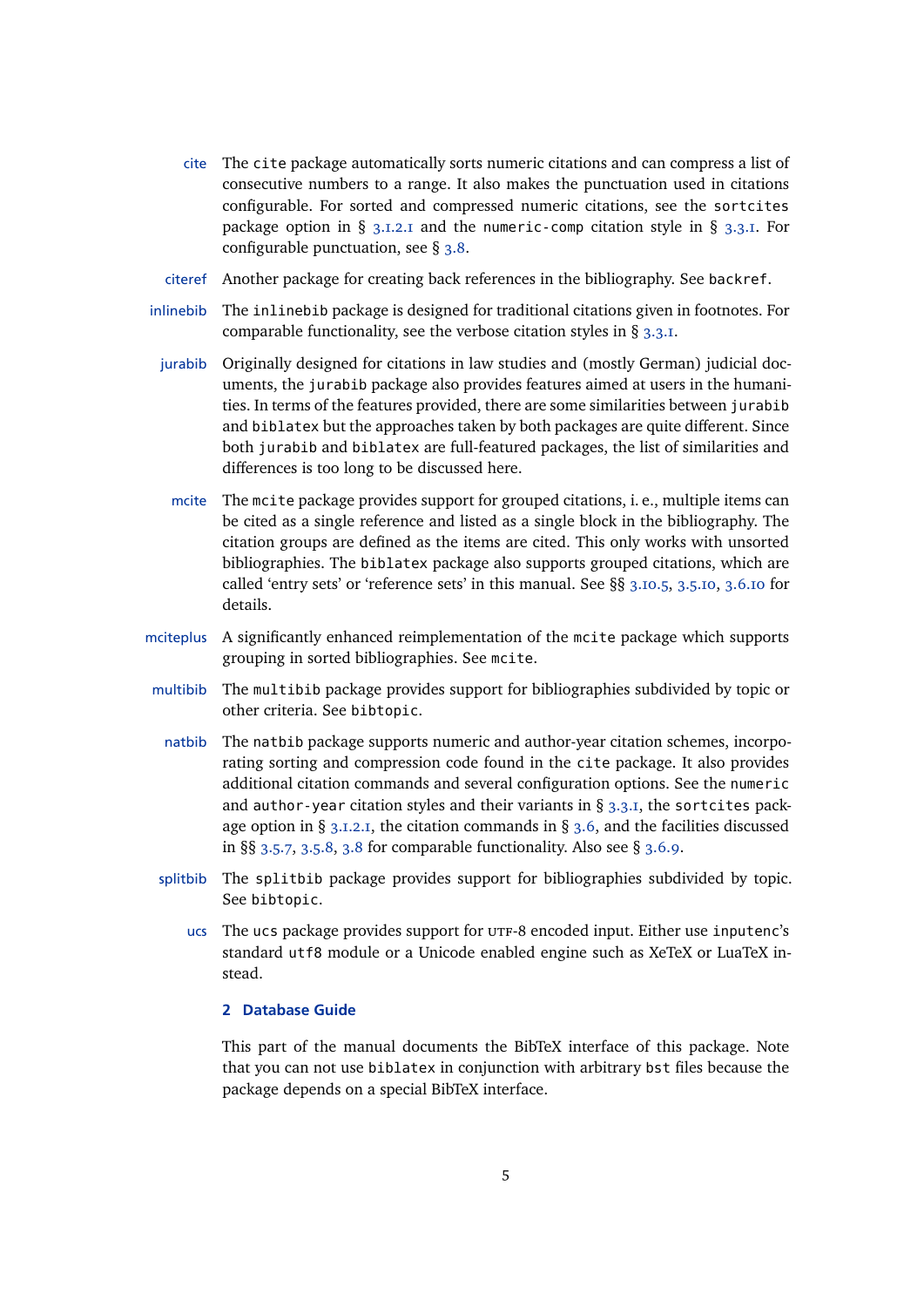**cite** The `cite` package automatically sorts numeric citations and can compress a list of consecutive numbers to a range. It also makes the punctuation used in citations configurable. For sorted and compressed numeric citations, see the `sortcites` package option in § 3.1.2.1 and the `numeric-comp` citation style in § 3.3.1. For configurable punctuation, see § 3.8.

**citeref** Another package for creating back references in the bibliography. See `backref`.

**inlinebib** The `inlinebib` package is designed for traditional citations given in footnotes. For comparable functionality, see the verbose citation styles in § 3.3.1.

**jurabib** Originally designed for citations in law studies and (mostly German) judicial documents, the `jurabib` package also provides features aimed at users in the humanities. In terms of the features provided, there are some similarities between `jurabib` and `biblatex` but the approaches taken by both packages are quite different. Since both `jurabib` and `biblatex` are full-featured packages, the list of similarities and differences is too long to be discussed here.

**mcite** The `mcite` package provides support for grouped citations, i. e., multiple items can be cited as a single reference and listed as a single block in the bibliography. The citation groups are defined as the items are cited. This only works with unsorted bibliographies. The `biblatex` package also supports grouped citations, which are called 'entry sets' or 'reference sets' in this manual. See §§ 3.10.5, 3.5.10, 3.6.10 for details.

**mciteplus** A significantly enhanced reimplementation of the `mcite` package which supports grouping in sorted bibliographies. See `mcite`.

**multibib** The `multibib` package provides support for bibliographies subdivided by topic or other criteria. See `bibtopic`.

**natbib** The `natbib` package supports numeric and author-year citation schemes, incorporating sorting and compression code found in the `cite` package. It also provides additional citation commands and several configuration options. See the `numeric` and `author-year` citation styles and their variants in § 3.3.1, the `sortcites` package option in § 3.1.2.1, the citation commands in § 3.6, and the facilities discussed in §§ 3.5.7, 3.5.8, 3.8 for comparable functionality. Also see § 3.6.9.

**splitbib** The `splitbib` package provides support for bibliographies subdivided by topic. See `bibtopic`.

**ucs** The `ucs` package provides support for UTF-8 encoded input. Either use `inputenc`'s standard `utf8` module or a Unicode enabled engine such as XeTeX or LuaTeX instead.

## 2 Database Guide

This part of the manual documents the BibTeX interface of this package. Note that you can not use `biblatex` in conjunction with arbitrary `bst` files because the package depends on a special BibTeX interface.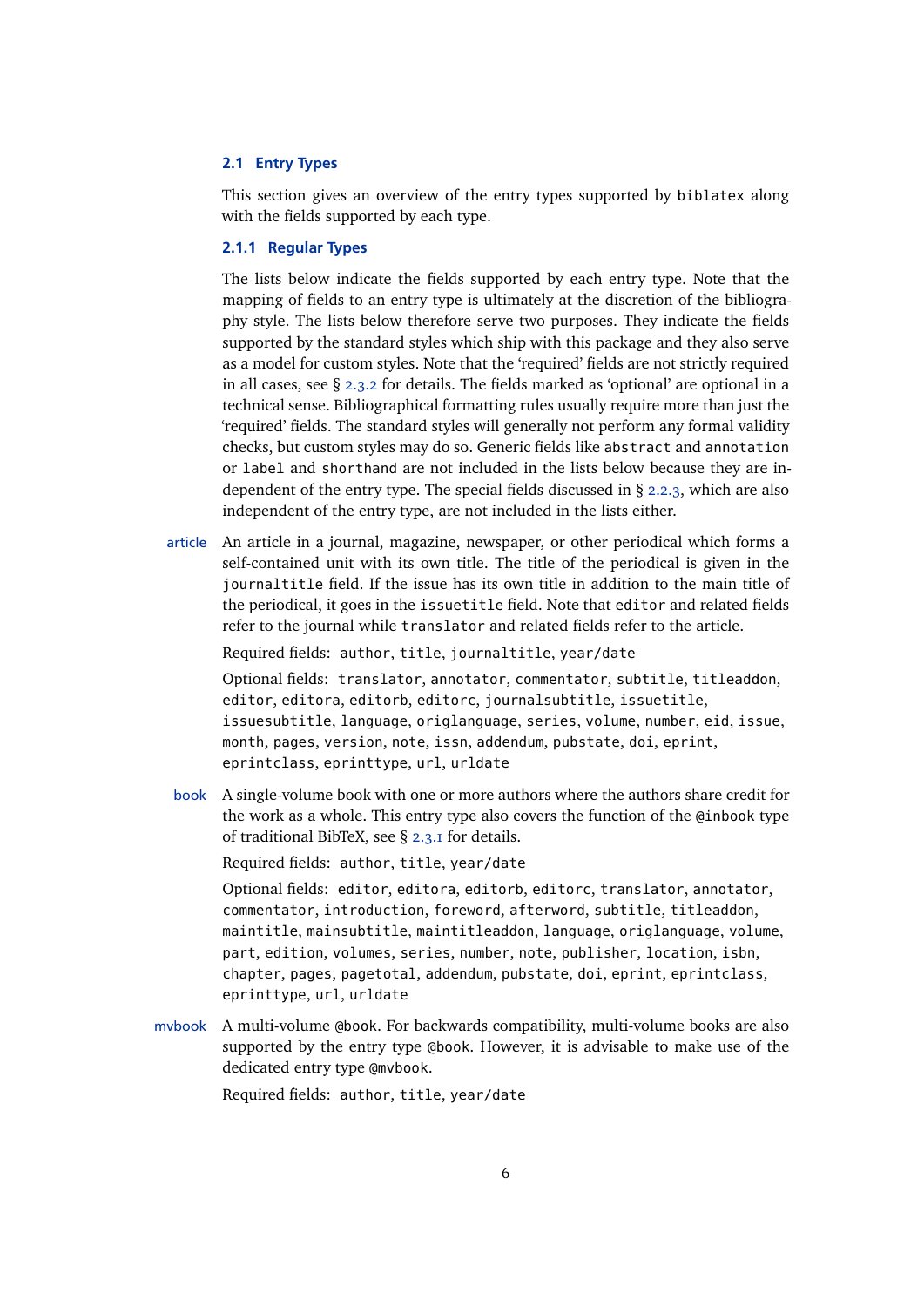## 2.1 Entry Types

This section gives an overview of the entry types supported by `biblatex` along with the fields supported by each type.

### 2.1.1 Regular Types

The lists below indicate the fields supported by each entry type. Note that the mapping of fields to an entry type is ultimately at the discretion of the bibliography style. The lists below therefore serve two purposes. They indicate the fields supported by the standard styles which ship with this package and they also serve as a model for custom styles. Note that the 'required' fields are not strictly required in all cases, see § 2.3.2 for details. The fields marked as 'optional' are optional in a technical sense. Bibliographical formatting rules usually require more than just the 'required' fields. The standard styles will generally not perform any formal validity checks, but custom styles may do so. Generic fields like `abstract` and `annotation` or `label` and `shorthand` are not included in the lists below because they are independent of the entry type. The special fields discussed in § 2.2.3, which are also independent of the entry type, are not included in the lists either.

**article** An article in a journal, magazine, newspaper, or other periodical which forms a self-contained unit with its own title. The title of the periodical is given in the `journaltitle` field. If the issue has its own title in addition to the main title of the periodical, it goes in the `issuetitle` field. Note that `editor` and related fields refer to the journal while `translator` and related fields refer to the article.

Required fields: `author`, `title`, `journaltitle`, `year/date`

Optional fields: `translator`, `annotator`, `commentator`, `subtitle`, `titleaddon`, `editor`, `editora`, `editorb`, `editorc`, `journalsubtitle`, `issuetitle`, `issuesubtitle`, `language`, `origlanguage`, `series`, `volume`, `number`, `eid`, `issue`, `month`, `pages`, `version`, `note`, `issn`, `addendum`, `pubstate`, `doi`, `eprint`, `eprintclass`, `eprinttype`, `url`, `urldate`

**book** A single-volume book with one or more authors where the authors share credit for the work as a whole. This entry type also covers the function of the `@inbook` type of traditional BibTeX, see § 2.3.1 for details.

Required fields: `author`, `title`, `year/date`

Optional fields: `editor`, `editora`, `editorb`, `editorc`, `translator`, `annotator`, `commentator`, `introduction`, `foreword`, `afterword`, `subtitle`, `titleaddon`, `maintitle`, `mainsubtitle`, `maintitleaddon`, `language`, `origlanguage`, `volume`, `part`, `edition`, `volumes`, `series`, `number`, `note`, `publisher`, `location`, `isbn`, `chapter`, `pages`, `pagetotal`, `addendum`, `pubstate`, `doi`, `eprint`, `eprintclass`, `eprinttype`, `url`, `urldate`

**mvbook** A multi-volume `@book`. For backwards compatibility, multi-volume books are also supported by the entry type `@book`. However, it is advisable to make use of the dedicated entry type `@mvbook`.

Required fields: `author`, `title`, `year/date`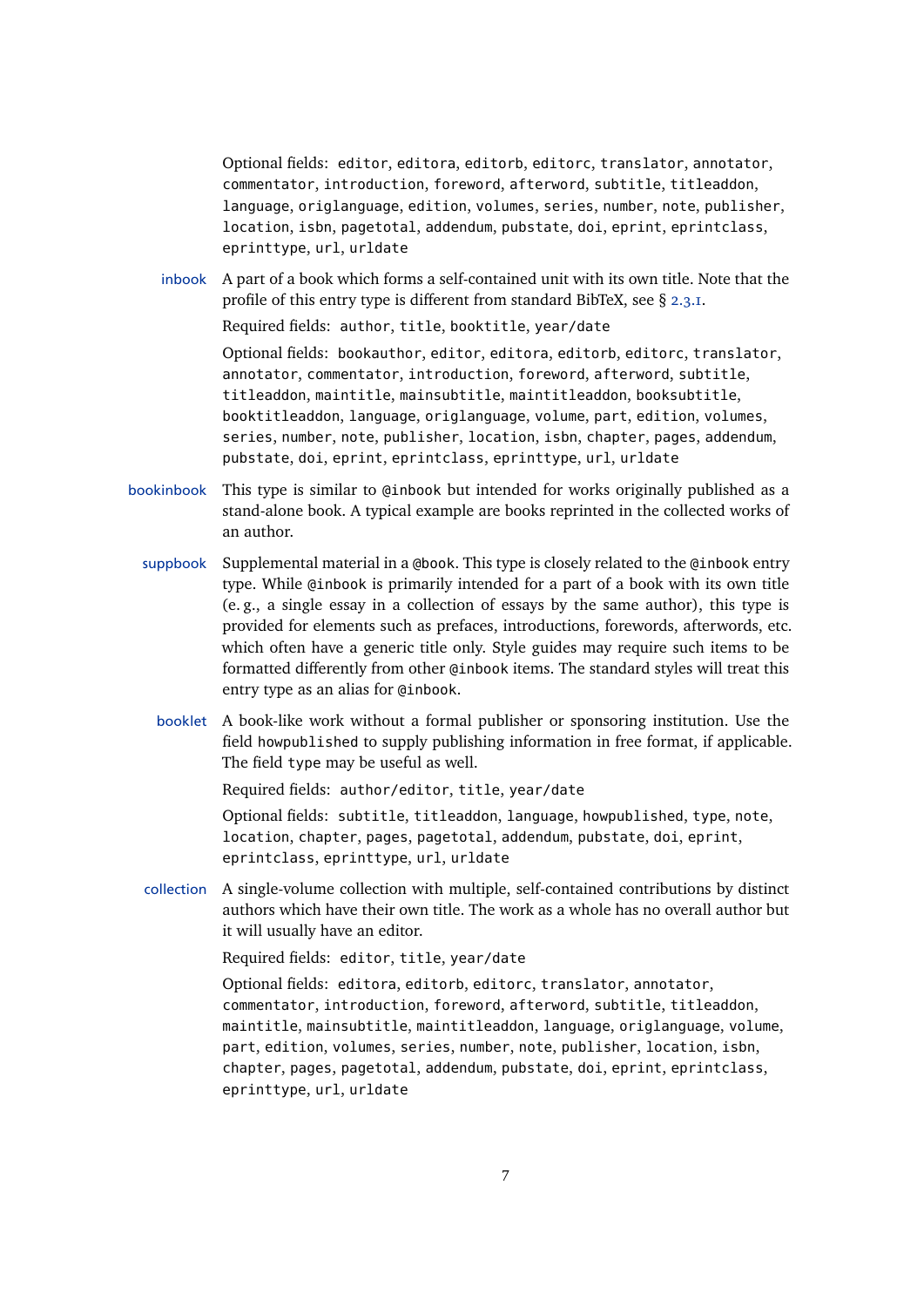Optional fields: `editor`, `editora`, `editorb`, `editorc`, `translator`, `annotator`, `commentator`, `introduction`, `foreword`, `afterword`, `subtitle`, `titleaddon`, `language`, `origlanguage`, `edition`, `volumes`, `series`, `number`, `note`, `publisher`, `location`, `isbn`, `pagetotal`, `addendum`, `pubstate`, `doi`, `eprint`, `eprintclass`, `eprinttype`, `url`, `urldate`

**inbook** A part of a book which forms a self-contained unit with its own title. Note that the profile of this entry type is different from standard BibTeX, see § 2.3.1.

Required fields: `author`, `title`, `booktitle`, `year/date`

Optional fields: `bookauthor`, `editor`, `editora`, `editorb`, `editorc`, `translator`, `annotator`, `commentator`, `introduction`, `foreword`, `afterword`, `subtitle`, `titleaddon`, `maintitle`, `mainsubtitle`, `maintitleaddon`, `booksubtitle`, `booktitleaddon`, `language`, `origlanguage`, `volume`, `part`, `edition`, `volumes`, `series`, `number`, `note`, `publisher`, `location`, `isbn`, `chapter`, `pages`, `addendum`, `pubstate`, `doi`, `eprint`, `eprintclass`, `eprinttype`, `url`, `urldate`

**bookinbook** This type is similar to `@inbook` but intended for works originally published as a stand-alone book. A typical example are books reprinted in the collected works of an author.

**suppbook** Supplemental material in a `@book`. This type is closely related to the `@inbook` entry type. While `@inbook` is primarily intended for a part of a book with its own title (e. g., a single essay in a collection of essays by the same author), this type is provided for elements such as prefaces, introductions, forewords, afterwords, etc. which often have a generic title only. Style guides may require such items to be formatted differently from other `@inbook` items. The standard styles will treat this entry type as an alias for `@inbook`.

**booklet** A book-like work without a formal publisher or sponsoring institution. Use the field `howpublished` to supply publishing information in free format, if applicable. The field `type` may be useful as well.

Required fields: `author/editor`, `title`, `year/date`

Optional fields: `subtitle`, `titleaddon`, `language`, `howpublished`, `type`, `note`, `location`, `chapter`, `pages`, `pagetotal`, `addendum`, `pubstate`, `doi`, `eprint`, `eprintclass`, `eprinttype`, `url`, `urldate`

**collection** A single-volume collection with multiple, self-contained contributions by distinct authors which have their own title. The work as a whole has no overall author but it will usually have an editor.

Required fields: `editor`, `title`, `year/date`

Optional fields: `editora`, `editorb`, `editorc`, `translator`, `annotator`, `commentator`, `introduction`, `foreword`, `afterword`, `subtitle`, `titleaddon`, `maintitle`, `mainsubtitle`, `maintitleaddon`, `language`, `origlanguage`, `volume`, `part`, `edition`, `volumes`, `series`, `number`, `note`, `publisher`, `location`, `isbn`, `chapter`, `pages`, `pagetotal`, `addendum`, `pubstate`, `doi`, `eprint`, `eprintclass`, `eprinttype`, `url`, `urldate`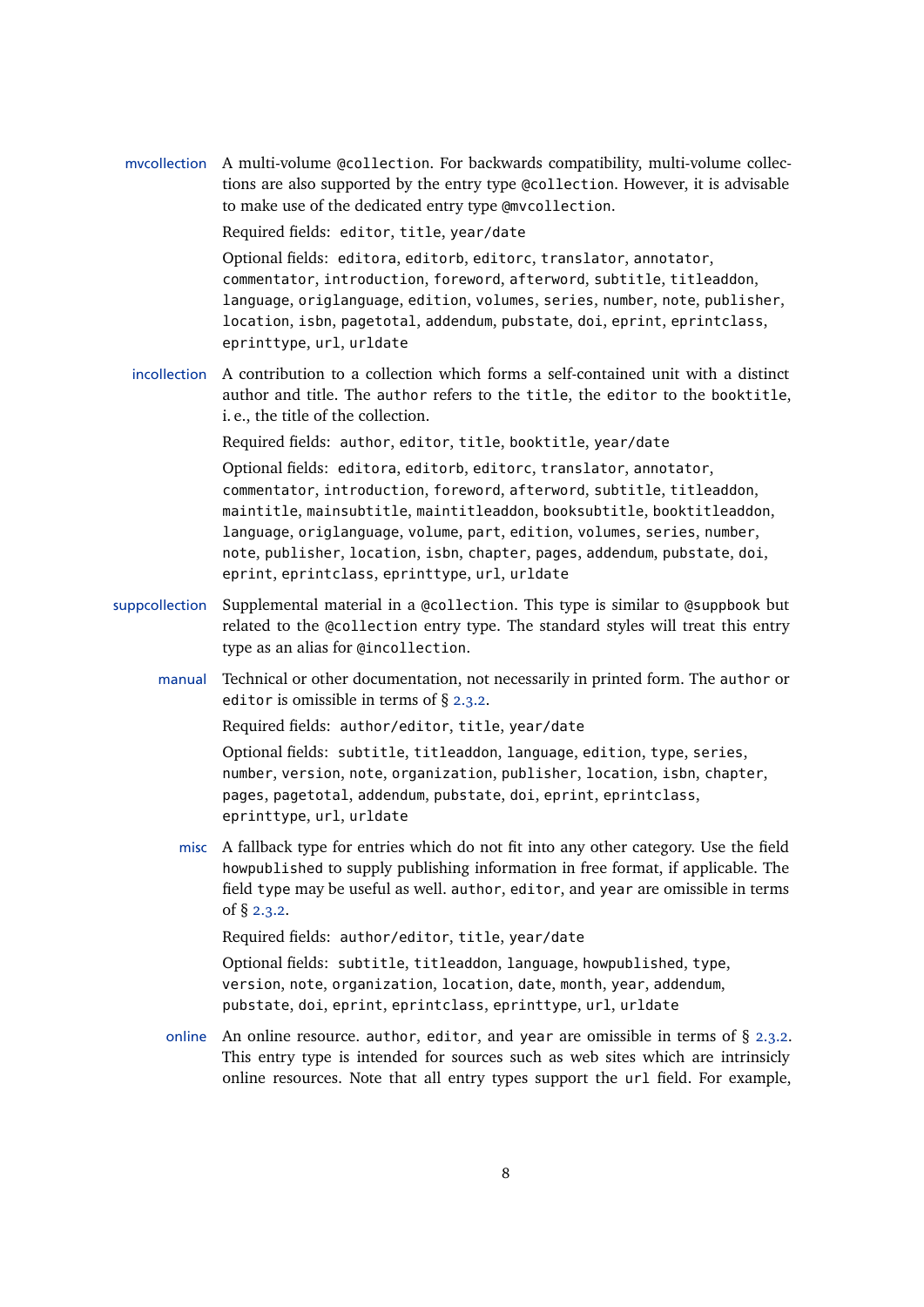**mvcollection** A multi-volume `@collection`. For backwards compatibility, multi-volume collections are also supported by the entry type `@collection`. However, it is advisable to make use of the dedicated entry type `@mvcollection`.

Required fields: `editor`, `title`, `year/date`

Optional fields: `editora`, `editorb`, `editorc`, `translator`, `annotator`, `commentator`, `introduction`, `foreword`, `afterword`, `subtitle`, `titleaddon`, `language`, `origlanguage`, `edition`, `volumes`, `series`, `number`, `note`, `publisher`, `location`, `isbn`, `pagetotal`, `addendum`, `pubstate`, `doi`, `eprint`, `eprintclass`, `eprinttype`, `url`, `urldate`

**incollection** A contribution to a collection which forms a self-contained unit with a distinct author and title. The `author` refers to the `title`, the `editor` to the `booktitle`, i. e., the title of the collection.

Required fields: `author`, `editor`, `title`, `booktitle`, `year/date`

Optional fields: `editora`, `editorb`, `editorc`, `translator`, `annotator`, `commentator`, `introduction`, `foreword`, `afterword`, `subtitle`, `titleaddon`, `maintitle`, `mainsubtitle`, `maintitleaddon`, `booksubtitle`, `booktitleaddon`, `language`, `origlanguage`, `volume`, `part`, `edition`, `volumes`, `series`, `number`, `note`, `publisher`, `location`, `isbn`, `chapter`, `pages`, `addendum`, `pubstate`, `doi`, `eprint`, `eprintclass`, `eprinttype`, `url`, `urldate`

**suppcollection** Supplemental material in a `@collection`. This type is similar to `@suppbook` but related to the `@collection` entry type. The standard styles will treat this entry type as an alias for `@incollection`.

**manual** Technical or other documentation, not necessarily in printed form. The `author` or `editor` is omissible in terms of § 2.3.2.

Required fields: `author/editor`, `title`, `year/date`

Optional fields: `subtitle`, `titleaddon`, `language`, `edition`, `type`, `series`, `number`, `version`, `note`, `organization`, `publisher`, `location`, `isbn`, `chapter`, `pages`, `pagetotal`, `addendum`, `pubstate`, `doi`, `eprint`, `eprintclass`, `eprinttype`, `url`, `urldate`

**misc** A fallback type for entries which do not fit into any other category. Use the field `howpublished` to supply publishing information in free format, if applicable. The field `type` may be useful as well. `author`, `editor`, and `year` are omissible in terms of § 2.3.2.

Required fields: `author/editor`, `title`, `year/date`

Optional fields: `subtitle`, `titleaddon`, `language`, `howpublished`, `type`, `version`, `note`, `organization`, `location`, `date`, `month`, `year`, `addendum`, `pubstate`, `doi`, `eprint`, `eprintclass`, `eprinttype`, `url`, `urldate`

**online** An online resource. `author`, `editor`, and `year` are omissible in terms of § 2.3.2. This entry type is intended for sources such as web sites which are intrinsicly online resources. Note that all entry types support the `url` field. For example,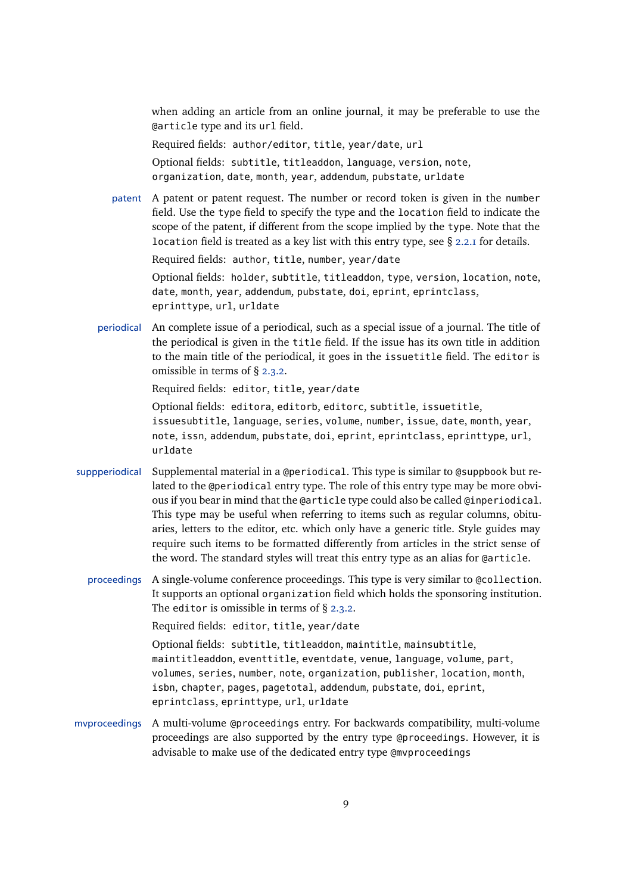when adding an article from an online journal, it may be preferable to use the `@article` type and its `url` field.

Required fields: `author/editor`, `title`, `year/date`, `url`

Optional fields: `subtitle`, `titleaddon`, `language`, `version`, `note`, `organization`, `date`, `month`, `year`, `addendum`, `pubstate`, `urldate`

**patent** A patent or patent request. The number or record token is given in the `number` field. Use the `type` field to specify the type and the `location` field to indicate the scope of the patent, if different from the scope implied by the `type`. Note that the `location` field is treated as a key list with this entry type, see § 2.2.1 for details.

Required fields: `author`, `title`, `number`, `year/date`

Optional fields: `holder`, `subtitle`, `titleaddon`, `type`, `version`, `location`, `note`, `date`, `month`, `year`, `addendum`, `pubstate`, `doi`, `eprint`, `eprintclass`, `eprinttype`, `url`, `urldate`

**periodical** An complete issue of a periodical, such as a special issue of a journal. The title of the periodical is given in the `title` field. If the issue has its own title in addition to the main title of the periodical, it goes in the `issuetitle` field. The `editor` is omissible in terms of § 2.3.2.

Required fields: `editor`, `title`, `year/date`

Optional fields: `editora`, `editorb`, `editorc`, `subtitle`, `issuetitle`, `issuesubtitle`, `language`, `series`, `volume`, `number`, `issue`, `date`, `month`, `year`, `note`, `issn`, `addendum`, `pubstate`, `doi`, `eprint`, `eprintclass`, `eprinttype`, `url`, `urldate`

**suppperiodical** Supplemental material in a `@periodical`. This type is similar to `@suppbook` but related to the `@periodical` entry type. The role of this entry type may be more obvious if you bear in mind that the `@article` type could also be called `@inperiodical`. This type may be useful when referring to items such as regular columns, obituaries, letters to the editor, etc. which only have a generic title. Style guides may require such items to be formatted differently from articles in the strict sense of the word. The standard styles will treat this entry type as an alias for `@article`.

**proceedings** A single-volume conference proceedings. This type is very similar to `@collection`. It supports an optional `organization` field which holds the sponsoring institution. The `editor` is omissible in terms of § 2.3.2.

Required fields: `editor`, `title`, `year/date`

Optional fields: `subtitle`, `titleaddon`, `maintitle`, `mainsubtitle`, `maintitleaddon`, `eventtitle`, `eventdate`, `venue`, `language`, `volume`, `part`, `volumes`, `series`, `number`, `note`, `organization`, `publisher`, `location`, `month`, `isbn`, `chapter`, `pages`, `pagetotal`, `addendum`, `pubstate`, `doi`, `eprint`, `eprintclass`, `eprinttype`, `url`, `urldate`

**mvproceedings** A multi-volume `@proceedings` entry. For backwards compatibility, multi-volume proceedings are also supported by the entry type `@proceedings`. However, it is advisable to make use of the dedicated entry type `@mvproceedings`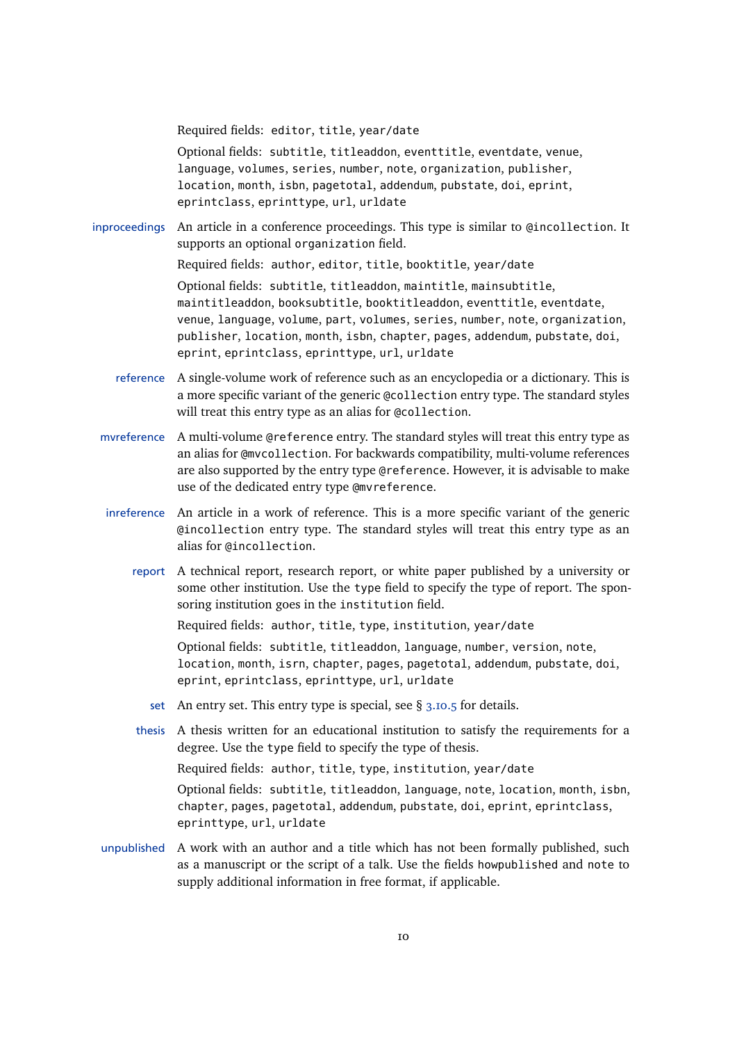Required fields: `editor`, `title`, `year/date`

Optional fields: `subtitle`, `titleaddon`, `eventtitle`, `eventdate`, `venue`, `language`, `volumes`, `series`, `number`, `note`, `organization`, `publisher`, `location`, `month`, `isbn`, `pagetotal`, `addendum`, `pubstate`, `doi`, `eprint`, `eprintclass`, `eprinttype`, `url`, `urldate`

**inproceedings** An article in a conference proceedings. This type is similar to `@incollection`. It supports an optional `organization` field.

Required fields: `author`, `editor`, `title`, `booktitle`, `year/date`

Optional fields: `subtitle`, `titleaddon`, `maintitle`, `mainsubtitle`, `maintitleaddon`, `booksubtitle`, `booktitleaddon`, `eventtitle`, `eventdate`, `venue`, `language`, `volume`, `part`, `volumes`, `series`, `number`, `note`, `organization`, `publisher`, `location`, `month`, `isbn`, `chapter`, `pages`, `addendum`, `pubstate`, `doi`, `eprint`, `eprintclass`, `eprinttype`, `url`, `urldate`

**reference** A single-volume work of reference such as an encyclopedia or a dictionary. This is a more specific variant of the generic `@collection` entry type. The standard styles will treat this entry type as an alias for `@collection`.

**mvreference** A multi-volume `@reference` entry. The standard styles will treat this entry type as an alias for `@mvcollection`. For backwards compatibility, multi-volume references are also supported by the entry type `@reference`. However, it is advisable to make use of the dedicated entry type `@mvreference`.

**inreference** An article in a work of reference. This is a more specific variant of the generic `@incollection` entry type. The standard styles will treat this entry type as an alias for `@incollection`.

**report** A technical report, research report, or white paper published by a university or some other institution. Use the `type` field to specify the type of report. The sponsoring institution goes in the `institution` field.

Required fields: `author`, `title`, `type`, `institution`, `year/date`

Optional fields: `subtitle`, `titleaddon`, `language`, `number`, `version`, `note`, `location`, `month`, `isrn`, `chapter`, `pages`, `pagetotal`, `addendum`, `pubstate`, `doi`, `eprint`, `eprintclass`, `eprinttype`, `url`, `urldate`

**set** An entry set. This entry type is special, see § 3.10.5 for details.

**thesis** A thesis written for an educational institution to satisfy the requirements for a degree. Use the `type` field to specify the type of thesis.

Required fields: `author`, `title`, `type`, `institution`, `year/date`

Optional fields: `subtitle`, `titleaddon`, `language`, `note`, `location`, `month`, `isbn`, `chapter`, `pages`, `pagetotal`, `addendum`, `pubstate`, `doi`, `eprint`, `eprintclass`, `eprinttype`, `url`, `urldate`

**unpublished** A work with an author and a title which has not been formally published, such as a manuscript or the script of a talk. Use the fields `howpublished` and `note` to supply additional information in free format, if applicable.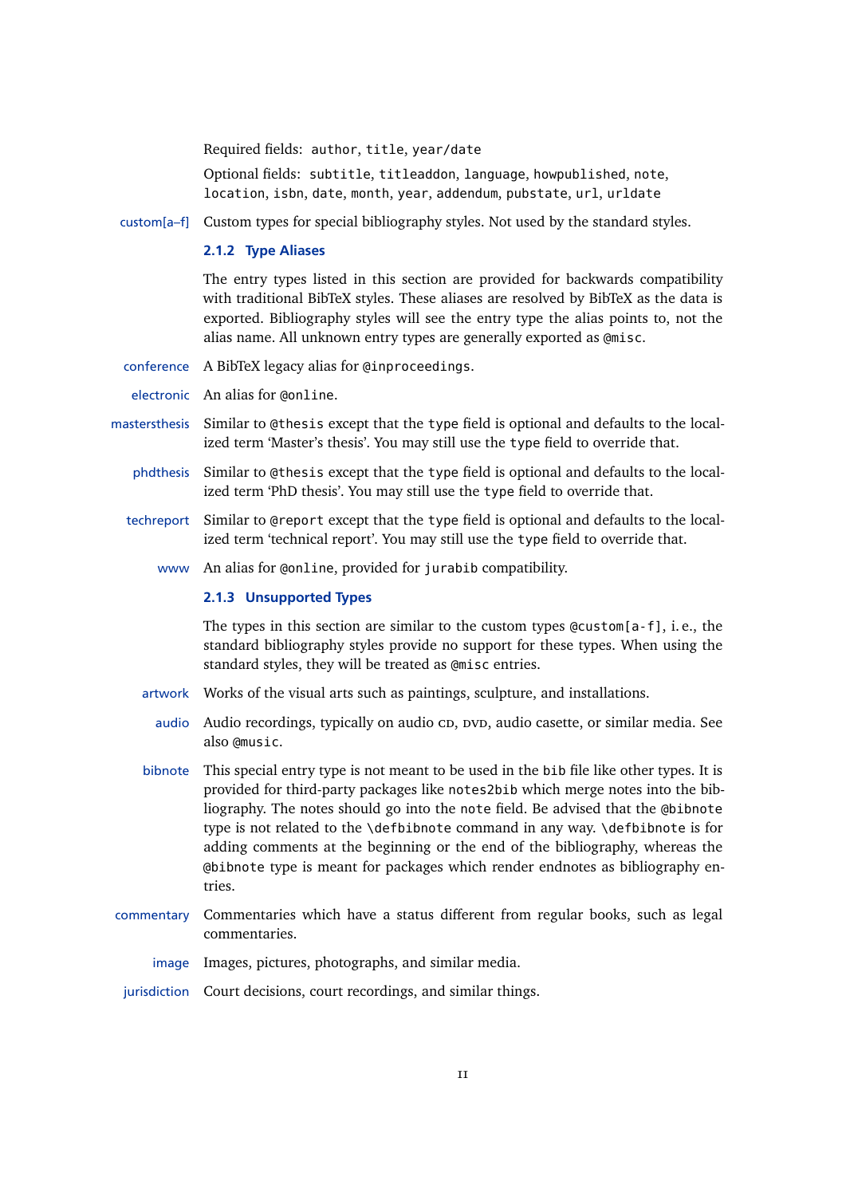Required fields: `author`, `title`, `year/date`

Optional fields: `subtitle`, `titleaddon`, `language`, `howpublished`, `note`, `location`, `isbn`, `date`, `month`, `year`, `addendum`, `pubstate`, `url`, `urldate`

**custom[a–f]** Custom types for special bibliography styles. Not used by the standard styles.

### 2.1.2 Type Aliases

The entry types listed in this section are provided for backwards compatibility with traditional BibTeX styles. These aliases are resolved by BibTeX as the data is exported. Bibliography styles will see the entry type the alias points to, not the alias name. All unknown entry types are generally exported as `@misc`.

**conference** A BibTeX legacy alias for `@inproceedings`.

**electronic** An alias for `@online`.

**mastersthesis** Similar to `@thesis` except that the `type` field is optional and defaults to the localized term 'Master's thesis'. You may still use the `type` field to override that.

**phdthesis** Similar to `@thesis` except that the `type` field is optional and defaults to the localized term 'PhD thesis'. You may still use the `type` field to override that.

**techreport** Similar to `@report` except that the `type` field is optional and defaults to the localized term 'technical report'. You may still use the `type` field to override that.

**www** An alias for `@online`, provided for `jurabib` compatibility.

### 2.1.3 Unsupported Types

The types in this section are similar to the custom types `@custom[a-f]`, i. e., the standard bibliography styles provide no support for these types. When using the standard styles, they will be treated as `@misc` entries.

**artwork** Works of the visual arts such as paintings, sculpture, and installations.

**audio** Audio recordings, typically on audio CD, DVD, audio casette, or similar media. See also `@music`.

**bibnote** This special entry type is not meant to be used in the `bib` file like other types. It is provided for third-party packages like `notes2bib` which merge notes into the bibliography. The notes should go into the `note` field. Be advised that the `@bibnote` type is not related to the `\defbibnote` command in any way. `\defbibnote` is for adding comments at the beginning or the end of the bibliography, whereas the `@bibnote` type is meant for packages which render endnotes as bibliography entries.

**commentary** Commentaries which have a status different from regular books, such as legal commentaries.

**image** Images, pictures, photographs, and similar media.

**jurisdiction** Court decisions, court recordings, and similar things.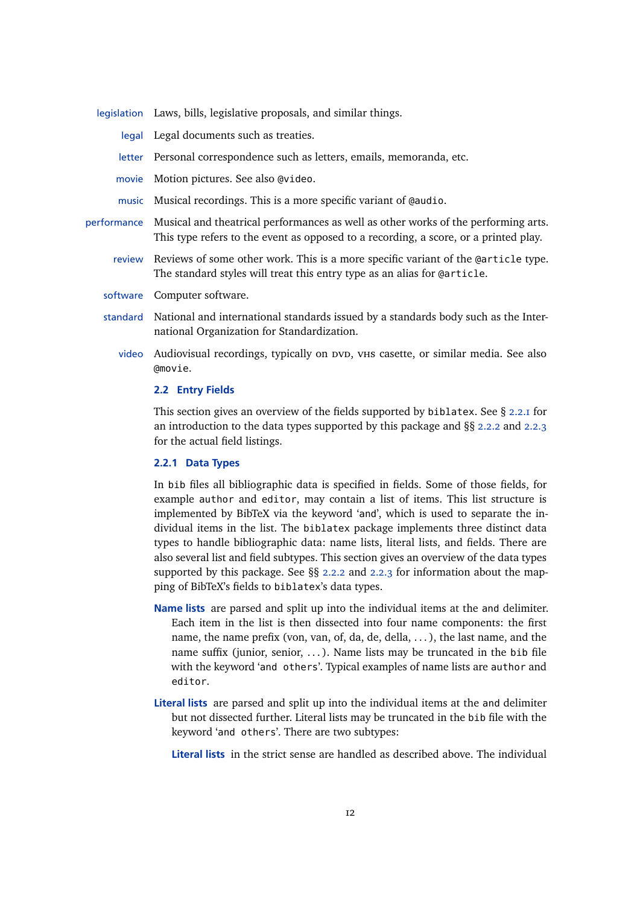**legislation** Laws, bills, legislative proposals, and similar things.

**legal** Legal documents such as treaties.

**letter** Personal correspondence such as letters, emails, memoranda, etc.

**movie** Motion pictures. See also `@video`.

**music** Musical recordings. This is a more specific variant of `@audio`.

**performance** Musical and theatrical performances as well as other works of the performing arts. This type refers to the event as opposed to a recording, a score, or a printed play.

**review** Reviews of some other work. This is a more specific variant of the `@article` type. The standard styles will treat this entry type as an alias for `@article`.

**software** Computer software.

**standard** National and international standards issued by a standards body such as the International Organization for Standardization.

**video** Audiovisual recordings, typically on DVD, VHS casette, or similar media. See also `@movie`.

### 2.2 Entry Fields

This section gives an overview of the fields supported by `biblatex`. See § 2.2.1 for an introduction to the data types supported by this package and §§ 2.2.2 and 2.2.3 for the actual field listings.

#### 2.2.1 Data Types

In `bib` files all bibliographic data is specified in fields. Some of those fields, for example `author` and `editor`, may contain a list of items. This list structure is implemented by BibTeX via the keyword 'and', which is used to separate the individual items in the list. The `biblatex` package implements three distinct data types to handle bibliographic data: name lists, literal lists, and fields. There are also several list and field subtypes. This section gives an overview of the data types supported by this package. See §§ 2.2.2 and 2.2.3 for information about the mapping of BibTeX's fields to `biblatex`'s data types.

**Name lists** are parsed and split up into the individual items at the `and` delimiter. Each item in the list is then dissected into four name components: the first name, the name prefix (von, van, of, da, de, della, ...), the last name, and the name suffix (junior, senior, ...). Name lists may be truncated in the `bib` file with the keyword '`and others`'. Typical examples of name lists are `author` and `editor`.

**Literal lists** are parsed and split up into the individual items at the `and` delimiter but not dissected further. Literal lists may be truncated in the `bib` file with the keyword '`and others`'. There are two subtypes:

**Literal lists** in the strict sense are handled as described above. The individual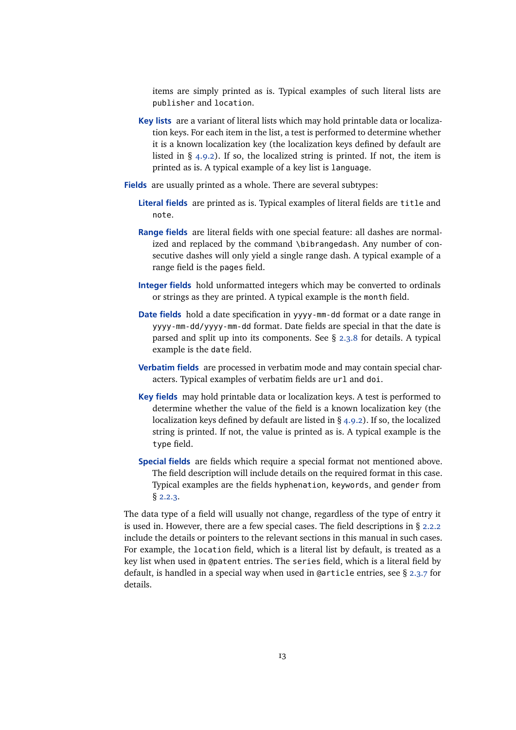items are simply printed as is. Typical examples of such literal lists are `publisher` and `location`.

**Key lists** are a variant of literal lists which may hold printable data or localization keys. For each item in the list, a test is performed to determine whether it is a known localization key (the localization keys defined by default are listed in § 4.9.2). If so, the localized string is printed. If not, the item is printed as is. A typical example of a key list is `language`.

**Fields** are usually printed as a whole. There are several subtypes:

**Literal fields** are printed as is. Typical examples of literal fields are `title` and `note`.

**Range fields** are literal fields with one special feature: all dashes are normalized and replaced by the command `\bibrangedash`. Any number of consecutive dashes will only yield a single range dash. A typical example of a range field is the `pages` field.

**Integer fields** hold unformatted integers which may be converted to ordinals or strings as they are printed. A typical example is the `month` field.

**Date fields** hold a date specification in `yyyy-mm-dd` format or a date range in `yyyy-mm-dd/yyyy-mm-dd` format. Date fields are special in that the date is parsed and split up into its components. See § 2.3.8 for details. A typical example is the `date` field.

**Verbatim fields** are processed in verbatim mode and may contain special characters. Typical examples of verbatim fields are `url` and `doi`.

**Key fields** may hold printable data or localization keys. A test is performed to determine whether the value of the field is a known localization key (the localization keys defined by default are listed in § 4.9.2). If so, the localized string is printed. If not, the value is printed as is. A typical example is the `type` field.

**Special fields** are fields which require a special format not mentioned above. The field description will include details on the required format in this case. Typical examples are the fields `hyphenation`, `keywords`, and `gender` from § 2.2.3.

The data type of a field will usually not change, regardless of the type of entry it is used in. However, there are a few special cases. The field descriptions in § 2.2.2 include the details or pointers to the relevant sections in this manual in such cases. For example, the `location` field, which is a literal list by default, is treated as a key list when used in `@patent` entries. The `series` field, which is a literal field by default, is handled in a special way when used in `@article` entries, see § 2.3.7 for details.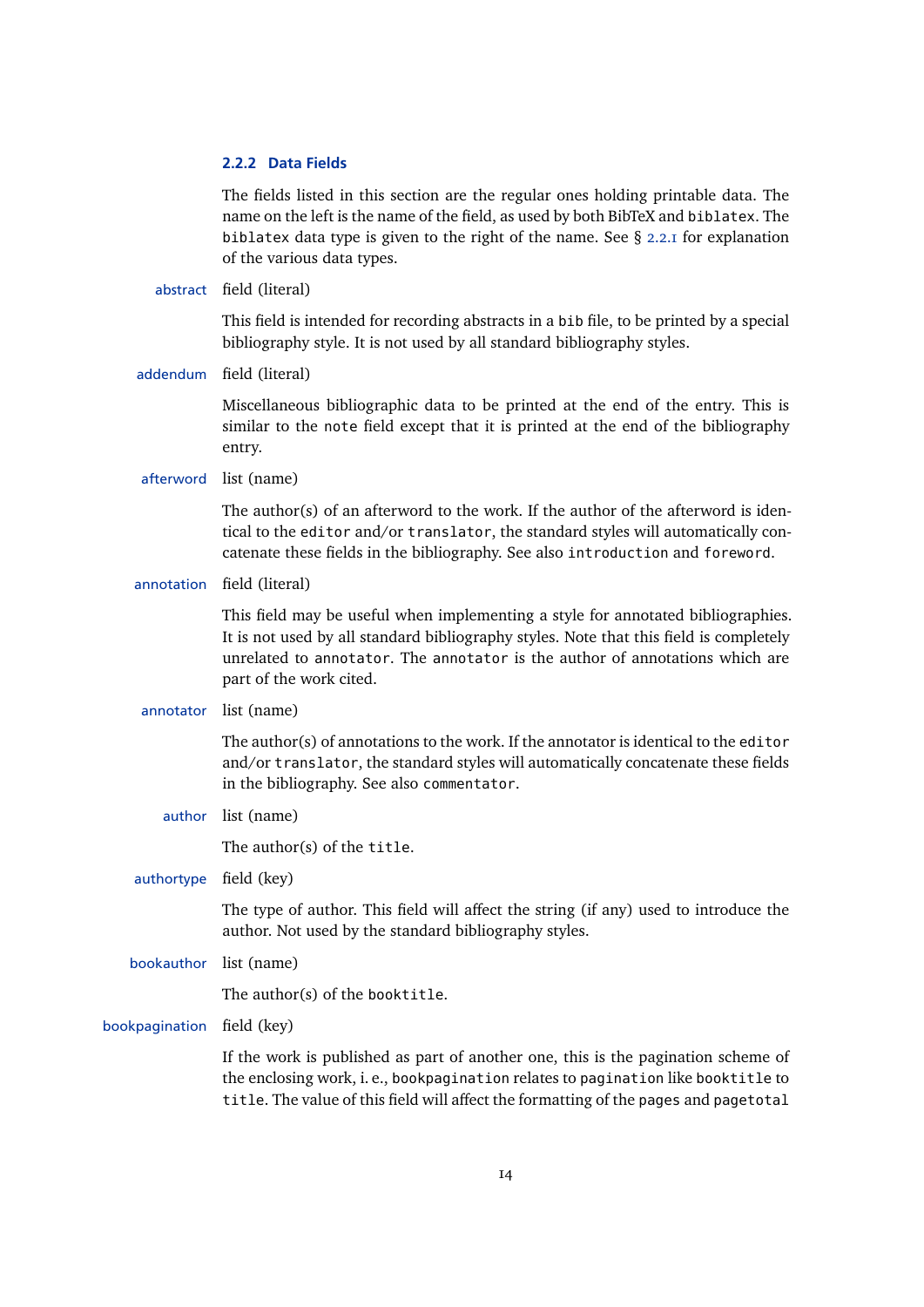### 2.2.2 Data Fields

The fields listed in this section are the regular ones holding printable data. The name on the left is the name of the field, as used by both BibTeX and `biblatex`. The `biblatex` data type is given to the right of the name. See § 2.2.1 for explanation of the various data types.

**abstract** field (literal)

This field is intended for recording abstracts in a `bib` file, to be printed by a special bibliography style. It is not used by all standard bibliography styles.

**addendum** field (literal)

Miscellaneous bibliographic data to be printed at the end of the entry. This is similar to the `note` field except that it is printed at the end of the bibliography entry.

**afterword** list (name)

The author(s) of an afterword to the work. If the author of the afterword is identical to the `editor` and/or `translator`, the standard styles will automatically concatenate these fields in the bibliography. See also `introduction` and `foreword`.

**annotation** field (literal)

This field may be useful when implementing a style for annotated bibliographies. It is not used by all standard bibliography styles. Note that this field is completely unrelated to `annotator`. The `annotator` is the author of annotations which are part of the work cited.

**annotator** list (name)

The author(s) of annotations to the work. If the annotator is identical to the `editor` and/or `translator`, the standard styles will automatically concatenate these fields in the bibliography. See also `commentator`.

**author** list (name)

The author(s) of the `title`.

**authortype** field (key)

The type of author. This field will affect the string (if any) used to introduce the author. Not used by the standard bibliography styles.

**bookauthor** list (name)

The author(s) of the `booktitle`.

**bookpagination** field (key)

If the work is published as part of another one, this is the pagination scheme of the enclosing work, i. e., `bookpagination` relates to `pagination` like `booktitle` to `title`. The value of this field will affect the formatting of the `pages` and `pagetotal`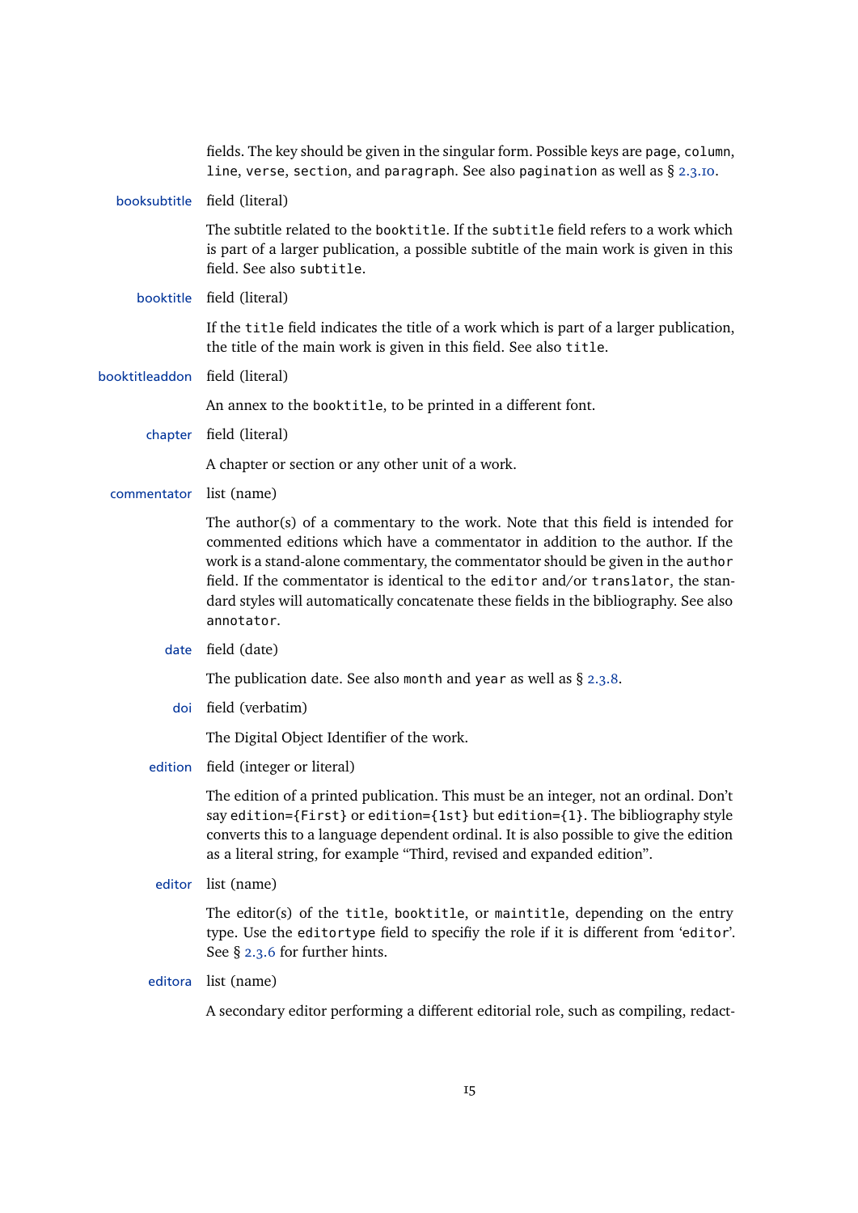fields. The key should be given in the singular form. Possible keys are `page`, `column`, `line`, `verse`, `section`, and `paragraph`. See also `pagination` as well as § 2.3.10.

**booksubtitle** field (literal)

The subtitle related to the `booktitle`. If the `subtitle` field refers to a work which is part of a larger publication, a possible subtitle of the main work is given in this field. See also `subtitle`.

**booktitle** field (literal)

If the `title` field indicates the title of a work which is part of a larger publication, the title of the main work is given in this field. See also `title`.

**booktitleaddon** field (literal)

An annex to the `booktitle`, to be printed in a different font.

**chapter** field (literal)

A chapter or section or any other unit of a work.

**commentator** list (name)

The author(s) of a commentary to the work. Note that this field is intended for commented editions which have a commentator in addition to the author. If the work is a stand-alone commentary, the commentator should be given in the `author` field. If the commentator is identical to the `editor` and/or `translator`, the standard styles will automatically concatenate these fields in the bibliography. See also `annotator`.

**date** field (date)

The publication date. See also `month` and `year` as well as § 2.3.8.

**doi** field (verbatim)

The Digital Object Identifier of the work.

**edition** field (integer or literal)

The edition of a printed publication. This must be an integer, not an ordinal. Don't say `edition={First}` or `edition={1st}` but `edition={1}`. The bibliography style converts this to a language dependent ordinal. It is also possible to give the edition as a literal string, for example "Third, revised and expanded edition".

**editor** list (name)

The editor(s) of the `title`, `booktitle`, or `maintitle`, depending on the entry type. Use the `editortype` field to specifiy the role if it is different from '`editor`'. See § 2.3.6 for further hints.

**editora** list (name)

A secondary editor performing a different editorial role, such as compiling, redact-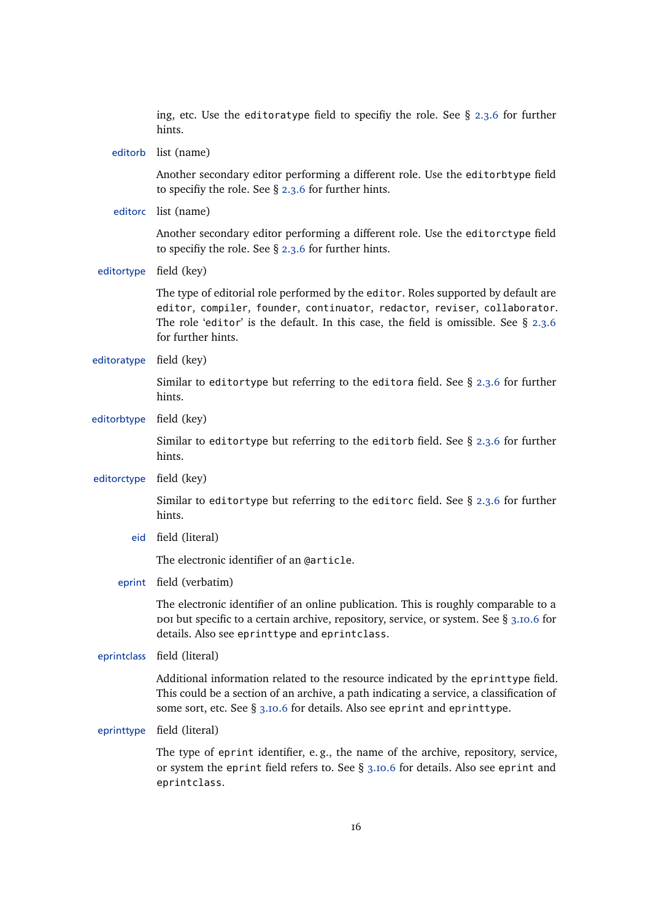ing, etc. Use the `editoratype` field to specifiy the role. See § 2.3.6 for further hints.

**editorb** list (name)

Another secondary editor performing a different role. Use the `editorbtype` field to specifiy the role. See § 2.3.6 for further hints.

**editorc** list (name)

Another secondary editor performing a different role. Use the `editorctype` field to specifiy the role. See § 2.3.6 for further hints.

**editortype** field (key)

The type of editorial role performed by the `editor`. Roles supported by default are `editor`, `compiler`, `founder`, `continuator`, `redactor`, `reviser`, `collaborator`. The role '`editor`' is the default. In this case, the field is omissible. See § 2.3.6 for further hints.

**editoratype** field (key)

Similar to `editortype` but referring to the `editora` field. See § 2.3.6 for further hints.

**editorbtype** field (key)

Similar to `editortype` but referring to the `editorb` field. See § 2.3.6 for further hints.

**editorctype** field (key)

Similar to `editortype` but referring to the `editorc` field. See § 2.3.6 for further hints.

**eid** field (literal)

The electronic identifier of an `@article`.

**eprint** field (verbatim)

The electronic identifier of an online publication. This is roughly comparable to a DOI but specific to a certain archive, repository, service, or system. See § 3.10.6 for details. Also see `eprinttype` and `eprintclass`.

**eprintclass** field (literal)

Additional information related to the resource indicated by the `eprinttype` field. This could be a section of an archive, a path indicating a service, a classification of some sort, etc. See § 3.10.6 for details. Also see `eprint` and `eprinttype`.

**eprinttype** field (literal)

The type of `eprint` identifier, e. g., the name of the archive, repository, service, or system the `eprint` field refers to. See § 3.10.6 for details. Also see `eprint` and `eprintclass`.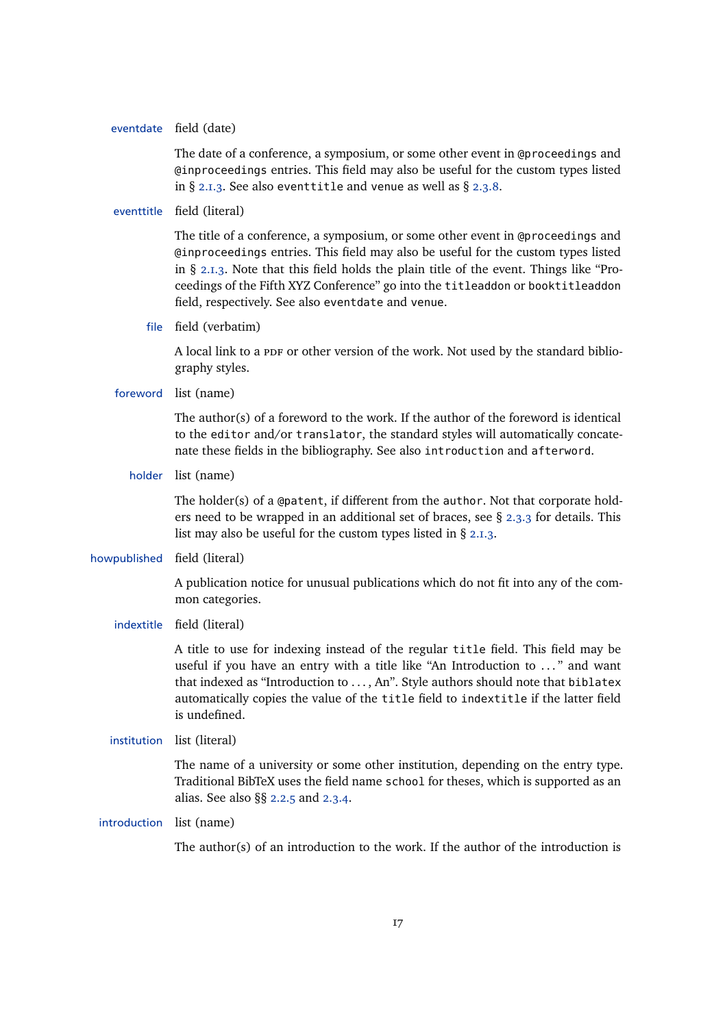**eventdate** field (date)

The date of a conference, a symposium, or some other event in `@proceedings` and `@inproceedings` entries. This field may also be useful for the custom types listed in § 2.1.3. See also `eventtitle` and `venue` as well as § 2.3.8.

**eventtitle** field (literal)

The title of a conference, a symposium, or some other event in `@proceedings` and `@inproceedings` entries. This field may also be useful for the custom types listed in § 2.1.3. Note that this field holds the plain title of the event. Things like "Proceedings of the Fifth XYZ Conference" go into the `titleaddon` or `booktitleaddon` field, respectively. See also `eventdate` and `venue`.

**file** field (verbatim)

A local link to a PDF or other version of the work. Not used by the standard bibliography styles.

**foreword** list (name)

The author(s) of a foreword to the work. If the author of the foreword is identical to the `editor` and/or `translator`, the standard styles will automatically concatenate these fields in the bibliography. See also `introduction` and `afterword`.

**holder** list (name)

The holder(s) of a `@patent`, if different from the `author`. Not that corporate holders need to be wrapped in an additional set of braces, see § 2.3.3 for details. This list may also be useful for the custom types listed in § 2.1.3.

**howpublished** field (literal)

A publication notice for unusual publications which do not fit into any of the common categories.

**indextitle** field (literal)

A title to use for indexing instead of the regular `title` field. This field may be useful if you have an entry with a title like "An Introduction to ..." and want that indexed as "Introduction to ..., An". Style authors should note that `biblatex` automatically copies the value of the `title` field to `indextitle` if the latter field is undefined.

**institution** list (literal)

The name of a university or some other institution, depending on the entry type. Traditional BibTeX uses the field name `school` for theses, which is supported as an alias. See also §§ 2.2.5 and 2.3.4.

**introduction** list (name)

The author(s) of an introduction to the work. If the author of the introduction is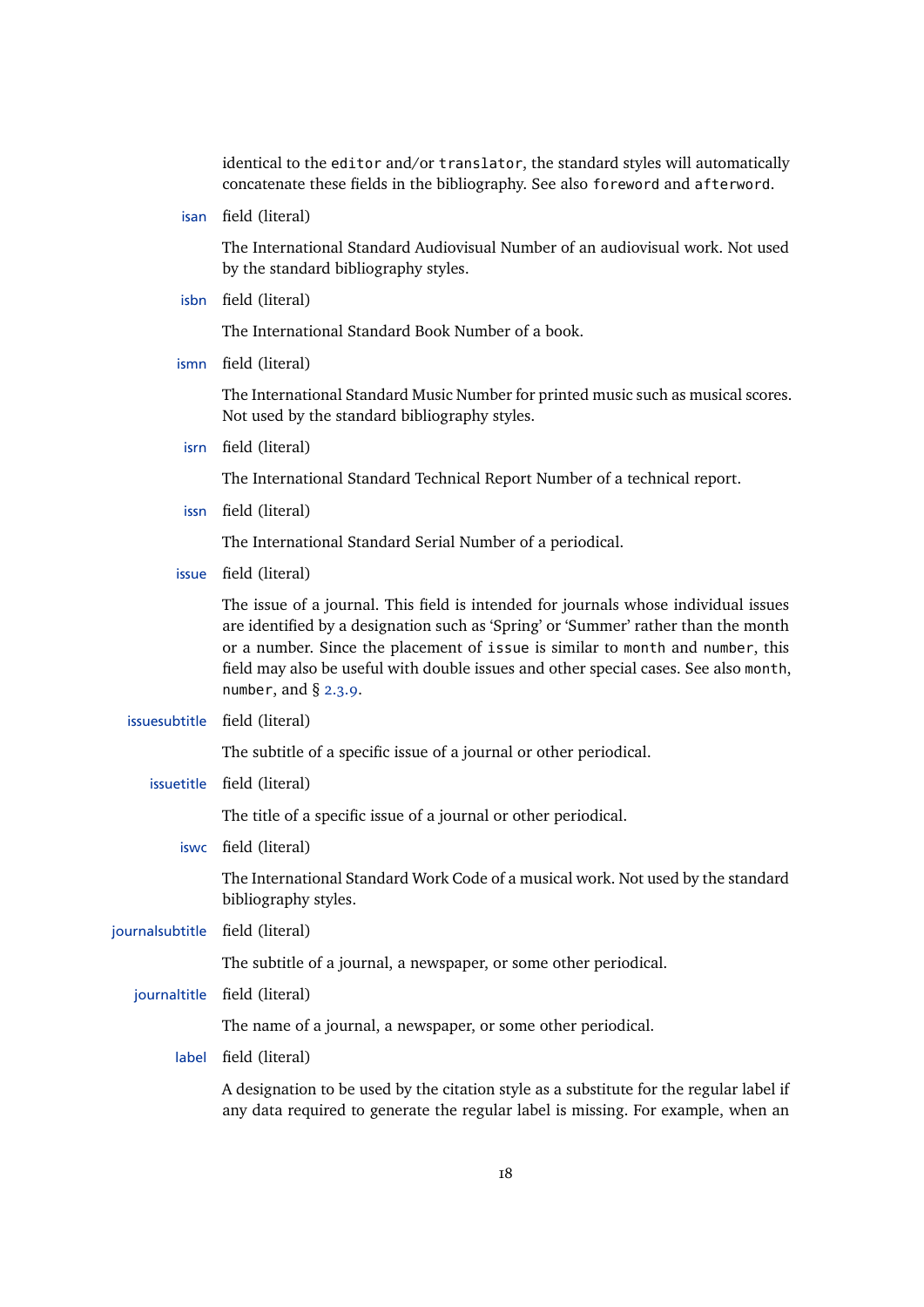identical to the `editor` and/or `translator`, the standard styles will automatically concatenate these fields in the bibliography. See also `foreword` and `afterword`.

**isan** field (literal)

The International Standard Audiovisual Number of an audiovisual work. Not used by the standard bibliography styles.

**isbn** field (literal)

The International Standard Book Number of a book.

**ismn** field (literal)

The International Standard Music Number for printed music such as musical scores. Not used by the standard bibliography styles.

**isrn** field (literal)

The International Standard Technical Report Number of a technical report.

**issn** field (literal)

The International Standard Serial Number of a periodical.

**issue** field (literal)

The issue of a journal. This field is intended for journals whose individual issues are identified by a designation such as 'Spring' or 'Summer' rather than the month or a number. Since the placement of `issue` is similar to `month` and `number`, this field may also be useful with double issues and other special cases. See also `month`, `number`, and § 2.3.9.

**issuesubtitle** field (literal)

The subtitle of a specific issue of a journal or other periodical.

**issuetitle** field (literal)

The title of a specific issue of a journal or other periodical.

**iswc** field (literal)

The International Standard Work Code of a musical work. Not used by the standard bibliography styles.

**journalsubtitle** field (literal)

The subtitle of a journal, a newspaper, or some other periodical.

**journaltitle** field (literal)

The name of a journal, a newspaper, or some other periodical.

**label** field (literal)

A designation to be used by the citation style as a substitute for the regular label if any data required to generate the regular label is missing. For example, when an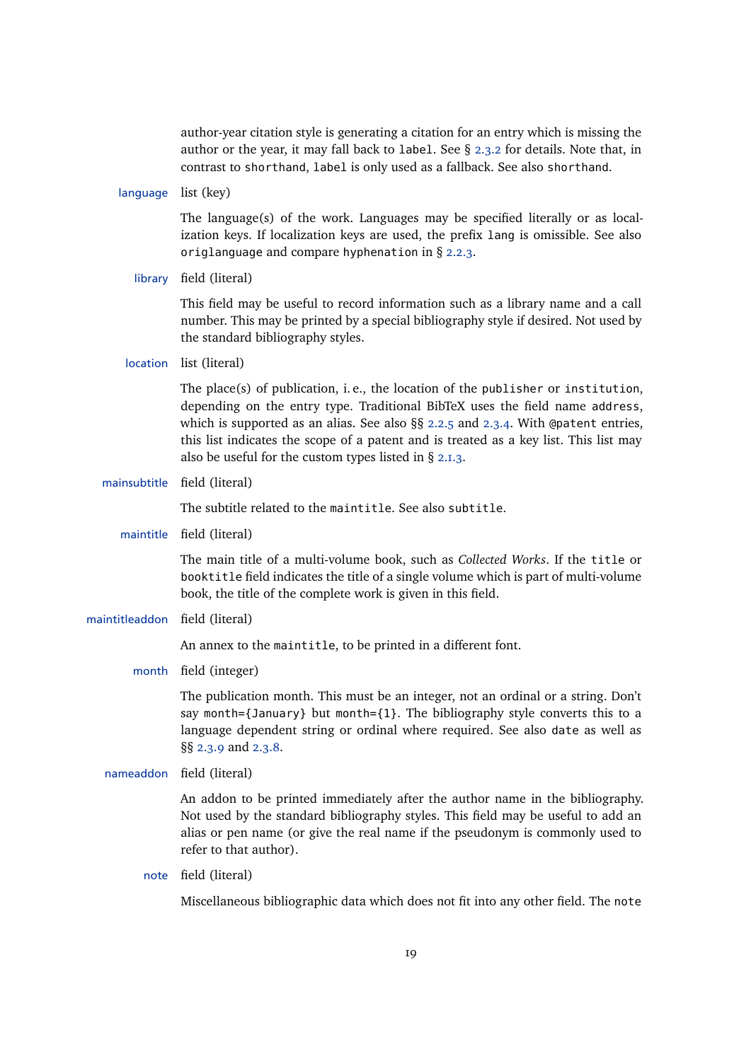author-year citation style is generating a citation for an entry which is missing the author or the year, it may fall back to `label`. See § 2.3.2 for details. Note that, in contrast to `shorthand`, `label` is only used as a fallback. See also `shorthand`.

**language** list (key)

The language(s) of the work. Languages may be specified literally or as localization keys. If localization keys are used, the prefix `lang` is omissible. See also `origlanguage` and compare `hyphenation` in § 2.2.3.

**library** field (literal)

This field may be useful to record information such as a library name and a call number. This may be printed by a special bibliography style if desired. Not used by the standard bibliography styles.

**location** list (literal)

The place(s) of publication, i. e., the location of the `publisher` or `institution`, depending on the entry type. Traditional BibTeX uses the field name `address`, which is supported as an alias. See also §§ 2.2.5 and 2.3.4. With `@patent` entries, this list indicates the scope of a patent and is treated as a key list. This list may also be useful for the custom types listed in § 2.1.3.

**mainsubtitle** field (literal)

The subtitle related to the `maintitle`. See also `subtitle`.

**maintitle** field (literal)

The main title of a multi-volume book, such as *Collected Works*. If the `title` or `booktitle` field indicates the title of a single volume which is part of multi-volume book, the title of the complete work is given in this field.

**maintitleaddon** field (literal)

An annex to the `maintitle`, to be printed in a different font.

**month** field (integer)

The publication month. This must be an integer, not an ordinal or a string. Don't say `month={January}` but `month={1}`. The bibliography style converts this to a language dependent string or ordinal where required. See also `date` as well as §§ 2.3.9 and 2.3.8.

**nameaddon** field (literal)

An addon to be printed immediately after the author name in the bibliography. Not used by the standard bibliography styles. This field may be useful to add an alias or pen name (or give the real name if the pseudonym is commonly used to refer to that author).

**note** field (literal)

Miscellaneous bibliographic data which does not fit into any other field. The `note`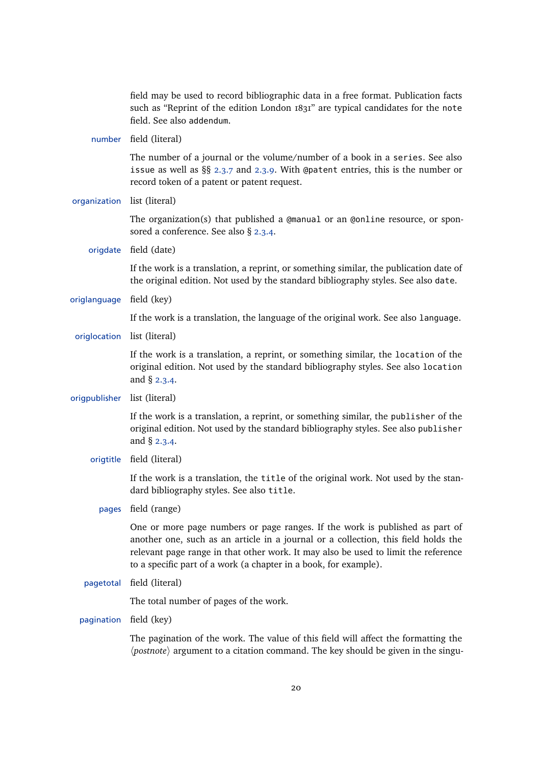field may be used to record bibliographic data in a free format. Publication facts such as "Reprint of the edition London 1831" are typical candidates for the `note` field. See also `addendum`.

**number** field (literal)

The number of a journal or the volume/number of a book in a `series`. See also `issue` as well as §§ 2.3.7 and 2.3.9. With `@patent` entries, this is the number or record token of a patent or patent request.

**organization** list (literal)

The organization(s) that published a `@manual` or an `@online` resource, or sponsored a conference. See also § 2.3.4.

**origdate** field (date)

If the work is a translation, a reprint, or something similar, the publication date of the original edition. Not used by the standard bibliography styles. See also `date`.

**origlanguage** field (key)

If the work is a translation, the language of the original work. See also `language`.

**origlocation** list (literal)

If the work is a translation, a reprint, or something similar, the `location` of the original edition. Not used by the standard bibliography styles. See also `location` and § 2.3.4.

**origpublisher** list (literal)

If the work is a translation, a reprint, or something similar, the `publisher` of the original edition. Not used by the standard bibliography styles. See also `publisher` and § 2.3.4.

**origtitle** field (literal)

If the work is a translation, the `title` of the original work. Not used by the standard bibliography styles. See also `title`.

**pages** field (range)

One or more page numbers or page ranges. If the work is published as part of another one, such as an article in a journal or a collection, this field holds the relevant page range in that other work. It may also be used to limit the reference to a specific part of a work (a chapter in a book, for example).

**pagetotal** field (literal)

The total number of pages of the work.

**pagination** field (key)

The pagination of the work. The value of this field will affect the formatting the ⟨*postnote*⟩ argument to a citation command. The key should be given in the singu-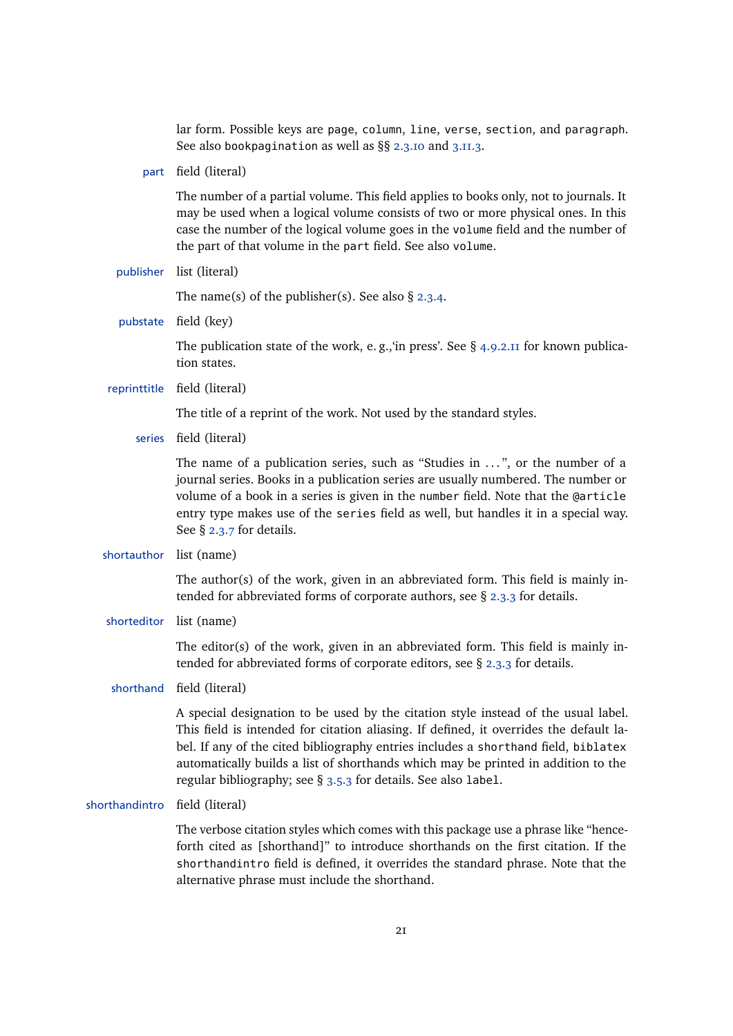lar form. Possible keys are `page`, `column`, `line`, `verse`, `section`, and `paragraph`. See also `bookpagination` as well as §§ 2.3.10 and 3.11.3.

**part** field (literal)

The number of a partial volume. This field applies to books only, not to journals. It may be used when a logical volume consists of two or more physical ones. In this case the number of the logical volume goes in the `volume` field and the number of the part of that volume in the `part` field. See also `volume`.

**publisher** list (literal)

The name(s) of the publisher(s). See also § 2.3.4.

**pubstate** field (key)

The publication state of the work, e. g.,'in press'. See § 4.9.2.11 for known publication states.

**reprinttitle** field (literal)

The title of a reprint of the work. Not used by the standard styles.

**series** field (literal)

The name of a publication series, such as "Studies in ...", or the number of a journal series. Books in a publication series are usually numbered. The number or volume of a book in a series is given in the `number` field. Note that the `@article` entry type makes use of the `series` field as well, but handles it in a special way. See § 2.3.7 for details.

**shortauthor** list (name)

The author(s) of the work, given in an abbreviated form. This field is mainly intended for abbreviated forms of corporate authors, see § 2.3.3 for details.

**shorteditor** list (name)

The editor(s) of the work, given in an abbreviated form. This field is mainly intended for abbreviated forms of corporate editors, see § 2.3.3 for details.

**shorthand** field (literal)

A special designation to be used by the citation style instead of the usual label. This field is intended for citation aliasing. If defined, it overrides the default label. If any of the cited bibliography entries includes a `shorthand` field, `biblatex` automatically builds a list of shorthands which may be printed in addition to the regular bibliography; see § 3.5.3 for details. See also `label`.

**shorthandintro** field (literal)

The verbose citation styles which comes with this package use a phrase like "henceforth cited as [shorthand]" to introduce shorthands on the first citation. If the `shorthandintro` field is defined, it overrides the standard phrase. Note that the alternative phrase must include the shorthand.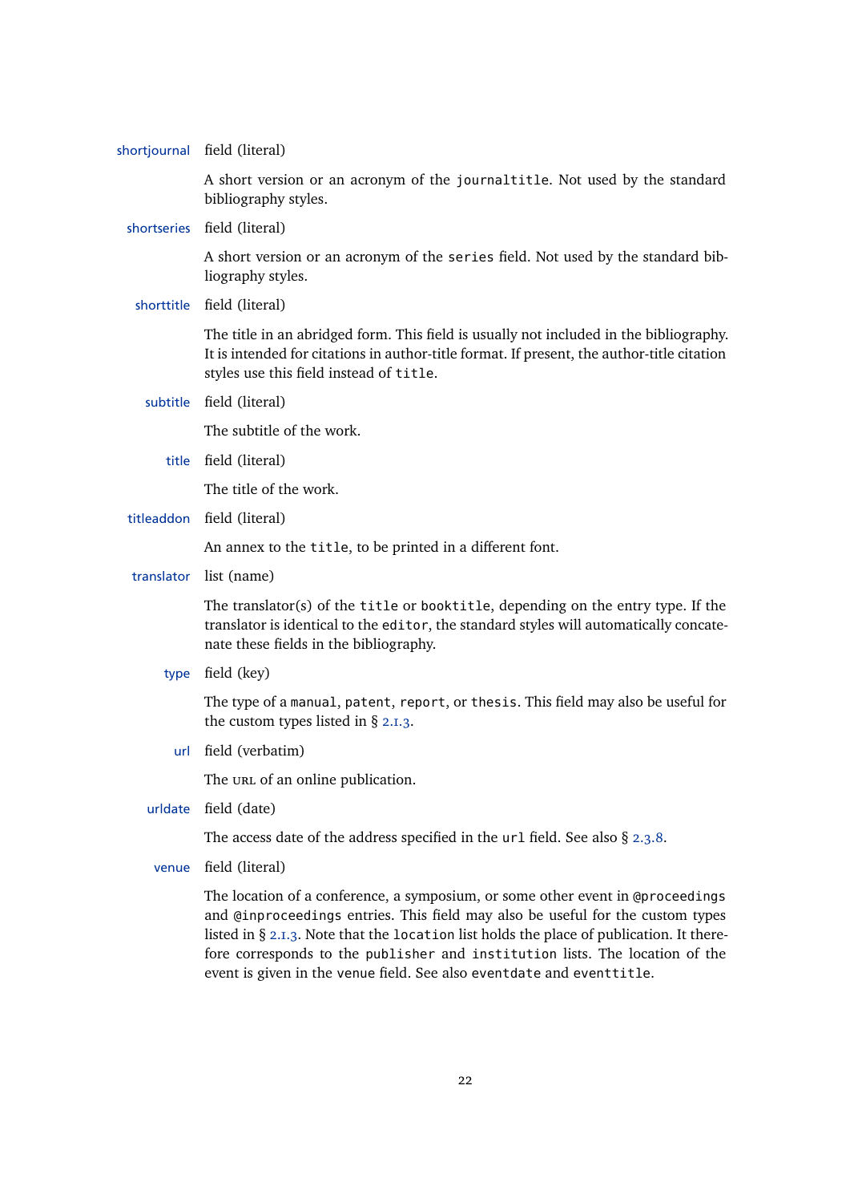**shortjournal** field (literal)

A short version or an acronym of the `journaltitle`. Not used by the standard bibliography styles.

**shortseries** field (literal)

A short version or an acronym of the `series` field. Not used by the standard bibliography styles.

**shorttitle** field (literal)

The title in an abridged form. This field is usually not included in the bibliography. It is intended for citations in author-title format. If present, the author-title citation styles use this field instead of `title`.

**subtitle** field (literal)

The subtitle of the work.

**title** field (literal)

The title of the work.

**titleaddon** field (literal)

An annex to the `title`, to be printed in a different font.

**translator** list (name)

The translator(s) of the `title` or `booktitle`, depending on the entry type. If the translator is identical to the `editor`, the standard styles will automatically concatenate these fields in the bibliography.

**type** field (key)

The type of a `manual`, `patent`, `report`, or `thesis`. This field may also be useful for the custom types listed in § 2.1.3.

**url** field (verbatim)

The URL of an online publication.

**urldate** field (date)

The access date of the address specified in the `url` field. See also § 2.3.8.

**venue** field (literal)

The location of a conference, a symposium, or some other event in `@proceedings` and `@inproceedings` entries. This field may also be useful for the custom types listed in § 2.1.3. Note that the `location` list holds the place of publication. It therefore corresponds to the `publisher` and `institution` lists. The location of the event is given in the `venue` field. See also `eventdate` and `eventtitle`.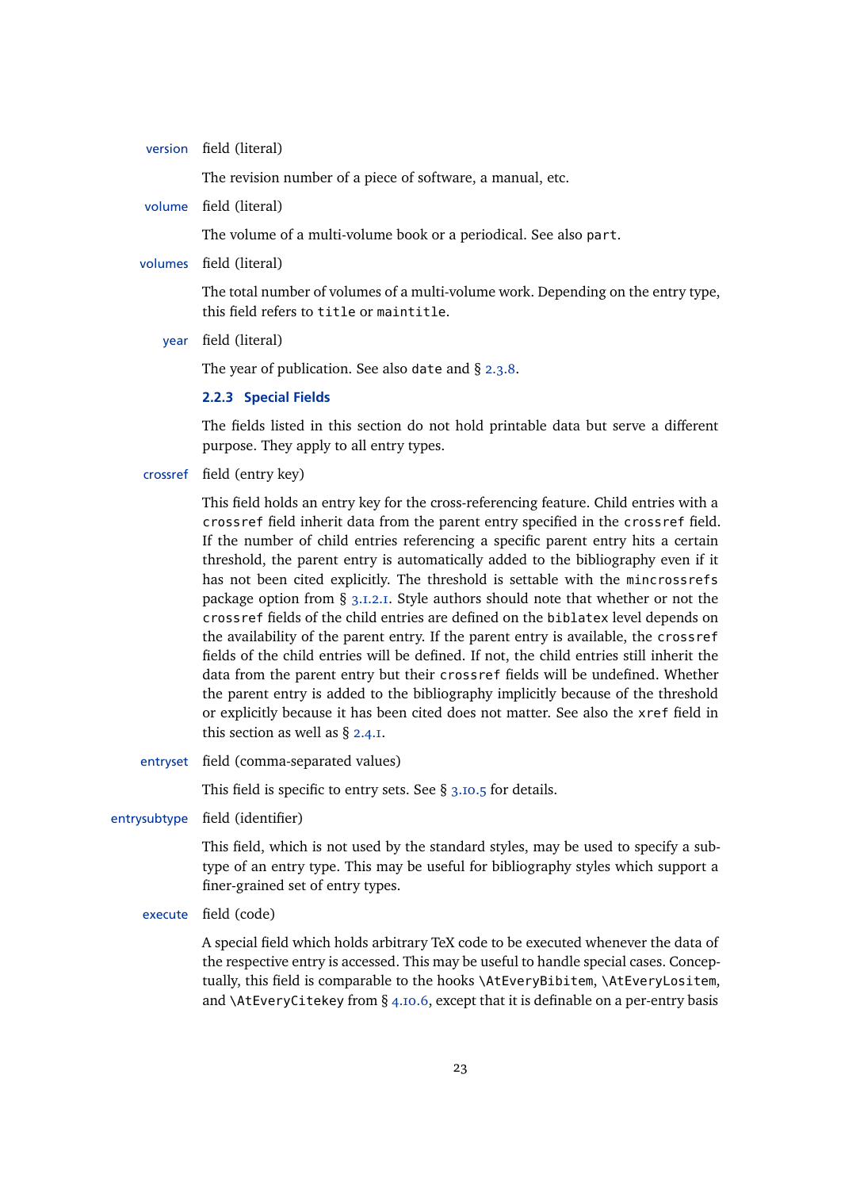**version** field (literal)

The revision number of a piece of software, a manual, etc.

**volume** field (literal)

The volume of a multi-volume book or a periodical. See also `part`.

**volumes** field (literal)

The total number of volumes of a multi-volume work. Depending on the entry type, this field refers to `title` or `maintitle`.

**year** field (literal)

The year of publication. See also `date` and § 2.3.8.

### 2.2.3 Special Fields

The fields listed in this section do not hold printable data but serve a different purpose. They apply to all entry types.

**crossref** field (entry key)

This field holds an entry key for the cross-referencing feature. Child entries with a `crossref` field inherit data from the parent entry specified in the `crossref` field. If the number of child entries referencing a specific parent entry hits a certain threshold, the parent entry is automatically added to the bibliography even if it has not been cited explicitly. The threshold is settable with the `mincrossrefs` package option from § 3.1.2.1. Style authors should note that whether or not the `crossref` fields of the child entries are defined on the `biblatex` level depends on the availability of the parent entry. If the parent entry is available, the `crossref` fields of the child entries will be defined. If not, the child entries still inherit the data from the parent entry but their `crossref` fields will be undefined. Whether the parent entry is added to the bibliography implicitly because of the threshold or explicitly because it has been cited does not matter. See also the `xref` field in this section as well as § 2.4.1.

**entryset** field (comma-separated values)

This field is specific to entry sets. See § 3.10.5 for details.

**entrysubtype** field (identifier)

This field, which is not used by the standard styles, may be used to specify a subtype of an entry type. This may be useful for bibliography styles which support a finer-grained set of entry types.

**execute** field (code)

A special field which holds arbitrary TeX code to be executed whenever the data of the respective entry is accessed. This may be useful to handle special cases. Conceptually, this field is comparable to the hooks `\AtEveryBibitem`, `\AtEveryLositem`, and `\AtEveryCitekey` from § 4.10.6, except that it is definable on a per-entry basis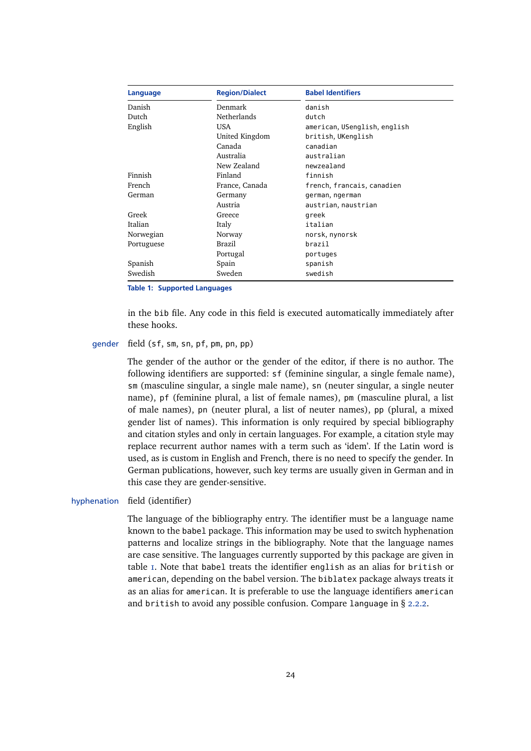| Language | Region/Dialect | Babel Identifiers |
|---|---|---|
| Danish | Denmark | `danish` |
| Dutch | Netherlands | `dutch` |
| English | USA | `american`, `USenglish`, `english` |
| | United Kingdom | `british`, `UKenglish` |
| | Canada | `canadian` |
| | Australia | `australian` |
| | New Zealand | `newzealand` |
| Finnish | Finland | `finnish` |
| French | France, Canada | `french`, `francais`, `canadien` |
| German | Germany | `german`, `ngerman` |
| | Austria | `austrian`, `naustrian` |
| Greek | Greece | `greek` |
| Italian | Italy | `italian` |
| Norwegian | Norway | `norsk`, `nynorsk` |
| Portuguese | Brazil | `brazil` |
| | Portugal | `portuges` |
| Spanish | Spain | `spanish` |
| Swedish | Sweden | `swedish` |

**Table 1: Supported Languages**

in the `bib` file. Any code in this field is executed automatically immediately after these hooks.

**gender** field (`sf`, `sm`, `sn`, `pf`, `pm`, `pn`, `pp`)

The gender of the author or the gender of the editor, if there is no author. The following identifiers are supported: `sf` (feminine singular, a single female name), `sm` (masculine singular, a single male name), `sn` (neuter singular, a single neuter name), `pf` (feminine plural, a list of female names), `pm` (masculine plural, a list of male names), `pn` (neuter plural, a list of neuter names), `pp` (plural, a mixed gender list of names). This information is only required by special bibliography and citation styles and only in certain languages. For example, a citation style may replace recurrent author names with a term such as 'idem'. If the Latin word is used, as is custom in English and French, there is no need to specify the gender. In German publications, however, such key terms are usually given in German and in this case they are gender-sensitive.

**hyphenation** field (identifier)

The language of the bibliography entry. The identifier must be a language name known to the `babel` package. This information may be used to switch hyphenation patterns and localize strings in the bibliography. Note that the language names are case sensitive. The languages currently supported by this package are given in table 1. Note that `babel` treats the identifier `english` as an alias for `british` or `american`, depending on the babel version. The `biblatex` package always treats it as an alias for `american`. It is preferable to use the language identifiers `american` and `british` to avoid any possible confusion. Compare `language` in § 2.2.2.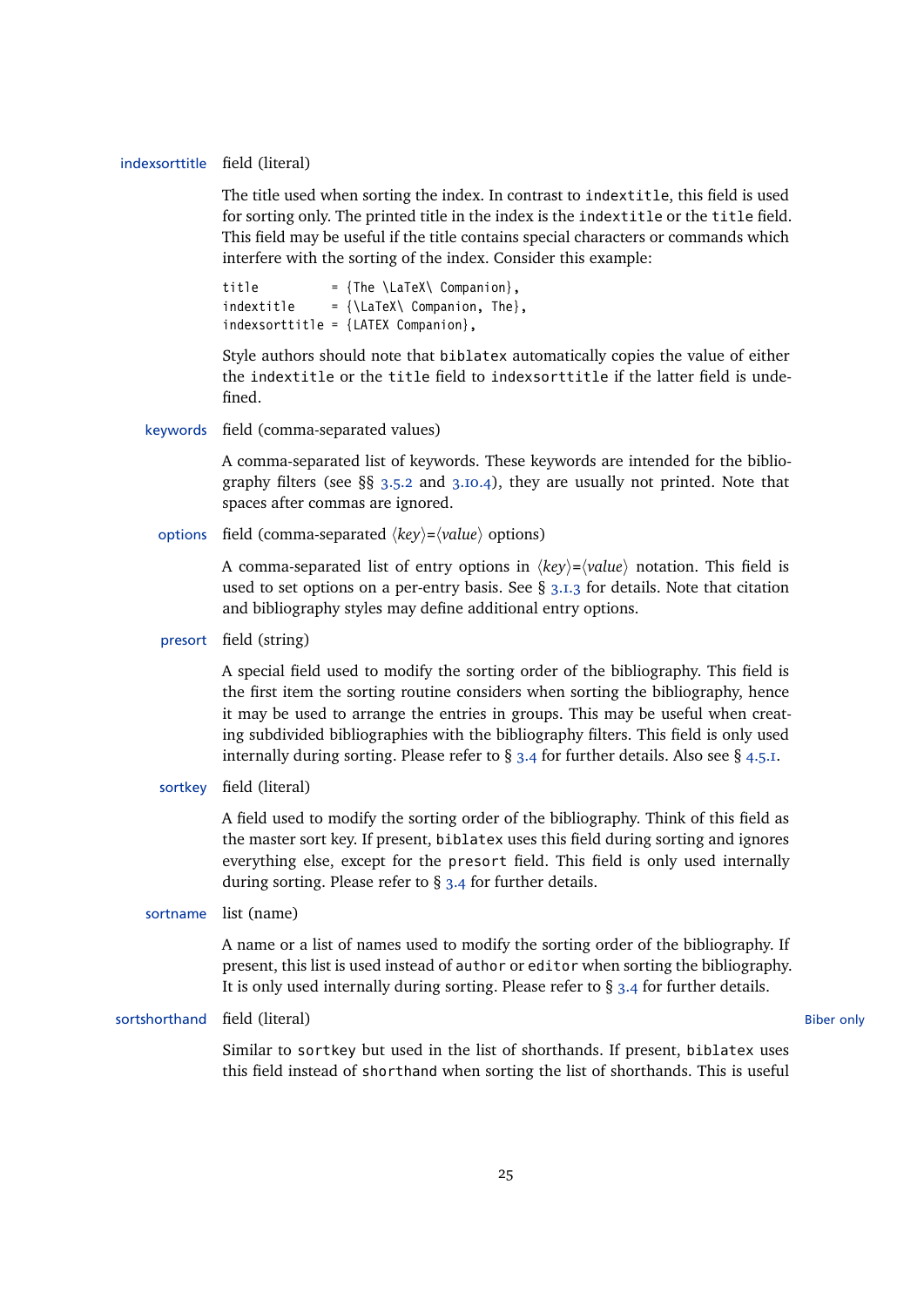**indexsorttitle** field (literal)

The title used when sorting the index. In contrast to `indextitle`, this field is used for sorting only. The printed title in the index is the `indextitle` or the `title` field. This field may be useful if the title contains special characters or commands which interfere with the sorting of the index. Consider this example:

```
title          = {The \LaTeX\ Companion},
indextitle     = {\LaTeX\ Companion, The},
indexsorttitle = {LATEX Companion},
```

Style authors should note that `biblatex` automatically copies the value of either the `indextitle` or the `title` field to `indexsorttitle` if the latter field is undefined.

**keywords** field (comma-separated values)

A comma-separated list of keywords. These keywords are intended for the bibliography filters (see §§ 3.5.2 and 3.10.4), they are usually not printed. Note that spaces after commas are ignored.

**options** field (comma-separated ⟨*key*⟩=⟨*value*⟩ options)

A comma-separated list of entry options in ⟨*key*⟩=⟨*value*⟩ notation. This field is used to set options on a per-entry basis. See § 3.1.3 for details. Note that citation and bibliography styles may define additional entry options.

**presort** field (string)

A special field used to modify the sorting order of the bibliography. This field is the first item the sorting routine considers when sorting the bibliography, hence it may be used to arrange the entries in groups. This may be useful when creating subdivided bibliographies with the bibliography filters. This field is only used internally during sorting. Please refer to § 3.4 for further details. Also see § 4.5.1.

**sortkey** field (literal)

A field used to modify the sorting order of the bibliography. Think of this field as the master sort key. If present, `biblatex` uses this field during sorting and ignores everything else, except for the `presort` field. This field is only used internally during sorting. Please refer to § 3.4 for further details.

**sortname** list (name)

A name or a list of names used to modify the sorting order of the bibliography. If present, this list is used instead of `author` or `editor` when sorting the bibliography. It is only used internally during sorting. Please refer to § 3.4 for further details.

**sortshorthand** field (literal) — *Biber only*

Similar to `sortkey` but used in the list of shorthands. If present, `biblatex` uses this field instead of `shorthand` when sorting the list of shorthands. This is useful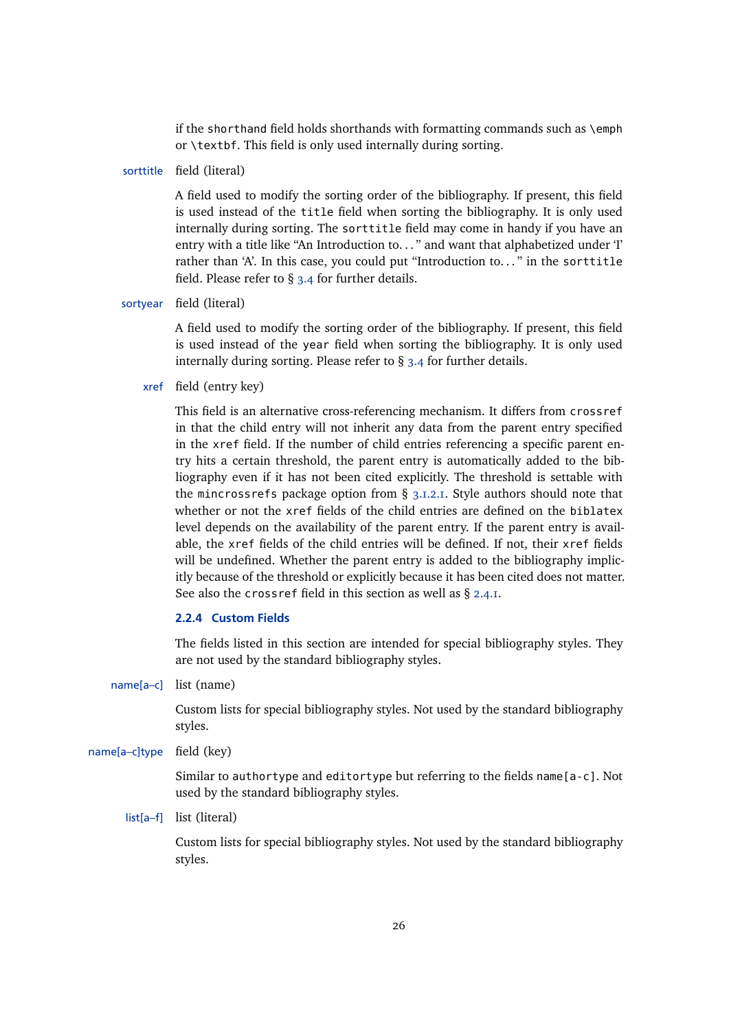if the `shorthand` field holds shorthands with formatting commands such as `\emph` or `\textbf`. This field is only used internally during sorting.

**sorttitle** field (literal)

A field used to modify the sorting order of the bibliography. If present, this field is used instead of the `title` field when sorting the bibliography. It is only used internally during sorting. The `sorttitle` field may come in handy if you have an entry with a title like "An Introduction to…" and want that alphabetized under 'I' rather than 'A'. In this case, you could put "Introduction to…" in the `sorttitle` field. Please refer to § 3.4 for further details.

**sortyear** field (literal)

A field used to modify the sorting order of the bibliography. If present, this field is used instead of the `year` field when sorting the bibliography. It is only used internally during sorting. Please refer to § 3.4 for further details.

**xref** field (entry key)

This field is an alternative cross-referencing mechanism. It differs from `crossref` in that the child entry will not inherit any data from the parent entry specified in the `xref` field. If the number of child entries referencing a specific parent entry hits a certain threshold, the parent entry is automatically added to the bibliography even if it has not been cited explicitly. The threshold is settable with the `mincrossrefs` package option from § 3.1.2.1. Style authors should note that whether or not the `xref` fields of the child entries are defined on the `biblatex` level depends on the availability of the parent entry. If the parent entry is available, the `xref` fields of the child entries will be defined. If not, their `xref` fields will be undefined. Whether the parent entry is added to the bibliography implicitly because of the threshold or explicitly because it has been cited does not matter. See also the `crossref` field in this section as well as § 2.4.1.

### 2.2.4 Custom Fields

The fields listed in this section are intended for special bibliography styles. They are not used by the standard bibliography styles.

**name[a–c]** list (name)

Custom lists for special bibliography styles. Not used by the standard bibliography styles.

**name[a–c]type** field (key)

Similar to `authortype` and `editortype` but referring to the fields `name[a-c]`. Not used by the standard bibliography styles.

**list[a–f]** list (literal)

Custom lists for special bibliography styles. Not used by the standard bibliography styles.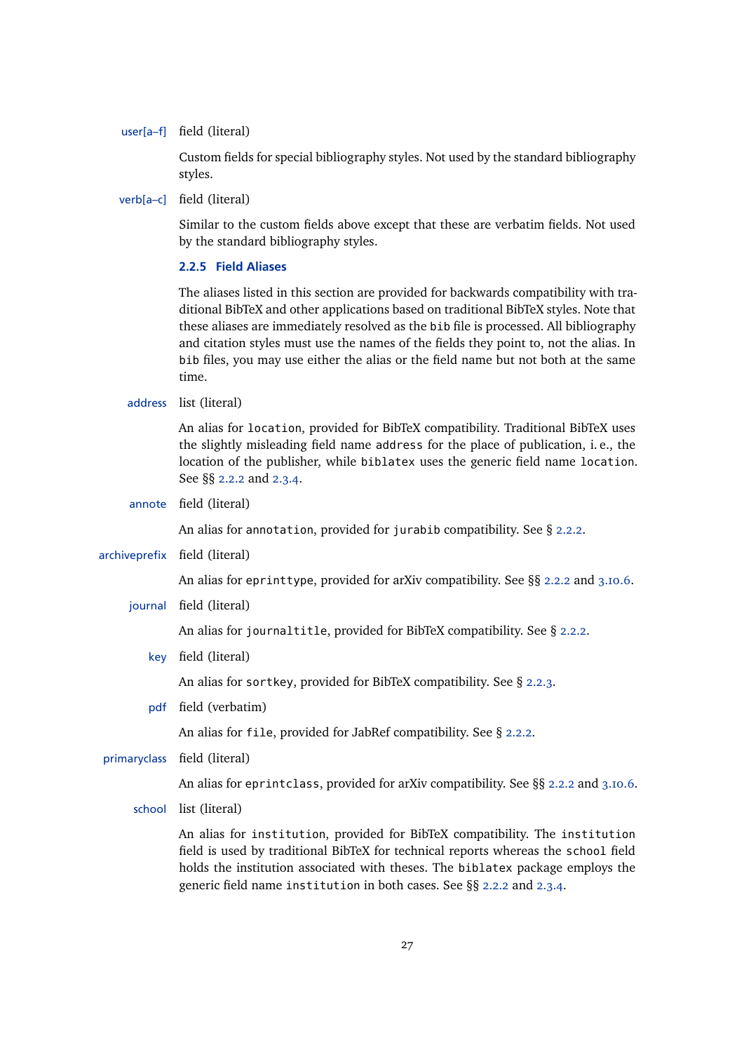**user[a–f]** field (literal)

Custom fields for special bibliography styles. Not used by the standard bibliography styles.

**verb[a–c]** field (literal)

Similar to the custom fields above except that these are verbatim fields. Not used by the standard bibliography styles.

### 2.2.5 Field Aliases

The aliases listed in this section are provided for backwards compatibility with traditional BibTeX and other applications based on traditional BibTeX styles. Note that these aliases are immediately resolved as the `bib` file is processed. All bibliography and citation styles must use the names of the fields they point to, not the alias. In `bib` files, you may use either the alias or the field name but not both at the same time.

**address** list (literal)

An alias for `location`, provided for BibTeX compatibility. Traditional BibTeX uses the slightly misleading field name `address` for the place of publication, i. e., the location of the publisher, while `biblatex` uses the generic field name `location`. See §§ 2.2.2 and 2.3.4.

**annote** field (literal)

An alias for `annotation`, provided for `jurabib` compatibility. See § 2.2.2.

**archiveprefix** field (literal)

An alias for `eprinttype`, provided for arXiv compatibility. See §§ 2.2.2 and 3.10.6.

**journal** field (literal)

An alias for `journaltitle`, provided for BibTeX compatibility. See § 2.2.2.

**key** field (literal)

An alias for `sortkey`, provided for BibTeX compatibility. See § 2.2.3.

**pdf** field (verbatim)

An alias for `file`, provided for JabRef compatibility. See § 2.2.2.

**primaryclass** field (literal)

An alias for `eprintclass`, provided for arXiv compatibility. See §§ 2.2.2 and 3.10.6.

**school** list (literal)

An alias for `institution`, provided for BibTeX compatibility. The `institution` field is used by traditional BibTeX for technical reports whereas the `school` field holds the institution associated with theses. The `biblatex` package employs the generic field name `institution` in both cases. See §§ 2.2.2 and 2.3.4.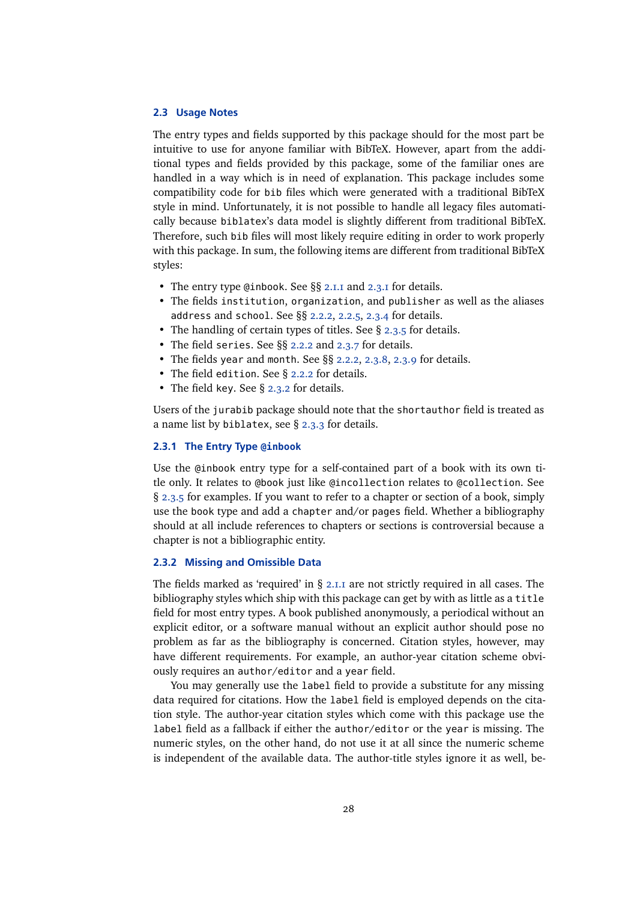### 2.3 Usage Notes

The entry types and fields supported by this package should for the most part be intuitive to use for anyone familiar with BibTeX. However, apart from the additional types and fields provided by this package, some of the familiar ones are handled in a way which is in need of explanation. This package includes some compatibility code for bib files which were generated with a traditional BibTeX style in mind. Unfortunately, it is not possible to handle all legacy files automatically because biblatex's data model is slightly different from traditional BibTeX. Therefore, such bib files will most likely require editing in order to work properly with this package. In sum, the following items are different from traditional BibTeX styles:

- The entry type `@inbook`. See §§ 2.1.1 and 2.3.1 for details.
- The fields `institution`, `organization`, and `publisher` as well as the aliases `address` and `school`. See §§ 2.2.2, 2.2.5, 2.3.4 for details.
- The handling of certain types of titles. See § 2.3.5 for details.
- The field `series`. See §§ 2.2.2 and 2.3.7 for details.
- The fields `year` and `month`. See §§ 2.2.2, 2.3.8, 2.3.9 for details.
- The field `edition`. See § 2.2.2 for details.
- The field `key`. See § 2.3.2 for details.

Users of the `jurabib` package should note that the `shortauthor` field is treated as a name list by `biblatex`, see § 2.3.3 for details.

#### 2.3.1 The Entry Type `@inbook`

Use the `@inbook` entry type for a self-contained part of a book with its own title only. It relates to `@book` just like `@incollection` relates to `@collection`. See § 2.3.5 for examples. If you want to refer to a chapter or section of a book, simply use the `book` type and add a `chapter` and/or `pages` field. Whether a bibliography should at all include references to chapters or sections is controversial because a chapter is not a bibliographic entity.

#### 2.3.2 Missing and Omissible Data

The fields marked as 'required' in § 2.1.1 are not strictly required in all cases. The bibliography styles which ship with this package can get by with as little as a `title` field for most entry types. A book published anonymously, a periodical without an explicit editor, or a software manual without an explicit author should pose no problem as far as the bibliography is concerned. Citation styles, however, may have different requirements. For example, an author-year citation scheme obviously requires an `author`/`editor` and a `year` field.

You may generally use the `label` field to provide a substitute for any missing data required for citations. How the `label` field is employed depends on the citation style. The author-year citation styles which come with this package use the `label` field as a fallback if either the `author`/`editor` or the `year` is missing. The numeric styles, on the other hand, do not use it at all since the numeric scheme is independent of the available data. The author-title styles ignore it as well, be-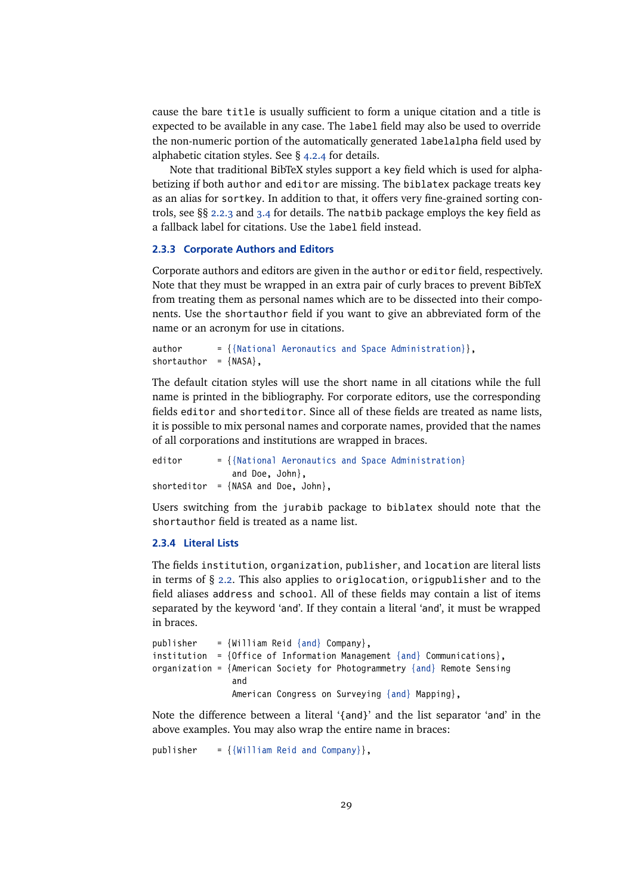cause the bare `title` is usually sufficient to form a unique citation and a title is expected to be available in any case. The `label` field may also be used to override the non-numeric portion of the automatically generated `labelalpha` field used by alphabetic citation styles. See § 4.2.4 for details.

Note that traditional BibTeX styles support a `key` field which is used for alphabetizing if both `author` and `editor` are missing. The `biblatex` package treats `key` as an alias for `sortkey`. In addition to that, it offers very fine-grained sorting controls, see §§ 2.2.3 and 3.4 for details. The `natbib` package employs the `key` field as a fallback label for citations. Use the `label` field instead.

### 2.3.3 Corporate Authors and Editors

Corporate authors and editors are given in the `author` or `editor` field, respectively. Note that they must be wrapped in an extra pair of curly braces to prevent BibTeX from treating them as personal names which are to be dissected into their components. Use the `shortauthor` field if you want to give an abbreviated form of the name or an acronym for use in citations.

```
author      = {{National Aeronautics and Space Administration}},
shortauthor = {NASA},
```

The default citation styles will use the short name in all citations while the full name is printed in the bibliography. For corporate editors, use the corresponding fields `editor` and `shorteditor`. Since all of these fields are treated as name lists, it is possible to mix personal names and corporate names, provided that the names of all corporations and institutions are wrapped in braces.

```
editor      = {{National Aeronautics and Space Administration}
               and Doe, John},
shorteditor = {NASA and Doe, John},
```

Users switching from the `jurabib` package to `biblatex` should note that the `shortauthor` field is treated as a name list.

### 2.3.4 Literal Lists

The fields `institution`, `organization`, `publisher`, and `location` are literal lists in terms of § 2.2. This also applies to `origlocation`, `origpublisher` and to the field aliases `address` and `school`. All of these fields may contain a list of items separated by the keyword 'and'. If they contain a literal 'and', it must be wrapped in braces.

```
publisher    = {William Reid {and} Company},
institution  = {Office of Information Management {and} Communications},
organization = {American Society for Photogrammetry {and} Remote Sensing
               and
               American Congress on Surveying {and} Mapping},
```

Note the difference between a literal '`{and}`' and the list separator '`and`' in the above examples. You may also wrap the entire name in braces:

```
publisher    = {{William Reid and Company}},
```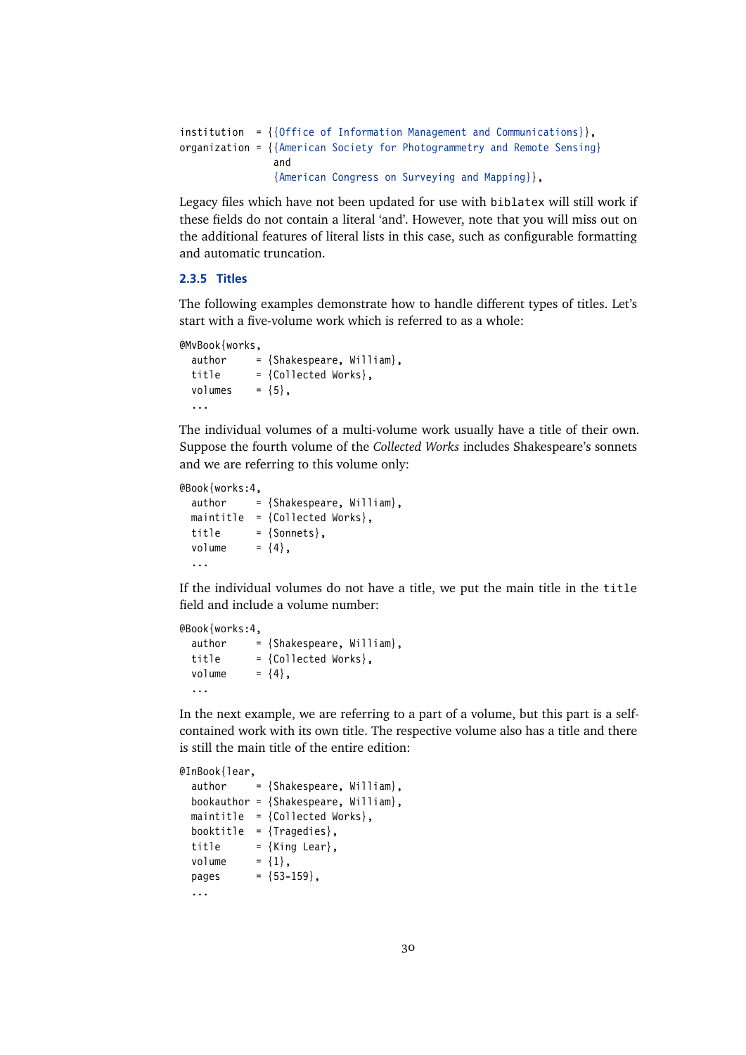```
institution  = {{Office of Information Management and Communications}},
organization = {{American Society for Photogrammetry and Remote Sensing}
                and
                {American Congress on Surveying and Mapping}},
```

Legacy files which have not been updated for use with biblatex will still work if these fields do not contain a literal 'and'. However, note that you will miss out on the additional features of literal lists in this case, such as configurable formatting and automatic truncation.

### 2.3.5 Titles

The following examples demonstrate how to handle different types of titles. Let's start with a five-volume work which is referred to as a whole:

```
@MvBook{works,
  author     = {Shakespeare, William},
  title      = {Collected Works},
  volumes    = {5},
  ...
```

The individual volumes of a multi-volume work usually have a title of their own. Suppose the fourth volume of the *Collected Works* includes Shakespeare's sonnets and we are referring to this volume only:

```
@Book{works:4,
  author     = {Shakespeare, William},
  maintitle  = {Collected Works},
  title      = {Sonnets},
  volume     = {4},
  ...
```

If the individual volumes do not have a title, we put the main title in the title field and include a volume number:

```
@Book{works:4,
  author     = {Shakespeare, William},
  title      = {Collected Works},
  volume     = {4},
  ...
```

In the next example, we are referring to a part of a volume, but this part is a self-contained work with its own title. The respective volume also has a title and there is still the main title of the entire edition:

```
@InBook{lear,
  author     = {Shakespeare, William},
  bookauthor = {Shakespeare, William},
  maintitle  = {Collected Works},
  booktitle  = {Tragedies},
  title      = {King Lear},
  volume     = {1},
  pages      = {53-159},
  ...
```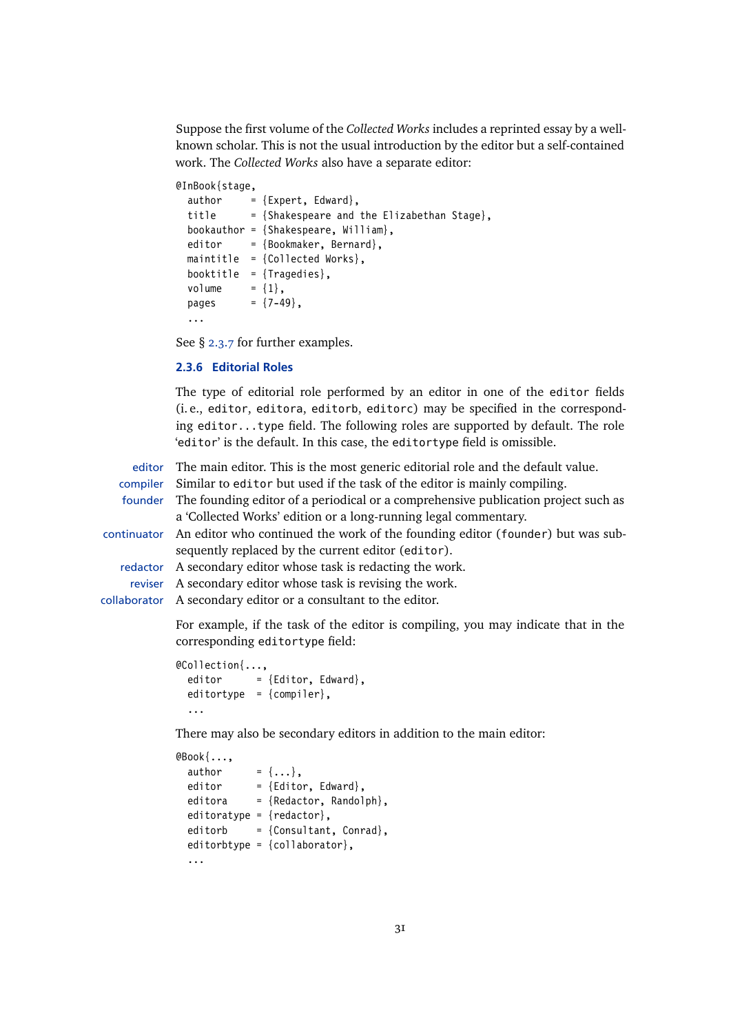Suppose the first volume of the *Collected Works* includes a reprinted essay by a well-known scholar. This is not the usual introduction by the editor but a self-contained work. The *Collected Works* also have a separate editor:

```
@InBook{stage,
  author     = {Expert, Edward},
  title      = {Shakespeare and the Elizabethan Stage},
  bookauthor = {Shakespeare, William},
  editor     = {Bookmaker, Bernard},
  maintitle  = {Collected Works},
  booktitle  = {Tragedies},
  volume     = {1},
  pages      = {7-49},
  ...
```

See § 2.3.7 for further examples.

### 2.3.6 Editorial Roles

The type of editorial role performed by an editor in one of the `editor` fields (i. e., `editor`, `editora`, `editorb`, `editorc`) may be specified in the corresponding `editor...type` field. The following roles are supported by default. The role '`editor`' is the default. In this case, the `editortype` field is omissible.

**editor** The main editor. This is the most generic editorial role and the default value.

**compiler** Similar to `editor` but used if the task of the editor is mainly compiling.

**founder** The founding editor of a periodical or a comprehensive publication project such as a 'Collected Works' edition or a long-running legal commentary.

**continuator** An editor who continued the work of the founding editor (`founder`) but was subsequently replaced by the current editor (`editor`).

**redactor** A secondary editor whose task is redacting the work.

**reviser** A secondary editor whose task is revising the work.

**collaborator** A secondary editor or a consultant to the editor.

For example, if the task of the editor is compiling, you may indicate that in the corresponding `editortype` field:

```
@Collection{...,
  editor      = {Editor, Edward},
  editortype  = {compiler},
  ...
```

There may also be secondary editors in addition to the main editor:

```
@Book{...,
  author      = {...},
  editor      = {Editor, Edward},
  editora     = {Redactor, Randolph},
  editoratype = {redactor},
  editorb     = {Consultant, Conrad},
  editorbtype = {collaborator},
  ...
```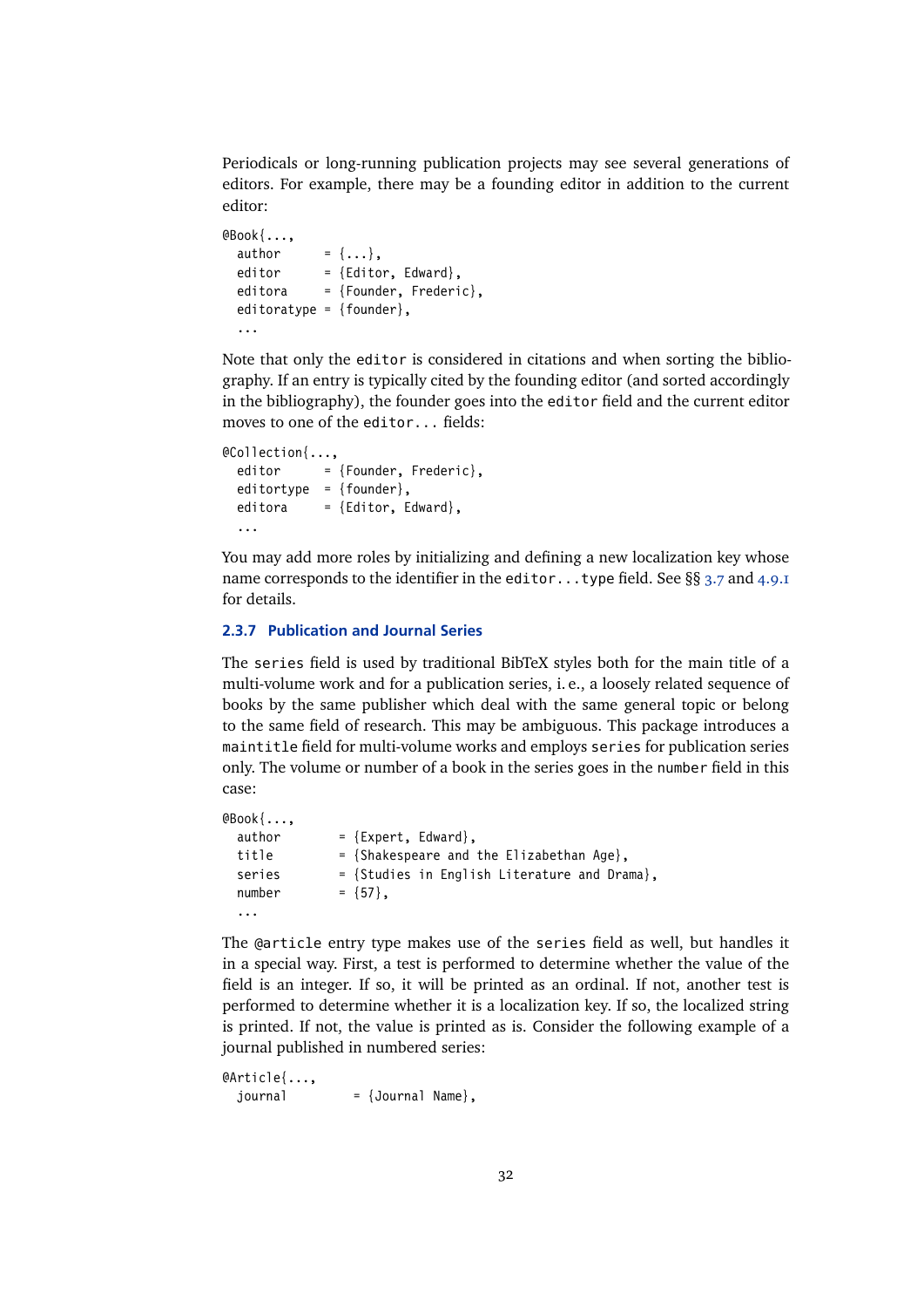Periodicals or long-running publication projects may see several generations of editors. For example, there may be a founding editor in addition to the current editor:

```
@Book{...,
  author      = {...},
  editor      = {Editor, Edward},
  editora     = {Founder, Frederic},
  editoratype = {founder},
  ...
```

Note that only the `editor` is considered in citations and when sorting the bibliography. If an entry is typically cited by the founding editor (and sorted accordingly in the bibliography), the founder goes into the `editor` field and the current editor moves to one of the `editor...` fields:

```
@Collection{...,
  editor      = {Founder, Frederic},
  editortype  = {founder},
  editora     = {Editor, Edward},
  ...
```

You may add more roles by initializing and defining a new localization key whose name corresponds to the identifier in the `editor...type` field. See §§ 3.7 and 4.9.1 for details.

### 2.3.7 Publication and Journal Series

The `series` field is used by traditional BibTeX styles both for the main title of a multi-volume work and for a publication series, i. e., a loosely related sequence of books by the same publisher which deal with the same general topic or belong to the same field of research. This may be ambiguous. This package introduces a `maintitle` field for multi-volume works and employs `series` for publication series only. The volume or number of a book in the series goes in the `number` field in this case:

```
@Book{...,
  author        = {Expert, Edward},
  title         = {Shakespeare and the Elizabethan Age},
  series        = {Studies in English Literature and Drama},
  number        = {57},
  ...
```

The `@article` entry type makes use of the `series` field as well, but handles it in a special way. First, a test is performed to determine whether the value of the field is an integer. If so, it will be printed as an ordinal. If not, another test is performed to determine whether it is a localization key. If so, the localized string is printed. If not, the value is printed as is. Consider the following example of a journal published in numbered series:

```
@Article{...,
  journal         = {Journal Name},
```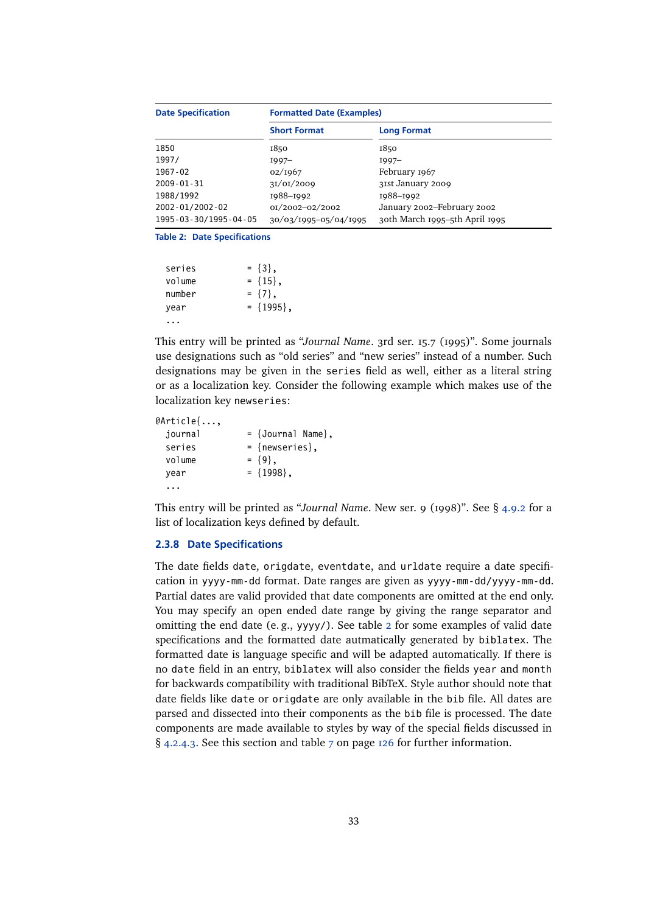| Date Specification | Formatted Date (Examples) | |
|---|---|---|
| | Short Format | Long Format |
| 1850 | 1850 | 1850 |
| 1997/ | 1997– | 1997– |
| 1967-02 | 02/1967 | February 1967 |
| 2009-01-31 | 31/01/2009 | 31st January 2009 |
| 1988/1992 | 1988–1992 | 1988–1992 |
| 2002-01/2002-02 | 01/2002–02/2002 | January 2002–February 2002 |
| 1995-03-30/1995-04-05 | 30/03/1995–05/04/1995 | 30th March 1995–5th April 1995 |

**Table 2: Date Specifications**

```
  series          = {3},
  volume          = {15},
  number          = {7},
  year            = {1995},
  ...
```

This entry will be printed as "*Journal Name*. 3rd ser. 15.7 (1995)". Some journals use designations such as "old series" and "new series" instead of a number. Such designations may be given in the `series` field as well, either as a literal string or as a localization key. Consider the following example which makes use of the localization key `newseries`:

```
@Article{...,
  journal         = {Journal Name},
  series          = {newseries},
  volume          = {9},
  year            = {1998},
  ...
```

This entry will be printed as "*Journal Name*. New ser. 9 (1998)". See § 4.9.2 for a list of localization keys defined by default.

### 2.3.8 Date Specifications

The date fields `date`, `origdate`, `eventdate`, and `urldate` require a date specification in `yyyy-mm-dd` format. Date ranges are given as `yyyy-mm-dd/yyyy-mm-dd`. Partial dates are valid provided that date components are omitted at the end only. You may specify an open ended date range by giving the range separator and omitting the end date (e. g., `yyyy/`). See table 2 for some examples of valid date specifications and the formatted date autmatically generated by `biblatex`. The formatted date is language specific and will be adapted automatically. If there is no `date` field in an entry, `biblatex` will also consider the fields `year` and `month` for backwards compatibility with traditional BibTeX. Style author should note that date fields like `date` or `origdate` are only available in the `bib` file. All dates are parsed and dissected into their components as the `bib` file is processed. The date components are made available to styles by way of the special fields discussed in § 4.2.4.3. See this section and table 7 on page 126 for further information.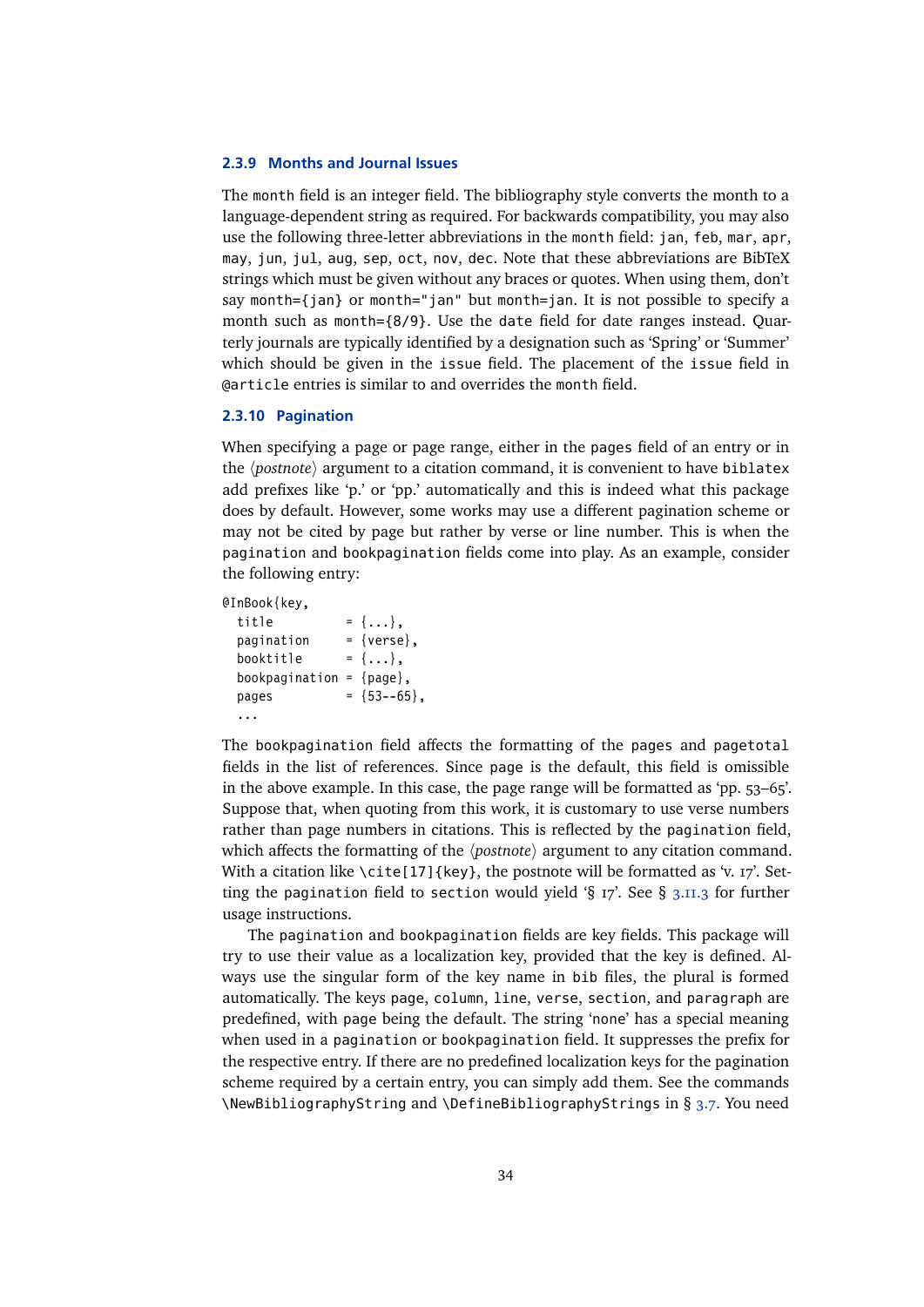### 2.3.9 Months and Journal Issues

The `month` field is an integer field. The bibliography style converts the month to a language-dependent string as required. For backwards compatibility, you may also use the following three-letter abbreviations in the `month` field: `jan`, `feb`, `mar`, `apr`, `may`, `jun`, `jul`, `aug`, `sep`, `oct`, `nov`, `dec`. Note that these abbreviations are BibTeX strings which must be given without any braces or quotes. When using them, don't say `month={jan}` or `month="jan"` but `month=jan`. It is not possible to specify a month such as `month={8/9}`. Use the `date` field for date ranges instead. Quarterly journals are typically identified by a designation such as 'Spring' or 'Summer' which should be given in the `issue` field. The placement of the `issue` field in `@article` entries is similar to and overrides the `month` field.

### 2.3.10 Pagination

When specifying a page or page range, either in the `pages` field of an entry or in the ⟨*postnote*⟩ argument to a citation command, it is convenient to have `biblatex` add prefixes like 'p.' or 'pp.' automatically and this is indeed what this package does by default. However, some works may use a different pagination scheme or may not be cited by page but rather by verse or line number. This is when the `pagination` and `bookpagination` fields come into play. As an example, consider the following entry:

```
@InBook{key,
  title          = {...},
  pagination     = {verse},
  booktitle      = {...},
  bookpagination = {page},
  pages          = {53--65},
  ...
```

The `bookpagination` field affects the formatting of the `pages` and `pagetotal` fields in the list of references. Since `page` is the default, this field is omissible in the above example. In this case, the page range will be formatted as 'pp. 53–65'. Suppose that, when quoting from this work, it is customary to use verse numbers rather than page numbers in citations. This is reflected by the `pagination` field, which affects the formatting of the ⟨*postnote*⟩ argument to any citation command. With a citation like `\cite[17]{key}`, the postnote will be formatted as 'v. 17'. Setting the `pagination` field to `section` would yield '§ 17'. See § 3.11.3 for further usage instructions.

The `pagination` and `bookpagination` fields are key fields. This package will try to use their value as a localization key, provided that the key is defined. Always use the singular form of the key name in `bib` files, the plural is formed automatically. The keys `page`, `column`, `line`, `verse`, `section`, and `paragraph` are predefined, with `page` being the default. The string '`none`' has a special meaning when used in a `pagination` or `bookpagination` field. It suppresses the prefix for the respective entry. If there are no predefined localization keys for the pagination scheme required by a certain entry, you can simply add them. See the commands `\NewBibliographyString` and `\DefineBibliographyStrings` in § 3.7. You need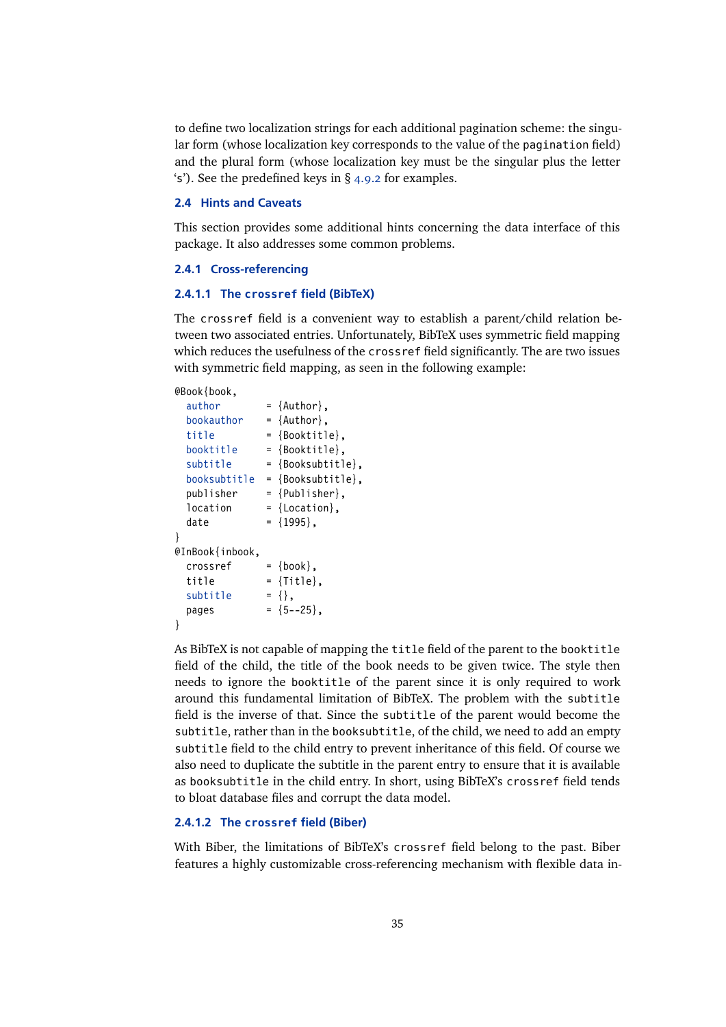to define two localization strings for each additional pagination scheme: the singular form (whose localization key corresponds to the value of the `pagination` field) and the plural form (whose localization key must be the singular plus the letter '`s`'). See the predefined keys in § 4.9.2 for examples.

## 2.4 Hints and Caveats

This section provides some additional hints concerning the data interface of this package. It also addresses some common problems.

### 2.4.1 Cross-referencing

#### 2.4.1.1 The `crossref` field (BibTeX)

The `crossref` field is a convenient way to establish a parent/child relation between two associated entries. Unfortunately, BibTeX uses symmetric field mapping which reduces the usefulness of the `crossref` field significantly. The are two issues with symmetric field mapping, as seen in the following example:

```
@Book{book,
  author        = {Author},
  bookauthor    = {Author},
  title         = {Booktitle},
  booktitle     = {Booktitle},
  subtitle      = {Booksubtitle},
  booksubtitle  = {Booksubtitle},
  publisher     = {Publisher},
  location      = {Location},
  date          = {1995},
}
@InBook{inbook,
  crossref      = {book},
  title         = {Title},
  subtitle      = {},
  pages         = {5--25},
}
```

As BibTeX is not capable of mapping the `title` field of the parent to the `booktitle` field of the child, the title of the book needs to be given twice. The style then needs to ignore the `booktitle` of the parent since it is only required to work around this fundamental limitation of BibTeX. The problem with the `subtitle` field is the inverse of that. Since the `subtitle` of the parent would become the `subtitle`, rather than in the `booksubtitle`, of the child, we need to add an empty `subtitle` field to the child entry to prevent inheritance of this field. Of course we also need to duplicate the subtitle in the parent entry to ensure that it is available as `booksubtitle` in the child entry. In short, using BibTeX's `crossref` field tends to bloat database files and corrupt the data model.

#### 2.4.1.2 The `crossref` field (Biber)

With Biber, the limitations of BibTeX's `crossref` field belong to the past. Biber features a highly customizable cross-referencing mechanism with flexible data in-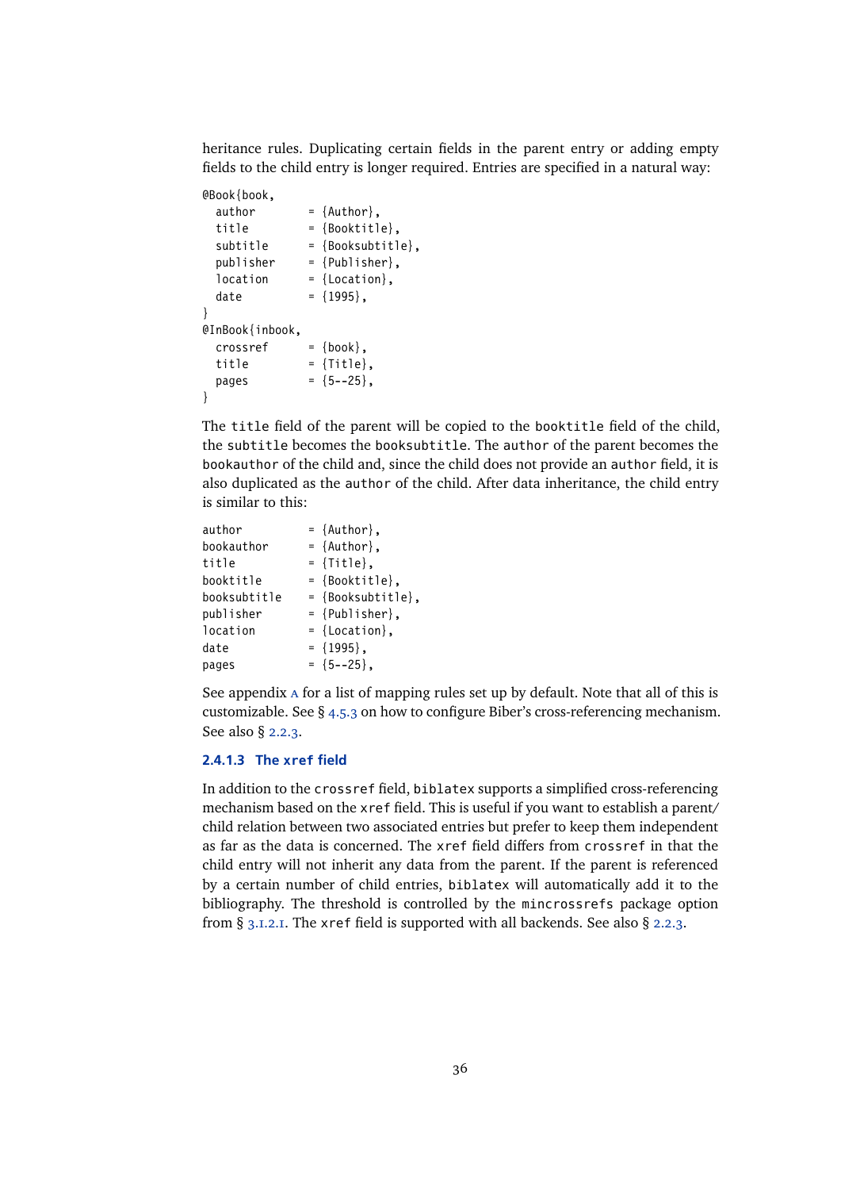heritance rules. Duplicating certain fields in the parent entry or adding empty fields to the child entry is longer required. Entries are specified in a natural way:

```
@Book{book,
  author        = {Author},
  title         = {Booktitle},
  subtitle      = {Booksubtitle},
  publisher     = {Publisher},
  location      = {Location},
  date          = {1995},
}
@InBook{inbook,
  crossref      = {book},
  title         = {Title},
  pages         = {5--25},
}
```

The `title` field of the parent will be copied to the `booktitle` field of the child, the `subtitle` becomes the `booksubtitle`. The `author` of the parent becomes the `bookauthor` of the child and, since the child does not provide an `author` field, it is also duplicated as the `author` of the child. After data inheritance, the child entry is similar to this:

```
author          = {Author},
bookauthor      = {Author},
title           = {Title},
booktitle       = {Booktitle},
booksubtitle    = {Booksubtitle},
publisher       = {Publisher},
location        = {Location},
date            = {1995},
pages           = {5--25},
```

See appendix A for a list of mapping rules set up by default. Note that all of this is customizable. See § 4.5.3 on how to configure Biber's cross-referencing mechanism. See also § 2.2.3.

#### 2.4.1.3 The `xref` field

In addition to the `crossref` field, `biblatex` supports a simplified cross-referencing mechanism based on the `xref` field. This is useful if you want to establish a parent/child relation between two associated entries but prefer to keep them independent as far as the data is concerned. The `xref` field differs from `crossref` in that the child entry will not inherit any data from the parent. If the parent is referenced by a certain number of child entries, `biblatex` will automatically add it to the bibliography. The threshold is controlled by the `mincrossrefs` package option from § 3.1.2.1. The `xref` field is supported with all backends. See also § 2.2.3.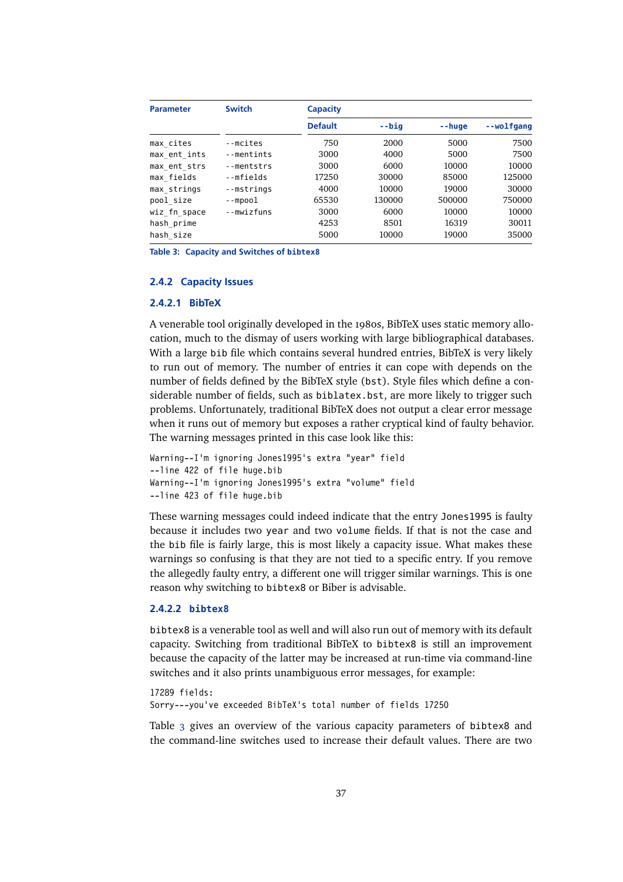| Parameter | Switch | Capacity | | | |
|---|---|---|---|---|---|
| | | Default | `--big` | `--huge` | `--wolfgang` |
| `max_cites` | `--mcites` | 750 | 2000 | 5000 | 7500 |
| `max_ent_ints` | `--mentints` | 3000 | 4000 | 5000 | 7500 |
| `max_ent_strs` | `--mentstrs` | 3000 | 6000 | 10000 | 10000 |
| `max_fields` | `--mfields` | 17250 | 30000 | 85000 | 125000 |
| `max_strings` | `--mstrings` | 4000 | 10000 | 19000 | 30000 |
| `pool_size` | `--mpool` | 65530 | 130000 | 500000 | 750000 |
| `wiz_fn_space` | `--mwizfuns` | 3000 | 6000 | 10000 | 10000 |
| `hash_prime` | | 4253 | 8501 | 16319 | 30011 |
| `hash_size` | | 5000 | 10000 | 19000 | 35000 |

Table 3: Capacity and Switches of `bibtex8`

### 2.4.2 Capacity Issues

#### 2.4.2.1 BibTeX

A venerable tool originally developed in the 1980s, BibTeX uses static memory allocation, much to the dismay of users working with large bibliographical databases. With a large `bib` file which contains several hundred entries, BibTeX is very likely to run out of memory. The number of entries it can cope with depends on the number of fields defined by the BibTeX style (`bst`). Style files which define a considerable number of fields, such as `biblatex.bst`, are more likely to trigger such problems. Unfortunately, traditional BibTeX does not output a clear error message when it runs out of memory but exposes a rather cryptical kind of faulty behavior. The warning messages printed in this case look like this:

```
Warning--I'm ignoring Jones1995's extra "year" field
--line 422 of file huge.bib
Warning--I'm ignoring Jones1995's extra "volume" field
--line 423 of file huge.bib
```

These warning messages could indeed indicate that the entry `Jones1995` is faulty because it includes two `year` and two `volume` fields. If that is not the case and the `bib` file is fairly large, this is most likely a capacity issue. What makes these warnings so confusing is that they are not tied to a specific entry. If you remove the allegedly faulty entry, a different one will trigger similar warnings. This is one reason why switching to `bibtex8` or Biber is advisable.

#### 2.4.2.2 `bibtex8`

`bibtex8` is a venerable tool as well and will also run out of memory with its default capacity. Switching from traditional BibTeX to `bibtex8` is still an improvement because the capacity of the latter may be increased at run-time via command-line switches and it also prints unambiguous error messages, for example:

```
17289 fields:
Sorry---you've exceeded BibTeX's total number of fields 17250
```

Table 3 gives an overview of the various capacity parameters of `bibtex8` and the command-line switches used to increase their default values. There are two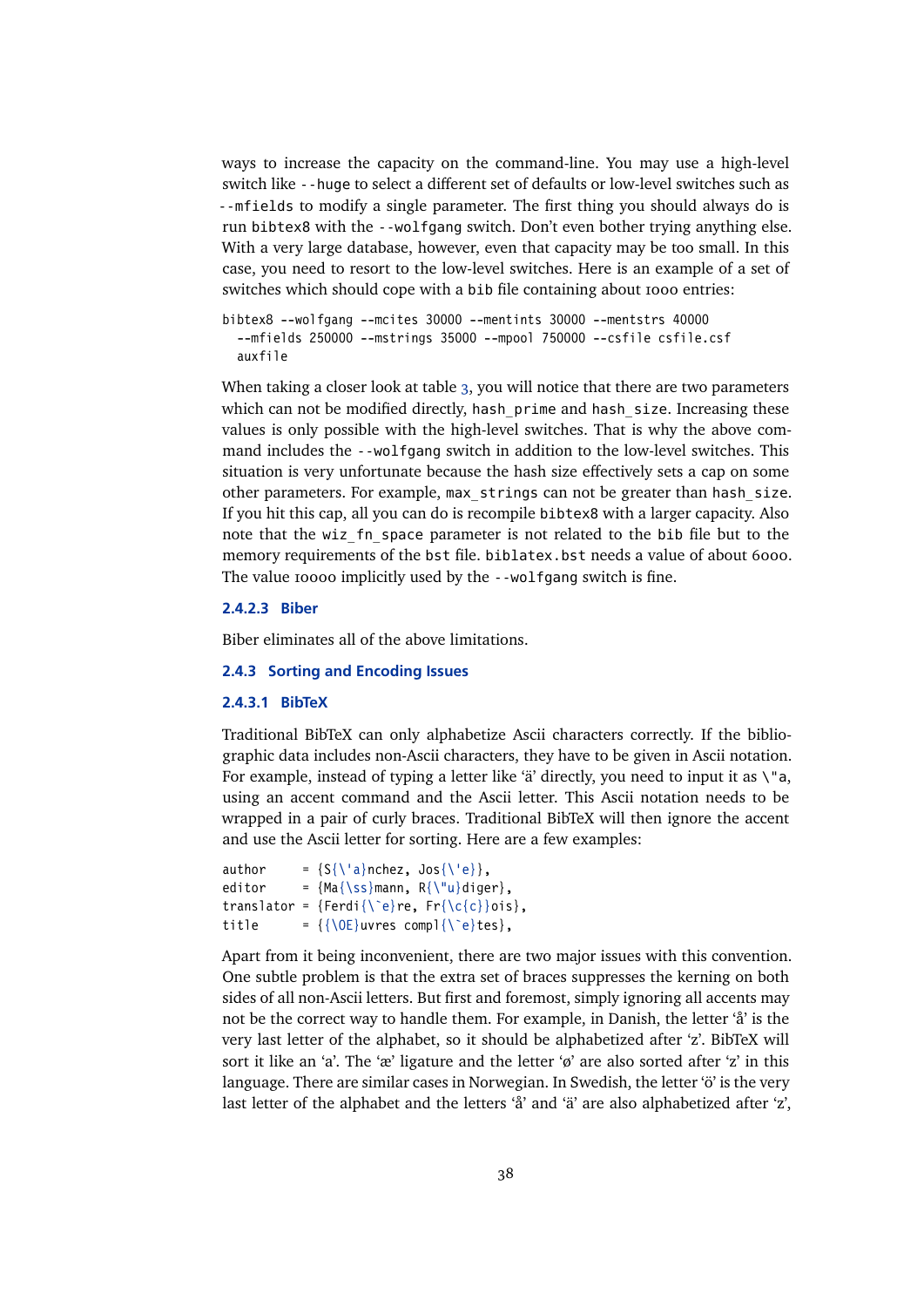ways to increase the capacity on the command-line. You may use a high-level switch like `--huge` to select a different set of defaults or low-level switches such as `--mfields` to modify a single parameter. The first thing you should always do is run `bibtex8` with the `--wolfgang` switch. Don't even bother trying anything else. With a very large database, however, even that capacity may be too small. In this case, you need to resort to the low-level switches. Here is an example of a set of switches which should cope with a `bib` file containing about 1000 entries:

```
bibtex8 --wolfgang --mcites 30000 --mentints 30000 --mentstrs 40000
  --mfields 250000 --mstrings 35000 --mpool 750000 --csfile csfile.csf
  auxfile
```

When taking a closer look at table 3, you will notice that there are two parameters which can not be modified directly, `hash_prime` and `hash_size`. Increasing these values is only possible with the high-level switches. That is why the above command includes the `--wolfgang` switch in addition to the low-level switches. This situation is very unfortunate because the hash size effectively sets a cap on some other parameters. For example, `max_strings` can not be greater than `hash_size`. If you hit this cap, all you can do is recompile `bibtex8` with a larger capacity. Also note that the `wiz_fn_space` parameter is not related to the `bib` file but to the memory requirements of the `bst` file. `biblatex.bst` needs a value of about 6000. The value 10000 implicitly used by the `--wolfgang` switch is fine.

#### 2.4.2.3 Biber

Biber eliminates all of the above limitations.

### 2.4.3 Sorting and Encoding Issues

#### 2.4.3.1 BibTeX

Traditional BibTeX can only alphabetize Ascii characters correctly. If the bibliographic data includes non-Ascii characters, they have to be given in Ascii notation. For example, instead of typing a letter like 'ä' directly, you need to input it as `\"a`, using an accent command and the Ascii letter. This Ascii notation needs to be wrapped in a pair of curly braces. Traditional BibTeX will then ignore the accent and use the Ascii letter for sorting. Here are a few examples:

```
author     = {S{\'a}nchez, Jos{\'e}},
editor     = {Ma{\ss}mann, R{\"u}diger},
translator = {Ferdi{\`e}re, Fr{\c{c}}ois},
title      = {{\OE}uvres compl{\`e}tes},
```

Apart from it being inconvenient, there are two major issues with this convention. One subtle problem is that the extra set of braces suppresses the kerning on both sides of all non-Ascii letters. But first and foremost, simply ignoring all accents may not be the correct way to handle them. For example, in Danish, the letter 'å' is the very last letter of the alphabet, so it should be alphabetized after 'z'. BibTeX will sort it like an 'a'. The 'æ' ligature and the letter 'ø' are also sorted after 'z' in this language. There are similar cases in Norwegian. In Swedish, the letter 'ö' is the very last letter of the alphabet and the letters 'å' and 'ä' are also alphabetized after 'z',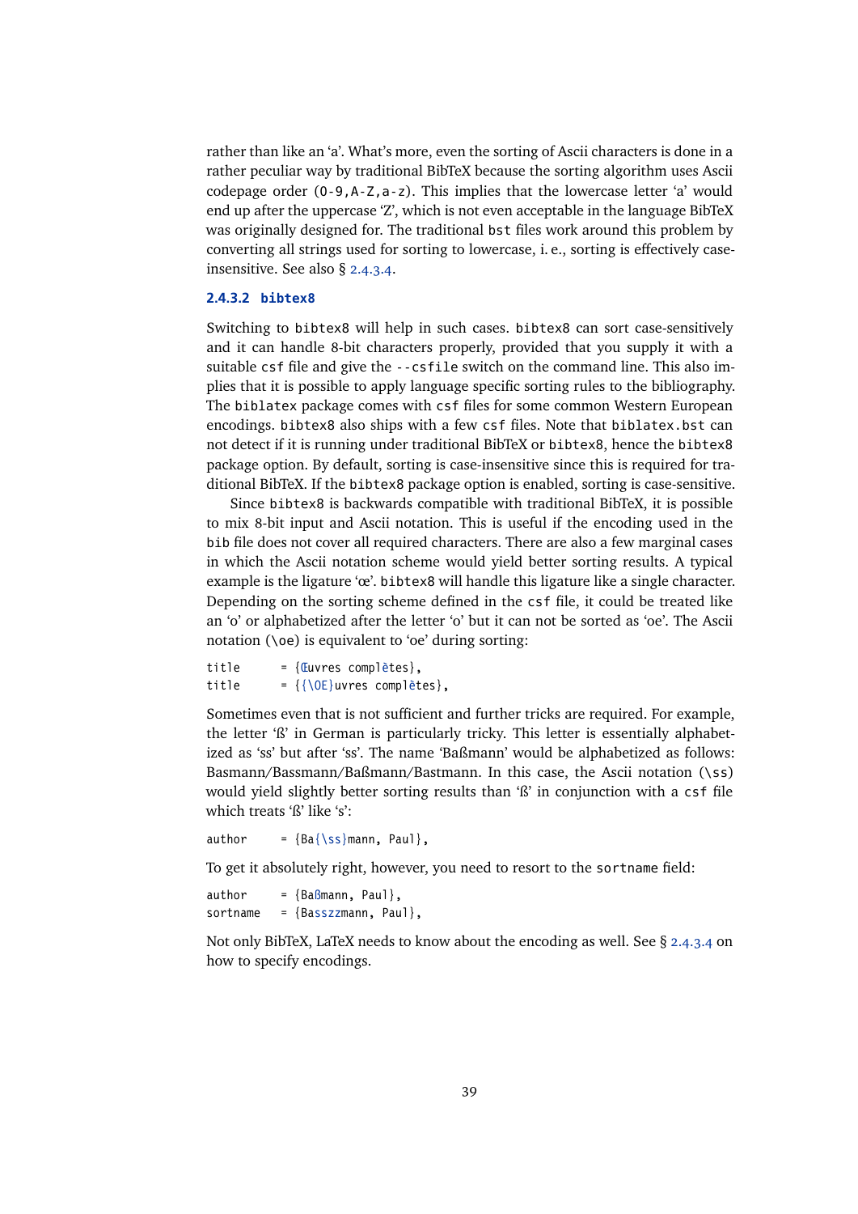rather than like an 'a'. What's more, even the sorting of Ascii characters is done in a rather peculiar way by traditional BibTeX because the sorting algorithm uses Ascii codepage order (`0-9,A-Z,a-z`). This implies that the lowercase letter 'a' would end up after the uppercase 'Z', which is not even acceptable in the language BibTeX was originally designed for. The traditional `bst` files work around this problem by converting all strings used for sorting to lowercase, i. e., sorting is effectively case-insensitive. See also § 2.4.3.4.

#### 2.4.3.2 bibtex8

Switching to `bibtex8` will help in such cases. `bibtex8` can sort case-sensitively and it can handle 8-bit characters properly, provided that you supply it with a suitable `csf` file and give the `--csfile` switch on the command line. This also implies that it is possible to apply language specific sorting rules to the bibliography. The `biblatex` package comes with `csf` files for some common Western European encodings. `bibtex8` also ships with a few `csf` files. Note that `biblatex.bst` can not detect if it is running under traditional BibTeX or `bibtex8`, hence the `bibtex8` package option. By default, sorting is case-insensitive since this is required for traditional BibTeX. If the `bibtex8` package option is enabled, sorting is case-sensitive.

Since `bibtex8` is backwards compatible with traditional BibTeX, it is possible to mix 8-bit input and Ascii notation. This is useful if the encoding used in the `bib` file does not cover all required characters. There are also a few marginal cases in which the Ascii notation scheme would yield better sorting results. A typical example is the ligature 'œ'. `bibtex8` will handle this ligature like a single character. Depending on the sorting scheme defined in the `csf` file, it could be treated like an 'o' or alphabetized after the letter 'o' but it can not be sorted as 'oe'. The Ascii notation (`\oe`) is equivalent to 'oe' during sorting:

```
title      = {Œuvres complètes},
title      = {{\OE}uvres complètes},
```

Sometimes even that is not sufficient and further tricks are required. For example, the letter 'ß' in German is particularly tricky. This letter is essentially alphabetized as 'ss' but after 'ss'. The name 'Baßmann' would be alphabetized as follows: Basmann/Bassmann/Baßmann/Bastmann. In this case, the Ascii notation (`\ss`) would yield slightly better sorting results than 'ß' in conjunction with a `csf` file which treats 'ß' like 's':

```
author     = {Ba{\ss}mann, Paul},
```

To get it absolutely right, however, you need to resort to the `sortname` field:

```
author     = {Baßmann, Paul},
sortname   = {Basszzmann, Paul},
```

Not only BibTeX, LaTeX needs to know about the encoding as well. See § 2.4.3.4 on how to specify encodings.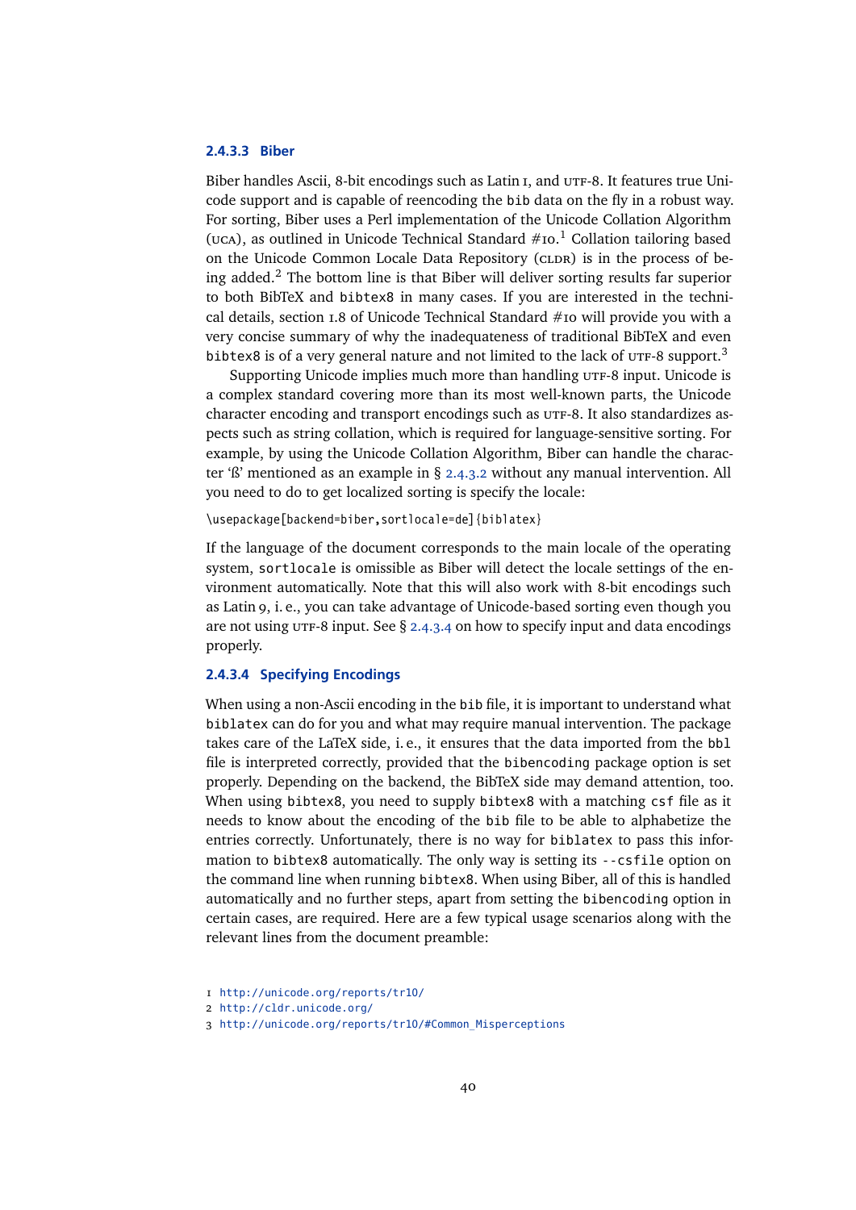#### 2.4.3.3 Biber

Biber handles Ascii, 8-bit encodings such as Latin 1, and UTF-8. It features true Unicode support and is capable of reencoding the `bib` data on the fly in a robust way. For sorting, Biber uses a Perl implementation of the Unicode Collation Algorithm (UCA), as outlined in Unicode Technical Standard #10.[1] Collation tailoring based on the Unicode Common Locale Data Repository (CLDR) is in the process of being added.[2] The bottom line is that Biber will deliver sorting results far superior to both BibTeX and `bibtex8` in many cases. If you are interested in the technical details, section 1.8 of Unicode Technical Standard #10 will provide you with a very concise summary of why the inadequateness of traditional BibTeX and even `bibtex8` is of a very general nature and not limited to the lack of UTF-8 support.[3]

Supporting Unicode implies much more than handling UTF-8 input. Unicode is a complex standard covering more than its most well-known parts, the Unicode character encoding and transport encodings such as UTF-8. It also standardizes aspects such as string collation, which is required for language-sensitive sorting. For example, by using the Unicode Collation Algorithm, Biber can handle the character 'ß' mentioned as an example in § 2.4.3.2 without any manual intervention. All you need to do to get localized sorting is specify the locale:

```
\usepackage[backend=biber,sortlocale=de]{biblatex}
```

If the language of the document corresponds to the main locale of the operating system, `sortlocale` is omissible as Biber will detect the locale settings of the environment automatically. Note that this will also work with 8-bit encodings such as Latin 9, i. e., you can take advantage of Unicode-based sorting even though you are not using UTF-8 input. See § 2.4.3.4 on how to specify input and data encodings properly.

#### 2.4.3.4 Specifying Encodings

When using a non-Ascii encoding in the `bib` file, it is important to understand what `biblatex` can do for you and what may require manual intervention. The package takes care of the LaTeX side, i. e., it ensures that the data imported from the `bbl` file is interpreted correctly, provided that the `bibencoding` package option is set properly. Depending on the backend, the BibTeX side may demand attention, too. When using `bibtex8`, you need to supply `bibtex8` with a matching `csf` file as it needs to know about the encoding of the `bib` file to be able to alphabetize the entries correctly. Unfortunately, there is no way for `biblatex` to pass this information to `bibtex8` automatically. The only way is setting its `--csfile` option on the command line when running `bibtex8`. When using Biber, all of this is handled automatically and no further steps, apart from setting the `bibencoding` option in certain cases, are required. Here are a few typical usage scenarios along with the relevant lines from the document preamble:

1 http://unicode.org/reports/tr10/
2 http://cldr.unicode.org/
3 http://unicode.org/reports/tr10/#Common_Misperceptions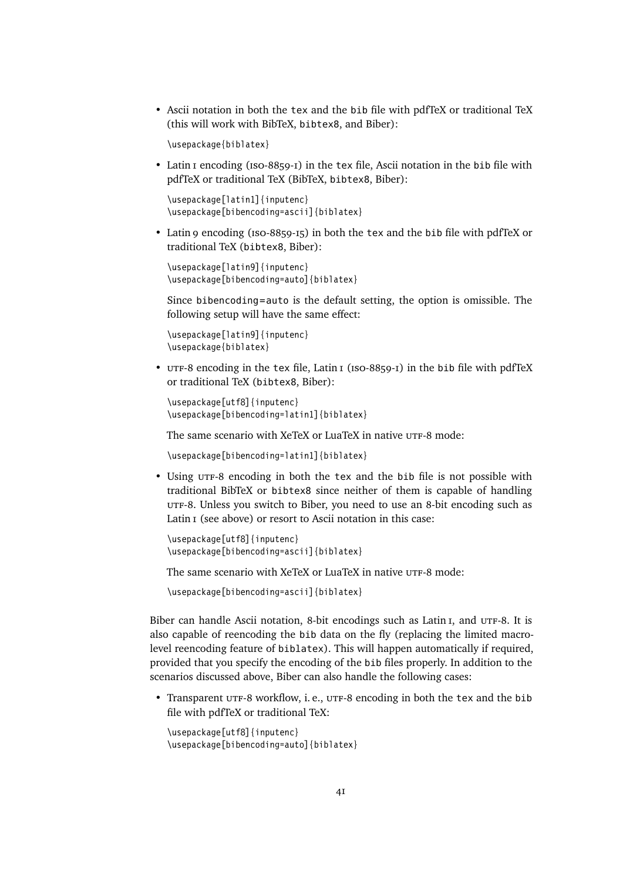- Ascii notation in both the `tex` and the `bib` file with pdfTeX or traditional TeX (this will work with BibTeX, `bibtex8`, and Biber):

  ```
  \usepackage{biblatex}
  ```

- Latin 1 encoding (ISO-8859-1) in the `tex` file, Ascii notation in the `bib` file with pdfTeX or traditional TeX (BibTeX, `bibtex8`, Biber):

  ```
  \usepackage[latin1]{inputenc}
  \usepackage[bibencoding=ascii]{biblatex}
  ```

- Latin 9 encoding (ISO-8859-15) in both the `tex` and the `bib` file with pdfTeX or traditional TeX (`bibtex8`, Biber):

  ```
  \usepackage[latin9]{inputenc}
  \usepackage[bibencoding=auto]{biblatex}
  ```

  Since `bibencoding=auto` is the default setting, the option is omissible. The following setup will have the same effect:

  ```
  \usepackage[latin9]{inputenc}
  \usepackage{biblatex}
  ```

- UTF-8 encoding in the `tex` file, Latin 1 (ISO-8859-1) in the `bib` file with pdfTeX or traditional TeX (`bibtex8`, Biber):

  ```
  \usepackage[utf8]{inputenc}
  \usepackage[bibencoding=latin1]{biblatex}
  ```

  The same scenario with XeTeX or LuaTeX in native UTF-8 mode:

  ```
  \usepackage[bibencoding=latin1]{biblatex}
  ```

- Using UTF-8 encoding in both the `tex` and the `bib` file is not possible with traditional BibTeX or `bibtex8` since neither of them is capable of handling UTF-8. Unless you switch to Biber, you need to use an 8-bit encoding such as Latin 1 (see above) or resort to Ascii notation in this case:

  ```
  \usepackage[utf8]{inputenc}
  \usepackage[bibencoding=ascii]{biblatex}
  ```

  The same scenario with XeTeX or LuaTeX in native UTF-8 mode:

  ```
  \usepackage[bibencoding=ascii]{biblatex}
  ```

Biber can handle Ascii notation, 8-bit encodings such as Latin 1, and UTF-8. It is also capable of reencoding the `bib` data on the fly (replacing the limited macro-level reencoding feature of `biblatex`). This will happen automatically if required, provided that you specify the encoding of the `bib` files properly. In addition to the scenarios discussed above, Biber can also handle the following cases:

- Transparent UTF-8 workflow, i. e., UTF-8 encoding in both the `tex` and the `bib` file with pdfTeX or traditional TeX:

  ```
  \usepackage[utf8]{inputenc}
  \usepackage[bibencoding=auto]{biblatex}
  ```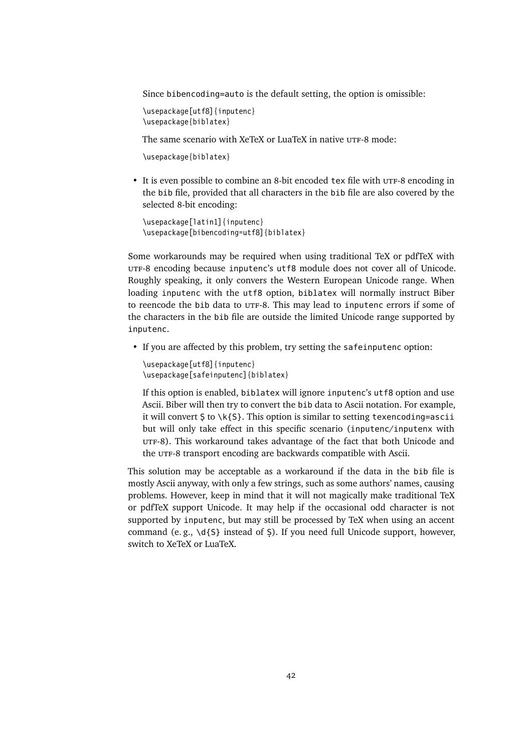Since `bibencoding=auto` is the default setting, the option is omissible:

```
\usepackage[utf8]{inputenc}
\usepackage{biblatex}
```

The same scenario with XeTeX or LuaTeX in native UTF-8 mode:

```
\usepackage{biblatex}
```

- It is even possible to combine an 8-bit encoded `tex` file with UTF-8 encoding in the `bib` file, provided that all characters in the `bib` file are also covered by the selected 8-bit encoding:

```
\usepackage[latin1]{inputenc}
\usepackage[bibencoding=utf8]{biblatex}
```

Some workarounds may be required when using traditional TeX or pdfTeX with UTF-8 encoding because `inputenc`'s `utf8` module does not cover all of Unicode. Roughly speaking, it only convers the Western European Unicode range. When loading `inputenc` with the `utf8` option, `biblatex` will normally instruct Biber to reencode the `bib` data to UTF-8. This may lead to `inputenc` errors if some of the characters in the `bib` file are outside the limited Unicode range supported by `inputenc`.

- If you are affected by this problem, try setting the `safeinputenc` option:

```
\usepackage[utf8]{inputenc}
\usepackage[safeinputenc]{biblatex}
```

If this option is enabled, `biblatex` will ignore `inputenc`'s `utf8` option and use Ascii. Biber will then try to convert the `bib` data to Ascii notation. For example, it will convert `Ş` to `\k{S}`. This option is similar to setting `texencoding=ascii` but will only take effect in this specific scenario (`inputenc`/`inputenx` with UTF-8). This workaround takes advantage of the fact that both Unicode and the UTF-8 transport encoding are backwards compatible with Ascii.

This solution may be acceptable as a workaround if the data in the `bib` file is mostly Ascii anyway, with only a few strings, such as some authors' names, causing problems. However, keep in mind that it will not magically make traditional TeX or pdfTeX support Unicode. It may help if the occasional odd character is not supported by `inputenc`, but may still be processed by TeX when using an accent command (e. g., `\d{S}` instead of `Ṣ`). If you need full Unicode support, however, switch to XeTeX or LuaTeX.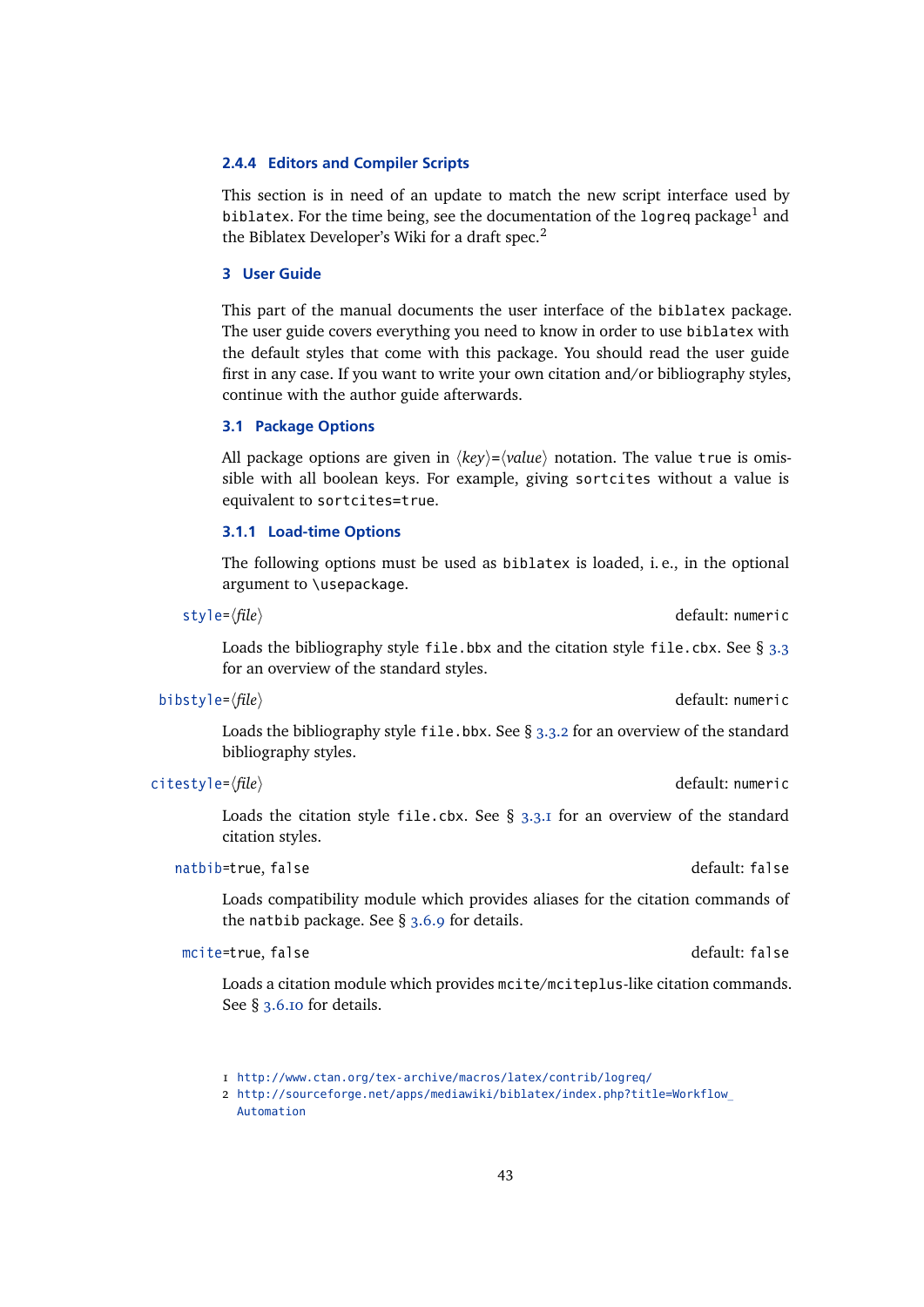#### 2.4.4 Editors and Compiler Scripts

This section is in need of an update to match the new script interface used by `biblatex`. For the time being, see the documentation of the `logreq` package[1] and the Biblatex Developer's Wiki for a draft spec.[2]

## 3 User Guide

This part of the manual documents the user interface of the `biblatex` package. The user guide covers everything you need to know in order to use `biblatex` with the default styles that come with this package. You should read the user guide first in any case. If you want to write your own citation and/or bibliography styles, continue with the author guide afterwards.

### 3.1 Package Options

All package options are given in ⟨*key*⟩=⟨*value*⟩ notation. The value `true` is omissible with all boolean keys. For example, giving `sortcites` without a value is equivalent to `sortcites=true`.

#### 3.1.1 Load-time Options

The following options must be used as `biblatex` is loaded, i. e., in the optional argument to `\usepackage`.

`style`=⟨*file*⟩ — default: `numeric`

Loads the bibliography style `file.bbx` and the citation style `file.cbx`. See § 3.3 for an overview of the standard styles.

`bibstyle`=⟨*file*⟩ — default: `numeric`

Loads the bibliography style `file.bbx`. See § 3.3.2 for an overview of the standard bibliography styles.

`citestyle`=⟨*file*⟩ — default: `numeric`

Loads the citation style `file.cbx`. See § 3.3.1 for an overview of the standard citation styles.

`natbib`=`true`, `false` — default: `false`

Loads compatibility module which provides aliases for the citation commands of the `natbib` package. See § 3.6.9 for details.

`mcite`=`true`, `false` — default: `false`

Loads a citation module which provides `mcite`/`mciteplus`-like citation commands. See § 3.6.10 for details.

---

1 http://www.ctan.org/tex-archive/macros/latex/contrib/logreq/

2 http://sourceforge.net/apps/mediawiki/biblatex/index.php?title=Workflow_Automation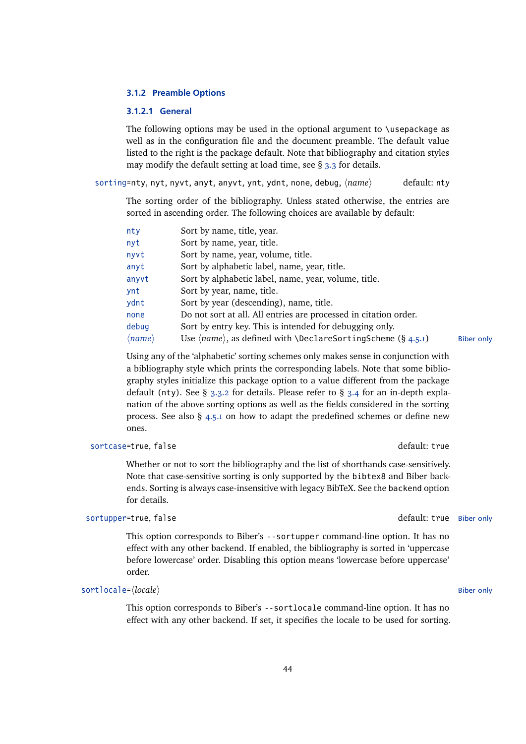### 3.1.2 Preamble Options

#### 3.1.2.1 General

The following options may be used in the optional argument to `\usepackage` as well as in the configuration file and the document preamble. The default value listed to the right is the package default. Note that bibliography and citation styles may modify the default setting at load time, see § 3.3 for details.

`sorting`=`nty`, `nyt`, `nyvt`, `anyt`, `anyvt`, `ynt`, `ydnt`, `none`, `debug`, ⟨*name*⟩ default: `nty`

The sorting order of the bibliography. Unless stated otherwise, the entries are sorted in ascending order. The following choices are available by default:

| | |
|---|---|
| `nty` | Sort by name, title, year. |
| `nyt` | Sort by name, year, title. |
| `nyvt` | Sort by name, year, volume, title. |
| `anyt` | Sort by alphabetic label, name, year, title. |
| `anyvt` | Sort by alphabetic label, name, year, volume, title. |
| `ynt` | Sort by year, name, title. |
| `ydnt` | Sort by year (descending), name, title. |
| `none` | Do not sort at all. All entries are processed in citation order. |
| `debug` | Sort by entry key. This is intended for debugging only. |
| ⟨*name*⟩ | Use ⟨*name*⟩, as defined with `\DeclareSortingScheme` (§ 4.5.1) Biber only |

Using any of the 'alphabetic' sorting schemes only makes sense in conjunction with a bibliography style which prints the corresponding labels. Note that some bibliography styles initialize this package option to a value different from the package default (`nty`). See § 3.3.2 for details. Please refer to § 3.4 for an in-depth explanation of the above sorting options as well as the fields considered in the sorting process. See also § 4.5.1 on how to adapt the predefined schemes or define new ones.

`sortcase`=`true`, `false` default: `true`

Whether or not to sort the bibliography and the list of shorthands case-sensitively. Note that case-sensitive sorting is only supported by the `bibtex8` and Biber backends. Sorting is always case-insensitive with legacy BibTeX. See the `backend` option for details.

`sortupper`=`true`, `false` default: `true` Biber only

This option corresponds to Biber's `--sortupper` command-line option. It has no effect with any other backend. If enabled, the bibliography is sorted in 'uppercase before lowercase' order. Disabling this option means 'lowercase before uppercase' order.

`sortlocale`=⟨*locale*⟩ Biber only

This option corresponds to Biber's `--sortlocale` command-line option. It has no effect with any other backend. If set, it specifies the locale to be used for sorting.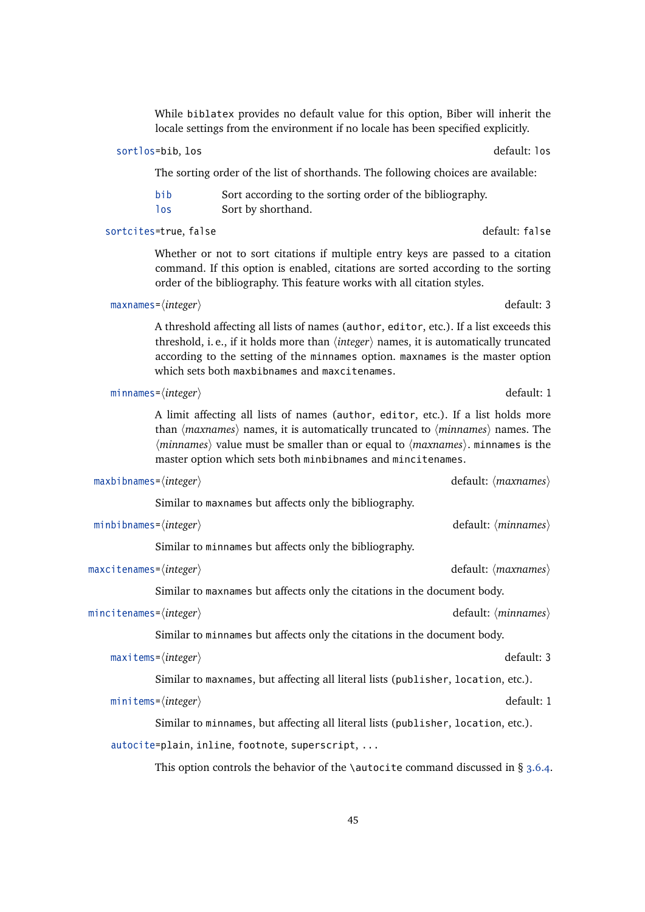While `biblatex` provides no default value for this option, Biber will inherit the locale settings from the environment if no locale has been specified explicitly.

`sortlos=bib, los` default: `los`

The sorting order of the list of shorthands. The following choices are available:

- `bib` Sort according to the sorting order of the bibliography.
- `los` Sort by shorthand.

`sortcites=true, false` default: `false`

Whether or not to sort citations if multiple entry keys are passed to a citation command. If this option is enabled, citations are sorted according to the sorting order of the bibliography. This feature works with all citation styles.

`maxnames=⟨integer⟩` default: 3

A threshold affecting all lists of names (`author`, `editor`, etc.). If a list exceeds this threshold, i. e., if it holds more than ⟨*integer*⟩ names, it is automatically truncated according to the setting of the `minnames` option. `maxnames` is the master option which sets both `maxbibnames` and `maxcitenames`.

`minnames=⟨integer⟩` default: 1

A limit affecting all lists of names (`author`, `editor`, etc.). If a list holds more than ⟨*maxnames*⟩ names, it is automatically truncated to ⟨*minnames*⟩ names. The ⟨*minnames*⟩ value must be smaller than or equal to ⟨*maxnames*⟩. `minnames` is the master option which sets both `minbibnames` and `mincitenames`.

`maxbibnames=⟨integer⟩` default: ⟨*maxnames*⟩

Similar to `maxnames` but affects only the bibliography.

`minbibnames=⟨integer⟩` default: ⟨*minnames*⟩

Similar to `minnames` but affects only the bibliography.

`maxcitenames=⟨integer⟩` default: ⟨*maxnames*⟩

Similar to `maxnames` but affects only the citations in the document body.

`mincitenames=⟨integer⟩` default: ⟨*minnames*⟩

Similar to `minnames` but affects only the citations in the document body.

`maxitems=⟨integer⟩` default: 3

Similar to `maxnames`, but affecting all literal lists (`publisher`, `location`, etc.).

`minitems=⟨integer⟩` default: 1

Similar to `minnames`, but affecting all literal lists (`publisher`, `location`, etc.).

`autocite=plain, inline, footnote, superscript, ...`

This option controls the behavior of the `\autocite` command discussed in § 3.6.4.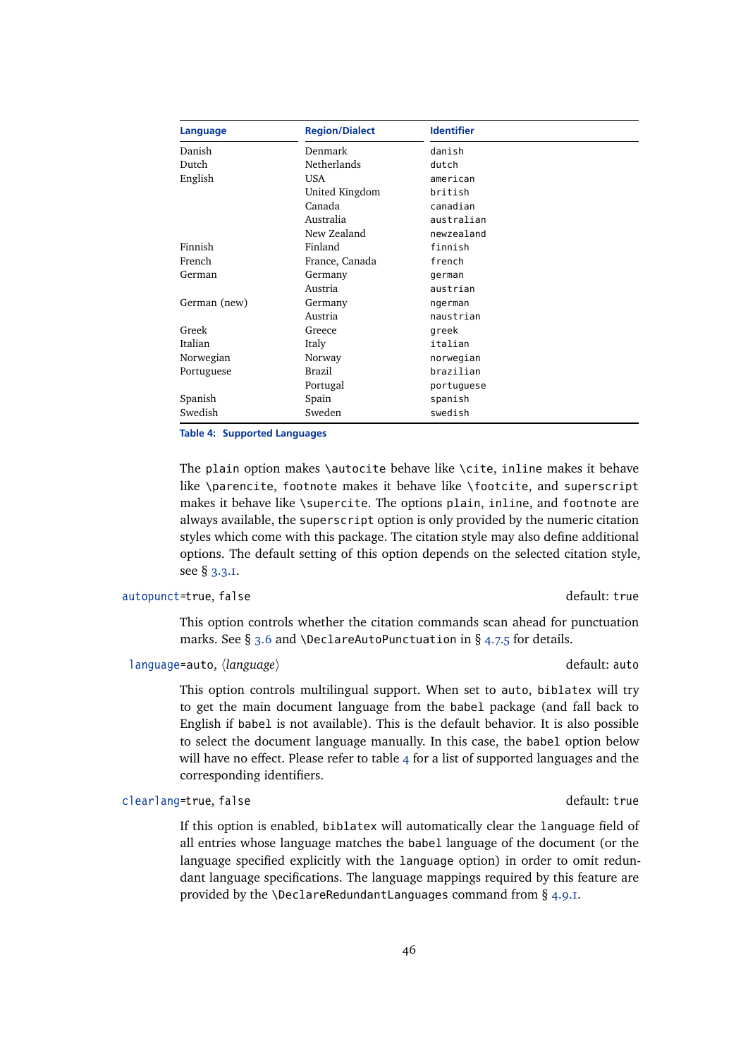| Language | Region/Dialect | Identifier |
|---|---|---|
| Danish | Denmark | danish |
| Dutch | Netherlands | dutch |
| English | USA | american |
| | United Kingdom | british |
| | Canada | canadian |
| | Australia | australian |
| | New Zealand | newzealand |
| Finnish | Finland | finnish |
| French | France, Canada | french |
| German | Germany | german |
| | Austria | austrian |
| German (new) | Germany | ngerman |
| | Austria | naustrian |
| Greek | Greece | greek |
| Italian | Italy | italian |
| Norwegian | Norway | norwegian |
| Portuguese | Brazil | brazilian |
| | Portugal | portuguese |
| Spanish | Spain | spanish |
| Swedish | Sweden | swedish |

**Table 4: Supported Languages**

The plain option makes \autocite behave like \cite, inline makes it behave like \parencite, footnote makes it behave like \footcite, and superscript makes it behave like \supercite. The options plain, inline, and footnote are always available, the superscript option is only provided by the numeric citation styles which come with this package. The citation style may also define additional options. The default setting of this option depends on the selected citation style, see § 3.3.1.

autopunct=true, false — default: true

This option controls whether the citation commands scan ahead for punctuation marks. See § 3.6 and \DeclareAutoPunctuation in § 4.7.5 for details.

language=auto, ⟨*language*⟩ — default: auto

This option controls multilingual support. When set to auto, biblatex will try to get the main document language from the babel package (and fall back to English if babel is not available). This is the default behavior. It is also possible to select the document language manually. In this case, the babel option below will have no effect. Please refer to table 4 for a list of supported languages and the corresponding identifiers.

clearlang=true, false — default: true

If this option is enabled, biblatex will automatically clear the language field of all entries whose language matches the babel language of the document (or the language specified explicitly with the language option) in order to omit redundant language specifications. The language mappings required by this feature are provided by the \DeclareRedundantLanguages command from § 4.9.1.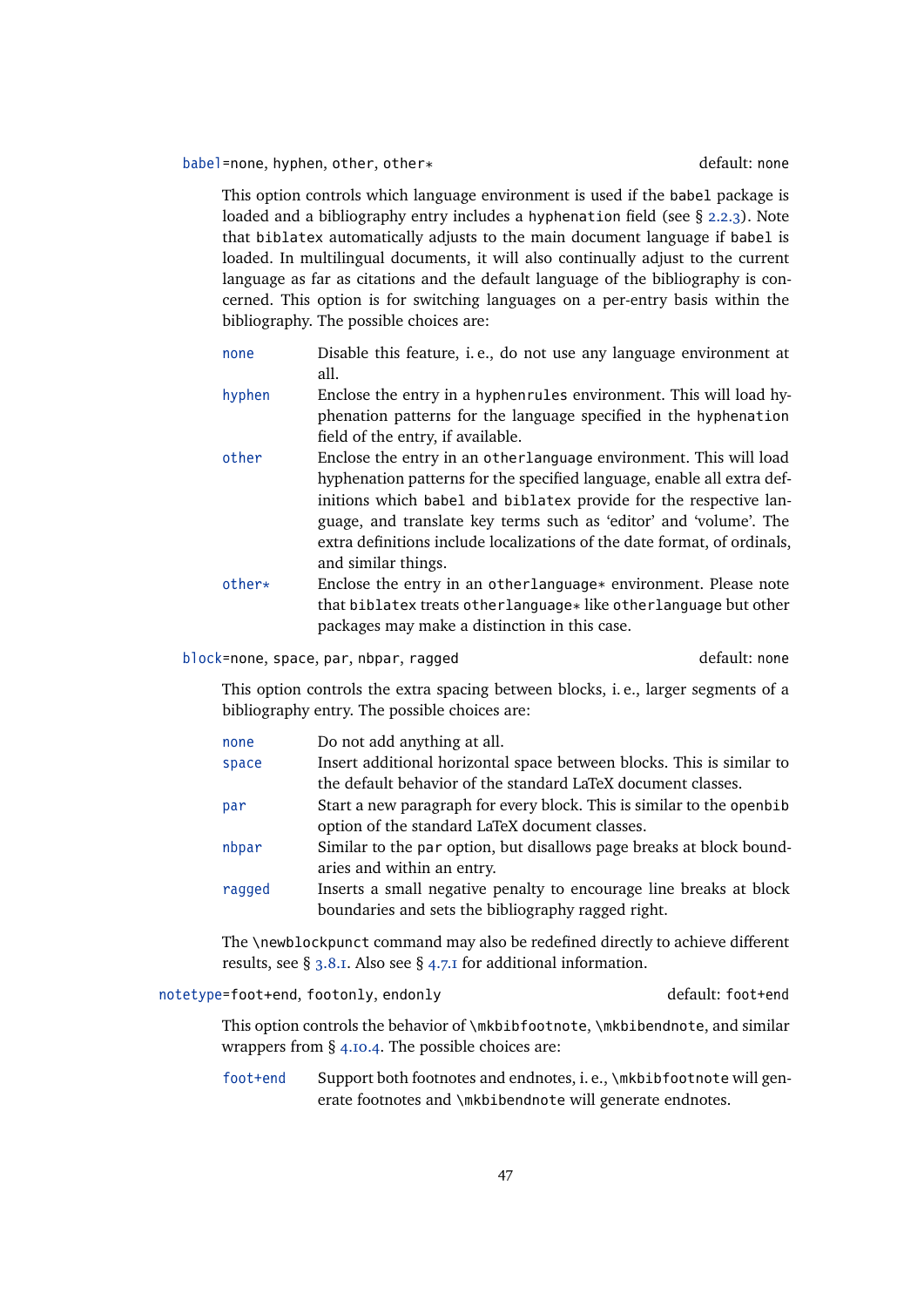`babel=none, hyphen, other, other*` default: `none`

This option controls which language environment is used if the `babel` package is loaded and a bibliography entry includes a `hyphenation` field (see § 2.2.3). Note that `biblatex` automatically adjusts to the main document language if `babel` is loaded. In multilingual documents, it will also continually adjust to the current language as far as citations and the default language of the bibliography is concerned. This option is for switching languages on a per-entry basis within the bibliography. The possible choices are:

`none` Disable this feature, i.e., do not use any language environment at all.

`hyphen` Enclose the entry in a `hyphenrules` environment. This will load hyphenation patterns for the language specified in the `hyphenation` field of the entry, if available.

`other` Enclose the entry in an `otherlanguage` environment. This will load hyphenation patterns for the specified language, enable all extra definitions which `babel` and `biblatex` provide for the respective language, and translate key terms such as 'editor' and 'volume'. The extra definitions include localizations of the date format, of ordinals, and similar things.

`other*` Enclose the entry in an `otherlanguage*` environment. Please note that `biblatex` treats `otherlanguage*` like `otherlanguage` but other packages may make a distinction in this case.

`block=none, space, par, nbpar, ragged` default: `none`

This option controls the extra spacing between blocks, i.e., larger segments of a bibliography entry. The possible choices are:

`none` Do not add anything at all.

`space` Insert additional horizontal space between blocks. This is similar to the default behavior of the standard LaTeX document classes.

`par` Start a new paragraph for every block. This is similar to the `openbib` option of the standard LaTeX document classes.

`nbpar` Similar to the `par` option, but disallows page breaks at block boundaries and within an entry.

`ragged` Inserts a small negative penalty to encourage line breaks at block boundaries and sets the bibliography ragged right.

The `\newblockpunct` command may also be redefined directly to achieve different results, see § 3.8.1. Also see § 4.7.1 for additional information.

`notetype=foot+end, footonly, endonly` default: `foot+end`

This option controls the behavior of `\mkbibfootnote`, `\mkbibendnote`, and similar wrappers from § 4.10.4. The possible choices are:

`foot+end` Support both footnotes and endnotes, i.e., `\mkbibfootnote` will generate footnotes and `\mkbibendnote` will generate endnotes.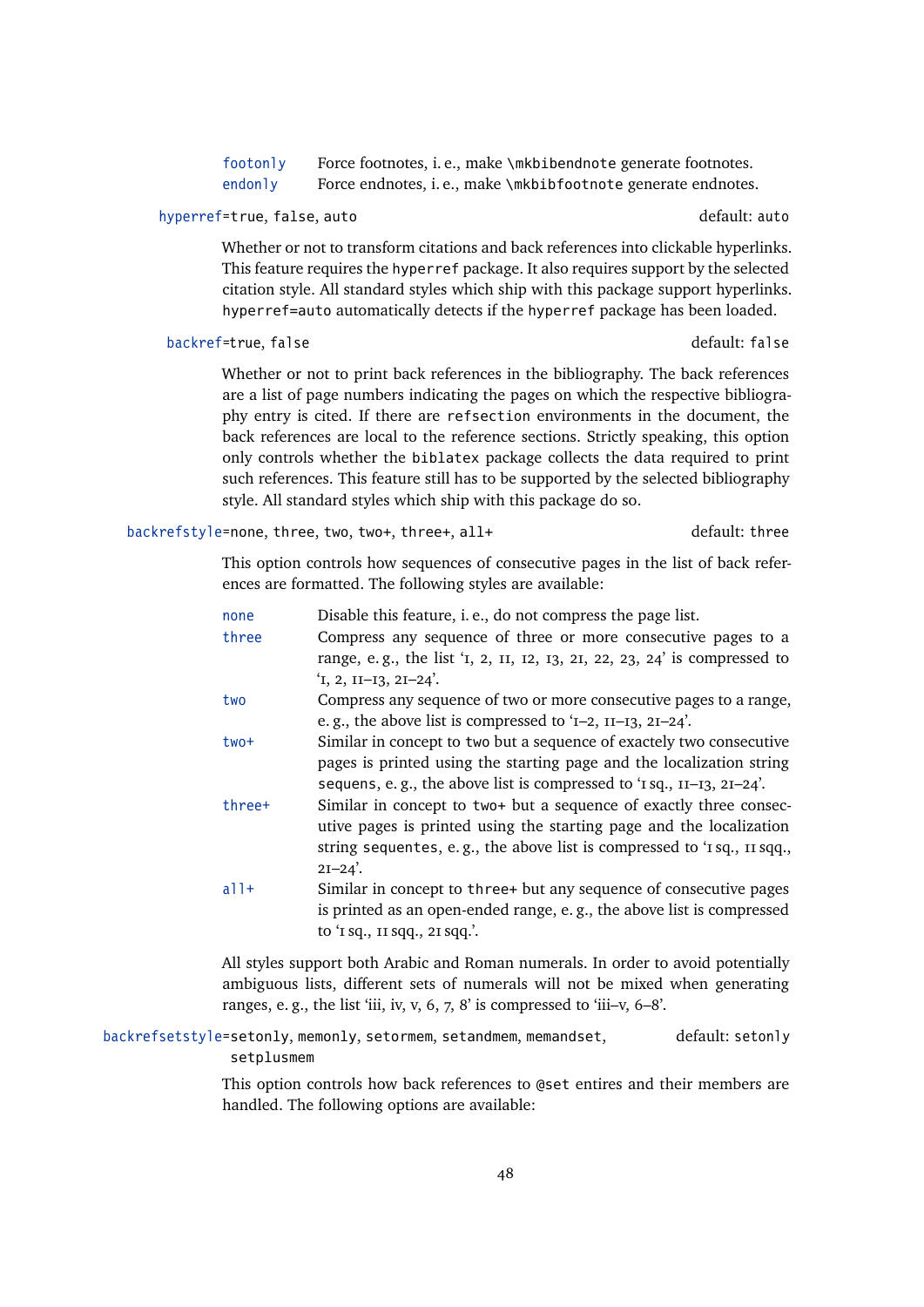`footonly` Force footnotes, i. e., make `\mkbibendnote` generate footnotes.
`endonly` Force endnotes, i. e., make `\mkbibfootnote` generate endnotes.

`hyperref=true, false, auto` default: `auto`

Whether or not to transform citations and back references into clickable hyperlinks. This feature requires the `hyperref` package. It also requires support by the selected citation style. All standard styles which ship with this package support hyperlinks. `hyperref=auto` automatically detects if the `hyperref` package has been loaded.

`backref=true, false` default: `false`

Whether or not to print back references in the bibliography. The back references are a list of page numbers indicating the pages on which the respective bibliography entry is cited. If there are `refsection` environments in the document, the back references are local to the reference sections. Strictly speaking, this option only controls whether the `biblatex` package collects the data required to print such references. This feature still has to be supported by the selected bibliography style. All standard styles which ship with this package do so.

`backrefstyle=none, three, two, two+, three+, all+` default: `three`

This option controls how sequences of consecutive pages in the list of back references are formatted. The following styles are available:

`none` Disable this feature, i. e., do not compress the page list.
`three` Compress any sequence of three or more consecutive pages to a range, e. g., the list '1, 2, 11, 12, 13, 21, 22, 23, 24' is compressed to '1, 2, 11–13, 21–24'.
`two` Compress any sequence of two or more consecutive pages to a range, e. g., the above list is compressed to '1–2, 11–13, 21–24'.
`two+` Similar in concept to `two` but a sequence of exactely two consecutive pages is printed using the starting page and the localization string `sequens`, e. g., the above list is compressed to '1 sq., 11–13, 21–24'.
`three+` Similar in concept to `two+` but a sequence of exactly three consecutive pages is printed using the starting page and the localization string `sequentes`, e. g., the above list is compressed to '1 sq., 11 sqq., 21–24'.
`all+` Similar in concept to `three+` but any sequence of consecutive pages is printed as an open-ended range, e. g., the above list is compressed to '1 sq., 11 sqq., 21 sqq.'.

All styles support both Arabic and Roman numerals. In order to avoid potentially ambiguous lists, different sets of numerals will not be mixed when generating ranges, e. g., the list 'iii, iv, v, 6, 7, 8' is compressed to 'iii–v, 6–8'.

`backrefsetstyle=setonly, memonly, setormem, setandmem, memandset, setplusmem` default: `setonly`

This option controls how back references to `@set` entires and their members are handled. The following options are available: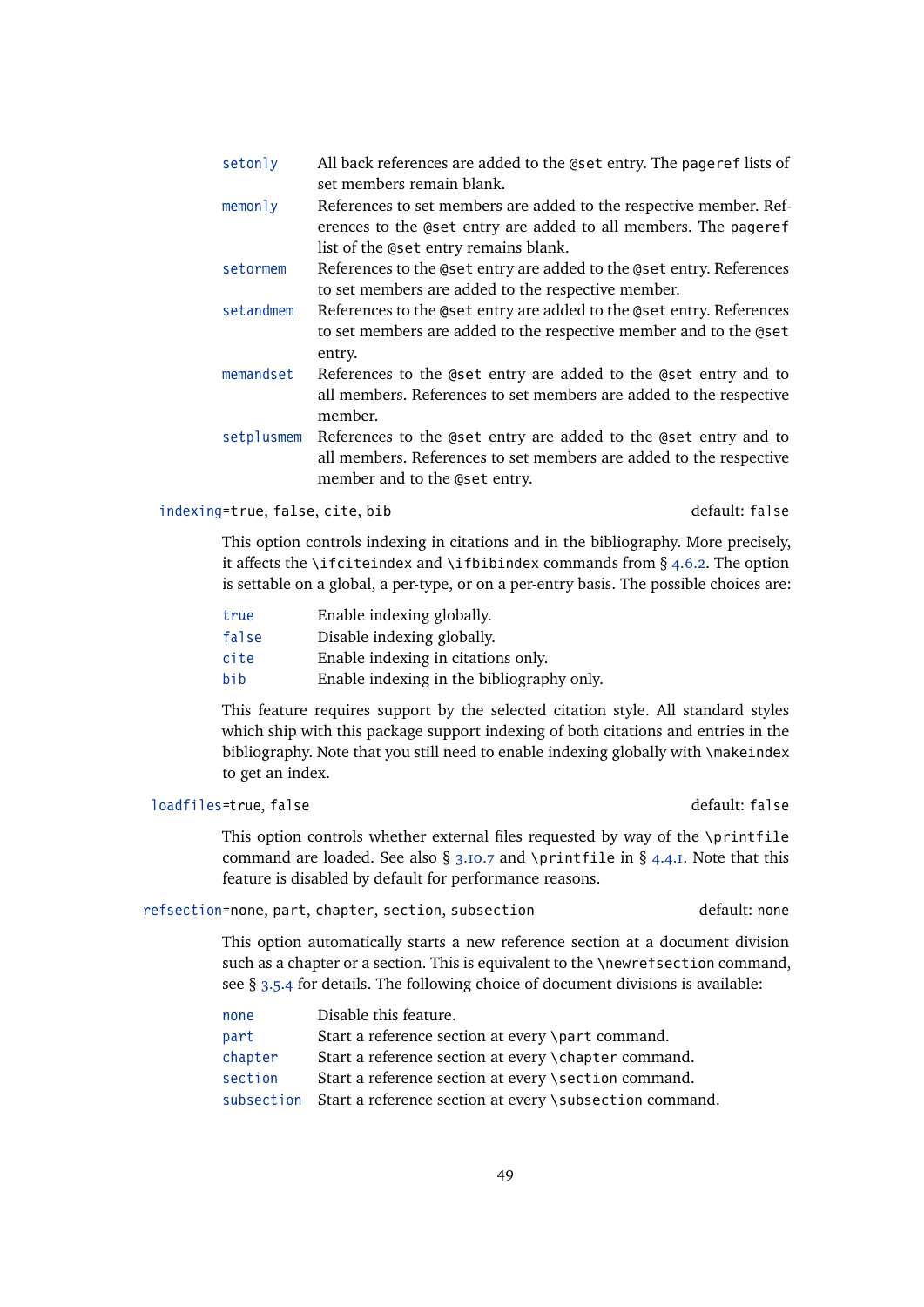`setonly` All back references are added to the `@set` entry. The `pageref` lists of set members remain blank.

`memonly` References to set members are added to the respective member. References to the `@set` entry are added to all members. The `pageref` list of the `@set` entry remains blank.

`setormem` References to the `@set` entry are added to the `@set` entry. References to set members are added to the respective member.

`setandmem` References to the `@set` entry are added to the `@set` entry. References to set members are added to the respective member and to the `@set` entry.

`memandset` References to the `@set` entry are added to the `@set` entry and to all members. References to set members are added to the respective member.

`setplusmem` References to the `@set` entry are added to the `@set` entry and to all members. References to set members are added to the respective member and to the `@set` entry.

`indexing=true, false, cite, bib` default: `false`

This option controls indexing in citations and in the bibliography. More precisely, it affects the `\ifciteindex` and `\ifbibindex` commands from § 4.6.2. The option is settable on a global, a per-type, or on a per-entry basis. The possible choices are:

`true` Enable indexing globally.

`false` Disable indexing globally.

`cite` Enable indexing in citations only.

`bib` Enable indexing in the bibliography only.

This feature requires support by the selected citation style. All standard styles which ship with this package support indexing of both citations and entries in the bibliography. Note that you still need to enable indexing globally with `\makeindex` to get an index.

`loadfiles=true, false` default: `false`

This option controls whether external files requested by way of the `\printfile` command are loaded. See also § 3.10.7 and `\printfile` in § 4.4.1. Note that this feature is disabled by default for performance reasons.

`refsection=none, part, chapter, section, subsection` default: `none`

This option automatically starts a new reference section at a document division such as a chapter or a section. This is equivalent to the `\newrefsection` command, see § 3.5.4 for details. The following choice of document divisions is available:

`none` Disable this feature.

`part` Start a reference section at every `\part` command.

`chapter` Start a reference section at every `\chapter` command.

`section` Start a reference section at every `\section` command.

`subsection` Start a reference section at every `\subsection` command.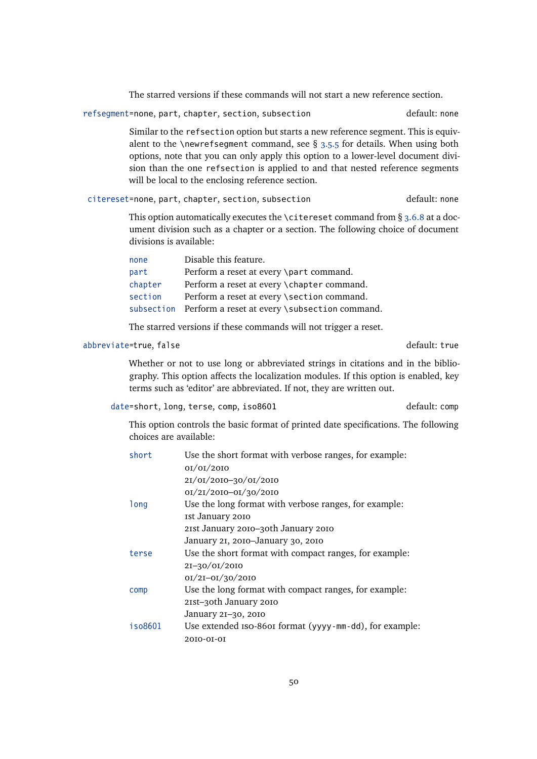The starred versions if these commands will not start a new reference section.

`refsegment=none, part, chapter, section, subsection` default: `none`

Similar to the `refsection` option but starts a new reference segment. This is equivalent to the `\newrefsegment` command, see § 3.5.5 for details. When using both options, note that you can only apply this option to a lower-level document division than the one `refsection` is applied to and that nested reference segments will be local to the enclosing reference section.

`citereset=none, part, chapter, section, subsection` default: `none`

This option automatically executes the `\citereset` command from § 3.6.8 at a document division such as a chapter or a section. The following choice of document divisions is available:

| | |
|---|---|
| `none` | Disable this feature. |
| `part` | Perform a reset at every `\part` command. |
| `chapter` | Perform a reset at every `\chapter` command. |
| `section` | Perform a reset at every `\section` command. |
| `subsection` | Perform a reset at every `\subsection` command. |

The starred versions if these commands will not trigger a reset.

`abbreviate=true, false` default: `true`

Whether or not to use long or abbreviated strings in citations and in the bibliography. This option affects the localization modules. If this option is enabled, key terms such as 'editor' are abbreviated. If not, they are written out.

`date=short, long, terse, comp, iso8601` default: `comp`

This option controls the basic format of printed date specifications. The following choices are available:

| | |
|---|---|
| `short` | Use the short format with verbose ranges, for example:<br>01/01/2010<br>21/01/2010–30/01/2010<br>01/21/2010–01/30/2010 |
| `long` | Use the long format with verbose ranges, for example:<br>1st January 2010<br>21st January 2010–30th January 2010<br>January 21, 2010–January 30, 2010 |
| `terse` | Use the short format with compact ranges, for example:<br>21–30/01/2010<br>01/21–01/30/2010 |
| `comp` | Use the long format with compact ranges, for example:<br>21st–30th January 2010<br>January 21–30, 2010 |
| `iso8601` | Use extended ISO-8601 format (`yyyy-mm-dd`), for example:<br>2010-01-01 |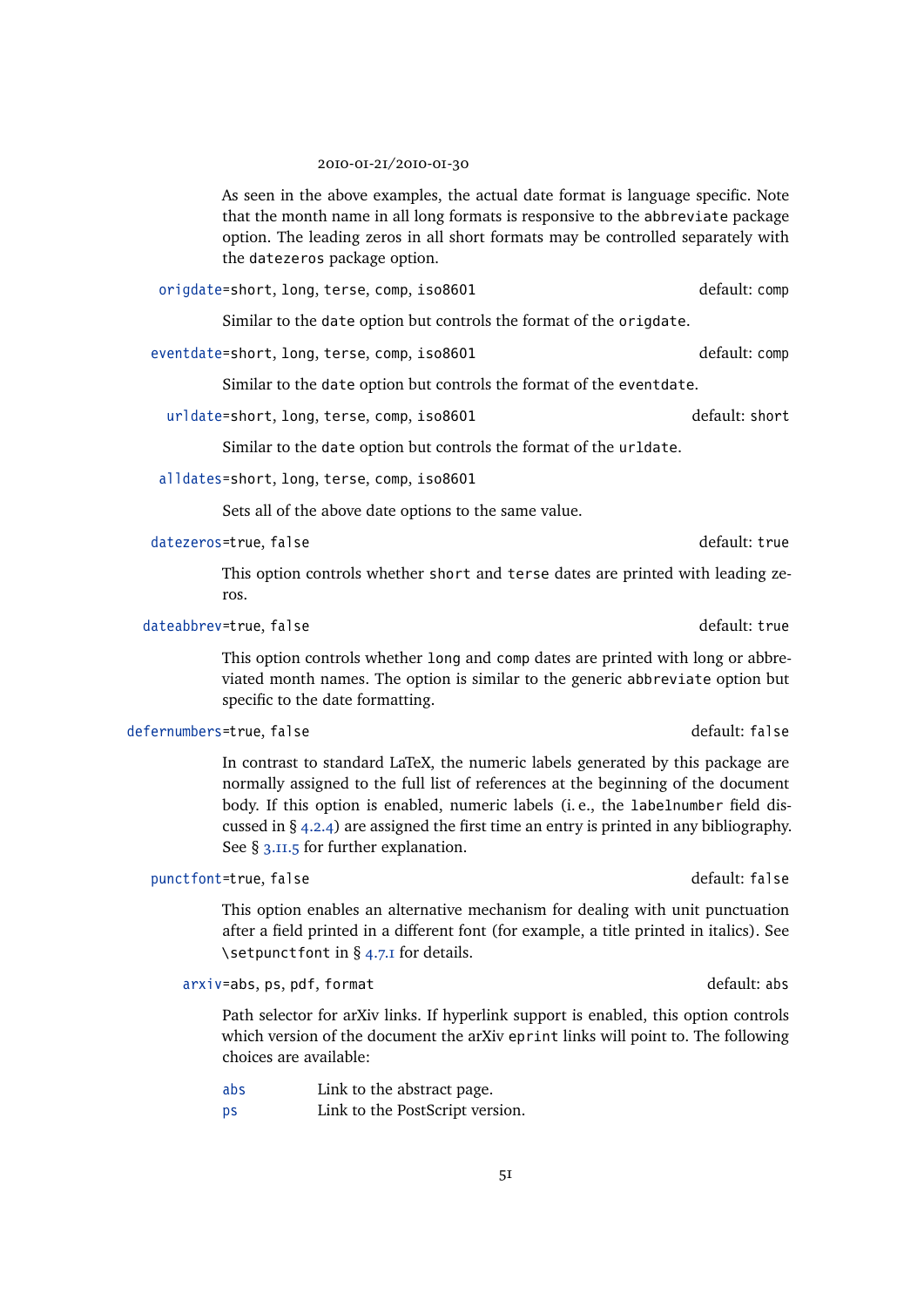2010-01-21/2010-01-30

As seen in the above examples, the actual date format is language specific. Note that the month name in all long formats is responsive to the `abbreviate` package option. The leading zeros in all short formats may be controlled separately with the `datezeros` package option.

`origdate=short, long, terse, comp, iso8601` default: `comp`

Similar to the `date` option but controls the format of the `origdate`.

`eventdate=short, long, terse, comp, iso8601` default: `comp`

Similar to the `date` option but controls the format of the `eventdate`.

`urldate=short, long, terse, comp, iso8601` default: `short`

Similar to the `date` option but controls the format of the `urldate`.

`alldates=short, long, terse, comp, iso8601`

Sets all of the above date options to the same value.

`datezeros=true, false` default: `true`

This option controls whether `short` and `terse` dates are printed with leading zeros.

`dateabbrev=true, false` default: `true`

This option controls whether `long` and `comp` dates are printed with long or abbreviated month names. The option is similar to the generic `abbreviate` option but specific to the date formatting.

`defernumbers=true, false` default: `false`

In contrast to standard LaTeX, the numeric labels generated by this package are normally assigned to the full list of references at the beginning of the document body. If this option is enabled, numeric labels (i.e., the `labelnumber` field discussed in § 4.2.4) are assigned the first time an entry is printed in any bibliography. See § 3.11.5 for further explanation.

`punctfont=true, false` default: `false`

This option enables an alternative mechanism for dealing with unit punctuation after a field printed in a different font (for example, a title printed in italics). See `\setpunctfont` in § 4.7.1 for details.

`arxiv=abs, ps, pdf, format` default: `abs`

Path selector for arXiv links. If hyperlink support is enabled, this option controls which version of the document the arXiv `eprint` links will point to. The following choices are available:

| | |
|---|---|
| `abs` | Link to the abstract page. |
| `ps` | Link to the PostScript version. |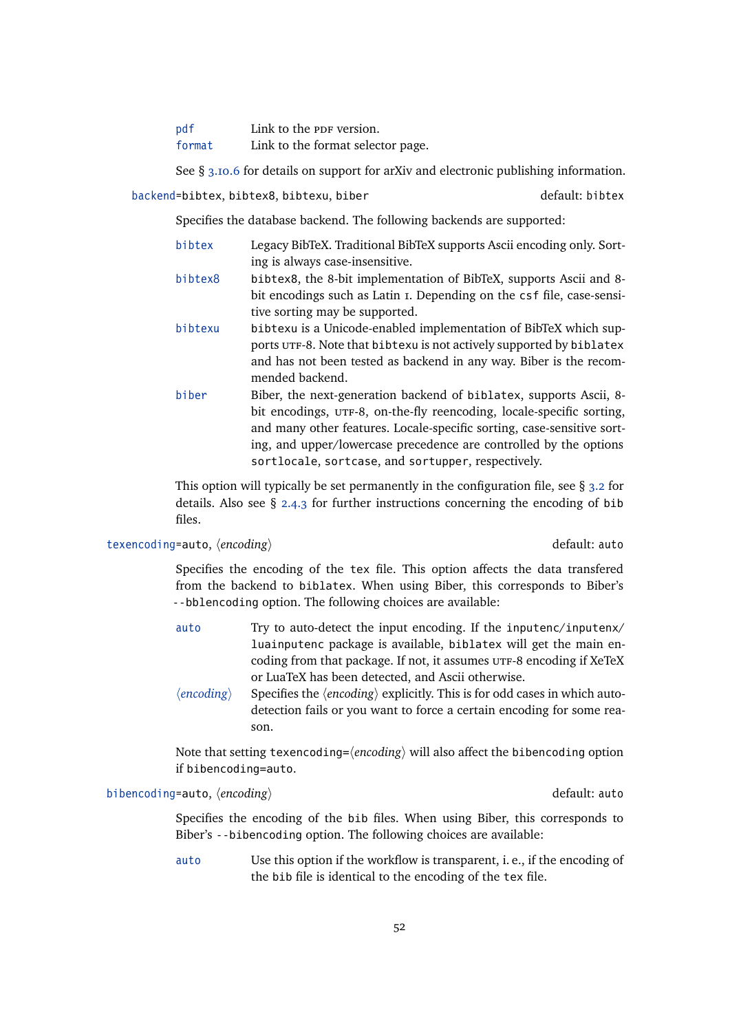`pdf` Link to the PDF version.

`format` Link to the format selector page.

See § 3.10.6 for details on support for arXiv and electronic publishing information.

`backend=bibtex, bibtex8, bibtexu, biber` default: `bibtex`

Specifies the database backend. The following backends are supported:

`bibtex` Legacy BibTeX. Traditional BibTeX supports Ascii encoding only. Sorting is always case-insensitive.

`bibtex8` `bibtex8`, the 8-bit implementation of BibTeX, supports Ascii and 8-bit encodings such as Latin 1. Depending on the `csf` file, case-sensitive sorting may be supported.

`bibtexu` `bibtexu` is a Unicode-enabled implementation of BibTeX which supports UTF-8. Note that `bibtexu` is not actively supported by `biblatex` and has not been tested as backend in any way. Biber is the recommended backend.

`biber` Biber, the next-generation backend of `biblatex`, supports Ascii, 8-bit encodings, UTF-8, on-the-fly reencoding, locale-specific sorting, and many other features. Locale-specific sorting, case-sensitive sorting, and upper/lowercase precedence are controlled by the options `sortlocale`, `sortcase`, and `sortupper`, respectively.

This option will typically be set permanently in the configuration file, see § 3.2 for details. Also see § 2.4.3 for further instructions concerning the encoding of `bib` files.

`texencoding=auto, ⟨encoding⟩` default: `auto`

Specifies the encoding of the `tex` file. This option affects the data transfered from the backend to `biblatex`. When using Biber, this corresponds to Biber's `--bblencoding` option. The following choices are available:

`auto` Try to auto-detect the input encoding. If the `inputenc`/`inputenx`/`luainputenc` package is available, `biblatex` will get the main encoding from that package. If not, it assumes UTF-8 encoding if XeTeX or LuaTeX has been detected, and Ascii otherwise.

⟨*encoding*⟩ Specifies the ⟨*encoding*⟩ explicitly. This is for odd cases in which auto-detection fails or you want to force a certain encoding for some reason.

Note that setting `texencoding=⟨encoding⟩` will also affect the `bibencoding` option if `bibencoding=auto`.

`bibencoding=auto, ⟨encoding⟩` default: `auto`

Specifies the encoding of the `bib` files. When using Biber, this corresponds to Biber's `--bibencoding` option. The following choices are available:

`auto` Use this option if the workflow is transparent, i. e., if the encoding of the `bib` file is identical to the encoding of the `tex` file.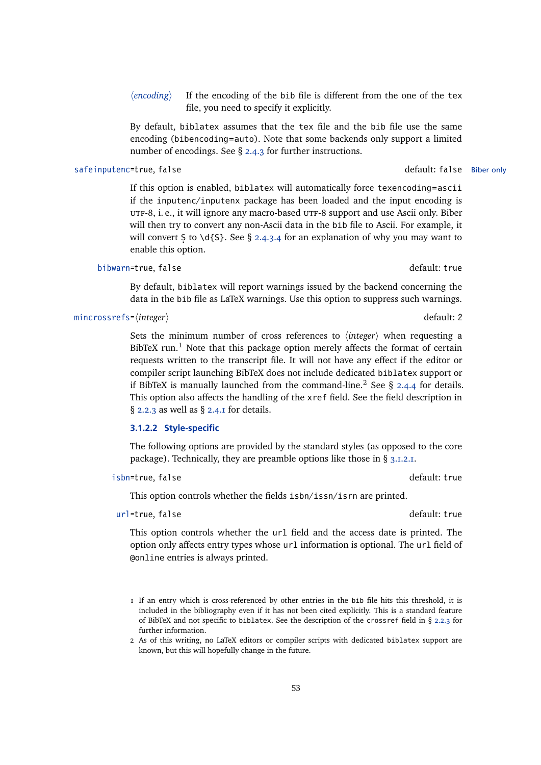⟨*encoding*⟩ If the encoding of the bib file is different from the one of the tex file, you need to specify it explicitly.

By default, biblatex assumes that the tex file and the bib file use the same encoding (bibencoding=auto). Note that some backends only support a limited number of encodings. See § 2.4.3 for further instructions.

`safeinputenc=true, false` default: false — Biber only

If this option is enabled, biblatex will automatically force texencoding=ascii if the inputenc/inputenx package has been loaded and the input encoding is UTF-8, i. e., it will ignore any macro-based UTF-8 support and use Ascii only. Biber will then try to convert any non-Ascii data in the bib file to Ascii. For example, it will convert Ṣ to \d{S}. See § 2.4.3.4 for an explanation of why you may want to enable this option.

`bibwarn=true, false` default: true

By default, biblatex will report warnings issued by the backend concerning the data in the bib file as LaTeX warnings. Use this option to suppress such warnings.

`mincrossrefs=⟨integer⟩` default: 2

Sets the minimum number of cross references to ⟨*integer*⟩ when requesting a BibTeX run.[1] Note that this package option merely affects the format of certain requests written to the transcript file. It will not have any effect if the editor or compiler script launching BibTeX does not include dedicated biblatex support or if BibTeX is manually launched from the command-line.[2] See § 2.4.4 for details. This option also affects the handling of the xref field. See the field description in § 2.2.3 as well as § 2.4.1 for details.

#### 3.1.2.2 Style-specific

The following options are provided by the standard styles (as opposed to the core package). Technically, they are preamble options like those in § 3.1.2.1.

`isbn=true, false` default: true

This option controls whether the fields isbn/issn/isrn are printed.

`url=true, false` default: true

This option controls whether the url field and the access date is printed. The option only affects entry types whose url information is optional. The url field of @online entries is always printed.

---

1 If an entry which is cross-referenced by other entries in the bib file hits this threshold, it is included in the bibliography even if it has not been cited explicitly. This is a standard feature of BibTeX and not specific to biblatex. See the description of the crossref field in § 2.2.3 for further information.

2 As of this writing, no LaTeX editors or compiler scripts with dedicated biblatex support are known, but this will hopefully change in the future.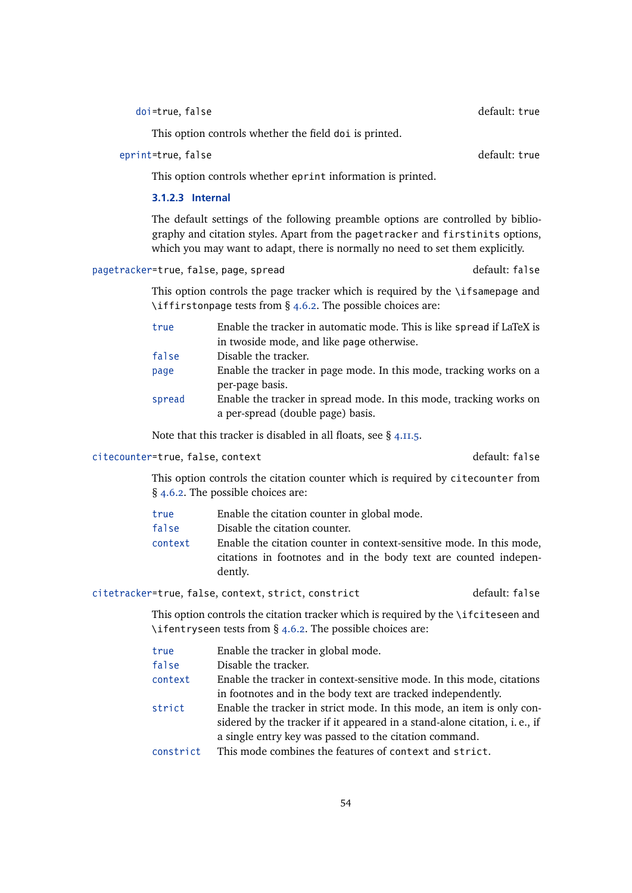`doi`=true, false — default: true

This option controls whether the field `doi` is printed.

`eprint`=true, false — default: true

This option controls whether `eprint` information is printed.

#### 3.1.2.3 Internal

The default settings of the following preamble options are controlled by bibliography and citation styles. Apart from the `pagetracker` and `firstinits` options, which you may want to adapt, there is normally no need to set them explicitly.

`pagetracker`=true, false, page, spread — default: false

This option controls the page tracker which is required by the `\ifsamepage` and `\iffirstonpage` tests from § 4.6.2. The possible choices are:

- `true` — Enable the tracker in automatic mode. This is like `spread` if LaTeX is in twoside mode, and like `page` otherwise.
- `false` — Disable the tracker.
- `page` — Enable the tracker in page mode. In this mode, tracking works on a per-page basis.
- `spread` — Enable the tracker in spread mode. In this mode, tracking works on a per-spread (double page) basis.

Note that this tracker is disabled in all floats, see § 4.11.5.

`citecounter`=true, false, context — default: false

This option controls the citation counter which is required by `citecounter` from § 4.6.2. The possible choices are:

- `true` — Enable the citation counter in global mode.
- `false` — Disable the citation counter.
- `context` — Enable the citation counter in context-sensitive mode. In this mode, citations in footnotes and in the body text are counted independently.

`citetracker`=true, false, context, strict, constrict — default: false

This option controls the citation tracker which is required by the `\ifciteseen` and `\ifentryseen` tests from § 4.6.2. The possible choices are:

- `true` — Enable the tracker in global mode.
- `false` — Disable the tracker.
- `context` — Enable the tracker in context-sensitive mode. In this mode, citations in footnotes and in the body text are tracked independently.
- `strict` — Enable the tracker in strict mode. In this mode, an item is only considered by the tracker if it appeared in a stand-alone citation, i. e., if a single entry key was passed to the citation command.
- `constrict` — This mode combines the features of `context` and `strict`.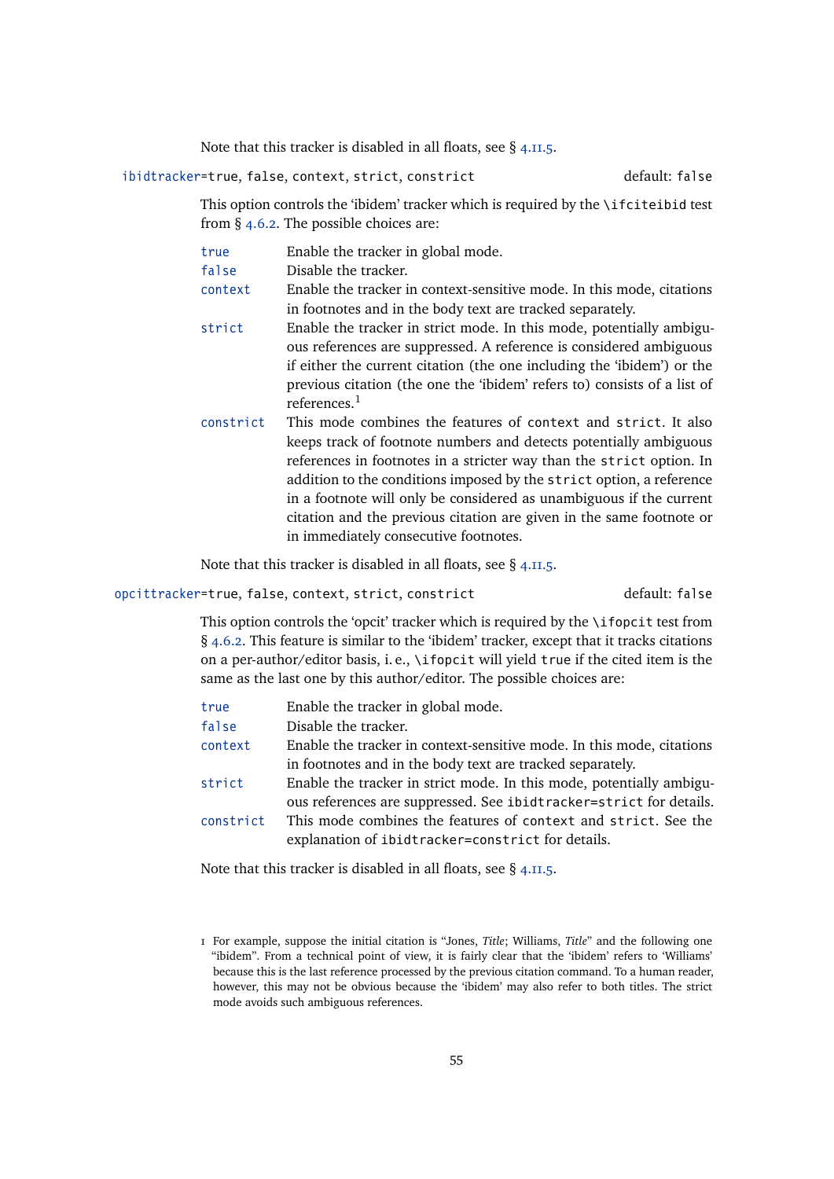Note that this tracker is disabled in all floats, see § 4.11.5.

`ibidtracker=true, false, context, strict, constrict` default: `false`

This option controls the 'ibidem' tracker which is required by the `\ifciteibid` test from § 4.6.2. The possible choices are:

`true` Enable the tracker in global mode.

`false` Disable the tracker.

`context` Enable the tracker in context-sensitive mode. In this mode, citations in footnotes and in the body text are tracked separately.

`strict` Enable the tracker in strict mode. In this mode, potentially ambiguous references are suppressed. A reference is considered ambiguous if either the current citation (the one including the 'ibidem') or the previous citation (the one the 'ibidem' refers to) consists of a list of references.[1]

`constrict` This mode combines the features of `context` and `strict`. It also keeps track of footnote numbers and detects potentially ambiguous references in footnotes in a stricter way than the `strict` option. In addition to the conditions imposed by the `strict` option, a reference in a footnote will only be considered as unambiguous if the current citation and the previous citation are given in the same footnote or in immediately consecutive footnotes.

Note that this tracker is disabled in all floats, see § 4.11.5.

`opcittracker=true, false, context, strict, constrict` default: `false`

This option controls the 'opcit' tracker which is required by the `\ifopcit` test from § 4.6.2. This feature is similar to the 'ibidem' tracker, except that it tracks citations on a per-author/editor basis, i. e., `\ifopcit` will yield `true` if the cited item is the same as the last one by this author/editor. The possible choices are:

`true` Enable the tracker in global mode.

`false` Disable the tracker.

`context` Enable the tracker in context-sensitive mode. In this mode, citations in footnotes and in the body text are tracked separately.

`strict` Enable the tracker in strict mode. In this mode, potentially ambiguous references are suppressed. See `ibidtracker=strict` for details.

`constrict` This mode combines the features of `context` and `strict`. See the explanation of `ibidtracker=constrict` for details.

Note that this tracker is disabled in all floats, see § 4.11.5.

---

1 For example, suppose the initial citation is "Jones, *Title*; Williams, *Title*" and the following one "ibidem". From a technical point of view, it is fairly clear that the 'ibidem' refers to 'Williams' because this is the last reference processed by the previous citation command. To a human reader, however, this may not be obvious because the 'ibidem' may also refer to both titles. The strict mode avoids such ambiguous references.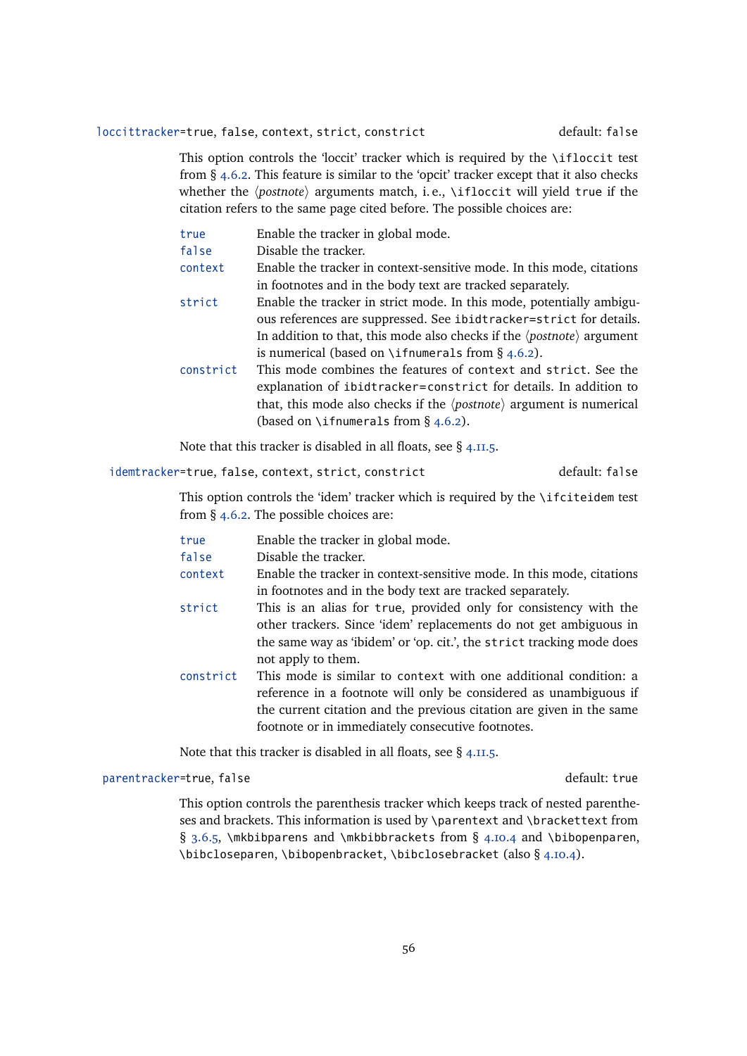`loccittracker=true, false, context, strict, constrict` default: `false`

This option controls the 'loccit' tracker which is required by the `\iflocit` test from § 4.6.2. This feature is similar to the 'opcit' tracker except that it also checks whether the ⟨*postnote*⟩ arguments match, i. e., `\iflocit` will yield `true` if the citation refers to the same page cited before. The possible choices are:

- `true` — Enable the tracker in global mode.
- `false` — Disable the tracker.
- `context` — Enable the tracker in context-sensitive mode. In this mode, citations in footnotes and in the body text are tracked separately.
- `strict` — Enable the tracker in strict mode. In this mode, potentially ambiguous references are suppressed. See `ibidtracker=strict` for details. In addition to that, this mode also checks if the ⟨*postnote*⟩ argument is numerical (based on `\ifnumerals` from § 4.6.2).
- `constrict` — This mode combines the features of `context` and `strict`. See the explanation of `ibidtracker=constrict` for details. In addition to that, this mode also checks if the ⟨*postnote*⟩ argument is numerical (based on `\ifnumerals` from § 4.6.2).

Note that this tracker is disabled in all floats, see § 4.11.5.

`idemtracker=true, false, context, strict, constrict` default: `false`

This option controls the 'idem' tracker which is required by the `\ifciteidem` test from § 4.6.2. The possible choices are:

- `true` — Enable the tracker in global mode.
- `false` — Disable the tracker.
- `context` — Enable the tracker in context-sensitive mode. In this mode, citations in footnotes and in the body text are tracked separately.
- `strict` — This is an alias for `true`, provided only for consistency with the other trackers. Since 'idem' replacements do not get ambiguous in the same way as 'ibidem' or 'op. cit.', the `strict` tracking mode does not apply to them.
- `constrict` — This mode is similar to `context` with one additional condition: a reference in a footnote will only be considered as unambiguous if the current citation and the previous citation are given in the same footnote or in immediately consecutive footnotes.

Note that this tracker is disabled in all floats, see § 4.11.5.

`parentracker=true, false` default: `true`

This option controls the parenthesis tracker which keeps track of nested parentheses and brackets. This information is used by `\parentext` and `\brackettext` from § 3.6.5, `\mkbibparens` and `\mkbibbrackets` from § 4.10.4 and `\bibopenparen`, `\bibcloseparen`, `\bibopenbracket`, `\bibclosebracket` (also § 4.10.4).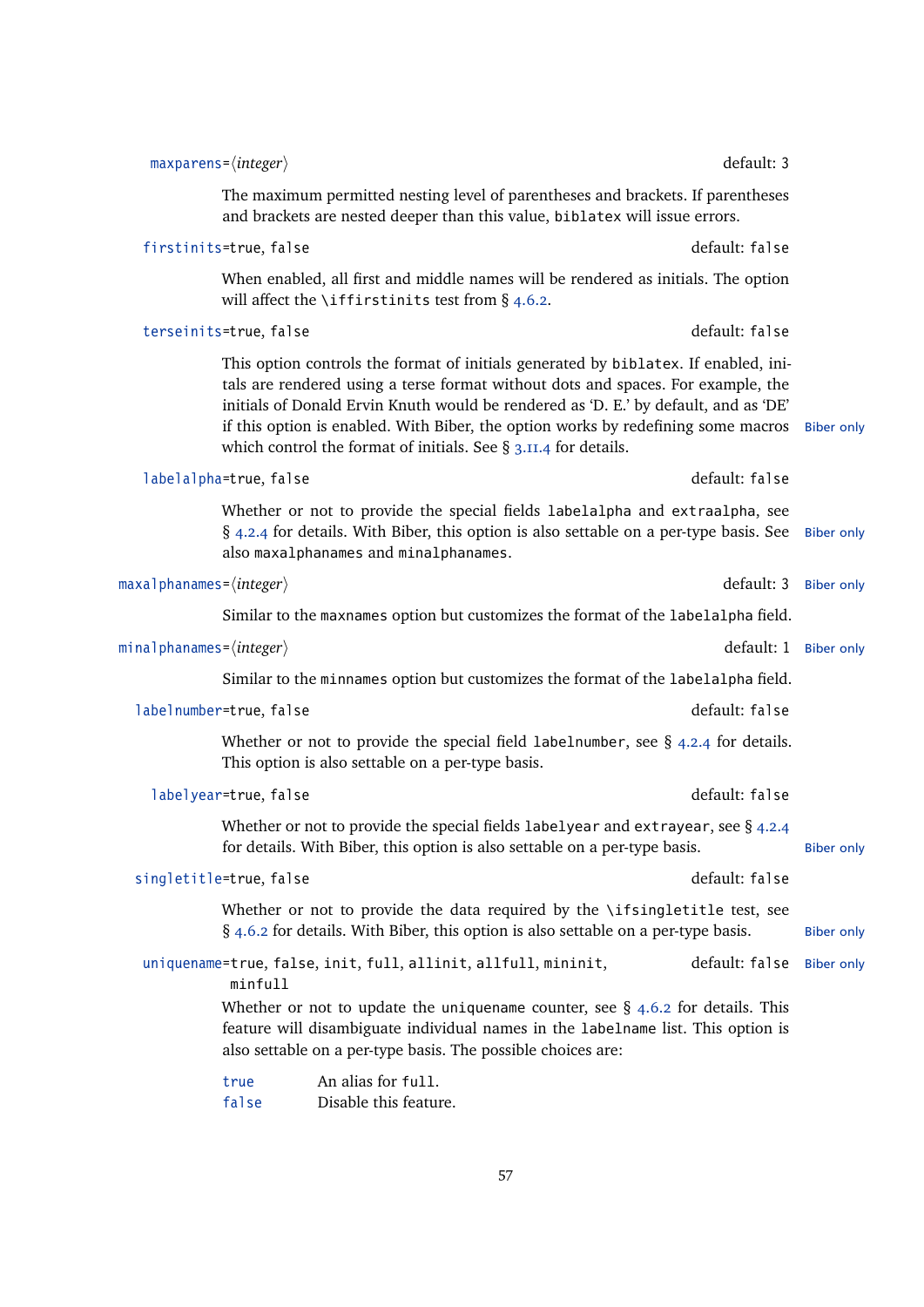`maxparens=⟨integer⟩` default: 3

The maximum permitted nesting level of parentheses and brackets. If parentheses and brackets are nested deeper than this value, `biblatex` will issue errors.

`firstinits=true, false` default: `false`

When enabled, all first and middle names will be rendered as initials. The option will affect the `\iffirstinits` test from § 4.6.2.

`terseinits=true, false` default: `false`

This option controls the format of initials generated by `biblatex`. If enabled, initals are rendered using a terse format without dots and spaces. For example, the initials of Donald Ervin Knuth would be rendered as 'D. E.' by default, and as 'DE' if this option is enabled. With Biber, the option works by redefining some macros which control the format of initials. See § 3.11.4 for details. Biber only

`labelalpha=true, false` default: `false`

Whether or not to provide the special fields `labelalpha` and `extraalpha`, see § 4.2.4 for details. With Biber, this option is also settable on a per-type basis. See also `maxalphanames` and `minalphanames`. Biber only

`maxalphanames=⟨integer⟩` default: 3 Biber only

Similar to the `maxnames` option but customizes the format of the `labelalpha` field.

`minalphanames=⟨integer⟩` default: 1 Biber only

Similar to the `minnames` option but customizes the format of the `labelalpha` field.

`labelnumber=true, false` default: `false`

Whether or not to provide the special field `labelnumber`, see § 4.2.4 for details. This option is also settable on a per-type basis.

`labelyear=true, false` default: `false`

Whether or not to provide the special fields `labelyear` and `extrayear`, see § 4.2.4 for details. With Biber, this option is also settable on a per-type basis. Biber only

`singletitle=true, false` default: `false`

Whether or not to provide the data required by the `\ifsingletitle` test, see § 4.6.2 for details. With Biber, this option is also settable on a per-type basis. Biber only

`uniquename=true, false, init, full, allinit, allfull, mininit, minfull` default: `false` Biber only

Whether or not to update the `uniquename` counter, see § 4.6.2 for details. This feature will disambiguate individual names in the `labelname` list. This option is also settable on a per-type basis. The possible choices are:

`true` An alias for `full`.
`false` Disable this feature.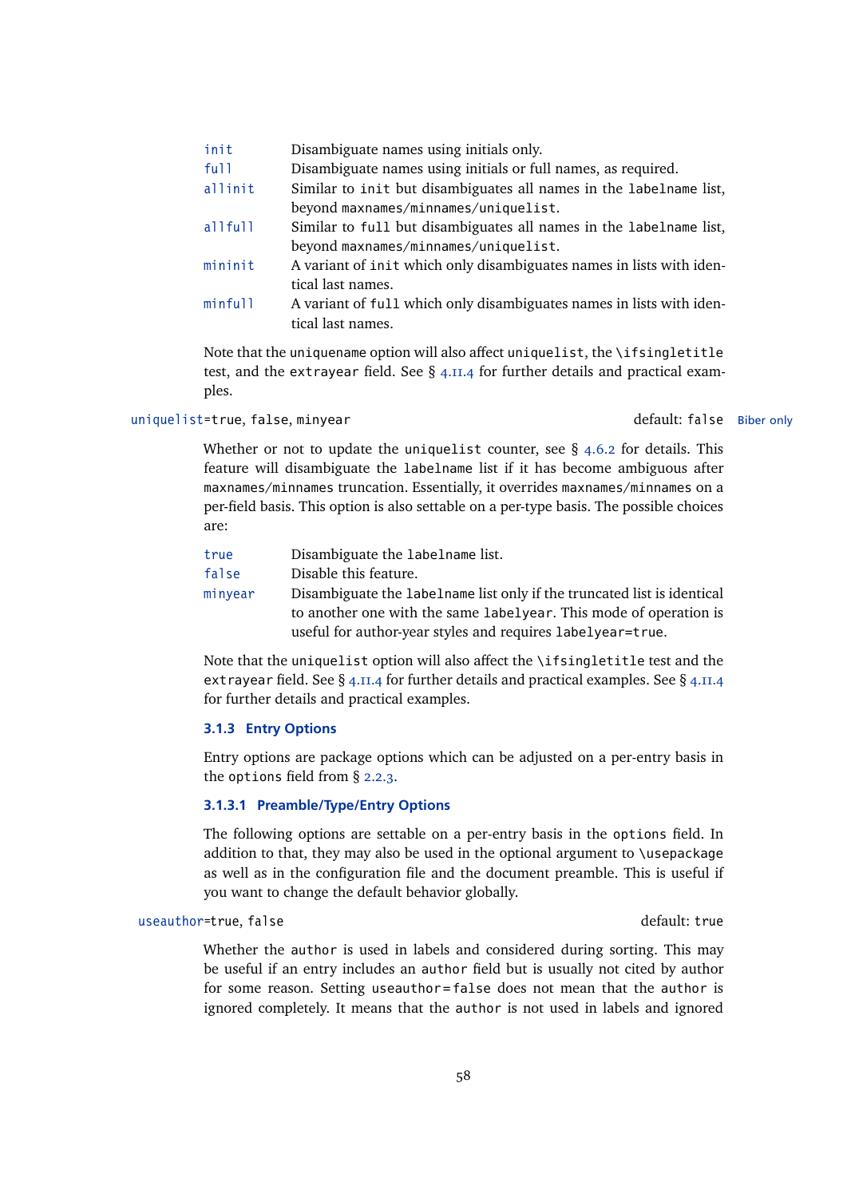| | |
|---|---|
| `init` | Disambiguate names using initials only. |
| `full` | Disambiguate names using initials or full names, as required. |
| `allinit` | Similar to `init` but disambiguates all names in the `labelname` list, beyond `maxnames`/`minnames`/`uniquelist`. |
| `allfull` | Similar to `full` but disambiguates all names in the `labelname` list, beyond `maxnames`/`minnames`/`uniquelist`. |
| `mininit` | A variant of `init` which only disambiguates names in lists with identical last names. |
| `minfull` | A variant of `full` which only disambiguates names in lists with identical last names. |

Note that the `uniquename` option will also affect `uniquelist`, the `\ifsingletitle` test, and the `extrayear` field. See § 4.11.4 for further details and practical examples.

`uniquelist=true, false, minyear` default: `false` Biber only

Whether or not to update the `uniquelist` counter, see § 4.6.2 for details. This feature will disambiguate the `labelname` list if it has become ambiguous after `maxnames`/`minnames` truncation. Essentially, it overrides `maxnames`/`minnames` on a per-field basis. This option is also settable on a per-type basis. The possible choices are:

| | |
|---|---|
| `true` | Disambiguate the `labelname` list. |
| `false` | Disable this feature. |
| `minyear` | Disambiguate the `labelname` list only if the truncated list is identical to another one with the same `labelyear`. This mode of operation is useful for author-year styles and requires `labelyear=true`. |

Note that the `uniquelist` option will also affect the `\ifsingletitle` test and the `extrayear` field. See § 4.11.4 for further details and practical examples. See § 4.11.4 for further details and practical examples.

### 3.1.3 Entry Options

Entry options are package options which can be adjusted on a per-entry basis in the `options` field from § 2.2.3.

#### 3.1.3.1 Preamble/Type/Entry Options

The following options are settable on a per-entry basis in the `options` field. In addition to that, they may also be used in the optional argument to `\usepackage` as well as in the configuration file and the document preamble. This is useful if you want to change the default behavior globally.

`useauthor=true, false` default: `true`

Whether the `author` is used in labels and considered during sorting. This may be useful if an entry includes an `author` field but is usually not cited by author for some reason. Setting `useauthor=false` does not mean that the `author` is ignored completely. It means that the `author` is not used in labels and ignored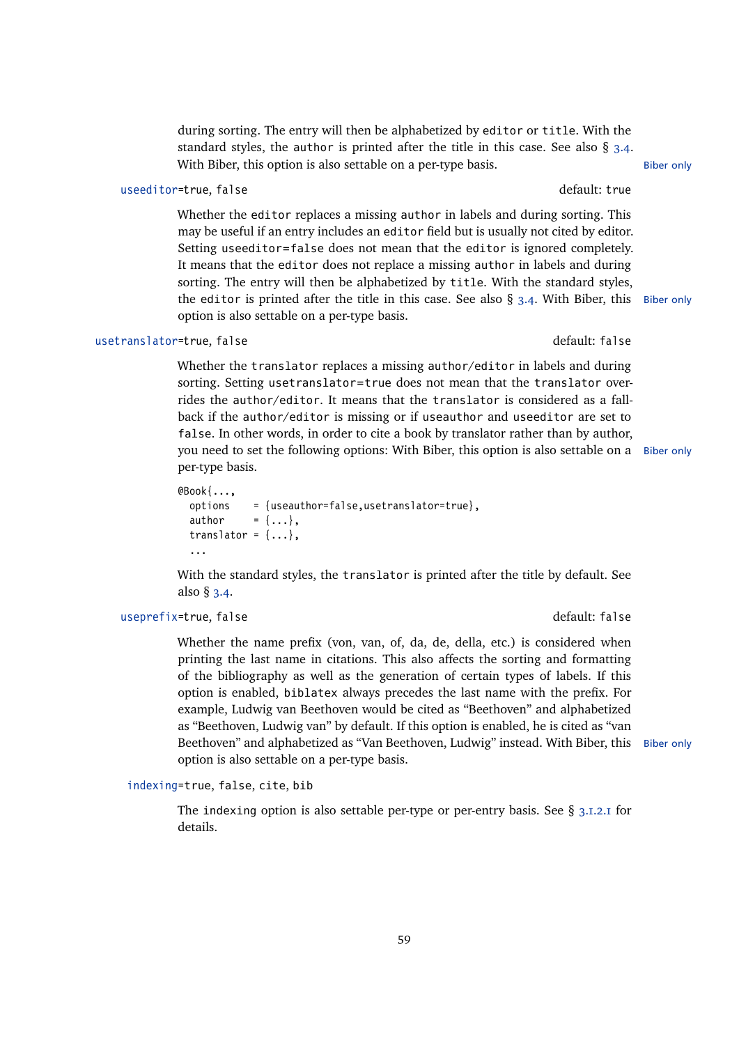during sorting. The entry will then be alphabetized by `editor` or `title`. With the standard styles, the `author` is printed after the title in this case. See also § 3.4. With Biber, this option is also settable on a per-type basis. Biber only

`useeditor=true, false` default: `true`

Whether the `editor` replaces a missing `author` in labels and during sorting. This may be useful if an entry includes an `editor` field but is usually not cited by editor. Setting `useeditor=false` does not mean that the `editor` is ignored completely. It means that the `editor` does not replace a missing `author` in labels and during sorting. The entry will then be alphabetized by `title`. With the standard styles, the `editor` is printed after the title in this case. See also § 3.4. With Biber, this option is also settable on a per-type basis. Biber only

`usetranslator=true, false` default: `false`

Whether the `translator` replaces a missing `author`/`editor` in labels and during sorting. Setting `usetranslator=true` does not mean that the `translator` overrides the `author`/`editor`. It means that the `translator` is considered as a fallback if the `author`/`editor` is missing or if `useauthor` and `useeditor` are set to `false`. In other words, in order to cite a book by translator rather than by author, you need to set the following options: With Biber, this option is also settable on a per-type basis. Biber only

```
@Book{...,
  options    = {useauthor=false,usetranslator=true},
  author     = {...},
  translator = {...},
  ...
```

With the standard styles, the `translator` is printed after the title by default. See also § 3.4.

`useprefix=true, false` default: `false`

Whether the name prefix (von, van, of, da, de, della, etc.) is considered when printing the last name in citations. This also affects the sorting and formatting of the bibliography as well as the generation of certain types of labels. If this option is enabled, `biblatex` always precedes the last name with the prefix. For example, Ludwig van Beethoven would be cited as "Beethoven" and alphabetized as "Beethoven, Ludwig van" by default. If this option is enabled, he is cited as "van Beethoven" and alphabetized as "Van Beethoven, Ludwig" instead. With Biber, this option is also settable on a per-type basis. Biber only

`indexing=true, false, cite, bib`

The `indexing` option is also settable per-type or per-entry basis. See § 3.1.2.1 for details.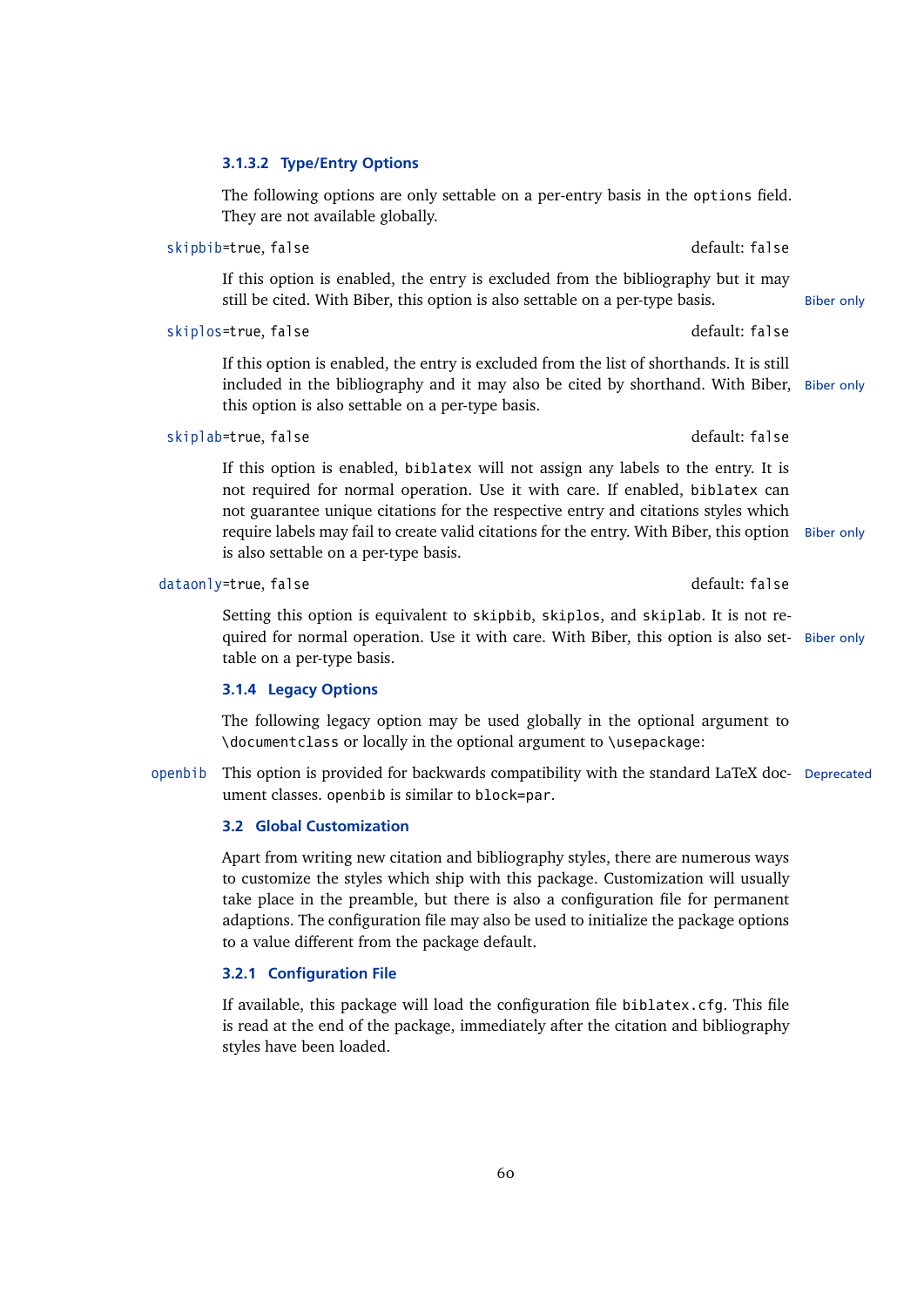#### 3.1.3.2 Type/Entry Options

The following options are only settable on a per-entry basis in the `options` field. They are not available globally.

`skipbib=true, false` default: `false`

If this option is enabled, the entry is excluded from the bibliography but it may still be cited. With Biber, this option is also settable on a per-type basis. Biber only

`skiplos=true, false` default: `false`

If this option is enabled, the entry is excluded from the list of shorthands. It is still included in the bibliography and it may also be cited by shorthand. With Biber, this option is also settable on a per-type basis. Biber only

`skiplab=true, false` default: `false`

If this option is enabled, `biblatex` will not assign any labels to the entry. It is not required for normal operation. Use it with care. If enabled, `biblatex` can not guarantee unique citations for the respective entry and citations styles which require labels may fail to create valid citations for the entry. With Biber, this option is also settable on a per-type basis. Biber only

`dataonly=true, false` default: `false`

Setting this option is equivalent to `skipbib`, `skiplos`, and `skiplab`. It is not required for normal operation. Use it with care. With Biber, this option is also settable on a per-type basis. Biber only

### 3.1.4 Legacy Options

The following legacy option may be used globally in the optional argument to `\documentclass` or locally in the optional argument to `\usepackage`:

`openbib` This option is provided for backwards compatibility with the standard LaTeX document classes. `openbib` is similar to `block=par`. Deprecated

## 3.2 Global Customization

Apart from writing new citation and bibliography styles, there are numerous ways to customize the styles which ship with this package. Customization will usually take place in the preamble, but there is also a configuration file for permanent adaptions. The configuration file may also be used to initialize the package options to a value different from the package default.

### 3.2.1 Configuration File

If available, this package will load the configuration file `biblatex.cfg`. This file is read at the end of the package, immediately after the citation and bibliography styles have been loaded.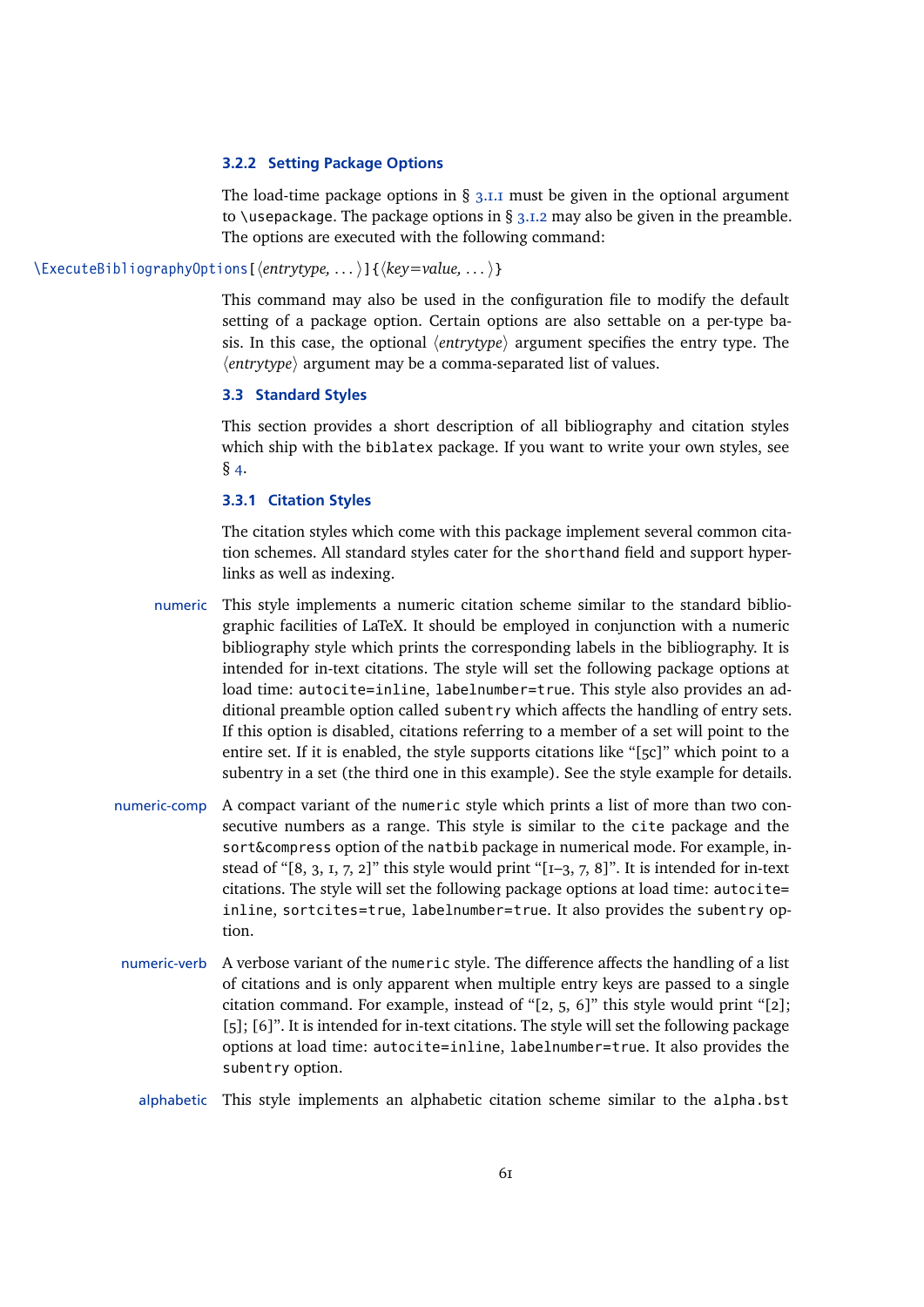### 3.2.2 Setting Package Options

The load-time package options in § 3.1.1 must be given in the optional argument to `\usepackage`. The package options in § 3.1.2 may also be given in the preamble. The options are executed with the following command:

`\ExecuteBibliographyOptions[⟨entrytype, ...⟩]{⟨key=value, ...⟩}`

This command may also be used in the configuration file to modify the default setting of a package option. Certain options are also settable on a per-type basis. In this case, the optional ⟨*entrytype*⟩ argument specifies the entry type. The ⟨*entrytype*⟩ argument may be a comma-separated list of values.

## 3.3 Standard Styles

This section provides a short description of all bibliography and citation styles which ship with the `biblatex` package. If you want to write your own styles, see § 4.

### 3.3.1 Citation Styles

The citation styles which come with this package implement several common citation schemes. All standard styles cater for the `shorthand` field and support hyperlinks as well as indexing.

**numeric** This style implements a numeric citation scheme similar to the standard bibliographic facilities of LaTeX. It should be employed in conjunction with a numeric bibliography style which prints the corresponding labels in the bibliography. It is intended for in-text citations. The style will set the following package options at load time: `autocite=inline`, `labelnumber=true`. This style also provides an additional preamble option called `subentry` which affects the handling of entry sets. If this option is disabled, citations referring to a member of a set will point to the entire set. If it is enabled, the style supports citations like "[5c]" which point to a subentry in a set (the third one in this example). See the style example for details.

**numeric-comp** A compact variant of the `numeric` style which prints a list of more than two consecutive numbers as a range. This style is similar to the `cite` package and the `sort&compress` option of the `natbib` package in numerical mode. For example, instead of "[8, 3, 1, 7, 2]" this style would print "[1–3, 7, 8]". It is intended for in-text citations. The style will set the following package options at load time: `autocite=inline`, `sortcites=true`, `labelnumber=true`. It also provides the `subentry` option.

**numeric-verb** A verbose variant of the `numeric` style. The difference affects the handling of a list of citations and is only apparent when multiple entry keys are passed to a single citation command. For example, instead of "[2, 5, 6]" this style would print "[2]; [5]; [6]". It is intended for in-text citations. The style will set the following package options at load time: `autocite=inline`, `labelnumber=true`. It also provides the `subentry` option.

**alphabetic** This style implements an alphabetic citation scheme similar to the `alpha.bst`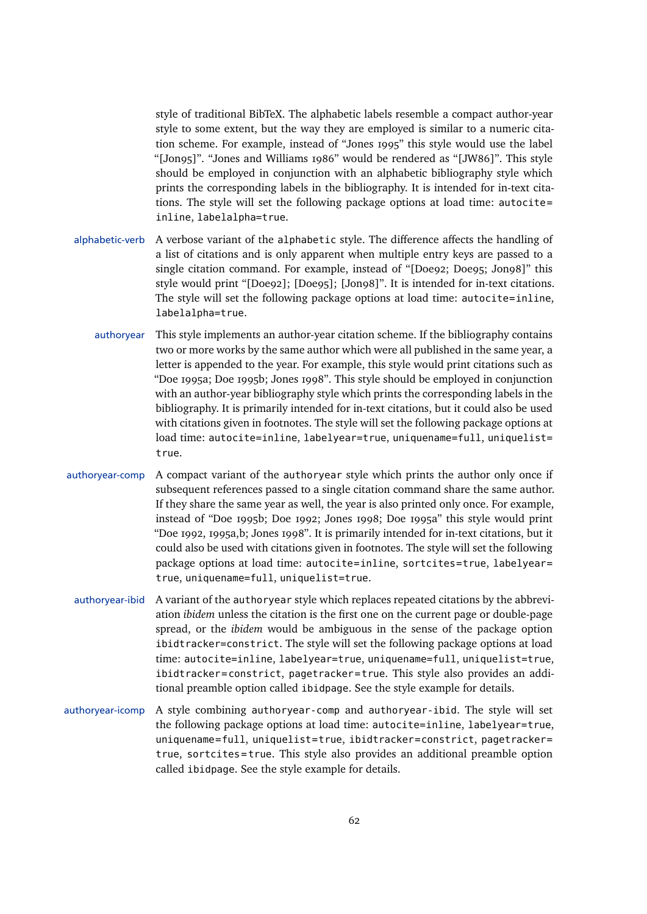style of traditional BibTeX. The alphabetic labels resemble a compact author-year style to some extent, but the way they are employed is similar to a numeric citation scheme. For example, instead of "Jones 1995" this style would use the label "[Jon95]". "Jones and Williams 1986" would be rendered as "[JW86]". This style should be employed in conjunction with an alphabetic bibliography style which prints the corresponding labels in the bibliography. It is intended for in-text citations. The style will set the following package options at load time: `autocite=inline`, `labelalpha=true`.

**alphabetic-verb** A verbose variant of the `alphabetic` style. The difference affects the handling of a list of citations and is only apparent when multiple entry keys are passed to a single citation command. For example, instead of "[Doe92; Doe95; Jon98]" this style would print "[Doe92]; [Doe95]; [Jon98]". It is intended for in-text citations. The style will set the following package options at load time: `autocite=inline`, `labelalpha=true`.

**authoryear** This style implements an author-year citation scheme. If the bibliography contains two or more works by the same author which were all published in the same year, a letter is appended to the year. For example, this style would print citations such as "Doe 1995a; Doe 1995b; Jones 1998". This style should be employed in conjunction with an author-year bibliography style which prints the corresponding labels in the bibliography. It is primarily intended for in-text citations, but it could also be used with citations given in footnotes. The style will set the following package options at load time: `autocite=inline`, `labelyear=true`, `uniquename=full`, `uniquelist=true`.

**authoryear-comp** A compact variant of the `authoryear` style which prints the author only once if subsequent references passed to a single citation command share the same author. If they share the same year as well, the year is also printed only once. For example, instead of "Doe 1995b; Doe 1992; Jones 1998; Doe 1995a" this style would print "Doe 1992, 1995a,b; Jones 1998". It is primarily intended for in-text citations, but it could also be used with citations given in footnotes. The style will set the following package options at load time: `autocite=inline`, `sortcites=true`, `labelyear=true`, `uniquename=full`, `uniquelist=true`.

**authoryear-ibid** A variant of the `authoryear` style which replaces repeated citations by the abbreviation *ibidem* unless the citation is the first one on the current page or double-page spread, or the *ibidem* would be ambiguous in the sense of the package option `ibidtracker=constrict`. The style will set the following package options at load time: `autocite=inline`, `labelyear=true`, `uniquename=full`, `uniquelist=true`, `ibidtracker=constrict`, `pagetracker=true`. This style also provides an additional preamble option called `ibidpage`. See the style example for details.

**authoryear-icomp** A style combining `authoryear-comp` and `authoryear-ibid`. The style will set the following package options at load time: `autocite=inline`, `labelyear=true`, `uniquename=full`, `uniquelist=true`, `ibidtracker=constrict`, `pagetracker=true`, `sortcites=true`. This style also provides an additional preamble option called `ibidpage`. See the style example for details.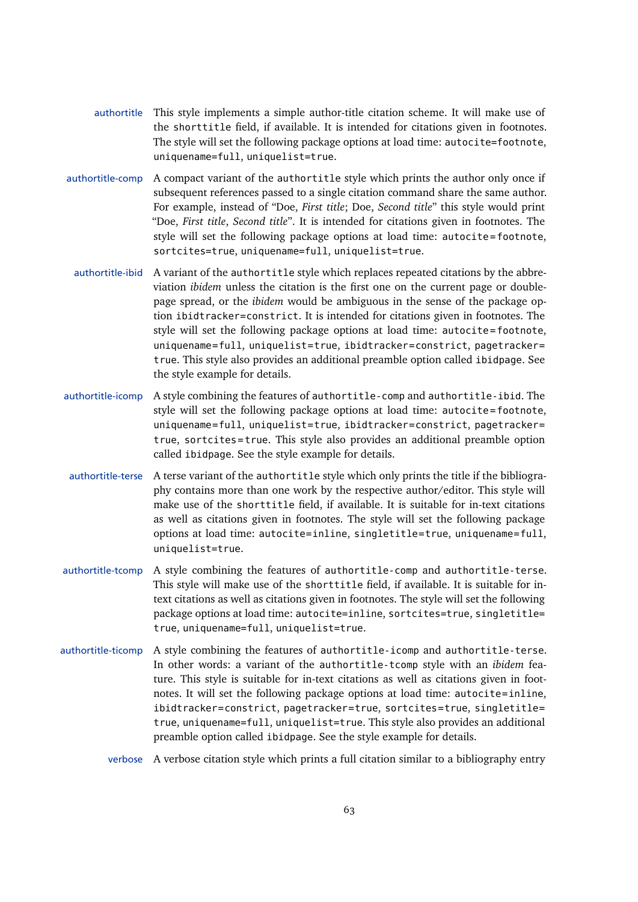**authortitle** This style implements a simple author-title citation scheme. It will make use of the `shorttitle` field, if available. It is intended for citations given in footnotes. The style will set the following package options at load time: `autocite=footnote`, `uniquename=full`, `uniquelist=true`.

**authortitle-comp** A compact variant of the `authortitle` style which prints the author only once if subsequent references passed to a single citation command share the same author. For example, instead of "Doe, *First title*; Doe, *Second title*" this style would print "Doe, *First title*, *Second title*". It is intended for citations given in footnotes. The style will set the following package options at load time: `autocite=footnote`, `sortcites=true`, `uniquename=full`, `uniquelist=true`.

**authortitle-ibid** A variant of the `authortitle` style which replaces repeated citations by the abbreviation *ibidem* unless the citation is the first one on the current page or double-page spread, or the *ibidem* would be ambiguous in the sense of the package option `ibidtracker=constrict`. It is intended for citations given in footnotes. The style will set the following package options at load time: `autocite=footnote`, `uniquename=full`, `uniquelist=true`, `ibidtracker=constrict`, `pagetracker=true`. This style also provides an additional preamble option called `ibidpage`. See the style example for details.

**authortitle-icomp** A style combining the features of `authortitle-comp` and `authortitle-ibid`. The style will set the following package options at load time: `autocite=footnote`, `uniquename=full`, `uniquelist=true`, `ibidtracker=constrict`, `pagetracker=true`, `sortcites=true`. This style also provides an additional preamble option called `ibidpage`. See the style example for details.

**authortitle-terse** A terse variant of the `authortitle` style which only prints the title if the bibliography contains more than one work by the respective author/editor. This style will make use of the `shorttitle` field, if available. It is suitable for in-text citations as well as citations given in footnotes. The style will set the following package options at load time: `autocite=inline`, `singletitle=true`, `uniquename=full`, `uniquelist=true`.

**authortitle-tcomp** A style combining the features of `authortitle-comp` and `authortitle-terse`. This style will make use of the `shorttitle` field, if available. It is suitable for in-text citations as well as citations given in footnotes. The style will set the following package options at load time: `autocite=inline`, `sortcites=true`, `singletitle=true`, `uniquename=full`, `uniquelist=true`.

**authortitle-ticomp** A style combining the features of `authortitle-icomp` and `authortitle-terse`. In other words: a variant of the `authortitle-tcomp` style with an *ibidem* feature. This style is suitable for in-text citations as well as citations given in footnotes. It will set the following package options at load time: `autocite=inline`, `ibidtracker=constrict`, `pagetracker=true`, `sortcites=true`, `singletitle=true`, `uniquename=full`, `uniquelist=true`. This style also provides an additional preamble option called `ibidpage`. See the style example for details.

**verbose** A verbose citation style which prints a full citation similar to a bibliography entry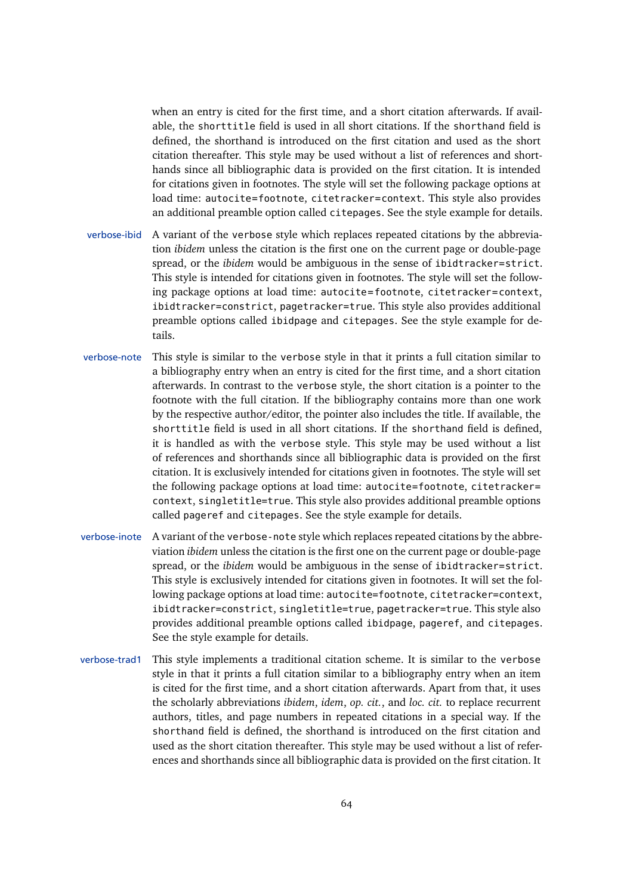when an entry is cited for the first time, and a short citation afterwards. If available, the `shorttitle` field is used in all short citations. If the `shorthand` field is defined, the shorthand is introduced on the first citation and used as the short citation thereafter. This style may be used without a list of references and shorthands since all bibliographic data is provided on the first citation. It is intended for citations given in footnotes. The style will set the following package options at load time: `autocite=footnote`, `citetracker=context`. This style also provides an additional preamble option called `citepages`. See the style example for details.

**verbose-ibid** A variant of the `verbose` style which replaces repeated citations by the abbreviation *ibidem* unless the citation is the first one on the current page or double-page spread, or the *ibidem* would be ambiguous in the sense of `ibidtracker=strict`. This style is intended for citations given in footnotes. The style will set the following package options at load time: `autocite=footnote`, `citetracker=context`, `ibidtracker=constrict`, `pagetracker=true`. This style also provides additional preamble options called `ibidpage` and `citepages`. See the style example for details.

**verbose-note** This style is similar to the `verbose` style in that it prints a full citation similar to a bibliography entry when an entry is cited for the first time, and a short citation afterwards. In contrast to the `verbose` style, the short citation is a pointer to the footnote with the full citation. If the bibliography contains more than one work by the respective author/editor, the pointer also includes the title. If available, the `shorttitle` field is used in all short citations. If the `shorthand` field is defined, it is handled as with the `verbose` style. This style may be used without a list of references and shorthands since all bibliographic data is provided on the first citation. It is exclusively intended for citations given in footnotes. The style will set the following package options at load time: `autocite=footnote`, `citetracker=context`, `singletitle=true`. This style also provides additional preamble options called `pageref` and `citepages`. See the style example for details.

**verbose-inote** A variant of the `verbose-note` style which replaces repeated citations by the abbreviation *ibidem* unless the citation is the first one on the current page or double-page spread, or the *ibidem* would be ambiguous in the sense of `ibidtracker=strict`. This style is exclusively intended for citations given in footnotes. It will set the following package options at load time: `autocite=footnote`, `citetracker=context`, `ibidtracker=constrict`, `singletitle=true`, `pagetracker=true`. This style also provides additional preamble options called `ibidpage`, `pageref`, and `citepages`. See the style example for details.

**verbose-trad1** This style implements a traditional citation scheme. It is similar to the `verbose` style in that it prints a full citation similar to a bibliography entry when an item is cited for the first time, and a short citation afterwards. Apart from that, it uses the scholarly abbreviations *ibidem*, *idem*, *op. cit.*, and *loc. cit.* to replace recurrent authors, titles, and page numbers in repeated citations in a special way. If the `shorthand` field is defined, the shorthand is introduced on the first citation and used as the short citation thereafter. This style may be used without a list of references and shorthands since all bibliographic data is provided on the first citation. It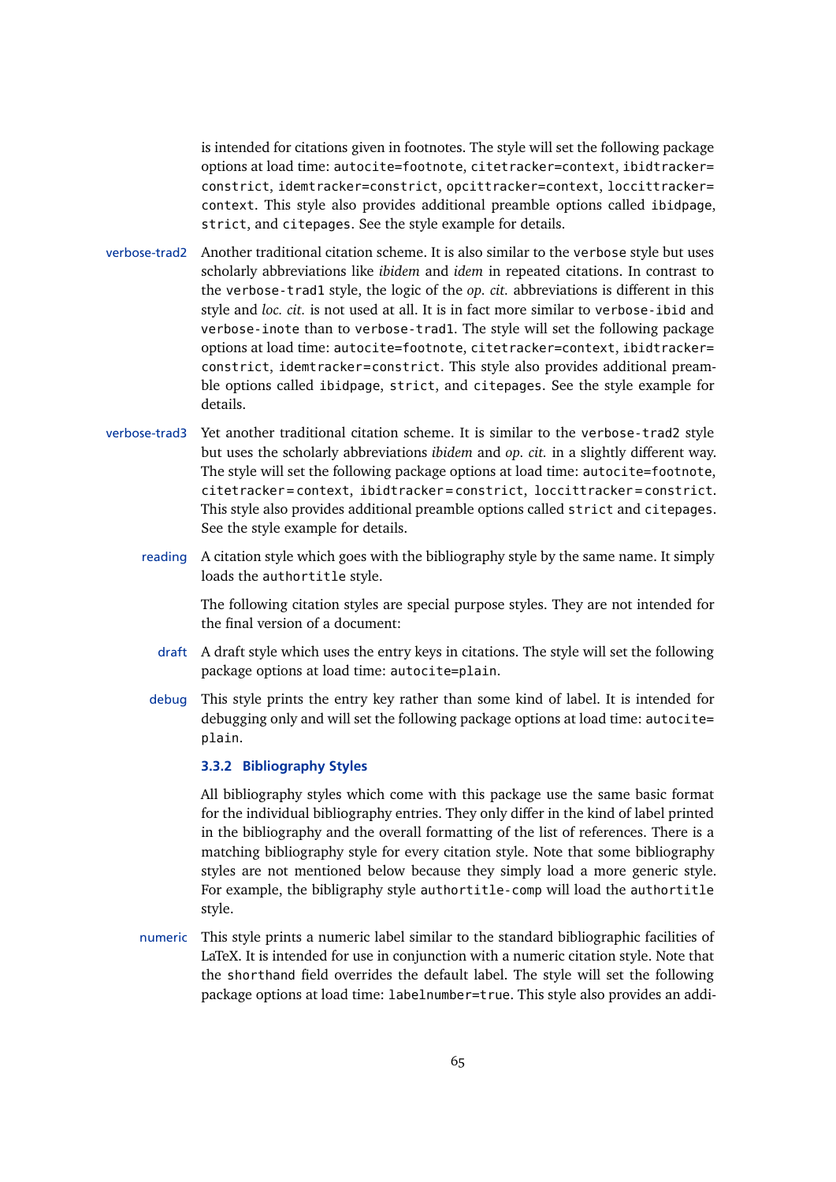is intended for citations given in footnotes. The style will set the following package options at load time: `autocite=footnote`, `citetracker=context`, `ibidtracker=constrict`, `idemtracker=constrict`, `opcittracker=context`, `loccittracker=context`. This style also provides additional preamble options called `ibidpage`, `strict`, and `citepages`. See the style example for details.

**verbose-trad2** Another traditional citation scheme. It is also similar to the `verbose` style but uses scholarly abbreviations like *ibidem* and *idem* in repeated citations. In contrast to the `verbose-trad1` style, the logic of the *op. cit.* abbreviations is different in this style and *loc. cit.* is not used at all. It is in fact more similar to `verbose-ibid` and `verbose-inote` than to `verbose-trad1`. The style will set the following package options at load time: `autocite=footnote`, `citetracker=context`, `ibidtracker=constrict`, `idemtracker=constrict`. This style also provides additional preamble options called `ibidpage`, `strict`, and `citepages`. See the style example for details.

**verbose-trad3** Yet another traditional citation scheme. It is similar to the `verbose-trad2` style but uses the scholarly abbreviations *ibidem* and *op. cit.* in a slightly different way. The style will set the following package options at load time: `autocite=footnote`, `citetracker=context`, `ibidtracker=constrict`, `loccittracker=constrict`. This style also provides additional preamble options called `strict` and `citepages`. See the style example for details.

**reading** A citation style which goes with the bibliography style by the same name. It simply loads the `authortitle` style.

The following citation styles are special purpose styles. They are not intended for the final version of a document:

**draft** A draft style which uses the entry keys in citations. The style will set the following package options at load time: `autocite=plain`.

**debug** This style prints the entry key rather than some kind of label. It is intended for debugging only and will set the following package options at load time: `autocite=plain`.

### 3.3.2 Bibliography Styles

All bibliography styles which come with this package use the same basic format for the individual bibliography entries. They only differ in the kind of label printed in the bibliography and the overall formatting of the list of references. There is a matching bibliography style for every citation style. Note that some bibliography styles are not mentioned below because they simply load a more generic style. For example, the bibligraphy style `authortitle-comp` will load the `authortitle` style.

**numeric** This style prints a numeric label similar to the standard bibliographic facilities of LaTeX. It is intended for use in conjunction with a numeric citation style. Note that the `shorthand` field overrides the default label. The style will set the following package options at load time: `labelnumber=true`. This style also provides an addi-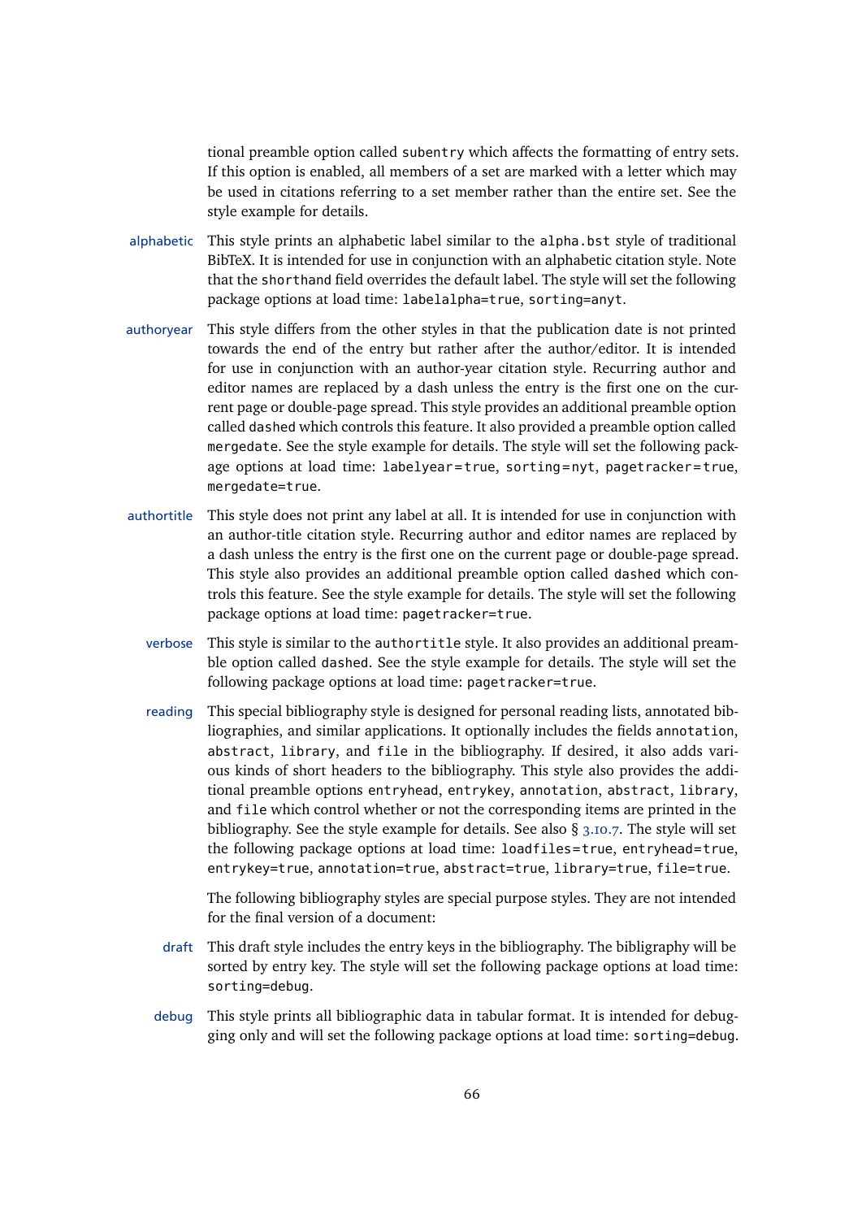tional preamble option called `subentry` which affects the formatting of entry sets. If this option is enabled, all members of a set are marked with a letter which may be used in citations referring to a set member rather than the entire set. See the style example for details.

**alphabetic** This style prints an alphabetic label similar to the `alpha.bst` style of traditional BibTeX. It is intended for use in conjunction with an alphabetic citation style. Note that the `shorthand` field overrides the default label. The style will set the following package options at load time: `labelalpha=true`, `sorting=anyt`.

**authoryear** This style differs from the other styles in that the publication date is not printed towards the end of the entry but rather after the author/editor. It is intended for use in conjunction with an author-year citation style. Recurring author and editor names are replaced by a dash unless the entry is the first one on the current page or double-page spread. This style provides an additional preamble option called `dashed` which controls this feature. It also provided a preamble option called `mergedate`. See the style example for details. The style will set the following package options at load time: `labelyear=true`, `sorting=nyt`, `pagetracker=true`, `mergedate=true`.

**authortitle** This style does not print any label at all. It is intended for use in conjunction with an author-title citation style. Recurring author and editor names are replaced by a dash unless the entry is the first one on the current page or double-page spread. This style also provides an additional preamble option called `dashed` which controls this feature. See the style example for details. The style will set the following package options at load time: `pagetracker=true`.

**verbose** This style is similar to the `authortitle` style. It also provides an additional preamble option called `dashed`. See the style example for details. The style will set the following package options at load time: `pagetracker=true`.

**reading** This special bibliography style is designed for personal reading lists, annotated bibliographies, and similar applications. It optionally includes the fields `annotation`, `abstract`, `library`, and `file` in the bibliography. If desired, it also adds various kinds of short headers to the bibliography. This style also provides the additional preamble options `entryhead`, `entrykey`, `annotation`, `abstract`, `library`, and `file` which control whether or not the corresponding items are printed in the bibliography. See the style example for details. See also § 3.10.7. The style will set the following package options at load time: `loadfiles=true`, `entryhead=true`, `entrykey=true`, `annotation=true`, `abstract=true`, `library=true`, `file=true`.

The following bibliography styles are special purpose styles. They are not intended for the final version of a document:

**draft** This draft style includes the entry keys in the bibliography. The bibligraphy will be sorted by entry key. The style will set the following package options at load time: `sorting=debug`.

**debug** This style prints all bibliographic data in tabular format. It is intended for debugging only and will set the following package options at load time: `sorting=debug`.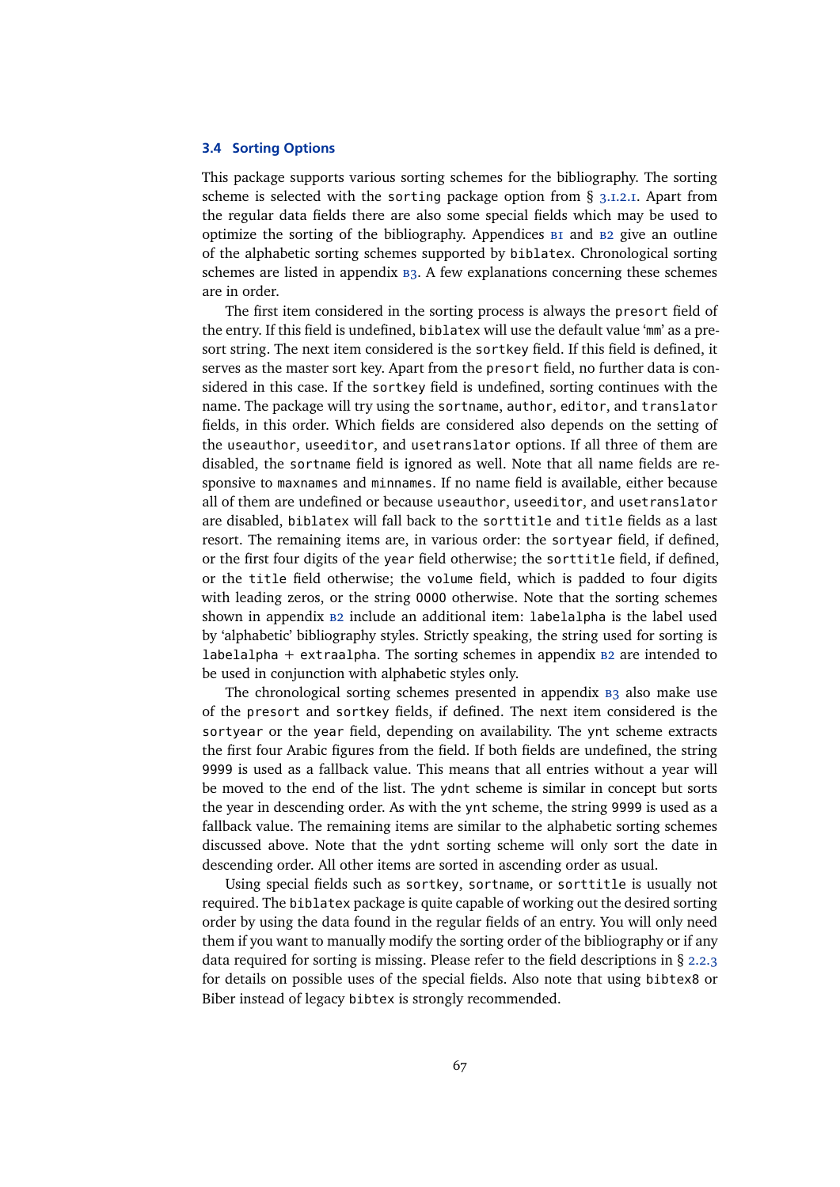### 3.4 Sorting Options

This package supports various sorting schemes for the bibliography. The sorting scheme is selected with the `sorting` package option from § 3.1.2.1. Apart from the regular data fields there are also some special fields which may be used to optimize the sorting of the bibliography. Appendices B1 and B2 give an outline of the alphabetic sorting schemes supported by `biblatex`. Chronological sorting schemes are listed in appendix B3. A few explanations concerning these schemes are in order.

The first item considered in the sorting process is always the `presort` field of the entry. If this field is undefined, `biblatex` will use the default value '`mm`' as a presort string. The next item considered is the `sortkey` field. If this field is defined, it serves as the master sort key. Apart from the `presort` field, no further data is considered in this case. If the `sortkey` field is undefined, sorting continues with the name. The package will try using the `sortname`, `author`, `editor`, and `translator` fields, in this order. Which fields are considered also depends on the setting of the `useauthor`, `useeditor`, and `usetranslator` options. If all three of them are disabled, the `sortname` field is ignored as well. Note that all name fields are responsive to `maxnames` and `minnames`. If no name field is available, either because all of them are undefined or because `useauthor`, `useeditor`, and `usetranslator` are disabled, `biblatex` will fall back to the `sorttitle` and `title` fields as a last resort. The remaining items are, in various order: the `sortyear` field, if defined, or the first four digits of the `year` field otherwise; the `sorttitle` field, if defined, or the `title` field otherwise; the `volume` field, which is padded to four digits with leading zeros, or the string `0000` otherwise. Note that the sorting schemes shown in appendix B2 include an additional item: `labelalpha` is the label used by 'alphabetic' bibliography styles. Strictly speaking, the string used for sorting is `labelalpha` + `extraalpha`. The sorting schemes in appendix B2 are intended to be used in conjunction with alphabetic styles only.

The chronological sorting schemes presented in appendix B3 also make use of the `presort` and `sortkey` fields, if defined. The next item considered is the `sortyear` or the `year` field, depending on availability. The `ynt` scheme extracts the first four Arabic figures from the field. If both fields are undefined, the string `9999` is used as a fallback value. This means that all entries without a year will be moved to the end of the list. The `ydnt` scheme is similar in concept but sorts the year in descending order. As with the `ynt` scheme, the string `9999` is used as a fallback value. The remaining items are similar to the alphabetic sorting schemes discussed above. Note that the `ydnt` sorting scheme will only sort the date in descending order. All other items are sorted in ascending order as usual.

Using special fields such as `sortkey`, `sortname`, or `sorttitle` is usually not required. The `biblatex` package is quite capable of working out the desired sorting order by using the data found in the regular fields of an entry. You will only need them if you want to manually modify the sorting order of the bibliography or if any data required for sorting is missing. Please refer to the field descriptions in § 2.2.3 for details on possible uses of the special fields. Also note that using `bibtex8` or Biber instead of legacy `bibtex` is strongly recommended.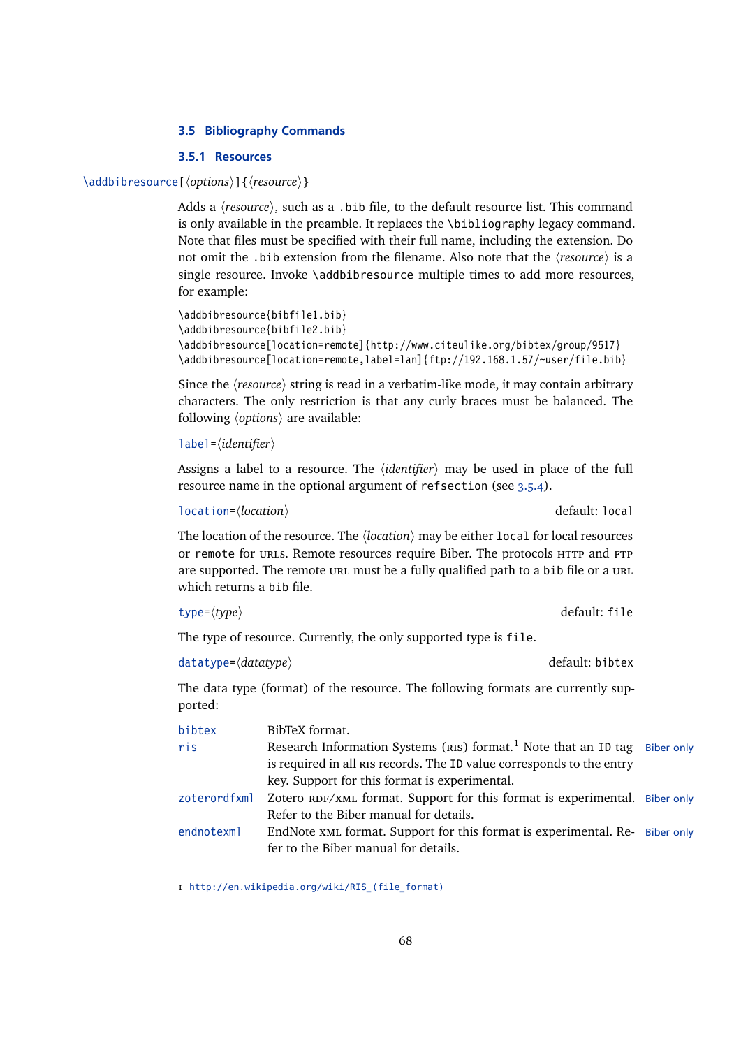### 3.5 Bibliography Commands

#### 3.5.1 Resources

`\addbibresource[⟨options⟩]{⟨resource⟩}`

Adds a ⟨*resource*⟩, such as a `.bib` file, to the default resource list. This command is only available in the preamble. It replaces the `\bibliography` legacy command. Note that files must be specified with their full name, including the extension. Do not omit the `.bib` extension from the filename. Also note that the ⟨*resource*⟩ is a single resource. Invoke `\addbibresource` multiple times to add more resources, for example:

```
\addbibresource{bibfile1.bib}
\addbibresource{bibfile2.bib}
\addbibresource[location=remote]{http://www.citeulike.org/bibtex/group/9517}
\addbibresource[location=remote,label=lan]{ftp://192.168.1.57/~user/file.bib}
```

Since the ⟨*resource*⟩ string is read in a verbatim-like mode, it may contain arbitrary characters. The only restriction is that any curly braces must be balanced. The following ⟨*options*⟩ are available:

`label=⟨identifier⟩`

Assigns a label to a resource. The ⟨*identifier*⟩ may be used in place of the full resource name in the optional argument of `refsection` (see 3.5.4).

`location=⟨location⟩` — default: `local`

The location of the resource. The ⟨*location*⟩ may be either `local` for local resources or `remote` for URLs. Remote resources require Biber. The protocols HTTP and FTP are supported. The remote URL must be a fully qualified path to a `bib` file or a URL which returns a `bib` file.

`type=⟨type⟩` — default: `file`

The type of resource. Currently, the only supported type is `file`.

`datatype=⟨datatype⟩` — default: `bibtex`

The data type (format) of the resource. The following formats are currently supported:

| | | |
|---|---|---|
| `bibtex` | BibTeX format. | |
| `ris` | Research Information Systems (RIS) format.[1] Note that an `ID` tag is required in all RIS records. The `ID` value corresponds to the entry key. Support for this format is experimental. | Biber only |
| `zoterordfxml` | Zotero RDF/XML format. Support for this format is experimental. Refer to the Biber manual for details. | Biber only |
| `endnotexml` | EndNote XML format. Support for this format is experimental. Refer to the Biber manual for details. | Biber only |

1 http://en.wikipedia.org/wiki/RIS_(file_format)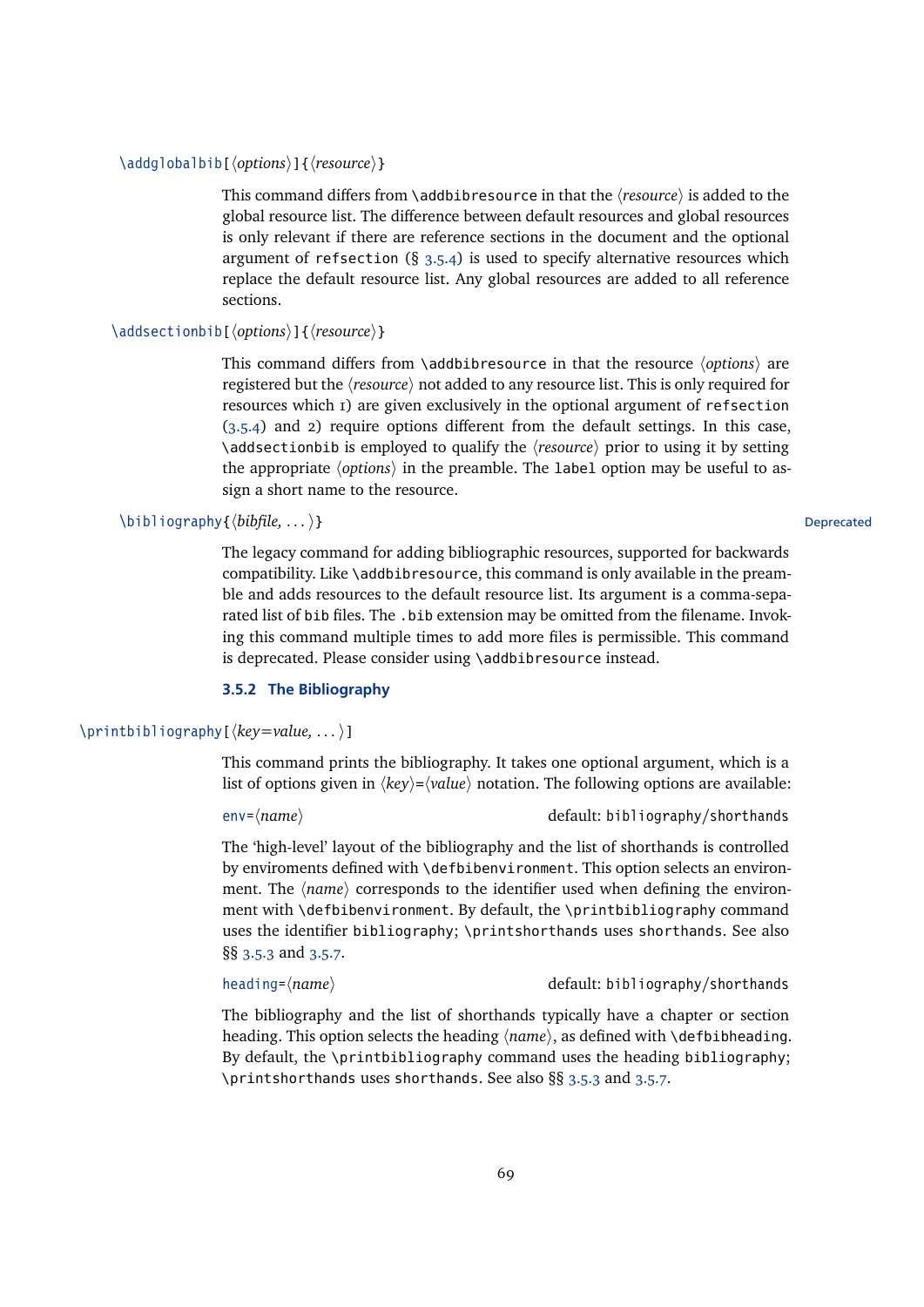`\addglobalbib[⟨options⟩]{⟨resource⟩}`

This command differs from `\addbibresource` in that the ⟨*resource*⟩ is added to the global resource list. The difference between default resources and global resources is only relevant if there are reference sections in the document and the optional argument of `refsection` (§ 3.5.4) is used to specify alternative resources which replace the default resource list. Any global resources are added to all reference sections.

`\addsectionbib[⟨options⟩]{⟨resource⟩}`

This command differs from `\addbibresource` in that the resource ⟨*options*⟩ are registered but the ⟨*resource*⟩ not added to any resource list. This is only required for resources which 1) are given exclusively in the optional argument of `refsection` (3.5.4) and 2) require options different from the default settings. In this case, `\addsectionbib` is employed to qualify the ⟨*resource*⟩ prior to using it by setting the appropriate ⟨*options*⟩ in the preamble. The `label` option may be useful to assign a short name to the resource.

`\bibliography{⟨bibfile, ...⟩}` — Deprecated

The legacy command for adding bibliographic resources, supported for backwards compatibility. Like `\addbibresource`, this command is only available in the preamble and adds resources to the default resource list. Its argument is a comma-separated list of `bib` files. The `.bib` extension may be omitted from the filename. Invoking this command multiple times to add more files is permissible. This command is deprecated. Please consider using `\addbibresource` instead.

### 3.5.2 The Bibliography

`\printbibliography[⟨key=value, ...⟩]`

This command prints the bibliography. It takes one optional argument, which is a list of options given in ⟨*key*⟩=⟨*value*⟩ notation. The following options are available:

`env=⟨name⟩` — default: `bibliography/shorthands`

The 'high-level' layout of the bibliography and the list of shorthands is controlled by enviroments defined with `\defbibenvironment`. This option selects an environment. The ⟨*name*⟩ corresponds to the identifier used when defining the environment with `\defbibenvironment`. By default, the `\printbibliography` command uses the identifier `bibliography`; `\printshorthands` uses `shorthands`. See also §§ 3.5.3 and 3.5.7.

`heading=⟨name⟩` — default: `bibliography/shorthands`

The bibliography and the list of shorthands typically have a chapter or section heading. This option selects the heading ⟨*name*⟩, as defined with `\defbibheading`. By default, the `\printbibliography` command uses the heading `bibliography`; `\printshorthands` uses `shorthands`. See also §§ 3.5.3 and 3.5.7.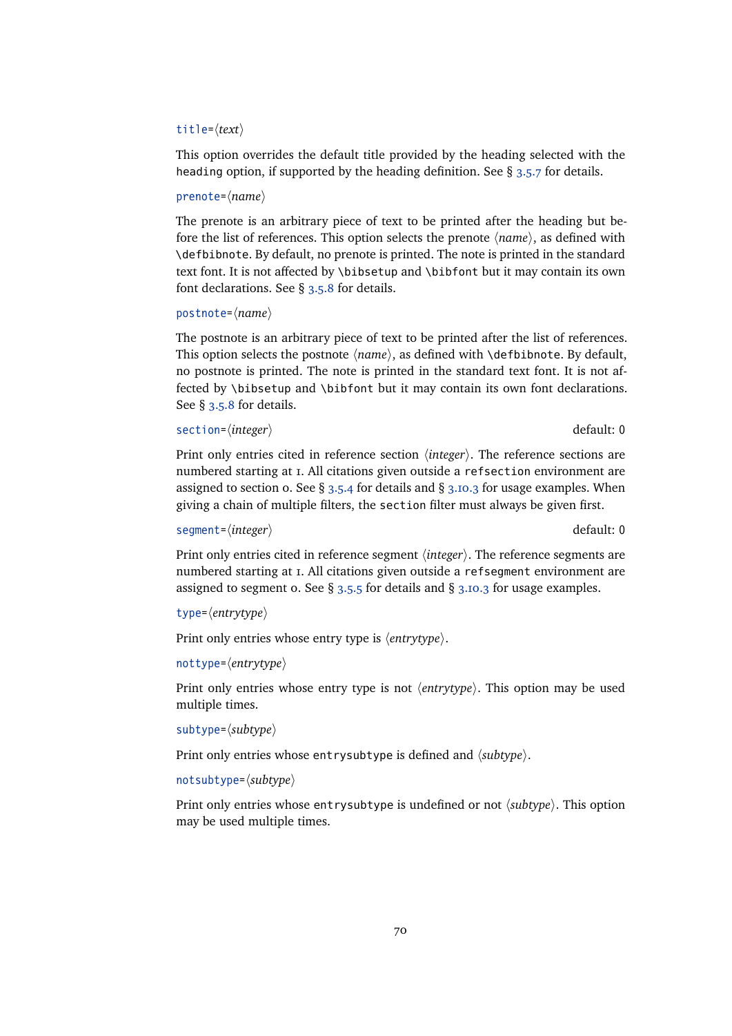`title`=⟨*text*⟩

This option overrides the default title provided by the heading selected with the `heading` option, if supported by the heading definition. See § 3.5.7 for details.

`prenote`=⟨*name*⟩

The prenote is an arbitrary piece of text to be printed after the heading but before the list of references. This option selects the prenote ⟨*name*⟩, as defined with `\defbibnote`. By default, no prenote is printed. The note is printed in the standard text font. It is not affected by `\bibsetup` and `\bibfont` but it may contain its own font declarations. See § 3.5.8 for details.

`postnote`=⟨*name*⟩

The postnote is an arbitrary piece of text to be printed after the list of references. This option selects the postnote ⟨*name*⟩, as defined with `\defbibnote`. By default, no postnote is printed. The note is printed in the standard text font. It is not affected by `\bibsetup` and `\bibfont` but it may contain its own font declarations. See § 3.5.8 for details.

`section`=⟨*integer*⟩ default: `0`

Print only entries cited in reference section ⟨*integer*⟩. The reference sections are numbered starting at 1. All citations given outside a `refsection` environment are assigned to section 0. See § 3.5.4 for details and § 3.10.3 for usage examples. When giving a chain of multiple filters, the `section` filter must always be given first.

`segment`=⟨*integer*⟩ default: `0`

Print only entries cited in reference segment ⟨*integer*⟩. The reference segments are numbered starting at 1. All citations given outside a `refsegment` environment are assigned to segment 0. See § 3.5.5 for details and § 3.10.3 for usage examples.

`type`=⟨*entrytype*⟩

Print only entries whose entry type is ⟨*entrytype*⟩.

`nottype`=⟨*entrytype*⟩

Print only entries whose entry type is not ⟨*entrytype*⟩. This option may be used multiple times.

`subtype`=⟨*subtype*⟩

Print only entries whose `entrysubtype` is defined and ⟨*subtype*⟩.

`notsubtype`=⟨*subtype*⟩

Print only entries whose `entrysubtype` is undefined or not ⟨*subtype*⟩. This option may be used multiple times.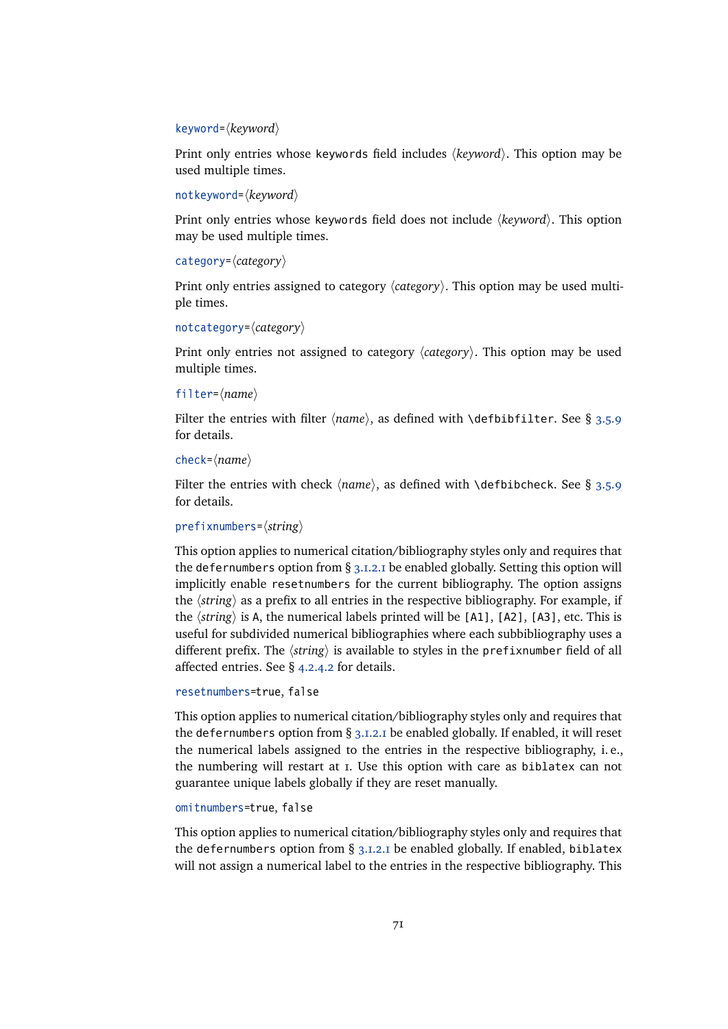`keyword=⟨keyword⟩`

Print only entries whose `keywords` field includes ⟨*keyword*⟩. This option may be used multiple times.

`notkeyword=⟨keyword⟩`

Print only entries whose `keywords` field does not include ⟨*keyword*⟩. This option may be used multiple times.

`category=⟨category⟩`

Print only entries assigned to category ⟨*category*⟩. This option may be used multiple times.

`notcategory=⟨category⟩`

Print only entries not assigned to category ⟨*category*⟩. This option may be used multiple times.

`filter=⟨name⟩`

Filter the entries with filter ⟨*name*⟩, as defined with `\defbibfilter`. See § 3.5.9 for details.

`check=⟨name⟩`

Filter the entries with check ⟨*name*⟩, as defined with `\defbibcheck`. See § 3.5.9 for details.

`prefixnumbers=⟨string⟩`

This option applies to numerical citation/bibliography styles only and requires that the `defernumbers` option from § 3.1.2.1 be enabled globally. Setting this option will implicitly enable `resetnumbers` for the current bibliography. The option assigns the ⟨*string*⟩ as a prefix to all entries in the respective bibliography. For example, if the ⟨*string*⟩ is `A`, the numerical labels printed will be `[A1]`, `[A2]`, `[A3]`, etc. This is useful for subdivided numerical bibliographies where each subbibliography uses a different prefix. The ⟨*string*⟩ is available to styles in the `prefixnumber` field of all affected entries. See § 4.2.4.2 for details.

`resetnumbers=true, false`

This option applies to numerical citation/bibliography styles only and requires that the `defernumbers` option from § 3.1.2.1 be enabled globally. If enabled, it will reset the numerical labels assigned to the entries in the respective bibliography, i. e., the numbering will restart at 1. Use this option with care as `biblatex` can not guarantee unique labels globally if they are reset manually.

`omitnumbers=true, false`

This option applies to numerical citation/bibliography styles only and requires that the `defernumbers` option from § 3.1.2.1 be enabled globally. If enabled, `biblatex` will not assign a numerical label to the entries in the respective bibliography. This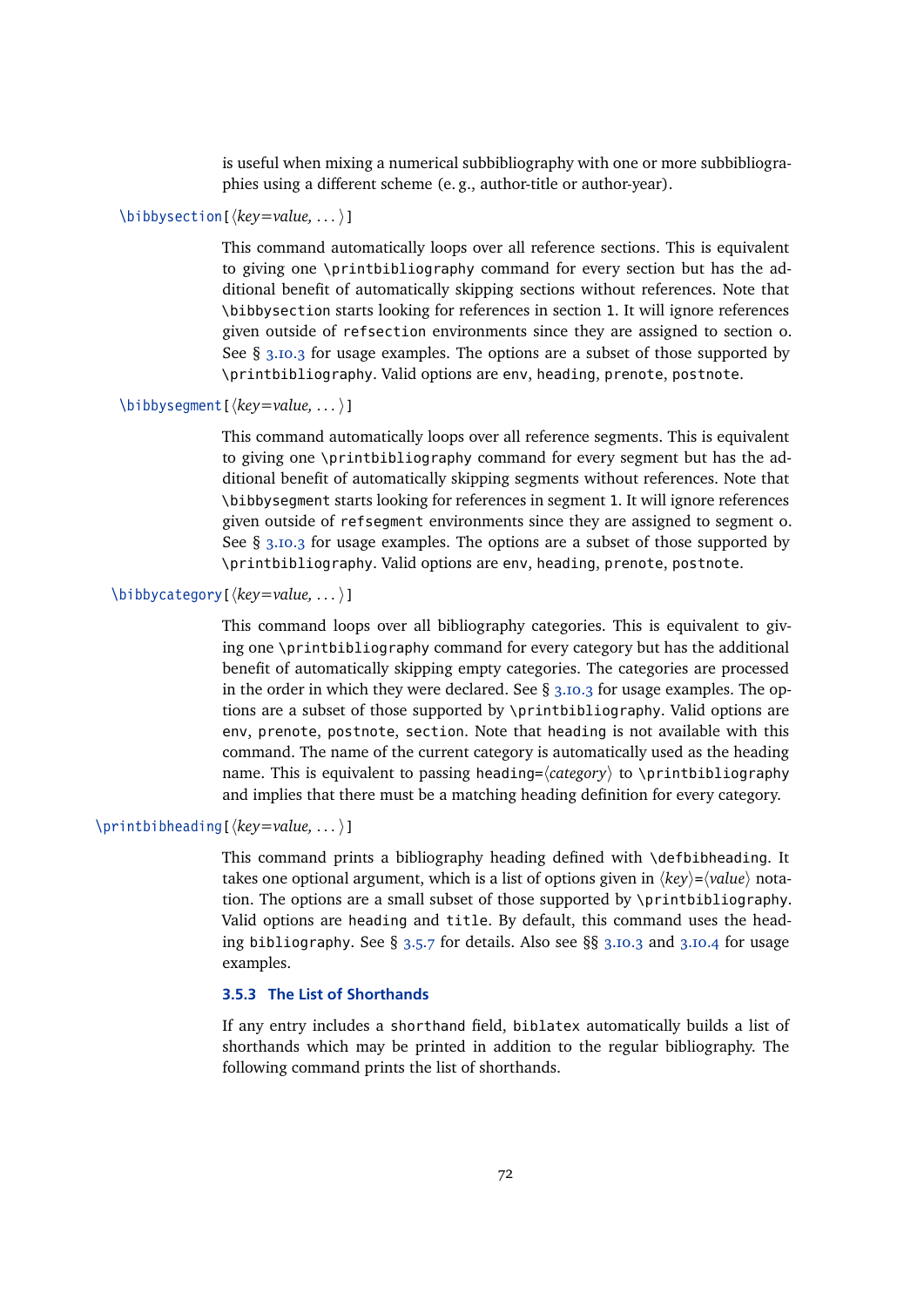is useful when mixing a numerical subbibliography with one or more subbibliographies using a different scheme (e. g., author-title or author-year).

`\bibbysection[⟨key=value, ...⟩]`

This command automatically loops over all reference sections. This is equivalent to giving one `\printbibliography` command for every section but has the additional benefit of automatically skipping sections without references. Note that `\bibbysection` starts looking for references in section 1. It will ignore references given outside of `refsection` environments since they are assigned to section 0. See § 3.10.3 for usage examples. The options are a subset of those supported by `\printbibliography`. Valid options are `env`, `heading`, `prenote`, `postnote`.

`\bibbysegment[⟨key=value, ...⟩]`

This command automatically loops over all reference segments. This is equivalent to giving one `\printbibliography` command for every segment but has the additional benefit of automatically skipping segments without references. Note that `\bibbysegment` starts looking for references in segment 1. It will ignore references given outside of `refsegment` environments since they are assigned to segment 0. See § 3.10.3 for usage examples. The options are a subset of those supported by `\printbibliography`. Valid options are `env`, `heading`, `prenote`, `postnote`.

`\bibbycategory[⟨key=value, ...⟩]`

This command loops over all bibliography categories. This is equivalent to giving one `\printbibliography` command for every category but has the additional benefit of automatically skipping empty categories. The categories are processed in the order in which they were declared. See § 3.10.3 for usage examples. The options are a subset of those supported by `\printbibliography`. Valid options are `env`, `prenote`, `postnote`, `section`. Note that `heading` is not available with this command. The name of the current category is automatically used as the heading name. This is equivalent to passing `heading=`⟨*category*⟩ to `\printbibliography` and implies that there must be a matching heading definition for every category.

`\printbibheading[⟨key=value, ...⟩]`

This command prints a bibliography heading defined with `\defbibheading`. It takes one optional argument, which is a list of options given in ⟨*key*⟩=⟨*value*⟩ notation. The options are a small subset of those supported by `\printbibliography`. Valid options are `heading` and `title`. By default, this command uses the heading `bibliography`. See § 3.5.7 for details. Also see §§ 3.10.3 and 3.10.4 for usage examples.

### 3.5.3 The List of Shorthands

If any entry includes a `shorthand` field, `biblatex` automatically builds a list of shorthands which may be printed in addition to the regular bibliography. The following command prints the list of shorthands.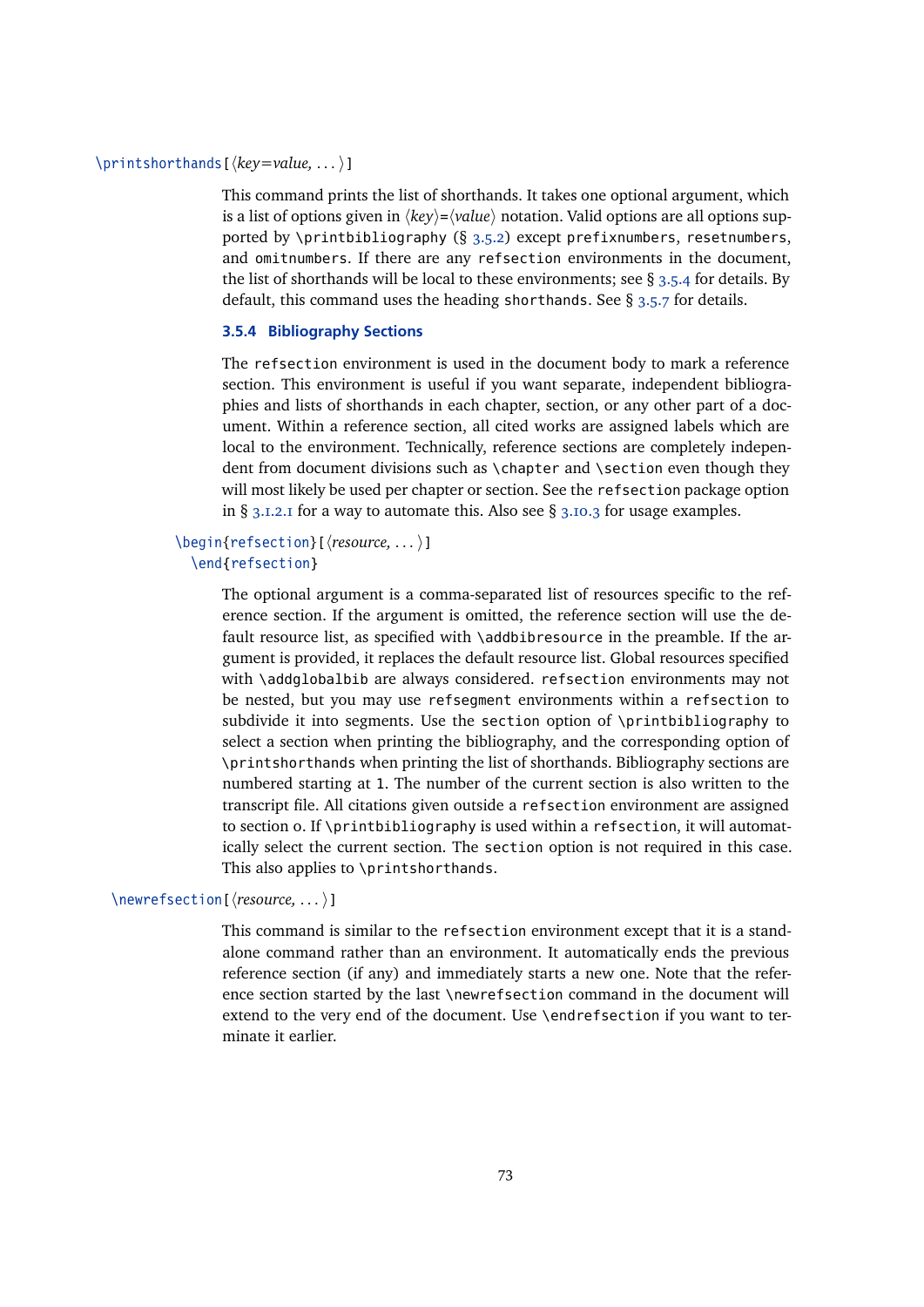`\printshorthands[⟨key=value, ...⟩]`

This command prints the list of shorthands. It takes one optional argument, which is a list of options given in ⟨key⟩=⟨value⟩ notation. Valid options are all options supported by `\printbibliography` (§ 3.5.2) except `prefixnumbers`, `resetnumbers`, and `omitnumbers`. If there are any `refsection` environments in the document, the list of shorthands will be local to these environments; see § 3.5.4 for details. By default, this command uses the heading `shorthands`. See § 3.5.7 for details.

### 3.5.4 Bibliography Sections

The `refsection` environment is used in the document body to mark a reference section. This environment is useful if you want separate, independent bibliographies and lists of shorthands in each chapter, section, or any other part of a document. Within a reference section, all cited works are assigned labels which are local to the environment. Technically, reference sections are completely independent from document divisions such as `\chapter` and `\section` even though they will most likely be used per chapter or section. See the `refsection` package option in § 3.1.2.1 for a way to automate this. Also see § 3.10.3 for usage examples.

`\begin{refsection}[⟨resource, ...⟩]`
`\end{refsection}`

The optional argument is a comma-separated list of resources specific to the reference section. If the argument is omitted, the reference section will use the default resource list, as specified with `\addbibresource` in the preamble. If the argument is provided, it replaces the default resource list. Global resources specified with `\addglobalbib` are always considered. `refsection` environments may not be nested, but you may use `refsegment` environments within a `refsection` to subdivide it into segments. Use the `section` option of `\printbibliography` to select a section when printing the bibliography, and the corresponding option of `\printshorthands` when printing the list of shorthands. Bibliography sections are numbered starting at 1. The number of the current section is also written to the transcript file. All citations given outside a `refsection` environment are assigned to section 0. If `\printbibliography` is used within a `refsection`, it will automatically select the current section. The `section` option is not required in this case. This also applies to `\printshorthands`.

`\newrefsection[⟨resource, ...⟩]`

This command is similar to the `refsection` environment except that it is a standalone command rather than an environment. It automatically ends the previous reference section (if any) and immediately starts a new one. Note that the reference section started by the last `\newrefsection` command in the document will extend to the very end of the document. Use `\endrefsection` if you want to terminate it earlier.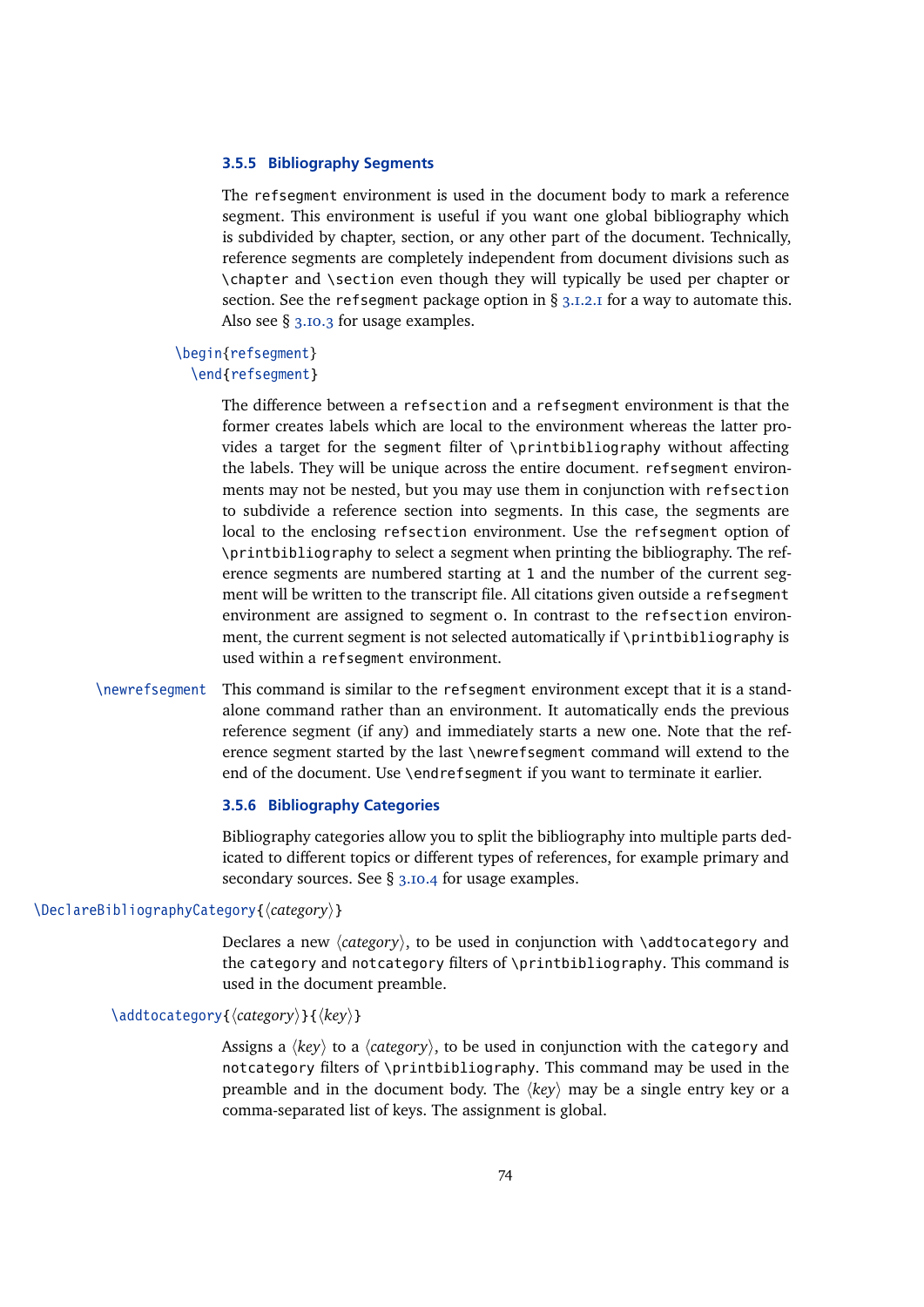### 3.5.5 Bibliography Segments

The `refsegment` environment is used in the document body to mark a reference segment. This environment is useful if you want one global bibliography which is subdivided by chapter, section, or any other part of the document. Technically, reference segments are completely independent from document divisions such as `\chapter` and `\section` even though they will typically be used per chapter or section. See the `refsegment` package option in § 3.1.2.1 for a way to automate this. Also see § 3.10.3 for usage examples.

`\begin{refsegment}`
`\end{refsegment}`

The difference between a `refsection` and a `refsegment` environment is that the former creates labels which are local to the environment whereas the latter provides a target for the `segment` filter of `\printbibliography` without affecting the labels. They will be unique across the entire document. `refsegment` environments may not be nested, but you may use them in conjunction with `refsection` to subdivide a reference section into segments. In this case, the segments are local to the enclosing `refsection` environment. Use the `refsegment` option of `\printbibliography` to select a segment when printing the bibliography. The reference segments are numbered starting at `1` and the number of the current segment will be written to the transcript file. All citations given outside a `refsegment` environment are assigned to segment 0. In contrast to the `refsection` environment, the current segment is not selected automatically if `\printbibliography` is used within a `refsegment` environment.

`\newrefsegment`

This command is similar to the `refsegment` environment except that it is a standalone command rather than an environment. It automatically ends the previous reference segment (if any) and immediately starts a new one. Note that the reference segment started by the last `\newrefsegment` command will extend to the end of the document. Use `\endrefsegment` if you want to terminate it earlier.

### 3.5.6 Bibliography Categories

Bibliography categories allow you to split the bibliography into multiple parts dedicated to different topics or different types of references, for example primary and secondary sources. See § 3.10.4 for usage examples.

`\DeclareBibliographyCategory{⟨category⟩}`

Declares a new ⟨*category*⟩, to be used in conjunction with `\addtocategory` and the `category` and `notcategory` filters of `\printbibliography`. This command is used in the document preamble.

`\addtocategory{⟨category⟩}{⟨key⟩}`

Assigns a ⟨*key*⟩ to a ⟨*category*⟩, to be used in conjunction with the `category` and `notcategory` filters of `\printbibliography`. This command may be used in the preamble and in the document body. The ⟨*key*⟩ may be a single entry key or a comma-separated list of keys. The assignment is global.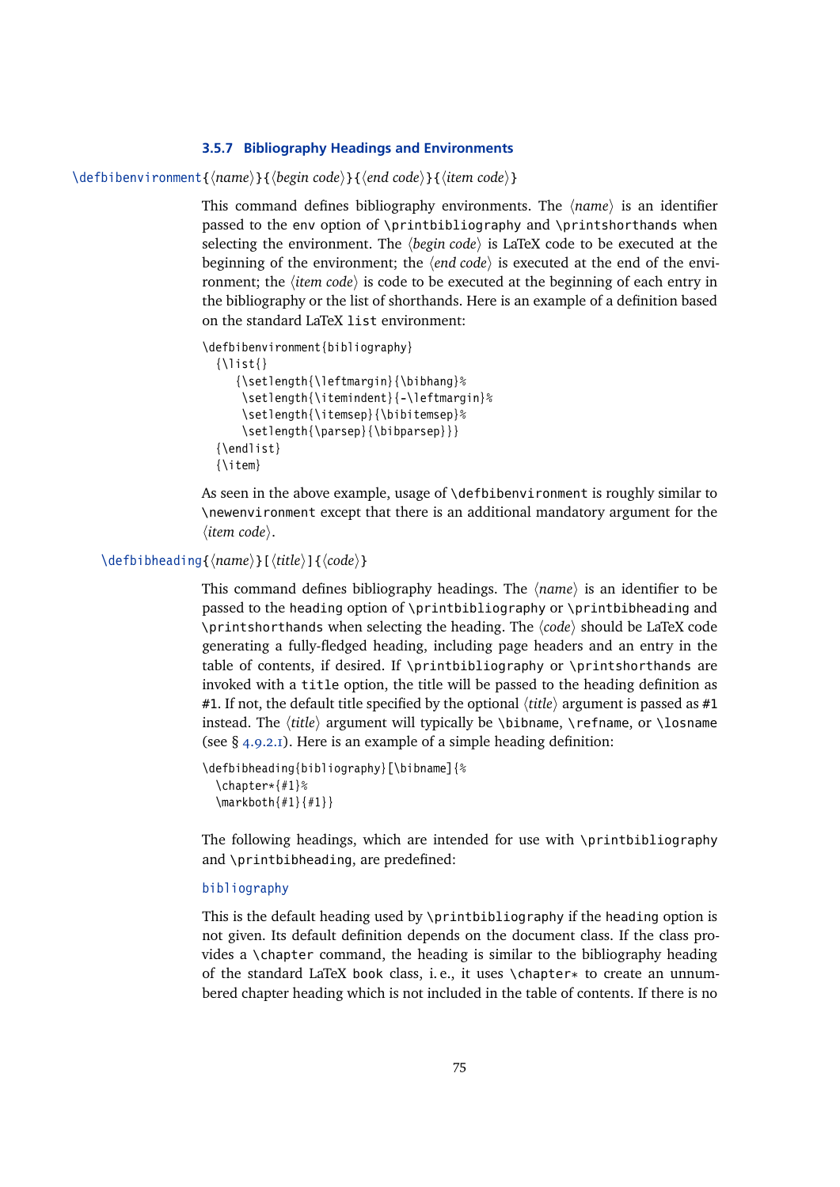### 3.5.7 Bibliography Headings and Environments

`\defbibenvironment{⟨name⟩}{⟨begin code⟩}{⟨end code⟩}{⟨item code⟩}`

This command defines bibliography environments. The ⟨*name*⟩ is an identifier passed to the `env` option of `\printbibliography` and `\printshorthands` when selecting the environment. The ⟨*begin code*⟩ is LaTeX code to be executed at the beginning of the environment; the ⟨*end code*⟩ is executed at the end of the environment; the ⟨*item code*⟩ is code to be executed at the beginning of each entry in the bibliography or the list of shorthands. Here is an example of a definition based on the standard LaTeX `list` environment:

```
\defbibenvironment{bibliography}
  {\list{}
     {\setlength{\leftmargin}{\bibhang}%
      \setlength{\itemindent}{-\leftmargin}%
      \setlength{\itemsep}{\bibitemsep}%
      \setlength{\parsep}{\bibparsep}}}
  {\endlist}
  {\item}
```

As seen in the above example, usage of `\defbibenvironment` is roughly similar to `\newenvironment` except that there is an additional mandatory argument for the ⟨*item code*⟩.

`\defbibheading{⟨name⟩}[⟨title⟩]{⟨code⟩}`

This command defines bibliography headings. The ⟨*name*⟩ is an identifier to be passed to the `heading` option of `\printbibliography` or `\printbibheading` and `\printshorthands` when selecting the heading. The ⟨*code*⟩ should be LaTeX code generating a fully-fledged heading, including page headers and an entry in the table of contents, if desired. If `\printbibliography` or `\printshorthands` are invoked with a `title` option, the title will be passed to the heading definition as `#1`. If not, the default title specified by the optional ⟨*title*⟩ argument is passed as `#1` instead. The ⟨*title*⟩ argument will typically be `\bibname`, `\refname`, or `\losname` (see § 4.9.2.1). Here is an example of a simple heading definition:

```
\defbibheading{bibliography}[\bibname]{%
  \chapter*{#1}%
  \markboth{#1}{#1}}
```

The following headings, which are intended for use with `\printbibliography` and `\printbibheading`, are predefined:

`bibliography`

This is the default heading used by `\printbibliography` if the `heading` option is not given. Its default definition depends on the document class. If the class provides a `\chapter` command, the heading is similar to the bibliography heading of the standard LaTeX `book` class, i. e., it uses `\chapter*` to create an unnumbered chapter heading which is not included in the table of contents. If there is no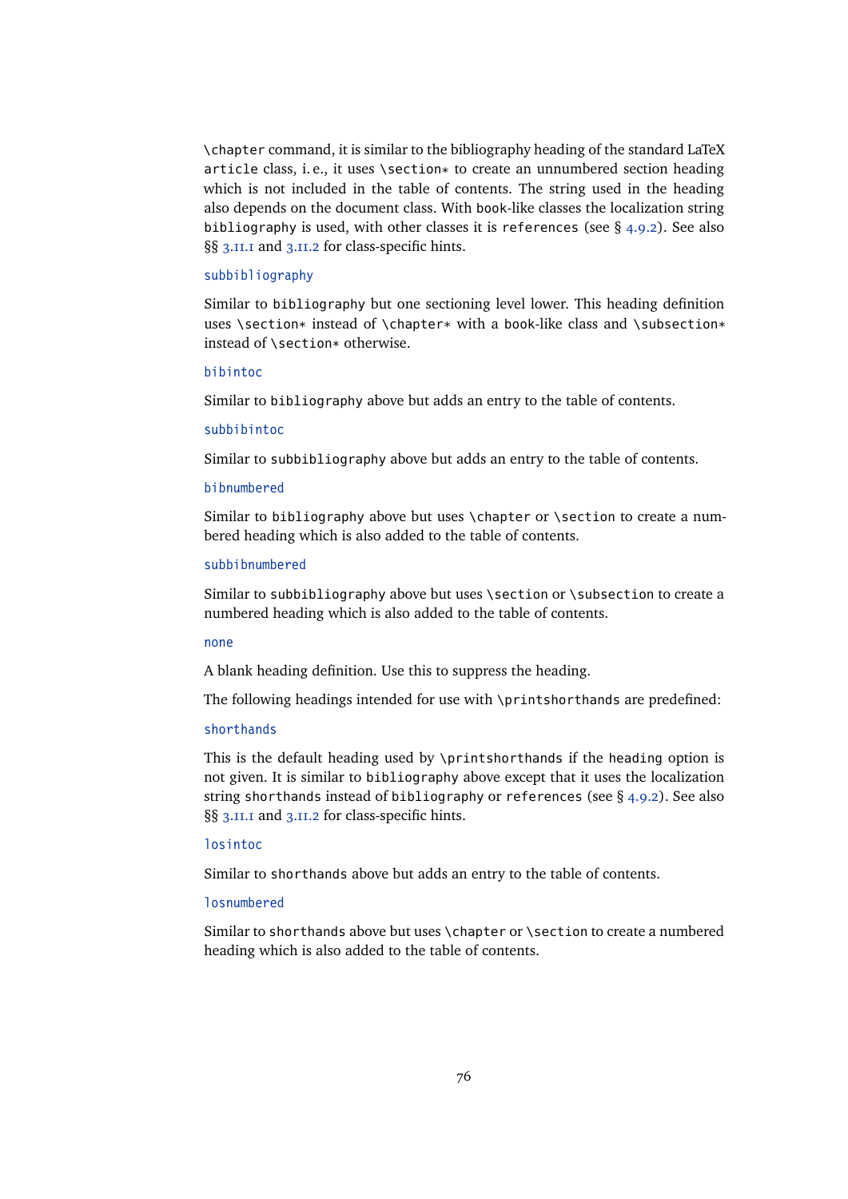\chapter command, it is similar to the bibliography heading of the standard LaTeX article class, i. e., it uses \section* to create an unnumbered section heading which is not included in the table of contents. The string used in the heading also depends on the document class. With book-like classes the localization string bibliography is used, with other classes it is references (see § 4.9.2). See also §§ 3.11.1 and 3.11.2 for class-specific hints.

subbibliography

Similar to bibliography but one sectioning level lower. This heading definition uses \section* instead of \chapter* with a book-like class and \subsection* instead of \section* otherwise.

bibintoc

Similar to bibliography above but adds an entry to the table of contents.

subbibintoc

Similar to subbibliography above but adds an entry to the table of contents.

bibnumbered

Similar to bibliography above but uses \chapter or \section to create a numbered heading which is also added to the table of contents.

subbibnumbered

Similar to subbibliography above but uses \section or \subsection to create a numbered heading which is also added to the table of contents.

none

A blank heading definition. Use this to suppress the heading.

The following headings intended for use with \printshorthands are predefined:

shorthands

This is the default heading used by \printshorthands if the heading option is not given. It is similar to bibliography above except that it uses the localization string shorthands instead of bibliography or references (see § 4.9.2). See also §§ 3.11.1 and 3.11.2 for class-specific hints.

losintoc

Similar to shorthands above but adds an entry to the table of contents.

losnumbered

Similar to shorthands above but uses \chapter or \section to create a numbered heading which is also added to the table of contents.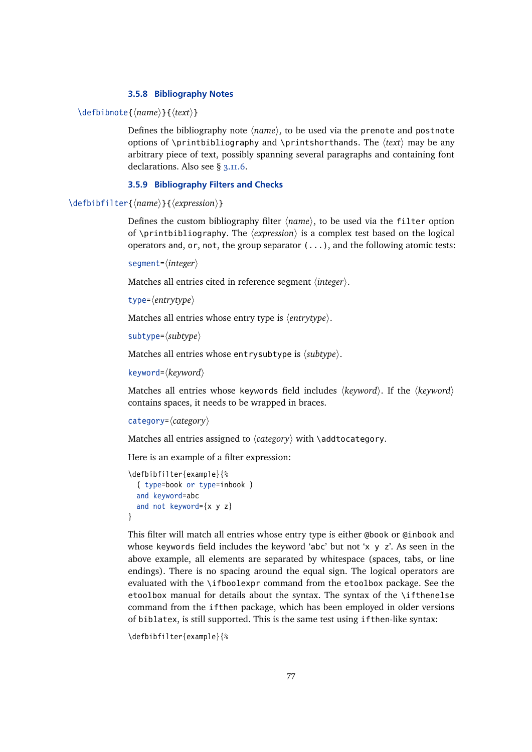### 3.5.8 Bibliography Notes

`\defbibnote{⟨name⟩}{⟨text⟩}`

Defines the bibliography note ⟨*name*⟩, to be used via the `prenote` and `postnote` options of `\printbibliography` and `\printshorthands`. The ⟨*text*⟩ may be any arbitrary piece of text, possibly spanning several paragraphs and containing font declarations. Also see § 3.11.6.

### 3.5.9 Bibliography Filters and Checks

`\defbibfilter{⟨name⟩}{⟨expression⟩}`

Defines the custom bibliography filter ⟨*name*⟩, to be used via the `filter` option of `\printbibliography`. The ⟨*expression*⟩ is a complex test based on the logical operators `and`, `or`, `not`, the group separator `(...)`, and the following atomic tests:

`segment=⟨integer⟩`

Matches all entries cited in reference segment ⟨*integer*⟩.

`type=⟨entrytype⟩`

Matches all entries whose entry type is ⟨*entrytype*⟩.

`subtype=⟨subtype⟩`

Matches all entries whose `entrysubtype` is ⟨*subtype*⟩.

`keyword=⟨keyword⟩`

Matches all entries whose `keywords` field includes ⟨*keyword*⟩. If the ⟨*keyword*⟩ contains spaces, it needs to be wrapped in braces.

`category=⟨category⟩`

Matches all entries assigned to ⟨*category*⟩ with `\addtocategory`.

Here is an example of a filter expression:

```
\defbibfilter{example}{%
  ( type=book or type=inbook )
  and keyword=abc
  and not keyword={x y z}
}
```

This filter will match all entries whose entry type is either `@book` or `@inbook` and whose `keywords` field includes the keyword '`abc`' but not '`x y z`'. As seen in the above example, all elements are separated by whitespace (spaces, tabs, or line endings). There is no spacing around the equal sign. The logical operators are evaluated with the `\ifboolexpr` command from the `etoolbox` package. See the `etoolbox` manual for details about the syntax. The syntax of the `\ifthenelse` command from the `ifthen` package, which has been employed in older versions of `biblatex`, is still supported. This is the same test using `ifthen`-like syntax:

```
\defbibfilter{example}{%
```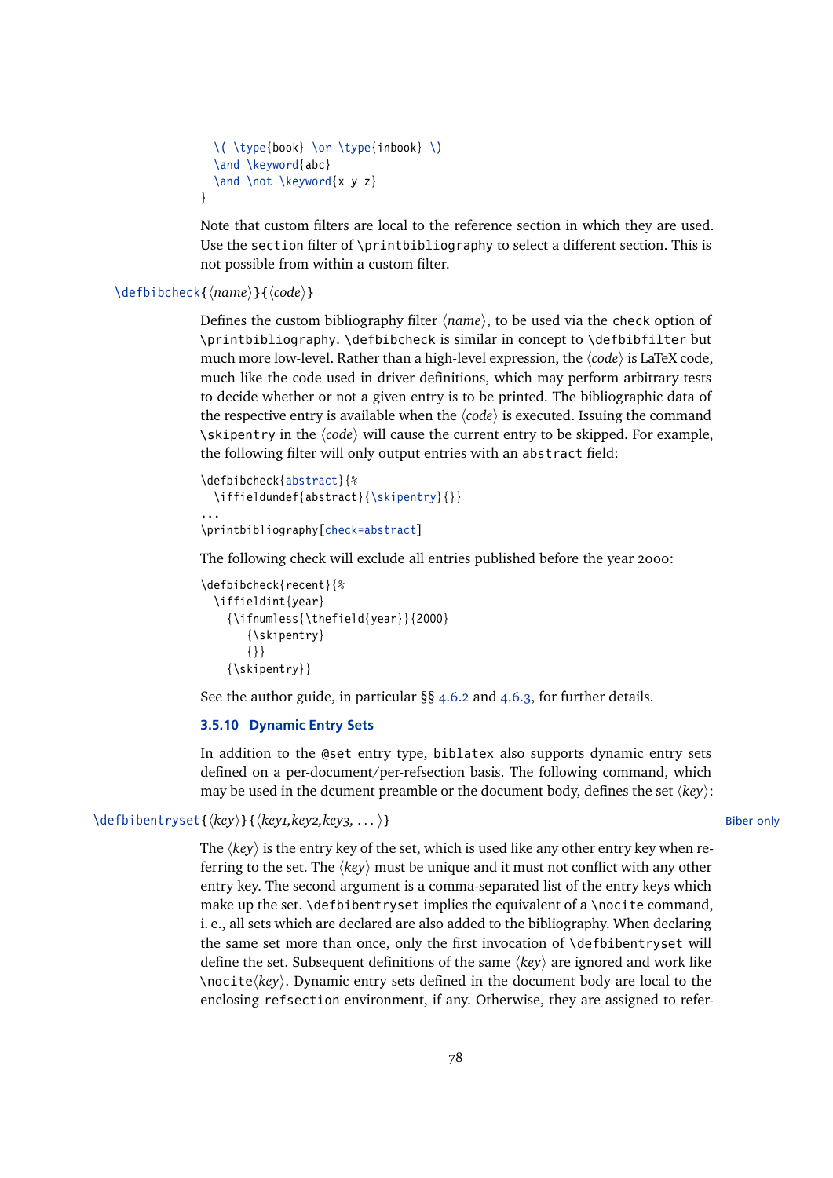```
  \( \type{book} \or \type{inbook} \)
  \and \keyword{abc}
  \and \not \keyword{x y z}
}
```

Note that custom filters are local to the reference section in which they are used. Use the `section` filter of `\printbibliography` to select a different section. This is not possible from within a custom filter.

`\defbibcheck{⟨name⟩}{⟨code⟩}`

Defines the custom bibliography filter ⟨*name*⟩, to be used via the `check` option of `\printbibliography`. `\defbibcheck` is similar in concept to `\defbibfilter` but much more low-level. Rather than a high-level expression, the ⟨*code*⟩ is LaTeX code, much like the code used in driver definitions, which may perform arbitrary tests to decide whether or not a given entry is to be printed. The bibliographic data of the respective entry is available when the ⟨*code*⟩ is executed. Issuing the command `\skipentry` in the ⟨*code*⟩ will cause the current entry to be skipped. For example, the following filter will only output entries with an `abstract` field:

```
\defbibcheck{abstract}{%
  \iffieldundef{abstract}{\skipentry}{}}
...
\printbibliography[check=abstract]
```

The following check will exclude all entries published before the year 2000:

```
\defbibcheck{recent}{%
  \iffieldint{year}
    {\ifnumless{\thefield{year}}{2000}
       {\skipentry}
       {}}
    {\skipentry}}
```

See the author guide, in particular §§ 4.6.2 and 4.6.3, for further details.

### 3.5.10 Dynamic Entry Sets

In addition to the `@set` entry type, `biblatex` also supports dynamic entry sets defined on a per-document/per-refsection basis. The following command, which may be used in the dcument preamble or the document body, defines the set ⟨*key*⟩:

`\defbibentryset{⟨key⟩}{⟨key1,key2,key3, ...⟩}` — Biber only

The ⟨*key*⟩ is the entry key of the set, which is used like any other entry key when referring to the set. The ⟨*key*⟩ must be unique and it must not conflict with any other entry key. The second argument is a comma-separated list of the entry keys which make up the set. `\defbibentryset` implies the equivalent of a `\nocite` command, i. e., all sets which are declared are also added to the bibliography. When declaring the same set more than once, only the first invocation of `\defbibentryset` will define the set. Subsequent definitions of the same ⟨*key*⟩ are ignored and work like `\nocite`⟨*key*⟩. Dynamic entry sets defined in the document body are local to the enclosing `refsection` environment, if any. Otherwise, they are assigned to refer-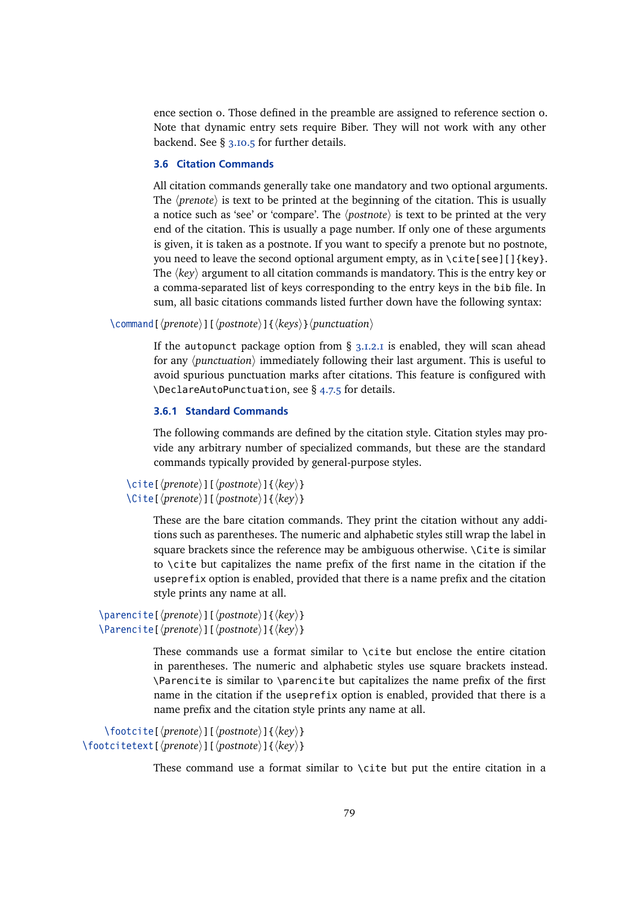ence section 0. Those defined in the preamble are assigned to reference section 0. Note that dynamic entry sets require Biber. They will not work with any other backend. See § 3.10.5 for further details.

### 3.6 Citation Commands

All citation commands generally take one mandatory and two optional arguments. The ⟨*prenote*⟩ is text to be printed at the beginning of the citation. This is usually a notice such as 'see' or 'compare'. The ⟨*postnote*⟩ is text to be printed at the very end of the citation. This is usually a page number. If only one of these arguments is given, it is taken as a postnote. If you want to specify a prenote but no postnote, you need to leave the second optional argument empty, as in `\cite[see][]{key}`. The ⟨*key*⟩ argument to all citation commands is mandatory. This is the entry key or a comma-separated list of keys corresponding to the entry keys in the `bib` file. In sum, all basic citations commands listed further down have the following syntax:

`\command[⟨prenote⟩][⟨postnote⟩]{⟨keys⟩}⟨punctuation⟩`

If the `autopunct` package option from § 3.1.2.1 is enabled, they will scan ahead for any ⟨*punctuation*⟩ immediately following their last argument. This is useful to avoid spurious punctuation marks after citations. This feature is configured with `\DeclareAutoPunctuation`, see § 4.7.5 for details.

#### 3.6.1 Standard Commands

The following commands are defined by the citation style. Citation styles may provide any arbitrary number of specialized commands, but these are the standard commands typically provided by general-purpose styles.

`\cite[⟨prenote⟩][⟨postnote⟩]{⟨key⟩}`
`\Cite[⟨prenote⟩][⟨postnote⟩]{⟨key⟩}`

These are the bare citation commands. They print the citation without any additions such as parentheses. The numeric and alphabetic styles still wrap the label in square brackets since the reference may be ambiguous otherwise. `\Cite` is similar to `\cite` but capitalizes the name prefix of the first name in the citation if the `useprefix` option is enabled, provided that there is a name prefix and the citation style prints any name at all.

`\parencite[⟨prenote⟩][⟨postnote⟩]{⟨key⟩}`
`\Parencite[⟨prenote⟩][⟨postnote⟩]{⟨key⟩}`

These commands use a format similar to `\cite` but enclose the entire citation in parentheses. The numeric and alphabetic styles use square brackets instead. `\Parencite` is similar to `\parencite` but capitalizes the name prefix of the first name in the citation if the `useprefix` option is enabled, provided that there is a name prefix and the citation style prints any name at all.

`\footcite[⟨prenote⟩][⟨postnote⟩]{⟨key⟩}`
`\footcitetext[⟨prenote⟩][⟨postnote⟩]{⟨key⟩}`

These command use a format similar to `\cite` but put the entire citation in a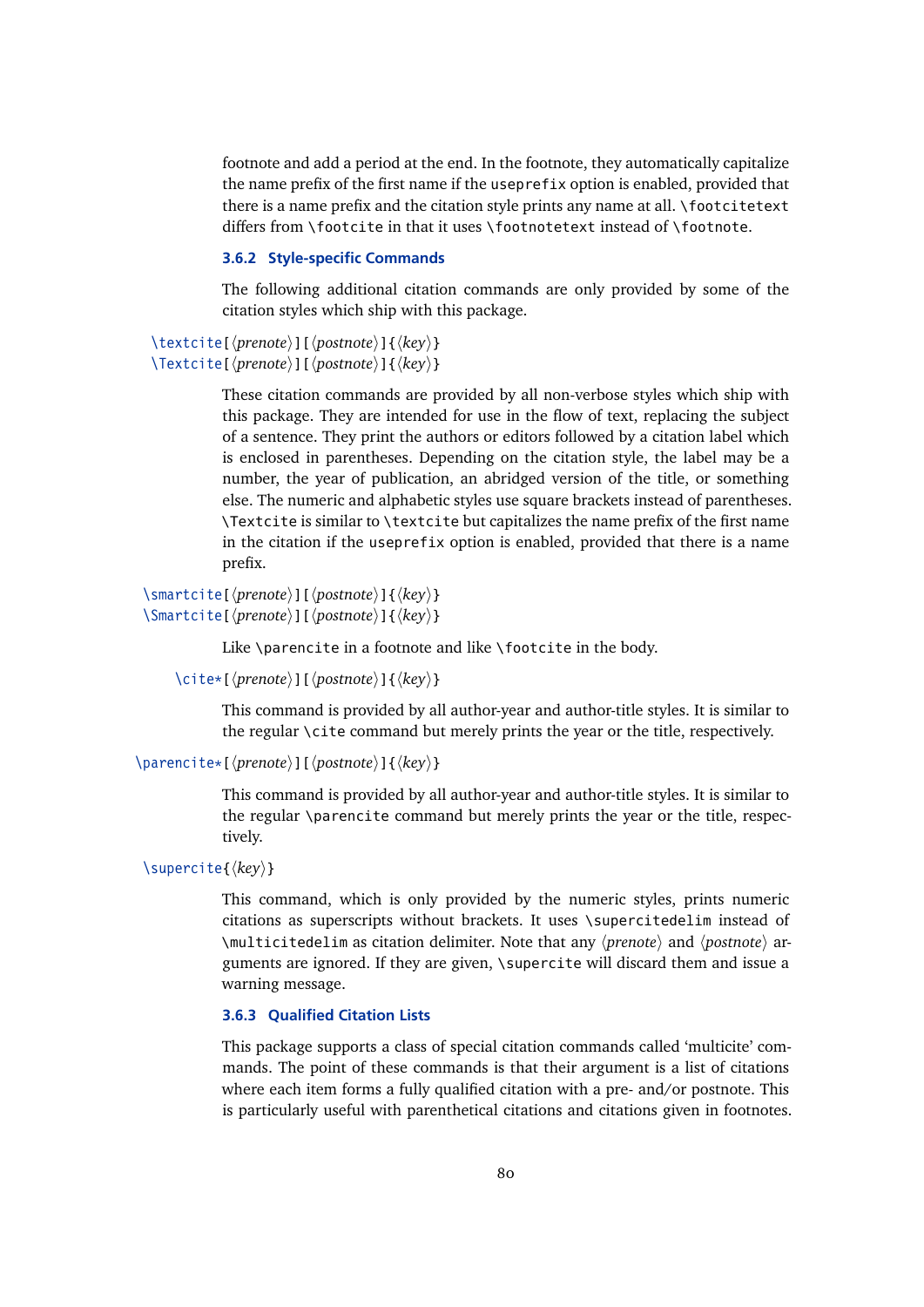footnote and add a period at the end. In the footnote, they automatically capitalize the name prefix of the first name if the `useprefix` option is enabled, provided that there is a name prefix and the citation style prints any name at all. `\footcitetext` differs from `\footcite` in that it uses `\footnotetext` instead of `\footnote`.

### 3.6.2 Style-specific Commands

The following additional citation commands are only provided by some of the citation styles which ship with this package.

`\textcite`[⟨*prenote*⟩][⟨*postnote*⟩]{⟨*key*⟩}
`\Textcite`[⟨*prenote*⟩][⟨*postnote*⟩]{⟨*key*⟩}

These citation commands are provided by all non-verbose styles which ship with this package. They are intended for use in the flow of text, replacing the subject of a sentence. They print the authors or editors followed by a citation label which is enclosed in parentheses. Depending on the citation style, the label may be a number, the year of publication, an abridged version of the title, or something else. The numeric and alphabetic styles use square brackets instead of parentheses. `\Textcite` is similar to `\textcite` but capitalizes the name prefix of the first name in the citation if the `useprefix` option is enabled, provided that there is a name prefix.

`\smartcite`[⟨*prenote*⟩][⟨*postnote*⟩]{⟨*key*⟩}
`\Smartcite`[⟨*prenote*⟩][⟨*postnote*⟩]{⟨*key*⟩}

Like `\parencite` in a footnote and like `\footcite` in the body.

`\cite*`[⟨*prenote*⟩][⟨*postnote*⟩]{⟨*key*⟩}

This command is provided by all author-year and author-title styles. It is similar to the regular `\cite` command but merely prints the year or the title, respectively.

`\parencite*`[⟨*prenote*⟩][⟨*postnote*⟩]{⟨*key*⟩}

This command is provided by all author-year and author-title styles. It is similar to the regular `\parencite` command but merely prints the year or the title, respectively.

`\supercite`{⟨*key*⟩}

This command, which is only provided by the numeric styles, prints numeric citations as superscripts without brackets. It uses `\supercitedelim` instead of `\multicitedelim` as citation delimiter. Note that any ⟨*prenote*⟩ and ⟨*postnote*⟩ arguments are ignored. If they are given, `\supercite` will discard them and issue a warning message.

### 3.6.3 Qualified Citation Lists

This package supports a class of special citation commands called 'multicite' commands. The point of these commands is that their argument is a list of citations where each item forms a fully qualified citation with a pre- and/or postnote. This is particularly useful with parenthetical citations and citations given in footnotes.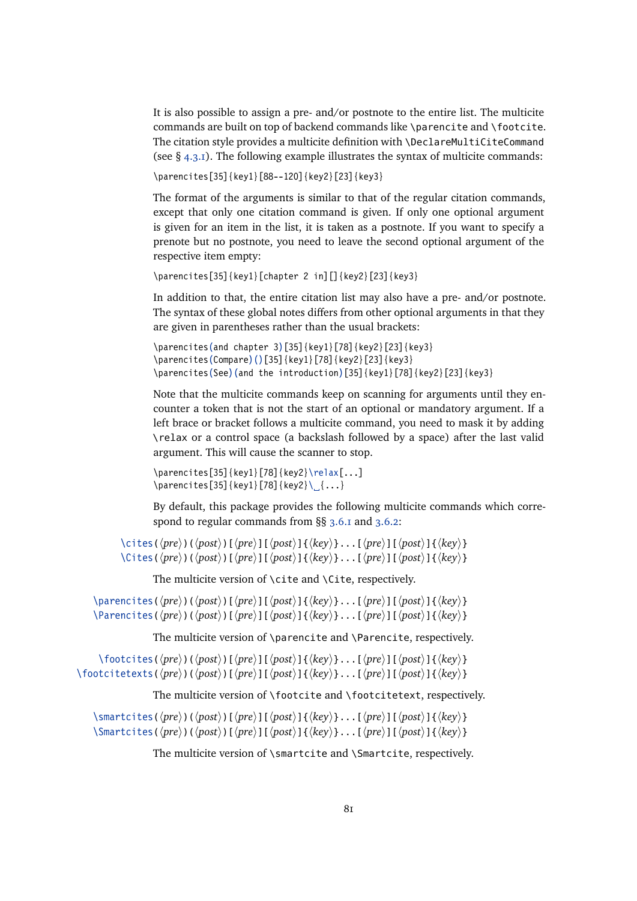It is also possible to assign a pre- and/or postnote to the entire list. The multicite commands are built on top of backend commands like `\parencite` and `\footcite`. The citation style provides a multicite definition with `\DeclareMultiCiteCommand` (see § 4.3.1). The following example illustrates the syntax of multicite commands:

```
\parencites[35]{key1}[88--120]{key2}[23]{key3}
```

The format of the arguments is similar to that of the regular citation commands, except that only one citation command is given. If only one optional argument is given for an item in the list, it is taken as a postnote. If you want to specify a prenote but no postnote, you need to leave the second optional argument of the respective item empty:

```
\parencites[35]{key1}[chapter 2 in][]{key2}[23]{key3}
```

In addition to that, the entire citation list may also have a pre- and/or postnote. The syntax of these global notes differs from other optional arguments in that they are given in parentheses rather than the usual brackets:

```
\parencites(and chapter 3)[35]{key1}[78]{key2}[23]{key3}
\parencites(Compare)()[35]{key1}[78]{key2}[23]{key3}
\parencites(See)(and the introduction)[35]{key1}[78]{key2}[23]{key3}
```

Note that the multicite commands keep on scanning for arguments until they encounter a token that is not the start of an optional or mandatory argument. If a left brace or bracket follows a multicite command, you need to mask it by adding `\relax` or a control space (a backslash followed by a space) after the last valid argument. This will cause the scanner to stop.

```
\parencites[35]{key1}[78]{key2}\relax[...]
\parencites[35]{key1}[78]{key2}\ {...}
```

By default, this package provides the following multicite commands which correspond to regular commands from §§ 3.6.1 and 3.6.2:

`\cites(⟨pre⟩)(⟨post⟩)[⟨pre⟩][⟨post⟩]{⟨key⟩}...[⟨pre⟩][⟨post⟩]{⟨key⟩}`
`\Cites(⟨pre⟩)(⟨post⟩)[⟨pre⟩][⟨post⟩]{⟨key⟩}...[⟨pre⟩][⟨post⟩]{⟨key⟩}`

The multicite version of `\cite` and `\Cite`, respectively.

`\parencites(⟨pre⟩)(⟨post⟩)[⟨pre⟩][⟨post⟩]{⟨key⟩}...[⟨pre⟩][⟨post⟩]{⟨key⟩}`
`\Parencites(⟨pre⟩)(⟨post⟩)[⟨pre⟩][⟨post⟩]{⟨key⟩}...[⟨pre⟩][⟨post⟩]{⟨key⟩}`

The multicite version of `\parencite` and `\Parencite`, respectively.

`\footcites(⟨pre⟩)(⟨post⟩)[⟨pre⟩][⟨post⟩]{⟨key⟩}...[⟨pre⟩][⟨post⟩]{⟨key⟩}`
`\footcitetexts(⟨pre⟩)(⟨post⟩)[⟨pre⟩][⟨post⟩]{⟨key⟩}...[⟨pre⟩][⟨post⟩]{⟨key⟩}`

The multicite version of `\footcite` and `\footcitetext`, respectively.

`\smartcites(⟨pre⟩)(⟨post⟩)[⟨pre⟩][⟨post⟩]{⟨key⟩}...[⟨pre⟩][⟨post⟩]{⟨key⟩}`
`\Smartcites(⟨pre⟩)(⟨post⟩)[⟨pre⟩][⟨post⟩]{⟨key⟩}...[⟨pre⟩][⟨post⟩]{⟨key⟩}`

The multicite version of `\smartcite` and `\Smartcite`, respectively.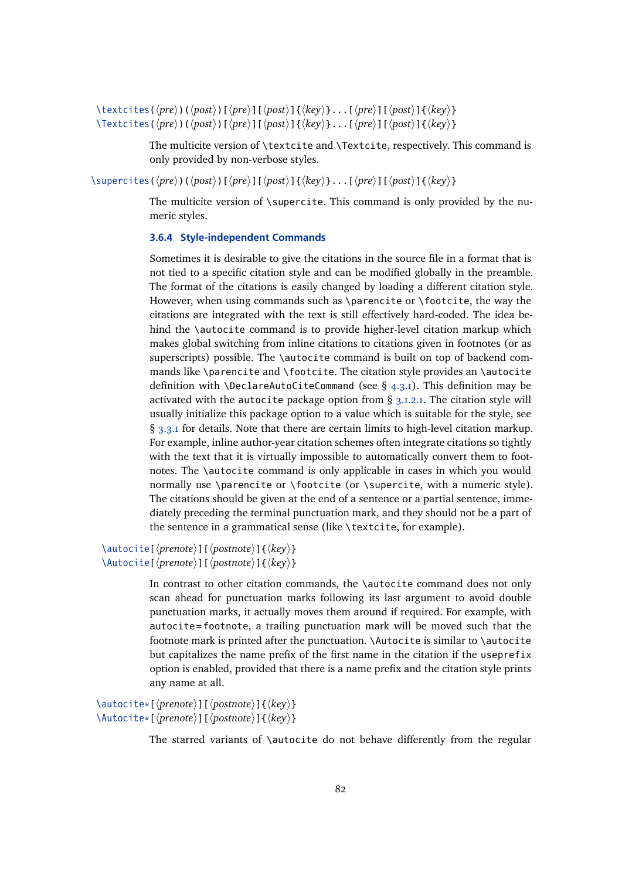\textcites(⟨pre⟩)(⟨post⟩)[⟨pre⟩][⟨post⟩]{⟨key⟩}...[⟨pre⟩][⟨post⟩]{⟨key⟩}
\Textcites(⟨pre⟩)(⟨post⟩)[⟨pre⟩][⟨post⟩]{⟨key⟩}...[⟨pre⟩][⟨post⟩]{⟨key⟩}

The multicite version of `\textcite` and `\Textcite`, respectively. This command is only provided by non-verbose styles.

\supercites(⟨pre⟩)(⟨post⟩)[⟨pre⟩][⟨post⟩]{⟨key⟩}...[⟨pre⟩][⟨post⟩]{⟨key⟩}

The multicite version of `\supercite`. This command is only provided by the numeric styles.

### 3.6.4 Style-independent Commands

Sometimes it is desirable to give the citations in the source file in a format that is not tied to a specific citation style and can be modified globally in the preamble. The format of the citations is easily changed by loading a different citation style. However, when using commands such as `\parencite` or `\footcite`, the way the citations are integrated with the text is still effectively hard-coded. The idea behind the `\autocite` command is to provide higher-level citation markup which makes global switching from inline citations to citations given in footnotes (or as superscripts) possible. The `\autocite` command is built on top of backend commands like `\parencite` and `\footcite`. The citation style provides an `\autocite` definition with `\DeclareAutoCiteCommand` (see § 4.3.1). This definition may be activated with the `autocite` package option from § 3.1.2.1. The citation style will usually initialize this package option to a value which is suitable for the style, see § 3.3.1 for details. Note that there are certain limits to high-level citation markup. For example, inline author-year citation schemes often integrate citations so tightly with the text that it is virtually impossible to automatically convert them to footnotes. The `\autocite` command is only applicable in cases in which you would normally use `\parencite` or `\footcite` (or `\supercite`, with a numeric style). The citations should be given at the end of a sentence or a partial sentence, immediately preceding the terminal punctuation mark, and they should not be a part of the sentence in a grammatical sense (like `\textcite`, for example).

\autocite[⟨prenote⟩][⟨postnote⟩]{⟨key⟩}
\Autocite[⟨prenote⟩][⟨postnote⟩]{⟨key⟩}

In contrast to other citation commands, the `\autocite` command does not only scan ahead for punctuation marks following its last argument to avoid double punctuation marks, it actually moves them around if required. For example, with `autocite=footnote`, a trailing punctuation mark will be moved such that the footnote mark is printed after the punctuation. `\Autocite` is similar to `\autocite` but capitalizes the name prefix of the first name in the citation if the `useprefix` option is enabled, provided that there is a name prefix and the citation style prints any name at all.

\autocite*[⟨prenote⟩][⟨postnote⟩]{⟨key⟩}
\Autocite*[⟨prenote⟩][⟨postnote⟩]{⟨key⟩}

The starred variants of `\autocite` do not behave differently from the regular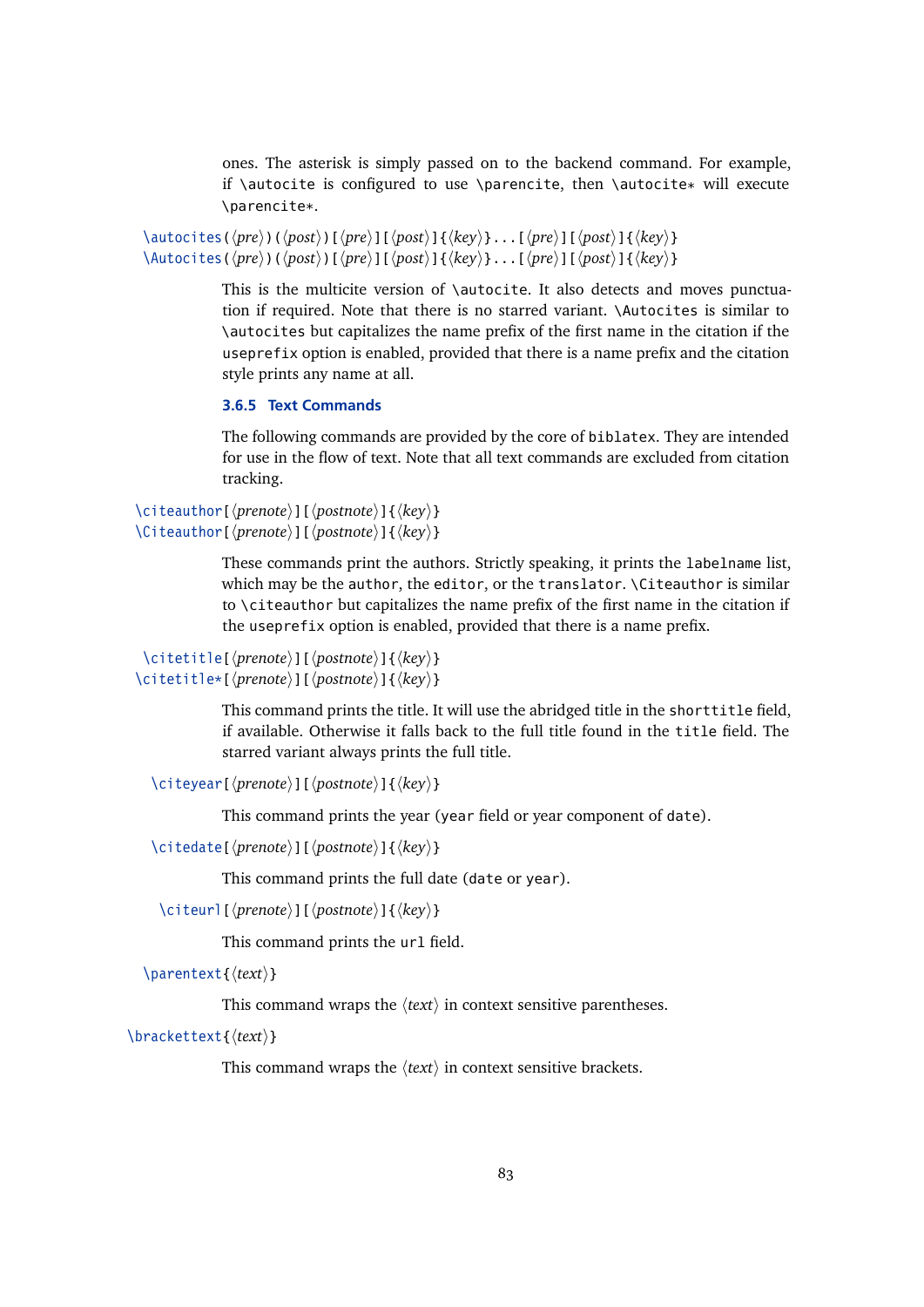ones. The asterisk is simply passed on to the backend command. For example, if `\autocite` is configured to use `\parencite`, then `\autocite*` will execute `\parencite*`.

`\autocites(⟨pre⟩)(⟨post⟩)[⟨pre⟩][⟨post⟩]{⟨key⟩}...[⟨pre⟩][⟨post⟩]{⟨key⟩}`
`\Autocites(⟨pre⟩)(⟨post⟩)[⟨pre⟩][⟨post⟩]{⟨key⟩}...[⟨pre⟩][⟨post⟩]{⟨key⟩}`

This is the multicite version of `\autocite`. It also detects and moves punctuation if required. Note that there is no starred variant. `\Autocites` is similar to `\autocites` but capitalizes the name prefix of the first name in the citation if the `useprefix` option is enabled, provided that there is a name prefix and the citation style prints any name at all.

### 3.6.5 Text Commands

The following commands are provided by the core of `biblatex`. They are intended for use in the flow of text. Note that all text commands are excluded from citation tracking.

`\citeauthor[⟨prenote⟩][⟨postnote⟩]{⟨key⟩}`
`\Citeauthor[⟨prenote⟩][⟨postnote⟩]{⟨key⟩}`

These commands print the authors. Strictly speaking, it prints the `labelname` list, which may be the `author`, the `editor`, or the `translator`. `\Citeauthor` is similar to `\citeauthor` but capitalizes the name prefix of the first name in the citation if the `useprefix` option is enabled, provided that there is a name prefix.

`\citetitle[⟨prenote⟩][⟨postnote⟩]{⟨key⟩}`
`\citetitle*[⟨prenote⟩][⟨postnote⟩]{⟨key⟩}`

This command prints the title. It will use the abridged title in the `shorttitle` field, if available. Otherwise it falls back to the full title found in the `title` field. The starred variant always prints the full title.

`\citeyear[⟨prenote⟩][⟨postnote⟩]{⟨key⟩}`

This command prints the year (`year` field or year component of `date`).

`\citedate[⟨prenote⟩][⟨postnote⟩]{⟨key⟩}`

This command prints the full date (`date` or `year`).

`\citeurl[⟨prenote⟩][⟨postnote⟩]{⟨key⟩}`

This command prints the `url` field.

`\parentext{⟨text⟩}`

This command wraps the ⟨text⟩ in context sensitive parentheses.

`\brackettext{⟨text⟩}`

This command wraps the ⟨text⟩ in context sensitive brackets.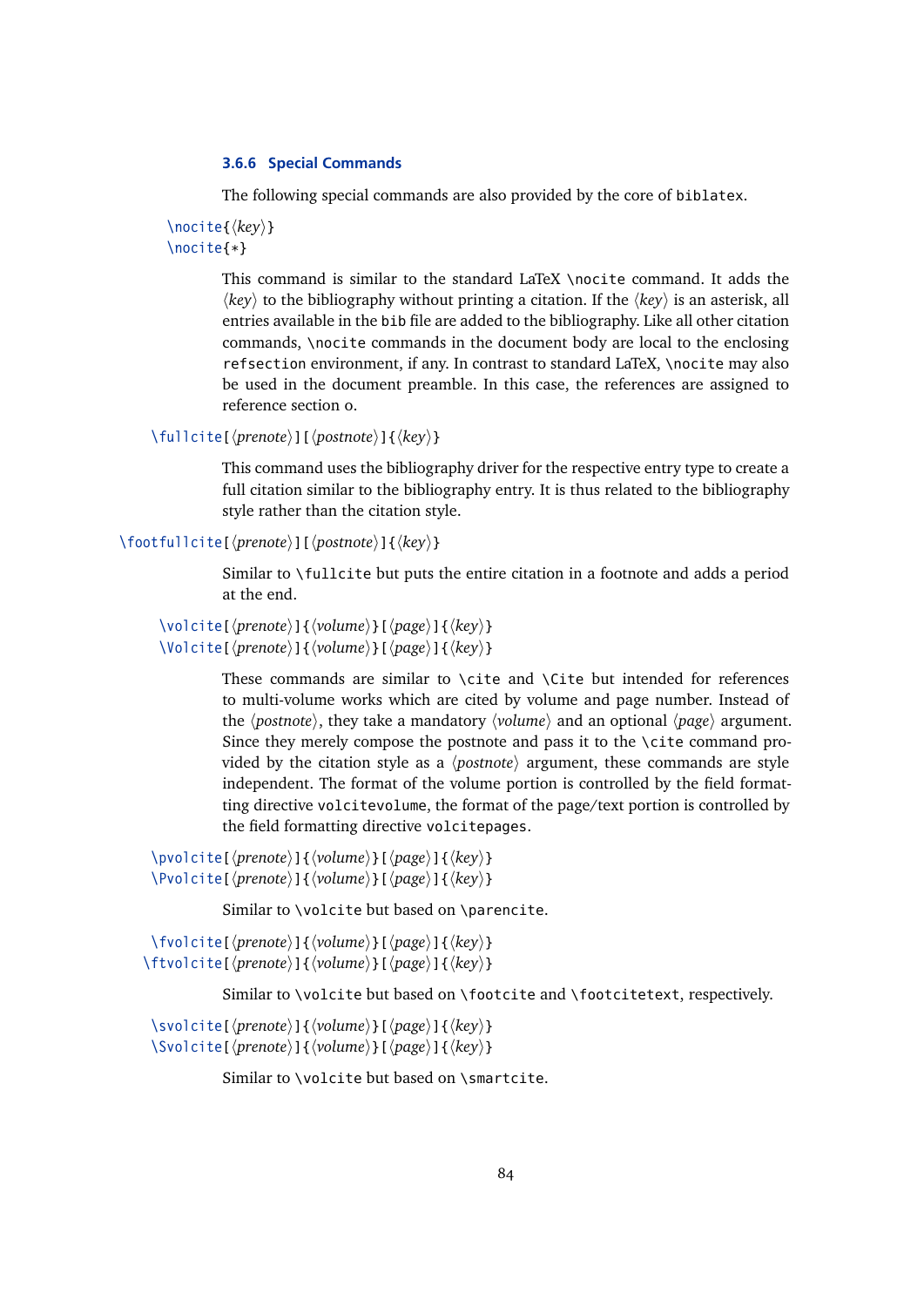### 3.6.6 Special Commands

The following special commands are also provided by the core of `biblatex`.

`\nocite{⟨key⟩}`
`\nocite{*}`

This command is similar to the standard LaTeX `\nocite` command. It adds the ⟨*key*⟩ to the bibliography without printing a citation. If the ⟨*key*⟩ is an asterisk, all entries available in the `bib` file are added to the bibliography. Like all other citation commands, `\nocite` commands in the document body are local to the enclosing `refsection` environment, if any. In contrast to standard LaTeX, `\nocite` may also be used in the document preamble. In this case, the references are assigned to reference section 0.

`\fullcite[⟨prenote⟩][⟨postnote⟩]{⟨key⟩}`

This command uses the bibliography driver for the respective entry type to create a full citation similar to the bibliography entry. It is thus related to the bibliography style rather than the citation style.

`\footfullcite[⟨prenote⟩][⟨postnote⟩]{⟨key⟩}`

Similar to `\fullcite` but puts the entire citation in a footnote and adds a period at the end.

`\volcite[⟨prenote⟩]{⟨volume⟩}[⟨page⟩]{⟨key⟩}`
`\Volcite[⟨prenote⟩]{⟨volume⟩}[⟨page⟩]{⟨key⟩}`

These commands are similar to `\cite` and `\Cite` but intended for references to multi-volume works which are cited by volume and page number. Instead of the ⟨*postnote*⟩, they take a mandatory ⟨*volume*⟩ and an optional ⟨*page*⟩ argument. Since they merely compose the postnote and pass it to the `\cite` command provided by the citation style as a ⟨*postnote*⟩ argument, these commands are style independent. The format of the volume portion is controlled by the field formatting directive `volcitevolume`, the format of the page/text portion is controlled by the field formatting directive `volcitepages`.

`\pvolcite[⟨prenote⟩]{⟨volume⟩}[⟨page⟩]{⟨key⟩}`
`\Pvolcite[⟨prenote⟩]{⟨volume⟩}[⟨page⟩]{⟨key⟩}`

Similar to `\volcite` but based on `\parencite`.

`\fvolcite[⟨prenote⟩]{⟨volume⟩}[⟨page⟩]{⟨key⟩}`
`\ftvolcite[⟨prenote⟩]{⟨volume⟩}[⟨page⟩]{⟨key⟩}`

Similar to `\volcite` but based on `\footcite` and `\footcitetext`, respectively.

`\svolcite[⟨prenote⟩]{⟨volume⟩}[⟨page⟩]{⟨key⟩}`
`\Svolcite[⟨prenote⟩]{⟨volume⟩}[⟨page⟩]{⟨key⟩}`

Similar to `\volcite` but based on `\smartcite`.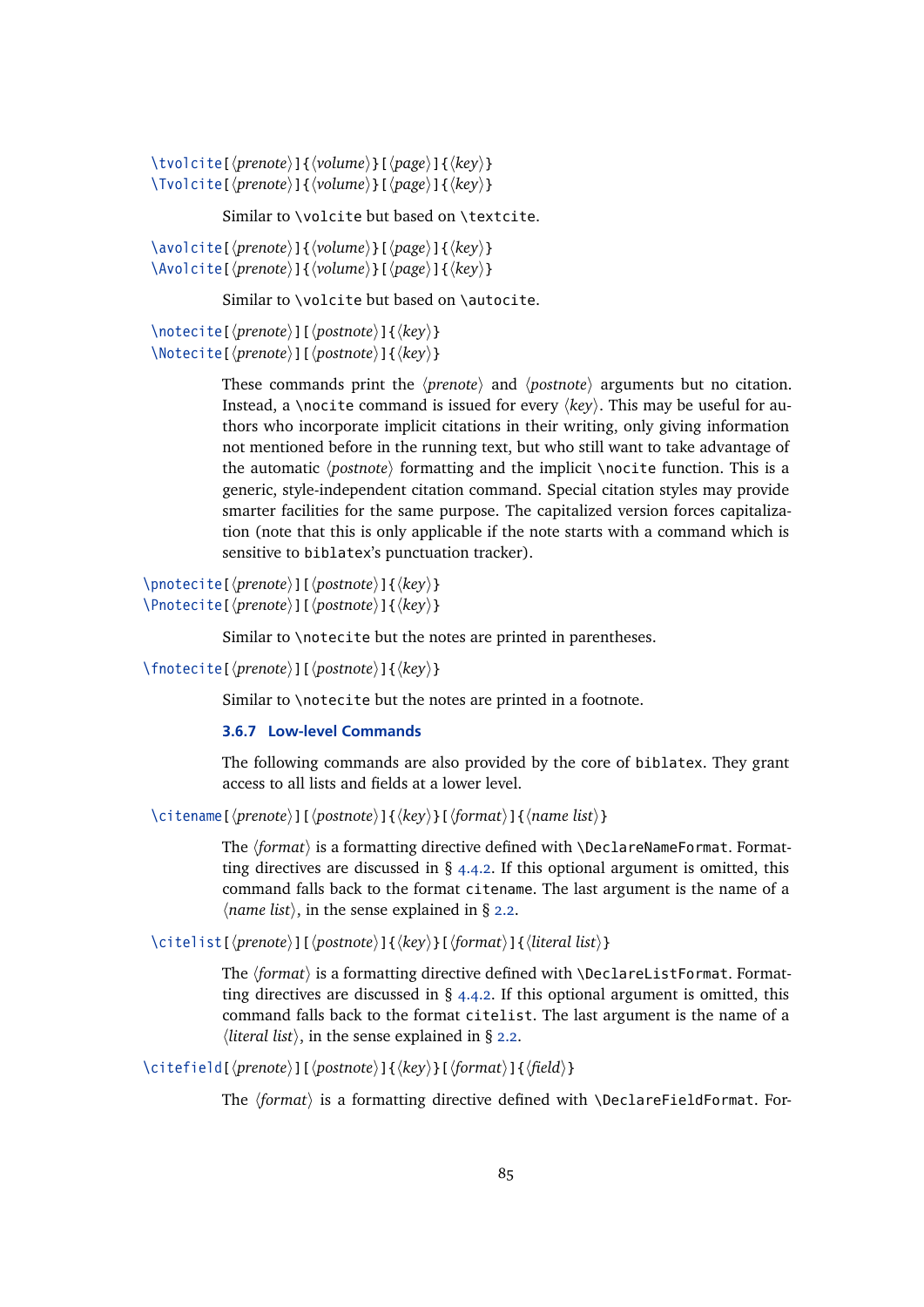`\tvolcite[⟨prenote⟩]{⟨volume⟩}[⟨page⟩]{⟨key⟩}`
`\Tvolcite[⟨prenote⟩]{⟨volume⟩}[⟨page⟩]{⟨key⟩}`

Similar to `\volcite` but based on `\textcite`.

`\avolcite[⟨prenote⟩]{⟨volume⟩}[⟨page⟩]{⟨key⟩}`
`\Avolcite[⟨prenote⟩]{⟨volume⟩}[⟨page⟩]{⟨key⟩}`

Similar to `\volcite` but based on `\autocite`.

`\notecite[⟨prenote⟩][⟨postnote⟩]{⟨key⟩}`
`\Notecite[⟨prenote⟩][⟨postnote⟩]{⟨key⟩}`

These commands print the ⟨*prenote*⟩ and ⟨*postnote*⟩ arguments but no citation. Instead, a `\nocite` command is issued for every ⟨*key*⟩. This may be useful for authors who incorporate implicit citations in their writing, only giving information not mentioned before in the running text, but who still want to take advantage of the automatic ⟨*postnote*⟩ formatting and the implicit `\nocite` function. This is a generic, style-independent citation command. Special citation styles may provide smarter facilities for the same purpose. The capitalized version forces capitalization (note that this is only applicable if the note starts with a command which is sensitive to `biblatex`'s punctuation tracker).

`\pnotecite[⟨prenote⟩][⟨postnote⟩]{⟨key⟩}`
`\Pnotecite[⟨prenote⟩][⟨postnote⟩]{⟨key⟩}`

Similar to `\notecite` but the notes are printed in parentheses.

`\fnotecite[⟨prenote⟩][⟨postnote⟩]{⟨key⟩}`

Similar to `\notecite` but the notes are printed in a footnote.

### 3.6.7 Low-level Commands

The following commands are also provided by the core of `biblatex`. They grant access to all lists and fields at a lower level.

`\citename[⟨prenote⟩][⟨postnote⟩]{⟨key⟩}[⟨format⟩]{⟨name list⟩}`

The ⟨*format*⟩ is a formatting directive defined with `\DeclareNameFormat`. Formatting directives are discussed in § 4.4.2. If this optional argument is omitted, this command falls back to the format `citename`. The last argument is the name of a ⟨*name list*⟩, in the sense explained in § 2.2.

`\citelist[⟨prenote⟩][⟨postnote⟩]{⟨key⟩}[⟨format⟩]{⟨literal list⟩}`

The ⟨*format*⟩ is a formatting directive defined with `\DeclareListFormat`. Formatting directives are discussed in § 4.4.2. If this optional argument is omitted, this command falls back to the format `citelist`. The last argument is the name of a ⟨*literal list*⟩, in the sense explained in § 2.2.

`\citefield[⟨prenote⟩][⟨postnote⟩]{⟨key⟩}[⟨format⟩]{⟨field⟩}`

The ⟨*format*⟩ is a formatting directive defined with `\DeclareFieldFormat`. For-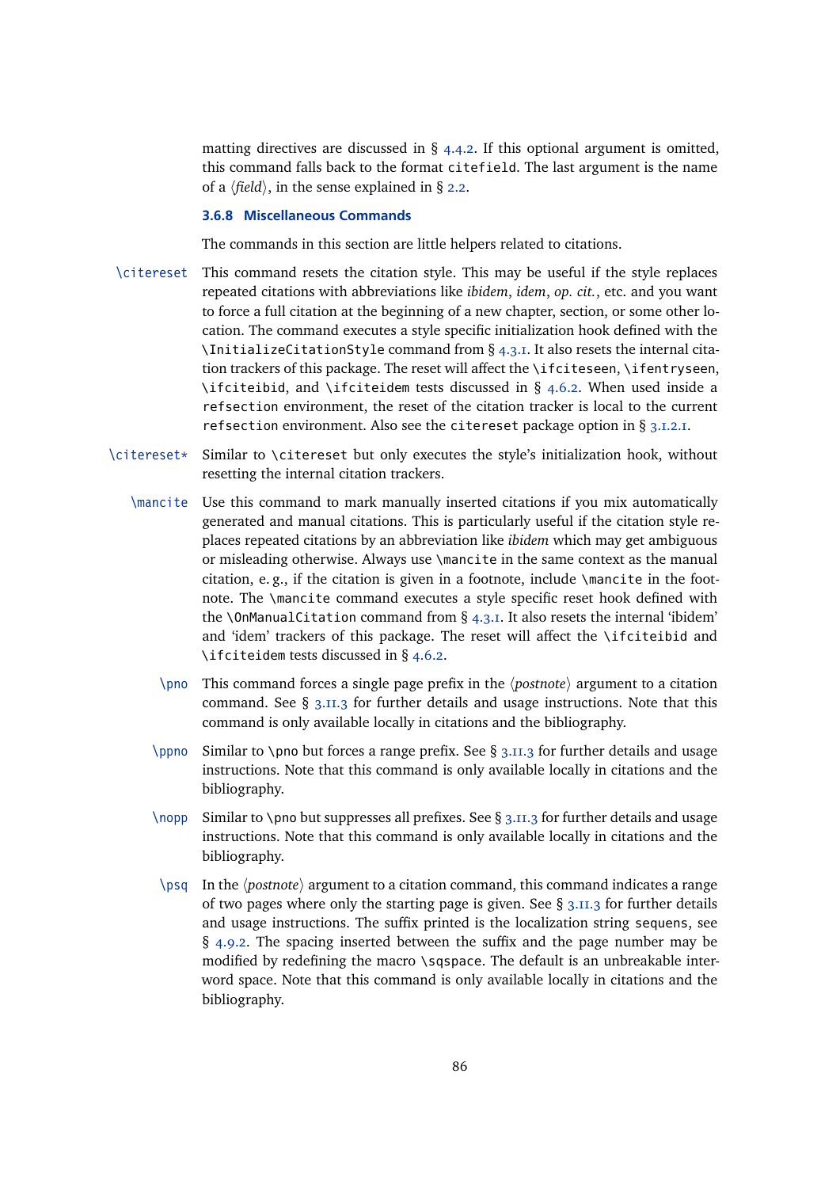matting directives are discussed in § 4.4.2. If this optional argument is omitted, this command falls back to the format `citefield`. The last argument is the name of a ⟨*field*⟩, in the sense explained in § 2.2.

### 3.6.8 Miscellaneous Commands

The commands in this section are little helpers related to citations.

`\citereset` This command resets the citation style. This may be useful if the style replaces repeated citations with abbreviations like *ibidem*, *idem*, *op. cit.*, etc. and you want to force a full citation at the beginning of a new chapter, section, or some other location. The command executes a style specific initialization hook defined with the `\InitializeCitationStyle` command from § 4.3.1. It also resets the internal citation trackers of this package. The reset will affect the `\ifciteseen`, `\ifentryseen`, `\ifciteibid`, and `\ifciteidem` tests discussed in § 4.6.2. When used inside a `refsection` environment, the reset of the citation tracker is local to the current `refsection` environment. Also see the `citereset` package option in § 3.1.2.1.

`\citereset*` Similar to `\citereset` but only executes the style's initialization hook, without resetting the internal citation trackers.

`\mancite` Use this command to mark manually inserted citations if you mix automatically generated and manual citations. This is particularly useful if the citation style replaces repeated citations by an abbreviation like *ibidem* which may get ambiguous or misleading otherwise. Always use `\mancite` in the same context as the manual citation, e. g., if the citation is given in a footnote, include `\mancite` in the footnote. The `\mancite` command executes a style specific reset hook defined with the `\OnManualCitation` command from § 4.3.1. It also resets the internal 'ibidem' and 'idem' trackers of this package. The reset will affect the `\ifciteibid` and `\ifciteidem` tests discussed in § 4.6.2.

`\pno` This command forces a single page prefix in the ⟨*postnote*⟩ argument to a citation command. See § 3.11.3 for further details and usage instructions. Note that this command is only available locally in citations and the bibliography.

`\ppno` Similar to `\pno` but forces a range prefix. See § 3.11.3 for further details and usage instructions. Note that this command is only available locally in citations and the bibliography.

`\nopp` Similar to `\pno` but suppresses all prefixes. See § 3.11.3 for further details and usage instructions. Note that this command is only available locally in citations and the bibliography.

`\psq` In the ⟨*postnote*⟩ argument to a citation command, this command indicates a range of two pages where only the starting page is given. See § 3.11.3 for further details and usage instructions. The suffix printed is the localization string `sequens`, see § 4.9.2. The spacing inserted between the suffix and the page number may be modified by redefining the macro `\sqspace`. The default is an unbreakable interword space. Note that this command is only available locally in citations and the bibliography.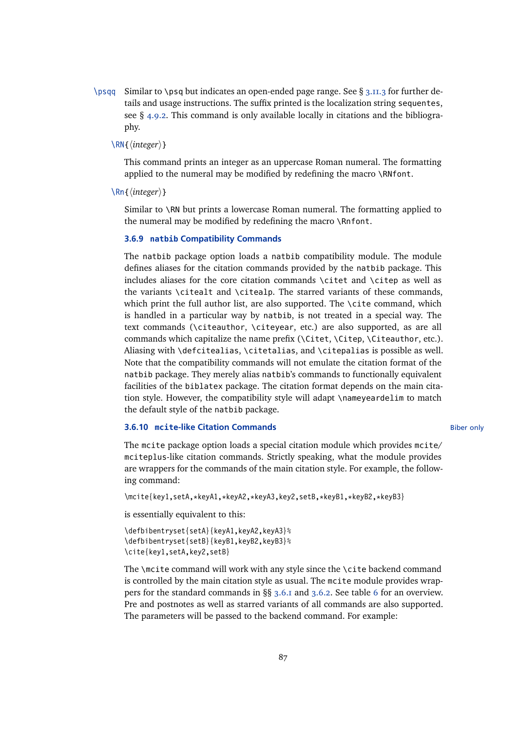`\psqq` Similar to `\psq` but indicates an open-ended page range. See § 3.11.3 for further details and usage instructions. The suffix printed is the localization string `sequentes`, see § 4.9.2. This command is only available locally in citations and the bibliography.

`\RN{⟨integer⟩}`

This command prints an integer as an uppercase Roman numeral. The formatting applied to the numeral may be modified by redefining the macro `\RNfont`.

`\Rn{⟨integer⟩}`

Similar to `\RN` but prints a lowercase Roman numeral. The formatting applied to the numeral may be modified by redefining the macro `\Rnfont`.

### 3.6.9 `natbib` Compatibility Commands

The `natbib` package option loads a `natbib` compatibility module. The module defines aliases for the citation commands provided by the `natbib` package. This includes aliases for the core citation commands `\citet` and `\citep` as well as the variants `\citealt` and `\citealp`. The starred variants of these commands, which print the full author list, are also supported. The `\cite` command, which is handled in a particular way by `natbib`, is not treated in a special way. The text commands (`\citeauthor`, `\citeyear`, etc.) are also supported, as are all commands which capitalize the name prefix (`\Citet`, `\Citep`, `\Citeauthor`, etc.). Aliasing with `\defcitealias`, `\citetalias`, and `\citepalias` is possible as well. Note that the compatibility commands will not emulate the citation format of the `natbib` package. They merely alias `natbib`'s commands to functionally equivalent facilities of the `biblatex` package. The citation format depends on the main citation style. However, the compatibility style will adapt `\nameyeardelim` to match the default style of the `natbib` package.

### 3.6.10 `mcite`-like Citation Commands

Biber only

The `mcite` package option loads a special citation module which provides `mcite`/`mciteplus`-like citation commands. Strictly speaking, what the module provides are wrappers for the commands of the main citation style. For example, the following command:

```
\mcite{key1,setA,*keyA1,*keyA2,*keyA3,key2,setB,*keyB1,*keyB2,*keyB3}
```

is essentially equivalent to this:

```
\defbibentryset{setA}{keyA1,keyA2,keyA3}%
\defbibentryset{setB}{keyB1,keyB2,keyB3}%
\cite{key1,setA,key2,setB}
```

The `\mcite` command will work with any style since the `\cite` backend command is controlled by the main citation style as usual. The `mcite` module provides wrappers for the standard commands in §§ 3.6.1 and 3.6.2. See table 6 for an overview. Pre and postnotes as well as starred variants of all commands are also supported. The parameters will be passed to the backend command. For example: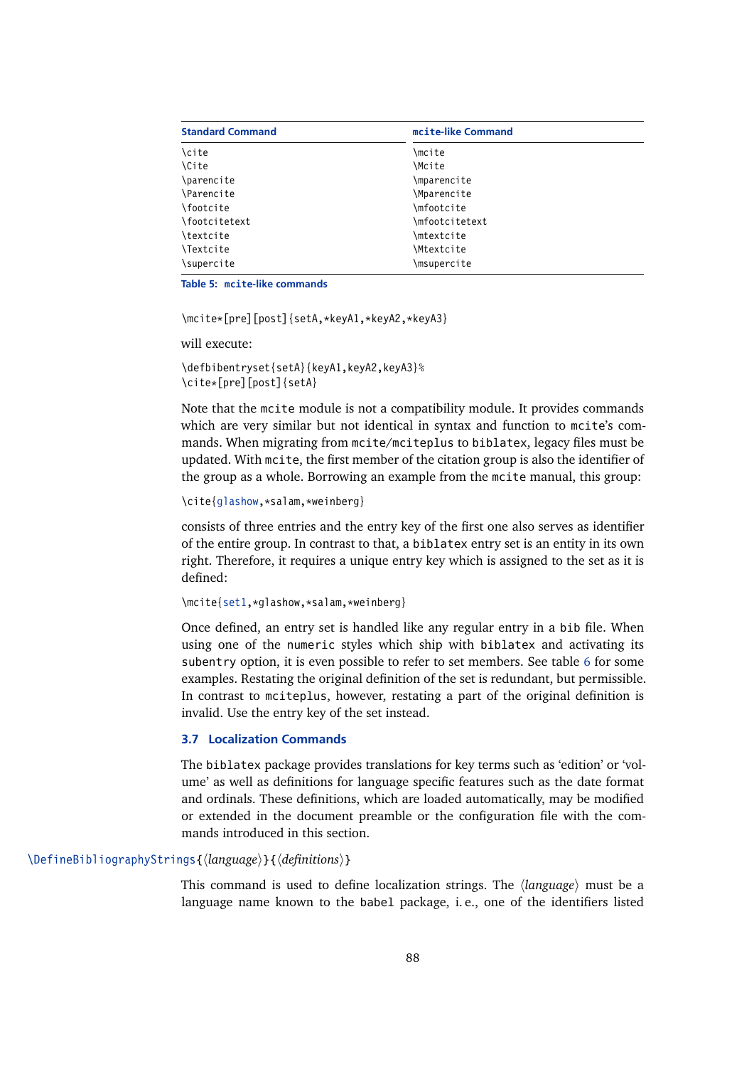| Standard Command | mcite-like Command |
|---|---|
| \cite | \mcite |
| \Cite | \Mcite |
| \parencite | \mparencite |
| \Parencite | \Mparencite |
| \footcite | \mfootcite |
| \footcitetext | \mfootcitetext |
| \textcite | \mtextcite |
| \Textcite | \Mtextcite |
| \supercite | \msupercite |

**Table 5: mcite-like commands**

```
\mcite*[pre][post]{setA,*keyA1,*keyA2,*keyA3}
```

will execute:

```
\defbibentryset{setA}{keyA1,keyA2,keyA3}%
\cite*[pre][post]{setA}
```

Note that the mcite module is not a compatibility module. It provides commands which are very similar but not identical in syntax and function to mcite's commands. When migrating from mcite/mciteplus to biblatex, legacy files must be updated. With mcite, the first member of the citation group is also the identifier of the group as a whole. Borrowing an example from the mcite manual, this group:

```
\cite{glashow,*salam,*weinberg}
```

consists of three entries and the entry key of the first one also serves as identifier of the entire group. In contrast to that, a biblatex entry set is an entity in its own right. Therefore, it requires a unique entry key which is assigned to the set as it is defined:

```
\mcite{set1,*glashow,*salam,*weinberg}
```

Once defined, an entry set is handled like any regular entry in a bib file. When using one of the numeric styles which ship with biblatex and activating its subentry option, it is even possible to refer to set members. See table 6 for some examples. Restating the original definition of the set is redundant, but permissible. In contrast to mciteplus, however, restating a part of the original definition is invalid. Use the entry key of the set instead.

### 3.7 Localization Commands

The biblatex package provides translations for key terms such as 'edition' or 'volume' as well as definitions for language specific features such as the date format and ordinals. These definitions, which are loaded automatically, may be modified or extended in the document preamble or the configuration file with the commands introduced in this section.

\DefineBibliographyStrings{⟨*language*⟩}{⟨*definitions*⟩}

This command is used to define localization strings. The ⟨*language*⟩ must be a language name known to the babel package, i. e., one of the identifiers listed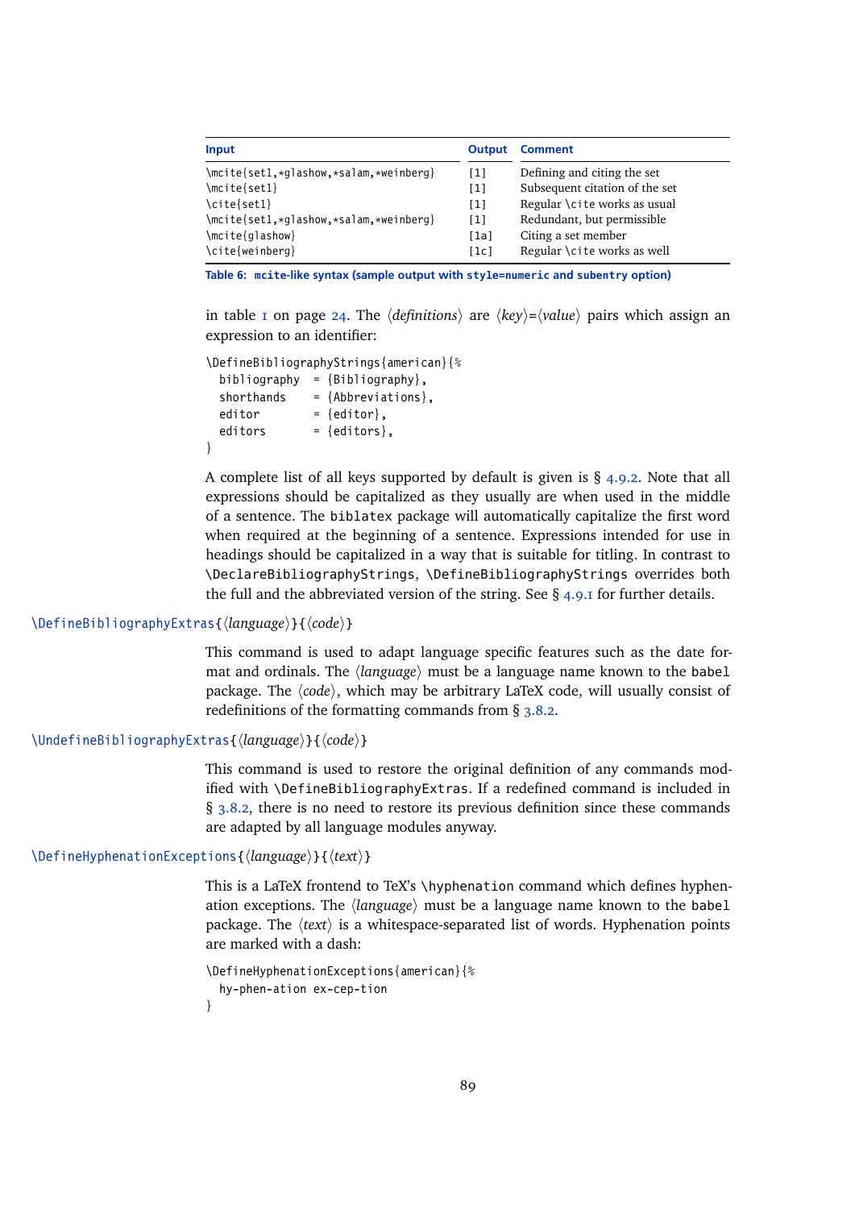| Input | Output | Comment |
|---|---|---|
| `\mcite{set1,*glashow,*salam,*weinberg}` | [1] | Defining and citing the set |
| `\mcite{set1}` | [1] | Subsequent citation of the set |
| `\cite{set1}` | [1] | Regular `\cite` works as usual |
| `\mcite{set1,*glashow,*salam,*weinberg}` | [1] | Redundant, but permissible |
| `\mcite{glashow}` | [1a] | Citing a set member |
| `\cite{weinberg}` | [1c] | Regular `\cite` works as well |

**Table 6: `mcite`-like syntax (sample output with `style=numeric` and `subentry` option)**

in table 1 on page 24. The ⟨*definitions*⟩ are ⟨*key*⟩=⟨*value*⟩ pairs which assign an expression to an identifier:

```
\DefineBibliographyStrings{american}{%
  bibliography  = {Bibliography},
  shorthands    = {Abbreviations},
  editor        = {editor},
  editors       = {editors},
}
```

A complete list of all keys supported by default is given is § 4.9.2. Note that all expressions should be capitalized as they usually are when used in the middle of a sentence. The `biblatex` package will automatically capitalize the first word when required at the beginning of a sentence. Expressions intended for use in headings should be capitalized in a way that is suitable for titling. In contrast to `\DeclareBibliographyStrings`, `\DefineBibliographyStrings` overrides both the full and the abbreviated version of the string. See § 4.9.1 for further details.

`\DefineBibliographyExtras`{⟨*language*⟩}{⟨*code*⟩}

This command is used to adapt language specific features such as the date format and ordinals. The ⟨*language*⟩ must be a language name known to the `babel` package. The ⟨*code*⟩, which may be arbitrary LaTeX code, will usually consist of redefinitions of the formatting commands from § 3.8.2.

`\UndefineBibliographyExtras`{⟨*language*⟩}{⟨*code*⟩}

This command is used to restore the original definition of any commands modified with `\DefineBibliographyExtras`. If a redefined command is included in § 3.8.2, there is no need to restore its previous definition since these commands are adapted by all language modules anyway.

`\DefineHyphenationExceptions`{⟨*language*⟩}{⟨*text*⟩}

This is a LaTeX frontend to TeX's `\hyphenation` command which defines hyphenation exceptions. The ⟨*language*⟩ must be a language name known to the `babel` package. The ⟨*text*⟩ is a whitespace-separated list of words. Hyphenation points are marked with a dash:

```
\DefineHyphenationExceptions{american}{%
  hy-phen-ation ex-cep-tion
}
```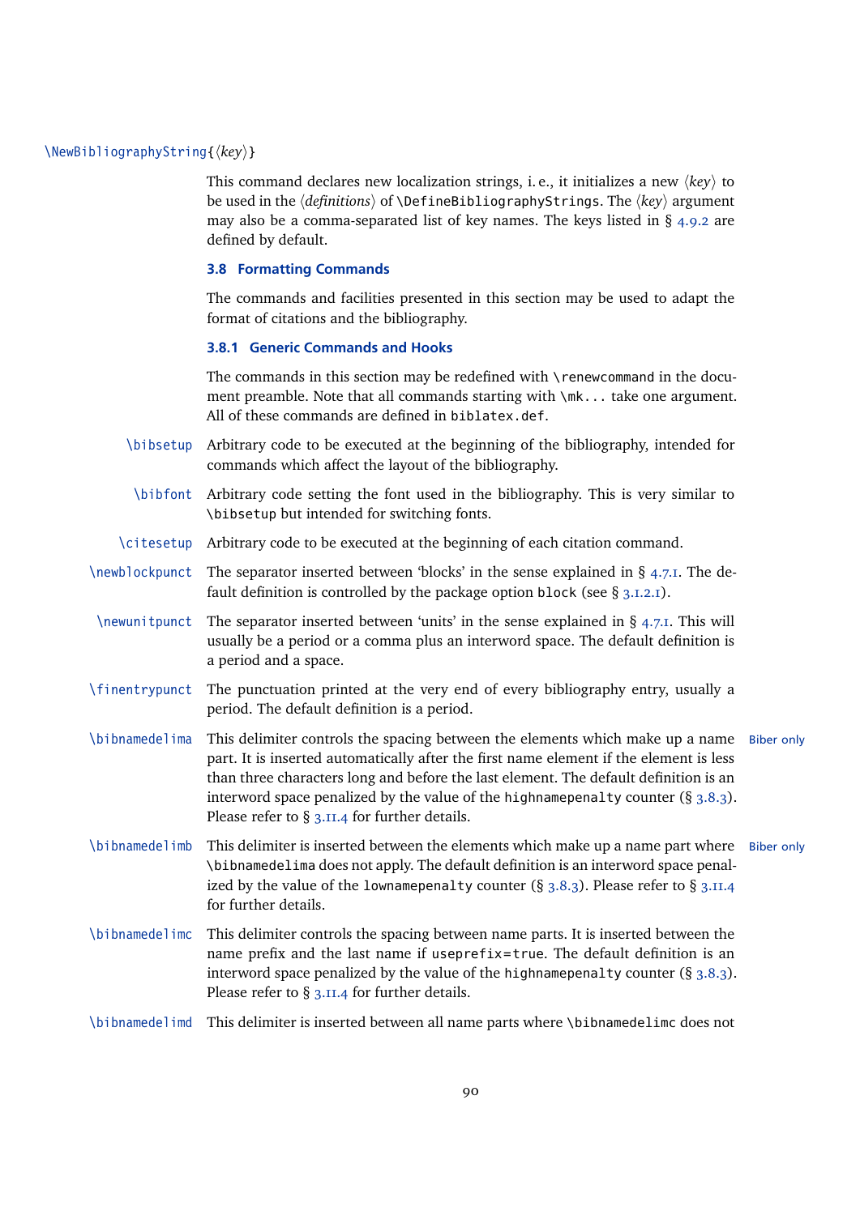`\NewBibliographyString{⟨key⟩}`

This command declares new localization strings, i. e., it initializes a new ⟨*key*⟩ to be used in the ⟨*definitions*⟩ of `\DefineBibliographyStrings`. The ⟨*key*⟩ argument may also be a comma-separated list of key names. The keys listed in § 4.9.2 are defined by default.

## 3.8 Formatting Commands

The commands and facilities presented in this section may be used to adapt the format of citations and the bibliography.

### 3.8.1 Generic Commands and Hooks

The commands in this section may be redefined with `\renewcommand` in the document preamble. Note that all commands starting with `\mk...` take one argument. All of these commands are defined in `biblatex.def`.

`\bibsetup` Arbitrary code to be executed at the beginning of the bibliography, intended for commands which affect the layout of the bibliography.

`\bibfont` Arbitrary code setting the font used in the bibliography. This is very similar to `\bibsetup` but intended for switching fonts.

`\citesetup` Arbitrary code to be executed at the beginning of each citation command.

`\newblockpunct` The separator inserted between 'blocks' in the sense explained in § 4.7.1. The default definition is controlled by the package option `block` (see § 3.1.2.1).

`\newunitpunct` The separator inserted between 'units' in the sense explained in § 4.7.1. This will usually be a period or a comma plus an interword space. The default definition is a period and a space.

`\finentrypunct` The punctuation printed at the very end of every bibliography entry, usually a period. The default definition is a period.

`\bibnamedelima` *Biber only* This delimiter controls the spacing between the elements which make up a name part. It is inserted automatically after the first name element if the element is less than three characters long and before the last element. The default definition is an interword space penalized by the value of the `highnamepenalty` counter (§ 3.8.3). Please refer to § 3.11.4 for further details.

`\bibnamedelimb` *Biber only* This delimiter is inserted between the elements which make up a name part where `\bibnamedelima` does not apply. The default definition is an interword space penalized by the value of the `lownamepenalty` counter (§ 3.8.3). Please refer to § 3.11.4 for further details.

`\bibnamedelimc` This delimiter controls the spacing between name parts. It is inserted between the name prefix and the last name if `useprefix=true`. The default definition is an interword space penalized by the value of the `highnamepenalty` counter (§ 3.8.3). Please refer to § 3.11.4 for further details.

`\bibnamedelimd` This delimiter is inserted between all name parts where `\bibnamedelimc` does not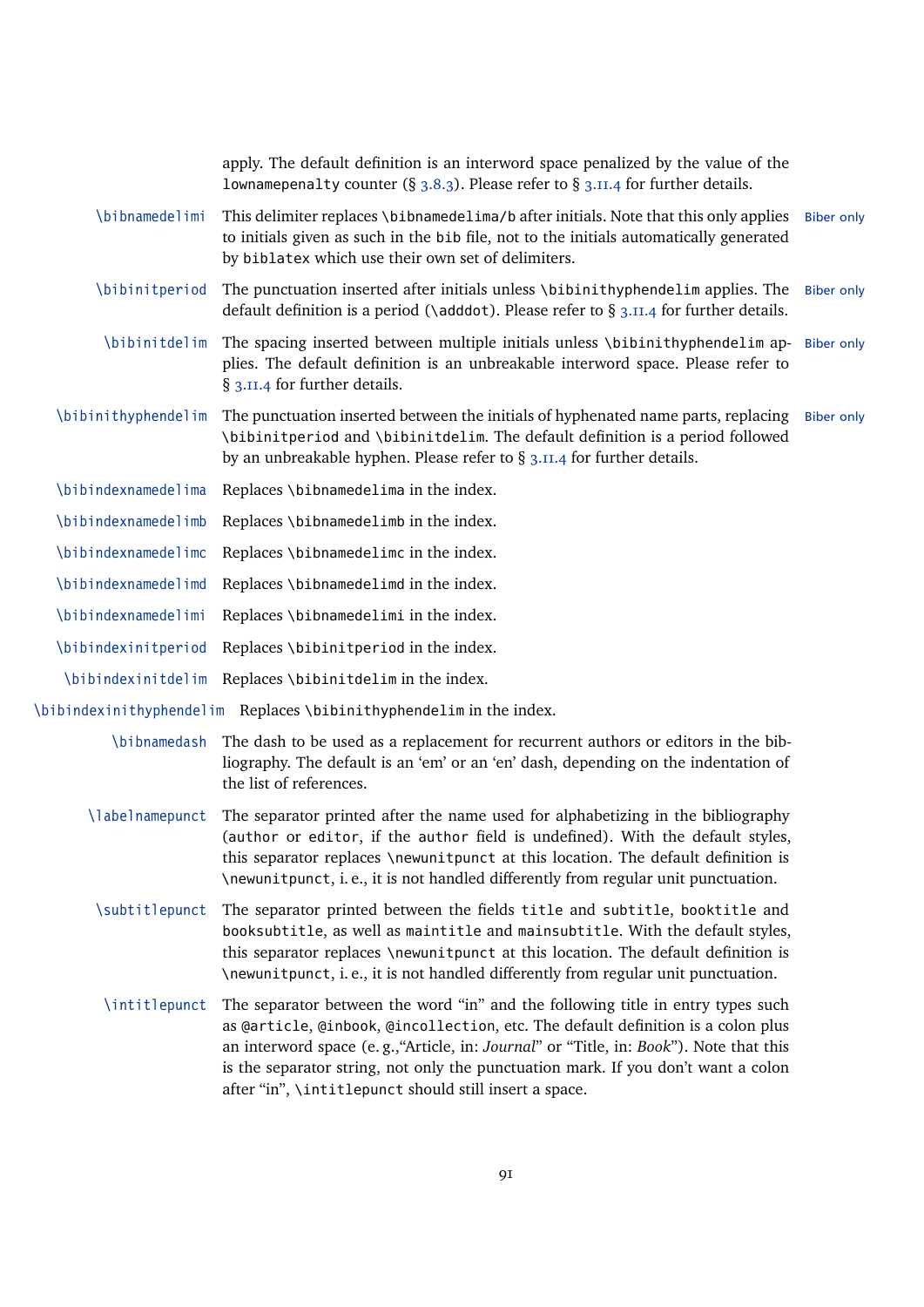apply. The default definition is an interword space penalized by the value of the `lownamepenalty` counter (§ 3.8.3). Please refer to § 3.11.4 for further details.

`\bibnamedelimi` This delimiter replaces `\bibnamedelima/b` after initials. Note that this only applies to initials given as such in the `bib` file, not to the initials automatically generated by `biblatex` which use their own set of delimiters. *Biber only*

`\bibinitperiod` The punctuation inserted after initials unless `\bibinithyphendelim` applies. The default definition is a period (`\adddot`). Please refer to § 3.11.4 for further details. *Biber only*

`\bibinitdelim` The spacing inserted between multiple initials unless `\bibinithyphendelim` applies. The default definition is an unbreakable interword space. Please refer to § 3.11.4 for further details. *Biber only*

`\bibinithyphendelim` The punctuation inserted between the initials of hyphenated name parts, replacing `\bibinitperiod` and `\bibinitdelim`. The default definition is a period followed by an unbreakable hyphen. Please refer to § 3.11.4 for further details. *Biber only*

`\bibindexnamedelima` Replaces `\bibnamedelima` in the index.

`\bibindexnamedelimb` Replaces `\bibnamedelimb` in the index.

`\bibindexnamedelimc` Replaces `\bibnamedelimc` in the index.

`\bibindexnamedelimd` Replaces `\bibnamedelimd` in the index.

`\bibindexnamedelimi` Replaces `\bibnamedelimi` in the index.

`\bibindexinitperiod` Replaces `\bibinitperiod` in the index.

`\bibindexinitdelim` Replaces `\bibinitdelim` in the index.

`\bibindexinithyphendelim` Replaces `\bibinithyphendelim` in the index.

`\bibnamedash` The dash to be used as a replacement for recurrent authors or editors in the bibliography. The default is an 'em' or an 'en' dash, depending on the indentation of the list of references.

`\labelnamepunct` The separator printed after the name used for alphabetizing in the bibliography (`author` or `editor`, if the `author` field is undefined). With the default styles, this separator replaces `\newunitpunct` at this location. The default definition is `\newunitpunct`, i. e., it is not handled differently from regular unit punctuation.

`\subtitlepunct` The separator printed between the fields `title` and `subtitle`, `booktitle` and `booksubtitle`, as well as `maintitle` and `mainsubtitle`. With the default styles, this separator replaces `\newunitpunct` at this location. The default definition is `\newunitpunct`, i. e., it is not handled differently from regular unit punctuation.

`\intitlepunct` The separator between the word "in" and the following title in entry types such as `@article`, `@inbook`, `@incollection`, etc. The default definition is a colon plus an interword space (e. g.,"Article, in: *Journal*" or "Title, in: *Book*"). Note that this is the separator string, not only the punctuation mark. If you don't want a colon after "in", `\intitlepunct` should still insert a space.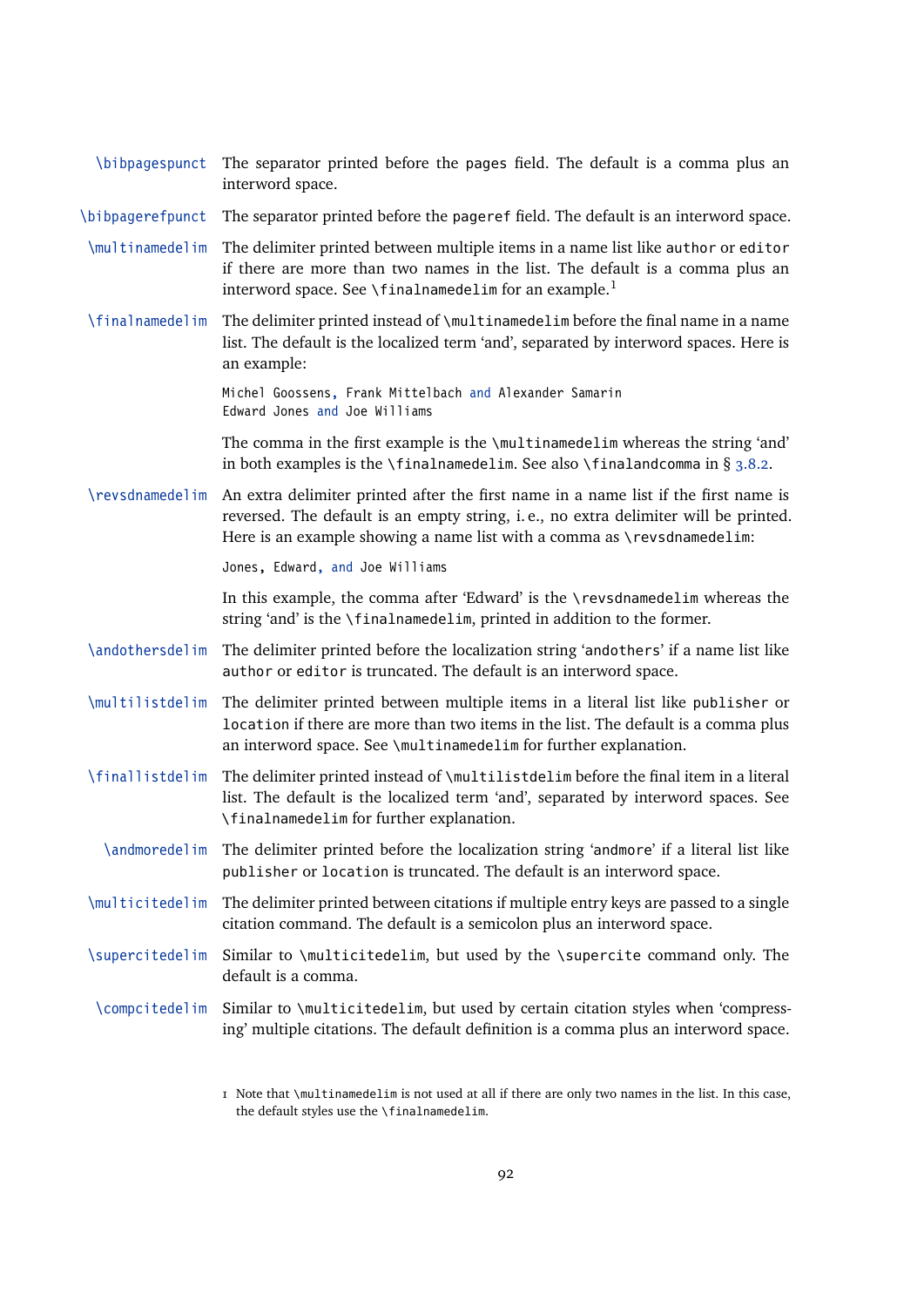`\bibpagespunct` The separator printed before the `pages` field. The default is a comma plus an interword space.

`\bibpagerefpunct` The separator printed before the `pageref` field. The default is an interword space.

`\multinamedelim` The delimiter printed between multiple items in a name list like `author` or `editor` if there are more than two names in the list. The default is a comma plus an interword space. See `\finalnamedelim` for an example.[1]

`\finalnamedelim` The delimiter printed instead of `\multinamedelim` before the final name in a name list. The default is the localized term 'and', separated by interword spaces. Here is an example:

```
Michel Goossens, Frank Mittelbach and Alexander Samarin
Edward Jones and Joe Williams
```

The comma in the first example is the `\multinamedelim` whereas the string 'and' in both examples is the `\finalnamedelim`. See also `\finalandcomma` in § 3.8.2.

`\revsdnamedelim` An extra delimiter printed after the first name in a name list if the first name is reversed. The default is an empty string, i. e., no extra delimiter will be printed. Here is an example showing a name list with a comma as `\revsdnamedelim`:

```
Jones, Edward, and Joe Williams
```

In this example, the comma after 'Edward' is the `\revsdnamedelim` whereas the string 'and' is the `\finalnamedelim`, printed in addition to the former.

`\andothersdelim` The delimiter printed before the localization string '`andothers`' if a name list like `author` or `editor` is truncated. The default is an interword space.

`\multilistdelim` The delimiter printed between multiple items in a literal list like `publisher` or `location` if there are more than two items in the list. The default is a comma plus an interword space. See `\multinamedelim` for further explanation.

`\finallistdelim` The delimiter printed instead of `\multilistdelim` before the final item in a literal list. The default is the localized term 'and', separated by interword spaces. See `\finalnamedelim` for further explanation.

`\andmoredelim` The delimiter printed before the localization string '`andmore`' if a literal list like `publisher` or `location` is truncated. The default is an interword space.

`\multicitedelim` The delimiter printed between citations if multiple entry keys are passed to a single citation command. The default is a semicolon plus an interword space.

`\supercitedelim` Similar to `\multicitedelim`, but used by the `\supercite` command only. The default is a comma.

`\compcitedelim` Similar to `\multicitedelim`, but used by certain citation styles when 'compressing' multiple citations. The default definition is a comma plus an interword space.

[1] Note that `\multinamedelim` is not used at all if there are only two names in the list. In this case, the default styles use the `\finalnamedelim`.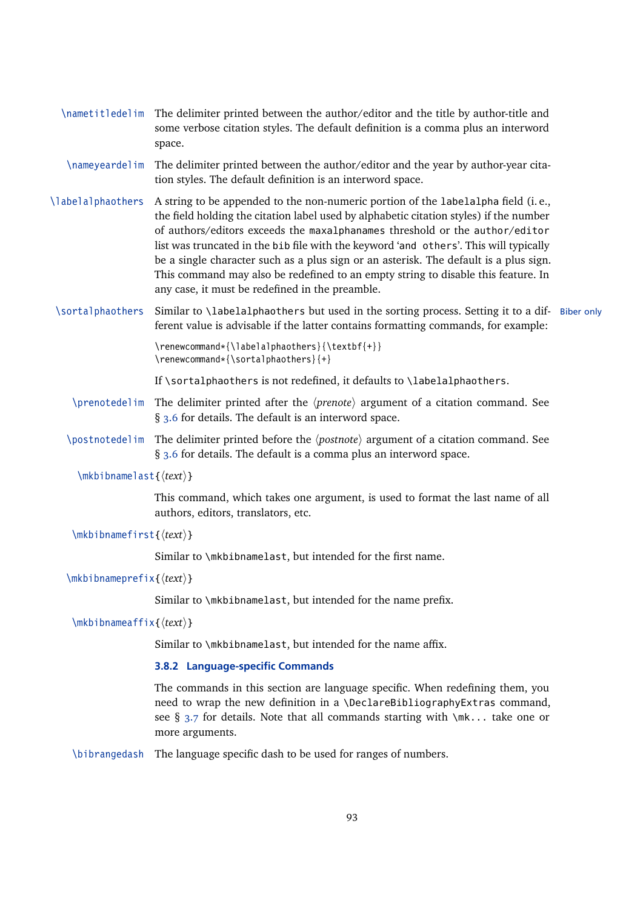`\nametitledelim` The delimiter printed between the author/editor and the title by author-title and some verbose citation styles. The default definition is a comma plus an interword space.

`\nameyeardelim` The delimiter printed between the author/editor and the year by author-year citation styles. The default definition is an interword space.

`\labelalphaothers` A string to be appended to the non-numeric portion of the `labelalpha` field (i. e., the field holding the citation label used by alphabetic citation styles) if the number of authors/editors exceeds the `maxalphanames` threshold or the `author/editor` list was truncated in the `bib` file with the keyword '`and others`'. This will typically be a single character such as a plus sign or an asterisk. The default is a plus sign. This command may also be redefined to an empty string to disable this feature. In any case, it must be redefined in the preamble.

`\sortalphaothers` Similar to `\labelalphaothers` but used in the sorting process. Setting it to a different value is advisable if the latter contains formatting commands, for example: *Biber only*

```
\renewcommand*{\labelalphaothers}{\textbf{+}}
\renewcommand*{\sortalphaothers}{+}
```

If `\sortalphaothers` is not redefined, it defaults to `\labelalphaothers`.

`\prenotedelim` The delimiter printed after the ⟨*prenote*⟩ argument of a citation command. See § 3.6 for details. The default is an interword space.

`\postnotedelim` The delimiter printed before the ⟨*postnote*⟩ argument of a citation command. See § 3.6 for details. The default is a comma plus an interword space.

`\mkbibnamelast{⟨text⟩}`

This command, which takes one argument, is used to format the last name of all authors, editors, translators, etc.

`\mkbibnamefirst{⟨text⟩}`

Similar to `\mkbibnamelast`, but intended for the first name.

`\mkbibnameprefix{⟨text⟩}`

Similar to `\mkbibnamelast`, but intended for the name prefix.

`\mkbibnameaffix{⟨text⟩}`

Similar to `\mkbibnamelast`, but intended for the name affix.

### 3.8.2 Language-specific Commands

The commands in this section are language specific. When redefining them, you need to wrap the new definition in a `\DeclareBibliographyExtras` command, see § 3.7 for details. Note that all commands starting with `\mk...` take one or more arguments.

`\bibrangedash` The language specific dash to be used for ranges of numbers.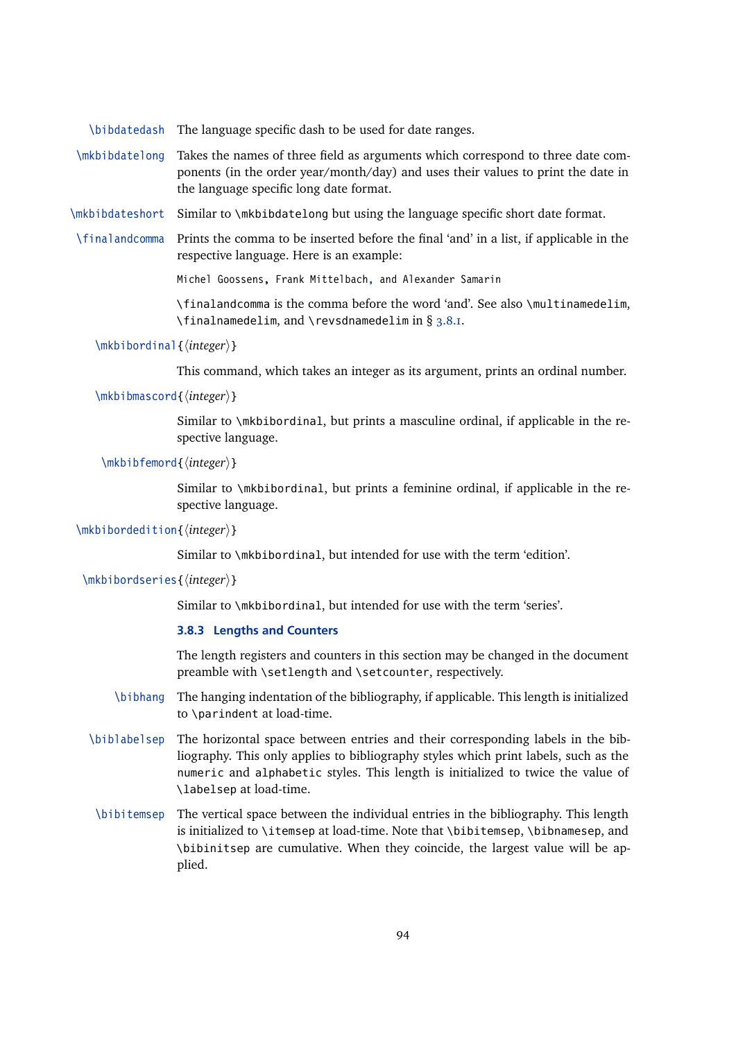`\bibdatedash` The language specific dash to be used for date ranges.

`\mkbibdatelong` Takes the names of three field as arguments which correspond to three date components (in the order year/month/day) and uses their values to print the date in the language specific long date format.

`\mkbibdateshort` Similar to `\mkbibdatelong` but using the language specific short date format.

`\finalandcomma` Prints the comma to be inserted before the final 'and' in a list, if applicable in the respective language. Here is an example:

```
Michel Goossens, Frank Mittelbach, and Alexander Samarin
```

`\finalandcomma` is the comma before the word 'and'. See also `\multinamedelim`, `\finalnamedelim`, and `\revsdnamedelim` in § 3.8.1.

`\mkbibordinal{⟨integer⟩}`

This command, which takes an integer as its argument, prints an ordinal number.

`\mkbibmascord{⟨integer⟩}`

Similar to `\mkbibordinal`, but prints a masculine ordinal, if applicable in the respective language.

`\mkbibfemord{⟨integer⟩}`

Similar to `\mkbibordinal`, but prints a feminine ordinal, if applicable in the respective language.

`\mkbibordedition{⟨integer⟩}`

Similar to `\mkbibordinal`, but intended for use with the term 'edition'.

`\mkbibordseries{⟨integer⟩}`

Similar to `\mkbibordinal`, but intended for use with the term 'series'.

### 3.8.3 Lengths and Counters

The length registers and counters in this section may be changed in the document preamble with `\setlength` and `\setcounter`, respectively.

`\bibhang` The hanging indentation of the bibliography, if applicable. This length is initialized to `\parindent` at load-time.

`\biblabelsep` The horizontal space between entries and their corresponding labels in the bibliography. This only applies to bibliography styles which print labels, such as the `numeric` and `alphabetic` styles. This length is initialized to twice the value of `\labelsep` at load-time.

`\bibitemsep` The vertical space between the individual entries in the bibliography. This length is initialized to `\itemsep` at load-time. Note that `\bibitemsep`, `\bibnamesep`, and `\bibinitsep` are cumulative. When they coincide, the largest value will be applied.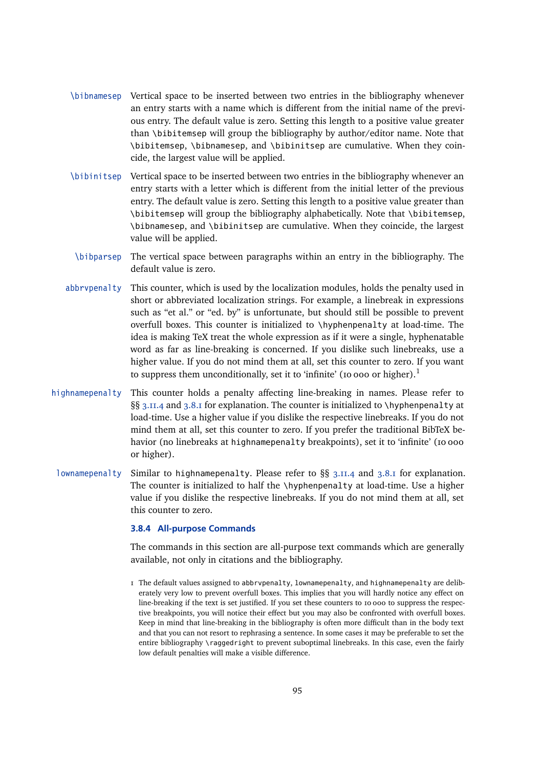`\bibnamesep` Vertical space to be inserted between two entries in the bibliography whenever an entry starts with a name which is different from the initial name of the previous entry. The default value is zero. Setting this length to a positive value greater than `\bibitemsep` will group the bibliography by author/editor name. Note that `\bibitemsep`, `\bibnamesep`, and `\bibinitsep` are cumulative. When they coincide, the largest value will be applied.

`\bibinitsep` Vertical space to be inserted between two entries in the bibliography whenever an entry starts with a letter which is different from the initial letter of the previous entry. The default value is zero. Setting this length to a positive value greater than `\bibitemsep` will group the bibliography alphabetically. Note that `\bibitemsep`, `\bibnamesep`, and `\bibinitsep` are cumulative. When they coincide, the largest value will be applied.

`\bibparsep` The vertical space between paragraphs within an entry in the bibliography. The default value is zero.

`abbrvpenalty` This counter, which is used by the localization modules, holds the penalty used in short or abbreviated localization strings. For example, a linebreak in expressions such as "et al." or "ed. by" is unfortunate, but should still be possible to prevent overfull boxes. This counter is initialized to `\hyphenpenalty` at load-time. The idea is making TeX treat the whole expression as if it were a single, hyphenatable word as far as line-breaking is concerned. If you dislike such linebreaks, use a higher value. If you do not mind them at all, set this counter to zero. If you want to suppress them unconditionally, set it to 'infinite' (10 000 or higher).[1]

`highnamepenalty` This counter holds a penalty affecting line-breaking in names. Please refer to §§ 3.11.4 and 3.8.1 for explanation. The counter is initialized to `\hyphenpenalty` at load-time. Use a higher value if you dislike the respective linebreaks. If you do not mind them at all, set this counter to zero. If you prefer the traditional BibTeX behavior (no linebreaks at `highnamepenalty` breakpoints), set it to 'infinite' (10 000 or higher).

`lownamepenalty` Similar to `highnamepenalty`. Please refer to §§ 3.11.4 and 3.8.1 for explanation. The counter is initialized to half the `\hyphenpenalty` at load-time. Use a higher value if you dislike the respective linebreaks. If you do not mind them at all, set this counter to zero.

### 3.8.4 All-purpose Commands

The commands in this section are all-purpose text commands which are generally available, not only in citations and the bibliography.

1 The default values assigned to `abbrvpenalty`, `lownamepenalty`, and `highnamepenalty` are deliberately very low to prevent overfull boxes. This implies that you will hardly notice any effect on line-breaking if the text is set justified. If you set these counters to 10 000 to suppress the respective breakpoints, you will notice their effect but you may also be confronted with overfull boxes. Keep in mind that line-breaking in the bibliography is often more difficult than in the body text and that you can not resort to rephrasing a sentence. In some cases it may be preferable to set the entire bibliography `\raggedright` to prevent suboptimal linebreaks. In this case, even the fairly low default penalties will make a visible difference.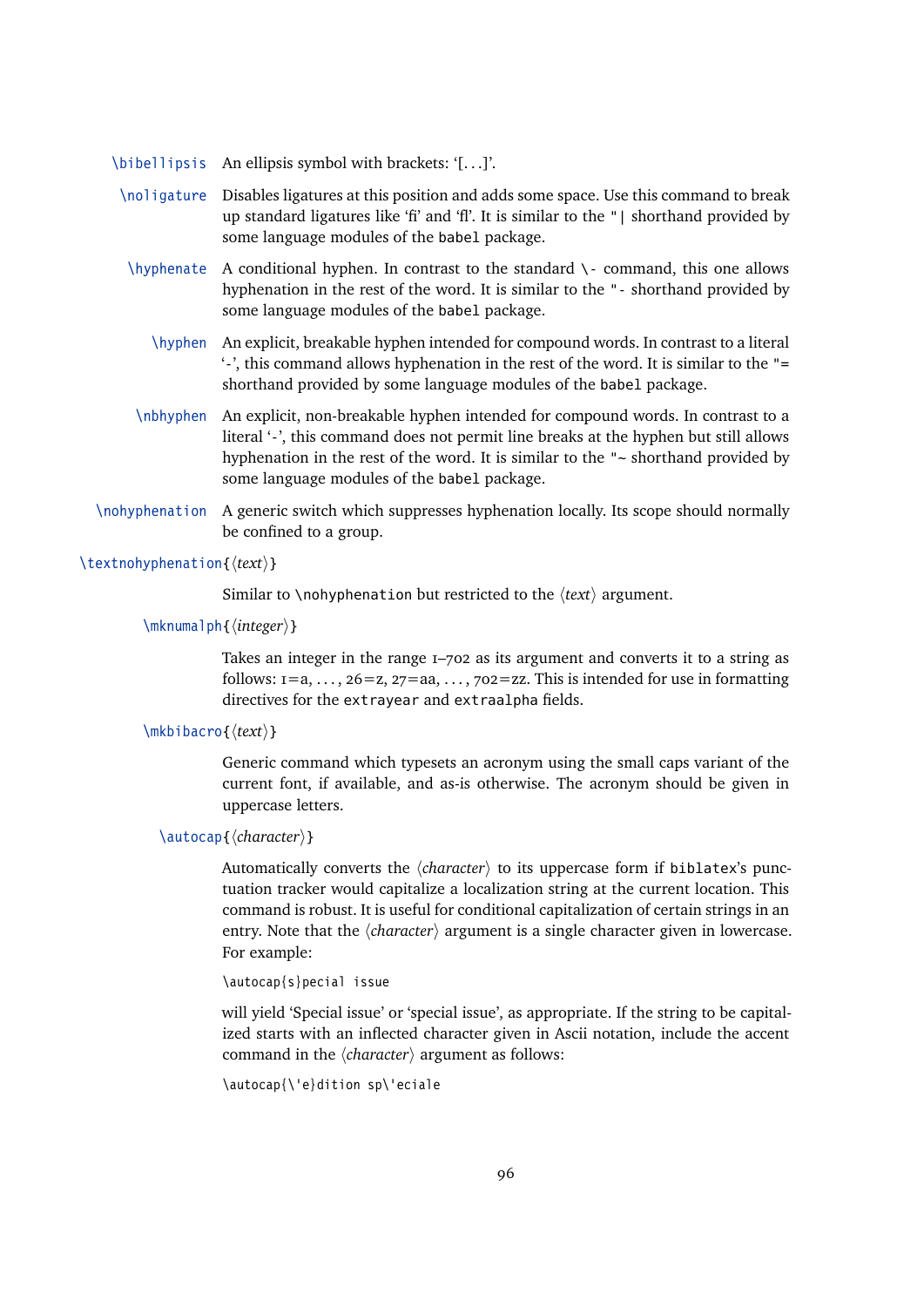`\bibellipsis` An ellipsis symbol with brackets: '[...]'.

`\noligature` Disables ligatures at this position and adds some space. Use this command to break up standard ligatures like 'fi' and 'fl'. It is similar to the `"|` shorthand provided by some language modules of the `babel` package.

`\hyphenate` A conditional hyphen. In contrast to the standard `\-` command, this one allows hyphenation in the rest of the word. It is similar to the `"-` shorthand provided by some language modules of the `babel` package.

`\hyphen` An explicit, breakable hyphen intended for compound words. In contrast to a literal '-', this command allows hyphenation in the rest of the word. It is similar to the `"=` shorthand provided by some language modules of the `babel` package.

`\nbhyphen` An explicit, non-breakable hyphen intended for compound words. In contrast to a literal '-', this command does not permit line breaks at the hyphen but still allows hyphenation in the rest of the word. It is similar to the `"~` shorthand provided by some language modules of the `babel` package.

`\nohyphenation` A generic switch which suppresses hyphenation locally. Its scope should normally be confined to a group.

`\textnohyphenation{⟨text⟩}`

Similar to `\nohyphenation` but restricted to the ⟨*text*⟩ argument.

`\mknumalph{⟨integer⟩}`

Takes an integer in the range 1–702 as its argument and converts it to a string as follows: 1=a, ..., 26=z, 27=aa, ..., 702=zz. This is intended for use in formatting directives for the `extrayear` and `extraalpha` fields.

`\mkbibacro{⟨text⟩}`

Generic command which typesets an acronym using the small caps variant of the current font, if available, and as-is otherwise. The acronym should be given in uppercase letters.

`\autocap{⟨character⟩}`

Automatically converts the ⟨*character*⟩ to its uppercase form if `biblatex`'s punctuation tracker would capitalize a localization string at the current location. This command is robust. It is useful for conditional capitalization of certain strings in an entry. Note that the ⟨*character*⟩ argument is a single character given in lowercase. For example:

```
\autocap{s}pecial issue
```

will yield 'Special issue' or 'special issue', as appropriate. If the string to be capitalized starts with an inflected character given in Ascii notation, include the accent command in the ⟨*character*⟩ argument as follows:

```
\autocap{\'e}dition sp\'eciale
```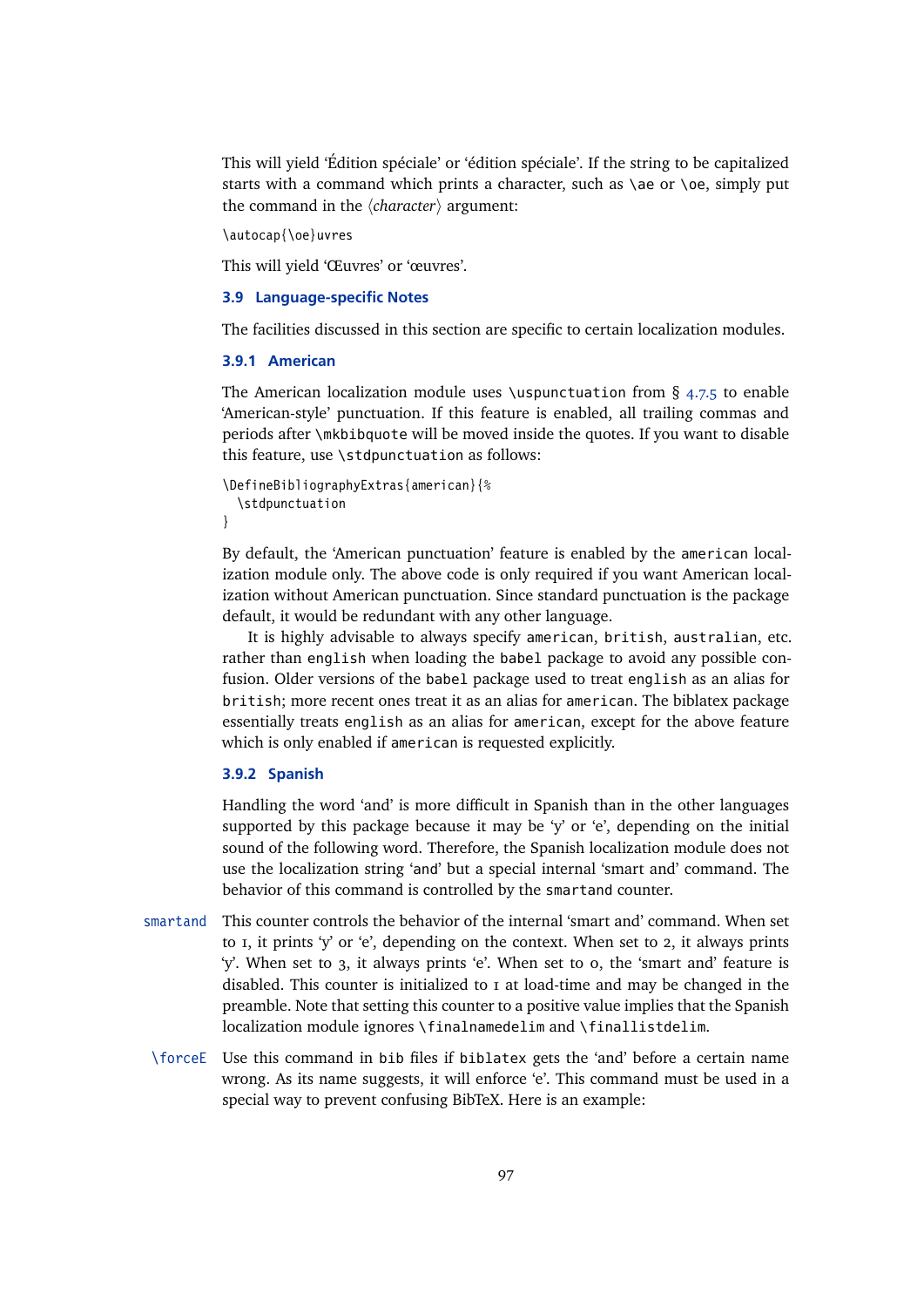This will yield 'Édition spéciale' or 'édition spéciale'. If the string to be capitalized starts with a command which prints a character, such as `\ae` or `\oe`, simply put the command in the ⟨*character*⟩ argument:

```
\autocap{\oe}uvres
```

This will yield 'Œuvres' or 'œuvres'.

### 3.9 Language-specific Notes

The facilities discussed in this section are specific to certain localization modules.

#### 3.9.1 American

The American localization module uses `\uspunctuation` from § 4.7.5 to enable 'American-style' punctuation. If this feature is enabled, all trailing commas and periods after `\mkbibquote` will be moved inside the quotes. If you want to disable this feature, use `\stdpunctuation` as follows:

```
\DefineBibliographyExtras{american}{%
  \stdpunctuation
}
```

By default, the 'American punctuation' feature is enabled by the `american` localization module only. The above code is only required if you want American localization without American punctuation. Since standard punctuation is the package default, it would be redundant with any other language.

It is highly advisable to always specify `american`, `british`, `australian`, etc. rather than `english` when loading the `babel` package to avoid any possible confusion. Older versions of the `babel` package used to treat `english` as an alias for `british`; more recent ones treat it as an alias for `american`. The biblatex package essentially treats `english` as an alias for `american`, except for the above feature which is only enabled if `american` is requested explicitly.

#### 3.9.2 Spanish

Handling the word 'and' is more difficult in Spanish than in the other languages supported by this package because it may be 'y' or 'e', depending on the initial sound of the following word. Therefore, the Spanish localization module does not use the localization string '`and`' but a special internal 'smart and' command. The behavior of this command is controlled by the `smartand` counter.

`smartand` This counter controls the behavior of the internal 'smart and' command. When set to 1, it prints 'y' or 'e', depending on the context. When set to 2, it always prints 'y'. When set to 3, it always prints 'e'. When set to 0, the 'smart and' feature is disabled. This counter is initialized to 1 at load-time and may be changed in the preamble. Note that setting this counter to a positive value implies that the Spanish localization module ignores `\finalnamedelim` and `\finallistdelim`.

`\forceE` Use this command in `bib` files if `biblatex` gets the 'and' before a certain name wrong. As its name suggests, it will enforce 'e'. This command must be used in a special way to prevent confusing BibTeX. Here is an example: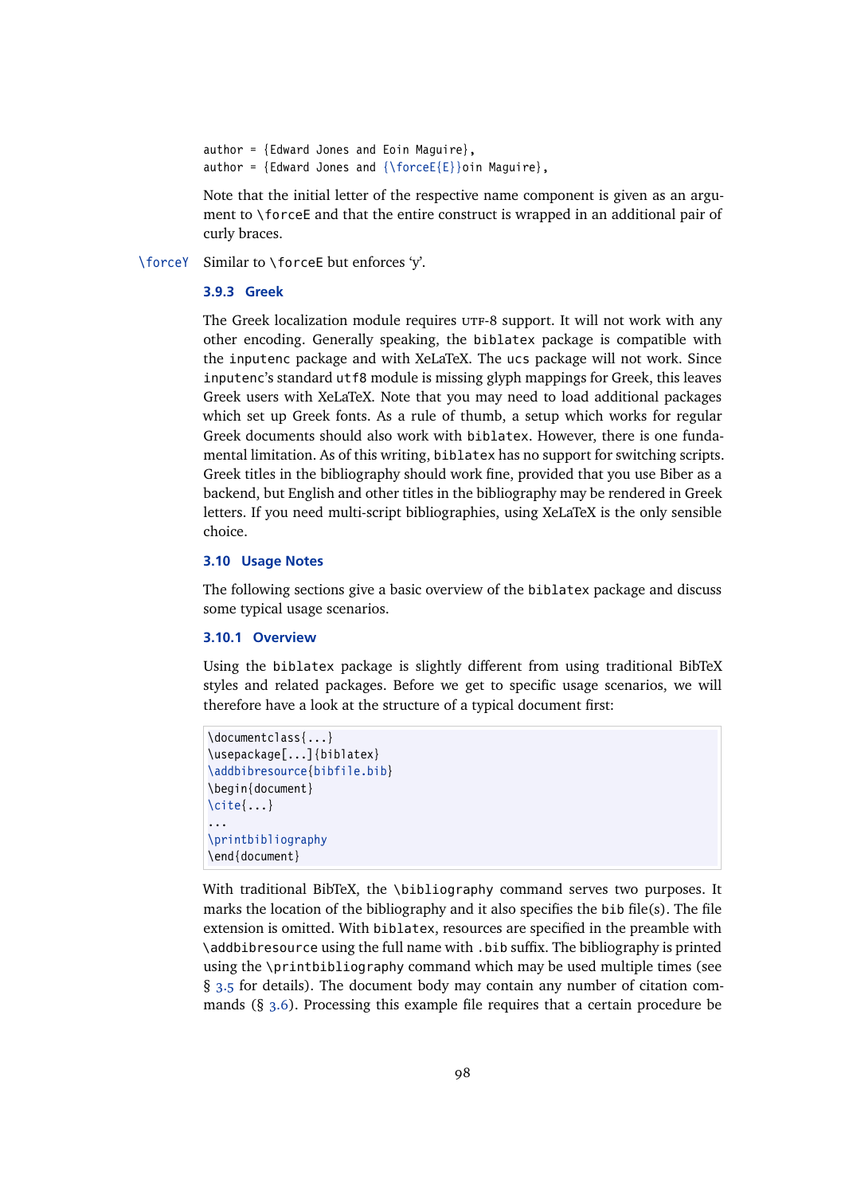```
author = {Edward Jones and Eoin Maguire},
author = {Edward Jones and {\forceE{E}}oin Maguire},
```

Note that the initial letter of the respective name component is given as an argument to `\forceE` and that the entire construct is wrapped in an additional pair of curly braces.

`\forceY` Similar to `\forceE` but enforces 'y'.

### 3.9.3 Greek

The Greek localization module requires UTF-8 support. It will not work with any other encoding. Generally speaking, the `biblatex` package is compatible with the `inputenc` package and with XeLaTeX. The `ucs` package will not work. Since `inputenc`'s standard `utf8` module is missing glyph mappings for Greek, this leaves Greek users with XeLaTeX. Note that you may need to load additional packages which set up Greek fonts. As a rule of thumb, a setup which works for regular Greek documents should also work with `biblatex`. However, there is one fundamental limitation. As of this writing, `biblatex` has no support for switching scripts. Greek titles in the bibliography should work fine, provided that you use Biber as a backend, but English and other titles in the bibliography may be rendered in Greek letters. If you need multi-script bibliographies, using XeLaTeX is the only sensible choice.

## 3.10 Usage Notes

The following sections give a basic overview of the `biblatex` package and discuss some typical usage scenarios.

### 3.10.1 Overview

Using the `biblatex` package is slightly different from using traditional BibTeX styles and related packages. Before we get to specific usage scenarios, we will therefore have a look at the structure of a typical document first:

```
\documentclass{...}
\usepackage[...]{biblatex}
\addbibresource{bibfile.bib}
\begin{document}
\cite{...}
...
\printbibliography
\end{document}
```

With traditional BibTeX, the `\bibliography` command serves two purposes. It marks the location of the bibliography and it also specifies the `bib` file(s). The file extension is omitted. With `biblatex`, resources are specified in the preamble with `\addbibresource` using the full name with `.bib` suffix. The bibliography is printed using the `\printbibliography` command which may be used multiple times (see § 3.5 for details). The document body may contain any number of citation commands (§ 3.6). Processing this example file requires that a certain procedure be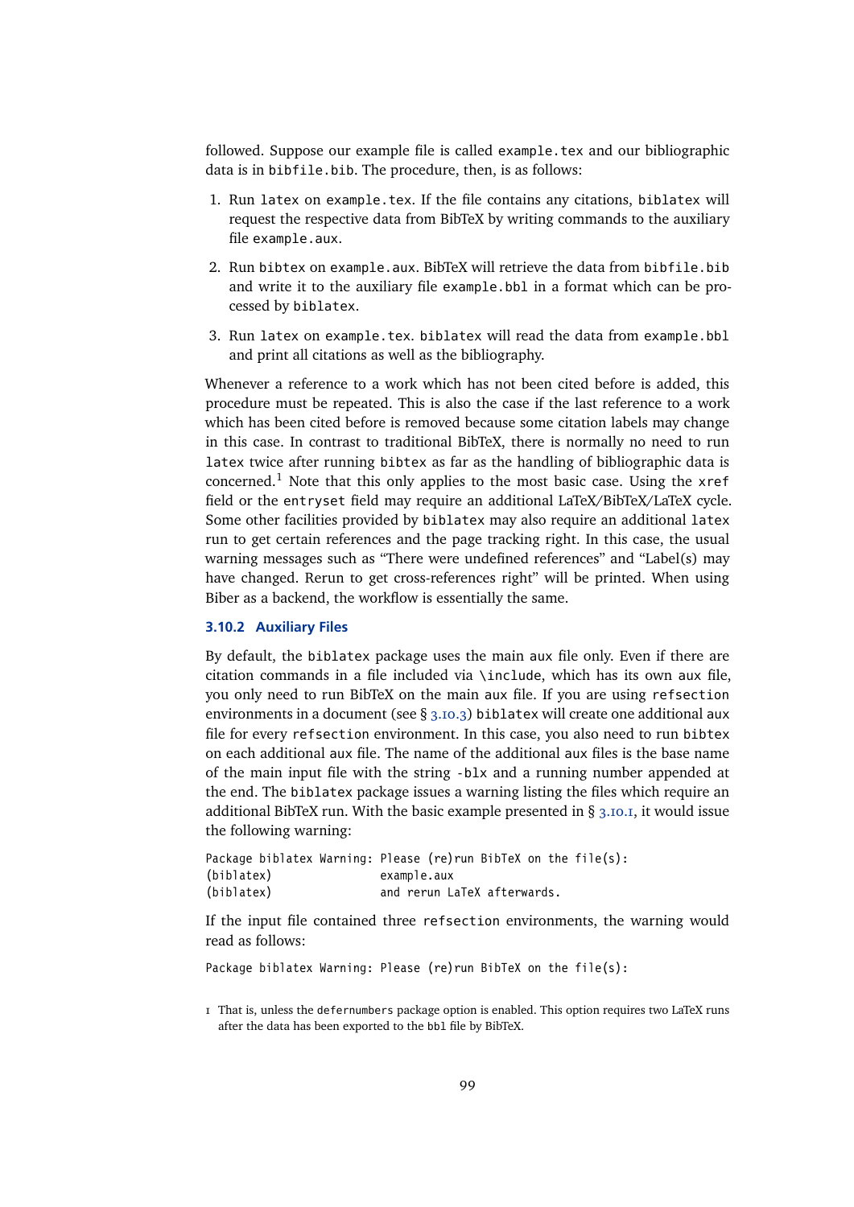followed. Suppose our example file is called `example.tex` and our bibliographic data is in `bibfile.bib`. The procedure, then, is as follows:

1. Run `latex` on `example.tex`. If the file contains any citations, `biblatex` will request the respective data from BibTeX by writing commands to the auxiliary file `example.aux`.
2. Run `bibtex` on `example.aux`. BibTeX will retrieve the data from `bibfile.bib` and write it to the auxiliary file `example.bbl` in a format which can be processed by `biblatex`.
3. Run `latex` on `example.tex`. `biblatex` will read the data from `example.bbl` and print all citations as well as the bibliography.

Whenever a reference to a work which has not been cited before is added, this procedure must be repeated. This is also the case if the last reference to a work which has been cited before is removed because some citation labels may change in this case. In contrast to traditional BibTeX, there is normally no need to run `latex` twice after running `bibtex` as far as the handling of bibliographic data is concerned.[1] Note that this only applies to the most basic case. Using the `xref` field or the `entryset` field may require an additional LaTeX/BibTeX/LaTeX cycle. Some other facilities provided by `biblatex` may also require an additional `latex` run to get certain references and the page tracking right. In this case, the usual warning messages such as "There were undefined references" and "Label(s) may have changed. Rerun to get cross-references right" will be printed. When using Biber as a backend, the workflow is essentially the same.

### 3.10.2 Auxiliary Files

By default, the `biblatex` package uses the main `aux` file only. Even if there are citation commands in a file included via `\include`, which has its own `aux` file, you only need to run BibTeX on the main `aux` file. If you are using `refsection` environments in a document (see § 3.10.3) `biblatex` will create one additional `aux` file for every `refsection` environment. In this case, you also need to run `bibtex` on each additional `aux` file. The name of the additional `aux` files is the base name of the main input file with the string `-blx` and a running number appended at the end. The `biblatex` package issues a warning listing the files which require an additional BibTeX run. With the basic example presented in § 3.10.1, it would issue the following warning:

```
Package biblatex Warning: Please (re)run BibTeX on the file(s):
(biblatex)                example.aux
(biblatex)                and rerun LaTeX afterwards.
```

If the input file contained three `refsection` environments, the warning would read as follows:

```
Package biblatex Warning: Please (re)run BibTeX on the file(s):
```

1 That is, unless the `defernumbers` package option is enabled. This option requires two LaTeX runs after the data has been exported to the `bbl` file by BibTeX.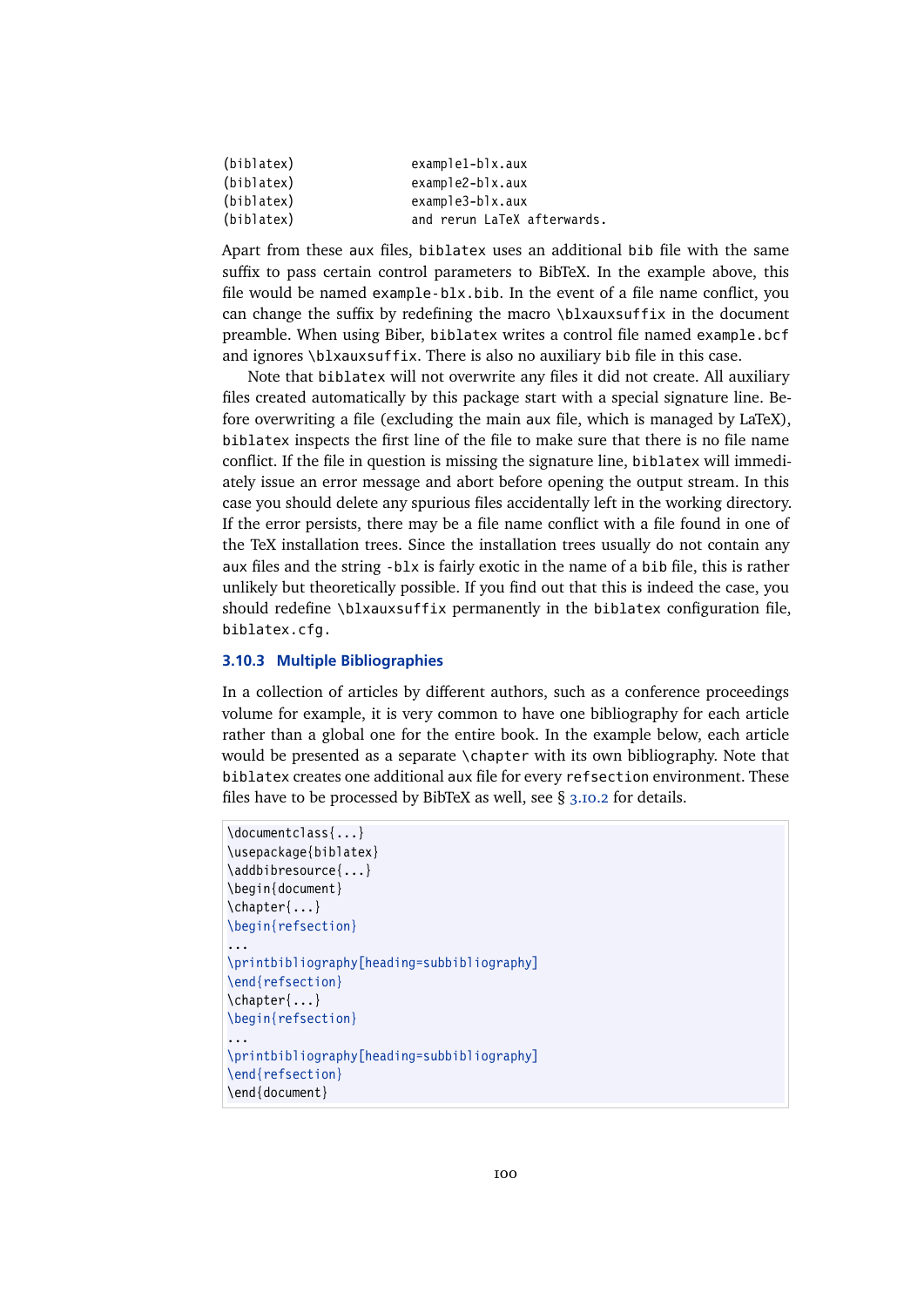```
(biblatex)              example1-blx.aux
(biblatex)              example2-blx.aux
(biblatex)              example3-blx.aux
(biblatex)              and rerun LaTeX afterwards.
```

Apart from these `aux` files, `biblatex` uses an additional `bib` file with the same suffix to pass certain control parameters to BibTeX. In the example above, this file would be named `example-blx.bib`. In the event of a file name conflict, you can change the suffix by redefining the macro `\blxauxsuffix` in the document preamble. When using Biber, `biblatex` writes a control file named `example.bcf` and ignores `\blxauxsuffix`. There is also no auxiliary `bib` file in this case.

Note that `biblatex` will not overwrite any files it did not create. All auxiliary files created automatically by this package start with a special signature line. Before overwriting a file (excluding the main `aux` file, which is managed by LaTeX), `biblatex` inspects the first line of the file to make sure that there is no file name conflict. If the file in question is missing the signature line, `biblatex` will immediately issue an error message and abort before opening the output stream. In this case you should delete any spurious files accidentally left in the working directory. If the error persists, there may be a file name conflict with a file found in one of the TeX installation trees. Since the installation trees usually do not contain any `aux` files and the string `-blx` is fairly exotic in the name of a `bib` file, this is rather unlikely but theoretically possible. If you find out that this is indeed the case, you should redefine `\blxauxsuffix` permanently in the `biblatex` configuration file, `biblatex.cfg`.

### 3.10.3 Multiple Bibliographies

In a collection of articles by different authors, such as a conference proceedings volume for example, it is very common to have one bibliography for each article rather than a global one for the entire book. In the example below, each article would be presented as a separate `\chapter` with its own bibliography. Note that `biblatex` creates one additional `aux` file for every `refsection` environment. These files have to be processed by BibTeX as well, see § 3.10.2 for details.

```
\documentclass{...}
\usepackage{biblatex}
\addbibresource{...}
\begin{document}
\chapter{...}
\begin{refsection}
...
\printbibliography[heading=subbibliography]
\end{refsection}
\chapter{...}
\begin{refsection}
...
\printbibliography[heading=subbibliography]
\end{refsection}
\end{document}
```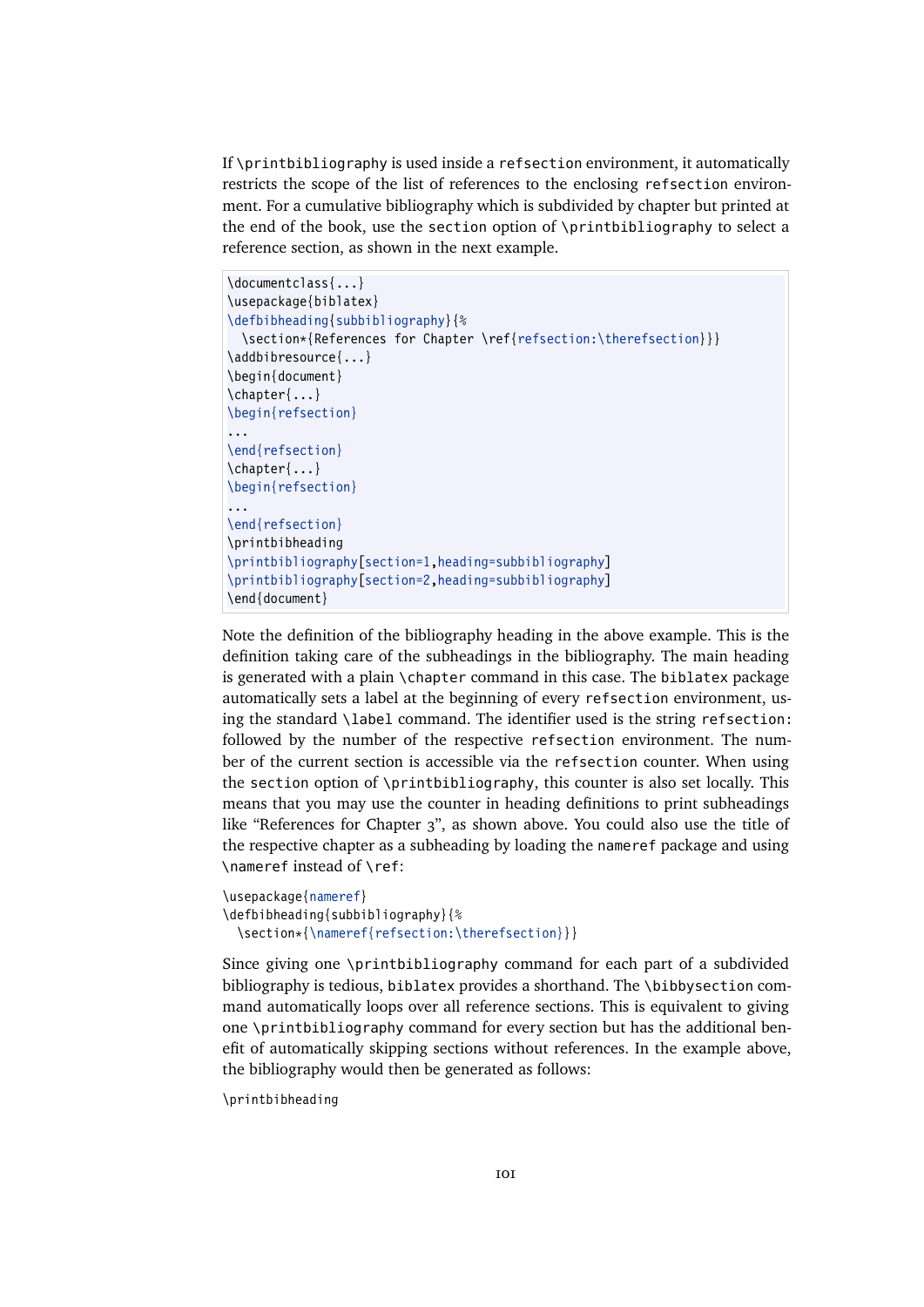If `\printbibliography` is used inside a `refsection` environment, it automatically restricts the scope of the list of references to the enclosing `refsection` environment. For a cumulative bibliography which is subdivided by chapter but printed at the end of the book, use the `section` option of `\printbibliography` to select a reference section, as shown in the next example.

```
\documentclass{...}
\usepackage{biblatex}
\defbibheading{subbibliography}{%
  \section*{References for Chapter \ref{refsection:\therefsection}}}
\addbibresource{...}
\begin{document}
\chapter{...}
\begin{refsection}
...
\end{refsection}
\chapter{...}
\begin{refsection}
...
\end{refsection}
\printbibheading
\printbibliography[section=1,heading=subbibliography]
\printbibliography[section=2,heading=subbibliography]
\end{document}
```

Note the definition of the bibliography heading in the above example. This is the definition taking care of the subheadings in the bibliography. The main heading is generated with a plain `\chapter` command in this case. The `biblatex` package automatically sets a label at the beginning of every `refsection` environment, using the standard `\label` command. The identifier used is the string `refsection:` followed by the number of the respective `refsection` environment. The number of the current section is accessible via the `refsection` counter. When using the `section` option of `\printbibliography`, this counter is also set locally. This means that you may use the counter in heading definitions to print subheadings like “References for Chapter 3”, as shown above. You could also use the title of the respective chapter as a subheading by loading the `nameref` package and using `\nameref` instead of `\ref`:

```
\usepackage{nameref}
\defbibheading{subbibliography}{%
  \section*{\nameref{refsection:\therefsection}}}
```

Since giving one `\printbibliography` command for each part of a subdivided bibliography is tedious, `biblatex` provides a shorthand. The `\bibbysection` command automatically loops over all reference sections. This is equivalent to giving one `\printbibliography` command for every section but has the additional benefit of automatically skipping sections without references. In the example above, the bibliography would then be generated as follows:

```
\printbibheading
```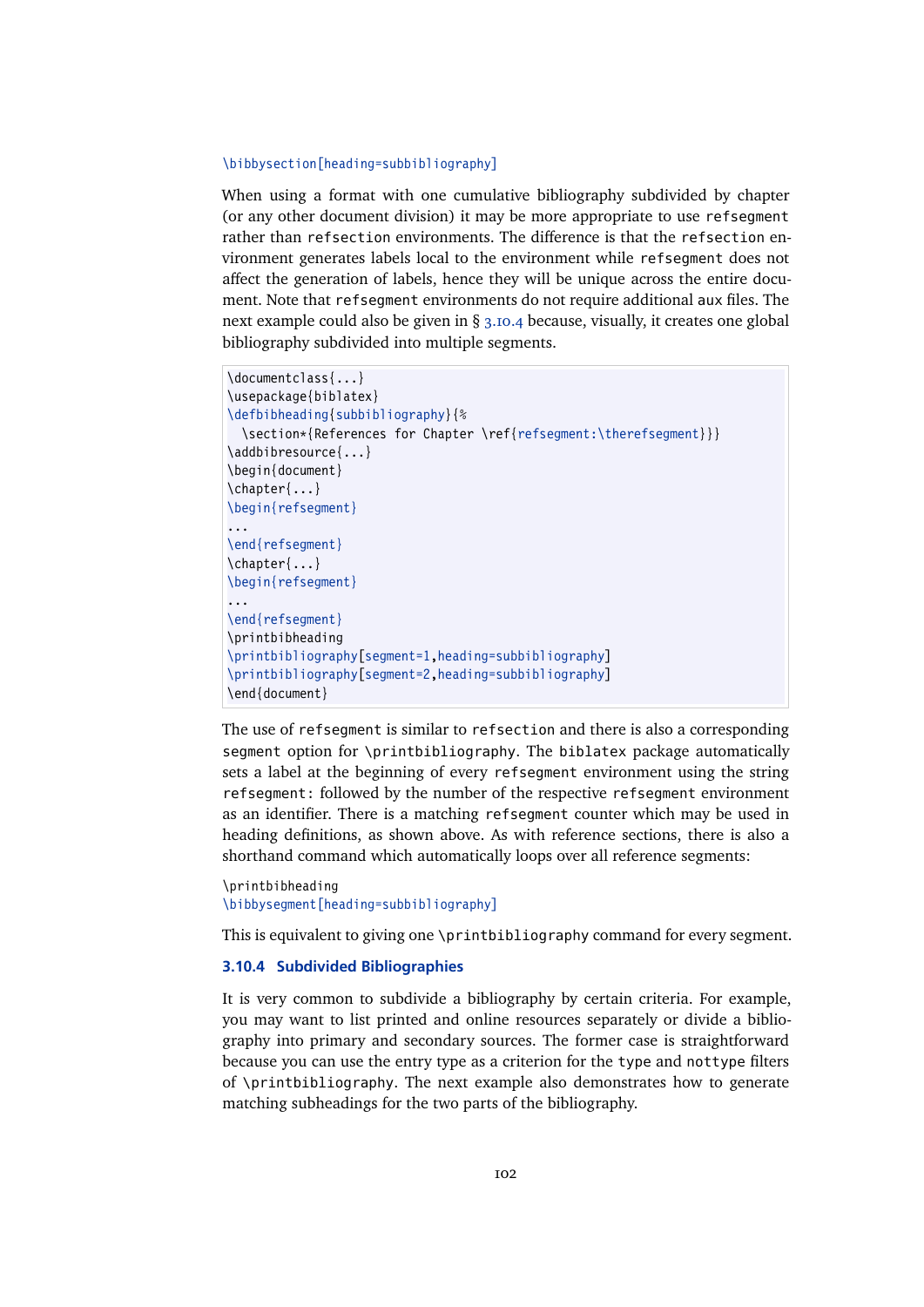```
\bibbysection[heading=subbibliography]
```

When using a format with one cumulative bibliography subdivided by chapter (or any other document division) it may be more appropriate to use `refsegment` rather than `refsection` environments. The difference is that the `refsection` environment generates labels local to the environment while `refsegment` does not affect the generation of labels, hence they will be unique across the entire document. Note that `refsegment` environments do not require additional `aux` files. The next example could also be given in § 3.10.4 because, visually, it creates one global bibliography subdivided into multiple segments.

```
\documentclass{...}
\usepackage{biblatex}
\defbibheading{subbibliography}{%
  \section*{References for Chapter \ref{refsegment:\therefsegment}}}
\addbibresource{...}
\begin{document}
\chapter{...}
\begin{refsegment}
...
\end{refsegment}
\chapter{...}
\begin{refsegment}
...
\end{refsegment}
\printbibheading
\printbibliography[segment=1,heading=subbibliography]
\printbibliography[segment=2,heading=subbibliography]
\end{document}
```

The use of `refsegment` is similar to `refsection` and there is also a corresponding `segment` option for `\printbibliography`. The `biblatex` package automatically sets a label at the beginning of every `refsegment` environment using the string `refsegment:` followed by the number of the respective `refsegment` environment as an identifier. There is a matching `refsegment` counter which may be used in heading definitions, as shown above. As with reference sections, there is also a shorthand command which automatically loops over all reference segments:

```
\printbibheading
\bibbysegment[heading=subbibliography]
```

This is equivalent to giving one `\printbibliography` command for every segment.

### 3.10.4 Subdivided Bibliographies

It is very common to subdivide a bibliography by certain criteria. For example, you may want to list printed and online resources separately or divide a bibliography into primary and secondary sources. The former case is straightforward because you can use the entry type as a criterion for the `type` and `nottype` filters of `\printbibliography`. The next example also demonstrates how to generate matching subheadings for the two parts of the bibliography.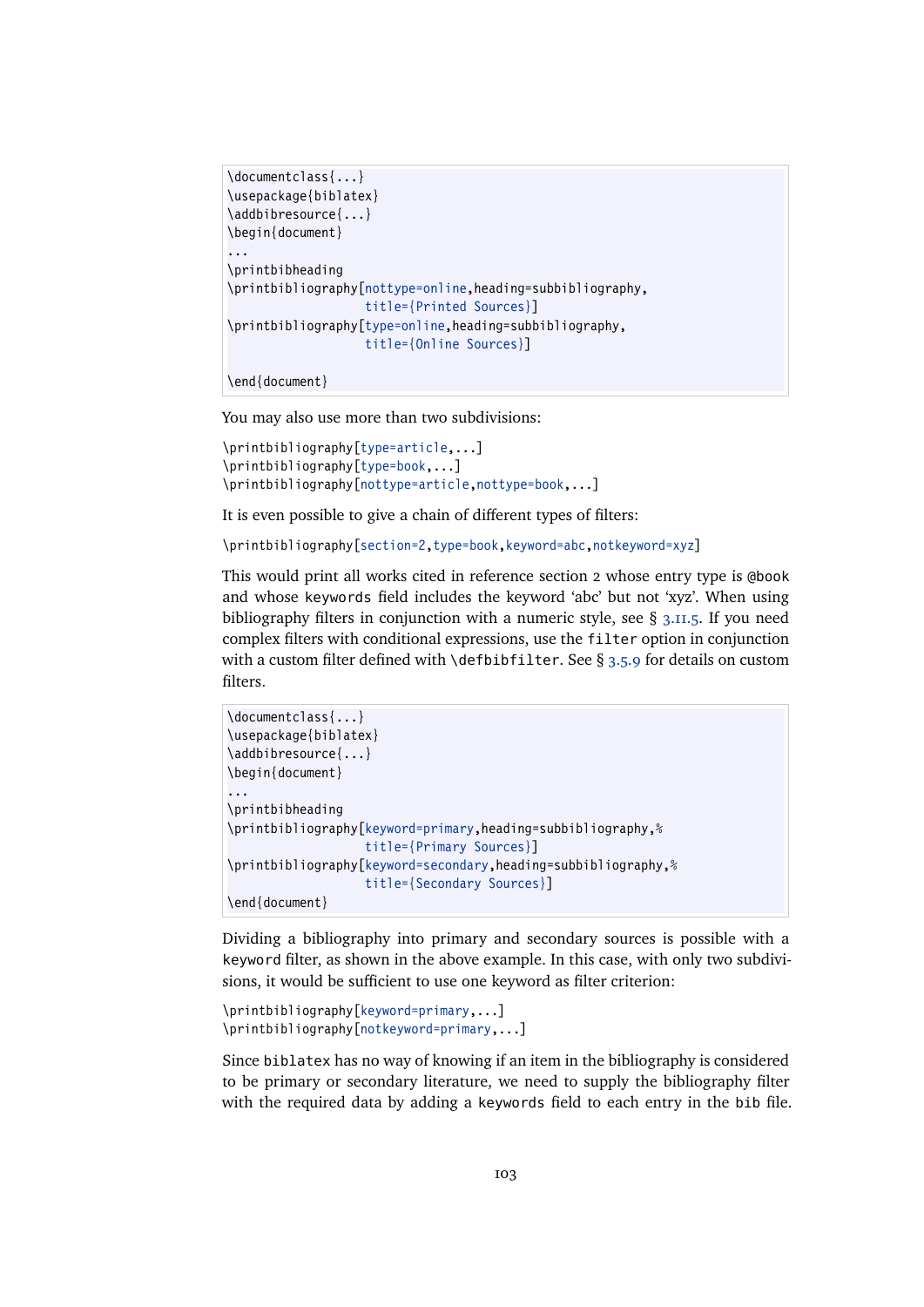```
\documentclass{...}
\usepackage{biblatex}
\addbibresource{...}
\begin{document}
...
\printbibheading
\printbibliography[nottype=online,heading=subbibliography,
                   title={Printed Sources}]
\printbibliography[type=online,heading=subbibliography,
                   title={Online Sources}]

\end{document}
```

You may also use more than two subdivisions:

```
\printbibliography[type=article,...]
\printbibliography[type=book,...]
\printbibliography[nottype=article,nottype=book,...]
```

It is even possible to give a chain of different types of filters:

```
\printbibliography[section=2,type=book,keyword=abc,notkeyword=xyz]
```

This would print all works cited in reference section 2 whose entry type is `@book` and whose `keywords` field includes the keyword 'abc' but not 'xyz'. When using bibliography filters in conjunction with a numeric style, see § 3.11.5. If you need complex filters with conditional expressions, use the `filter` option in conjunction with a custom filter defined with `\defbibfilter`. See § 3.5.9 for details on custom filters.

```
\documentclass{...}
\usepackage{biblatex}
\addbibresource{...}
\begin{document}
...
\printbibheading
\printbibliography[keyword=primary,heading=subbibliography,%
                   title={Primary Sources}]
\printbibliography[keyword=secondary,heading=subbibliography,%
                   title={Secondary Sources}]
\end{document}
```

Dividing a bibliography into primary and secondary sources is possible with a `keyword` filter, as shown in the above example. In this case, with only two subdivisions, it would be sufficient to use one keyword as filter criterion:

```
\printbibliography[keyword=primary,...]
\printbibliography[notkeyword=primary,...]
```

Since `biblatex` has no way of knowing if an item in the bibliography is considered to be primary or secondary literature, we need to supply the bibliography filter with the required data by adding a `keywords` field to each entry in the `bib` file.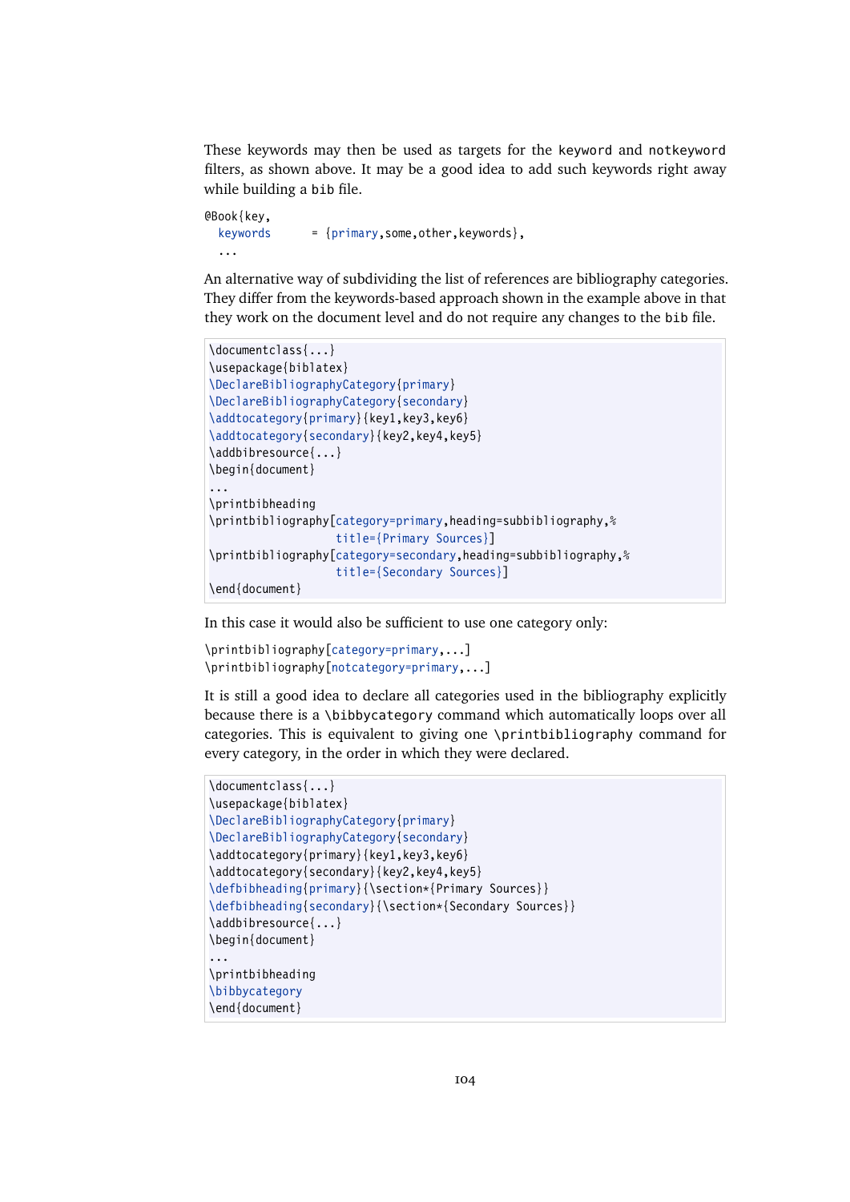These keywords may then be used as targets for the `keyword` and `notkeyword` filters, as shown above. It may be a good idea to add such keywords right away while building a `bib` file.

```
@Book{key,
  keywords      = {primary,some,other,keywords},
  ...
```

An alternative way of subdividing the list of references are bibliography categories. They differ from the keywords-based approach shown in the example above in that they work on the document level and do not require any changes to the `bib` file.

```
\documentclass{...}
\usepackage{biblatex}
\DeclareBibliographyCategory{primary}
\DeclareBibliographyCategory{secondary}
\addtocategory{primary}{key1,key3,key6}
\addtocategory{secondary}{key2,key4,key5}
\addbibresource{...}
\begin{document}
...
\printbibheading
\printbibliography[category=primary,heading=subbibliography,%
                   title={Primary Sources}]
\printbibliography[category=secondary,heading=subbibliography,%
                   title={Secondary Sources}]
\end{document}
```

In this case it would also be sufficient to use one category only:

```
\printbibliography[category=primary,...]
\printbibliography[notcategory=primary,...]
```

It is still a good idea to declare all categories used in the bibliography explicitly because there is a `\bibbycategory` command which automatically loops over all categories. This is equivalent to giving one `\printbibliography` command for every category, in the order in which they were declared.

```
\documentclass{...}
\usepackage{biblatex}
\DeclareBibliographyCategory{primary}
\DeclareBibliographyCategory{secondary}
\addtocategory{primary}{key1,key3,key6}
\addtocategory{secondary}{key2,key4,key5}
\defbibheading{primary}{\section*{Primary Sources}}
\defbibheading{secondary}{\section*{Secondary Sources}}
\addbibresource{...}
\begin{document}
...
\printbibheading
\bibbycategory
\end{document}
```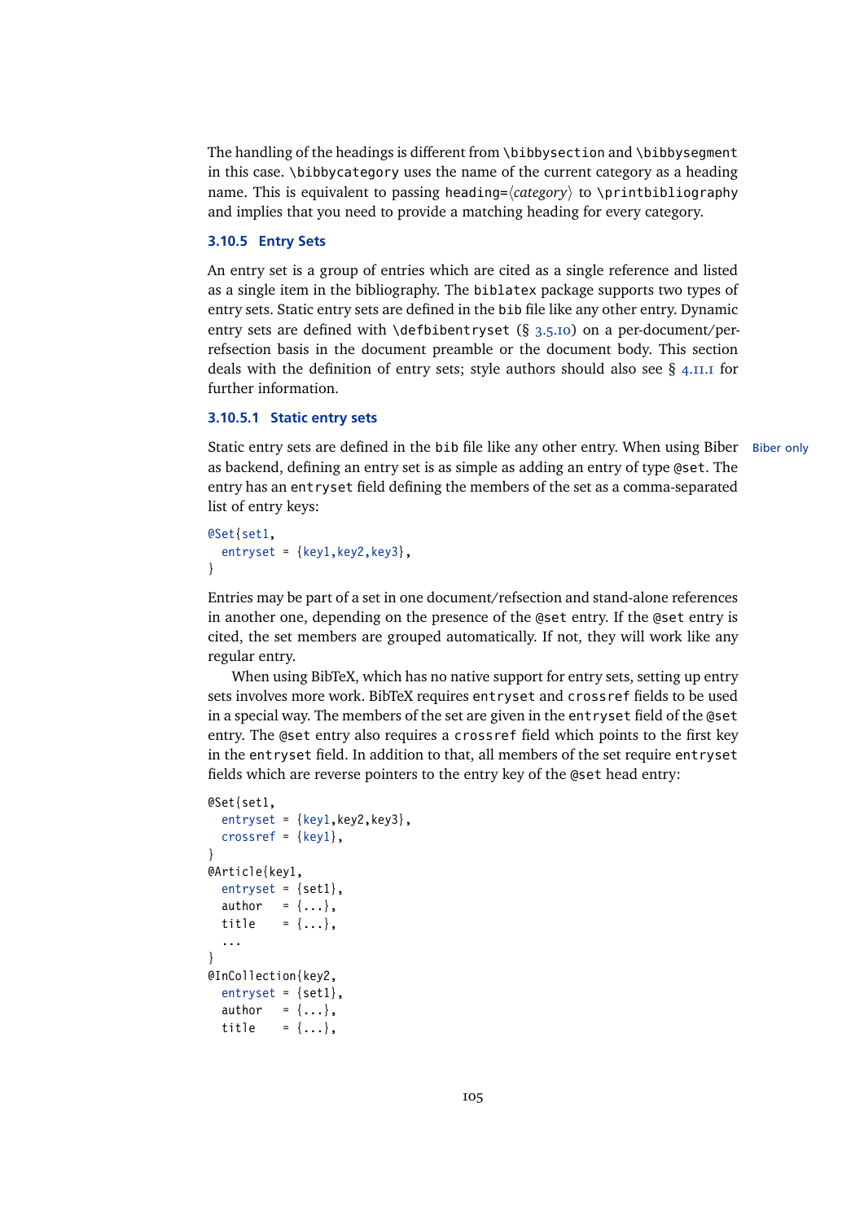The handling of the headings is different from `\bibbysection` and `\bibbysegment` in this case. `\bibbycategory` uses the name of the current category as a heading name. This is equivalent to passing `heading=`⟨*category*⟩ to `\printbibliography` and implies that you need to provide a matching heading for every category.

### 3.10.5 Entry Sets

An entry set is a group of entries which are cited as a single reference and listed as a single item in the bibliography. The `biblatex` package supports two types of entry sets. Static entry sets are defined in the `bib` file like any other entry. Dynamic entry sets are defined with `\defbibentryset` (§ 3.5.10) on a per-document/per-refsection basis in the document preamble or the document body. This section deals with the definition of entry sets; style authors should also see § 4.11.1 for further information.

#### 3.10.5.1 Static entry sets

Biber only

Static entry sets are defined in the `bib` file like any other entry. When using Biber as backend, defining an entry set is as simple as adding an entry of type `@set`. The entry has an `entryset` field defining the members of the set as a comma-separated list of entry keys:

```
@Set{set1,
  entryset = {key1,key2,key3},
}
```

Entries may be part of a set in one document/refsection and stand-alone references in another one, depending on the presence of the `@set` entry. If the `@set` entry is cited, the set members are grouped automatically. If not, they will work like any regular entry.

When using BibTeX, which has no native support for entry sets, setting up entry sets involves more work. BibTeX requires `entryset` and `crossref` fields to be used in a special way. The members of the set are given in the `entryset` field of the `@set` entry. The `@set` entry also requires a `crossref` field which points to the first key in the `entryset` field. In addition to that, all members of the set require `entryset` fields which are reverse pointers to the entry key of the `@set` head entry:

```
@Set{set1,
  entryset = {key1,key2,key3},
  crossref = {key1},
}
@Article{key1,
  entryset = {set1},
  author   = {...},
  title    = {...},
  ...
}
@InCollection{key2,
  entryset = {set1},
  author   = {...},
  title    = {...},
```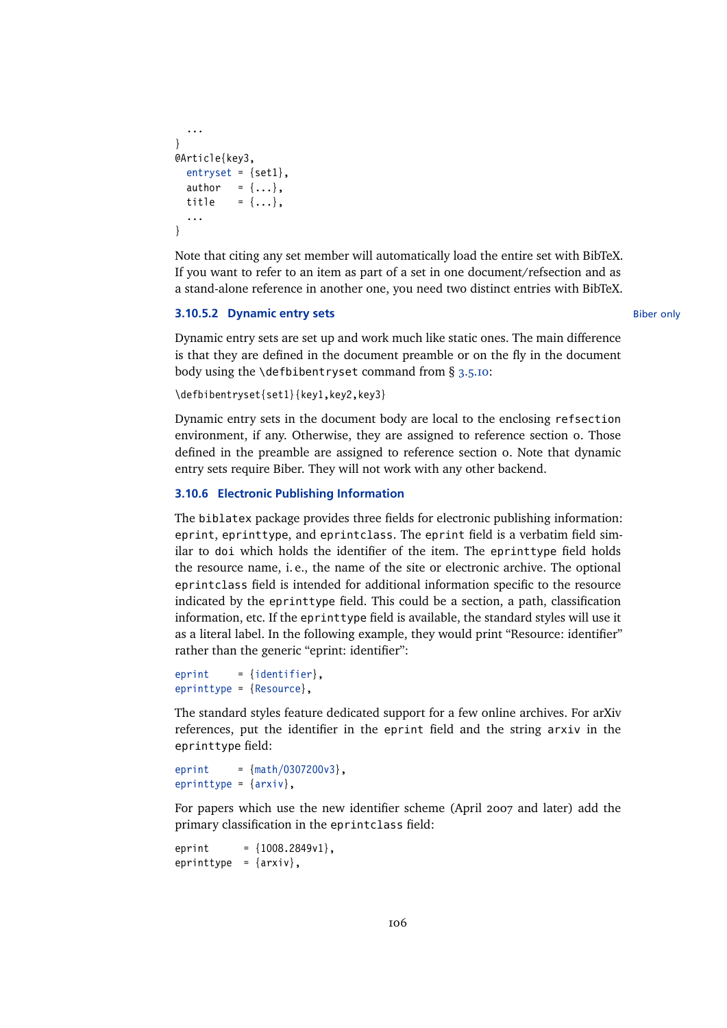```
  ...
}
@Article{key3,
  entryset = {set1},
  author   = {...},
  title    = {...},
  ...
}
```

Note that citing any set member will automatically load the entire set with BibTeX. If you want to refer to an item as part of a set in one document/refsection and as a stand-alone reference in another one, you need two distinct entries with BibTeX.

#### 3.10.5.2 Dynamic entry sets

Biber only

Dynamic entry sets are set up and work much like static ones. The main difference is that they are defined in the document preamble or on the fly in the document body using the `\defbibentryset` command from § 3.5.10:

```
\defbibentryset{set1}{key1,key2,key3}
```

Dynamic entry sets in the document body are local to the enclosing `refsection` environment, if any. Otherwise, they are assigned to reference section 0. Those defined in the preamble are assigned to reference section 0. Note that dynamic entry sets require Biber. They will not work with any other backend.

### 3.10.6 Electronic Publishing Information

The `biblatex` package provides three fields for electronic publishing information: `eprint`, `eprinttype`, and `eprintclass`. The `eprint` field is a verbatim field similar to `doi` which holds the identifier of the item. The `eprinttype` field holds the resource name, i. e., the name of the site or electronic archive. The optional `eprintclass` field is intended for additional information specific to the resource indicated by the `eprinttype` field. This could be a section, a path, classification information, etc. If the `eprinttype` field is available, the standard styles will use it as a literal label. In the following example, they would print "Resource: identifier" rather than the generic "eprint: identifier":

```
eprint     = {identifier},
eprinttype = {Resource},
```

The standard styles feature dedicated support for a few online archives. For arXiv references, put the identifier in the `eprint` field and the string `arxiv` in the `eprinttype` field:

```
eprint     = {math/0307200v3},
eprinttype = {arxiv},
```

For papers which use the new identifier scheme (April 2007 and later) add the primary classification in the `eprintclass` field:

```
eprint      = {1008.2849v1},
eprinttype  = {arxiv},
```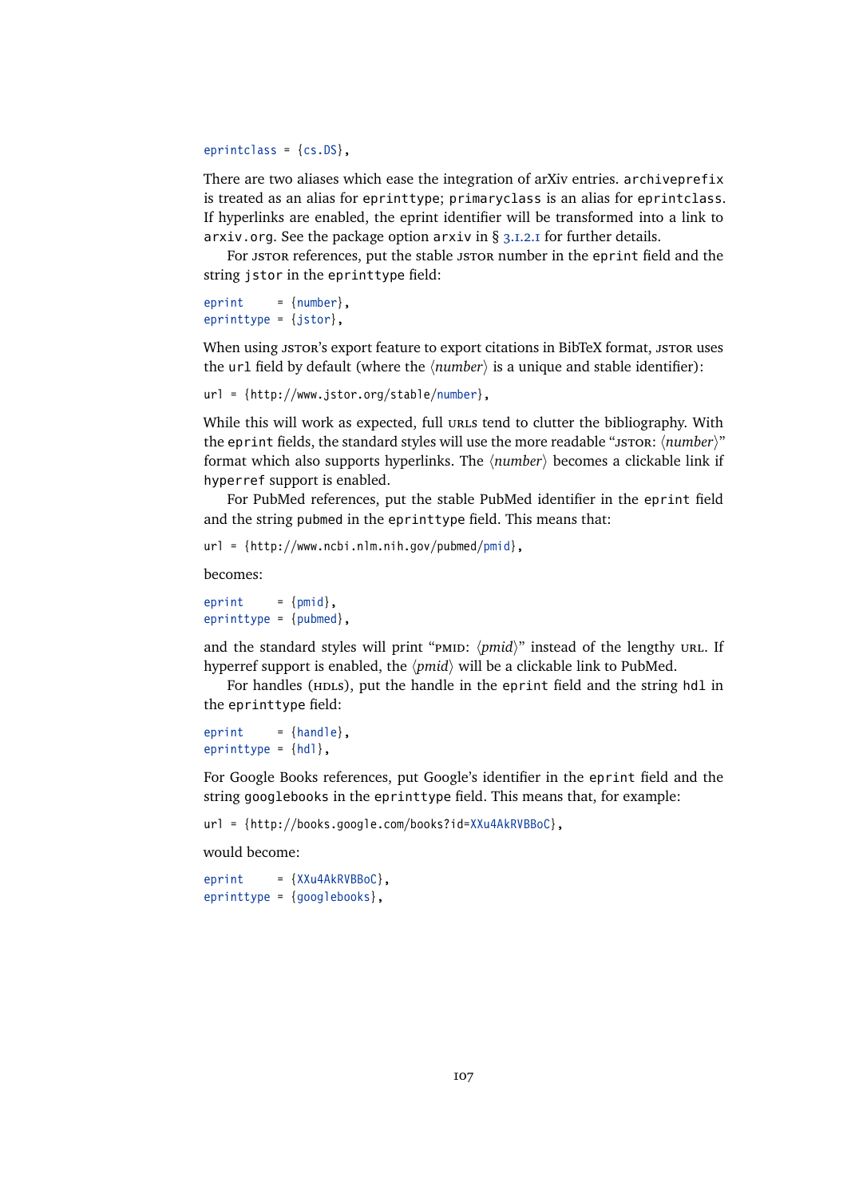```
eprintclass = {cs.DS},
```

There are two aliases which ease the integration of arXiv entries. `archiveprefix` is treated as an alias for `eprinttype`; `primaryclass` is an alias for `eprintclass`. If hyperlinks are enabled, the eprint identifier will be transformed into a link to `arxiv.org`. See the package option `arxiv` in § 3.1.2.1 for further details.

For JSTOR references, put the stable JSTOR number in the `eprint` field and the string `jstor` in the `eprinttype` field:

```
eprint     = {number},
eprinttype = {jstor},
```

When using JSTOR's export feature to export citations in BibTeX format, JSTOR uses the `url` field by default (where the ⟨*number*⟩ is a unique and stable identifier):

```
url = {http://www.jstor.org/stable/number},
```

While this will work as expected, full URLs tend to clutter the bibliography. With the `eprint` fields, the standard styles will use the more readable "JSTOR: ⟨*number*⟩" format which also supports hyperlinks. The ⟨*number*⟩ becomes a clickable link if `hyperref` support is enabled.

For PubMed references, put the stable PubMed identifier in the `eprint` field and the string `pubmed` in the `eprinttype` field. This means that:

```
url = {http://www.ncbi.nlm.nih.gov/pubmed/pmid},
```

becomes:

```
eprint     = {pmid},
eprinttype = {pubmed},
```

and the standard styles will print "PMID: ⟨*pmid*⟩" instead of the lengthy URL. If hyperref support is enabled, the ⟨*pmid*⟩ will be a clickable link to PubMed.

For handles (HDLs), put the handle in the `eprint` field and the string `hdl` in the `eprinttype` field:

```
eprint     = {handle},
eprinttype = {hdl},
```

For Google Books references, put Google's identifier in the `eprint` field and the string `googlebooks` in the `eprinttype` field. This means that, for example:

```
url = {http://books.google.com/books?id=XXu4AkRVBBoC},
```

would become:

```
eprint     = {XXu4AkRVBBoC},
eprinttype = {googlebooks},
```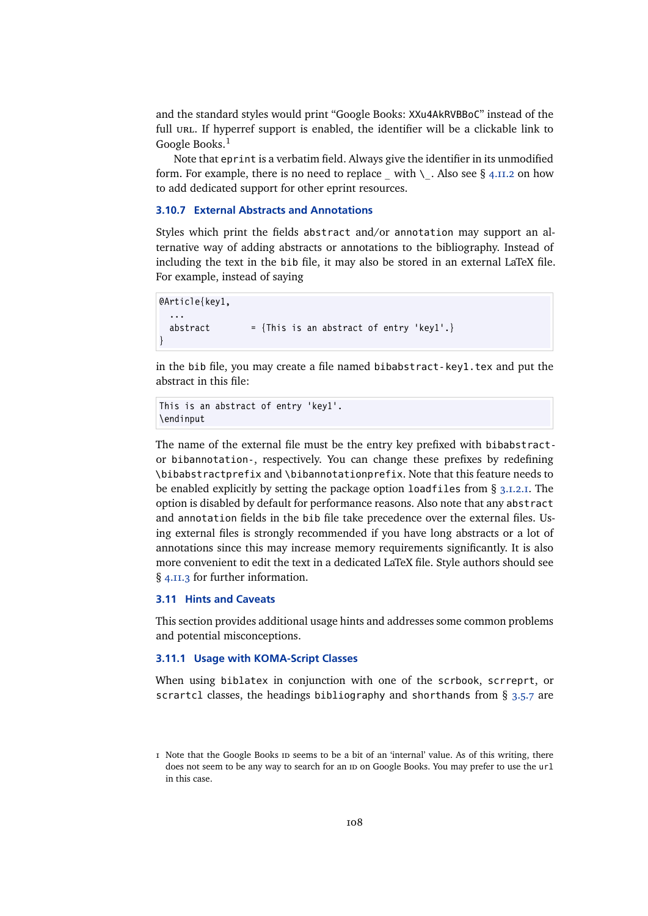and the standard styles would print "Google Books: XXu4AkRVBBoC" instead of the full URL. If hyperref support is enabled, the identifier will be a clickable link to Google Books.[1]

Note that eprint is a verbatim field. Always give the identifier in its unmodified form. For example, there is no need to replace _ with \_. Also see § 4.11.2 on how to add dedicated support for other eprint resources.

### 3.10.7 External Abstracts and Annotations

Styles which print the fields abstract and/or annotation may support an alternative way of adding abstracts or annotations to the bibliography. Instead of including the text in the bib file, it may also be stored in an external LaTeX file. For example, instead of saying

```
@Article{key1,
  ...
  abstract        = {This is an abstract of entry 'key1'.}
}
```

in the bib file, you may create a file named bibabstract-key1.tex and put the abstract in this file:

```
This is an abstract of entry 'key1'.
\endinput
```

The name of the external file must be the entry key prefixed with bibabstract- or bibannotation-, respectively. You can change these prefixes by redefining \bibabstractprefix and \bibannotationprefix. Note that this feature needs to be enabled explicitly by setting the package option loadfiles from § 3.1.2.1. The option is disabled by default for performance reasons. Also note that any abstract and annotation fields in the bib file take precedence over the external files. Using external files is strongly recommended if you have long abstracts or a lot of annotations since this may increase memory requirements significantly. It is also more convenient to edit the text in a dedicated LaTeX file. Style authors should see § 4.11.3 for further information.

## 3.11 Hints and Caveats

This section provides additional usage hints and addresses some common problems and potential misconceptions.

### 3.11.1 Usage with KOMA-Script Classes

When using biblatex in conjunction with one of the scrbook, scrreprt, or scrartcl classes, the headings bibliography and shorthands from § 3.5.7 are

[1] Note that the Google Books ID seems to be a bit of an 'internal' value. As of this writing, there does not seem to be any way to search for an ID on Google Books. You may prefer to use the url in this case.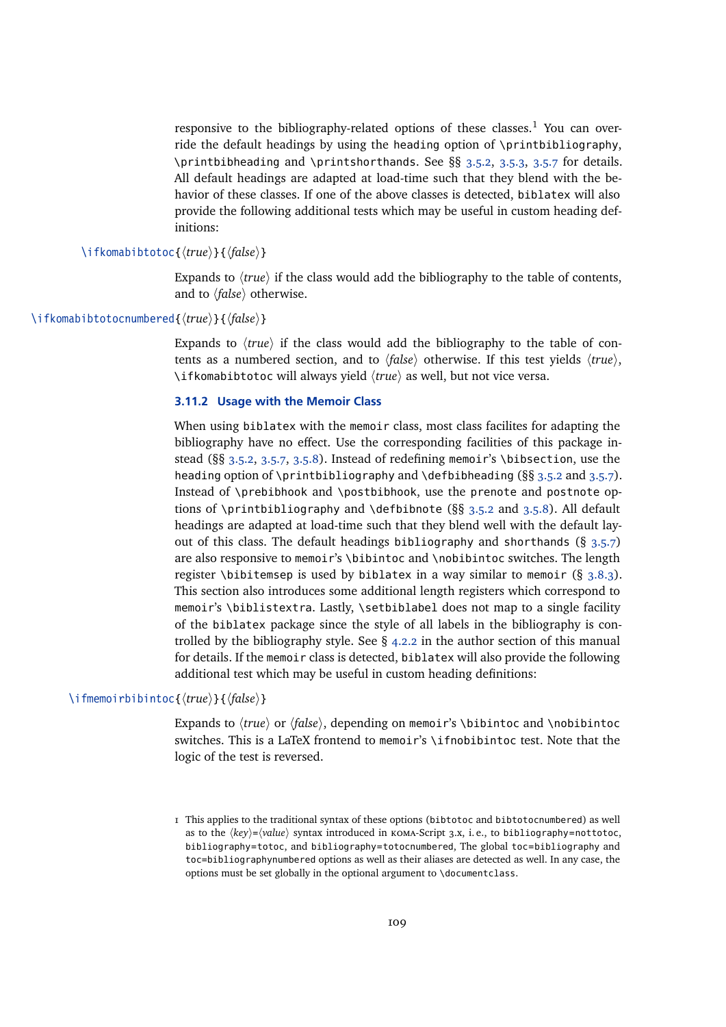responsive to the bibliography-related options of these classes.[1] You can override the default headings by using the `heading` option of `\printbibliography`, `\printbibheading` and `\printshorthands`. See §§ 3.5.2, 3.5.3, 3.5.7 for details. All default headings are adapted at load-time such that they blend with the behavior of these classes. If one of the above classes is detected, `biblatex` will also provide the following additional tests which may be useful in custom heading definitions:

`\ifkomabibtotoc{⟨true⟩}{⟨false⟩}`

Expands to ⟨*true*⟩ if the class would add the bibliography to the table of contents, and to ⟨*false*⟩ otherwise.

`\ifkomabibtotocnumbered{⟨true⟩}{⟨false⟩}`

Expands to ⟨*true*⟩ if the class would add the bibliography to the table of contents as a numbered section, and to ⟨*false*⟩ otherwise. If this test yields ⟨*true*⟩, `\ifkomabibtotoc` will always yield ⟨*true*⟩ as well, but not vice versa.

### 3.11.2 Usage with the Memoir Class

When using `biblatex` with the `memoir` class, most class facilites for adapting the bibliography have no effect. Use the corresponding facilities of this package instead (§§ 3.5.2, 3.5.7, 3.5.8). Instead of redefining `memoir`'s `\bibsection`, use the `heading` option of `\printbibliography` and `\defbibheading` (§§ 3.5.2 and 3.5.7). Instead of `\prebibhook` and `\postbibhook`, use the `prenote` and `postnote` options of `\printbibliography` and `\defbibnote` (§§ 3.5.2 and 3.5.8). All default headings are adapted at load-time such that they blend well with the default layout of this class. The default headings `bibliography` and `shorthands` (§ 3.5.7) are also responsive to `memoir`'s `\bibintoc` and `\nobibintoc` switches. The length register `\bibitemsep` is used by `biblatex` in a way similar to `memoir` (§ 3.8.3). This section also introduces some additional length registers which correspond to `memoir`'s `\biblistextra`. Lastly, `\setbiblabel` does not map to a single facility of the `biblatex` package since the style of all labels in the bibliography is controlled by the bibliography style. See § 4.2.2 in the author section of this manual for details. If the `memoir` class is detected, `biblatex` will also provide the following additional test which may be useful in custom heading definitions:

`\ifmemoirbibintoc{⟨true⟩}{⟨false⟩}`

Expands to ⟨*true*⟩ or ⟨*false*⟩, depending on `memoir`'s `\bibintoc` and `\nobibintoc` switches. This is a LaTeX frontend to `memoir`'s `\ifnobibintoc` test. Note that the logic of the test is reversed.

---

[1] This applies to the traditional syntax of these options (`bibtotoc` and `bibtotocnumbered`) as well as to the ⟨*key*⟩=⟨*value*⟩ syntax introduced in KOMA-Script 3.x, i.e., to `bibliography=nottotoc`, `bibliography=totoc`, and `bibliography=totocnumbered`, The global `toc=bibliography` and `toc=bibliographynumbered` options as well as their aliases are detected as well. In any case, the options must be set globally in the optional argument to `\documentclass`.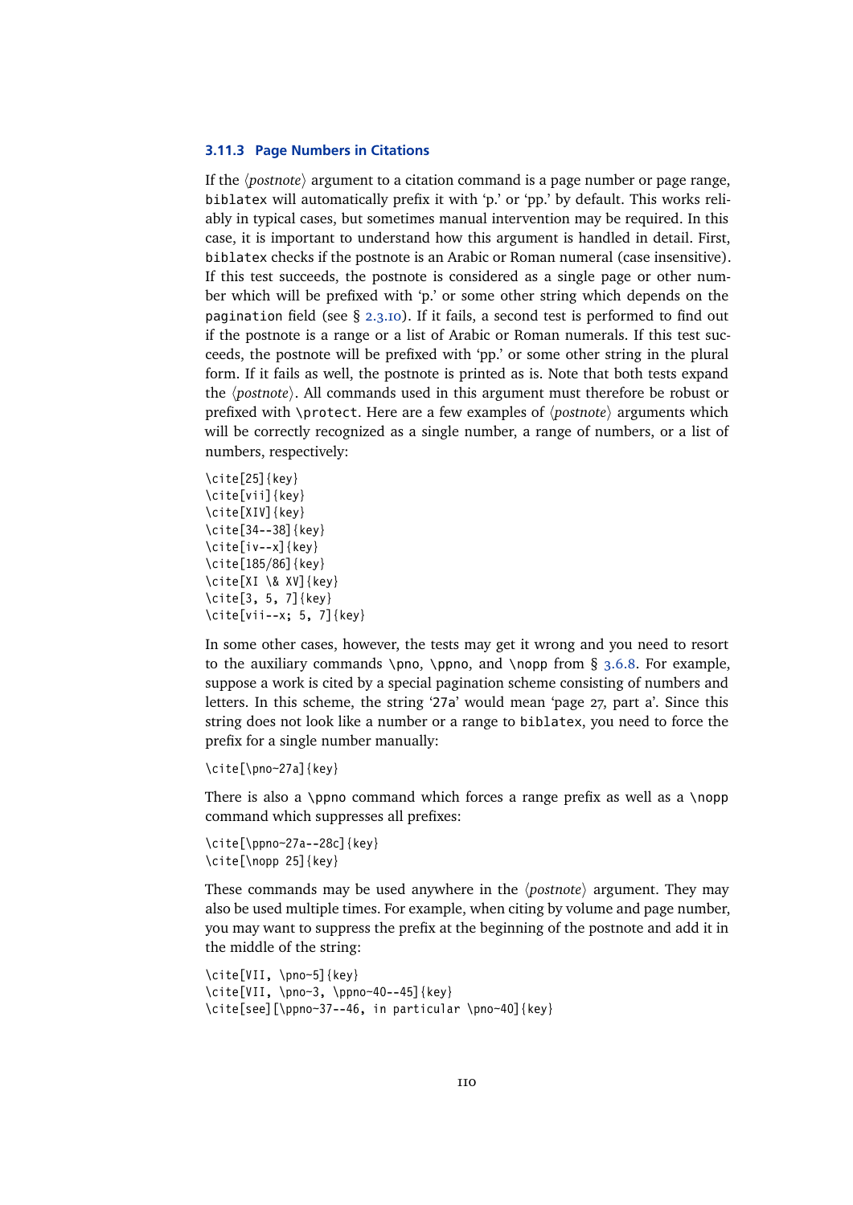### 3.11.3 Page Numbers in Citations

If the ⟨*postnote*⟩ argument to a citation command is a page number or page range, `biblatex` will automatically prefix it with 'p.' or 'pp.' by default. This works reliably in typical cases, but sometimes manual intervention may be required. In this case, it is important to understand how this argument is handled in detail. First, `biblatex` checks if the postnote is an Arabic or Roman numeral (case insensitive). If this test succeeds, the postnote is considered as a single page or other number which will be prefixed with 'p.' or some other string which depends on the `pagination` field (see § 2.3.10). If it fails, a second test is performed to find out if the postnote is a range or a list of Arabic or Roman numerals. If this test succeeds, the postnote will be prefixed with 'pp.' or some other string in the plural form. If it fails as well, the postnote is printed as is. Note that both tests expand the ⟨*postnote*⟩. All commands used in this argument must therefore be robust or prefixed with `\protect`. Here are a few examples of ⟨*postnote*⟩ arguments which will be correctly recognized as a single number, a range of numbers, or a list of numbers, respectively:

```
\cite[25]{key}
\cite[vii]{key}
\cite[XIV]{key}
\cite[34--38]{key}
\cite[iv--x]{key}
\cite[185/86]{key}
\cite[XI \& XV]{key}
\cite[3, 5, 7]{key}
\cite[vii--x; 5, 7]{key}
```

In some other cases, however, the tests may get it wrong and you need to resort to the auxiliary commands `\pno`, `\ppno`, and `\nopp` from § 3.6.8. For example, suppose a work is cited by a special pagination scheme consisting of numbers and letters. In this scheme, the string '27a' would mean 'page 27, part a'. Since this string does not look like a number or a range to `biblatex`, you need to force the prefix for a single number manually:

```
\cite[\pno~27a]{key}
```

There is also a `\ppno` command which forces a range prefix as well as a `\nopp` command which suppresses all prefixes:

```
\cite[\ppno~27a--28c]{key}
\cite[\nopp 25]{key}
```

These commands may be used anywhere in the ⟨*postnote*⟩ argument. They may also be used multiple times. For example, when citing by volume and page number, you may want to suppress the prefix at the beginning of the postnote and add it in the middle of the string:

```
\cite[VII, \pno~5]{key}
\cite[VII, \pno~3, \ppno~40--45]{key}
\cite[see][\ppno~37--46, in particular \pno~40]{key}
```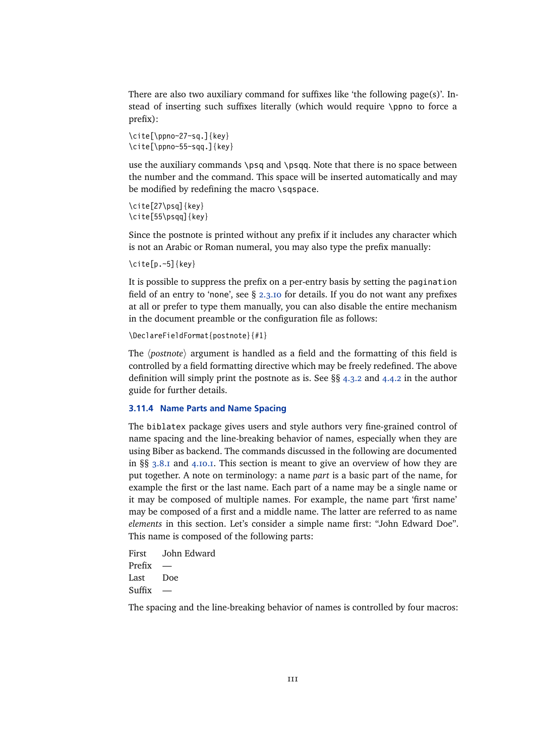There are also two auxiliary command for suffixes like 'the following page(s)'. Instead of inserting such suffixes literally (which would require `\ppno` to force a prefix):

```
\cite[\ppno~27~sq.]{key}
\cite[\ppno~55~sqq.]{key}
```

use the auxiliary commands `\psq` and `\psqq`. Note that there is no space between the number and the command. This space will be inserted automatically and may be modified by redefining the macro `\sqspace`.

```
\cite[27\psq]{key}
\cite[55\psqq]{key}
```

Since the postnote is printed without any prefix if it includes any character which is not an Arabic or Roman numeral, you may also type the prefix manually:

```
\cite[p.~5]{key}
```

It is possible to suppress the prefix on a per-entry basis by setting the `pagination` field of an entry to '`none`', see § 2.3.10 for details. If you do not want any prefixes at all or prefer to type them manually, you can also disable the entire mechanism in the document preamble or the configuration file as follows:

```
\DeclareFieldFormat{postnote}{#1}
```

The ⟨*postnote*⟩ argument is handled as a field and the formatting of this field is controlled by a field formatting directive which may be freely redefined. The above definition will simply print the postnote as is. See §§ 4.3.2 and 4.4.2 in the author guide for further details.

### 3.11.4 Name Parts and Name Spacing

The `biblatex` package gives users and style authors very fine-grained control of name spacing and the line-breaking behavior of names, especially when they are using Biber as backend. The commands discussed in the following are documented in §§ 3.8.1 and 4.10.1. This section is meant to give an overview of how they are put together. A note on terminology: a name *part* is a basic part of the name, for example the first or the last name. Each part of a name may be a single name or it may be composed of multiple names. For example, the name part 'first name' may be composed of a first and a middle name. The latter are referred to as name *elements* in this section. Let's consider a simple name first: "John Edward Doe". This name is composed of the following parts:

| | |
|---|---|
| First | John Edward |
| Prefix | — |
| Last | Doe |
| Suffix | — |

The spacing and the line-breaking behavior of names is controlled by four macros: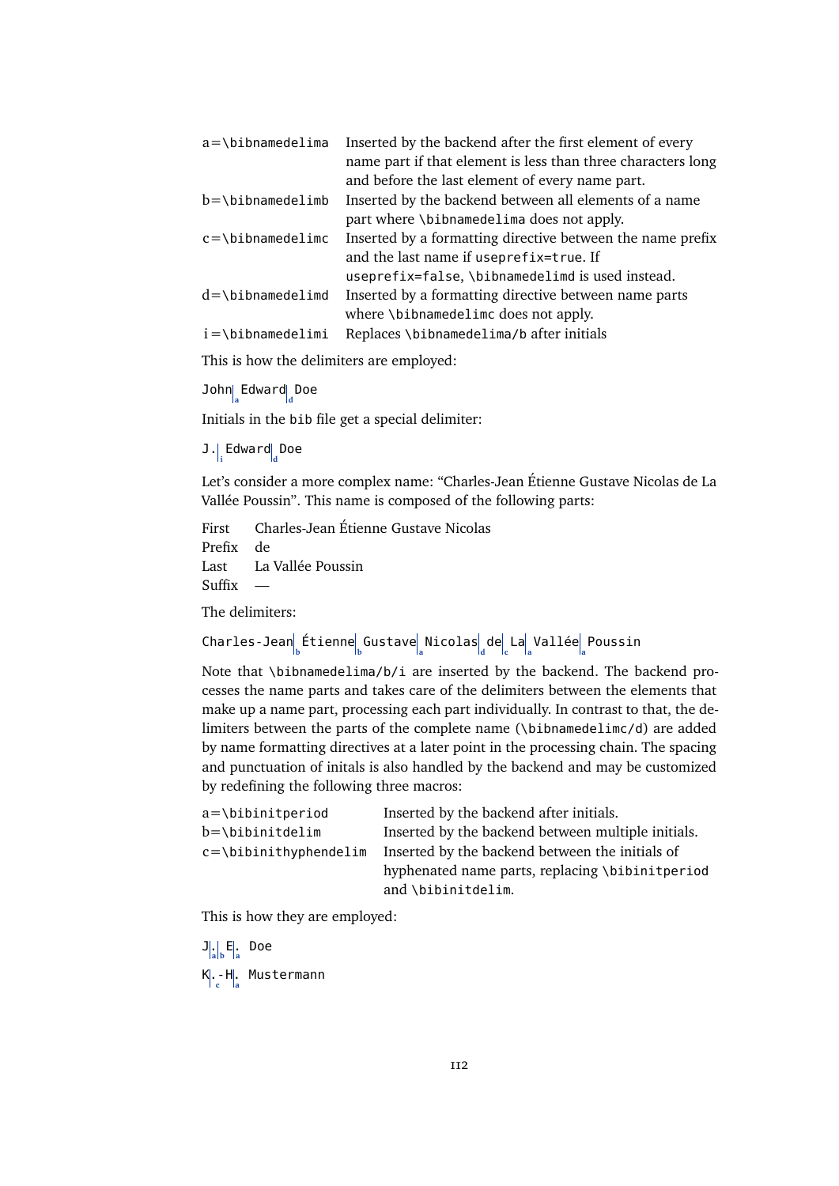| | |
|---|---|
| a=`\bibnamedelima` | Inserted by the backend after the first element of every name part if that element is less than three characters long and before the last element of every name part. |
| b=`\bibnamedelimb` | Inserted by the backend between all elements of a name part where `\bibnamedelima` does not apply. |
| c=`\bibnamedelimc` | Inserted by a formatting directive between the name prefix and the last name if `useprefix=true`. If `useprefix=false`, `\bibnamedelimd` is used instead. |
| d=`\bibnamedelimd` | Inserted by a formatting directive between name parts where `\bibnamedelimc` does not apply. |
| i=`\bibnamedelimi` | Replaces `\bibnamedelima/b` after initials |

This is how the delimiters are employed:

`John|a Edward|d Doe`

Initials in the `bib` file get a special delimiter:

`J.|i Edward|d Doe`

Let's consider a more complex name: "Charles-Jean Étienne Gustave Nicolas de La Vallée Poussin". This name is composed of the following parts:

| | |
|---|---|
| First | Charles-Jean Étienne Gustave Nicolas |
| Prefix | de |
| Last | La Vallée Poussin |
| Suffix | — |

The delimiters:

`Charles-Jean|b Étienne|b Gustave|a Nicolas|d de|c La|a Vallée|a Poussin`

Note that `\bibnamedelima/b/i` are inserted by the backend. The backend processes the name parts and takes care of the delimiters between the elements that make up a name part, processing each part individually. In contrast to that, the delimiters between the parts of the complete name (`\bibnamedelimc/d`) are added by name formatting directives at a later point in the processing chain. The spacing and punctuation of initals is also handled by the backend and may be customized by redefining the following three macros:

| | |
|---|---|
| a=`\bibinitperiod` | Inserted by the backend after initials. |
| b=`\bibinitdelim` | Inserted by the backend between multiple initials. |
| c=`\bibinithyphendelim` | Inserted by the backend between the initials of hyphenated name parts, replacing `\bibinitperiod` and `\bibinitdelim`. |

This is how they are employed:

`J|a.|b E|a. Doe`

`K|c.-H|a. Mustermann`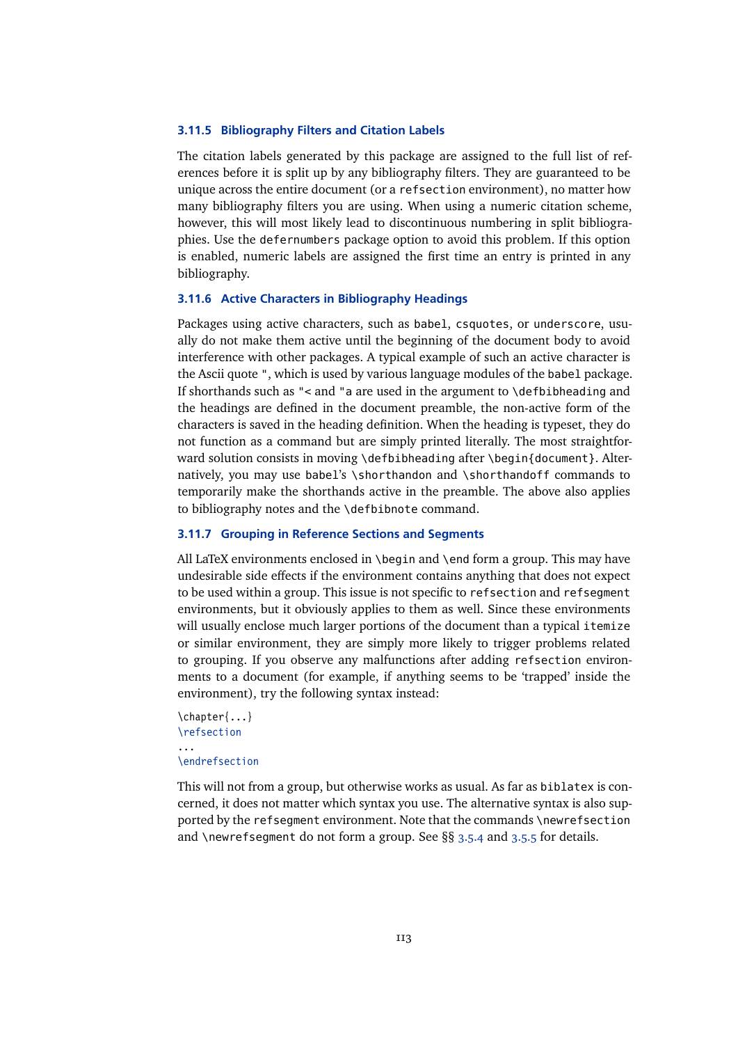### 3.11.5 Bibliography Filters and Citation Labels

The citation labels generated by this package are assigned to the full list of references before it is split up by any bibliography filters. They are guaranteed to be unique across the entire document (or a `refsection` environment), no matter how many bibliography filters you are using. When using a numeric citation scheme, however, this will most likely lead to discontinuous numbering in split bibliographies. Use the `defernumbers` package option to avoid this problem. If this option is enabled, numeric labels are assigned the first time an entry is printed in any bibliography.

### 3.11.6 Active Characters in Bibliography Headings

Packages using active characters, such as `babel`, `csquotes`, or `underscore`, usually do not make them active until the beginning of the document body to avoid interference with other packages. A typical example of such an active character is the Ascii quote `"`, which is used by various language modules of the `babel` package. If shorthands such as `"<` and `"a` are used in the argument to `\defbibheading` and the headings are defined in the document preamble, the non-active form of the characters is saved in the heading definition. When the heading is typeset, they do not function as a command but are simply printed literally. The most straightforward solution consists in moving `\defbibheading` after `\begin{document}`. Alternatively, you may use `babel`'s `\shorthandon` and `\shorthandoff` commands to temporarily make the shorthands active in the preamble. The above also applies to bibliography notes and the `\defbibnote` command.

### 3.11.7 Grouping in Reference Sections and Segments

All LaTeX environments enclosed in `\begin` and `\end` form a group. This may have undesirable side effects if the environment contains anything that does not expect to be used within a group. This issue is not specific to `refsection` and `refsegment` environments, but it obviously applies to them as well. Since these environments will usually enclose much larger portions of the document than a typical `itemize` or similar environment, they are simply more likely to trigger problems related to grouping. If you observe any malfunctions after adding `refsection` environments to a document (for example, if anything seems to be 'trapped' inside the environment), try the following syntax instead:

```
\chapter{...}
\refsection
...
\endrefsection
```

This will not from a group, but otherwise works as usual. As far as `biblatex` is concerned, it does not matter which syntax you use. The alternative syntax is also supported by the `refsegment` environment. Note that the commands `\newrefsection` and `\newrefsegment` do not form a group. See §§ 3.5.4 and 3.5.5 for details.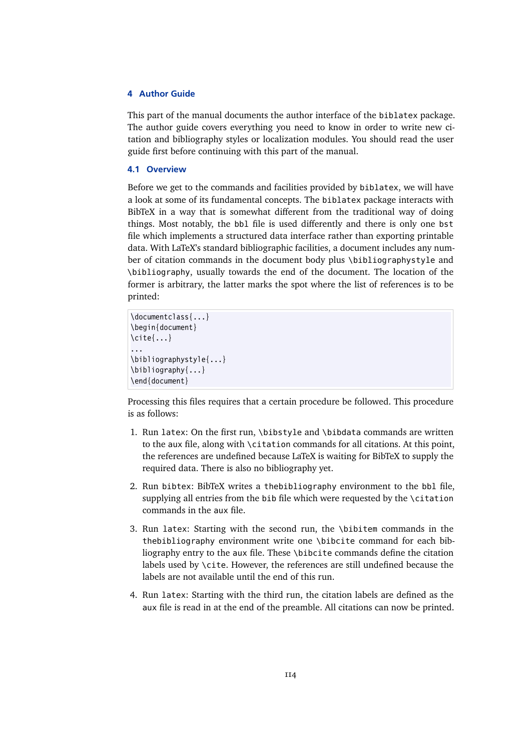# 4 Author Guide

This part of the manual documents the author interface of the `biblatex` package. The author guide covers everything you need to know in order to write new citation and bibliography styles or localization modules. You should read the user guide first before continuing with this part of the manual.

## 4.1 Overview

Before we get to the commands and facilities provided by `biblatex`, we will have a look at some of its fundamental concepts. The `biblatex` package interacts with BibTeX in a way that is somewhat different from the traditional way of doing things. Most notably, the `bbl` file is used differently and there is only one `bst` file which implements a structured data interface rather than exporting printable data. With LaTeX's standard bibliographic facilities, a document includes any number of citation commands in the document body plus `\bibliographystyle` and `\bibliography`, usually towards the end of the document. The location of the former is arbitrary, the latter marks the spot where the list of references is to be printed:

```
\documentclass{...}
\begin{document}
\cite{...}
...
\bibliographystyle{...}
\bibliography{...}
\end{document}
```

Processing this files requires that a certain procedure be followed. This procedure is as follows:

1. Run `latex`: On the first run, `\bibstyle` and `\bibdata` commands are written to the `aux` file, along with `\citation` commands for all citations. At this point, the references are undefined because LaTeX is waiting for BibTeX to supply the required data. There is also no bibliography yet.

2. Run `bibtex`: BibTeX writes a `thebibliography` environment to the `bbl` file, supplying all entries from the `bib` file which were requested by the `\citation` commands in the `aux` file.

3. Run `latex`: Starting with the second run, the `\bibitem` commands in the `thebibliography` environment write one `\bibcite` command for each bibliography entry to the `aux` file. These `\bibcite` commands define the citation labels used by `\cite`. However, the references are still undefined because the labels are not available until the end of this run.

4. Run `latex`: Starting with the third run, the citation labels are defined as the `aux` file is read in at the end of the preamble. All citations can now be printed.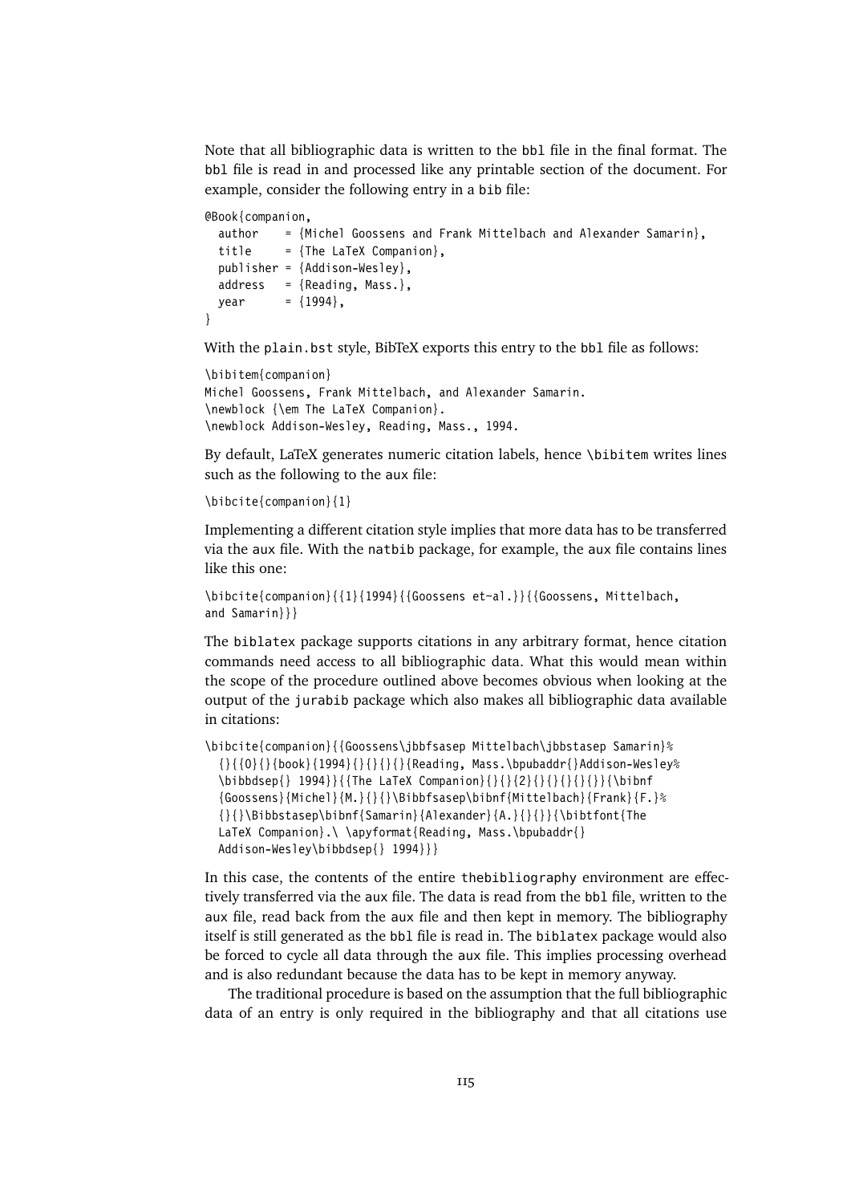Note that all bibliographic data is written to the bbl file in the final format. The bbl file is read in and processed like any printable section of the document. For example, consider the following entry in a bib file:

```
@Book{companion,
  author    = {Michel Goossens and Frank Mittelbach and Alexander Samarin},
  title     = {The LaTeX Companion},
  publisher = {Addison-Wesley},
  address   = {Reading, Mass.},
  year      = {1994},
}
```

With the plain.bst style, BibTeX exports this entry to the bbl file as follows:

```
\bibitem{companion}
Michel Goossens, Frank Mittelbach, and Alexander Samarin.
\newblock {\em The LaTeX Companion}.
\newblock Addison-Wesley, Reading, Mass., 1994.
```

By default, LaTeX generates numeric citation labels, hence \bibitem writes lines such as the following to the aux file:

```
\bibcite{companion}{1}
```

Implementing a different citation style implies that more data has to be transferred via the aux file. With the natbib package, for example, the aux file contains lines like this one:

```
\bibcite{companion}{{1}{1994}{{Goossens et~al.}}{{Goossens, Mittelbach,
and Samarin}}}
```

The biblatex package supports citations in any arbitrary format, hence citation commands need access to all bibliographic data. What this would mean within the scope of the procedure outlined above becomes obvious when looking at the output of the jurabib package which also makes all bibliographic data available in citations:

```
\bibcite{companion}{{Goossens\jbbfsasep Mittelbach\jbbstasep Samarin}%
  {}{{0}{}{book}{1994}{}{}{}{}{Reading, Mass.\bpubaddr{}Addison-Wesley%
  \bibbdsep{} 1994}}{{The LaTeX Companion}{}{}{2}{}{}{}{}{}}{\bibnf
  {Goossens}{Michel}{M.}{}{}\Bibbfsasep\bibnf{Mittelbach}{Frank}{F.}%
  {}{}\Bibbstasep\bibnf{Samarin}{Alexander}{A.}{}{}}{\bibtfont{The
  LaTeX Companion}.\ \apyformat{Reading, Mass.\bpubaddr{}
  Addison-Wesley\bibbdsep{} 1994}}}
```

In this case, the contents of the entire thebibliography environment are effectively transferred via the aux file. The data is read from the bbl file, written to the aux file, read back from the aux file and then kept in memory. The bibliography itself is still generated as the bbl file is read in. The biblatex package would also be forced to cycle all data through the aux file. This implies processing overhead and is also redundant because the data has to be kept in memory anyway.

The traditional procedure is based on the assumption that the full bibliographic data of an entry is only required in the bibliography and that all citations use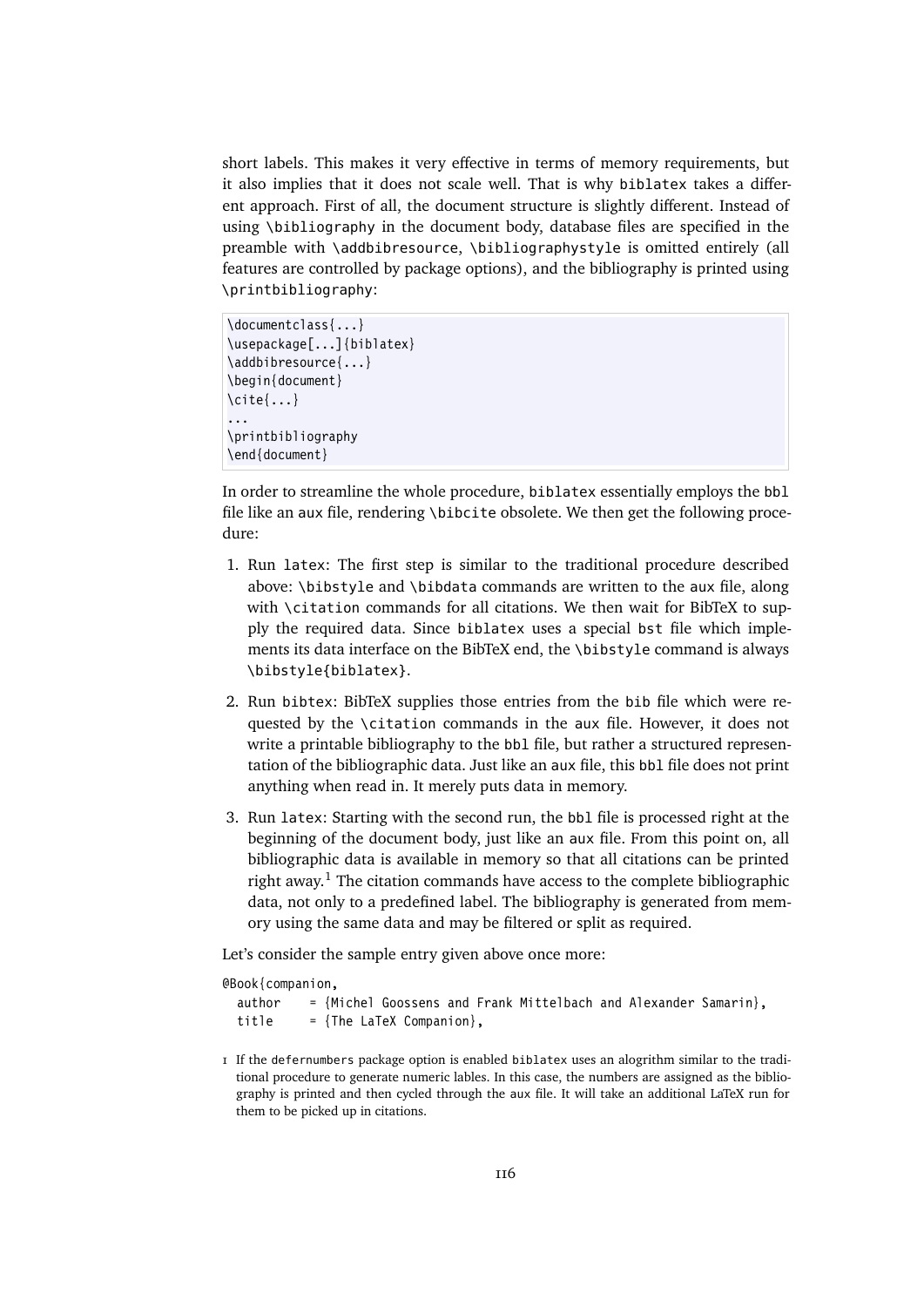short labels. This makes it very effective in terms of memory requirements, but it also implies that it does not scale well. That is why `biblatex` takes a different approach. First of all, the document structure is slightly different. Instead of using `\bibliography` in the document body, database files are specified in the preamble with `\addbibresource`, `\bibliographystyle` is omitted entirely (all features are controlled by package options), and the bibliography is printed using `\printbibliography`:

```
\documentclass{...}
\usepackage[...]{biblatex}
\addbibresource{...}
\begin{document}
\cite{...}
...
\printbibliography
\end{document}
```

In order to streamline the whole procedure, `biblatex` essentially employs the `bbl` file like an `aux` file, rendering `\bibcite` obsolete. We then get the following procedure:

1. Run `latex`: The first step is similar to the traditional procedure described above: `\bibstyle` and `\bibdata` commands are written to the `aux` file, along with `\citation` commands for all citations. We then wait for BibTeX to supply the required data. Since `biblatex` uses a special `bst` file which implements its data interface on the BibTeX end, the `\bibstyle` command is always `\bibstyle{biblatex}`.
2. Run `bibtex`: BibTeX supplies those entries from the `bib` file which were requested by the `\citation` commands in the `aux` file. However, it does not write a printable bibliography to the `bbl` file, but rather a structured representation of the bibliographic data. Just like an `aux` file, this `bbl` file does not print anything when read in. It merely puts data in memory.
3. Run `latex`: Starting with the second run, the `bbl` file is processed right at the beginning of the document body, just like an `aux` file. From this point on, all bibliographic data is available in memory so that all citations can be printed right away.[1] The citation commands have access to the complete bibliographic data, not only to a predefined label. The bibliography is generated from memory using the same data and may be filtered or split as required.

Let's consider the sample entry given above once more:

```
@Book{companion,
  author    = {Michel Goossens and Frank Mittelbach and Alexander Samarin},
  title     = {The LaTeX Companion},
```

1 If the `defernumbers` package option is enabled `biblatex` uses an alogrithm similar to the traditional procedure to generate numeric lables. In this case, the numbers are assigned as the bibliography is printed and then cycled through the `aux` file. It will take an additional LaTeX run for them to be picked up in citations.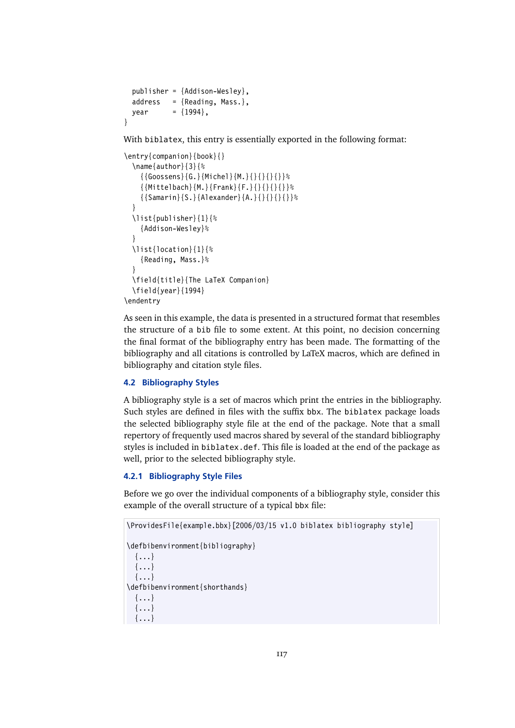```
  publisher = {Addison-Wesley},
  address   = {Reading, Mass.},
  year      = {1994},
}
```

With `biblatex`, this entry is essentially exported in the following format:

```
\entry{companion}{book}{}
  \name{author}{3}{%
    {{Goossens}{G.}{Michel}{M.}{}{}{}{}}%
    {{Mittelbach}{M.}{Frank}{F.}{}{}{}{}}%
    {{Samarin}{S.}{Alexander}{A.}{}{}{}{}}%
  }
  \list{publisher}{1}{%
    {Addison-Wesley}%
  }
  \list{location}{1}{%
    {Reading, Mass.}%
  }
  \field{title}{The LaTeX Companion}
  \field{year}{1994}
\endentry
```

As seen in this example, the data is presented in a structured format that resembles the structure of a `bib` file to some extent. At this point, no decision concerning the final format of the bibliography entry has been made. The formatting of the bibliography and all citations is controlled by LaTeX macros, which are defined in bibliography and citation style files.

## 4.2 Bibliography Styles

A bibliography style is a set of macros which print the entries in the bibliography. Such styles are defined in files with the suffix `bbx`. The `biblatex` package loads the selected bibliography style file at the end of the package. Note that a small repertory of frequently used macros shared by several of the standard bibliography styles is included in `biblatex.def`. This file is loaded at the end of the package as well, prior to the selected bibliography style.

### 4.2.1 Bibliography Style Files

Before we go over the individual components of a bibliography style, consider this example of the overall structure of a typical `bbx` file:

```
\ProvidesFile{example.bbx}[2006/03/15 v1.0 biblatex bibliography style]

\defbibenvironment{bibliography}
  {...}
  {...}
  {...}
\defbibenvironment{shorthands}
  {...}
  {...}
  {...}
```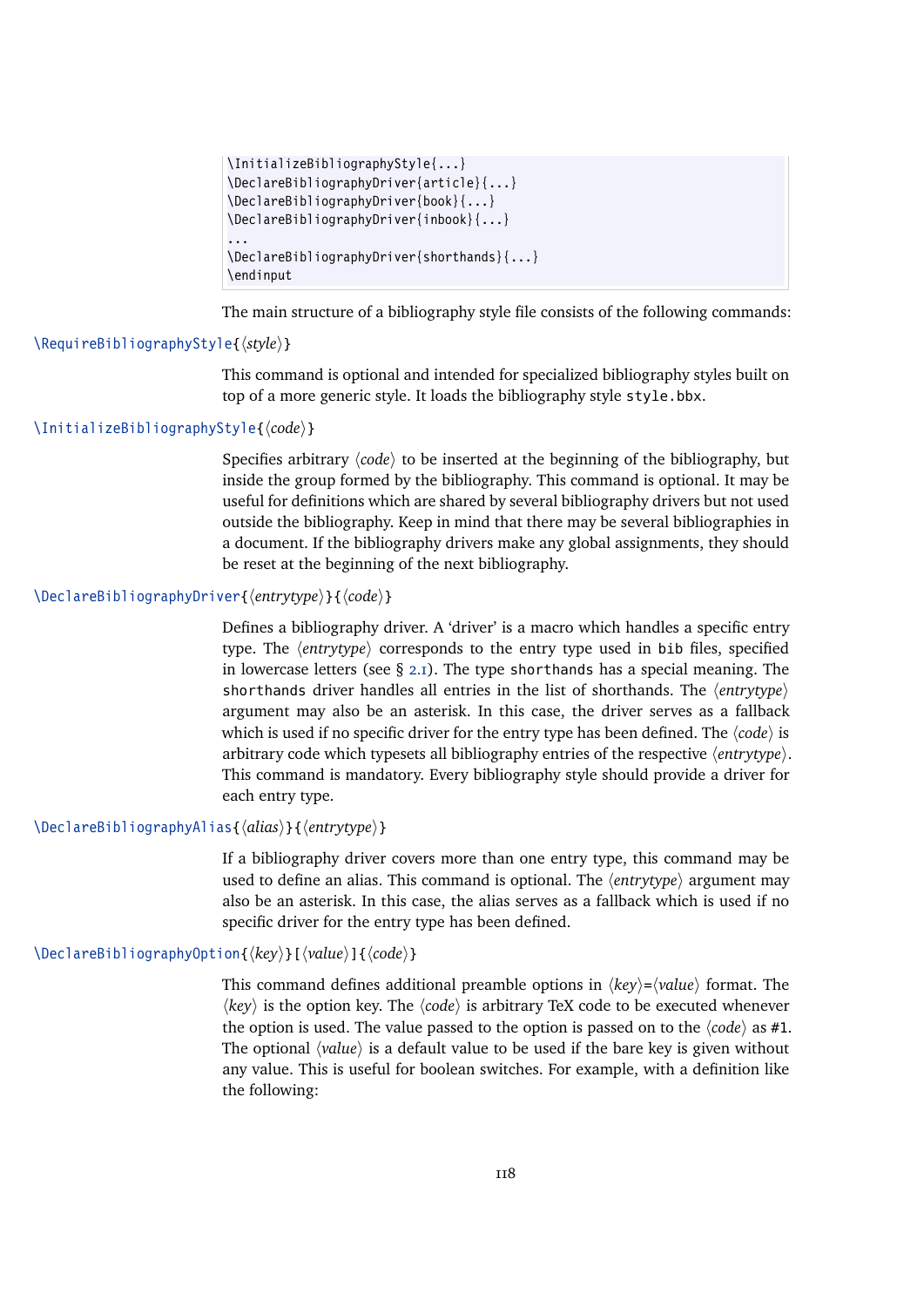```
\InitializeBibliographyStyle{...}
\DeclareBibliographyDriver{article}{...}
\DeclareBibliographyDriver{book}{...}
\DeclareBibliographyDriver{inbook}{...}
...
\DeclareBibliographyDriver{shorthands}{...}
\endinput
```

The main structure of a bibliography style file consists of the following commands:

`\RequireBibliographyStyle{⟨style⟩}`

This command is optional and intended for specialized bibliography styles built on top of a more generic style. It loads the bibliography style `style.bbx`.

`\InitializeBibliographyStyle{⟨code⟩}`

Specifies arbitrary ⟨*code*⟩ to be inserted at the beginning of the bibliography, but inside the group formed by the bibliography. This command is optional. It may be useful for definitions which are shared by several bibliography drivers but not used outside the bibliography. Keep in mind that there may be several bibliographies in a document. If the bibliography drivers make any global assignments, they should be reset at the beginning of the next bibliography.

`\DeclareBibliographyDriver{⟨entrytype⟩}{⟨code⟩}`

Defines a bibliography driver. A 'driver' is a macro which handles a specific entry type. The ⟨*entrytype*⟩ corresponds to the entry type used in `bib` files, specified in lowercase letters (see § 2.1). The type `shorthands` has a special meaning. The `shorthands` driver handles all entries in the list of shorthands. The ⟨*entrytype*⟩ argument may also be an asterisk. In this case, the driver serves as a fallback which is used if no specific driver for the entry type has been defined. The ⟨*code*⟩ is arbitrary code which typesets all bibliography entries of the respective ⟨*entrytype*⟩. This command is mandatory. Every bibliography style should provide a driver for each entry type.

`\DeclareBibliographyAlias{⟨alias⟩}{⟨entrytype⟩}`

If a bibliography driver covers more than one entry type, this command may be used to define an alias. This command is optional. The ⟨*entrytype*⟩ argument may also be an asterisk. In this case, the alias serves as a fallback which is used if no specific driver for the entry type has been defined.

`\DeclareBibliographyOption{⟨key⟩}[⟨value⟩]{⟨code⟩}`

This command defines additional preamble options in ⟨*key*⟩=⟨*value*⟩ format. The ⟨*key*⟩ is the option key. The ⟨*code*⟩ is arbitrary TeX code to be executed whenever the option is used. The value passed to the option is passed on to the ⟨*code*⟩ as `#1`. The optional ⟨*value*⟩ is a default value to be used if the bare key is given without any value. This is useful for boolean switches. For example, with a definition like the following: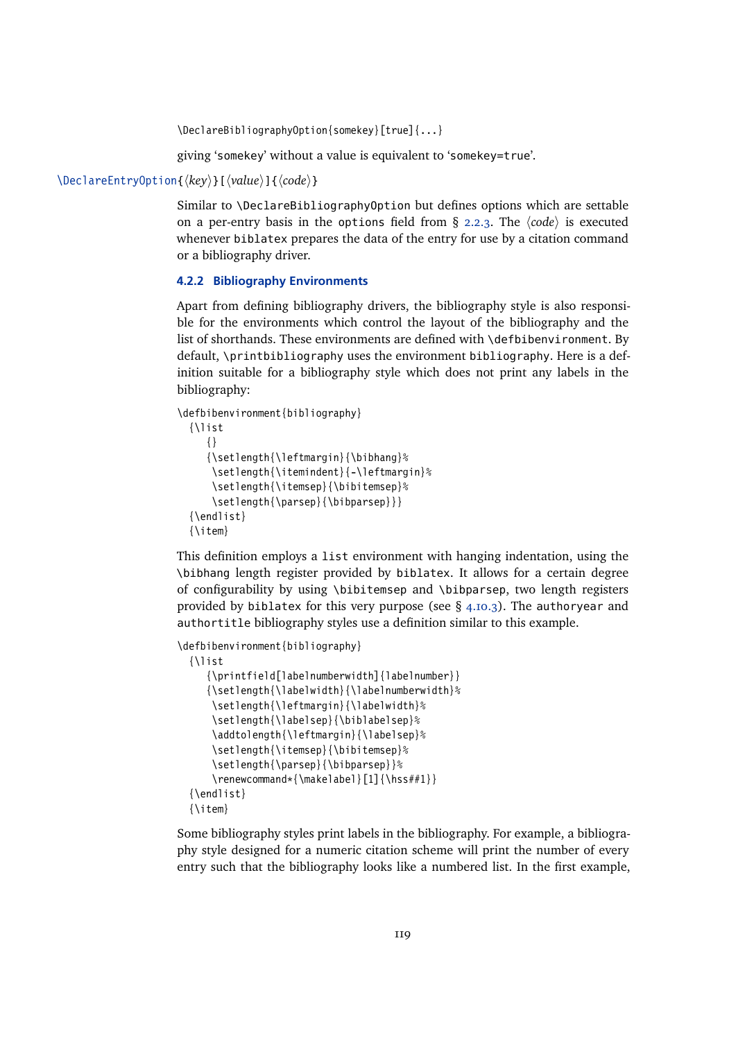```
\DeclareBibliographyOption{somekey}[true]{...}
```

giving 'somekey' without a value is equivalent to 'somekey=true'.

`\DeclareEntryOption{⟨key⟩}[⟨value⟩]{⟨code⟩}`

Similar to `\DeclareBibliographyOption` but defines options which are settable on a per-entry basis in the `options` field from § 2.2.3. The ⟨*code*⟩ is executed whenever `biblatex` prepares the data of the entry for use by a citation command or a bibliography driver.

### 4.2.2 Bibliography Environments

Apart from defining bibliography drivers, the bibliography style is also responsible for the environments which control the layout of the bibliography and the list of shorthands. These environments are defined with `\defbibenvironment`. By default, `\printbibliography` uses the environment `bibliography`. Here is a definition suitable for a bibliography style which does not print any labels in the bibliography:

```
\defbibenvironment{bibliography}
  {\list
     {}
     {\setlength{\leftmargin}{\bibhang}%
      \setlength{\itemindent}{-\leftmargin}%
      \setlength{\itemsep}{\bibitemsep}%
      \setlength{\parsep}{\bibparsep}}}
  {\endlist}
  {\item}
```

This definition employs a `list` environment with hanging indentation, using the `\bibhang` length register provided by `biblatex`. It allows for a certain degree of configurability by using `\bibitemsep` and `\bibparsep`, two length registers provided by `biblatex` for this very purpose (see § 4.10.3). The `authoryear` and `authortitle` bibliography styles use a definition similar to this example.

```
\defbibenvironment{bibliography}
  {\list
     {\printfield[labelnumberwidth]{labelnumber}}
     {\setlength{\labelwidth}{\labelnumberwidth}%
      \setlength{\leftmargin}{\labelwidth}%
      \setlength{\labelsep}{\biblabelsep}%
      \addtolength{\leftmargin}{\labelsep}%
      \setlength{\itemsep}{\bibitemsep}%
      \setlength{\parsep}{\bibparsep}}%
      \renewcommand*{\makelabel}[1]{\hss##1}}
  {\endlist}
  {\item}
```

Some bibliography styles print labels in the bibliography. For example, a bibliography style designed for a numeric citation scheme will print the number of every entry such that the bibliography looks like a numbered list. In the first example,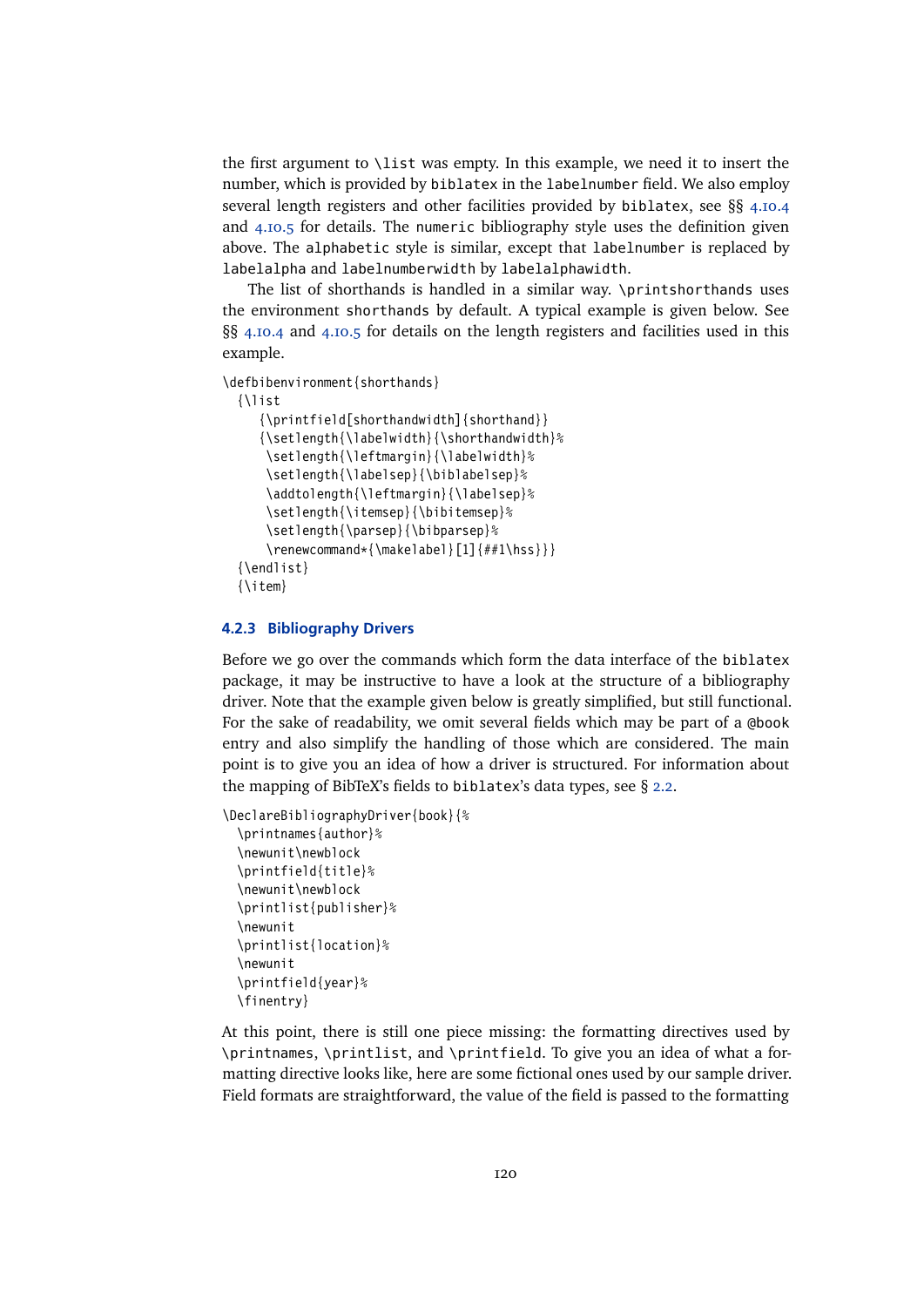the first argument to \list was empty. In this example, we need it to insert the number, which is provided by biblatex in the labelnumber field. We also employ several length registers and other facilities provided by biblatex, see §§ 4.10.4 and 4.10.5 for details. The numeric bibliography style uses the definition given above. The alphabetic style is similar, except that labelnumber is replaced by labelalpha and labelnumberwidth by labelalphawidth.

The list of shorthands is handled in a similar way. \printshorthands uses the environment shorthands by default. A typical example is given below. See §§ 4.10.4 and 4.10.5 for details on the length registers and facilities used in this example.

```
\defbibenvironment{shorthands}
  {\list
     {\printfield[shorthandwidth]{shorthand}}
     {\setlength{\labelwidth}{\shorthandwidth}%
      \setlength{\leftmargin}{\labelwidth}%
      \setlength{\labelsep}{\biblabelsep}%
      \addtolength{\leftmargin}{\labelsep}%
      \setlength{\itemsep}{\bibitemsep}%
      \setlength{\parsep}{\bibparsep}%
      \renewcommand*{\makelabel}[1]{##1\hss}}}
  {\endlist}
  {\item}
```

### 4.2.3 Bibliography Drivers

Before we go over the commands which form the data interface of the biblatex package, it may be instructive to have a look at the structure of a bibliography driver. Note that the example given below is greatly simplified, but still functional. For the sake of readability, we omit several fields which may be part of a @book entry and also simplify the handling of those which are considered. The main point is to give you an idea of how a driver is structured. For information about the mapping of BibTeX's fields to biblatex's data types, see § 2.2.

```
\DeclareBibliographyDriver{book}{%
  \printnames{author}%
  \newunit\newblock
  \printfield{title}%
  \newunit\newblock
  \printlist{publisher}%
  \newunit
  \printlist{location}%
  \newunit
  \printfield{year}%
  \finentry}
```

At this point, there is still one piece missing: the formatting directives used by \printnames, \printlist, and \printfield. To give you an idea of what a formatting directive looks like, here are some fictional ones used by our sample driver. Field formats are straightforward, the value of the field is passed to the formatting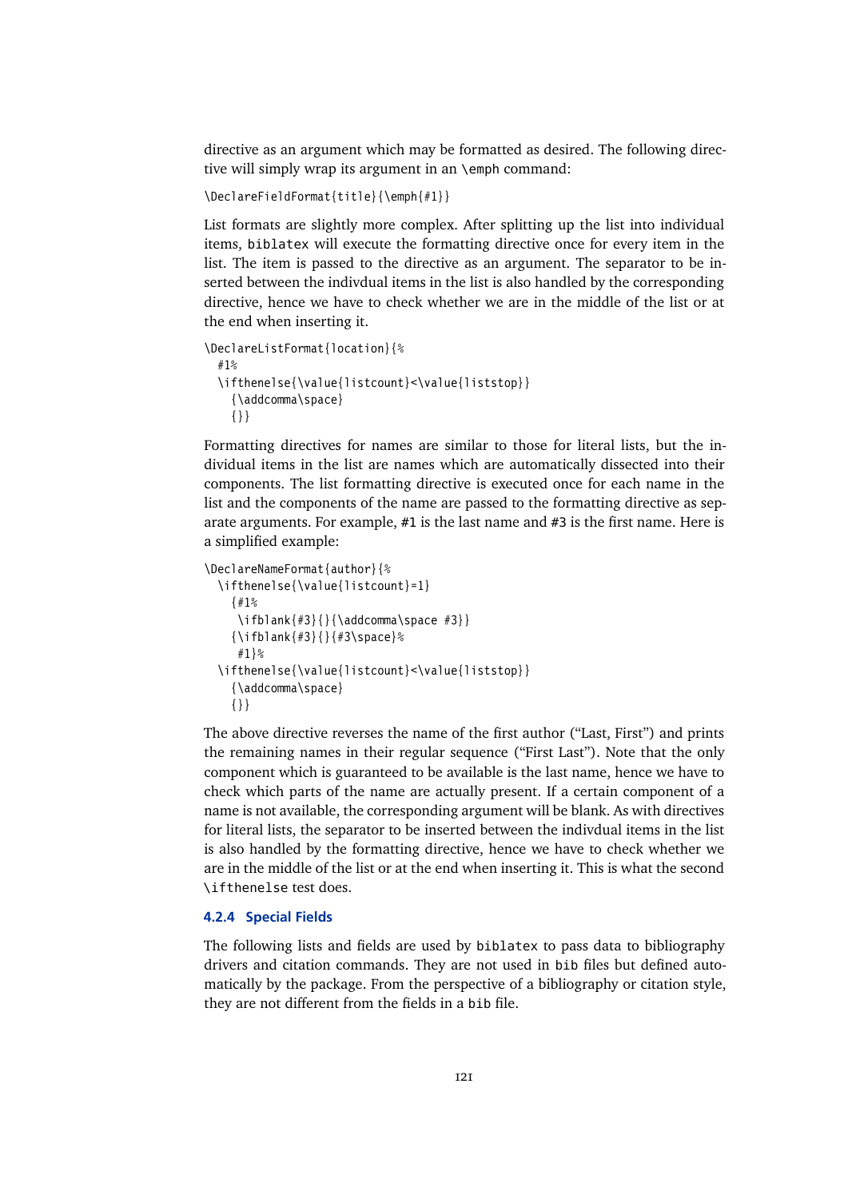directive as an argument which may be formatted as desired. The following directive will simply wrap its argument in an `\emph` command:

```
\DeclareFieldFormat{title}{\emph{#1}}
```

List formats are slightly more complex. After splitting up the list into individual items, `biblatex` will execute the formatting directive once for every item in the list. The item is passed to the directive as an argument. The separator to be inserted between the indivdual items in the list is also handled by the corresponding directive, hence we have to check whether we are in the middle of the list or at the end when inserting it.

```
\DeclareListFormat{location}{%
  #1%
  \ifthenelse{\value{listcount}<\value{liststop}}
    {\addcomma\space}
    {}}
```

Formatting directives for names are similar to those for literal lists, but the individual items in the list are names which are automatically dissected into their components. The list formatting directive is executed once for each name in the list and the components of the name are passed to the formatting directive as separate arguments. For example, `#1` is the last name and `#3` is the first name. Here is a simplified example:

```
\DeclareNameFormat{author}{%
  \ifthenelse{\value{listcount}=1}
    {#1%
     \ifblank{#3}{}{\addcomma\space #3}}
    {\ifblank{#3}{}{#3\space}%
     #1}%
  \ifthenelse{\value{listcount}<\value{liststop}}
    {\addcomma\space}
    {}}
```

The above directive reverses the name of the first author ("Last, First") and prints the remaining names in their regular sequence ("First Last"). Note that the only component which is guaranteed to be available is the last name, hence we have to check which parts of the name are actually present. If a certain component of a name is not available, the corresponding argument will be blank. As with directives for literal lists, the separator to be inserted between the indivdual items in the list is also handled by the formatting directive, hence we have to check whether we are in the middle of the list or at the end when inserting it. This is what the second `\ifthenelse` test does.

#### 4.2.4 Special Fields

The following lists and fields are used by `biblatex` to pass data to bibliography drivers and citation commands. They are not used in `bib` files but defined automatically by the package. From the perspective of a bibliography or citation style, they are not different from the fields in a `bib` file.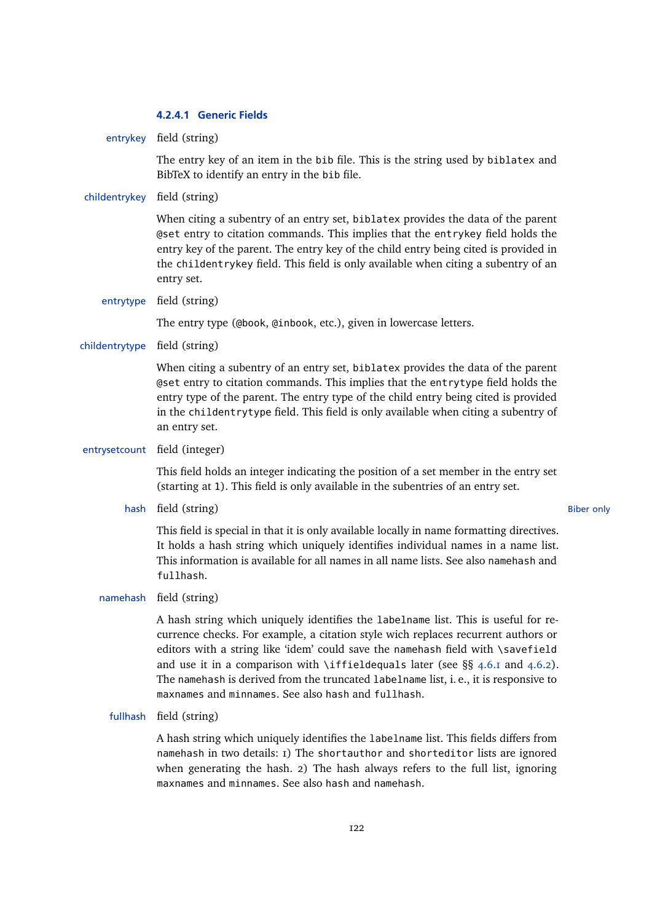#### 4.2.4.1 Generic Fields

**entrykey** field (string)

The entry key of an item in the bib file. This is the string used by biblatex and BibTeX to identify an entry in the bib file.

**childentrykey** field (string)

When citing a subentry of an entry set, biblatex provides the data of the parent @set entry to citation commands. This implies that the entrykey field holds the entry key of the parent. The entry key of the child entry being cited is provided in the childentrykey field. This field is only available when citing a subentry of an entry set.

**entrytype** field (string)

The entry type (@book, @inbook, etc.), given in lowercase letters.

**childentrytype** field (string)

When citing a subentry of an entry set, biblatex provides the data of the parent @set entry to citation commands. This implies that the entrytype field holds the entry type of the parent. The entry type of the child entry being cited is provided in the childentrytype field. This field is only available when citing a subentry of an entry set.

**entrysetcount** field (integer)

This field holds an integer indicating the position of a set member in the entry set (starting at 1). This field is only available in the subentries of an entry set.

**hash** field (string) — Biber only

This field is special in that it is only available locally in name formatting directives. It holds a hash string which uniquely identifies individual names in a name list. This information is available for all names in all name lists. See also namehash and fullhash.

**namehash** field (string)

A hash string which uniquely identifies the labelname list. This is useful for recurrence checks. For example, a citation style wich replaces recurrent authors or editors with a string like 'idem' could save the namehash field with \savefield and use it in a comparison with \iffieldequals later (see §§ 4.6.1 and 4.6.2). The namehash is derived from the truncated labelname list, i. e., it is responsive to maxnames and minnames. See also hash and fullhash.

**fullhash** field (string)

A hash string which uniquely identifies the labelname list. This fields differs from namehash in two details: 1) The shortauthor and shorteditor lists are ignored when generating the hash. 2) The hash always refers to the full list, ignoring maxnames and minnames. See also hash and namehash.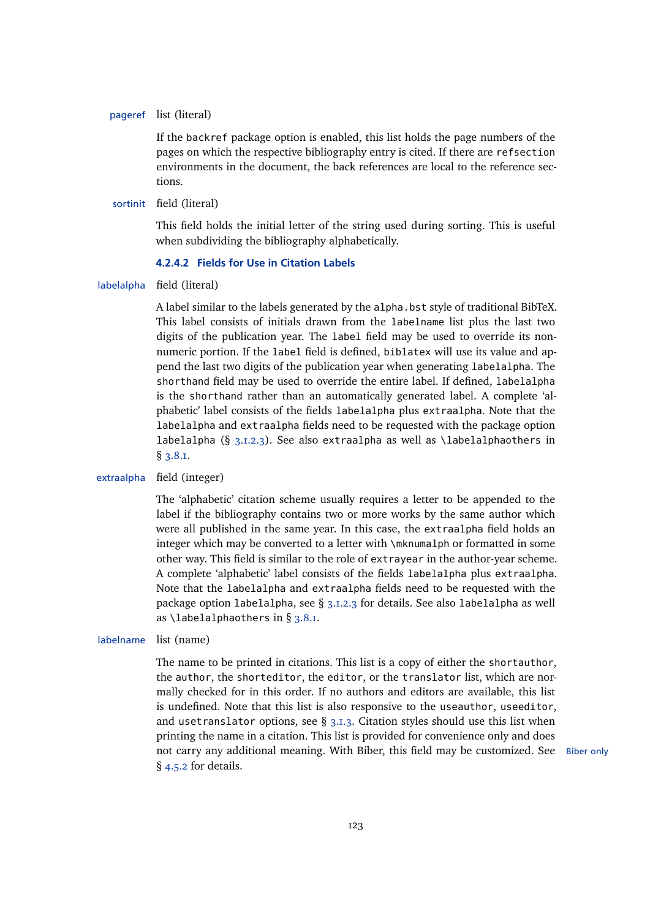pageref list (literal)

If the `backref` package option is enabled, this list holds the page numbers of the pages on which the respective bibliography entry is cited. If there are `refsection` environments in the document, the back references are local to the reference sections.

sortinit field (literal)

This field holds the initial letter of the string used during sorting. This is useful when subdividing the bibliography alphabetically.

#### 4.2.4.2 Fields for Use in Citation Labels

labelalpha field (literal)

A label similar to the labels generated by the `alpha.bst` style of traditional BibTeX. This label consists of initials drawn from the `labelname` list plus the last two digits of the publication year. The `label` field may be used to override its non-numeric portion. If the `label` field is defined, `biblatex` will use its value and append the last two digits of the publication year when generating `labelalpha`. The `shorthand` field may be used to override the entire label. If defined, `labelalpha` is the `shorthand` rather than an automatically generated label. A complete 'alphabetic' label consists of the fields `labelalpha` plus `extraalpha`. Note that the `labelalpha` and `extraalpha` fields need to be requested with the package option `labelalpha` (§ 3.1.2.3). See also `extraalpha` as well as `\labelalphaothers` in § 3.8.1.

extraalpha field (integer)

The 'alphabetic' citation scheme usually requires a letter to be appended to the label if the bibliography contains two or more works by the same author which were all published in the same year. In this case, the `extraalpha` field holds an integer which may be converted to a letter with `\mknumalph` or formatted in some other way. This field is similar to the role of `extrayear` in the author-year scheme. A complete 'alphabetic' label consists of the fields `labelalpha` plus `extraalpha`. Note that the `labelalpha` and `extraalpha` fields need to be requested with the package option `labelalpha`, see § 3.1.2.3 for details. See also `labelalpha` as well as `\labelalphaothers` in § 3.8.1.

labelname list (name)

The name to be printed in citations. This list is a copy of either the `shortauthor`, the `author`, the `shorteditor`, the `editor`, or the `translator` list, which are normally checked for in this order. If no authors and editors are available, this list is undefined. Note that this list is also responsive to the `useauthor`, `useeditor`, and `usetranslator` options, see § 3.1.3. Citation styles should use this list when printing the name in a citation. This list is provided for convenience only and does not carry any additional meaning. With Biber, this field may be customized. See § 4.5.2 for details. Biber only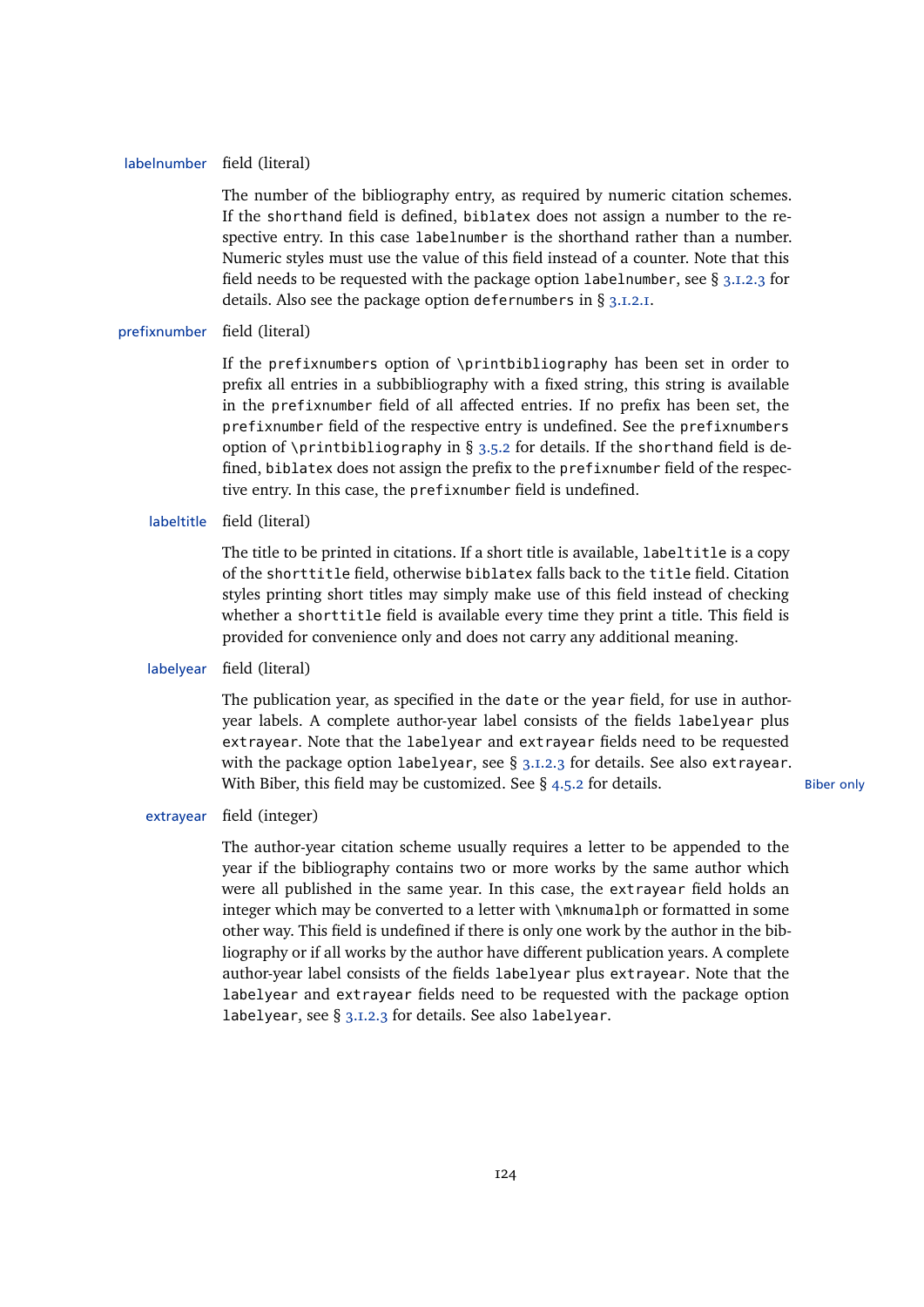**labelnumber** field (literal)

The number of the bibliography entry, as required by numeric citation schemes. If the `shorthand` field is defined, `biblatex` does not assign a number to the respective entry. In this case `labelnumber` is the shorthand rather than a number. Numeric styles must use the value of this field instead of a counter. Note that this field needs to be requested with the package option `labelnumber`, see § 3.1.2.3 for details. Also see the package option `defernumbers` in § 3.1.2.1.

**prefixnumber** field (literal)

If the `prefixnumbers` option of `\printbibliography` has been set in order to prefix all entries in a subbibliography with a fixed string, this string is available in the `prefixnumber` field of all affected entries. If no prefix has been set, the `prefixnumber` field of the respective entry is undefined. See the `prefixnumbers` option of `\printbibliography` in § 3.5.2 for details. If the `shorthand` field is defined, `biblatex` does not assign the prefix to the `prefixnumber` field of the respective entry. In this case, the `prefixnumber` field is undefined.

**labeltitle** field (literal)

The title to be printed in citations. If a short title is available, `labeltitle` is a copy of the `shorttitle` field, otherwise `biblatex` falls back to the `title` field. Citation styles printing short titles may simply make use of this field instead of checking whether a `shorttitle` field is available every time they print a title. This field is provided for convenience only and does not carry any additional meaning.

**labelyear** field (literal)

The publication year, as specified in the `date` or the `year` field, for use in author-year labels. A complete author-year label consists of the fields `labelyear` plus `extrayear`. Note that the `labelyear` and `extrayear` fields need to be requested with the package option `labelyear`, see § 3.1.2.3 for details. See also `extrayear`. With Biber, this field may be customized. See § 4.5.2 for details. *Biber only*

**extrayear** field (integer)

The author-year citation scheme usually requires a letter to be appended to the year if the bibliography contains two or more works by the same author which were all published in the same year. In this case, the `extrayear` field holds an integer which may be converted to a letter with `\mknumalph` or formatted in some other way. This field is undefined if there is only one work by the author in the bibliography or if all works by the author have different publication years. A complete author-year label consists of the fields `labelyear` plus `extrayear`. Note that the `labelyear` and `extrayear` fields need to be requested with the package option `labelyear`, see § 3.1.2.3 for details. See also `labelyear`.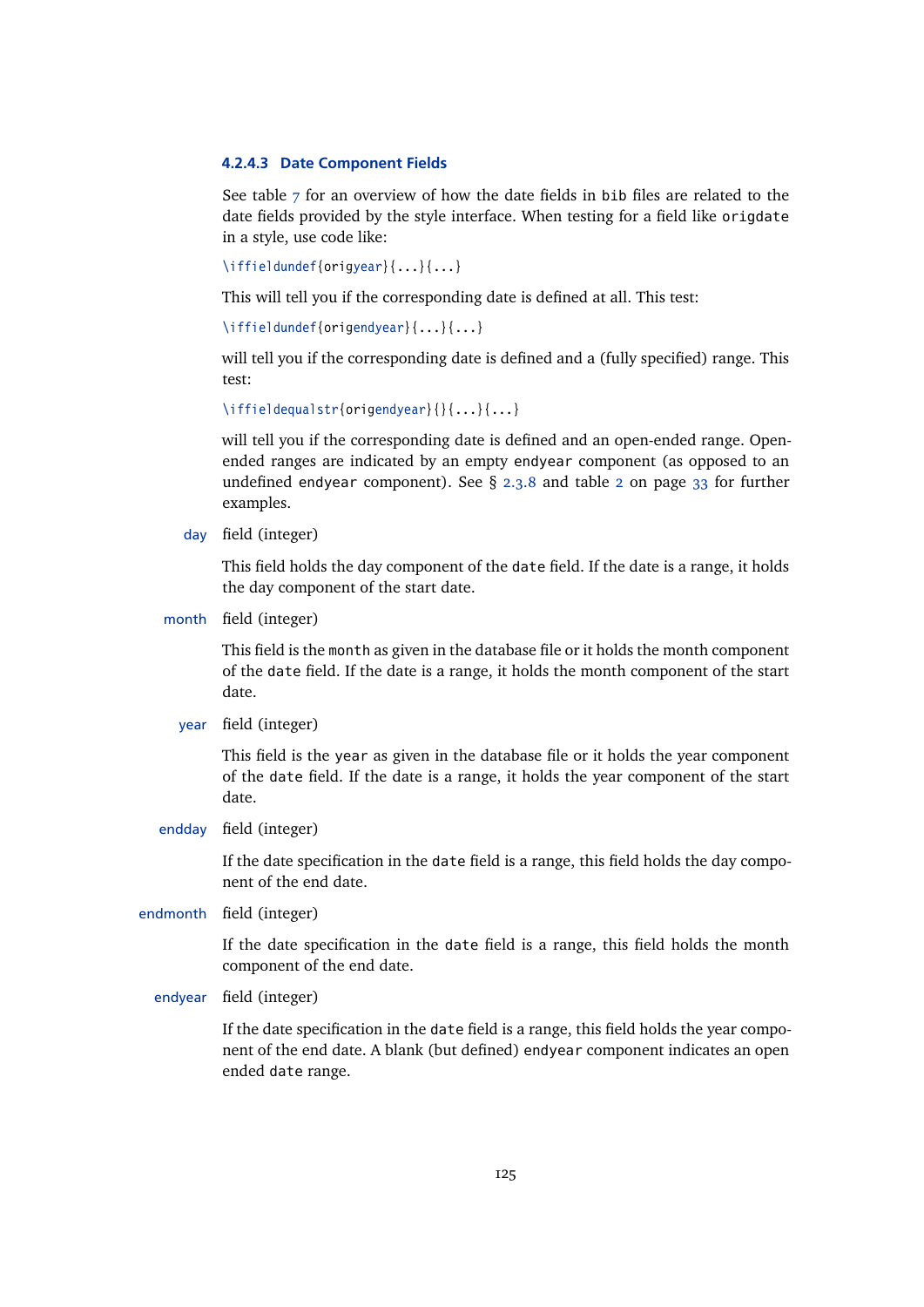#### 4.2.4.3 Date Component Fields

See table 7 for an overview of how the date fields in `bib` files are related to the date fields provided by the style interface. When testing for a field like `origdate` in a style, use code like:

```
\iffieldundef{origyear}{...}{...}
```

This will tell you if the corresponding date is defined at all. This test:

```
\iffieldundef{origendyear}{...}{...}
```

will tell you if the corresponding date is defined and a (fully specified) range. This test:

```
\iffieldequalstr{origendyear}{}{...}{...}
```

will tell you if the corresponding date is defined and an open-ended range. Open-ended ranges are indicated by an empty `endyear` component (as opposed to an undefined `endyear` component). See § 2.3.8 and table 2 on page 33 for further examples.

**day** field (integer)

This field holds the day component of the `date` field. If the date is a range, it holds the day component of the start date.

**month** field (integer)

This field is the `month` as given in the database file or it holds the month component of the `date` field. If the date is a range, it holds the month component of the start date.

**year** field (integer)

This field is the `year` as given in the database file or it holds the year component of the `date` field. If the date is a range, it holds the year component of the start date.

**endday** field (integer)

If the date specification in the `date` field is a range, this field holds the day component of the end date.

**endmonth** field (integer)

If the date specification in the `date` field is a range, this field holds the month component of the end date.

**endyear** field (integer)

If the date specification in the `date` field is a range, this field holds the year component of the end date. A blank (but defined) `endyear` component indicates an open ended `date` range.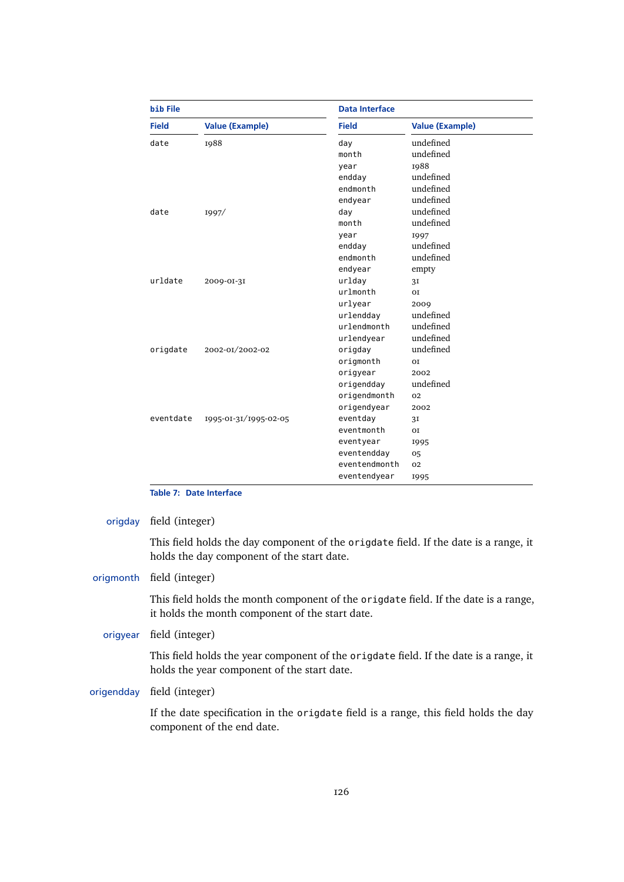| bib File | | Data Interface | |
|---|---|---|---|
| Field | Value (Example) | Field | Value (Example) |
| date | 1988 | day | undefined |
| | | month | undefined |
| | | year | 1988 |
| | | endday | undefined |
| | | endmonth | undefined |
| | | endyear | undefined |
| date | 1997/ | day | undefined |
| | | month | undefined |
| | | year | 1997 |
| | | endday | undefined |
| | | endmonth | undefined |
| | | endyear | empty |
| urldate | 2009-01-31 | urlday | 31 |
| | | urlmonth | 01 |
| | | urlyear | 2009 |
| | | urlendday | undefined |
| | | urlendmonth | undefined |
| | | urlendyear | undefined |
| origdate | 2002-01/2002-02 | origday | undefined |
| | | origmonth | 01 |
| | | origyear | 2002 |
| | | origendday | undefined |
| | | origendmonth | 02 |
| | | origendyear | 2002 |
| eventdate | 1995-01-31/1995-02-05 | eventday | 31 |
| | | eventmonth | 01 |
| | | eventyear | 1995 |
| | | eventendday | 05 |
| | | eventendmonth | 02 |
| | | eventendyear | 1995 |

Table 7: Date Interface

**origday** field (integer)

This field holds the day component of the `origdate` field. If the date is a range, it holds the day component of the start date.

**origmonth** field (integer)

This field holds the month component of the `origdate` field. If the date is a range, it holds the month component of the start date.

**origyear** field (integer)

This field holds the year component of the `origdate` field. If the date is a range, it holds the year component of the start date.

**origendday** field (integer)

If the date specification in the `origdate` field is a range, this field holds the day component of the end date.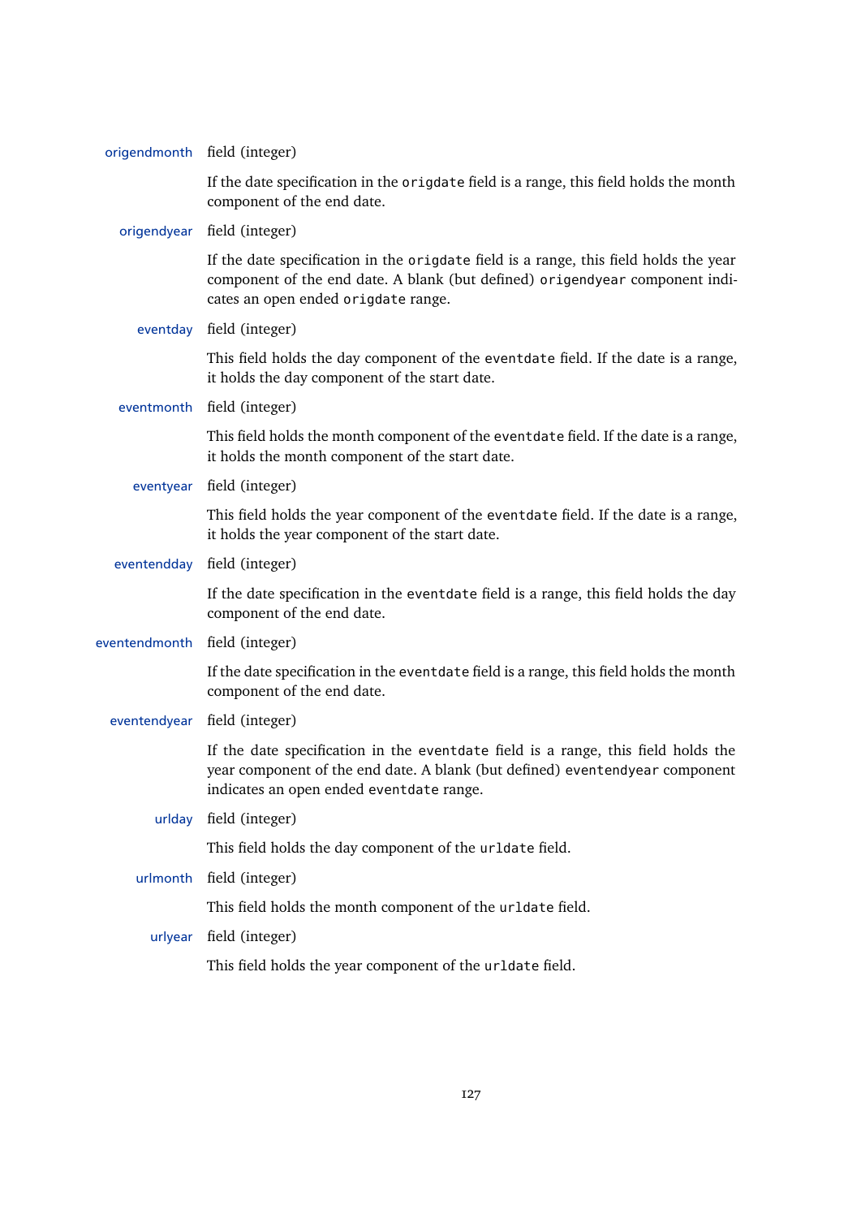**origendmonth** field (integer)

If the date specification in the `origdate` field is a range, this field holds the month component of the end date.

**origendyear** field (integer)

If the date specification in the `origdate` field is a range, this field holds the year component of the end date. A blank (but defined) `origendyear` component indicates an open ended `origdate` range.

**eventday** field (integer)

This field holds the day component of the `eventdate` field. If the date is a range, it holds the day component of the start date.

**eventmonth** field (integer)

This field holds the month component of the `eventdate` field. If the date is a range, it holds the month component of the start date.

**eventyear** field (integer)

This field holds the year component of the `eventdate` field. If the date is a range, it holds the year component of the start date.

**eventendday** field (integer)

If the date specification in the `eventdate` field is a range, this field holds the day component of the end date.

**eventendmonth** field (integer)

If the date specification in the `eventdate` field is a range, this field holds the month component of the end date.

**eventendyear** field (integer)

If the date specification in the `eventdate` field is a range, this field holds the year component of the end date. A blank (but defined) `eventendyear` component indicates an open ended `eventdate` range.

**urlday** field (integer)

This field holds the day component of the `urldate` field.

**urlmonth** field (integer)

This field holds the month component of the `urldate` field.

**urlyear** field (integer)

This field holds the year component of the `urldate` field.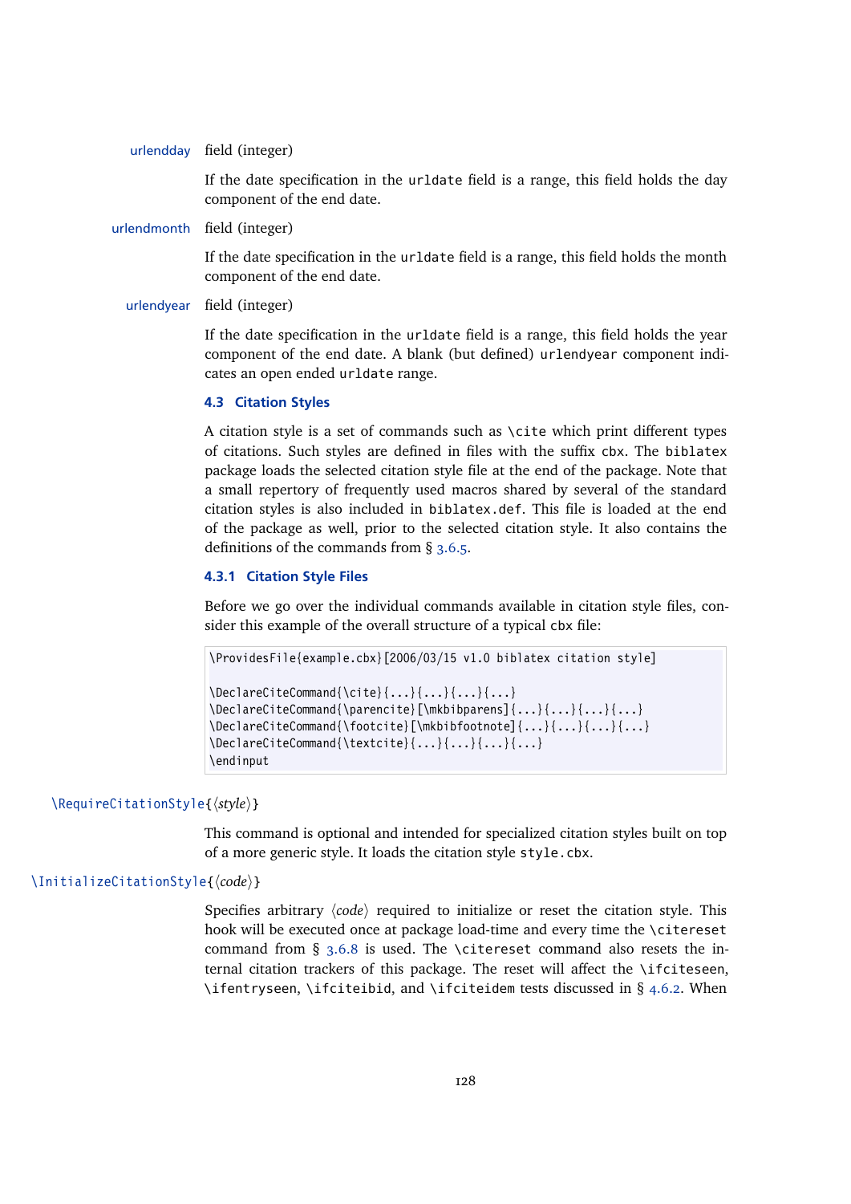**urlendday** field (integer)

If the date specification in the `urldate` field is a range, this field holds the day component of the end date.

**urlendmonth** field (integer)

If the date specification in the `urldate` field is a range, this field holds the month component of the end date.

**urlendyear** field (integer)

If the date specification in the `urldate` field is a range, this field holds the year component of the end date. A blank (but defined) `urlendyear` component indicates an open ended `urldate` range.

## 4.3 Citation Styles

A citation style is a set of commands such as `\cite` which print different types of citations. Such styles are defined in files with the suffix `cbx`. The `biblatex` package loads the selected citation style file at the end of the package. Note that a small repertory of frequently used macros shared by several of the standard citation styles is also included in `biblatex.def`. This file is loaded at the end of the package as well, prior to the selected citation style. It also contains the definitions of the commands from § 3.6.5.

### 4.3.1 Citation Style Files

Before we go over the individual commands available in citation style files, consider this example of the overall structure of a typical `cbx` file:

```
\ProvidesFile{example.cbx}[2006/03/15 v1.0 biblatex citation style]

\DeclareCiteCommand{\cite}{...}{...}{...}{...}
\DeclareCiteCommand{\parencite}[\mkbibparens]{...}{...}{...}{...}
\DeclareCiteCommand{\footcite}[\mkbibfootnote]{...}{...}{...}{...}
\DeclareCiteCommand{\textcite}{...}{...}{...}{...}
\endinput
```

`\RequireCitationStyle{⟨style⟩}`

This command is optional and intended for specialized citation styles built on top of a more generic style. It loads the citation style `style.cbx`.

`\InitializeCitationStyle{⟨code⟩}`

Specifies arbitrary ⟨*code*⟩ required to initialize or reset the citation style. This hook will be executed once at package load-time and every time the `\citereset` command from § 3.6.8 is used. The `\citereset` command also resets the internal citation trackers of this package. The reset will affect the `\ifciteseen`, `\ifentryseen`, `\ifciteibid`, and `\ifciteidem` tests discussed in § 4.6.2. When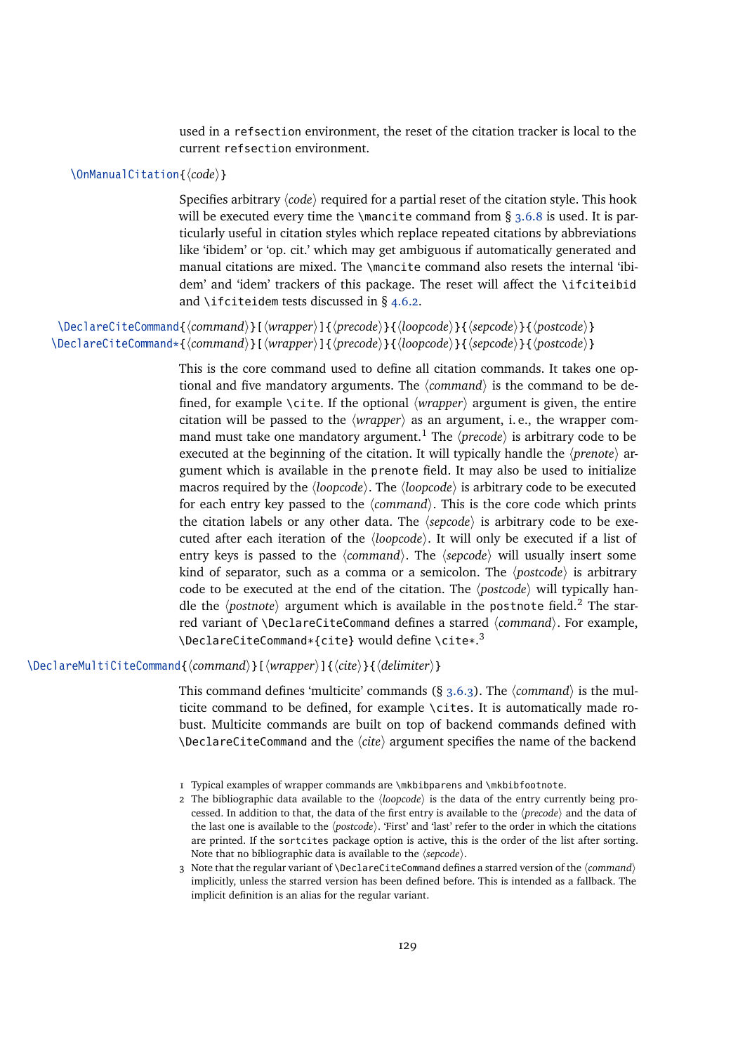used in a refsection environment, the reset of the citation tracker is local to the current refsection environment.

`\OnManualCitation{⟨code⟩}`

Specifies arbitrary ⟨*code*⟩ required for a partial reset of the citation style. This hook will be executed every time the `\mancite` command from § 3.6.8 is used. It is particularly useful in citation styles which replace repeated citations by abbreviations like 'ibidem' or 'op. cit.' which may get ambiguous if automatically generated and manual citations are mixed. The `\mancite` command also resets the internal 'ibidem' and 'idem' trackers of this package. The reset will affect the `\ifciteibid` and `\ifciteidem` tests discussed in § 4.6.2.

`\DeclareCiteCommand{⟨command⟩}[⟨wrapper⟩]{⟨precode⟩}{⟨loopcode⟩}{⟨sepcode⟩}{⟨postcode⟩}`
`\DeclareCiteCommand*{⟨command⟩}[⟨wrapper⟩]{⟨precode⟩}{⟨loopcode⟩}{⟨sepcode⟩}{⟨postcode⟩}`

This is the core command used to define all citation commands. It takes one optional and five mandatory arguments. The ⟨*command*⟩ is the command to be defined, for example `\cite`. If the optional ⟨*wrapper*⟩ argument is given, the entire citation will be passed to the ⟨*wrapper*⟩ as an argument, i. e., the wrapper command must take one mandatory argument.[1] The ⟨*precode*⟩ is arbitrary code to be executed at the beginning of the citation. It will typically handle the ⟨*prenote*⟩ argument which is available in the prenote field. It may also be used to initialize macros required by the ⟨*loopcode*⟩. The ⟨*loopcode*⟩ is arbitrary code to be executed for each entry key passed to the ⟨*command*⟩. This is the core code which prints the citation labels or any other data. The ⟨*sepcode*⟩ is arbitrary code to be executed after each iteration of the ⟨*loopcode*⟩. It will only be executed if a list of entry keys is passed to the ⟨*command*⟩. The ⟨*sepcode*⟩ will usually insert some kind of separator, such as a comma or a semicolon. The ⟨*postcode*⟩ is arbitrary code to be executed at the end of the citation. The ⟨*postcode*⟩ will typically handle the ⟨*postnote*⟩ argument which is available in the postnote field.[2] The starred variant of `\DeclareCiteCommand` defines a starred ⟨*command*⟩. For example, `\DeclareCiteCommand*{cite}` would define `\cite*`.[3]

`\DeclareMultiCiteCommand{⟨command⟩}[⟨wrapper⟩]{⟨cite⟩}{⟨delimiter⟩}`

This command defines 'multicite' commands (§ 3.6.3). The ⟨*command*⟩ is the multicite command to be defined, for example `\cites`. It is automatically made robust. Multicite commands are built on top of backend commands defined with `\DeclareCiteCommand` and the ⟨*cite*⟩ argument specifies the name of the backend

---

1 Typical examples of wrapper commands are `\mkbibparens` and `\mkbibfootnote`.

2 The bibliographic data available to the ⟨*loopcode*⟩ is the data of the entry currently being processed. In addition to that, the data of the first entry is available to the ⟨*precode*⟩ and the data of the last one is available to the ⟨*postcode*⟩. 'First' and 'last' refer to the order in which the citations are printed. If the sortcites package option is active, this is the order of the list after sorting. Note that no bibliographic data is available to the ⟨*sepcode*⟩.

3 Note that the regular variant of `\DeclareCiteCommand` defines a starred version of the ⟨*command*⟩ implicitly, unless the starred version has been defined before. This is intended as a fallback. The implicit definition is an alias for the regular variant.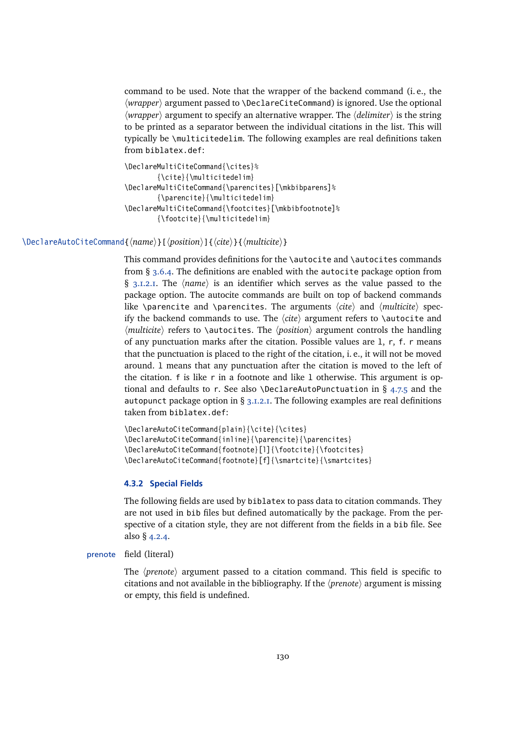command to be used. Note that the wrapper of the backend command (i. e., the ⟨*wrapper*⟩ argument passed to `\DeclareCiteCommand`) is ignored. Use the optional ⟨*wrapper*⟩ argument to specify an alternative wrapper. The ⟨*delimiter*⟩ is the string to be printed as a separator between the individual citations in the list. This will typically be `\multicitedelim`. The following examples are real definitions taken from `biblatex.def`:

```
\DeclareMultiCiteCommand{\cites}%
	{\cite}{\multicitedelim}
\DeclareMultiCiteCommand{\parencites}[\mkbibparens]%
	{\parencite}{\multicitedelim}
\DeclareMultiCiteCommand{\footcites}[\mkbibfootnote]%
	{\footcite}{\multicitedelim}
```

`\DeclareAutoCiteCommand`{⟨*name*⟩}[⟨*position*⟩]{⟨*cite*⟩}{⟨*multicite*⟩}

This command provides definitions for the `\autocite` and `\autocites` commands from § 3.6.4. The definitions are enabled with the `autocite` package option from § 3.1.2.1. The ⟨*name*⟩ is an identifier which serves as the value passed to the package option. The autocite commands are built on top of backend commands like `\parencite` and `\parencites`. The arguments ⟨*cite*⟩ and ⟨*multicite*⟩ specify the backend commands to use. The ⟨*cite*⟩ argument refers to `\autocite` and ⟨*multicite*⟩ refers to `\autocites`. The ⟨*position*⟩ argument controls the handling of any punctuation marks after the citation. Possible values are `l`, `r`, `f`. `r` means that the punctuation is placed to the right of the citation, i. e., it will not be moved around. `l` means that any punctuation after the citation is moved to the left of the citation. `f` is like `r` in a footnote and like `l` otherwise. This argument is optional and defaults to `r`. See also `\DeclareAutoPunctuation` in § 4.7.5 and the `autopunct` package option in § 3.1.2.1. The following examples are real definitions taken from `biblatex.def`:

```
\DeclareAutoCiteCommand{plain}{\cite}{\cites}
\DeclareAutoCiteCommand{inline}{\parencite}{\parencites}
\DeclareAutoCiteCommand{footnote}[l]{\footcite}{\footcites}
\DeclareAutoCiteCommand{footnote}[f]{\smartcite}{\smartcites}
```

### 4.3.2 Special Fields

The following fields are used by `biblatex` to pass data to citation commands. They are not used in `bib` files but defined automatically by the package. From the perspective of a citation style, they are not different from the fields in a `bib` file. See also § 4.2.4.

`prenote` field (literal)

The ⟨*prenote*⟩ argument passed to a citation command. This field is specific to citations and not available in the bibliography. If the ⟨*prenote*⟩ argument is missing or empty, this field is undefined.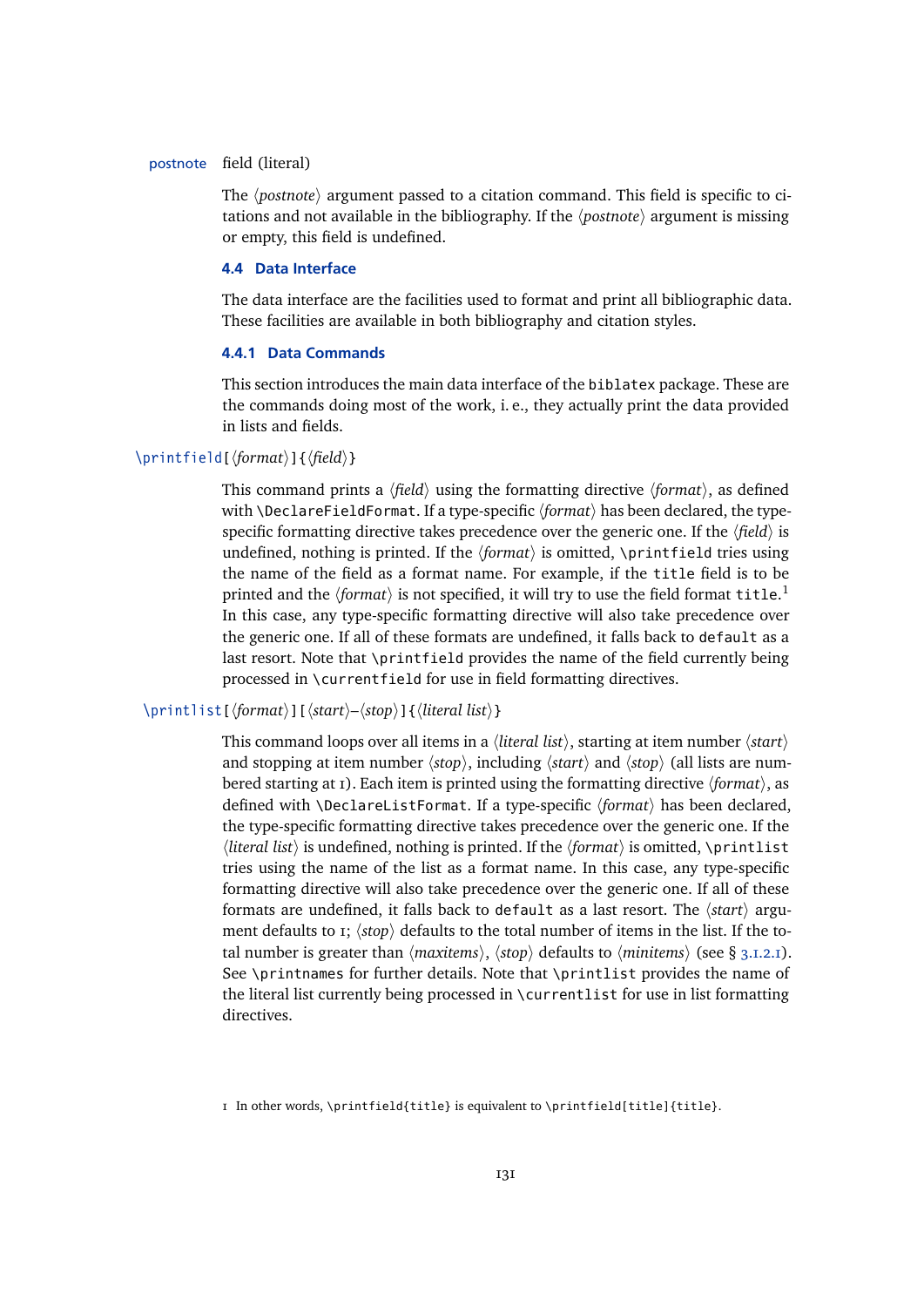**postnote** field (literal)

The ⟨*postnote*⟩ argument passed to a citation command. This field is specific to citations and not available in the bibliography. If the ⟨*postnote*⟩ argument is missing or empty, this field is undefined.

### 4.4 Data Interface

The data interface are the facilities used to format and print all bibliographic data. These facilities are available in both bibliography and citation styles.

#### 4.4.1 Data Commands

This section introduces the main data interface of the `biblatex` package. These are the commands doing most of the work, i. e., they actually print the data provided in lists and fields.

`\printfield[`⟨*format*⟩`]{`⟨*field*⟩`}`

This command prints a ⟨*field*⟩ using the formatting directive ⟨*format*⟩, as defined with `\DeclareFieldFormat`. If a type-specific ⟨*format*⟩ has been declared, the type-specific formatting directive takes precedence over the generic one. If the ⟨*field*⟩ is undefined, nothing is printed. If the ⟨*format*⟩ is omitted, `\printfield` tries using the name of the field as a format name. For example, if the `title` field is to be printed and the ⟨*format*⟩ is not specified, it will try to use the field format `title`.[1] In this case, any type-specific formatting directive will also take precedence over the generic one. If all of these formats are undefined, it falls back to `default` as a last resort. Note that `\printfield` provides the name of the field currently being processed in `\currentfield` for use in field formatting directives.

`\printlist[`⟨*format*⟩`][`⟨*start*⟩–⟨*stop*⟩`]{`⟨*literal list*⟩`}`

This command loops over all items in a ⟨*literal list*⟩, starting at item number ⟨*start*⟩ and stopping at item number ⟨*stop*⟩, including ⟨*start*⟩ and ⟨*stop*⟩ (all lists are numbered starting at 1). Each item is printed using the formatting directive ⟨*format*⟩, as defined with `\DeclareListFormat`. If a type-specific ⟨*format*⟩ has been declared, the type-specific formatting directive takes precedence over the generic one. If the ⟨*literal list*⟩ is undefined, nothing is printed. If the ⟨*format*⟩ is omitted, `\printlist` tries using the name of the list as a format name. In this case, any type-specific formatting directive will also take precedence over the generic one. If all of these formats are undefined, it falls back to `default` as a last resort. The ⟨*start*⟩ argument defaults to 1; ⟨*stop*⟩ defaults to the total number of items in the list. If the total number is greater than ⟨*maxitems*⟩, ⟨*stop*⟩ defaults to ⟨*minitems*⟩ (see § 3.1.2.1). See `\printnames` for further details. Note that `\printlist` provides the name of the literal list currently being processed in `\currentlist` for use in list formatting directives.

---

1 In other words, `\printfield{title}` is equivalent to `\printfield[title]{title}`.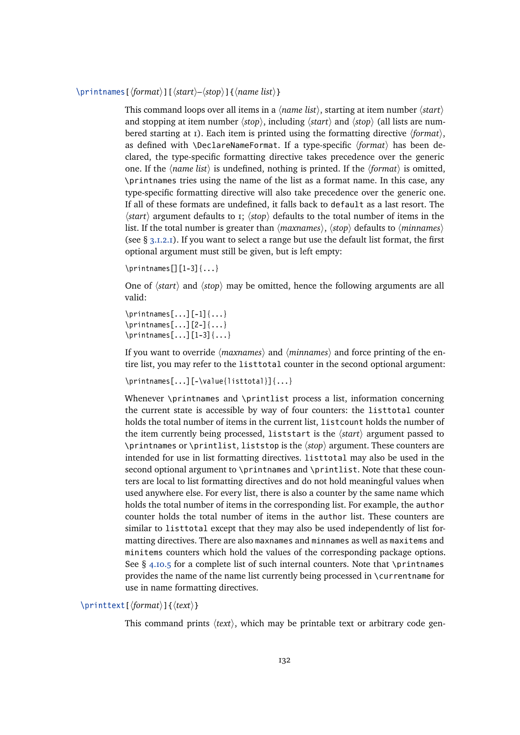\printnames[⟨format⟩][⟨start⟩–⟨stop⟩]{⟨name list⟩}

This command loops over all items in a ⟨*name list*⟩, starting at item number ⟨*start*⟩ and stopping at item number ⟨*stop*⟩, including ⟨*start*⟩ and ⟨*stop*⟩ (all lists are numbered starting at 1). Each item is printed using the formatting directive ⟨*format*⟩, as defined with `\DeclareNameFormat`. If a type-specific ⟨*format*⟩ has been declared, the type-specific formatting directive takes precedence over the generic one. If the ⟨*name list*⟩ is undefined, nothing is printed. If the ⟨*format*⟩ is omitted, `\printnames` tries using the name of the list as a format name. In this case, any type-specific formatting directive will also take precedence over the generic one. If all of these formats are undefined, it falls back to `default` as a last resort. The ⟨*start*⟩ argument defaults to 1; ⟨*stop*⟩ defaults to the total number of items in the list. If the total number is greater than ⟨*maxnames*⟩, ⟨*stop*⟩ defaults to ⟨*minnames*⟩ (see § 3.1.2.1). If you want to select a range but use the default list format, the first optional argument must still be given, but is left empty:

```
\printnames[][1-3]{...}
```

One of ⟨*start*⟩ and ⟨*stop*⟩ may be omitted, hence the following arguments are all valid:

```
\printnames[...][-1]{...}
\printnames[...][2-]{...}
\printnames[...][1-3]{...}
```

If you want to override ⟨*maxnames*⟩ and ⟨*minnames*⟩ and force printing of the entire list, you may refer to the `listtotal` counter in the second optional argument:

```
\printnames[...][-\value{listtotal}]{...}
```

Whenever `\printnames` and `\printlist` process a list, information concerning the current state is accessible by way of four counters: the `listtotal` counter holds the total number of items in the current list, `listcount` holds the number of the item currently being processed, `liststart` is the ⟨*start*⟩ argument passed to `\printnames` or `\printlist`, `liststop` is the ⟨*stop*⟩ argument. These counters are intended for use in list formatting directives. `listtotal` may also be used in the second optional argument to `\printnames` and `\printlist`. Note that these counters are local to list formatting directives and do not hold meaningful values when used anywhere else. For every list, there is also a counter by the same name which holds the total number of items in the corresponding list. For example, the `author` counter holds the total number of items in the `author` list. These counters are similar to `listtotal` except that they may also be used independently of list formatting directives. There are also `maxnames` and `minnames` as well as `maxitems` and `minitems` counters which hold the values of the corresponding package options. See § 4.10.5 for a complete list of such internal counters. Note that `\printnames` provides the name of the name list currently being processed in `\currentname` for use in name formatting directives.

\printtext[⟨format⟩]{⟨text⟩}

This command prints ⟨*text*⟩, which may be printable text or arbitrary code gen-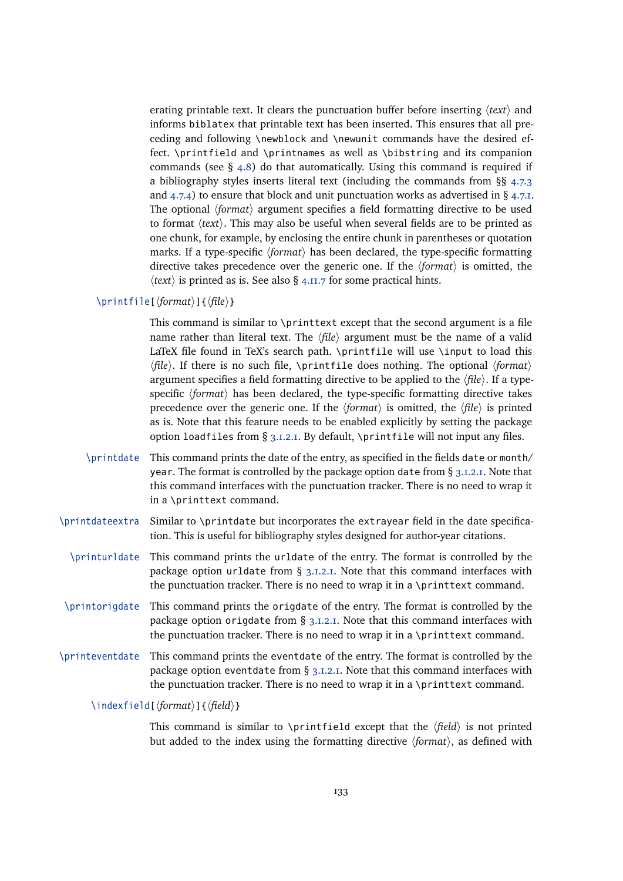erating printable text. It clears the punctuation buffer before inserting ⟨*text*⟩ and informs `biblatex` that printable text has been inserted. This ensures that all preceding and following `\newblock` and `\newunit` commands have the desired effect. `\printfield` and `\printnames` as well as `\bibstring` and its companion commands (see § 4.8) do that automatically. Using this command is required if a bibliography styles inserts literal text (including the commands from §§ 4.7.3 and 4.7.4) to ensure that block and unit punctuation works as advertised in § 4.7.1. The optional ⟨*format*⟩ argument specifies a field formatting directive to be used to format ⟨*text*⟩. This may also be useful when several fields are to be printed as one chunk, for example, by enclosing the entire chunk in parentheses or quotation marks. If a type-specific ⟨*format*⟩ has been declared, the type-specific formatting directive takes precedence over the generic one. If the ⟨*format*⟩ is omitted, the ⟨*text*⟩ is printed as is. See also § 4.11.7 for some practical hints.

`\printfile[`⟨*format*⟩`]{`⟨*file*⟩`}`

This command is similar to `\printtext` except that the second argument is a file name rather than literal text. The ⟨*file*⟩ argument must be the name of a valid LaTeX file found in TeX's search path. `\printfile` will use `\input` to load this ⟨*file*⟩. If there is no such file, `\printfile` does nothing. The optional ⟨*format*⟩ argument specifies a field formatting directive to be applied to the ⟨*file*⟩. If a type-specific ⟨*format*⟩ has been declared, the type-specific formatting directive takes precedence over the generic one. If the ⟨*format*⟩ is omitted, the ⟨*file*⟩ is printed as is. Note that this feature needs to be enabled explicitly by setting the package option `loadfiles` from § 3.1.2.1. By default, `\printfile` will not input any files.

`\printdate`

This command prints the date of the entry, as specified in the fields `date` or `month`/`year`. The format is controlled by the package option `date` from § 3.1.2.1. Note that this command interfaces with the punctuation tracker. There is no need to wrap it in a `\printtext` command.

`\printdateextra`

Similar to `\printdate` but incorporates the `extrayear` field in the date specification. This is useful for bibliography styles designed for author-year citations.

`\printurldate`

This command prints the `urldate` of the entry. The format is controlled by the package option `urldate` from § 3.1.2.1. Note that this command interfaces with the punctuation tracker. There is no need to wrap it in a `\printtext` command.

`\printorigdate`

This command prints the `origdate` of the entry. The format is controlled by the package option `origdate` from § 3.1.2.1. Note that this command interfaces with the punctuation tracker. There is no need to wrap it in a `\printtext` command.

`\printeventdate`

This command prints the `eventdate` of the entry. The format is controlled by the package option `eventdate` from § 3.1.2.1. Note that this command interfaces with the punctuation tracker. There is no need to wrap it in a `\printtext` command.

`\indexfield[`⟨*format*⟩`]{`⟨*field*⟩`}`

This command is similar to `\printfield` except that the ⟨*field*⟩ is not printed but added to the index using the formatting directive ⟨*format*⟩, as defined with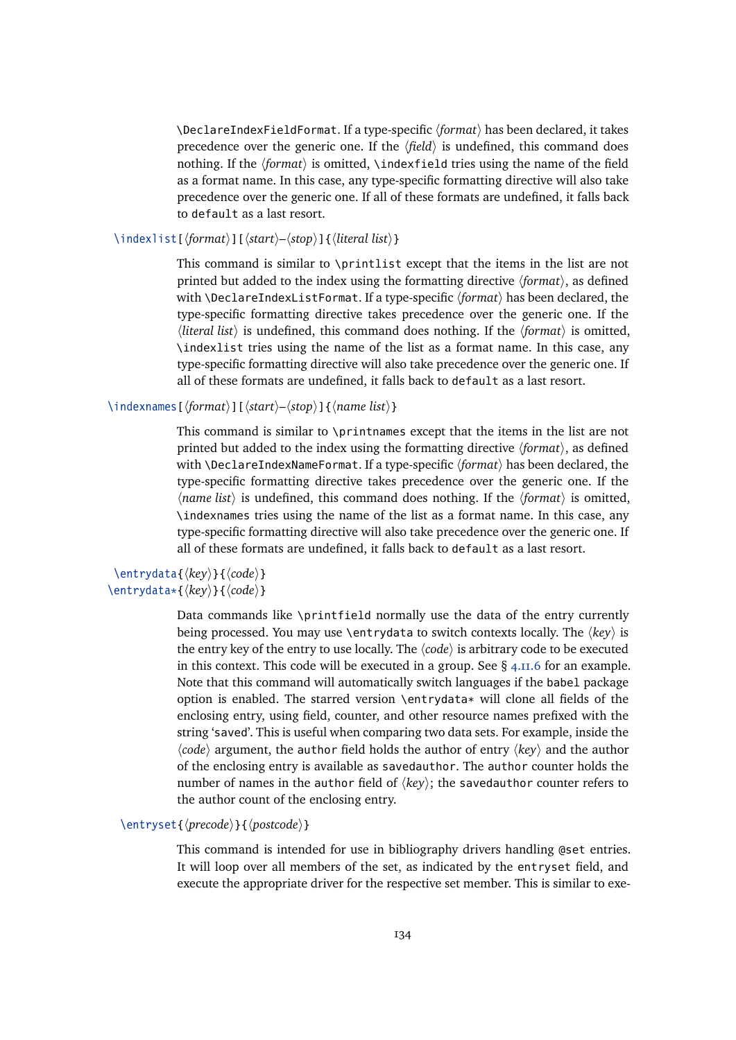\DeclareIndexFieldFormat. If a type-specific ⟨format⟩ has been declared, it takes precedence over the generic one. If the ⟨field⟩ is undefined, this command does nothing. If the ⟨format⟩ is omitted, \indexfield tries using the name of the field as a format name. In this case, any type-specific formatting directive will also take precedence over the generic one. If all of these formats are undefined, it falls back to default as a last resort.

`\indexlist[⟨format⟩][⟨start⟩–⟨stop⟩]{⟨literal list⟩}`

This command is similar to \printlist except that the items in the list are not printed but added to the index using the formatting directive ⟨format⟩, as defined with \DeclareIndexListFormat. If a type-specific ⟨format⟩ has been declared, the type-specific formatting directive takes precedence over the generic one. If the ⟨literal list⟩ is undefined, this command does nothing. If the ⟨format⟩ is omitted, \indexlist tries using the name of the list as a format name. In this case, any type-specific formatting directive will also take precedence over the generic one. If all of these formats are undefined, it falls back to default as a last resort.

`\indexnames[⟨format⟩][⟨start⟩–⟨stop⟩]{⟨name list⟩}`

This command is similar to \printnames except that the items in the list are not printed but added to the index using the formatting directive ⟨format⟩, as defined with \DeclareIndexNameFormat. If a type-specific ⟨format⟩ has been declared, the type-specific formatting directive takes precedence over the generic one. If the ⟨name list⟩ is undefined, this command does nothing. If the ⟨format⟩ is omitted, \indexnames tries using the name of the list as a format name. In this case, any type-specific formatting directive will also take precedence over the generic one. If all of these formats are undefined, it falls back to default as a last resort.

`\entrydata{⟨key⟩}{⟨code⟩}`
`\entrydata*{⟨key⟩}{⟨code⟩}`

Data commands like \printfield normally use the data of the entry currently being processed. You may use \entrydata to switch contexts locally. The ⟨key⟩ is the entry key of the entry to use locally. The ⟨code⟩ is arbitrary code to be executed in this context. This code will be executed in a group. See § 4.11.6 for an example. Note that this command will automatically switch languages if the babel package option is enabled. The starred version \entrydata* will clone all fields of the enclosing entry, using field, counter, and other resource names prefixed with the string 'saved'. This is useful when comparing two data sets. For example, inside the ⟨code⟩ argument, the author field holds the author of entry ⟨key⟩ and the author of the enclosing entry is available as savedauthor. The author counter holds the number of names in the author field of ⟨key⟩; the savedauthor counter refers to the author count of the enclosing entry.

`\entryset{⟨precode⟩}{⟨postcode⟩}`

This command is intended for use in bibliography drivers handling @set entries. It will loop over all members of the set, as indicated by the entryset field, and execute the appropriate driver for the respective set member. This is similar to exe-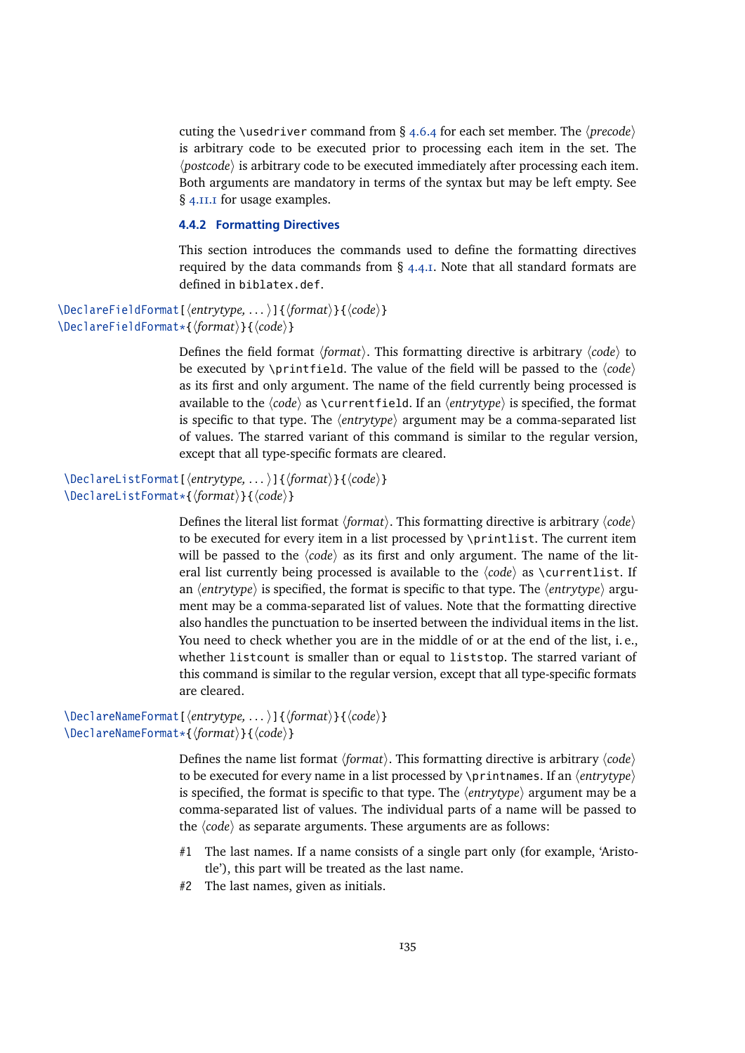cuting the `\usedriver` command from § 4.6.4 for each set member. The ⟨*precode*⟩ is arbitrary code to be executed prior to processing each item in the set. The ⟨*postcode*⟩ is arbitrary code to be executed immediately after processing each item. Both arguments are mandatory in terms of the syntax but may be left empty. See § 4.11.1 for usage examples.

### 4.4.2 Formatting Directives

This section introduces the commands used to define the formatting directives required by the data commands from § 4.4.1. Note that all standard formats are defined in `biblatex.def`.

`\DeclareFieldFormat[`⟨*entrytype, ...*⟩`]{`⟨*format*⟩`}{`⟨*code*⟩`}`
`\DeclareFieldFormat*{`⟨*format*⟩`}{`⟨*code*⟩`}`

Defines the field format ⟨*format*⟩. This formatting directive is arbitrary ⟨*code*⟩ to be executed by `\printfield`. The value of the field will be passed to the ⟨*code*⟩ as its first and only argument. The name of the field currently being processed is available to the ⟨*code*⟩ as `\currentfield`. If an ⟨*entrytype*⟩ is specified, the format is specific to that type. The ⟨*entrytype*⟩ argument may be a comma-separated list of values. The starred variant of this command is similar to the regular version, except that all type-specific formats are cleared.

`\DeclareListFormat[`⟨*entrytype, ...*⟩`]{`⟨*format*⟩`}{`⟨*code*⟩`}`
`\DeclareListFormat*{`⟨*format*⟩`}{`⟨*code*⟩`}`

Defines the literal list format ⟨*format*⟩. This formatting directive is arbitrary ⟨*code*⟩ to be executed for every item in a list processed by `\printlist`. The current item will be passed to the ⟨*code*⟩ as its first and only argument. The name of the literal list currently being processed is available to the ⟨*code*⟩ as `\currentlist`. If an ⟨*entrytype*⟩ is specified, the format is specific to that type. The ⟨*entrytype*⟩ argument may be a comma-separated list of values. Note that the formatting directive also handles the punctuation to be inserted between the individual items in the list. You need to check whether you are in the middle of or at the end of the list, i.e., whether `listcount` is smaller than or equal to `liststop`. The starred variant of this command is similar to the regular version, except that all type-specific formats are cleared.

`\DeclareNameFormat[`⟨*entrytype, ...*⟩`]{`⟨*format*⟩`}{`⟨*code*⟩`}`
`\DeclareNameFormat*{`⟨*format*⟩`}{`⟨*code*⟩`}`

Defines the name list format ⟨*format*⟩. This formatting directive is arbitrary ⟨*code*⟩ to be executed for every name in a list processed by `\printnames`. If an ⟨*entrytype*⟩ is specified, the format is specific to that type. The ⟨*entrytype*⟩ argument may be a comma-separated list of values. The individual parts of a name will be passed to the ⟨*code*⟩ as separate arguments. These arguments are as follows:

- #1 The last names. If a name consists of a single part only (for example, 'Aristotle'), this part will be treated as the last name.
- #2 The last names, given as initials.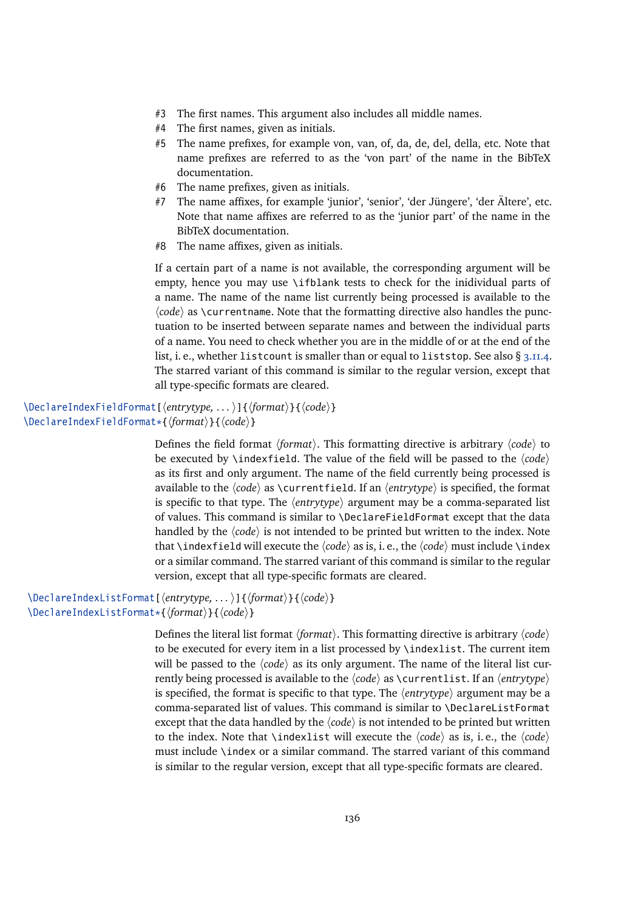- #3 The first names. This argument also includes all middle names.
- #4 The first names, given as initials.
- #5 The name prefixes, for example von, van, of, da, de, del, della, etc. Note that name prefixes are referred to as the 'von part' of the name in the BibTeX documentation.
- #6 The name prefixes, given as initials.
- #7 The name affixes, for example 'junior', 'senior', 'der Jüngere', 'der Ältere', etc. Note that name affixes are referred to as the 'junior part' of the name in the BibTeX documentation.
- #8 The name affixes, given as initials.

If a certain part of a name is not available, the corresponding argument will be empty, hence you may use `\ifblank` tests to check for the inidividual parts of a name. The name of the name list currently being processed is available to the ⟨*code*⟩ as `\currentname`. Note that the formatting directive also handles the punctuation to be inserted between separate names and between the individual parts of a name. You need to check whether you are in the middle of or at the end of the list, i. e., whether `listcount` is smaller than or equal to `liststop`. See also § 3.11.4. The starred variant of this command is similar to the regular version, except that all type-specific formats are cleared.

`\DeclareIndexFieldFormat[`⟨*entrytype, ...*⟩`]{`⟨*format*⟩`}{`⟨*code*⟩`}`
`\DeclareIndexFieldFormat*{`⟨*format*⟩`}{`⟨*code*⟩`}`

Defines the field format ⟨*format*⟩. This formatting directive is arbitrary ⟨*code*⟩ to be executed by `\indexfield`. The value of the field will be passed to the ⟨*code*⟩ as its first and only argument. The name of the field currently being processed is available to the ⟨*code*⟩ as `\currentfield`. If an ⟨*entrytype*⟩ is specified, the format is specific to that type. The ⟨*entrytype*⟩ argument may be a comma-separated list of values. This command is similar to `\DeclareFieldFormat` except that the data handled by the ⟨*code*⟩ is not intended to be printed but written to the index. Note that `\indexfield` will execute the ⟨*code*⟩ as is, i. e., the ⟨*code*⟩ must include `\index` or a similar command. The starred variant of this command is similar to the regular version, except that all type-specific formats are cleared.

`\DeclareIndexListFormat[`⟨*entrytype, ...*⟩`]{`⟨*format*⟩`}{`⟨*code*⟩`}`
`\DeclareIndexListFormat*{`⟨*format*⟩`}{`⟨*code*⟩`}`

Defines the literal list format ⟨*format*⟩. This formatting directive is arbitrary ⟨*code*⟩ to be executed for every item in a list processed by `\indexlist`. The current item will be passed to the ⟨*code*⟩ as its only argument. The name of the literal list currently being processed is available to the ⟨*code*⟩ as `\currentlist`. If an ⟨*entrytype*⟩ is specified, the format is specific to that type. The ⟨*entrytype*⟩ argument may be a comma-separated list of values. This command is similar to `\DeclareListFormat` except that the data handled by the ⟨*code*⟩ is not intended to be printed but written to the index. Note that `\indexlist` will execute the ⟨*code*⟩ as is, i. e., the ⟨*code*⟩ must include `\index` or a similar command. The starred variant of this command is similar to the regular version, except that all type-specific formats are cleared.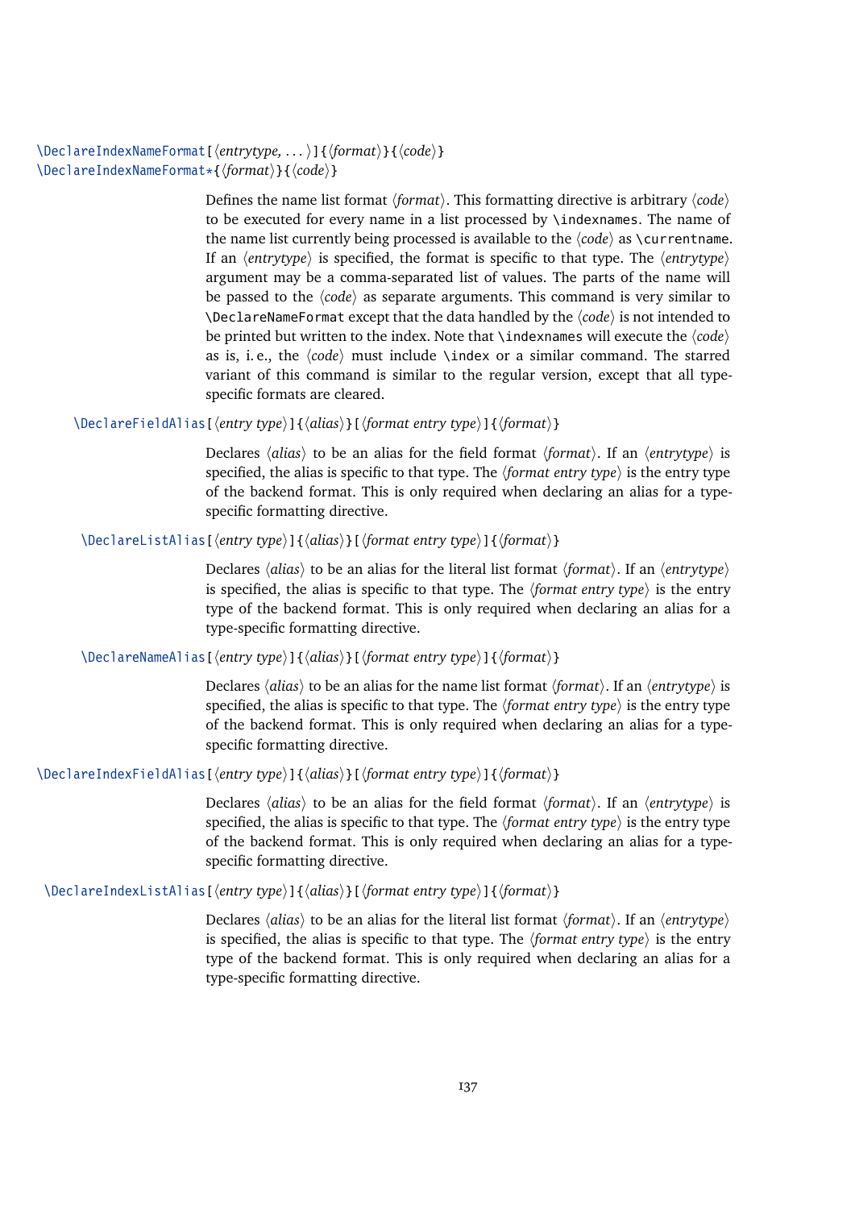`\DeclareIndexNameFormat[⟨entrytype, ...⟩]{⟨format⟩}{⟨code⟩}`
`\DeclareIndexNameFormat*{⟨format⟩}{⟨code⟩}`

Defines the name list format ⟨*format*⟩. This formatting directive is arbitrary ⟨*code*⟩ to be executed for every name in a list processed by `\indexnames`. The name of the name list currently being processed is available to the ⟨*code*⟩ as `\currentname`. If an ⟨*entrytype*⟩ is specified, the format is specific to that type. The ⟨*entrytype*⟩ argument may be a comma-separated list of values. The parts of the name will be passed to the ⟨*code*⟩ as separate arguments. This command is very similar to `\DeclareNameFormat` except that the data handled by the ⟨*code*⟩ is not intended to be printed but written to the index. Note that `\indexnames` will execute the ⟨*code*⟩ as is, i. e., the ⟨*code*⟩ must include `\index` or a similar command. The starred variant of this command is similar to the regular version, except that all type-specific formats are cleared.

`\DeclareFieldAlias[⟨entry type⟩]{⟨alias⟩}[⟨format entry type⟩]{⟨format⟩}`

Declares ⟨*alias*⟩ to be an alias for the field format ⟨*format*⟩. If an ⟨*entrytype*⟩ is specified, the alias is specific to that type. The ⟨*format entry type*⟩ is the entry type of the backend format. This is only required when declaring an alias for a type-specific formatting directive.

`\DeclareListAlias[⟨entry type⟩]{⟨alias⟩}[⟨format entry type⟩]{⟨format⟩}`

Declares ⟨*alias*⟩ to be an alias for the literal list format ⟨*format*⟩. If an ⟨*entrytype*⟩ is specified, the alias is specific to that type. The ⟨*format entry type*⟩ is the entry type of the backend format. This is only required when declaring an alias for a type-specific formatting directive.

`\DeclareNameAlias[⟨entry type⟩]{⟨alias⟩}[⟨format entry type⟩]{⟨format⟩}`

Declares ⟨*alias*⟩ to be an alias for the name list format ⟨*format*⟩. If an ⟨*entrytype*⟩ is specified, the alias is specific to that type. The ⟨*format entry type*⟩ is the entry type of the backend format. This is only required when declaring an alias for a type-specific formatting directive.

`\DeclareIndexFieldAlias[⟨entry type⟩]{⟨alias⟩}[⟨format entry type⟩]{⟨format⟩}`

Declares ⟨*alias*⟩ to be an alias for the field format ⟨*format*⟩. If an ⟨*entrytype*⟩ is specified, the alias is specific to that type. The ⟨*format entry type*⟩ is the entry type of the backend format. This is only required when declaring an alias for a type-specific formatting directive.

`\DeclareIndexListAlias[⟨entry type⟩]{⟨alias⟩}[⟨format entry type⟩]{⟨format⟩}`

Declares ⟨*alias*⟩ to be an alias for the literal list format ⟨*format*⟩. If an ⟨*entrytype*⟩ is specified, the alias is specific to that type. The ⟨*format entry type*⟩ is the entry type of the backend format. This is only required when declaring an alias for a type-specific formatting directive.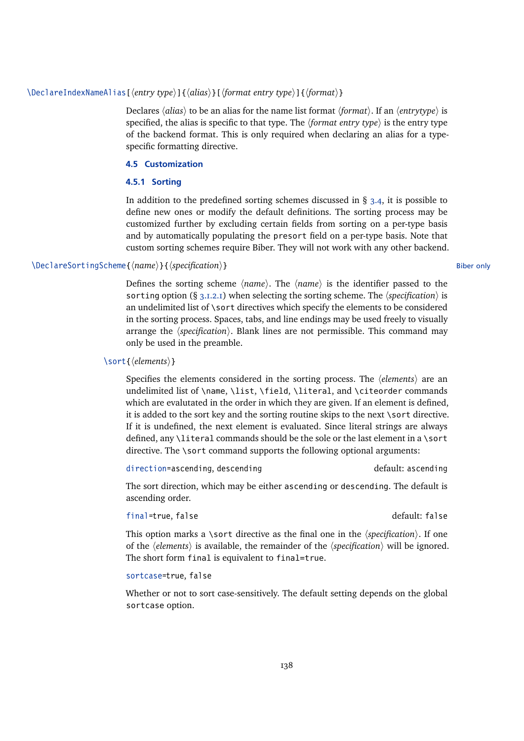`\DeclareIndexNameAlias[⟨entry type⟩]{⟨alias⟩}[⟨format entry type⟩]{⟨format⟩}`

Declares ⟨*alias*⟩ to be an alias for the name list format ⟨*format*⟩. If an ⟨*entrytype*⟩ is specified, the alias is specific to that type. The ⟨*format entry type*⟩ is the entry type of the backend format. This is only required when declaring an alias for a type-specific formatting directive.

## 4.5 Customization

### 4.5.1 Sorting

In addition to the predefined sorting schemes discussed in § 3.4, it is possible to define new ones or modify the default definitions. The sorting process may be customized further by excluding certain fields from sorting on a per-type basis and by automatically populating the `presort` field on a per-type basis. Note that custom sorting schemes require Biber. They will not work with any other backend.

`\DeclareSortingScheme{⟨name⟩}{⟨specification⟩}` — Biber only

Defines the sorting scheme ⟨*name*⟩. The ⟨*name*⟩ is the identifier passed to the `sorting` option (§ 3.1.2.1) when selecting the sorting scheme. The ⟨*specification*⟩ is an undelimited list of `\sort` directives which specify the elements to be considered in the sorting process. Spaces, tabs, and line endings may be used freely to visually arrange the ⟨*specification*⟩. Blank lines are not permissible. This command may only be used in the preamble.

`\sort{⟨elements⟩}`

Specifies the elements considered in the sorting process. The ⟨*elements*⟩ are an undelimited list of `\name`, `\list`, `\field`, `\literal`, and `\citeorder` commands which are evalutated in the order in which they are given. If an element is defined, it is added to the sort key and the sorting routine skips to the next `\sort` directive. If it is undefined, the next element is evaluated. Since literal strings are always defined, any `\literal` commands should be the sole or the last element in a `\sort` directive. The `\sort` command supports the following optional arguments:

`direction=ascending, descending` — default: `ascending`

The sort direction, which may be either `ascending` or `descending`. The default is ascending order.

`final=true, false` — default: `false`

This option marks a `\sort` directive as the final one in the ⟨*specification*⟩. If one of the ⟨*elements*⟩ is available, the remainder of the ⟨*specification*⟩ will be ignored. The short form `final` is equivalent to `final=true`.

`sortcase=true, false`

Whether or not to sort case-sensitively. The default setting depends on the global `sortcase` option.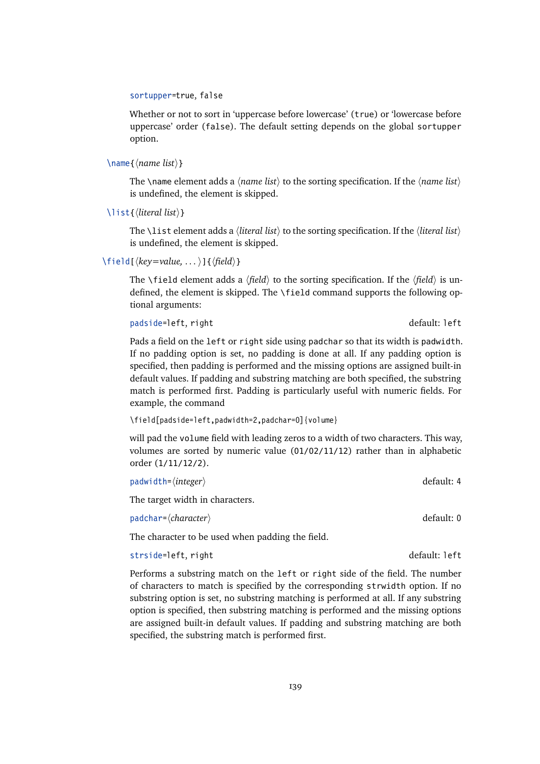`sortupper`=`true`, `false`

Whether or not to sort in 'uppercase before lowercase' (`true`) or 'lowercase before uppercase' order (`false`). The default setting depends on the global `sortupper` option.

`\name{⟨name list⟩}`

The `\name` element adds a ⟨*name list*⟩ to the sorting specification. If the ⟨*name list*⟩ is undefined, the element is skipped.

`\list{⟨literal list⟩}`

The `\list` element adds a ⟨*literal list*⟩ to the sorting specification. If the ⟨*literal list*⟩ is undefined, the element is skipped.

`\field[⟨key=value, ...⟩]{⟨field⟩}`

The `\field` element adds a ⟨*field*⟩ to the sorting specification. If the ⟨*field*⟩ is undefined, the element is skipped. The `\field` command supports the following optional arguments:

`padside`=`left`, `right` — default: `left`

Pads a field on the `left` or `right` side using `padchar` so that its width is `padwidth`. If no padding option is set, no padding is done at all. If any padding option is specified, then padding is performed and the missing options are assigned built-in default values. If padding and substring matching are both specified, the substring match is performed first. Padding is particularly useful with numeric fields. For example, the command

```
\field[padside=left,padwidth=2,padchar=0]{volume}
```

will pad the `volume` field with leading zeros to a width of two characters. This way, volumes are sorted by numeric value (`01/02/11/12`) rather than in alphabetic order (`1/11/12/2`).

`padwidth`=⟨*integer*⟩ — default: `4`

The target width in characters.

`padchar`=⟨*character*⟩ — default: `0`

The character to be used when padding the field.

`strside`=`left`, `right` — default: `left`

Performs a substring match on the `left` or `right` side of the field. The number of characters to match is specified by the corresponding `strwidth` option. If no substring option is set, no substring matching is performed at all. If any substring option is specified, then substring matching is performed and the missing options are assigned built-in default values. If padding and substring matching are both specified, the substring match is performed first.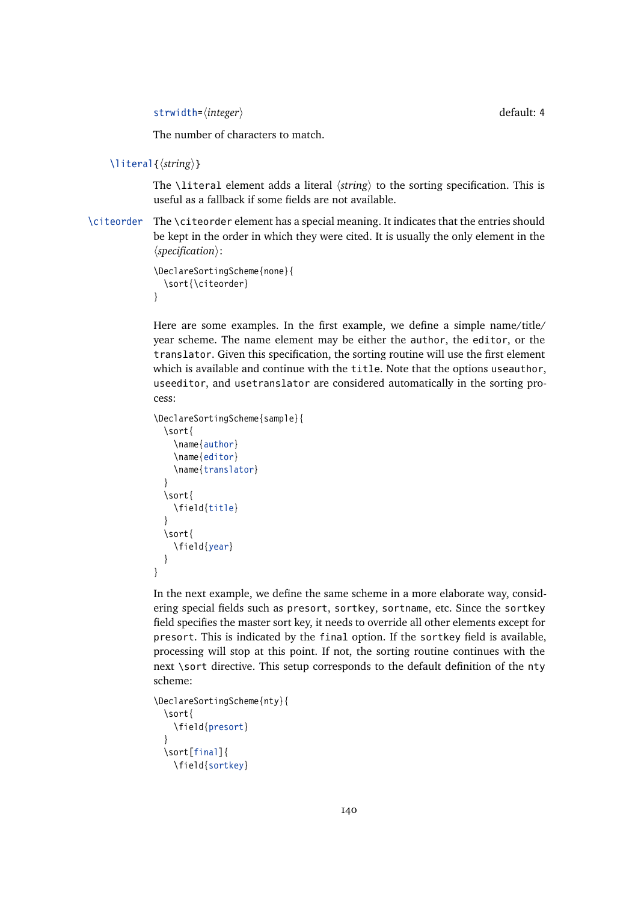`strwidth=⟨integer⟩` default: 4

The number of characters to match.

`\literal{⟨string⟩}`

The `\literal` element adds a literal ⟨*string*⟩ to the sorting specification. This is useful as a fallback if some fields are not available.

`\citeorder` The `\citeorder` element has a special meaning. It indicates that the entries should be kept in the order in which they were cited. It is usually the only element in the ⟨*specification*⟩:

```
\DeclareSortingScheme{none}{
  \sort{\citeorder}
}
```

Here are some examples. In the first example, we define a simple name/title/year scheme. The name element may be either the `author`, the `editor`, or the `translator`. Given this specification, the sorting routine will use the first element which is available and continue with the `title`. Note that the options `useauthor`, `useeditor`, and `usetranslator` are considered automatically in the sorting process:

```
\DeclareSortingScheme{sample}{
  \sort{
    \name{author}
    \name{editor}
    \name{translator}
  }
  \sort{
    \field{title}
  }
  \sort{
    \field{year}
  }
}
```

In the next example, we define the same scheme in a more elaborate way, considering special fields such as `presort`, `sortkey`, `sortname`, etc. Since the `sortkey` field specifies the master sort key, it needs to override all other elements except for `presort`. This is indicated by the `final` option. If the `sortkey` field is available, processing will stop at this point. If not, the sorting routine continues with the next `\sort` directive. This setup corresponds to the default definition of the `nty` scheme:

```
\DeclareSortingScheme{nty}{
  \sort{
    \field{presort}
  }
  \sort[final]{
    \field{sortkey}
```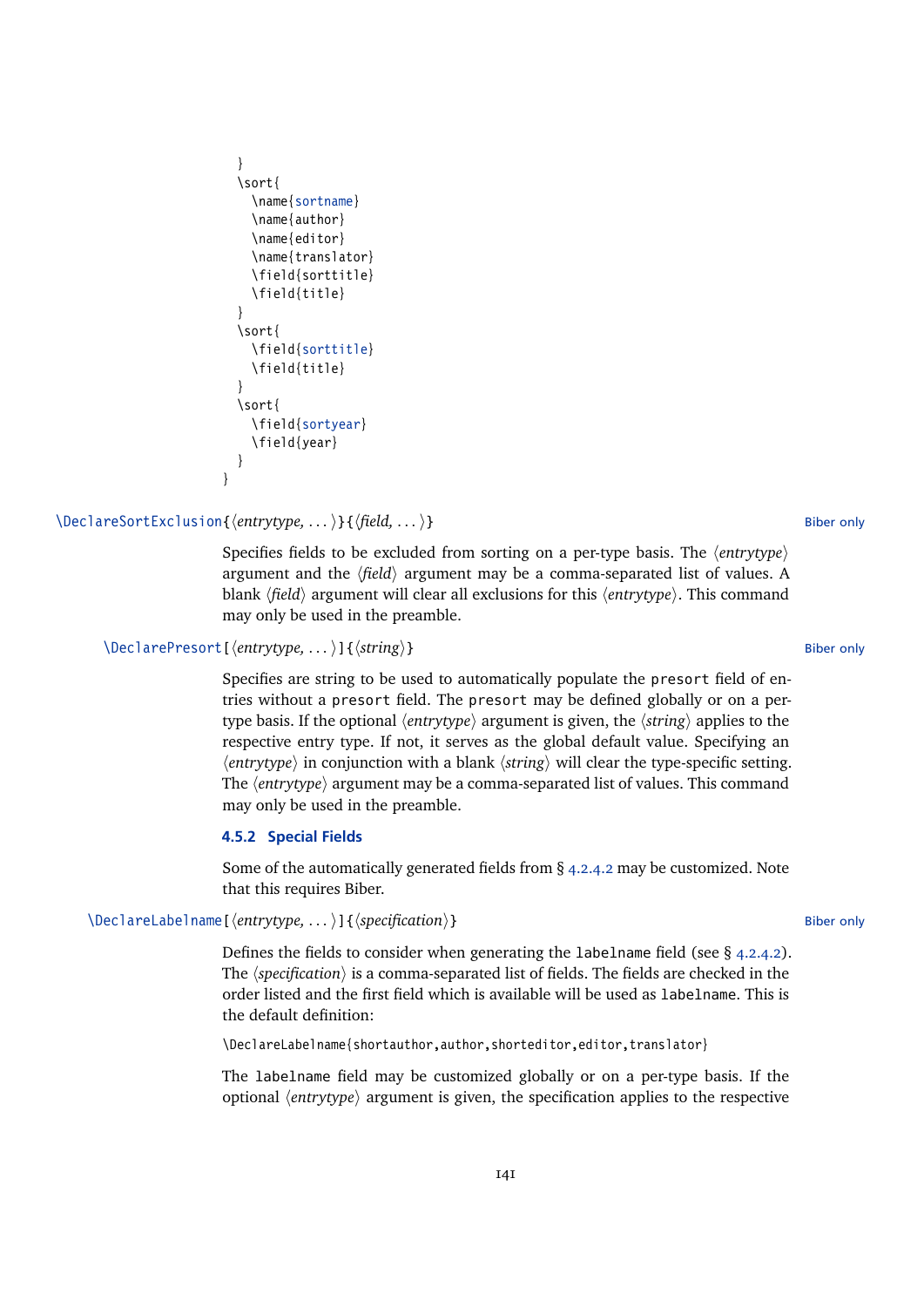```
  }
  \sort{
    \name{sortname}
    \name{author}
    \name{editor}
    \name{translator}
    \field{sorttitle}
    \field{title}
  }
  \sort{
    \field{sorttitle}
    \field{title}
  }
  \sort{
    \field{sortyear}
    \field{year}
  }
}
```

`\DeclareSortExclusion{⟨entrytype, ...⟩}{⟨field, ...⟩}` Biber only

Specifies fields to be excluded from sorting on a per-type basis. The ⟨*entrytype*⟩ argument and the ⟨*field*⟩ argument may be a comma-separated list of values. A blank ⟨*field*⟩ argument will clear all exclusions for this ⟨*entrytype*⟩. This command may only be used in the preamble.

`\DeclarePresort[⟨entrytype, ...⟩]{⟨string⟩}` Biber only

Specifies are string to be used to automatically populate the `presort` field of entries without a `presort` field. The `presort` may be defined globally or on a per-type basis. If the optional ⟨*entrytype*⟩ argument is given, the ⟨*string*⟩ applies to the respective entry type. If not, it serves as the global default value. Specifying an ⟨*entrytype*⟩ in conjunction with a blank ⟨*string*⟩ will clear the type-specific setting. The ⟨*entrytype*⟩ argument may be a comma-separated list of values. This command may only be used in the preamble.

### 4.5.2 Special Fields

Some of the automatically generated fields from § 4.2.4.2 may be customized. Note that this requires Biber.

`\DeclareLabelname[⟨entrytype, ...⟩]{⟨specification⟩}` Biber only

Defines the fields to consider when generating the `labelname` field (see § 4.2.4.2). The ⟨*specification*⟩ is a comma-separated list of fields. The fields are checked in the order listed and the first field which is available will be used as `labelname`. This is the default definition:

```
\DeclareLabelname{shortauthor,author,shorteditor,editor,translator}
```

The `labelname` field may be customized globally or on a per-type basis. If the optional ⟨*entrytype*⟩ argument is given, the specification applies to the respective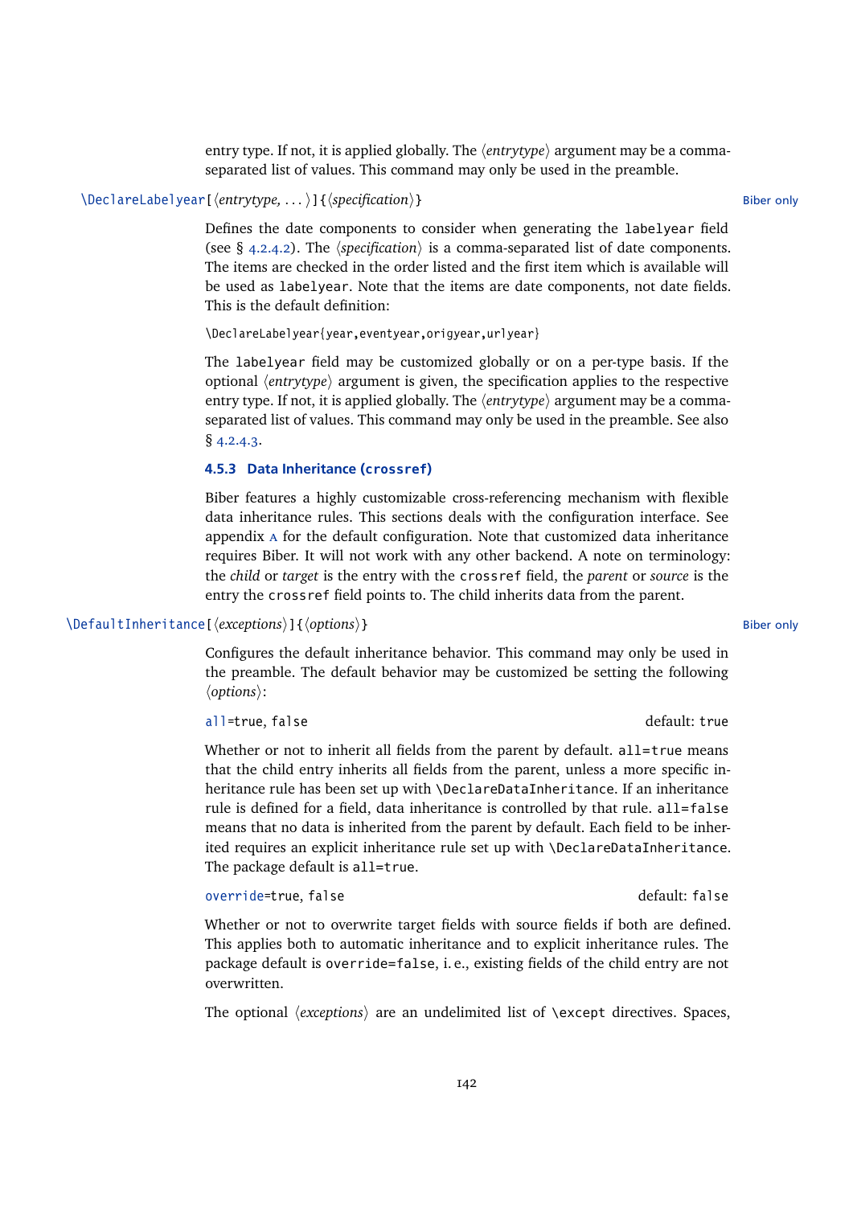entry type. If not, it is applied globally. The ⟨*entrytype*⟩ argument may be a comma-separated list of values. This command may only be used in the preamble.

`\DeclareLabelyear[⟨entrytype, ...⟩]{⟨specification⟩}` Biber only

Defines the date components to consider when generating the `labelyear` field (see § 4.2.4.2). The ⟨*specification*⟩ is a comma-separated list of date components. The items are checked in the order listed and the first item which is available will be used as `labelyear`. Note that the items are date components, not date fields. This is the default definition:

```
\DeclareLabelyear{year,eventyear,origyear,urlyear}
```

The `labelyear` field may be customized globally or on a per-type basis. If the optional ⟨*entrytype*⟩ argument is given, the specification applies to the respective entry type. If not, it is applied globally. The ⟨*entrytype*⟩ argument may be a comma-separated list of values. This command may only be used in the preamble. See also § 4.2.4.3.

### 4.5.3 Data Inheritance (crossref)

Biber features a highly customizable cross-referencing mechanism with flexible data inheritance rules. This sections deals with the configuration interface. See appendix A for the default configuration. Note that customized data inheritance requires Biber. It will not work with any other backend. A note on terminology: the *child* or *target* is the entry with the `crossref` field, the *parent* or *source* is the entry the `crossref` field points to. The child inherits data from the parent.

`\DefaultInheritance[⟨exceptions⟩]{⟨options⟩}` Biber only

Configures the default inheritance behavior. This command may only be used in the preamble. The default behavior may be customized be setting the following ⟨*options*⟩:

`all=true, false` default: `true`

Whether or not to inherit all fields from the parent by default. `all=true` means that the child entry inherits all fields from the parent, unless a more specific inheritance rule has been set up with `\DeclareDataInheritance`. If an inheritance rule is defined for a field, data inheritance is controlled by that rule. `all=false` means that no data is inherited from the parent by default. Each field to be inherited requires an explicit inheritance rule set up with `\DeclareDataInheritance`. The package default is `all=true`.

`override=true, false` default: `false`

Whether or not to overwrite target fields with source fields if both are defined. This applies both to automatic inheritance and to explicit inheritance rules. The package default is `override=false`, i. e., existing fields of the child entry are not overwritten.

The optional ⟨*exceptions*⟩ are an undelimited list of `\except` directives. Spaces,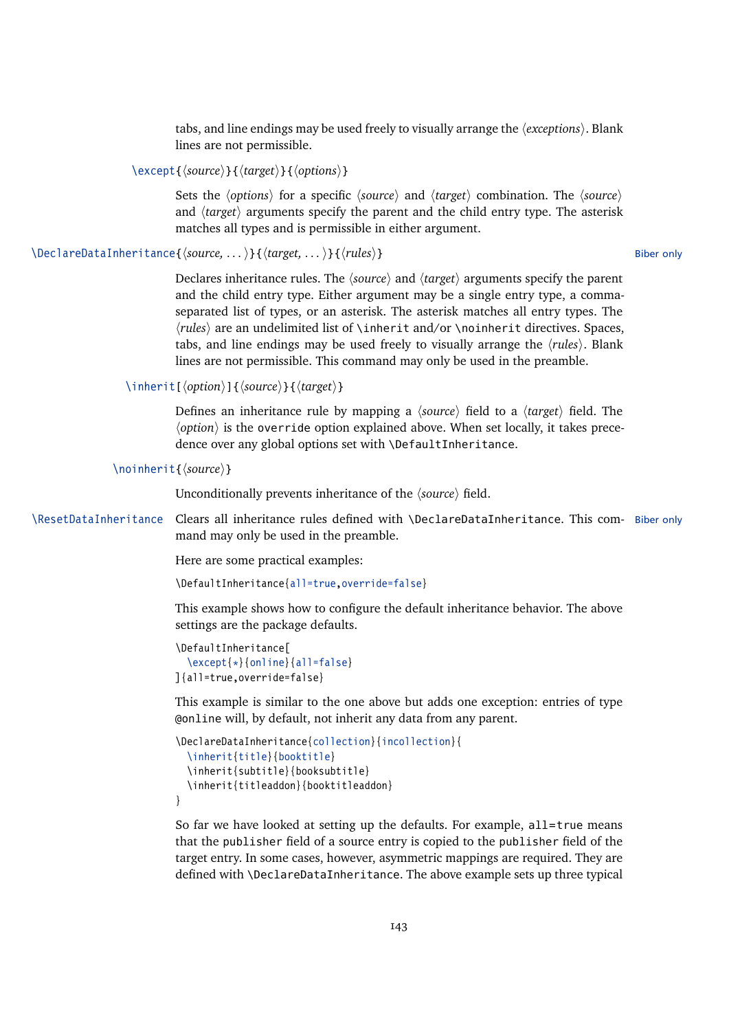tabs, and line endings may be used freely to visually arrange the ⟨*exceptions*⟩. Blank lines are not permissible.

`\except{⟨source⟩}{⟨target⟩}{⟨options⟩}`

Sets the ⟨*options*⟩ for a specific ⟨*source*⟩ and ⟨*target*⟩ combination. The ⟨*source*⟩ and ⟨*target*⟩ arguments specify the parent and the child entry type. The asterisk matches all types and is permissible in either argument.

`\DeclareDataInheritance{⟨source, ...⟩}{⟨target, ...⟩}{⟨rules⟩}` Biber only

Declares inheritance rules. The ⟨*source*⟩ and ⟨*target*⟩ arguments specify the parent and the child entry type. Either argument may be a single entry type, a comma-separated list of types, or an asterisk. The asterisk matches all entry types. The ⟨*rules*⟩ are an undelimited list of `\inherit` and/or `\noinherit` directives. Spaces, tabs, and line endings may be used freely to visually arrange the ⟨*rules*⟩. Blank lines are not permissible. This command may only be used in the preamble.

`\inherit[⟨option⟩]{⟨source⟩}{⟨target⟩}`

Defines an inheritance rule by mapping a ⟨*source*⟩ field to a ⟨*target*⟩ field. The ⟨*option*⟩ is the `override` option explained above. When set locally, it takes precedence over any global options set with `\DefaultInheritance`.

`\noinherit{⟨source⟩}`

Unconditionally prevents inheritance of the ⟨*source*⟩ field.

`\ResetDataInheritance` Biber only

Clears all inheritance rules defined with `\DeclareDataInheritance`. This command may only be used in the preamble.

Here are some practical examples:

```
\DefaultInheritance{all=true,override=false}
```

This example shows how to configure the default inheritance behavior. The above settings are the package defaults.

```
\DefaultInheritance[
  \except{*}{online}{all=false}
]{all=true,override=false}
```

This example is similar to the one above but adds one exception: entries of type `@online` will, by default, not inherit any data from any parent.

```
\DeclareDataInheritance{collection}{incollection}{
  \inherit{title}{booktitle}
  \inherit{subtitle}{booksubtitle}
  \inherit{titleaddon}{booktitleaddon}
}
```

So far we have looked at setting up the defaults. For example, `all=true` means that the `publisher` field of a source entry is copied to the `publisher` field of the target entry. In some cases, however, asymmetric mappings are required. They are defined with `\DeclareDataInheritance`. The above example sets up three typical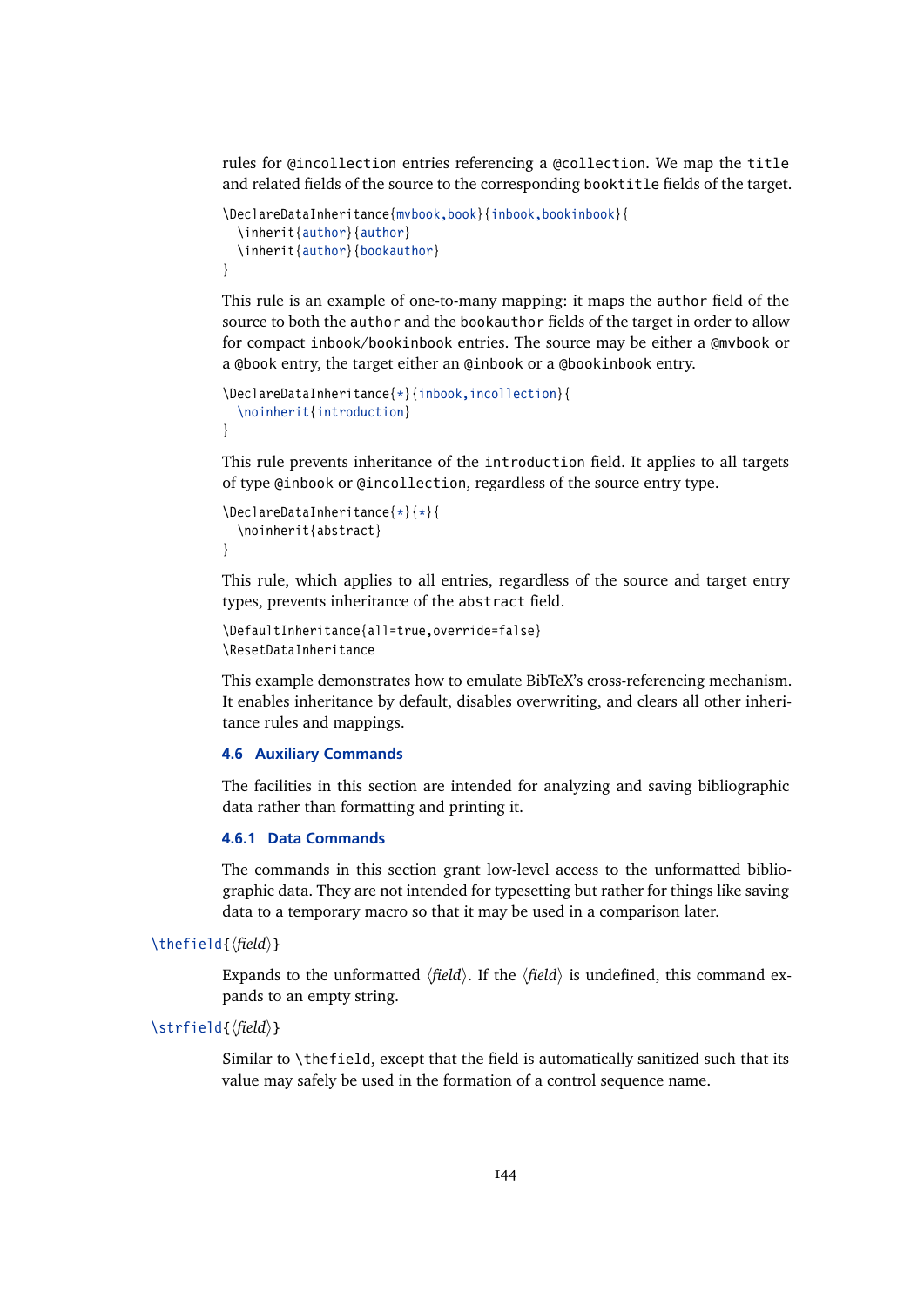rules for `@incollection` entries referencing a `@collection`. We map the `title` and related fields of the source to the corresponding `booktitle` fields of the target.

```
\DeclareDataInheritance{mvbook,book}{inbook,bookinbook}{
  \inherit{author}{author}
  \inherit{author}{bookauthor}
}
```

This rule is an example of one-to-many mapping: it maps the `author` field of the source to both the `author` and the `bookauthor` fields of the target in order to allow for compact `inbook`/`bookinbook` entries. The source may be either a `@mvbook` or a `@book` entry, the target either an `@inbook` or a `@bookinbook` entry.

```
\DeclareDataInheritance{*}{inbook,incollection}{
  \noinherit{introduction}
}
```

This rule prevents inheritance of the `introduction` field. It applies to all targets of type `@inbook` or `@incollection`, regardless of the source entry type.

```
\DeclareDataInheritance{*}{*}{
  \noinherit{abstract}
}
```

This rule, which applies to all entries, regardless of the source and target entry types, prevents inheritance of the `abstract` field.

```
\DefaultInheritance{all=true,override=false}
\ResetDataInheritance
```

This example demonstrates how to emulate BibTeX's cross-referencing mechanism. It enables inheritance by default, disables overwriting, and clears all other inheritance rules and mappings.

### 4.6 Auxiliary Commands

The facilities in this section are intended for analyzing and saving bibliographic data rather than formatting and printing it.

#### 4.6.1 Data Commands

The commands in this section grant low-level access to the unformatted bibliographic data. They are not intended for typesetting but rather for things like saving data to a temporary macro so that it may be used in a comparison later.

`\thefield{⟨field⟩}`

Expands to the unformatted ⟨*field*⟩. If the ⟨*field*⟩ is undefined, this command expands to an empty string.

`\strfield{⟨field⟩}`

Similar to `\thefield`, except that the field is automatically sanitized such that its value may safely be used in the formation of a control sequence name.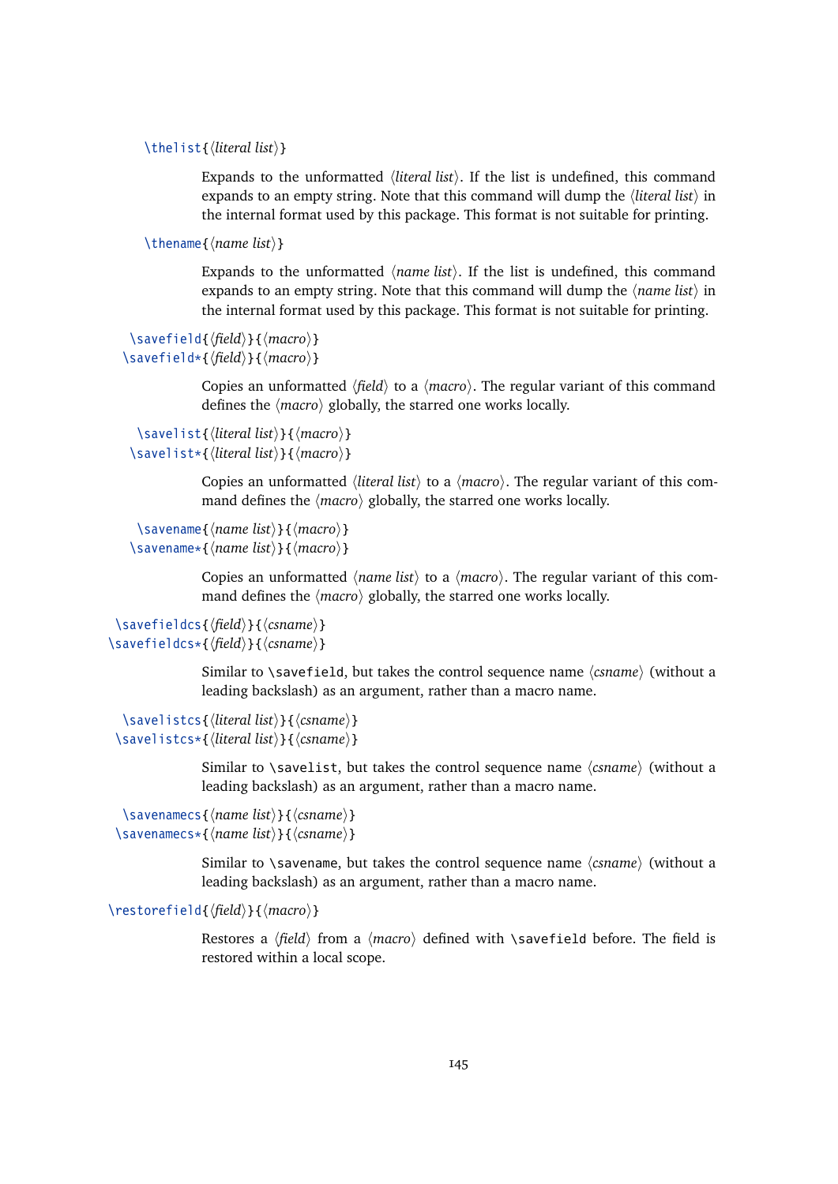`\thelist{⟨literal list⟩}`

Expands to the unformatted ⟨*literal list*⟩. If the list is undefined, this command expands to an empty string. Note that this command will dump the ⟨*literal list*⟩ in the internal format used by this package. This format is not suitable for printing.

`\thename{⟨name list⟩}`

Expands to the unformatted ⟨*name list*⟩. If the list is undefined, this command expands to an empty string. Note that this command will dump the ⟨*name list*⟩ in the internal format used by this package. This format is not suitable for printing.

`\savefield{⟨field⟩}{⟨macro⟩}`
`\savefield*{⟨field⟩}{⟨macro⟩}`

Copies an unformatted ⟨*field*⟩ to a ⟨*macro*⟩. The regular variant of this command defines the ⟨*macro*⟩ globally, the starred one works locally.

`\savelist{⟨literal list⟩}{⟨macro⟩}`
`\savelist*{⟨literal list⟩}{⟨macro⟩}`

Copies an unformatted ⟨*literal list*⟩ to a ⟨*macro*⟩. The regular variant of this command defines the ⟨*macro*⟩ globally, the starred one works locally.

`\savename{⟨name list⟩}{⟨macro⟩}`
`\savename*{⟨name list⟩}{⟨macro⟩}`

Copies an unformatted ⟨*name list*⟩ to a ⟨*macro*⟩. The regular variant of this command defines the ⟨*macro*⟩ globally, the starred one works locally.

`\savefieldcs{⟨field⟩}{⟨csname⟩}`
`\savefieldcs*{⟨field⟩}{⟨csname⟩}`

Similar to `\savefield`, but takes the control sequence name ⟨*csname*⟩ (without a leading backslash) as an argument, rather than a macro name.

`\savelistcs{⟨literal list⟩}{⟨csname⟩}`
`\savelistcs*{⟨literal list⟩}{⟨csname⟩}`

Similar to `\savelist`, but takes the control sequence name ⟨*csname*⟩ (without a leading backslash) as an argument, rather than a macro name.

`\savenamecs{⟨name list⟩}{⟨csname⟩}`
`\savenamecs*{⟨name list⟩}{⟨csname⟩}`

Similar to `\savename`, but takes the control sequence name ⟨*csname*⟩ (without a leading backslash) as an argument, rather than a macro name.

`\restorefield{⟨field⟩}{⟨macro⟩}`

Restores a ⟨*field*⟩ from a ⟨*macro*⟩ defined with `\savefield` before. The field is restored within a local scope.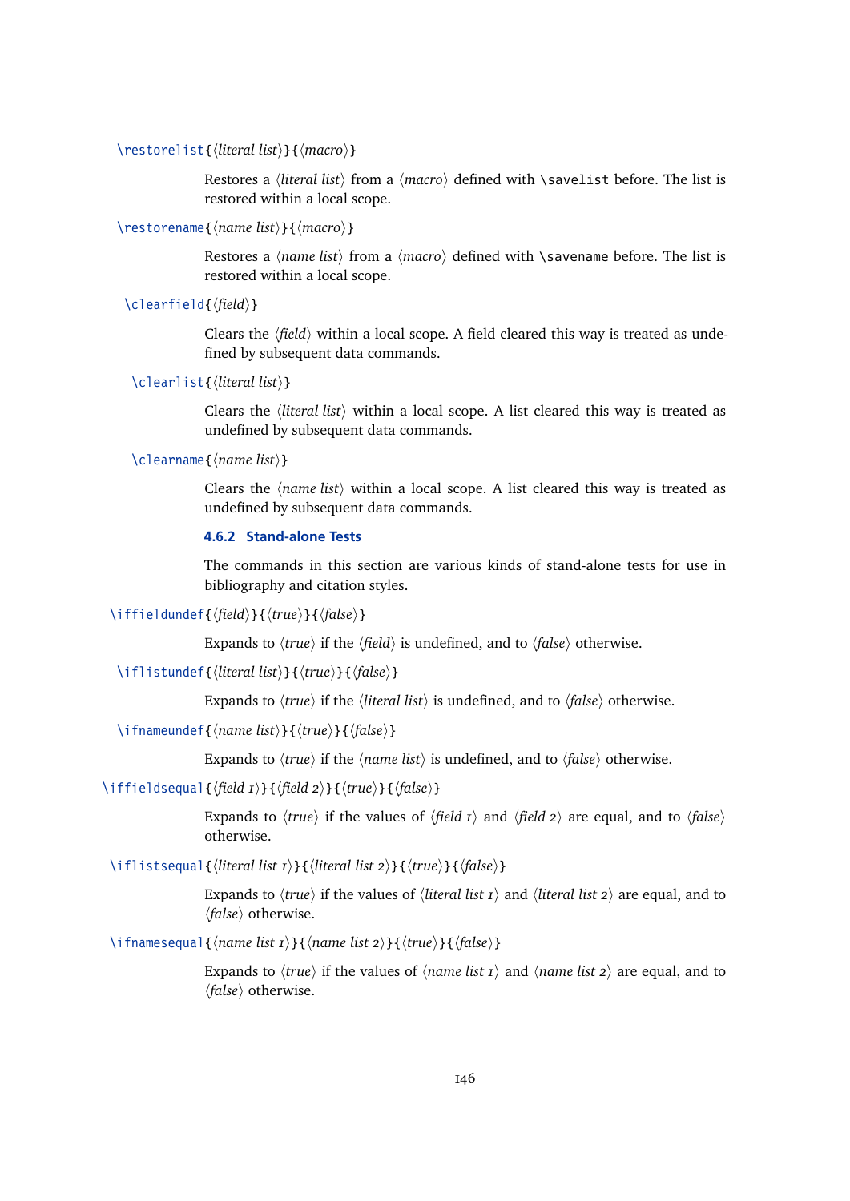`\restorelist{⟨literal list⟩}{⟨macro⟩}`

Restores a ⟨*literal list*⟩ from a ⟨*macro*⟩ defined with `\savelist` before. The list is restored within a local scope.

`\restorename{⟨name list⟩}{⟨macro⟩}`

Restores a ⟨*name list*⟩ from a ⟨*macro*⟩ defined with `\savename` before. The list is restored within a local scope.

`\clearfield{⟨field⟩}`

Clears the ⟨*field*⟩ within a local scope. A field cleared this way is treated as undefined by subsequent data commands.

`\clearlist{⟨literal list⟩}`

Clears the ⟨*literal list*⟩ within a local scope. A list cleared this way is treated as undefined by subsequent data commands.

`\clearname{⟨name list⟩}`

Clears the ⟨*name list*⟩ within a local scope. A list cleared this way is treated as undefined by subsequent data commands.

### 4.6.2 Stand-alone Tests

The commands in this section are various kinds of stand-alone tests for use in bibliography and citation styles.

`\iffieldundef{⟨field⟩}{⟨true⟩}{⟨false⟩}`

Expands to ⟨*true*⟩ if the ⟨*field*⟩ is undefined, and to ⟨*false*⟩ otherwise.

`\iflistundef{⟨literal list⟩}{⟨true⟩}{⟨false⟩}`

Expands to ⟨*true*⟩ if the ⟨*literal list*⟩ is undefined, and to ⟨*false*⟩ otherwise.

`\ifnameundef{⟨name list⟩}{⟨true⟩}{⟨false⟩}`

Expands to ⟨*true*⟩ if the ⟨*name list*⟩ is undefined, and to ⟨*false*⟩ otherwise.

`\iffieldsequal{⟨field 1⟩}{⟨field 2⟩}{⟨true⟩}{⟨false⟩}`

Expands to ⟨*true*⟩ if the values of ⟨*field 1*⟩ and ⟨*field 2*⟩ are equal, and to ⟨*false*⟩ otherwise.

`\iflistsequal{⟨literal list 1⟩}{⟨literal list 2⟩}{⟨true⟩}{⟨false⟩}`

Expands to ⟨*true*⟩ if the values of ⟨*literal list 1*⟩ and ⟨*literal list 2*⟩ are equal, and to ⟨*false*⟩ otherwise.

`\ifnamesequal{⟨name list 1⟩}{⟨name list 2⟩}{⟨true⟩}{⟨false⟩}`

Expands to ⟨*true*⟩ if the values of ⟨*name list 1*⟩ and ⟨*name list 2*⟩ are equal, and to ⟨*false*⟩ otherwise.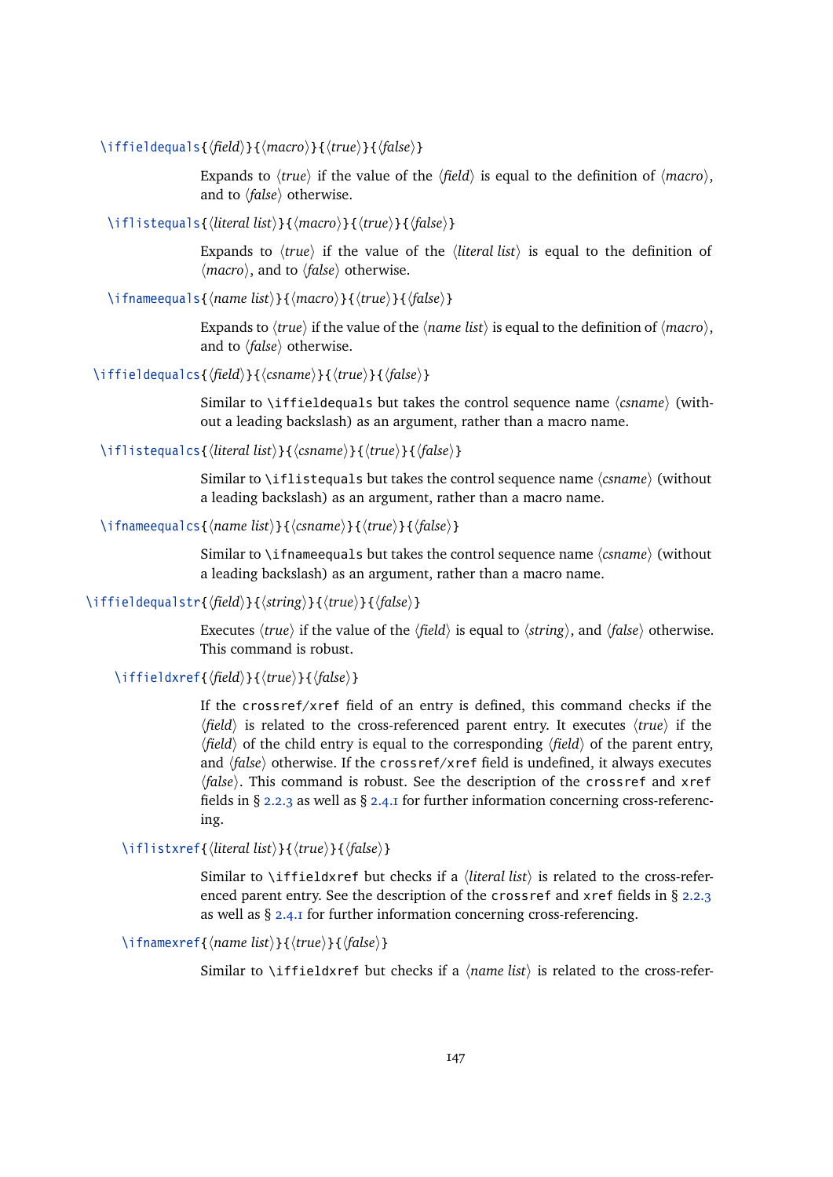`\iffieldequals{⟨field⟩}{⟨macro⟩}{⟨true⟩}{⟨false⟩}`

Expands to ⟨*true*⟩ if the value of the ⟨*field*⟩ is equal to the definition of ⟨*macro*⟩, and to ⟨*false*⟩ otherwise.

`\iflistequals{⟨literal list⟩}{⟨macro⟩}{⟨true⟩}{⟨false⟩}`

Expands to ⟨*true*⟩ if the value of the ⟨*literal list*⟩ is equal to the definition of ⟨*macro*⟩, and to ⟨*false*⟩ otherwise.

`\ifnameequals{⟨name list⟩}{⟨macro⟩}{⟨true⟩}{⟨false⟩}`

Expands to ⟨*true*⟩ if the value of the ⟨*name list*⟩ is equal to the definition of ⟨*macro*⟩, and to ⟨*false*⟩ otherwise.

`\iffieldequalcs{⟨field⟩}{⟨csname⟩}{⟨true⟩}{⟨false⟩}`

Similar to `\iffieldequals` but takes the control sequence name ⟨*csname*⟩ (without a leading backslash) as an argument, rather than a macro name.

`\iflistequalcs{⟨literal list⟩}{⟨csname⟩}{⟨true⟩}{⟨false⟩}`

Similar to `\iflistequals` but takes the control sequence name ⟨*csname*⟩ (without a leading backslash) as an argument, rather than a macro name.

`\ifnameequalcs{⟨name list⟩}{⟨csname⟩}{⟨true⟩}{⟨false⟩}`

Similar to `\ifnameequals` but takes the control sequence name ⟨*csname*⟩ (without a leading backslash) as an argument, rather than a macro name.

`\iffieldequalstr{⟨field⟩}{⟨string⟩}{⟨true⟩}{⟨false⟩}`

Executes ⟨*true*⟩ if the value of the ⟨*field*⟩ is equal to ⟨*string*⟩, and ⟨*false*⟩ otherwise. This command is robust.

`\iffieldxref{⟨field⟩}{⟨true⟩}{⟨false⟩}`

If the `crossref`/`xref` field of an entry is defined, this command checks if the ⟨*field*⟩ is related to the cross-referenced parent entry. It executes ⟨*true*⟩ if the ⟨*field*⟩ of the child entry is equal to the corresponding ⟨*field*⟩ of the parent entry, and ⟨*false*⟩ otherwise. If the `crossref`/`xref` field is undefined, it always executes ⟨*false*⟩. This command is robust. See the description of the `crossref` and `xref` fields in § 2.2.3 as well as § 2.4.1 for further information concerning cross-referencing.

`\iflistxref{⟨literal list⟩}{⟨true⟩}{⟨false⟩}`

Similar to `\iffieldxref` but checks if a ⟨*literal list*⟩ is related to the cross-referenced parent entry. See the description of the `crossref` and `xref` fields in § 2.2.3 as well as § 2.4.1 for further information concerning cross-referencing.

`\ifnamexref{⟨name list⟩}{⟨true⟩}{⟨false⟩}`

Similar to `\iffieldxref` but checks if a ⟨*name list*⟩ is related to the cross-refer-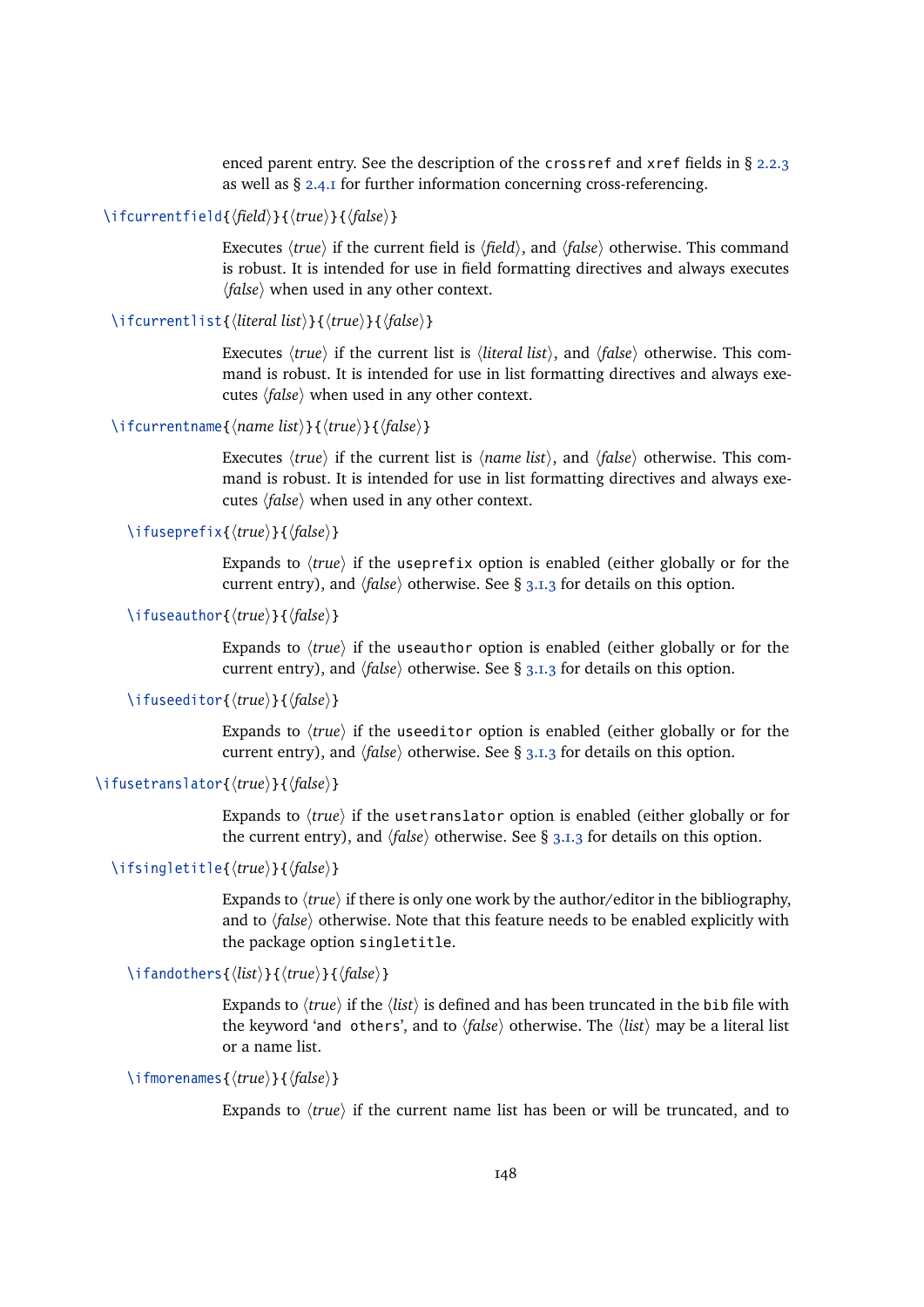enced parent entry. See the description of the `crossref` and `xref` fields in § 2.2.3 as well as § 2.4.1 for further information concerning cross-referencing.

`\ifcurrentfield{⟨field⟩}{⟨true⟩}{⟨false⟩}`

Executes ⟨*true*⟩ if the current field is ⟨*field*⟩, and ⟨*false*⟩ otherwise. This command is robust. It is intended for use in field formatting directives and always executes ⟨*false*⟩ when used in any other context.

`\ifcurrentlist{⟨literal list⟩}{⟨true⟩}{⟨false⟩}`

Executes ⟨*true*⟩ if the current list is ⟨*literal list*⟩, and ⟨*false*⟩ otherwise. This command is robust. It is intended for use in list formatting directives and always executes ⟨*false*⟩ when used in any other context.

`\ifcurrentname{⟨name list⟩}{⟨true⟩}{⟨false⟩}`

Executes ⟨*true*⟩ if the current list is ⟨*name list*⟩, and ⟨*false*⟩ otherwise. This command is robust. It is intended for use in list formatting directives and always executes ⟨*false*⟩ when used in any other context.

`\ifuseprefix{⟨true⟩}{⟨false⟩}`

Expands to ⟨*true*⟩ if the `useprefix` option is enabled (either globally or for the current entry), and ⟨*false*⟩ otherwise. See § 3.1.3 for details on this option.

`\ifuseauthor{⟨true⟩}{⟨false⟩}`

Expands to ⟨*true*⟩ if the `useauthor` option is enabled (either globally or for the current entry), and ⟨*false*⟩ otherwise. See § 3.1.3 for details on this option.

`\ifuseeditor{⟨true⟩}{⟨false⟩}`

Expands to ⟨*true*⟩ if the `useeditor` option is enabled (either globally or for the current entry), and ⟨*false*⟩ otherwise. See § 3.1.3 for details on this option.

`\ifusetranslator{⟨true⟩}{⟨false⟩}`

Expands to ⟨*true*⟩ if the `usetranslator` option is enabled (either globally or for the current entry), and ⟨*false*⟩ otherwise. See § 3.1.3 for details on this option.

`\ifsingletitle{⟨true⟩}{⟨false⟩}`

Expands to ⟨*true*⟩ if there is only one work by the author/editor in the bibliography, and to ⟨*false*⟩ otherwise. Note that this feature needs to be enabled explicitly with the package option `singletitle`.

`\ifandothers{⟨list⟩}{⟨true⟩}{⟨false⟩}`

Expands to ⟨*true*⟩ if the ⟨*list*⟩ is defined and has been truncated in the `bib` file with the keyword '`and others`', and to ⟨*false*⟩ otherwise. The ⟨*list*⟩ may be a literal list or a name list.

`\ifmorenames{⟨true⟩}{⟨false⟩}`

Expands to ⟨*true*⟩ if the current name list has been or will be truncated, and to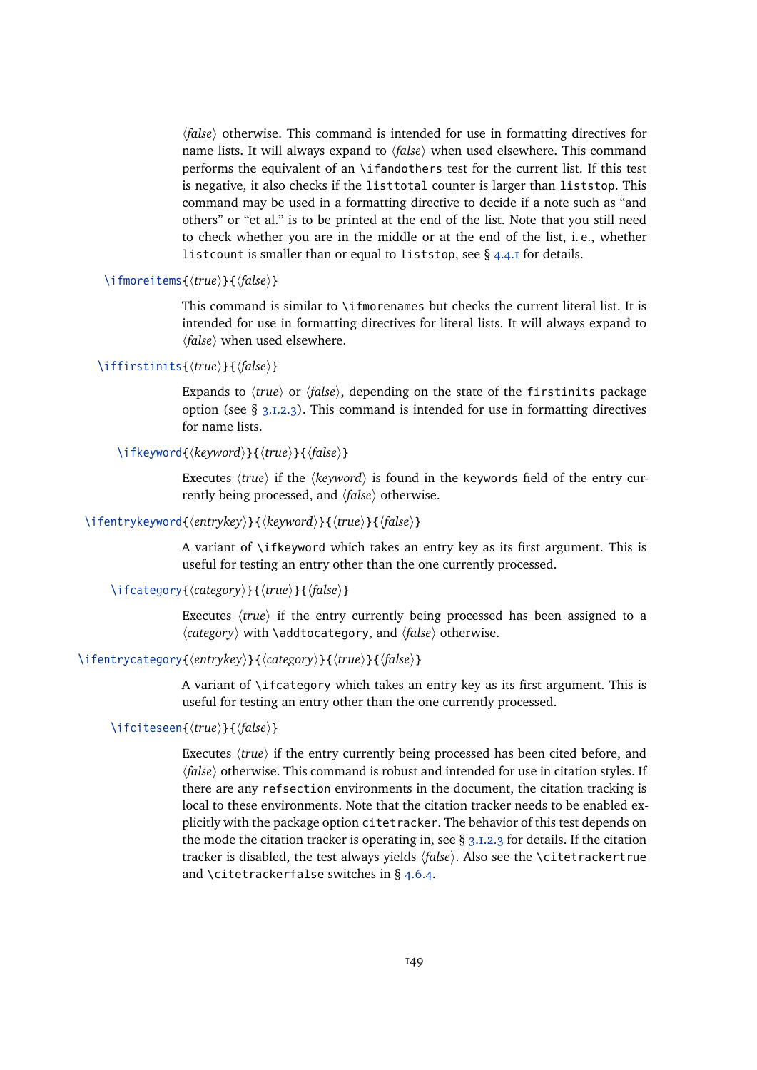⟨*false*⟩ otherwise. This command is intended for use in formatting directives for name lists. It will always expand to ⟨*false*⟩ when used elsewhere. This command performs the equivalent of an `\ifandothers` test for the current list. If this test is negative, it also checks if the `listtotal` counter is larger than `liststop`. This command may be used in a formatting directive to decide if a note such as "and others" or "et al." is to be printed at the end of the list. Note that you still need to check whether you are in the middle or at the end of the list, i. e., whether `listcount` is smaller than or equal to `liststop`, see § 4.4.1 for details.

`\ifmoreitems{`⟨*true*⟩`}{`⟨*false*⟩`}`

This command is similar to `\ifmorenames` but checks the current literal list. It is intended for use in formatting directives for literal lists. It will always expand to ⟨*false*⟩ when used elsewhere.

`\iffirstinits{`⟨*true*⟩`}{`⟨*false*⟩`}`

Expands to ⟨*true*⟩ or ⟨*false*⟩, depending on the state of the `firstinits` package option (see § 3.1.2.3). This command is intended for use in formatting directives for name lists.

`\ifkeyword{`⟨*keyword*⟩`}{`⟨*true*⟩`}{`⟨*false*⟩`}`

Executes ⟨*true*⟩ if the ⟨*keyword*⟩ is found in the `keywords` field of the entry currently being processed, and ⟨*false*⟩ otherwise.

`\ifentrykeyword{`⟨*entrykey*⟩`}{`⟨*keyword*⟩`}{`⟨*true*⟩`}{`⟨*false*⟩`}`

A variant of `\ifkeyword` which takes an entry key as its first argument. This is useful for testing an entry other than the one currently processed.

`\ifcategory{`⟨*category*⟩`}{`⟨*true*⟩`}{`⟨*false*⟩`}`

Executes ⟨*true*⟩ if the entry currently being processed has been assigned to a ⟨*category*⟩ with `\addtocategory`, and ⟨*false*⟩ otherwise.

`\ifentrycategory{`⟨*entrykey*⟩`}{`⟨*category*⟩`}{`⟨*true*⟩`}{`⟨*false*⟩`}`

A variant of `\ifcategory` which takes an entry key as its first argument. This is useful for testing an entry other than the one currently processed.

`\ifciteseen{`⟨*true*⟩`}{`⟨*false*⟩`}`

Executes ⟨*true*⟩ if the entry currently being processed has been cited before, and ⟨*false*⟩ otherwise. This command is robust and intended for use in citation styles. If there are any `refsection` environments in the document, the citation tracking is local to these environments. Note that the citation tracker needs to be enabled explicitly with the package option `citetracker`. The behavior of this test depends on the mode the citation tracker is operating in, see § 3.1.2.3 for details. If the citation tracker is disabled, the test always yields ⟨*false*⟩. Also see the `\citetrackertrue` and `\citetrackerfalse` switches in § 4.6.4.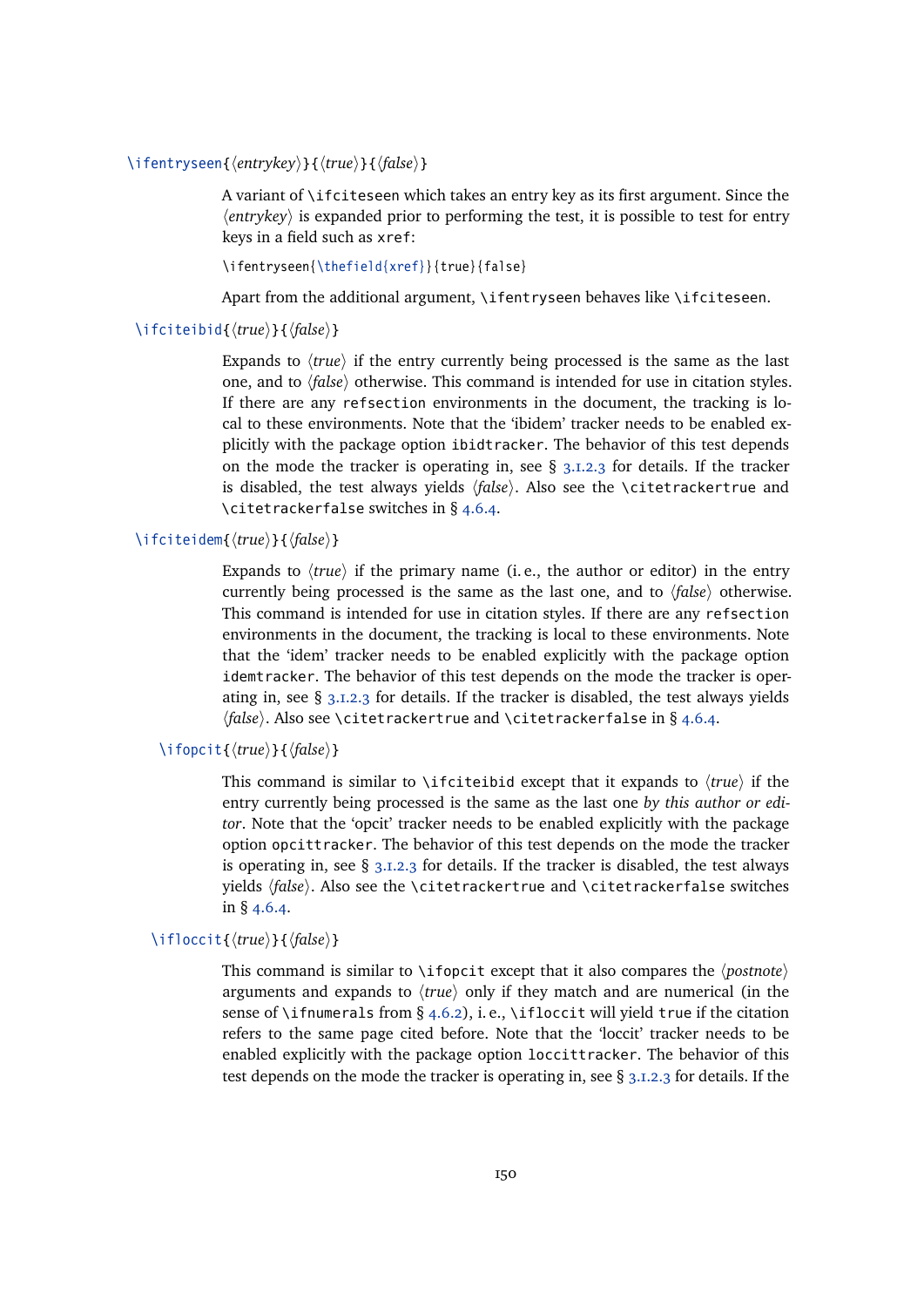`\ifentryseen{⟨entrykey⟩}{⟨true⟩}{⟨false⟩}`

A variant of `\ifciteseen` which takes an entry key as its first argument. Since the ⟨*entrykey*⟩ is expanded prior to performing the test, it is possible to test for entry keys in a field such as `xref`:

```
\ifentryseen{\thefield{xref}}{true}{false}
```

Apart from the additional argument, `\ifentryseen` behaves like `\ifciteseen`.

`\ifciteibid{⟨true⟩}{⟨false⟩}`

Expands to ⟨*true*⟩ if the entry currently being processed is the same as the last one, and to ⟨*false*⟩ otherwise. This command is intended for use in citation styles. If there are any `refsection` environments in the document, the tracking is local to these environments. Note that the 'ibidem' tracker needs to be enabled explicitly with the package option `ibidtracker`. The behavior of this test depends on the mode the tracker is operating in, see § 3.1.2.3 for details. If the tracker is disabled, the test always yields ⟨*false*⟩. Also see the `\citetrackertrue` and `\citetrackerfalse` switches in § 4.6.4.

`\ifciteidem{⟨true⟩}{⟨false⟩}`

Expands to ⟨*true*⟩ if the primary name (i. e., the author or editor) in the entry currently being processed is the same as the last one, and to ⟨*false*⟩ otherwise. This command is intended for use in citation styles. If there are any `refsection` environments in the document, the tracking is local to these environments. Note that the 'idem' tracker needs to be enabled explicitly with the package option `idemtracker`. The behavior of this test depends on the mode the tracker is operating in, see § 3.1.2.3 for details. If the tracker is disabled, the test always yields ⟨*false*⟩. Also see `\citetrackertrue` and `\citetrackerfalse` in § 4.6.4.

`\ifopcit{⟨true⟩}{⟨false⟩}`

This command is similar to `\ifciteibid` except that it expands to ⟨*true*⟩ if the entry currently being processed is the same as the last one *by this author or editor*. Note that the 'opcit' tracker needs to be enabled explicitly with the package option `opcittracker`. The behavior of this test depends on the mode the tracker is operating in, see § 3.1.2.3 for details. If the tracker is disabled, the test always yields ⟨*false*⟩. Also see the `\citetrackertrue` and `\citetrackerfalse` switches in § 4.6.4.

`\ifloccit{⟨true⟩}{⟨false⟩}`

This command is similar to `\ifopcit` except that it also compares the ⟨*postnote*⟩ arguments and expands to ⟨*true*⟩ only if they match and are numerical (in the sense of `\ifnumerals` from § 4.6.2), i. e., `\ifloccit` will yield `true` if the citation refers to the same page cited before. Note that the 'loccit' tracker needs to be enabled explicitly with the package option `loccittracker`. The behavior of this test depends on the mode the tracker is operating in, see § 3.1.2.3 for details. If the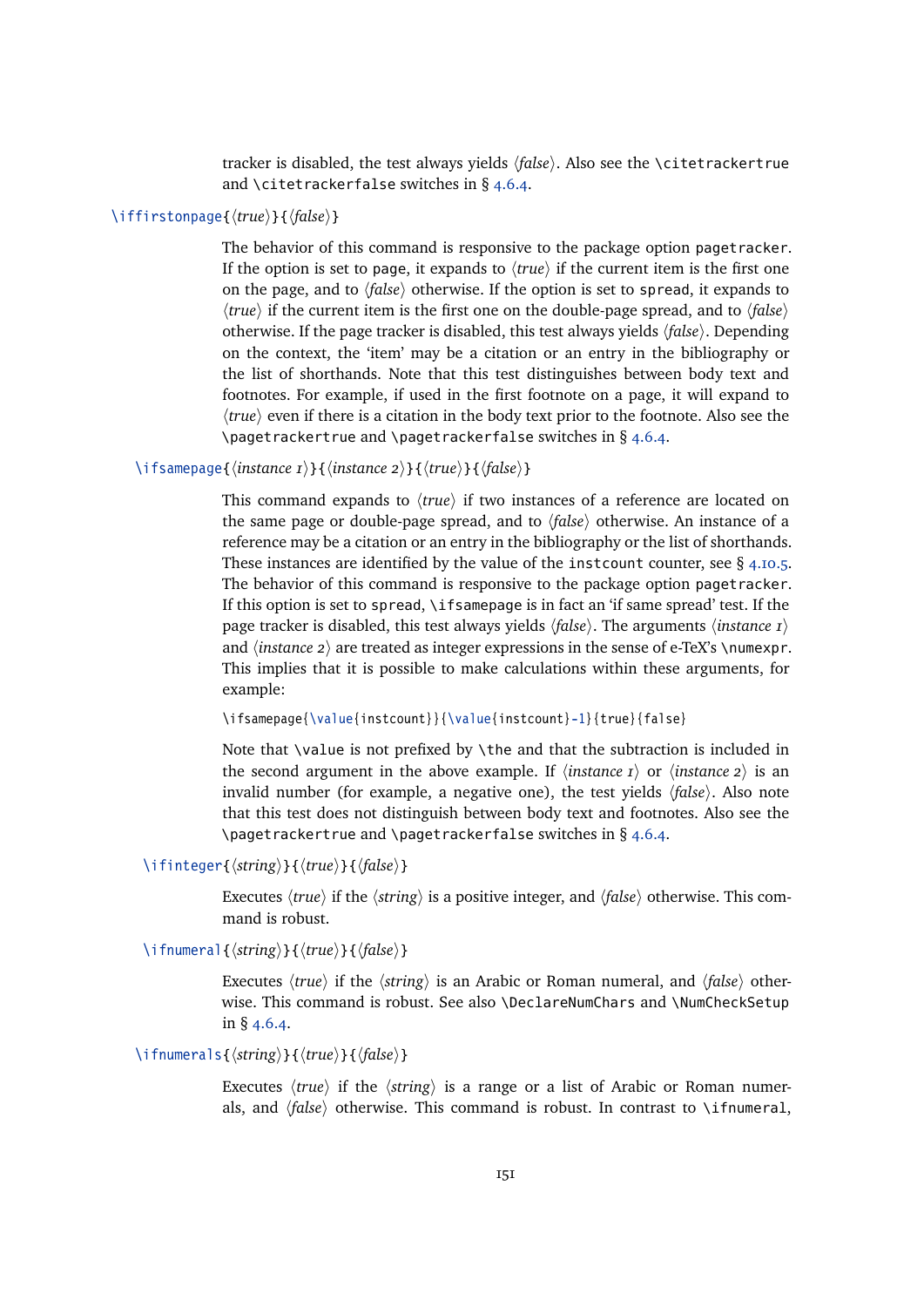tracker is disabled, the test always yields ⟨*false*⟩. Also see the `\citetrackertrue` and `\citetrackerfalse` switches in § 4.6.4.

`\iffirstonpage{⟨true⟩}{⟨false⟩}`

The behavior of this command is responsive to the package option `pagetracker`. If the option is set to `page`, it expands to ⟨*true*⟩ if the current item is the first one on the page, and to ⟨*false*⟩ otherwise. If the option is set to `spread`, it expands to ⟨*true*⟩ if the current item is the first one on the double-page spread, and to ⟨*false*⟩ otherwise. If the page tracker is disabled, this test always yields ⟨*false*⟩. Depending on the context, the 'item' may be a citation or an entry in the bibliography or the list of shorthands. Note that this test distinguishes between body text and footnotes. For example, if used in the first footnote on a page, it will expand to ⟨*true*⟩ even if there is a citation in the body text prior to the footnote. Also see the `\pagetrackertrue` and `\pagetrackerfalse` switches in § 4.6.4.

`\ifsamepage{⟨instance 1⟩}{⟨instance 2⟩}{⟨true⟩}{⟨false⟩}`

This command expands to ⟨*true*⟩ if two instances of a reference are located on the same page or double-page spread, and to ⟨*false*⟩ otherwise. An instance of a reference may be a citation or an entry in the bibliography or the list of shorthands. These instances are identified by the value of the `instcount` counter, see § 4.10.5. The behavior of this command is responsive to the package option `pagetracker`. If this option is set to `spread`, `\ifsamepage` is in fact an 'if same spread' test. If the page tracker is disabled, this test always yields ⟨*false*⟩. The arguments ⟨*instance 1*⟩ and ⟨*instance 2*⟩ are treated as integer expressions in the sense of e-TeX's `\numexpr`. This implies that it is possible to make calculations within these arguments, for example:

```
\ifsamepage{\value{instcount}}{\value{instcount}-1}{true}{false}
```

Note that `\value` is not prefixed by `\the` and that the subtraction is included in the second argument in the above example. If ⟨*instance 1*⟩ or ⟨*instance 2*⟩ is an invalid number (for example, a negative one), the test yields ⟨*false*⟩. Also note that this test does not distinguish between body text and footnotes. Also see the `\pagetrackertrue` and `\pagetrackerfalse` switches in § 4.6.4.

`\ifinteger{⟨string⟩}{⟨true⟩}{⟨false⟩}`

Executes ⟨*true*⟩ if the ⟨*string*⟩ is a positive integer, and ⟨*false*⟩ otherwise. This command is robust.

`\ifnumeral{⟨string⟩}{⟨true⟩}{⟨false⟩}`

Executes ⟨*true*⟩ if the ⟨*string*⟩ is an Arabic or Roman numeral, and ⟨*false*⟩ otherwise. This command is robust. See also `\DeclareNumChars` and `\NumCheckSetup` in § 4.6.4.

`\ifnumerals{⟨string⟩}{⟨true⟩}{⟨false⟩}`

Executes ⟨*true*⟩ if the ⟨*string*⟩ is a range or a list of Arabic or Roman numerals, and ⟨*false*⟩ otherwise. This command is robust. In contrast to `\ifnumeral`,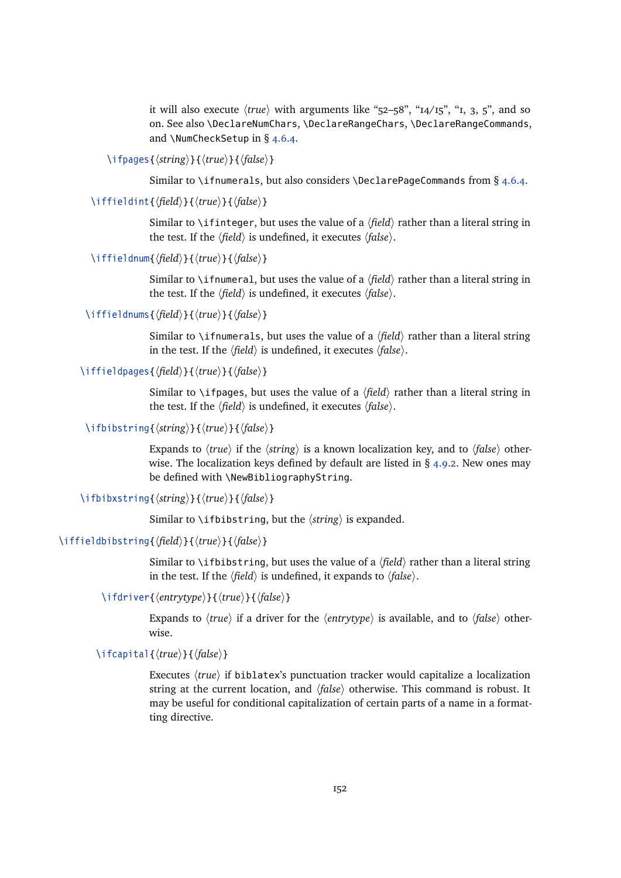it will also execute ⟨*true*⟩ with arguments like "52–58", "14/15", "1, 3, 5", and so on. See also `\DeclareNumChars`, `\DeclareRangeChars`, `\DeclareRangeCommands`, and `\NumCheckSetup` in § 4.6.4.

`\ifpages{⟨string⟩}{⟨true⟩}{⟨false⟩}`

Similar to `\ifnumerals`, but also considers `\DeclarePageCommands` from § 4.6.4.

`\iffieldint{⟨field⟩}{⟨true⟩}{⟨false⟩}`

Similar to `\ifinteger`, but uses the value of a ⟨*field*⟩ rather than a literal string in the test. If the ⟨*field*⟩ is undefined, it executes ⟨*false*⟩.

`\iffieldnum{⟨field⟩}{⟨true⟩}{⟨false⟩}`

Similar to `\ifnumeral`, but uses the value of a ⟨*field*⟩ rather than a literal string in the test. If the ⟨*field*⟩ is undefined, it executes ⟨*false*⟩.

`\iffieldnums{⟨field⟩}{⟨true⟩}{⟨false⟩}`

Similar to `\ifnumerals`, but uses the value of a ⟨*field*⟩ rather than a literal string in the test. If the ⟨*field*⟩ is undefined, it executes ⟨*false*⟩.

`\iffieldpages{⟨field⟩}{⟨true⟩}{⟨false⟩}`

Similar to `\ifpages`, but uses the value of a ⟨*field*⟩ rather than a literal string in the test. If the ⟨*field*⟩ is undefined, it executes ⟨*false*⟩.

`\ifbibstring{⟨string⟩}{⟨true⟩}{⟨false⟩}`

Expands to ⟨*true*⟩ if the ⟨*string*⟩ is a known localization key, and to ⟨*false*⟩ otherwise. The localization keys defined by default are listed in § 4.9.2. New ones may be defined with `\NewBibliographyString`.

`\ifbibxstring{⟨string⟩}{⟨true⟩}{⟨false⟩}`

Similar to `\ifbibstring`, but the ⟨*string*⟩ is expanded.

`\iffieldbibstring{⟨field⟩}{⟨true⟩}{⟨false⟩}`

Similar to `\ifbibstring`, but uses the value of a ⟨*field*⟩ rather than a literal string in the test. If the ⟨*field*⟩ is undefined, it expands to ⟨*false*⟩.

`\ifdriver{⟨entrytype⟩}{⟨true⟩}{⟨false⟩}`

Expands to ⟨*true*⟩ if a driver for the ⟨*entrytype*⟩ is available, and to ⟨*false*⟩ otherwise.

`\ifcapital{⟨true⟩}{⟨false⟩}`

Executes ⟨*true*⟩ if `biblatex`'s punctuation tracker would capitalize a localization string at the current location, and ⟨*false*⟩ otherwise. This command is robust. It may be useful for conditional capitalization of certain parts of a name in a formatting directive.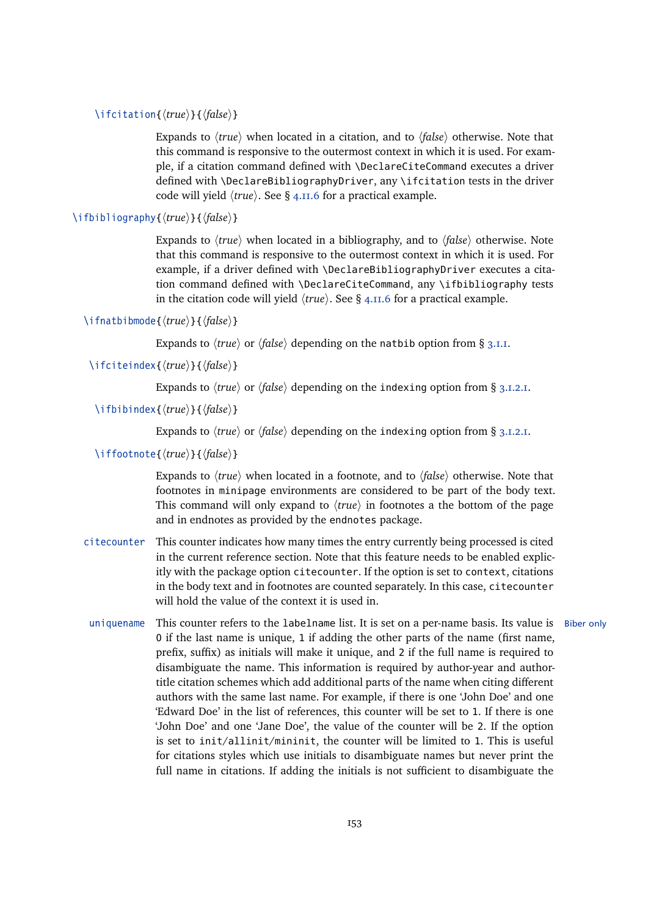`\ifcitation{⟨true⟩}{⟨false⟩}`

Expands to ⟨*true*⟩ when located in a citation, and to ⟨*false*⟩ otherwise. Note that this command is responsive to the outermost context in which it is used. For example, if a citation command defined with `\DeclareCiteCommand` executes a driver defined with `\DeclareBibliographyDriver`, any `\ifcitation` tests in the driver code will yield ⟨*true*⟩. See § 4.11.6 for a practical example.

`\ifbibliography{⟨true⟩}{⟨false⟩}`

Expands to ⟨*true*⟩ when located in a bibliography, and to ⟨*false*⟩ otherwise. Note that this command is responsive to the outermost context in which it is used. For example, if a driver defined with `\DeclareBibliographyDriver` executes a citation command defined with `\DeclareCiteCommand`, any `\ifbibliography` tests in the citation code will yield ⟨*true*⟩. See § 4.11.6 for a practical example.

`\ifnatbibmode{⟨true⟩}{⟨false⟩}`

Expands to ⟨*true*⟩ or ⟨*false*⟩ depending on the `natbib` option from § 3.1.1.

`\ifciteindex{⟨true⟩}{⟨false⟩}`

Expands to ⟨*true*⟩ or ⟨*false*⟩ depending on the `indexing` option from § 3.1.2.1.

`\ifbibindex{⟨true⟩}{⟨false⟩}`

Expands to ⟨*true*⟩ or ⟨*false*⟩ depending on the `indexing` option from § 3.1.2.1.

`\iffootnote{⟨true⟩}{⟨false⟩}`

Expands to ⟨*true*⟩ when located in a footnote, and to ⟨*false*⟩ otherwise. Note that footnotes in `minipage` environments are considered to be part of the body text. This command will only expand to ⟨*true*⟩ in footnotes a the bottom of the page and in endnotes as provided by the `endnotes` package.

`citecounter` This counter indicates how many times the entry currently being processed is cited in the current reference section. Note that this feature needs to be enabled explicitly with the package option `citecounter`. If the option is set to `context`, citations in the body text and in footnotes are counted separately. In this case, `citecounter` will hold the value of the context it is used in.

`uniquename` (Biber only) This counter refers to the `labelname` list. It is set on a per-name basis. Its value is `0` if the last name is unique, `1` if adding the other parts of the name (first name, prefix, suffix) as initials will make it unique, and `2` if the full name is required to disambiguate the name. This information is required by author-year and author-title citation schemes which add additional parts of the name when citing different authors with the same last name. For example, if there is one 'John Doe' and one 'Edward Doe' in the list of references, this counter will be set to `1`. If there is one 'John Doe' and one 'Jane Doe', the value of the counter will be `2`. If the option is set to `init`/`allinit`/`mininit`, the counter will be limited to `1`. This is useful for citations styles which use initials to disambiguate names but never print the full name in citations. If adding the initials is not sufficient to disambiguate the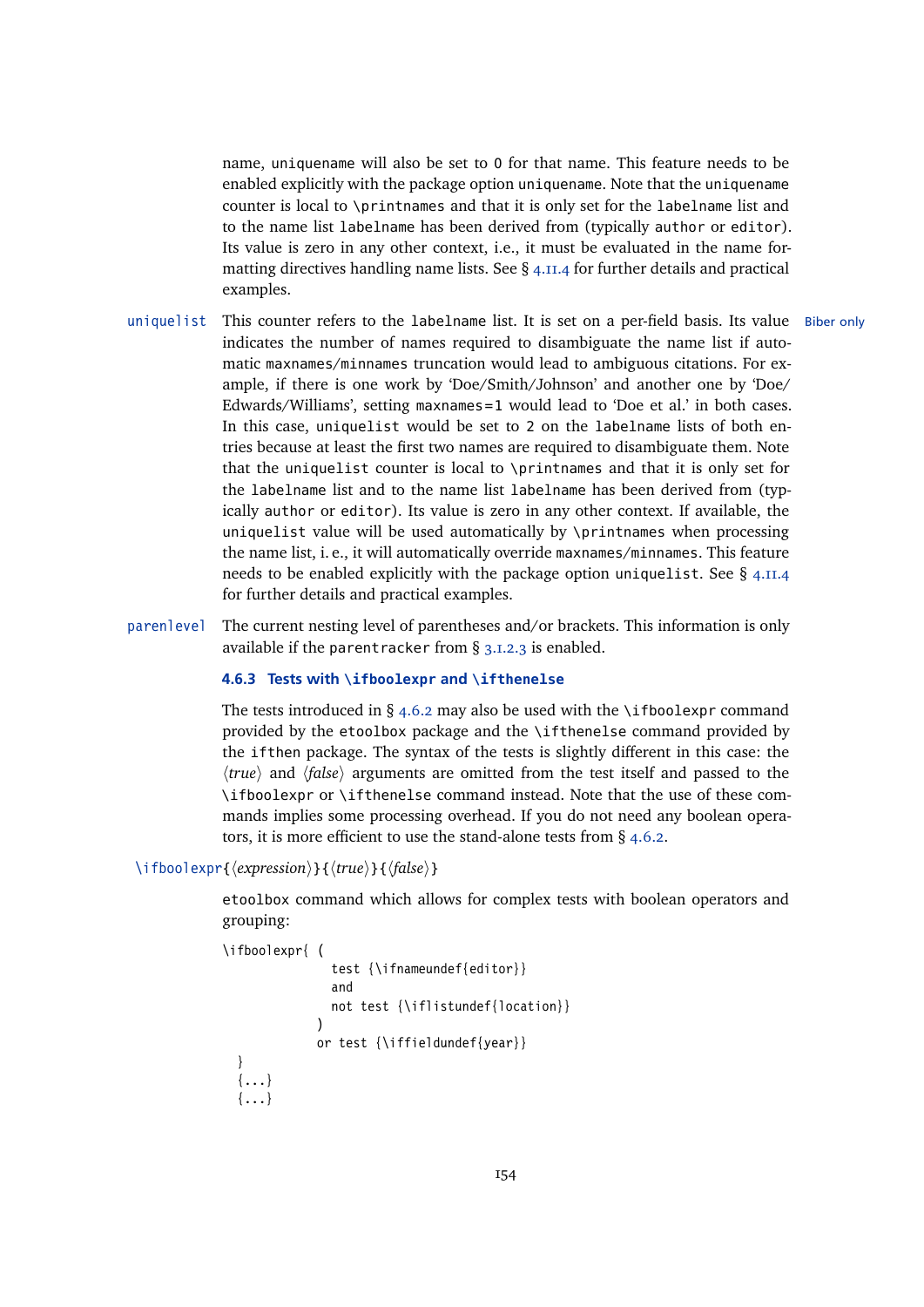name, `uniquename` will also be set to `0` for that name. This feature needs to be enabled explicitly with the package option `uniquename`. Note that the `uniquename` counter is local to `\printnames` and that it is only set for the `labelname` list and to the name list `labelname` has been derived from (typically `author` or `editor`). Its value is zero in any other context, i.e., it must be evaluated in the name formatting directives handling name lists. See § 4.11.4 for further details and practical examples.

`uniquelist` This counter refers to the `labelname` list. It is set on a per-field basis. Its value indicates the number of names required to disambiguate the name list if automatic `maxnames`/`minnames` truncation would lead to ambiguous citations. For example, if there is one work by 'Doe/Smith/Johnson' and another one by 'Doe/Edwards/Williams', setting `maxnames=1` would lead to 'Doe et al.' in both cases. In this case, `uniquelist` would be set to `2` on the `labelname` lists of both entries because at least the first two names are required to disambiguate them. Note that the `uniquelist` counter is local to `\printnames` and that it is only set for the `labelname` list and to the name list `labelname` has been derived from (typically `author` or `editor`). Its value is zero in any other context. If available, the `uniquelist` value will be used automatically by `\printnames` when processing the name list, i. e., it will automatically override `maxnames`/`minnames`. This feature needs to be enabled explicitly with the package option `uniquelist`. See § 4.11.4 for further details and practical examples. *Biber only*

`parenlevel` The current nesting level of parentheses and/or brackets. This information is only available if the `parentracker` from § 3.1.2.3 is enabled.

### 4.6.3 Tests with `\ifboolexpr` and `\ifthenelse`

The tests introduced in § 4.6.2 may also be used with the `\ifboolexpr` command provided by the `etoolbox` package and the `\ifthenelse` command provided by the `ifthen` package. The syntax of the tests is slightly different in this case: the ⟨*true*⟩ and ⟨*false*⟩ arguments are omitted from the test itself and passed to the `\ifboolexpr` or `\ifthenelse` command instead. Note that the use of these commands implies some processing overhead. If you do not need any boolean operators, it is more efficient to use the stand-alone tests from § 4.6.2.

`\ifboolexpr{`⟨*expression*⟩`}{`⟨*true*⟩`}{`⟨*false*⟩`}`

`etoolbox` command which allows for complex tests with boolean operators and grouping:

```
\ifboolexpr{ (
               test {\ifnameundef{editor}}
               and
               not test {\iflistundef{location}}
             )
             or test {\iffieldundef{year}}
  }
  {...}
  {...}
```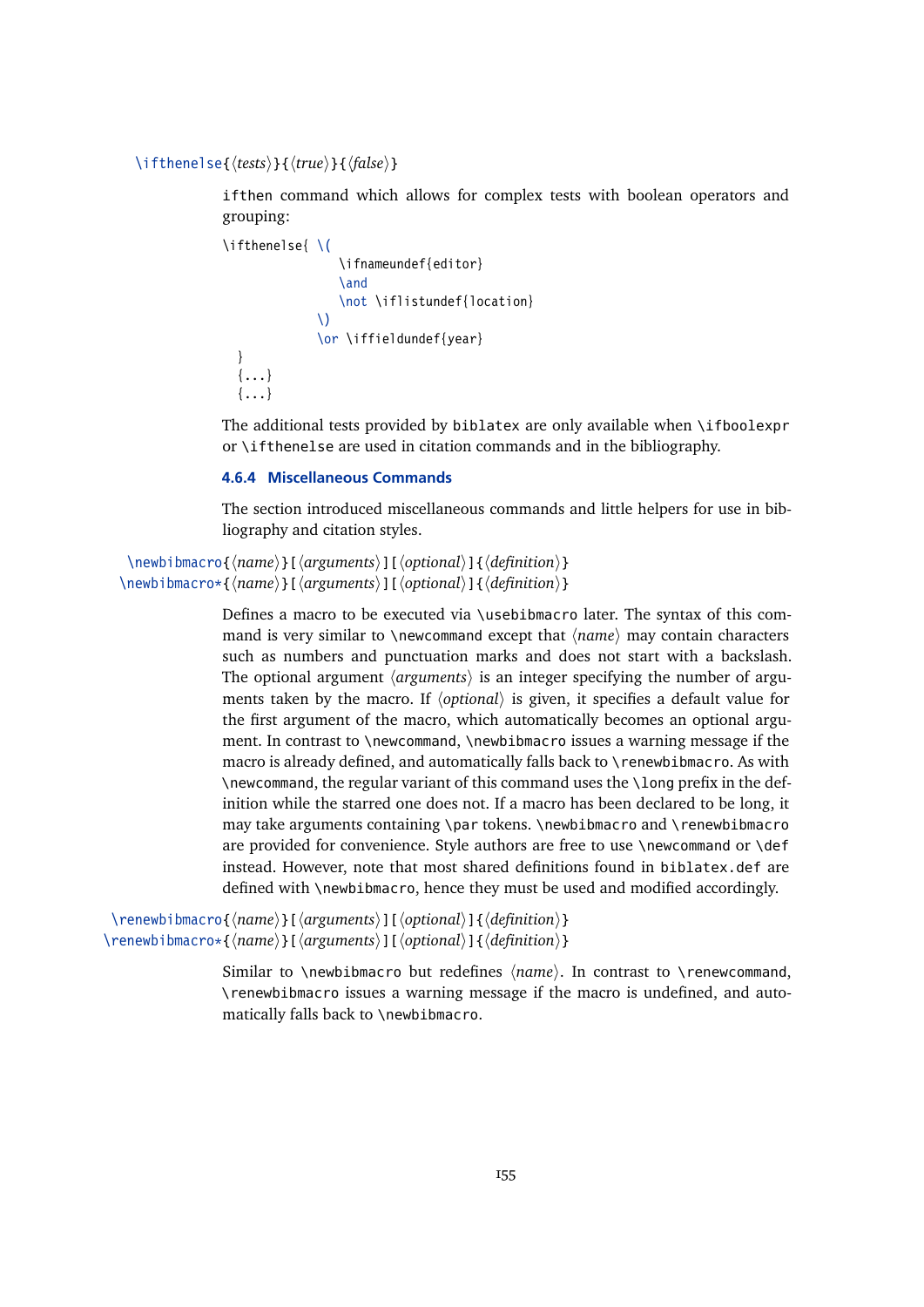`\ifthenelse{⟨tests⟩}{⟨true⟩}{⟨false⟩}`

ifthen command which allows for complex tests with boolean operators and grouping:

```
\ifthenelse{ \(
                \ifnameundef{editor}
                \and
                \not \iflistundef{location}
             \)
             \or \iffieldundef{year}
  }
  {...}
  {...}
```

The additional tests provided by biblatex are only available when `\ifboolexpr` or `\ifthenelse` are used in citation commands and in the bibliography.

### 4.6.4 Miscellaneous Commands

The section introduced miscellaneous commands and little helpers for use in bibliography and citation styles.

`\newbibmacro{⟨name⟩}[⟨arguments⟩][⟨optional⟩]{⟨definition⟩}`
`\newbibmacro*{⟨name⟩}[⟨arguments⟩][⟨optional⟩]{⟨definition⟩}`

Defines a macro to be executed via `\usebibmacro` later. The syntax of this command is very similar to `\newcommand` except that ⟨*name*⟩ may contain characters such as numbers and punctuation marks and does not start with a backslash. The optional argument ⟨*arguments*⟩ is an integer specifying the number of arguments taken by the macro. If ⟨*optional*⟩ is given, it specifies a default value for the first argument of the macro, which automatically becomes an optional argument. In contrast to `\newcommand`, `\newbibmacro` issues a warning message if the macro is already defined, and automatically falls back to `\renewbibmacro`. As with `\newcommand`, the regular variant of this command uses the `\long` prefix in the definition while the starred one does not. If a macro has been declared to be long, it may take arguments containing `\par` tokens. `\newbibmacro` and `\renewbibmacro` are provided for convenience. Style authors are free to use `\newcommand` or `\def` instead. However, note that most shared definitions found in biblatex.def are defined with `\newbibmacro`, hence they must be used and modified accordingly.

`\renewbibmacro{⟨name⟩}[⟨arguments⟩][⟨optional⟩]{⟨definition⟩}`
`\renewbibmacro*{⟨name⟩}[⟨arguments⟩][⟨optional⟩]{⟨definition⟩}`

Similar to `\newbibmacro` but redefines ⟨*name*⟩. In contrast to `\renewcommand`, `\renewbibmacro` issues a warning message if the macro is undefined, and automatically falls back to `\newbibmacro`.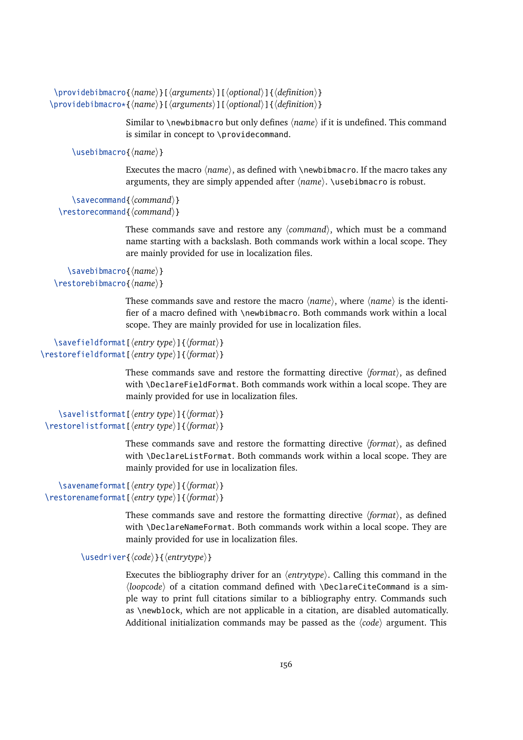`\providebibmacro{⟨name⟩}[⟨arguments⟩][⟨optional⟩]{⟨definition⟩}`
`\providebibmacro*{⟨name⟩}[⟨arguments⟩][⟨optional⟩]{⟨definition⟩}`

Similar to `\newbibmacro` but only defines ⟨*name*⟩ if it is undefined. This command is similar in concept to `\providecommand`.

`\usebibmacro{⟨name⟩}`

Executes the macro ⟨*name*⟩, as defined with `\newbibmacro`. If the macro takes any arguments, they are simply appended after ⟨*name*⟩. `\usebibmacro` is robust.

`\savecommand{⟨command⟩}`
`\restorecommand{⟨command⟩}`

These commands save and restore any ⟨*command*⟩, which must be a command name starting with a backslash. Both commands work within a local scope. They are mainly provided for use in localization files.

`\savebibmacro{⟨name⟩}`
`\restorebibmacro{⟨name⟩}`

These commands save and restore the macro ⟨*name*⟩, where ⟨*name*⟩ is the identifier of a macro defined with `\newbibmacro`. Both commands work within a local scope. They are mainly provided for use in localization files.

`\savefieldformat[⟨entry type⟩]{⟨format⟩}`
`\restorefieldformat[⟨entry type⟩]{⟨format⟩}`

These commands save and restore the formatting directive ⟨*format*⟩, as defined with `\DeclareFieldFormat`. Both commands work within a local scope. They are mainly provided for use in localization files.

`\savelistformat[⟨entry type⟩]{⟨format⟩}`
`\restorelistformat[⟨entry type⟩]{⟨format⟩}`

These commands save and restore the formatting directive ⟨*format*⟩, as defined with `\DeclareListFormat`. Both commands work within a local scope. They are mainly provided for use in localization files.

`\savenameformat[⟨entry type⟩]{⟨format⟩}`
`\restorenameformat[⟨entry type⟩]{⟨format⟩}`

These commands save and restore the formatting directive ⟨*format*⟩, as defined with `\DeclareNameFormat`. Both commands work within a local scope. They are mainly provided for use in localization files.

`\usedriver{⟨code⟩}{⟨entrytype⟩}`

Executes the bibliography driver for an ⟨*entrytype*⟩. Calling this command in the ⟨*loopcode*⟩ of a citation command defined with `\DeclareCiteCommand` is a simple way to print full citations similar to a bibliography entry. Commands such as `\newblock`, which are not applicable in a citation, are disabled automatically. Additional initialization commands may be passed as the ⟨*code*⟩ argument. This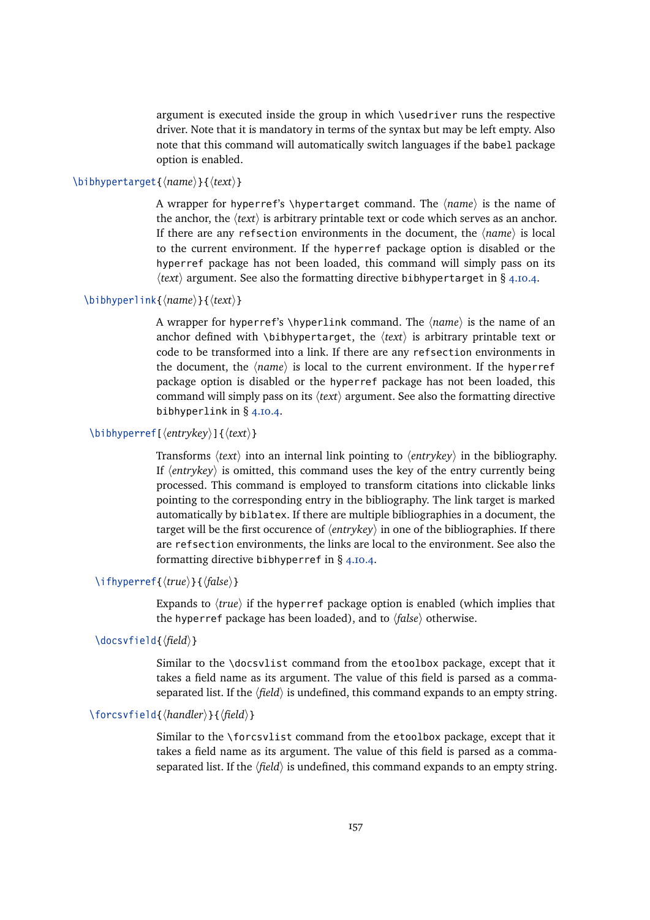argument is executed inside the group in which `\usedriver` runs the respective driver. Note that it is mandatory in terms of the syntax but may be left empty. Also note that this command will automatically switch languages if the `babel` package option is enabled.

`\bibhypertarget{⟨name⟩}{⟨text⟩}`

A wrapper for `hyperref`'s `\hypertarget` command. The ⟨*name*⟩ is the name of the anchor, the ⟨*text*⟩ is arbitrary printable text or code which serves as an anchor. If there are any `refsection` environments in the document, the ⟨*name*⟩ is local to the current environment. If the `hyperref` package option is disabled or the `hyperref` package has not been loaded, this command will simply pass on its ⟨*text*⟩ argument. See also the formatting directive `bibhypertarget` in § 4.10.4.

`\bibhyperlink{⟨name⟩}{⟨text⟩}`

A wrapper for `hyperref`'s `\hyperlink` command. The ⟨*name*⟩ is the name of an anchor defined with `\bibhypertarget`, the ⟨*text*⟩ is arbitrary printable text or code to be transformed into a link. If there are any `refsection` environments in the document, the ⟨*name*⟩ is local to the current environment. If the `hyperref` package option is disabled or the `hyperref` package has not been loaded, this command will simply pass on its ⟨*text*⟩ argument. See also the formatting directive `bibhyperlink` in § 4.10.4.

`\bibhyperref[⟨entrykey⟩]{⟨text⟩}`

Transforms ⟨*text*⟩ into an internal link pointing to ⟨*entrykey*⟩ in the bibliography. If ⟨*entrykey*⟩ is omitted, this command uses the key of the entry currently being processed. This command is employed to transform citations into clickable links pointing to the corresponding entry in the bibliography. The link target is marked automatically by `biblatex`. If there are multiple bibliographies in a document, the target will be the first occurence of ⟨*entrykey*⟩ in one of the bibliographies. If there are `refsection` environments, the links are local to the environment. See also the formatting directive `bibhyperref` in § 4.10.4.

`\ifhyperref{⟨true⟩}{⟨false⟩}`

Expands to ⟨*true*⟩ if the `hyperref` package option is enabled (which implies that the `hyperref` package has been loaded), and to ⟨*false*⟩ otherwise.

`\docsvfield{⟨field⟩}`

Similar to the `\docsvlist` command from the `etoolbox` package, except that it takes a field name as its argument. The value of this field is parsed as a comma-separated list. If the ⟨*field*⟩ is undefined, this command expands to an empty string.

`\forcsvfield{⟨handler⟩}{⟨field⟩}`

Similar to the `\forcsvlist` command from the `etoolbox` package, except that it takes a field name as its argument. The value of this field is parsed as a comma-separated list. If the ⟨*field*⟩ is undefined, this command expands to an empty string.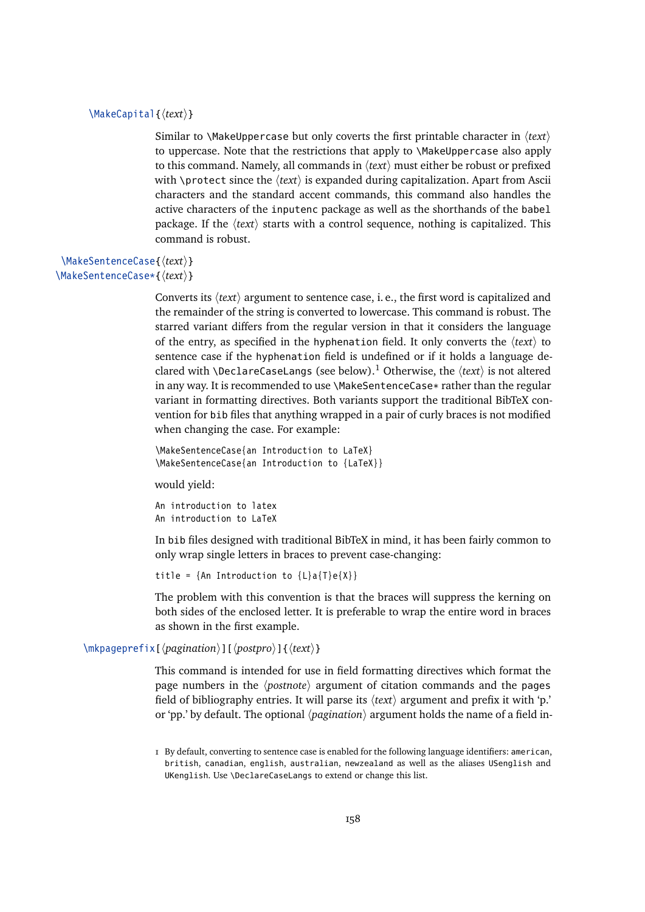`\MakeCapital{⟨text⟩}`

Similar to `\MakeUppercase` but only coverts the first printable character in ⟨*text*⟩ to uppercase. Note that the restrictions that apply to `\MakeUppercase` also apply to this command. Namely, all commands in ⟨*text*⟩ must either be robust or prefixed with `\protect` since the ⟨*text*⟩ is expanded during capitalization. Apart from Ascii characters and the standard accent commands, this command also handles the active characters of the `inputenc` package as well as the shorthands of the `babel` package. If the ⟨*text*⟩ starts with a control sequence, nothing is capitalized. This command is robust.

`\MakeSentenceCase{⟨text⟩}`
`\MakeSentenceCase*{⟨text⟩}`

Converts its ⟨*text*⟩ argument to sentence case, i. e., the first word is capitalized and the remainder of the string is converted to lowercase. This command is robust. The starred variant differs from the regular version in that it considers the language of the entry, as specified in the `hyphenation` field. It only converts the ⟨*text*⟩ to sentence case if the `hyphenation` field is undefined or if it holds a language declared with `\DeclareCaseLangs` (see below).[1] Otherwise, the ⟨*text*⟩ is not altered in any way. It is recommended to use `\MakeSentenceCase*` rather than the regular variant in formatting directives. Both variants support the traditional BibTeX convention for `bib` files that anything wrapped in a pair of curly braces is not modified when changing the case. For example:

```
\MakeSentenceCase{an Introduction to LaTeX}
\MakeSentenceCase{an Introduction to {LaTeX}}
```

would yield:

```
An introduction to latex
An introduction to LaTeX
```

In `bib` files designed with traditional BibTeX in mind, it has been fairly common to only wrap single letters in braces to prevent case-changing:

```
title = {An Introduction to {L}a{T}e{X}}
```

The problem with this convention is that the braces will suppress the kerning on both sides of the enclosed letter. It is preferable to wrap the entire word in braces as shown in the first example.

`\mkpageprefix[⟨pagination⟩][⟨postpro⟩]{⟨text⟩}`

This command is intended for use in field formatting directives which format the page numbers in the ⟨*postnote*⟩ argument of citation commands and the `pages` field of bibliography entries. It will parse its ⟨*text*⟩ argument and prefix it with 'p.' or 'pp.' by default. The optional ⟨*pagination*⟩ argument holds the name of a field in-

[1] By default, converting to sentence case is enabled for the following language identifiers: `american`, `british`, `canadian`, `english`, `australian`, `newzealand` as well as the aliases `USenglish` and `UKenglish`. Use `\DeclareCaseLangs` to extend or change this list.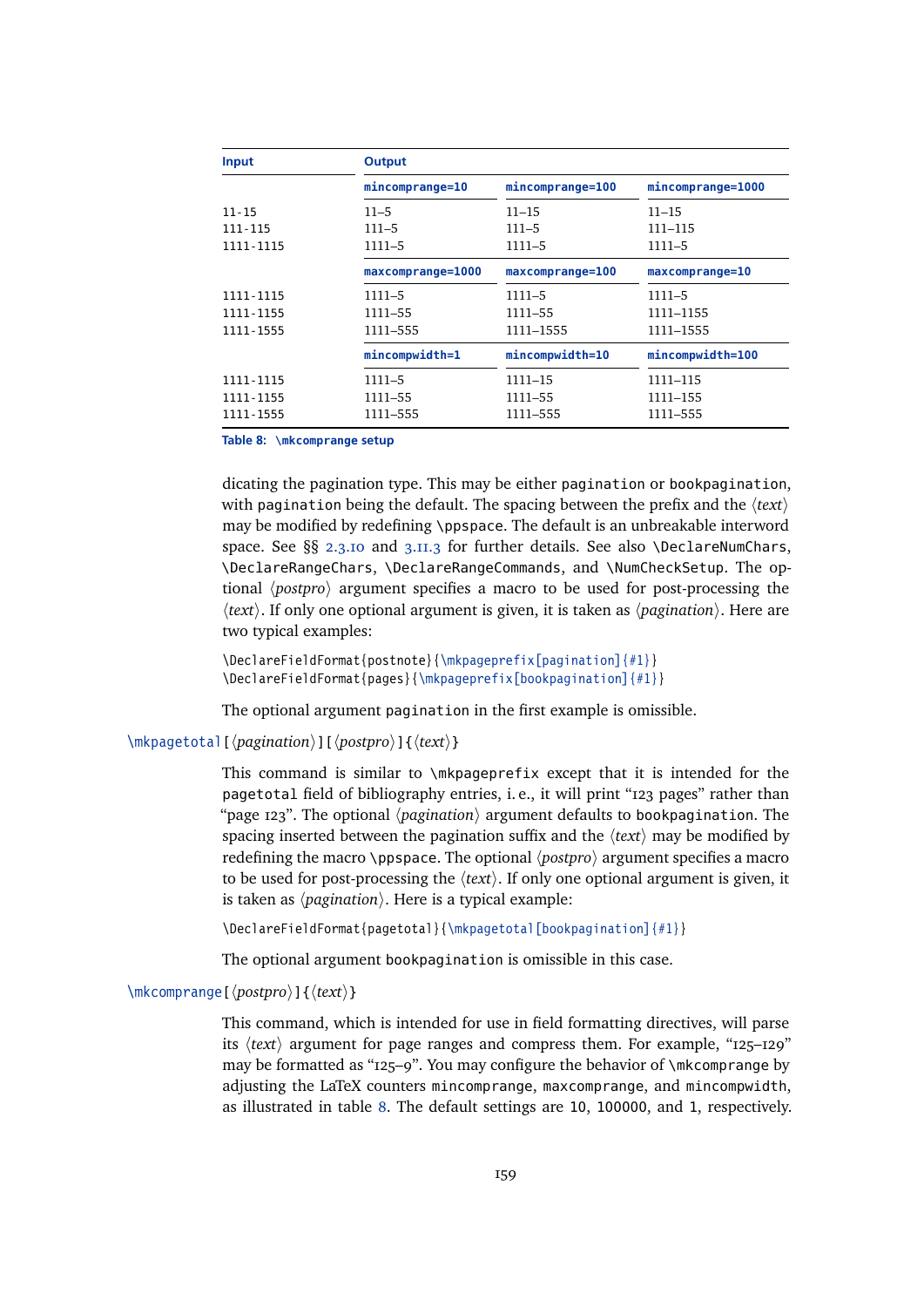| Input | Output | | |
|---|---|---|---|
| | `mincomprange=10` | `mincomprange=100` | `mincomprange=1000` |
| 11-15 | 11–5 | 11–15 | 11–15 |
| 111-115 | 111–5 | 111–5 | 111–115 |
| 1111-1115 | 1111–5 | 1111–5 | 1111–5 |
| | `maxcomprange=1000` | `maxcomprange=100` | `maxcomprange=10` |
| 1111-1115 | 1111–5 | 1111–5 | 1111–5 |
| 1111-1155 | 1111–55 | 1111–55 | 1111–1155 |
| 1111-1555 | 1111–555 | 1111–1555 | 1111–1555 |
| | `mincompwidth=1` | `mincompwidth=10` | `mincompwidth=100` |
| 1111-1115 | 1111–5 | 1111–15 | 1111–115 |
| 1111-1155 | 1111–55 | 1111–55 | 1111–155 |
| 1111-1555 | 1111–555 | 1111–555 | 1111–555 |

**Table 8:** `\mkcomprange` **setup**

dicating the pagination type. This may be either `pagination` or `bookpagination`, with `pagination` being the default. The spacing between the prefix and the ⟨*text*⟩ may be modified by redefining `\ppspace`. The default is an unbreakable interword space. See §§ 2.3.10 and 3.11.3 for further details. See also `\DeclareNumChars`, `\DeclareRangeChars`, `\DeclareRangeCommands`, and `\NumCheckSetup`. The optional ⟨*postpro*⟩ argument specifies a macro to be used for post-processing the ⟨*text*⟩. If only one optional argument is given, it is taken as ⟨*pagination*⟩. Here are two typical examples:

```
\DeclareFieldFormat{postnote}{\mkpageprefix[pagination]{#1}}
\DeclareFieldFormat{pages}{\mkpageprefix[bookpagination]{#1}}
```

The optional argument `pagination` in the first example is omissible.

`\mkpagetotal`[⟨*pagination*⟩][⟨*postpro*⟩]{⟨*text*⟩}

This command is similar to `\mkpageprefix` except that it is intended for the `pagetotal` field of bibliography entries, i. e., it will print "123 pages" rather than "page 123". The optional ⟨*pagination*⟩ argument defaults to `bookpagination`. The spacing inserted between the pagination suffix and the ⟨*text*⟩ may be modified by redefining the macro `\ppspace`. The optional ⟨*postpro*⟩ argument specifies a macro to be used for post-processing the ⟨*text*⟩. If only one optional argument is given, it is taken as ⟨*pagination*⟩. Here is a typical example:

```
\DeclareFieldFormat{pagetotal}{\mkpagetotal[bookpagination]{#1}}
```

The optional argument `bookpagination` is omissible in this case.

`\mkcomprange`[⟨*postpro*⟩]{⟨*text*⟩}

This command, which is intended for use in field formatting directives, will parse its ⟨*text*⟩ argument for page ranges and compress them. For example, "125–129" may be formatted as "125–9". You may configure the behavior of `\mkcomprange` by adjusting the LaTeX counters `mincomprange`, `maxcomprange`, and `mincompwidth`, as illustrated in table 8. The default settings are `10`, `100000`, and `1`, respectively.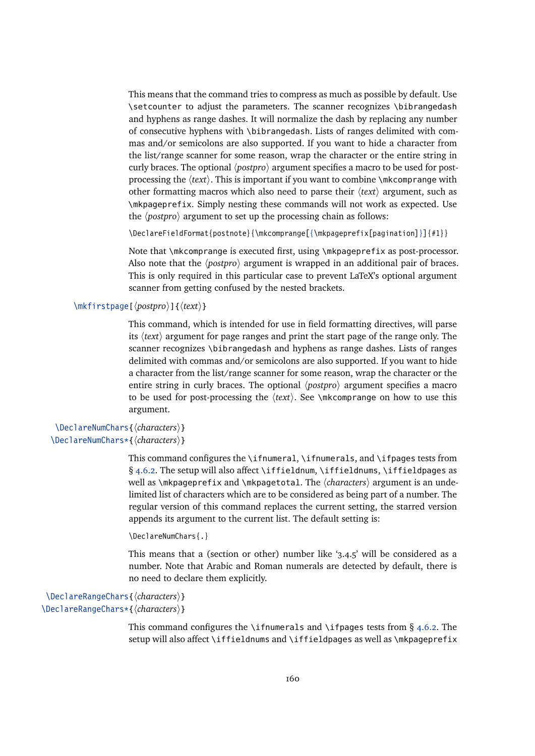This means that the command tries to compress as much as possible by default. Use `\setcounter` to adjust the parameters. The scanner recognizes `\bibrangedash` and hyphens as range dashes. It will normalize the dash by replacing any number of consecutive hyphens with `\bibrangedash`. Lists of ranges delimited with commas and/or semicolons are also supported. If you want to hide a character from the list/range scanner for some reason, wrap the character or the entire string in curly braces. The optional ⟨*postpro*⟩ argument specifies a macro to be used for post-processing the ⟨*text*⟩. This is important if you want to combine `\mkcomprange` with other formatting macros which also need to parse their ⟨*text*⟩ argument, such as `\mkpageprefix`. Simply nesting these commands will not work as expected. Use the ⟨*postpro*⟩ argument to set up the processing chain as follows:

```
\DeclareFieldFormat{postnote}{\mkcomprange[{\mkpageprefix[pagination]}]{#1}}
```

Note that `\mkcomprange` is executed first, using `\mkpageprefix` as post-processor. Also note that the ⟨*postpro*⟩ argument is wrapped in an additional pair of braces. This is only required in this particular case to prevent LaTeX's optional argument scanner from getting confused by the nested brackets.

`\mkfirstpage[⟨postpro⟩]{⟨text⟩}`

This command, which is intended for use in field formatting directives, will parse its ⟨*text*⟩ argument for page ranges and print the start page of the range only. The scanner recognizes `\bibrangedash` and hyphens as range dashes. Lists of ranges delimited with commas and/or semicolons are also supported. If you want to hide a character from the list/range scanner for some reason, wrap the character or the entire string in curly braces. The optional ⟨*postpro*⟩ argument specifies a macro to be used for post-processing the ⟨*text*⟩. See `\mkcomprange` on how to use this argument.

`\DeclareNumChars{⟨characters⟩}`
`\DeclareNumChars*{⟨characters⟩}`

This command configures the `\ifnumeral`, `\ifnumerals`, and `\ifpages` tests from § 4.6.2. The setup will also affect `\iffieldnum`, `\iffieldnums`, `\iffieldpages` as well as `\mkpageprefix` and `\mkpagetotal`. The ⟨*characters*⟩ argument is an undelimited list of characters which are to be considered as being part of a number. The regular version of this command replaces the current setting, the starred version appends its argument to the current list. The default setting is:

```
\DeclareNumChars{.}
```

This means that a (section or other) number like '3.4.5' will be considered as a number. Note that Arabic and Roman numerals are detected by default, there is no need to declare them explicitly.

`\DeclareRangeChars{⟨characters⟩}`
`\DeclareRangeChars*{⟨characters⟩}`

This command configures the `\ifnumerals` and `\ifpages` tests from § 4.6.2. The setup will also affect `\iffieldnums` and `\iffieldpages` as well as `\mkpageprefix`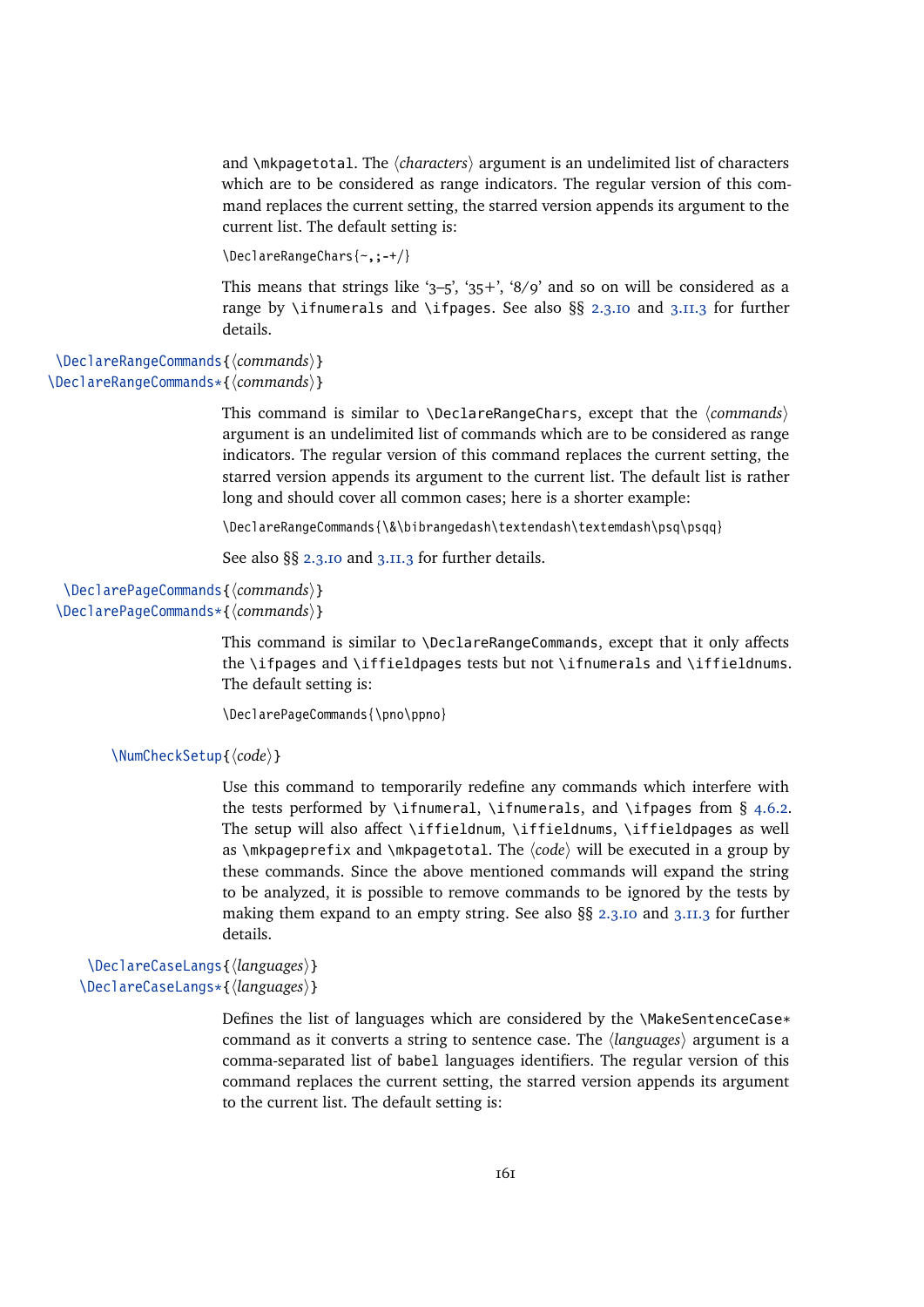and `\mkpagetotal`. The ⟨*characters*⟩ argument is an undelimited list of characters which are to be considered as range indicators. The regular version of this command replaces the current setting, the starred version appends its argument to the current list. The default setting is:

```
\DeclareRangeChars{~,;-+/}
```

This means that strings like '3–5', '35+', '8/9' and so on will be considered as a range by `\ifnumerals` and `\ifpages`. See also §§ 2.3.10 and 3.11.3 for further details.

`\DeclareRangeCommands{⟨commands⟩}`
`\DeclareRangeCommands*{⟨commands⟩}`

This command is similar to `\DeclareRangeChars`, except that the ⟨*commands*⟩ argument is an undelimited list of commands which are to be considered as range indicators. The regular version of this command replaces the current setting, the starred version appends its argument to the current list. The default list is rather long and should cover all common cases; here is a shorter example:

```
\DeclareRangeCommands{\&\bibrangedash\textendash\textemdash\psq\psqq}
```

See also §§ 2.3.10 and 3.11.3 for further details.

`\DeclarePageCommands{⟨commands⟩}`
`\DeclarePageCommands*{⟨commands⟩}`

This command is similar to `\DeclareRangeCommands`, except that it only affects the `\ifpages` and `\iffieldpages` tests but not `\ifnumerals` and `\iffieldnums`. The default setting is:

```
\DeclarePageCommands{\pno\ppno}
```

`\NumCheckSetup{⟨code⟩}`

Use this command to temporarily redefine any commands which interfere with the tests performed by `\ifnumeral`, `\ifnumerals`, and `\ifpages` from § 4.6.2. The setup will also affect `\iffieldnum`, `\iffieldnums`, `\iffieldpages` as well as `\mkpageprefix` and `\mkpagetotal`. The ⟨*code*⟩ will be executed in a group by these commands. Since the above mentioned commands will expand the string to be analyzed, it is possible to remove commands to be ignored by the tests by making them expand to an empty string. See also §§ 2.3.10 and 3.11.3 for further details.

`\DeclareCaseLangs{⟨languages⟩}`
`\DeclareCaseLangs*{⟨languages⟩}`

Defines the list of languages which are considered by the `\MakeSentenceCase*` command as it converts a string to sentence case. The ⟨*languages*⟩ argument is a comma-separated list of `babel` languages identifiers. The regular version of this command replaces the current setting, the starred version appends its argument to the current list. The default setting is: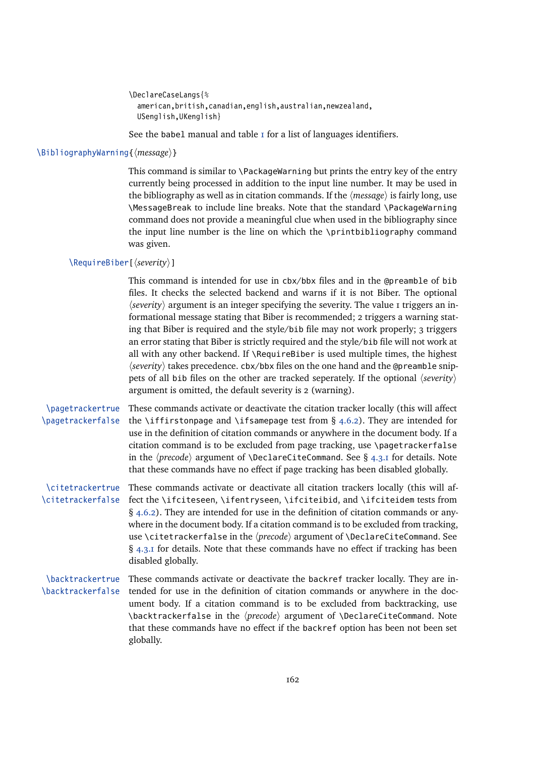```
\DeclareCaseLangs{%
  american,british,canadian,english,australian,newzealand,
  USenglish,UKenglish}
```

See the `babel` manual and table 1 for a list of languages identifiers.

`\BibliographyWarning{⟨message⟩}`

This command is similar to `\PackageWarning` but prints the entry key of the entry currently being processed in addition to the input line number. It may be used in the bibliography as well as in citation commands. If the ⟨*message*⟩ is fairly long, use `\MessageBreak` to include line breaks. Note that the standard `\PackageWarning` command does not provide a meaningful clue when used in the bibliography since the input line number is the line on which the `\printbibliography` command was given.

`\RequireBiber[⟨severity⟩]`

This command is intended for use in `cbx`/`bbx` files and in the `@preamble` of `bib` files. It checks the selected backend and warns if it is not Biber. The optional ⟨*severity*⟩ argument is an integer specifying the severity. The value 1 triggers an informational message stating that Biber is recommended; 2 triggers a warning stating that Biber is required and the style/`bib` file may not work properly; 3 triggers an error stating that Biber is strictly required and the style/`bib` file will not work at all with any other backend. If `\RequireBiber` is used multiple times, the highest ⟨*severity*⟩ takes precedence. `cbx`/`bbx` files on the one hand and the `@preamble` snippets of all `bib` files on the other are tracked seperately. If the optional ⟨*severity*⟩ argument is omitted, the default severity is 2 (warning).

`\pagetrackertrue`
`\pagetrackerfalse`

These commands activate or deactivate the citation tracker locally (this will affect the `\iffirstonpage` and `\ifsamepage` test from § 4.6.2). They are intended for use in the definition of citation commands or anywhere in the document body. If a citation command is to be excluded from page tracking, use `\pagetrackerfalse` in the ⟨*precode*⟩ argument of `\DeclareCiteCommand`. See § 4.3.1 for details. Note that these commands have no effect if page tracking has been disabled globally.

`\citetrackertrue`
`\citetrackerfalse`

These commands activate or deactivate all citation trackers locally (this will affect the `\ifciteseen`, `\ifentryseen`, `\ifciteibid`, and `\ifciteidem` tests from § 4.6.2). They are intended for use in the definition of citation commands or anywhere in the document body. If a citation command is to be excluded from tracking, use `\citetrackerfalse` in the ⟨*precode*⟩ argument of `\DeclareCiteCommand`. See § 4.3.1 for details. Note that these commands have no effect if tracking has been disabled globally.

`\backtrackertrue`
`\backtrackerfalse`

These commands activate or deactivate the `backref` tracker locally. They are intended for use in the definition of citation commands or anywhere in the document body. If a citation command is to be excluded from backtracking, use `\backtrackerfalse` in the ⟨*precode*⟩ argument of `\DeclareCiteCommand`. Note that these commands have no effect if the `backref` option has been not been set globally.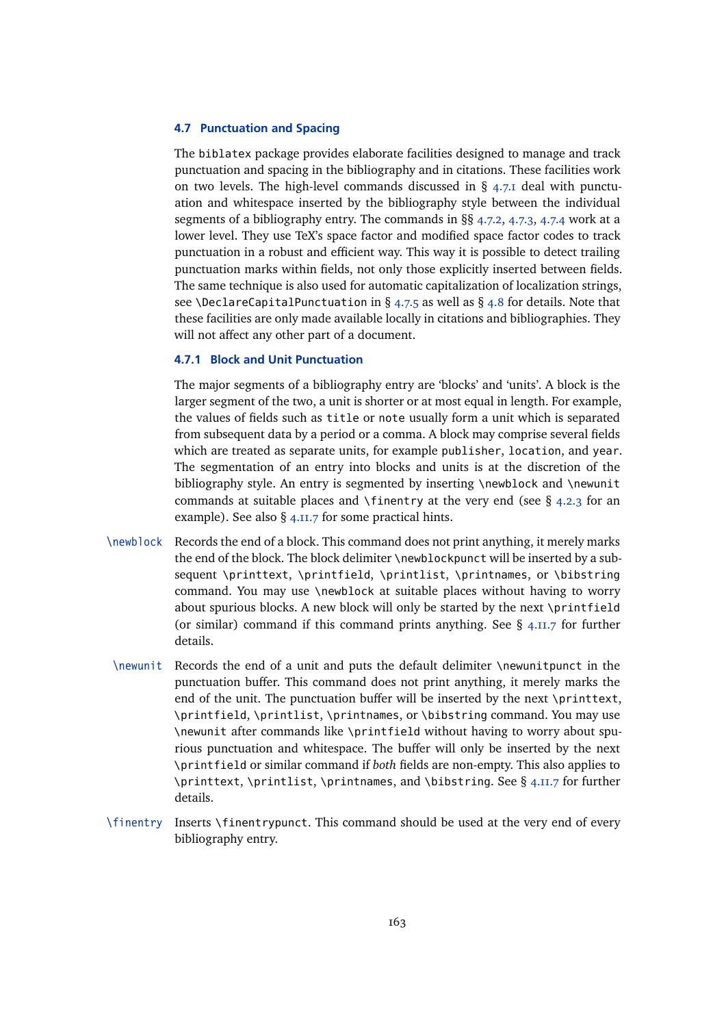### 4.7 Punctuation and Spacing

The biblatex package provides elaborate facilities designed to manage and track punctuation and spacing in the bibliography and in citations. These facilities work on two levels. The high-level commands discussed in § 4.7.1 deal with punctuation and whitespace inserted by the bibliography style between the individual segments of a bibliography entry. The commands in §§ 4.7.2, 4.7.3, 4.7.4 work at a lower level. They use TeX's space factor and modified space factor codes to track punctuation in a robust and efficient way. This way it is possible to detect trailing punctuation marks within fields, not only those explicitly inserted between fields. The same technique is also used for automatic capitalization of localization strings, see \DeclareCapitalPunctuation in § 4.7.5 as well as § 4.8 for details. Note that these facilities are only made available locally in citations and bibliographies. They will not affect any other part of a document.

#### 4.7.1 Block and Unit Punctuation

The major segments of a bibliography entry are 'blocks' and 'units'. A block is the larger segment of the two, a unit is shorter or at most equal in length. For example, the values of fields such as title or note usually form a unit which is separated from subsequent data by a period or a comma. A block may comprise several fields which are treated as separate units, for example publisher, location, and year. The segmentation of an entry into blocks and units is at the discretion of the bibliography style. An entry is segmented by inserting \newblock and \newunit commands at suitable places and \finentry at the very end (see § 4.2.3 for an example). See also § 4.11.7 for some practical hints.

\newblock Records the end of a block. This command does not print anything, it merely marks the end of the block. The block delimiter \newblockpunct will be inserted by a subsequent \printtext, \printfield, \printlist, \printnames, or \bibstring command. You may use \newblock at suitable places without having to worry about spurious blocks. A new block will only be started by the next \printfield (or similar) command if this command prints anything. See § 4.11.7 for further details.

\newunit Records the end of a unit and puts the default delimiter \newunitpunct in the punctuation buffer. This command does not print anything, it merely marks the end of the unit. The punctuation buffer will be inserted by the next \printtext, \printfield, \printlist, \printnames, or \bibstring command. You may use \newunit after commands like \printfield without having to worry about spurious punctuation and whitespace. The buffer will only be inserted by the next \printfield or similar command if *both* fields are non-empty. This also applies to \printtext, \printlist, \printnames, and \bibstring. See § 4.11.7 for further details.

\finentry Inserts \finentrypunct. This command should be used at the very end of every bibliography entry.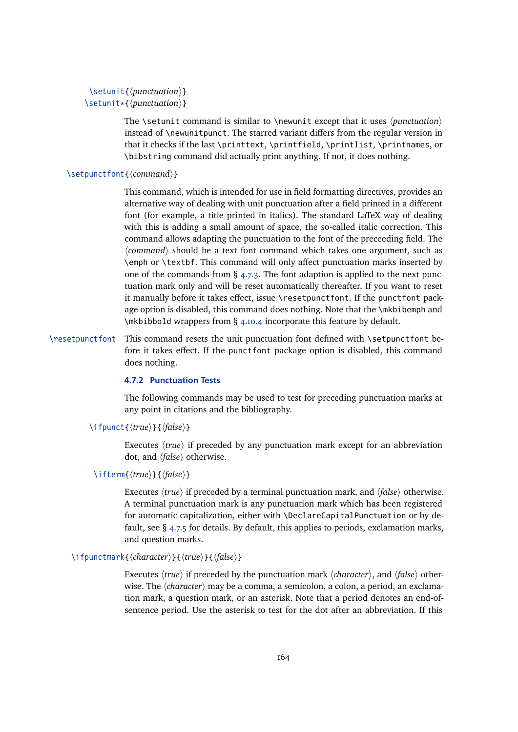`\setunit{⟨punctuation⟩}`
`\setunit*{⟨punctuation⟩}`

The `\setunit` command is similar to `\newunit` except that it uses ⟨*punctuation*⟩ instead of `\newunitpunct`. The starred variant differs from the regular version in that it checks if the last `\printtext`, `\printfield`, `\printlist`, `\printnames`, or `\bibstring` command did actually print anything. If not, it does nothing.

`\setpunctfont{⟨command⟩}`

This command, which is intended for use in field formatting directives, provides an alternative way of dealing with unit punctuation after a field printed in a different font (for example, a title printed in italics). The standard LaTeX way of dealing with this is adding a small amount of space, the so-called italic correction. This command allows adapting the punctuation to the font of the preceeding field. The ⟨*command*⟩ should be a text font command which takes one argument, such as `\emph` or `\textbf`. This command will only affect punctuation marks inserted by one of the commands from § 4.7.3. The font adaption is applied to the next punctuation mark only and will be reset automatically thereafter. If you want to reset it manually before it takes effect, issue `\resetpunctfont`. If the `punctfont` package option is disabled, this command does nothing. Note that the `\mkbibemph` and `\mkbibbold` wrappers from § 4.10.4 incorporate this feature by default.

`\resetpunctfont`

This command resets the unit punctuation font defined with `\setpunctfont` before it takes effect. If the `punctfont` package option is disabled, this command does nothing.

### 4.7.2 Punctuation Tests

The following commands may be used to test for preceding punctuation marks at any point in citations and the bibliography.

`\ifpunct{⟨true⟩}{⟨false⟩}`

Executes ⟨*true*⟩ if preceded by any punctuation mark except for an abbreviation dot, and ⟨*false*⟩ otherwise.

`\ifterm{⟨true⟩}{⟨false⟩}`

Executes ⟨*true*⟩ if preceded by a terminal punctuation mark, and ⟨*false*⟩ otherwise. A terminal punctuation mark is any punctuation mark which has been registered for automatic capitalization, either with `\DeclareCapitalPunctuation` or by default, see § 4.7.5 for details. By default, this applies to periods, exclamation marks, and question marks.

`\ifpunctmark{⟨character⟩}{⟨true⟩}{⟨false⟩}`

Executes ⟨*true*⟩ if preceded by the punctuation mark ⟨*character*⟩, and ⟨*false*⟩ otherwise. The ⟨*character*⟩ may be a comma, a semicolon, a colon, a period, an exclamation mark, a question mark, or an asterisk. Note that a period denotes an end-of-sentence period. Use the asterisk to test for the dot after an abbreviation. If this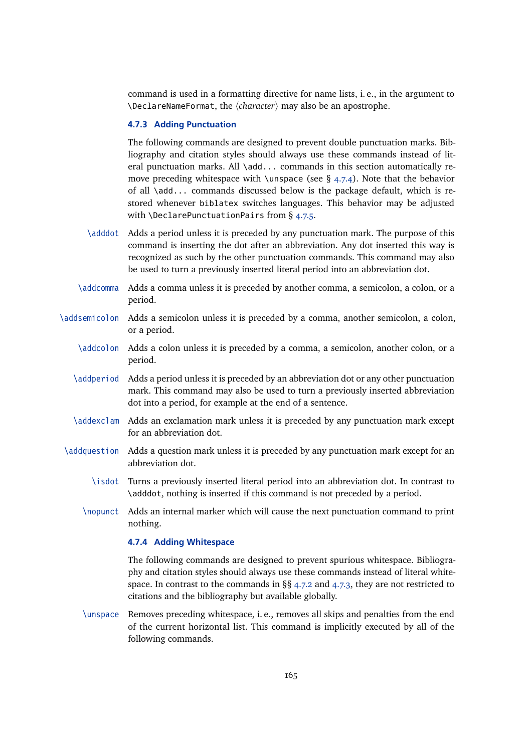command is used in a formatting directive for name lists, i. e., in the argument to `\DeclareNameFormat`, the ⟨*character*⟩ may also be an apostrophe.

### 4.7.3 Adding Punctuation

The following commands are designed to prevent double punctuation marks. Bibliography and citation styles should always use these commands instead of literal punctuation marks. All `\add...` commands in this section automatically remove preceding whitespace with `\unspace` (see § 4.7.4). Note that the behavior of all `\add...` commands discussed below is the package default, which is restored whenever `biblatex` switches languages. This behavior may be adjusted with `\DeclarePunctuationPairs` from § 4.7.5.

`\adddot` Adds a period unless it is preceded by any punctuation mark. The purpose of this command is inserting the dot after an abbreviation. Any dot inserted this way is recognized as such by the other punctuation commands. This command may also be used to turn a previously inserted literal period into an abbreviation dot.

`\addcomma` Adds a comma unless it is preceded by another comma, a semicolon, a colon, or a period.

`\addsemicolon` Adds a semicolon unless it is preceded by a comma, another semicolon, a colon, or a period.

`\addcolon` Adds a colon unless it is preceded by a comma, a semicolon, another colon, or a period.

`\addperiod` Adds a period unless it is preceded by an abbreviation dot or any other punctuation mark. This command may also be used to turn a previously inserted abbreviation dot into a period, for example at the end of a sentence.

`\addexclam` Adds an exclamation mark unless it is preceded by any punctuation mark except for an abbreviation dot.

`\addquestion` Adds a question mark unless it is preceded by any punctuation mark except for an abbreviation dot.

`\isdot` Turns a previously inserted literal period into an abbreviation dot. In contrast to `\adddot`, nothing is inserted if this command is not preceded by a period.

`\nopunct` Adds an internal marker which will cause the next punctuation command to print nothing.

### 4.7.4 Adding Whitespace

The following commands are designed to prevent spurious whitespace. Bibliography and citation styles should always use these commands instead of literal whitespace. In contrast to the commands in §§ 4.7.2 and 4.7.3, they are not restricted to citations and the bibliography but available globally.

`\unspace` Removes preceding whitespace, i. e., removes all skips and penalties from the end of the current horizontal list. This command is implicitly executed by all of the following commands.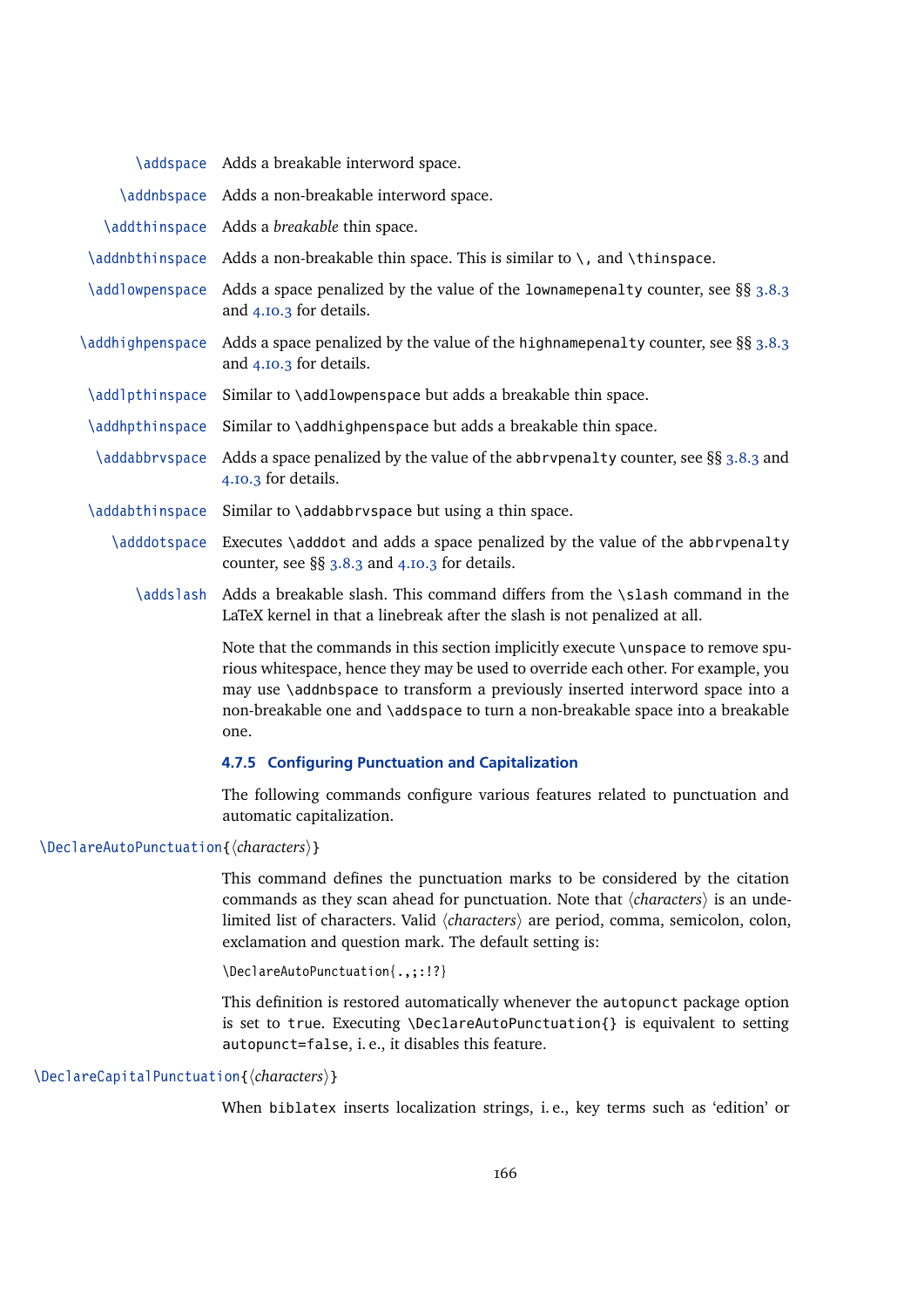`\addspace` Adds a breakable interword space.

`\addnbspace` Adds a non-breakable interword space.

`\addthinspace` Adds a *breakable* thin space.

`\addnbthinspace` Adds a non-breakable thin space. This is similar to `\,` and `\thinspace`.

`\addlowpenspace` Adds a space penalized by the value of the `lownamepenalty` counter, see §§ 3.8.3 and 4.10.3 for details.

`\addhighpenspace` Adds a space penalized by the value of the `highnamepenalty` counter, see §§ 3.8.3 and 4.10.3 for details.

`\addlpthinspace` Similar to `\addlowpenspace` but adds a breakable thin space.

`\addhpthinspace` Similar to `\addhighpenspace` but adds a breakable thin space.

`\addabbrvspace` Adds a space penalized by the value of the `abbrvpenalty` counter, see §§ 3.8.3 and 4.10.3 for details.

`\addabthinspace` Similar to `\addabbrvspace` but using a thin space.

`\adddotspace` Executes `\adddot` and adds a space penalized by the value of the `abbrvpenalty` counter, see §§ 3.8.3 and 4.10.3 for details.

`\addslash` Adds a breakable slash. This command differs from the `\slash` command in the LaTeX kernel in that a linebreak after the slash is not penalized at all.

Note that the commands in this section implicitly execute `\unspace` to remove spurious whitespace, hence they may be used to override each other. For example, you may use `\addnbspace` to transform a previously inserted interword space into a non-breakable one and `\addspace` to turn a non-breakable space into a breakable one.

### 4.7.5 Configuring Punctuation and Capitalization

The following commands configure various features related to punctuation and automatic capitalization.

`\DeclareAutoPunctuation{⟨characters⟩}`

This command defines the punctuation marks to be considered by the citation commands as they scan ahead for punctuation. Note that ⟨*characters*⟩ is an undelimited list of characters. Valid ⟨*characters*⟩ are period, comma, semicolon, colon, exclamation and question mark. The default setting is:

```
\DeclareAutoPunctuation{.,;:!?}
```

This definition is restored automatically whenever the `autopunct` package option is set to `true`. Executing `\DeclareAutoPunctuation{}` is equivalent to setting `autopunct=false`, i. e., it disables this feature.

`\DeclareCapitalPunctuation{⟨characters⟩}`

When `biblatex` inserts localization strings, i. e., key terms such as 'edition' or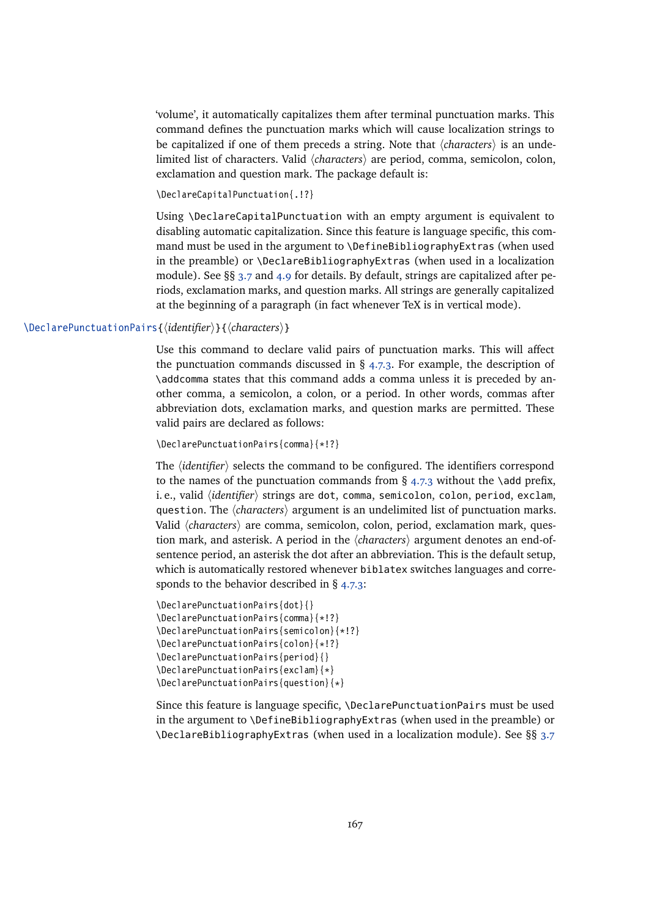'volume', it automatically capitalizes them after terminal punctuation marks. This command defines the punctuation marks which will cause localization strings to be capitalized if one of them preceds a string. Note that ⟨*characters*⟩ is an undelimited list of characters. Valid ⟨*characters*⟩ are period, comma, semicolon, colon, exclamation and question mark. The package default is:

```
\DeclareCapitalPunctuation{.!?}
```

Using `\DeclareCapitalPunctuation` with an empty argument is equivalent to disabling automatic capitalization. Since this feature is language specific, this command must be used in the argument to `\DefineBibliographyExtras` (when used in the preamble) or `\DeclareBibliographyExtras` (when used in a localization module). See §§ 3.7 and 4.9 for details. By default, strings are capitalized after periods, exclamation marks, and question marks. All strings are generally capitalized at the beginning of a paragraph (in fact whenever TeX is in vertical mode).

`\DeclarePunctuationPairs`{⟨*identifier*⟩}{⟨*characters*⟩}

Use this command to declare valid pairs of punctuation marks. This will affect the punctuation commands discussed in § 4.7.3. For example, the description of `\addcomma` states that this command adds a comma unless it is preceded by another comma, a semicolon, a colon, or a period. In other words, commas after abbreviation dots, exclamation marks, and question marks are permitted. These valid pairs are declared as follows:

```
\DeclarePunctuationPairs{comma}{*!?}
```

The ⟨*identifier*⟩ selects the command to be configured. The identifiers correspond to the names of the punctuation commands from § 4.7.3 without the `\add` prefix, i. e., valid ⟨*identifier*⟩ strings are `dot`, `comma`, `semicolon`, `colon`, `period`, `exclam`, `question`. The ⟨*characters*⟩ argument is an undelimited list of punctuation marks. Valid ⟨*characters*⟩ are comma, semicolon, colon, period, exclamation mark, question mark, and asterisk. A period in the ⟨*characters*⟩ argument denotes an end-of-sentence period, an asterisk the dot after an abbreviation. This is the default setup, which is automatically restored whenever `biblatex` switches languages and corresponds to the behavior described in § 4.7.3:

```
\DeclarePunctuationPairs{dot}{}
\DeclarePunctuationPairs{comma}{*!?}
\DeclarePunctuationPairs{semicolon}{*!?}
\DeclarePunctuationPairs{colon}{*!?}
\DeclarePunctuationPairs{period}{}
\DeclarePunctuationPairs{exclam}{*}
\DeclarePunctuationPairs{question}{*}
```

Since this feature is language specific, `\DeclarePunctuationPairs` must be used in the argument to `\DefineBibliographyExtras` (when used in the preamble) or `\DeclareBibliographyExtras` (when used in a localization module). See §§ 3.7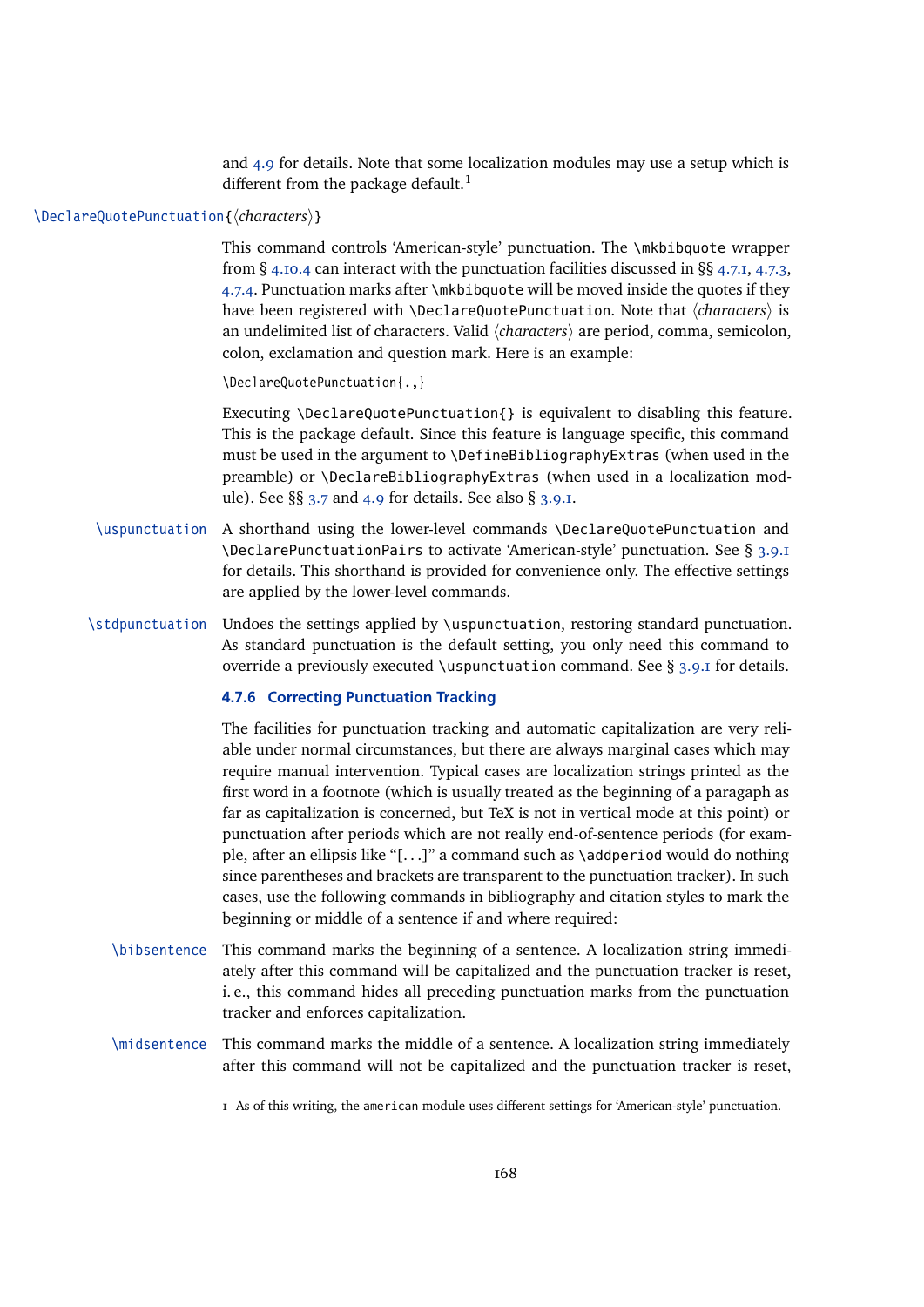and 4.9 for details. Note that some localization modules may use a setup which is different from the package default.[1]

`\DeclareQuotePunctuation{⟨characters⟩}`

This command controls 'American-style' punctuation. The `\mkbibquote` wrapper from § 4.10.4 can interact with the punctuation facilities discussed in §§ 4.7.1, 4.7.3, 4.7.4. Punctuation marks after `\mkbibquote` will be moved inside the quotes if they have been registered with `\DeclareQuotePunctuation`. Note that ⟨*characters*⟩ is an undelimited list of characters. Valid ⟨*characters*⟩ are period, comma, semicolon, colon, exclamation and question mark. Here is an example:

```
\DeclareQuotePunctuation{.,}
```

Executing `\DeclareQuotePunctuation{}` is equivalent to disabling this feature. This is the package default. Since this feature is language specific, this command must be used in the argument to `\DefineBibliographyExtras` (when used in the preamble) or `\DeclareBibliographyExtras` (when used in a localization module). See §§ 3.7 and 4.9 for details. See also § 3.9.1.

`\uspunctuation`

A shorthand using the lower-level commands `\DeclareQuotePunctuation` and `\DeclarePunctuationPairs` to activate 'American-style' punctuation. See § 3.9.1 for details. This shorthand is provided for convenience only. The effective settings are applied by the lower-level commands.

`\stdpunctuation`

Undoes the settings applied by `\uspunctuation`, restoring standard punctuation. As standard punctuation is the default setting, you only need this command to override a previously executed `\uspunctuation` command. See § 3.9.1 for details.

#### 4.7.6 Correcting Punctuation Tracking

The facilities for punctuation tracking and automatic capitalization are very reliable under normal circumstances, but there are always marginal cases which may require manual intervention. Typical cases are localization strings printed as the first word in a footnote (which is usually treated as the beginning of a paragaph as far as capitalization is concerned, but TeX is not in vertical mode at this point) or punctuation after periods which are not really end-of-sentence periods (for example, after an ellipsis like "[...]" a command such as `\addperiod` would do nothing since parentheses and brackets are transparent to the punctuation tracker). In such cases, use the following commands in bibliography and citation styles to mark the beginning or middle of a sentence if and where required:

`\bibsentence`

This command marks the beginning of a sentence. A localization string immediately after this command will be capitalized and the punctuation tracker is reset, i. e., this command hides all preceding punctuation marks from the punctuation tracker and enforces capitalization.

`\midsentence`

This command marks the middle of a sentence. A localization string immediately after this command will not be capitalized and the punctuation tracker is reset,

[1] As of this writing, the `american` module uses different settings for 'American-style' punctuation.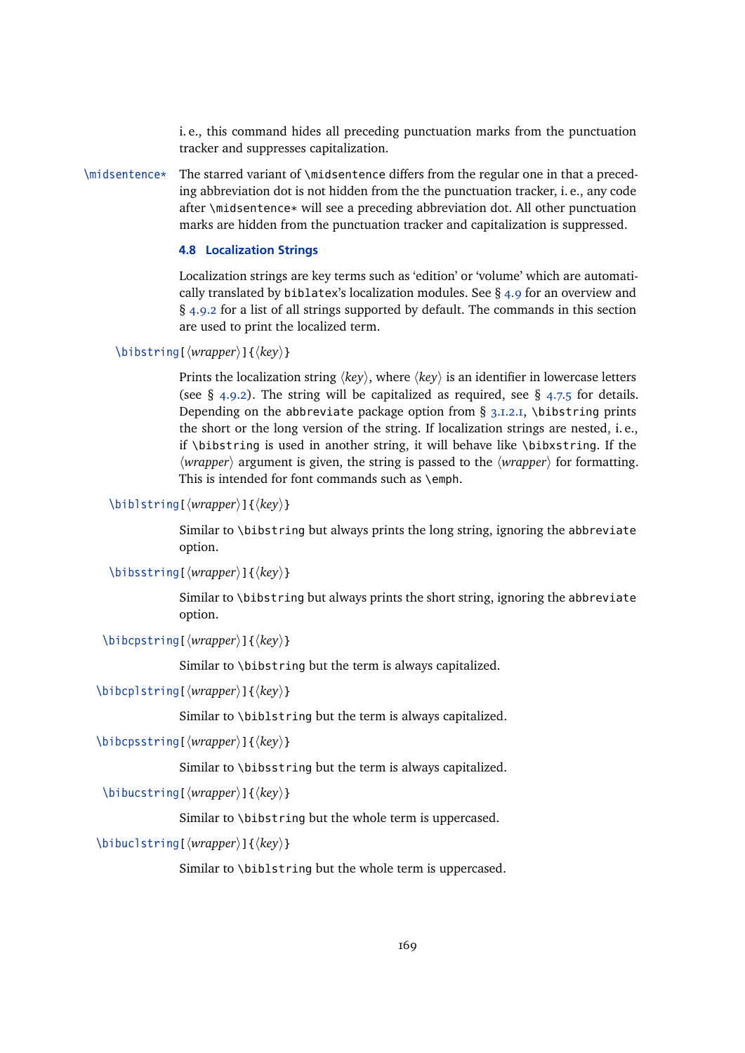i. e., this command hides all preceding punctuation marks from the punctuation tracker and suppresses capitalization.

`\midsentence*` The starred variant of `\midsentence` differs from the regular one in that a preceding abbreviation dot is not hidden from the the punctuation tracker, i. e., any code after `\midsentence*` will see a preceding abbreviation dot. All other punctuation marks are hidden from the punctuation tracker and capitalization is suppressed.

### 4.8 Localization Strings

Localization strings are key terms such as 'edition' or 'volume' which are automatically translated by `biblatex`'s localization modules. See § 4.9 for an overview and § 4.9.2 for a list of all strings supported by default. The commands in this section are used to print the localized term.

`\bibstring[⟨wrapper⟩]{⟨key⟩}`

Prints the localization string ⟨*key*⟩, where ⟨*key*⟩ is an identifier in lowercase letters (see § 4.9.2). The string will be capitalized as required, see § 4.7.5 for details. Depending on the `abbreviate` package option from § 3.1.2.1, `\bibstring` prints the short or the long version of the string. If localization strings are nested, i. e., if `\bibstring` is used in another string, it will behave like `\bibxstring`. If the ⟨*wrapper*⟩ argument is given, the string is passed to the ⟨*wrapper*⟩ for formatting. This is intended for font commands such as `\emph`.

`\biblstring[⟨wrapper⟩]{⟨key⟩}`

Similar to `\bibstring` but always prints the long string, ignoring the `abbreviate` option.

`\bibsstring[⟨wrapper⟩]{⟨key⟩}`

Similar to `\bibstring` but always prints the short string, ignoring the `abbreviate` option.

`\bibcpstring[⟨wrapper⟩]{⟨key⟩}`

Similar to `\bibstring` but the term is always capitalized.

`\bibcplstring[⟨wrapper⟩]{⟨key⟩}`

Similar to `\biblstring` but the term is always capitalized.

`\bibcpsstring[⟨wrapper⟩]{⟨key⟩}`

Similar to `\bibsstring` but the term is always capitalized.

`\bibucstring[⟨wrapper⟩]{⟨key⟩}`

Similar to `\bibstring` but the whole term is uppercased.

`\bibuclstring[⟨wrapper⟩]{⟨key⟩}`

Similar to `\biblstring` but the whole term is uppercased.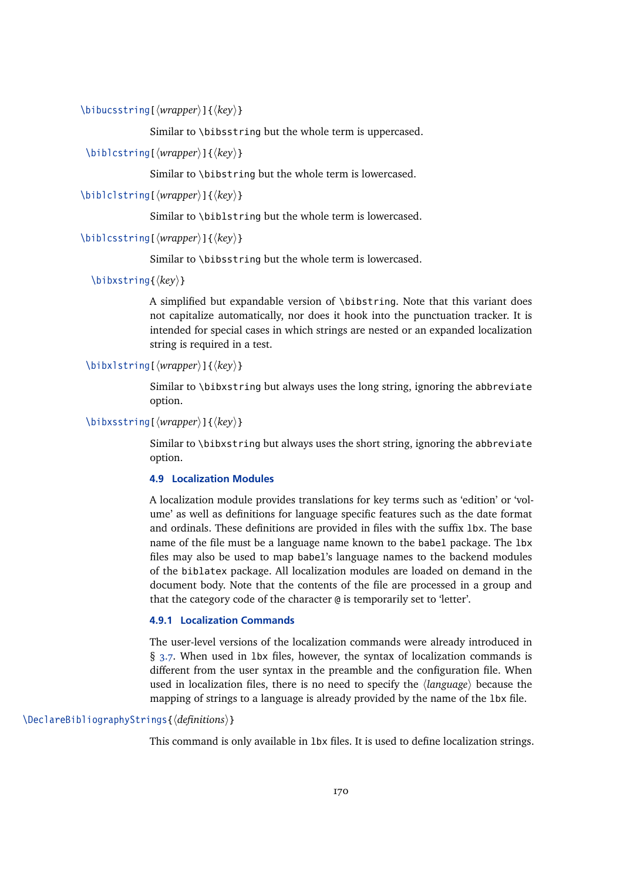`\bibucsstring[⟨wrapper⟩]{⟨key⟩}`

Similar to `\bibsstring` but the whole term is uppercased.

`\biblcstring[⟨wrapper⟩]{⟨key⟩}`

Similar to `\bibstring` but the whole term is lowercased.

`\biblclstring[⟨wrapper⟩]{⟨key⟩}`

Similar to `\biblstring` but the whole term is lowercased.

`\biblcsstring[⟨wrapper⟩]{⟨key⟩}`

Similar to `\bibsstring` but the whole term is lowercased.

`\bibxstring{⟨key⟩}`

A simplified but expandable version of `\bibstring`. Note that this variant does not capitalize automatically, nor does it hook into the punctuation tracker. It is intended for special cases in which strings are nested or an expanded localization string is required in a test.

`\bibxlstring[⟨wrapper⟩]{⟨key⟩}`

Similar to `\bibxstring` but always uses the long string, ignoring the `abbreviate` option.

`\bibxsstring[⟨wrapper⟩]{⟨key⟩}`

Similar to `\bibxstring` but always uses the short string, ignoring the `abbreviate` option.

### 4.9 Localization Modules

A localization module provides translations for key terms such as 'edition' or 'volume' as well as definitions for language specific features such as the date format and ordinals. These definitions are provided in files with the suffix `lbx`. The base name of the file must be a language name known to the `babel` package. The `lbx` files may also be used to map `babel`'s language names to the backend modules of the `biblatex` package. All localization modules are loaded on demand in the document body. Note that the contents of the file are processed in a group and that the category code of the character `@` is temporarily set to 'letter'.

#### 4.9.1 Localization Commands

The user-level versions of the localization commands were already introduced in § 3.7. When used in `lbx` files, however, the syntax of localization commands is different from the user syntax in the preamble and the configuration file. When used in localization files, there is no need to specify the ⟨*language*⟩ because the mapping of strings to a language is already provided by the name of the `lbx` file.

`\DeclareBibliographyStrings{⟨definitions⟩}`

This command is only available in `lbx` files. It is used to define localization strings.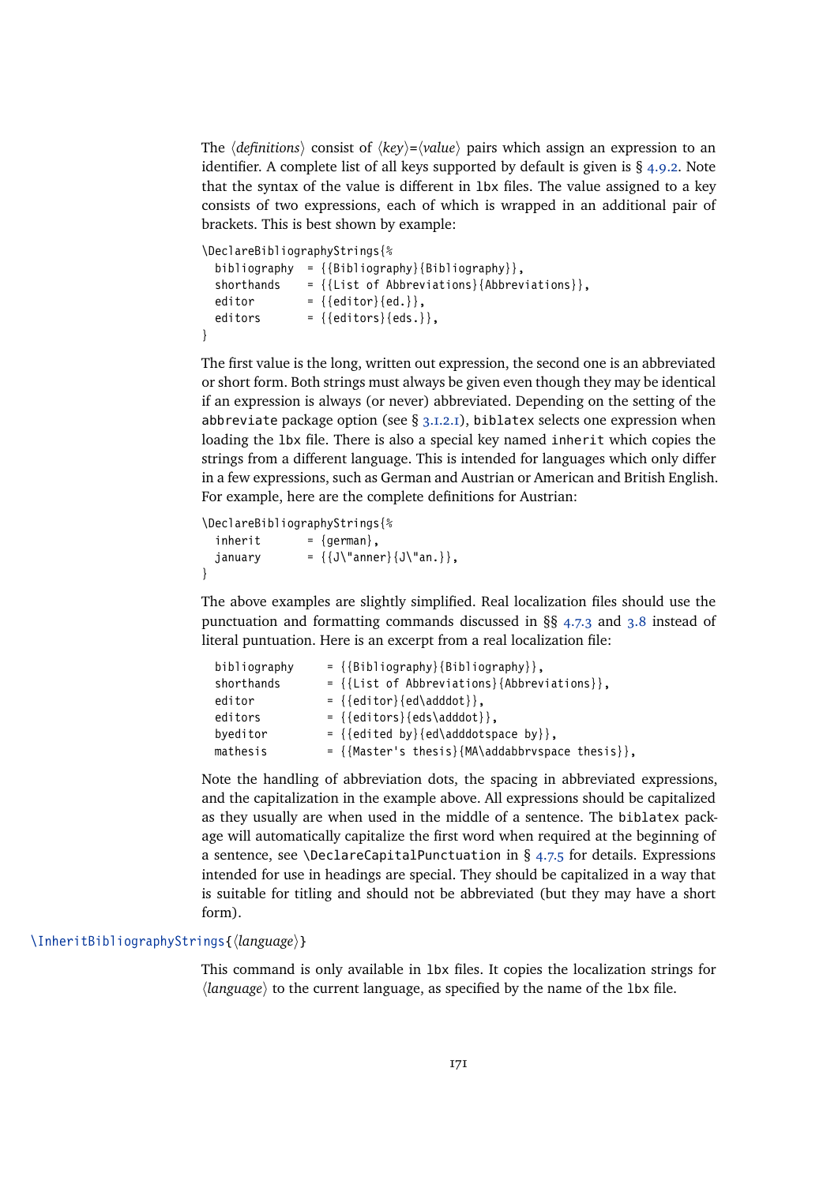The ⟨*definitions*⟩ consist of ⟨*key*⟩=⟨*value*⟩ pairs which assign an expression to an identifier. A complete list of all keys supported by default is given is § 4.9.2. Note that the syntax of the value is different in `lbx` files. The value assigned to a key consists of two expressions, each of which is wrapped in an additional pair of brackets. This is best shown by example:

```
\DeclareBibliographyStrings{%
  bibliography  = {{Bibliography}{Bibliography}},
  shorthands    = {{List of Abbreviations}{Abbreviations}},
  editor        = {{editor}{ed.}},
  editors       = {{editors}{eds.}},
}
```

The first value is the long, written out expression, the second one is an abbreviated or short form. Both strings must always be given even though they may be identical if an expression is always (or never) abbreviated. Depending on the setting of the `abbreviate` package option (see § 3.1.2.1), `biblatex` selects one expression when loading the `lbx` file. There is also a special key named `inherit` which copies the strings from a different language. This is intended for languages which only differ in a few expressions, such as German and Austrian or American and British English. For example, here are the complete definitions for Austrian:

```
\DeclareBibliographyStrings{%
  inherit       = {german},
  january       = {{J\"anner}{J\"an.}},
}
```

The above examples are slightly simplified. Real localization files should use the punctuation and formatting commands discussed in §§ 4.7.3 and 3.8 instead of literal puntuation. Here is an excerpt from a real localization file:

```
  bibliography     = {{Bibliography}{Bibliography}},
  shorthands       = {{List of Abbreviations}{Abbreviations}},
  editor           = {{editor}{ed\adddot}},
  editors          = {{editors}{eds\adddot}},
  byeditor         = {{edited by}{ed\adddotspace by}},
  mathesis         = {{Master's thesis}{MA\addabbrvspace thesis}},
```

Note the handling of abbreviation dots, the spacing in abbreviated expressions, and the capitalization in the example above. All expressions should be capitalized as they usually are when used in the middle of a sentence. The `biblatex` package will automatically capitalize the first word when required at the beginning of a sentence, see `\DeclareCapitalPunctuation` in § 4.7.5 for details. Expressions intended for use in headings are special. They should be capitalized in a way that is suitable for titling and should not be abbreviated (but they may have a short form).

`\InheritBibliographyStrings{`⟨*language*⟩`}`

This command is only available in `lbx` files. It copies the localization strings for ⟨*language*⟩ to the current language, as specified by the name of the `lbx` file.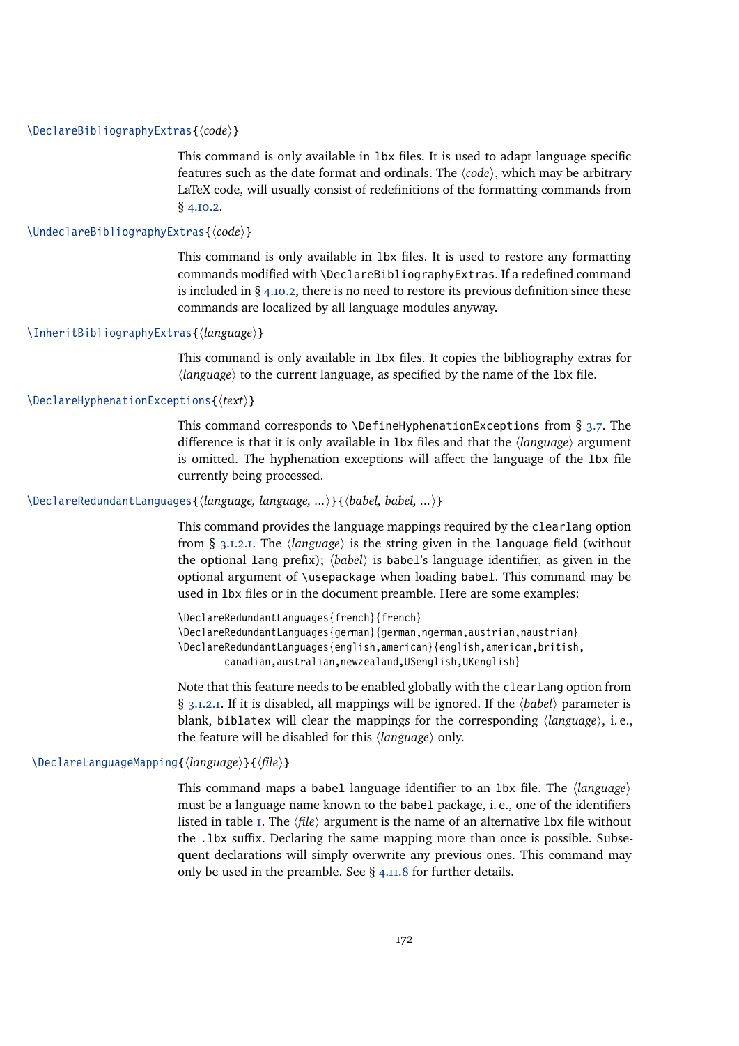`\DeclareBibliographyExtras{⟨code⟩}`

This command is only available in `lbx` files. It is used to adapt language specific features such as the date format and ordinals. The ⟨*code*⟩, which may be arbitrary LaTeX code, will usually consist of redefinitions of the formatting commands from § 4.10.2.

`\UndeclareBibliographyExtras{⟨code⟩}`

This command is only available in `lbx` files. It is used to restore any formatting commands modified with `\DeclareBibliographyExtras`. If a redefined command is included in § 4.10.2, there is no need to restore its previous definition since these commands are localized by all language modules anyway.

`\InheritBibliographyExtras{⟨language⟩}`

This command is only available in `lbx` files. It copies the bibliography extras for ⟨*language*⟩ to the current language, as specified by the name of the `lbx` file.

`\DeclareHyphenationExceptions{⟨text⟩}`

This command corresponds to `\DefineHyphenationExceptions` from § 3.7. The difference is that it is only available in `lbx` files and that the ⟨*language*⟩ argument is omitted. The hyphenation exceptions will affect the language of the `lbx` file currently being processed.

`\DeclareRedundantLanguages{⟨language, language, ...⟩}{⟨babel, babel, ...⟩}`

This command provides the language mappings required by the `clearlang` option from § 3.1.2.1. The ⟨*language*⟩ is the string given in the `language` field (without the optional `lang` prefix); ⟨*babel*⟩ is `babel`'s language identifier, as given in the optional argument of `\usepackage` when loading `babel`. This command may be used in `lbx` files or in the document preamble. Here are some examples:

```
\DeclareRedundantLanguages{french}{french}
\DeclareRedundantLanguages{german}{german,ngerman,austrian,naustrian}
\DeclareRedundantLanguages{english,american}{english,american,british,
      canadian,australian,newzealand,USenglish,UKenglish}
```

Note that this feature needs to be enabled globally with the `clearlang` option from § 3.1.2.1. If it is disabled, all mappings will be ignored. If the ⟨*babel*⟩ parameter is blank, `biblatex` will clear the mappings for the corresponding ⟨*language*⟩, i. e., the feature will be disabled for this ⟨*language*⟩ only.

`\DeclareLanguageMapping{⟨language⟩}{⟨file⟩}`

This command maps a `babel` language identifier to an `lbx` file. The ⟨*language*⟩ must be a language name known to the `babel` package, i. e., one of the identifiers listed in table 1. The ⟨*file*⟩ argument is the name of an alternative `lbx` file without the `.lbx` suffix. Declaring the same mapping more than once is possible. Subsequent declarations will simply overwrite any previous ones. This command may only be used in the preamble. See § 4.11.8 for further details.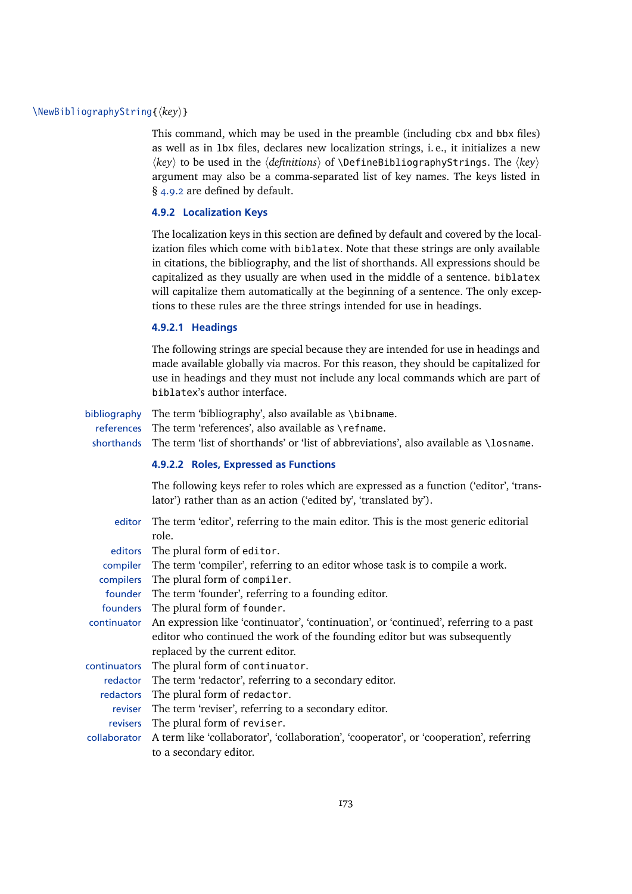\NewBibliographyString{⟨key⟩}

This command, which may be used in the preamble (including `cbx` and `bbx` files) as well as in `lbx` files, declares new localization strings, i. e., it initializes a new ⟨*key*⟩ to be used in the ⟨*definitions*⟩ of `\DefineBibliographyStrings`. The ⟨*key*⟩ argument may also be a comma-separated list of key names. The keys listed in § 4.9.2 are defined by default.

### 4.9.2 Localization Keys

The localization keys in this section are defined by default and covered by the localization files which come with `biblatex`. Note that these strings are only available in citations, the bibliography, and the list of shorthands. All expressions should be capitalized as they usually are when used in the middle of a sentence. `biblatex` will capitalize them automatically at the beginning of a sentence. The only exceptions to these rules are the three strings intended for use in headings.

#### 4.9.2.1 Headings

The following strings are special because they are intended for use in headings and made available globally via macros. For this reason, they should be capitalized for use in headings and they must not include any local commands which are part of `biblatex`'s author interface.

**bibliography** The term 'bibliography', also available as `\bibname`.

**references** The term 'references', also available as `\refname`.

**shorthands** The term 'list of shorthands' or 'list of abbreviations', also available as `\losname`.

#### 4.9.2.2 Roles, Expressed as Functions

The following keys refer to roles which are expressed as a function ('editor', 'translator') rather than as an action ('edited by', 'translated by').

**editor** The term 'editor', referring to the main editor. This is the most generic editorial role.

**editors** The plural form of `editor`.

**compiler** The term 'compiler', referring to an editor whose task is to compile a work.

**compilers** The plural form of `compiler`.

**founder** The term 'founder', referring to a founding editor.

**founders** The plural form of `founder`.

**continuator** An expression like 'continuator', 'continuation', or 'continued', referring to a past editor who continued the work of the founding editor but was subsequently replaced by the current editor.

**continuators** The plural form of `continuator`.

**redactor** The term 'redactor', referring to a secondary editor.

**redactors** The plural form of `redactor`.

**reviser** The term 'reviser', referring to a secondary editor.

**revisers** The plural form of `reviser`.

**collaborator** A term like 'collaborator', 'collaboration', 'cooperator', or 'cooperation', referring to a secondary editor.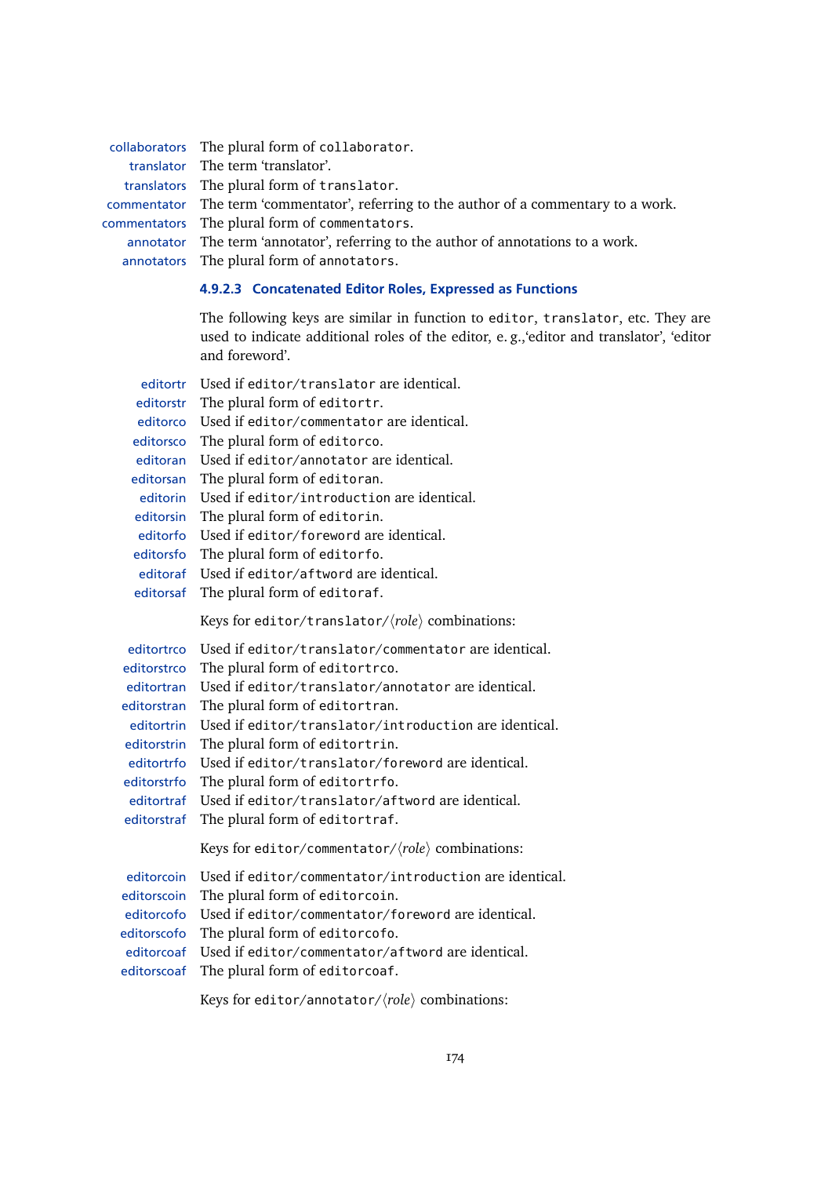**collaborators** The plural form of `collaborator`.

**translator** The term 'translator'.

**translators** The plural form of `translator`.

**commentator** The term 'commentator', referring to the author of a commentary to a work.

**commentators** The plural form of `commentators`.

**annotator** The term 'annotator', referring to the author of annotations to a work.

**annotators** The plural form of `annotators`.

#### 4.9.2.3 Concatenated Editor Roles, Expressed as Functions

The following keys are similar in function to `editor`, `translator`, etc. They are used to indicate additional roles of the editor, e. g.,'editor and translator', 'editor and foreword'.

**editortr** Used if `editor/translator` are identical.

**editorstr** The plural form of `editortr`.

**editorco** Used if `editor/commentator` are identical.

**editorsco** The plural form of `editorco`.

**editoran** Used if `editor/annotator` are identical.

**editorsan** The plural form of `editoran`.

**editorin** Used if `editor/introduction` are identical.

**editorsin** The plural form of `editorin`.

**editorfo** Used if `editor/foreword` are identical.

**editorsfo** The plural form of `editorfo`.

**editoraf** Used if `editor/aftword` are identical.

**editorsaf** The plural form of `editoraf`.

Keys for `editor/translator/`⟨*role*⟩ combinations:

**editortrco** Used if `editor/translator/commentator` are identical.

**editorstrco** The plural form of `editortrco`.

**editortran** Used if `editor/translator/annotator` are identical.

**editorstran** The plural form of `editortran`.

**editortrin** Used if `editor/translator/introduction` are identical.

**editorstrin** The plural form of `editortrin`.

**editortrfo** Used if `editor/translator/foreword` are identical.

**editorstrfo** The plural form of `editortrfo`.

**editortraf** Used if `editor/translator/aftword` are identical.

**editorstraf** The plural form of `editortraf`.

Keys for `editor/commentator/`⟨*role*⟩ combinations:

**editorcoin** Used if `editor/commentator/introduction` are identical.

**editorscoin** The plural form of `editorcoin`.

**editorcofo** Used if `editor/commentator/foreword` are identical.

**editorscofo** The plural form of `editorcofo`.

**editorcoaf** Used if `editor/commentator/aftword` are identical.

**editorscoaf** The plural form of `editorcoaf`.

Keys for `editor/annotator/`⟨*role*⟩ combinations: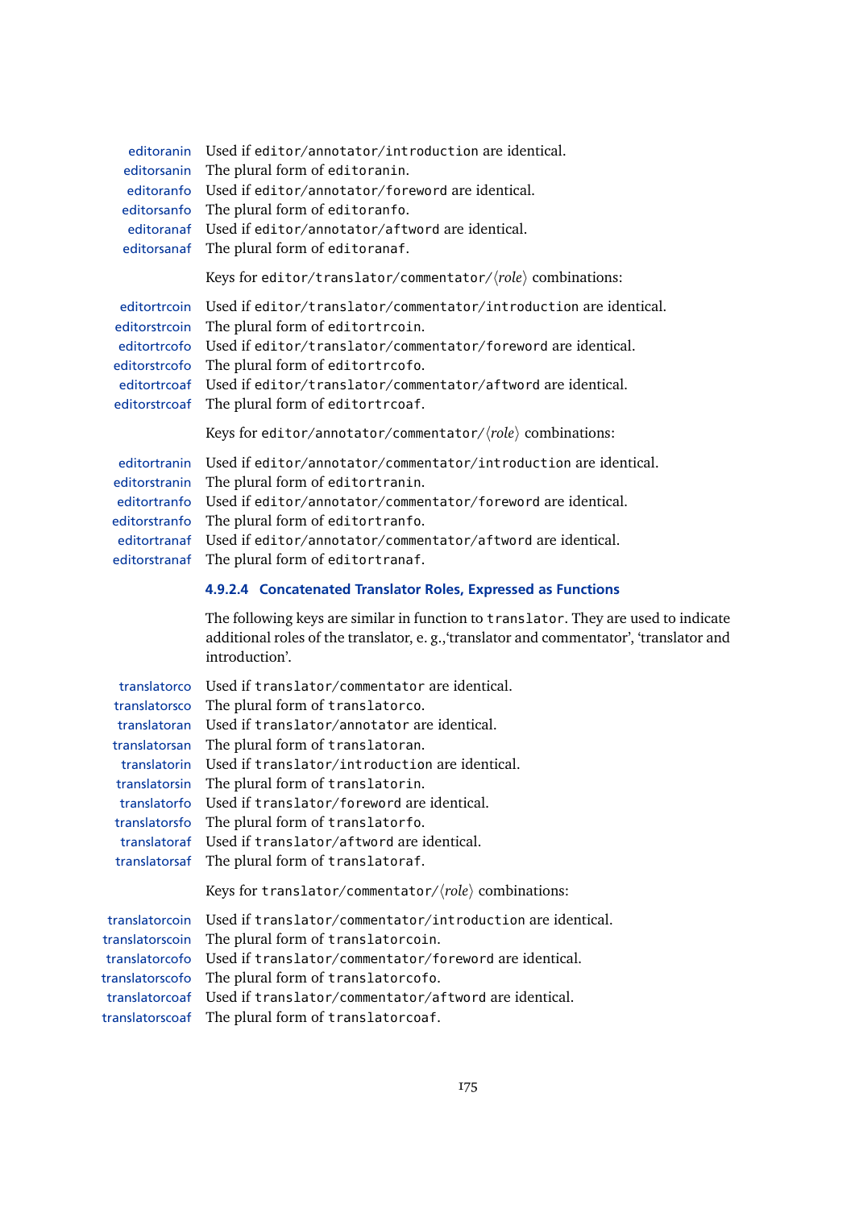**editoranin** Used if `editor/annotator/introduction` are identical.
**editorsanin** The plural form of `editoranin`.
**editoranfo** Used if `editor/annotator/foreword` are identical.
**editorsanfo** The plural form of `editoranfo`.
**editoranaf** Used if `editor/annotator/aftword` are identical.
**editorsanaf** The plural form of `editoranaf`.

Keys for `editor/translator/commentator/`⟨*role*⟩ combinations:

**editortrcoin** Used if `editor/translator/commentator/introduction` are identical.
**editorstrcoin** The plural form of `editortrcoin`.
**editortrcofo** Used if `editor/translator/commentator/foreword` are identical.
**editorstrcofo** The plural form of `editortrcofo`.
**editortrcoaf** Used if `editor/translator/commentator/aftword` are identical.
**editorstrcoaf** The plural form of `editortrcoaf`.

Keys for `editor/annotator/commentator/`⟨*role*⟩ combinations:

**editortranin** Used if `editor/annotator/commentator/introduction` are identical.
**editorstranin** The plural form of `editortranin`.
**editortranfo** Used if `editor/annotator/commentator/foreword` are identical.
**editorstranfo** The plural form of `editortranfo`.
**editortranaf** Used if `editor/annotator/commentator/aftword` are identical.
**editorstranaf** The plural form of `editortranaf`.

#### 4.9.2.4 Concatenated Translator Roles, Expressed as Functions

The following keys are similar in function to `translator`. They are used to indicate additional roles of the translator, e. g.,'translator and commentator', 'translator and introduction'.

**translatorco** Used if `translator/commentator` are identical.
**translatorsco** The plural form of `translatorco`.
**translatoran** Used if `translator/annotator` are identical.
**translatorsan** The plural form of `translatoran`.
**translatorin** Used if `translator/introduction` are identical.
**translatorsin** The plural form of `translatorin`.
**translatorfo** Used if `translator/foreword` are identical.
**translatorsfo** The plural form of `translatorfo`.
**translatoraf** Used if `translator/aftword` are identical.
**translatorsaf** The plural form of `translatoraf`.

Keys for `translator/commentator/`⟨*role*⟩ combinations:

**translatorcoin** Used if `translator/commentator/introduction` are identical.
**translatorscoin** The plural form of `translatorcoin`.
**translatorcofo** Used if `translator/commentator/foreword` are identical.
**translatorscofo** The plural form of `translatorcofo`.
**translatorcoaf** Used if `translator/commentator/aftword` are identical.
**translatorscoaf** The plural form of `translatorcoaf`.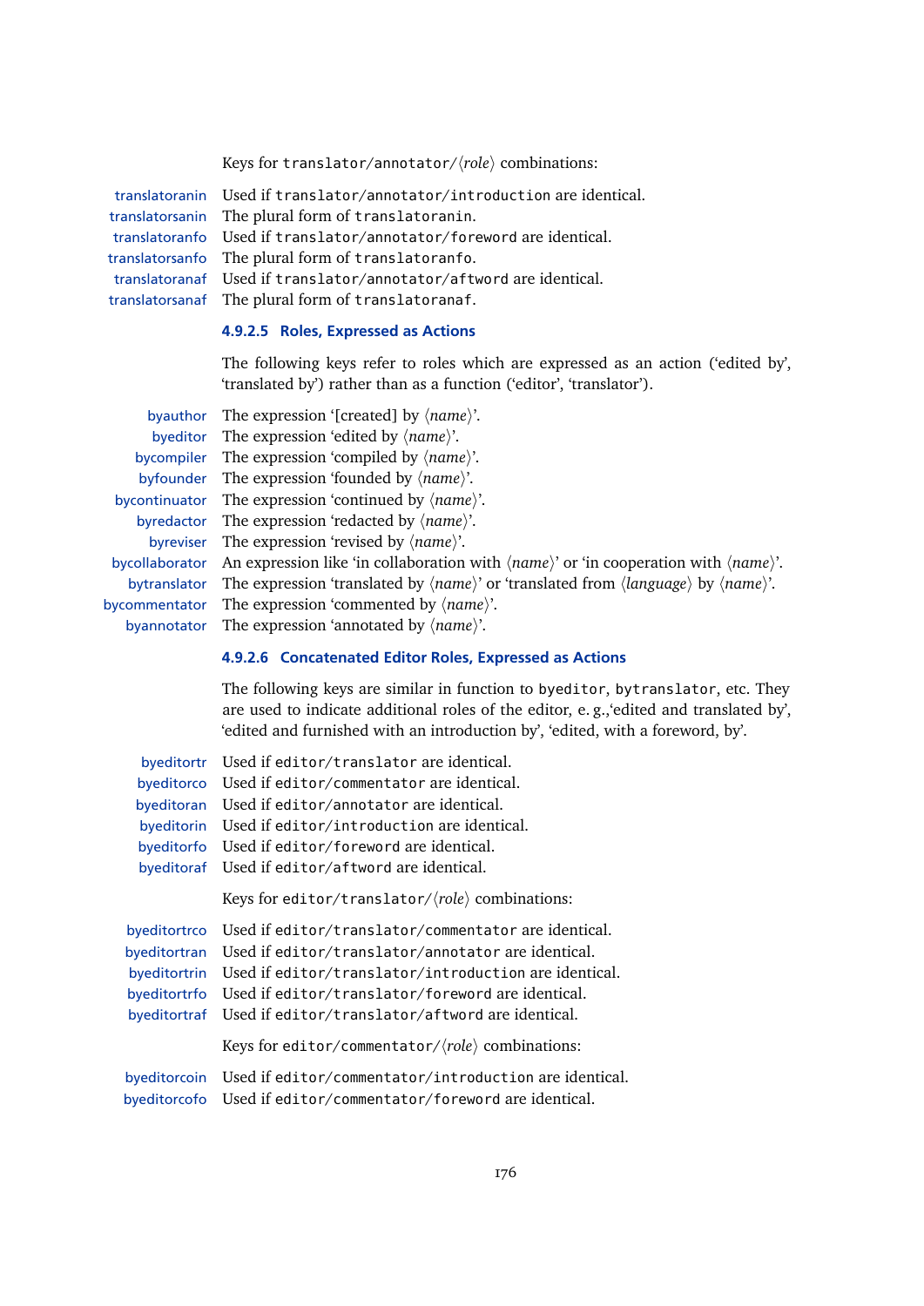Keys for `translator/annotator/⟨role⟩` combinations:

**translatoranin** Used if `translator/annotator/introduction` are identical.

**translatorsanin** The plural form of `translatoranin`.

**translatoranfo** Used if `translator/annotator/foreword` are identical.

**translatorsanfo** The plural form of `translatoranfo`.

**translatoranaf** Used if `translator/annotator/aftword` are identical.

**translatorsanaf** The plural form of `translatoranaf`.

#### 4.9.2.5 Roles, Expressed as Actions

The following keys refer to roles which are expressed as an action ('edited by', 'translated by') rather than as a function ('editor', 'translator').

**byauthor** The expression '[created] by ⟨*name*⟩'.

**byeditor** The expression 'edited by ⟨*name*⟩'.

**bycompiler** The expression 'compiled by ⟨*name*⟩'.

**byfounder** The expression 'founded by ⟨*name*⟩'.

**bycontinuator** The expression 'continued by ⟨*name*⟩'.

**byredactor** The expression 'redacted by ⟨*name*⟩'.

**byreviser** The expression 'revised by ⟨*name*⟩'.

**bycollaborator** An expression like 'in collaboration with ⟨*name*⟩' or 'in cooperation with ⟨*name*⟩'.

**bytranslator** The expression 'translated by ⟨*name*⟩' or 'translated from ⟨*language*⟩ by ⟨*name*⟩'.

**bycommentator** The expression 'commented by ⟨*name*⟩'.

**byannotator** The expression 'annotated by ⟨*name*⟩'.

#### 4.9.2.6 Concatenated Editor Roles, Expressed as Actions

The following keys are similar in function to `byeditor`, `bytranslator`, etc. They are used to indicate additional roles of the editor, e. g.,'edited and translated by', 'edited and furnished with an introduction by', 'edited, with a foreword, by'.

**byeditortr** Used if `editor/translator` are identical.

**byeditorco** Used if `editor/commentator` are identical.

**byeditoran** Used if `editor/annotator` are identical.

**byeditorin** Used if `editor/introduction` are identical.

**byeditorfo** Used if `editor/foreword` are identical.

**byeditoraf** Used if `editor/aftword` are identical.

Keys for `editor/translator/⟨role⟩` combinations:

**byeditortrco** Used if `editor/translator/commentator` are identical.

**byeditortran** Used if `editor/translator/annotator` are identical.

**byeditortrin** Used if `editor/translator/introduction` are identical.

**byeditortrfo** Used if `editor/translator/foreword` are identical.

**byeditortraf** Used if `editor/translator/aftword` are identical.

Keys for `editor/commentator/⟨role⟩` combinations:

**byeditorcoin** Used if `editor/commentator/introduction` are identical.

**byeditorcofo** Used if `editor/commentator/foreword` are identical.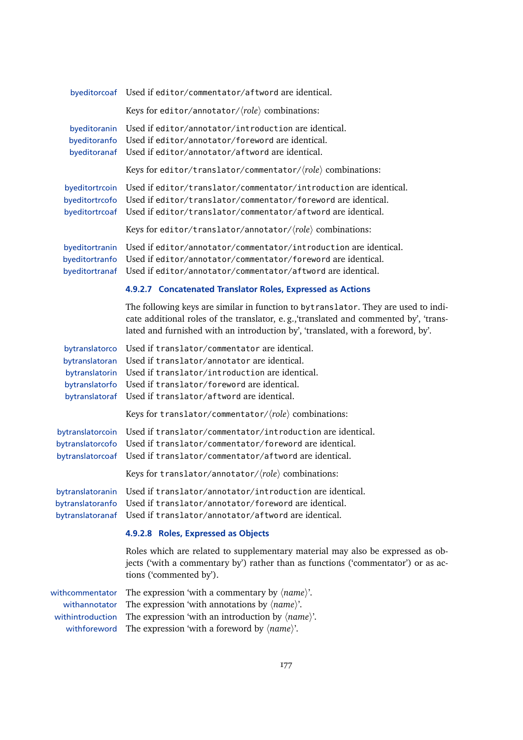byeditorcoaf Used if `editor/commentator/aftword` are identical.

Keys for `editor/annotator/`⟨*role*⟩ combinations:

byeditoranin Used if `editor/annotator/introduction` are identical.
byeditoranfo Used if `editor/annotator/foreword` are identical.
byeditoranaf Used if `editor/annotator/aftword` are identical.

Keys for `editor/translator/commentator/`⟨*role*⟩ combinations:

byeditortrcoin Used if `editor/translator/commentator/introduction` are identical.
byeditortrcofo Used if `editor/translator/commentator/foreword` are identical.
byeditortrcoaf Used if `editor/translator/commentator/aftword` are identical.

Keys for `editor/translator/annotator/`⟨*role*⟩ combinations:

byeditortranin Used if `editor/annotator/commentator/introduction` are identical.
byeditortranfo Used if `editor/annotator/commentator/foreword` are identical.
byeditortranaf Used if `editor/annotator/commentator/aftword` are identical.

#### 4.9.2.7 Concatenated Translator Roles, Expressed as Actions

The following keys are similar in function to `bytranslator`. They are used to indicate additional roles of the translator, e. g.,'translated and commented by', 'translated and furnished with an introduction by', 'translated, with a foreword, by'.

bytranslatorco Used if `translator/commentator` are identical.
bytranslatoran Used if `translator/annotator` are identical.
bytranslatorin Used if `translator/introduction` are identical.
bytranslatorfo Used if `translator/foreword` are identical.
bytranslatoraf Used if `translator/aftword` are identical.

Keys for `translator/commentator/`⟨*role*⟩ combinations:

bytranslatorcoin Used if `translator/commentator/introduction` are identical.
bytranslatorcofo Used if `translator/commentator/foreword` are identical.
bytranslatorcoaf Used if `translator/commentator/aftword` are identical.

Keys for `translator/annotator/`⟨*role*⟩ combinations:

bytranslatoranin Used if `translator/annotator/introduction` are identical.
bytranslatoranfo Used if `translator/annotator/foreword` are identical.
bytranslatoranaf Used if `translator/annotator/aftword` are identical.

#### 4.9.2.8 Roles, Expressed as Objects

Roles which are related to supplementary material may also be expressed as objects ('with a commentary by') rather than as functions ('commentator') or as actions ('commented by').

withcommentator The expression 'with a commentary by ⟨*name*⟩'.
withannotator The expression 'with annotations by ⟨*name*⟩'.
withintroduction The expression 'with an introduction by ⟨*name*⟩'.
withforeword The expression 'with a foreword by ⟨*name*⟩'.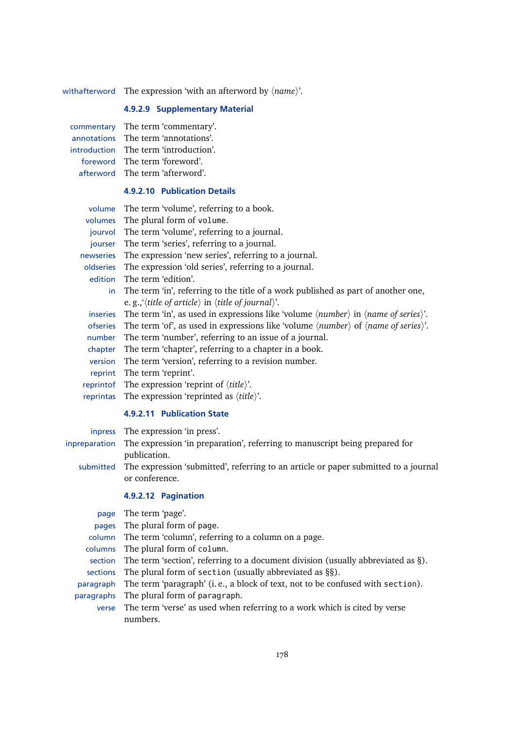withafterword The expression 'with an afterword by ⟨*name*⟩'.

#### 4.9.2.9 Supplementary Material

commentary The term 'commentary'.
annotations The term 'annotations'.
introduction The term 'introduction'.
foreword The term 'foreword'.
afterword The term 'afterword'.

#### 4.9.2.10 Publication Details

volume The term 'volume', referring to a book.
volumes The plural form of `volume`.
jourvol The term 'volume', referring to a journal.
jourser The term 'series', referring to a journal.
newseries The expression 'new series', referring to a journal.
oldseries The expression 'old series', referring to a journal.
edition The term 'edition'.
in The term 'in', referring to the title of a work published as part of another one, e. g.,'⟨*title of article*⟩ in ⟨*title of journal*⟩'.
inseries The term 'in', as used in expressions like 'volume ⟨*number*⟩ in ⟨*name of series*⟩'.
ofseries The term 'of', as used in expressions like 'volume ⟨*number*⟩ of ⟨*name of series*⟩'.
number The term 'number', referring to an issue of a journal.
chapter The term 'chapter', referring to a chapter in a book.
version The term 'version', referring to a revision number.
reprint The term 'reprint'.
reprintof The expression 'reprint of ⟨*title*⟩'.
reprintas The expression 'reprinted as ⟨*title*⟩'.

#### 4.9.2.11 Publication State

inpress The expression 'in press'.
inpreparation The expression 'in preparation', referring to manuscript being prepared for publication.
submitted The expression 'submitted', referring to an article or paper submitted to a journal or conference.

#### 4.9.2.12 Pagination

page The term 'page'.
pages The plural form of `page`.
column The term 'column', referring to a column on a page.
columns The plural form of `column`.
section The term 'section', referring to a document division (usually abbreviated as §).
sections The plural form of `section` (usually abbreviated as §§).
paragraph The term 'paragraph' (i. e., a block of text, not to be confused with `section`).
paragraphs The plural form of `paragraph`.
verse The term 'verse' as used when referring to a work which is cited by verse numbers.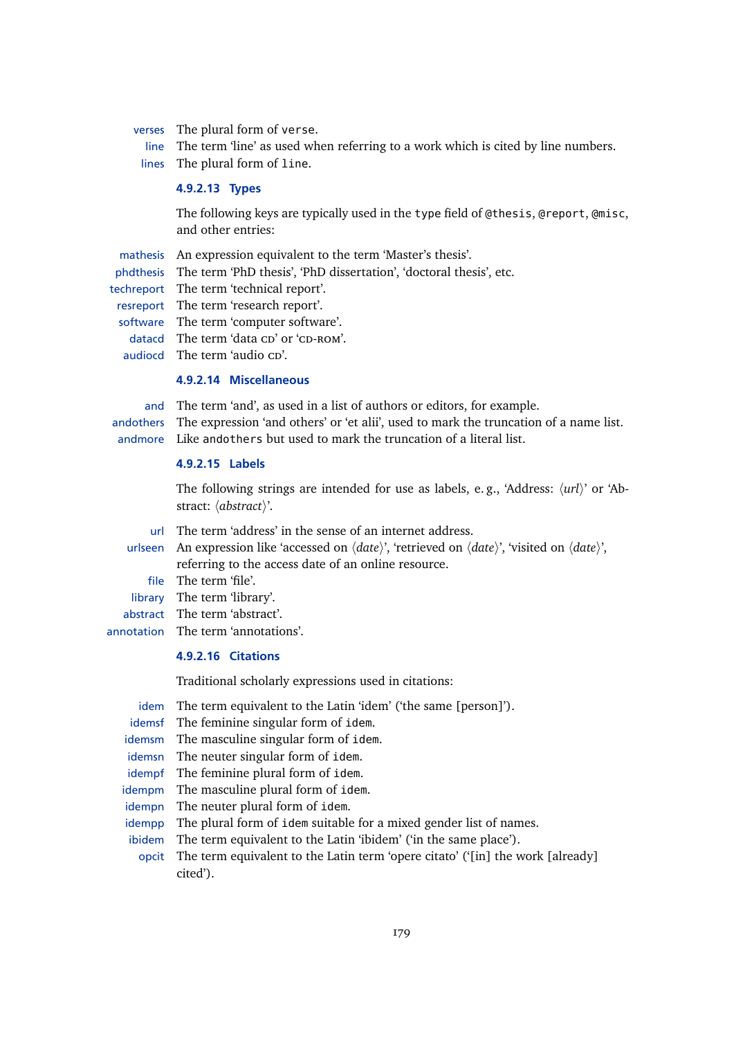**verses** The plural form of `verse`.

**line** The term 'line' as used when referring to a work which is cited by line numbers.

**lines** The plural form of `line`.

#### 4.9.2.13 Types

The following keys are typically used in the `type` field of `@thesis`, `@report`, `@misc`, and other entries:

**mathesis** An expression equivalent to the term 'Master's thesis'.

**phdthesis** The term 'PhD thesis', 'PhD dissertation', 'doctoral thesis', etc.

**techreport** The term 'technical report'.

**resreport** The term 'research report'.

**software** The term 'computer software'.

**datacd** The term 'data CD' or 'CD-ROM'.

**audiocd** The term 'audio CD'.

#### 4.9.2.14 Miscellaneous

**and** The term 'and', as used in a list of authors or editors, for example.

**andothers** The expression 'and others' or 'et alii', used to mark the truncation of a name list.

**andmore** Like `andothers` but used to mark the truncation of a literal list.

#### 4.9.2.15 Labels

The following strings are intended for use as labels, e. g., 'Address: ⟨*url*⟩' or 'Abstract: ⟨*abstract*⟩'.

**url** The term 'address' in the sense of an internet address.

**urlseen** An expression like 'accessed on ⟨*date*⟩', 'retrieved on ⟨*date*⟩', 'visited on ⟨*date*⟩', referring to the access date of an online resource.

**file** The term 'file'.

**library** The term 'library'.

**abstract** The term 'abstract'.

**annotation** The term 'annotations'.

#### 4.9.2.16 Citations

Traditional scholarly expressions used in citations:

**idem** The term equivalent to the Latin 'idem' ('the same [person]').

**idemsf** The feminine singular form of `idem`.

**idemsm** The masculine singular form of `idem`.

**idemsn** The neuter singular form of `idem`.

**idempf** The feminine plural form of `idem`.

**idempm** The masculine plural form of `idem`.

**idempn** The neuter plural form of `idem`.

**idempp** The plural form of `idem` suitable for a mixed gender list of names.

**ibidem** The term equivalent to the Latin 'ibidem' ('in the same place').

**opcit** The term equivalent to the Latin term 'opere citato' ('[in] the work [already] cited').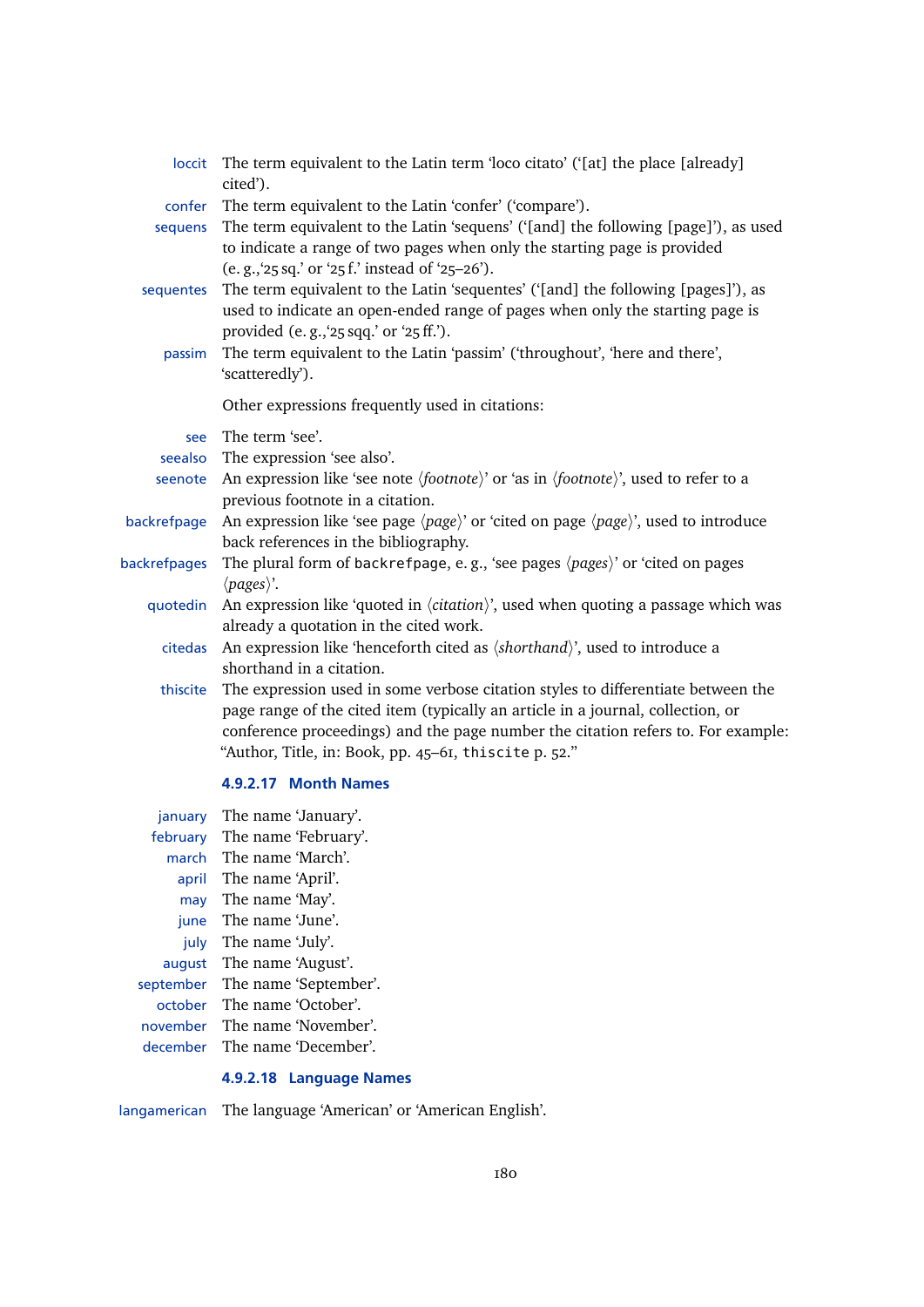**loccit** The term equivalent to the Latin term 'loco citato' ('[at] the place [already] cited').

**confer** The term equivalent to the Latin 'confer' ('compare').

**sequens** The term equivalent to the Latin 'sequens' ('[and] the following [page]'), as used to indicate a range of two pages when only the starting page is provided (e. g.,'25 sq.' or '25 f.' instead of '25–26').

**sequentes** The term equivalent to the Latin 'sequentes' ('[and] the following [pages]'), as used to indicate an open-ended range of pages when only the starting page is provided (e. g.,'25 sqq.' or '25 ff.').

**passim** The term equivalent to the Latin 'passim' ('throughout', 'here and there', 'scatteredly').

Other expressions frequently used in citations:

**see** The term 'see'.

**seealso** The expression 'see also'.

**seenote** An expression like 'see note ⟨*footnote*⟩' or 'as in ⟨*footnote*⟩', used to refer to a previous footnote in a citation.

**backrefpage** An expression like 'see page ⟨*page*⟩' or 'cited on page ⟨*page*⟩', used to introduce back references in the bibliography.

**backrefpages** The plural form of `backrefpage`, e. g., 'see pages ⟨*pages*⟩' or 'cited on pages ⟨*pages*⟩'.

**quotedin** An expression like 'quoted in ⟨*citation*⟩', used when quoting a passage which was already a quotation in the cited work.

**citedas** An expression like 'henceforth cited as ⟨*shorthand*⟩', used to introduce a shorthand in a citation.

**thiscite** The expression used in some verbose citation styles to differentiate between the page range of the cited item (typically an article in a journal, collection, or conference proceedings) and the page number the citation refers to. For example: "Author, Title, in: Book, pp. 45–61, `thiscite` p. 52."

#### 4.9.2.17 Month Names

**january** The name 'January'.

**february** The name 'February'.

**march** The name 'March'.

**april** The name 'April'.

**may** The name 'May'.

**june** The name 'June'.

**july** The name 'July'.

**august** The name 'August'.

**september** The name 'September'.

**october** The name 'October'.

**november** The name 'November'.

**december** The name 'December'.

#### 4.9.2.18 Language Names

**langamerican** The language 'American' or 'American English'.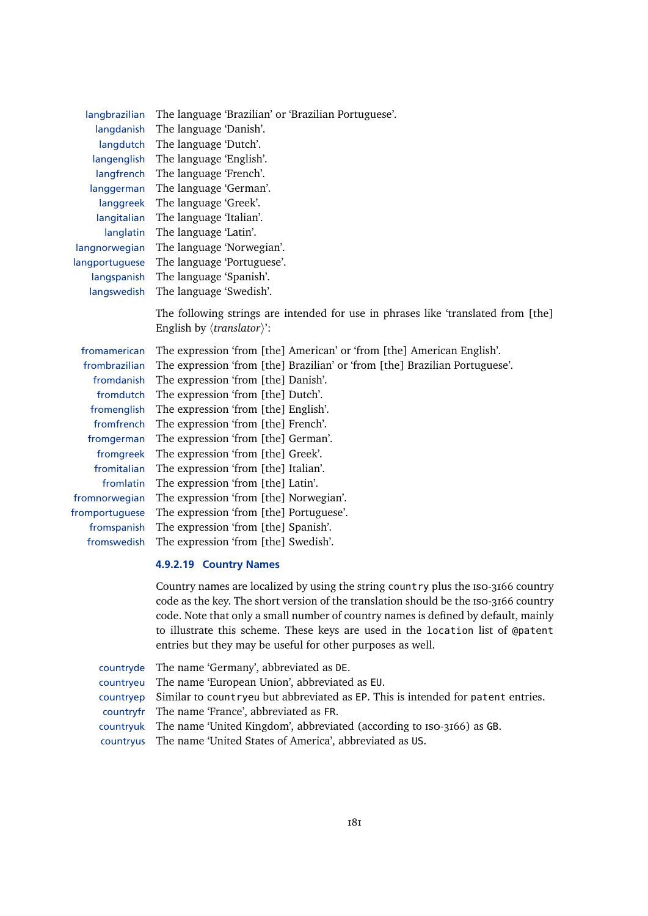langbrazilian The language 'Brazilian' or 'Brazilian Portuguese'.

langdanish The language 'Danish'.

langdutch The language 'Dutch'.

langenglish The language 'English'.

langfrench The language 'French'.

langgerman The language 'German'.

langgreek The language 'Greek'.

langitalian The language 'Italian'.

langlatin The language 'Latin'.

langnorwegian The language 'Norwegian'.

langportuguese The language 'Portuguese'.

langspanish The language 'Spanish'.

langswedish The language 'Swedish'.

The following strings are intended for use in phrases like 'translated from [the] English by ⟨*translator*⟩':

fromamerican The expression 'from [the] American' or 'from [the] American English'.

frombrazilian The expression 'from [the] Brazilian' or 'from [the] Brazilian Portuguese'.

fromdanish The expression 'from [the] Danish'.

fromdutch The expression 'from [the] Dutch'.

fromenglish The expression 'from [the] English'.

fromfrench The expression 'from [the] French'.

fromgerman The expression 'from [the] German'.

fromgreek The expression 'from [the] Greek'.

fromitalian The expression 'from [the] Italian'.

fromlatin The expression 'from [the] Latin'.

fromnorwegian The expression 'from [the] Norwegian'.

fromportuguese The expression 'from [the] Portuguese'.

fromspanish The expression 'from [the] Spanish'.

fromswedish The expression 'from [the] Swedish'.

#### 4.9.2.19 Country Names

Country names are localized by using the string `country` plus the ISO-3166 country code as the key. The short version of the translation should be the ISO-3166 country code. Note that only a small number of country names is defined by default, mainly to illustrate this scheme. These keys are used in the `location` list of `@patent` entries but they may be useful for other purposes as well.

countryde The name 'Germany', abbreviated as `DE`.

countryeu The name 'European Union', abbreviated as `EU`.

countryep Similar to `countryeu` but abbreviated as `EP`. This is intended for `patent` entries.

countryfr The name 'France', abbreviated as `FR`.

countryuk The name 'United Kingdom', abbreviated (according to ISO-3166) as `GB`.

countryus The name 'United States of America', abbreviated as `US`.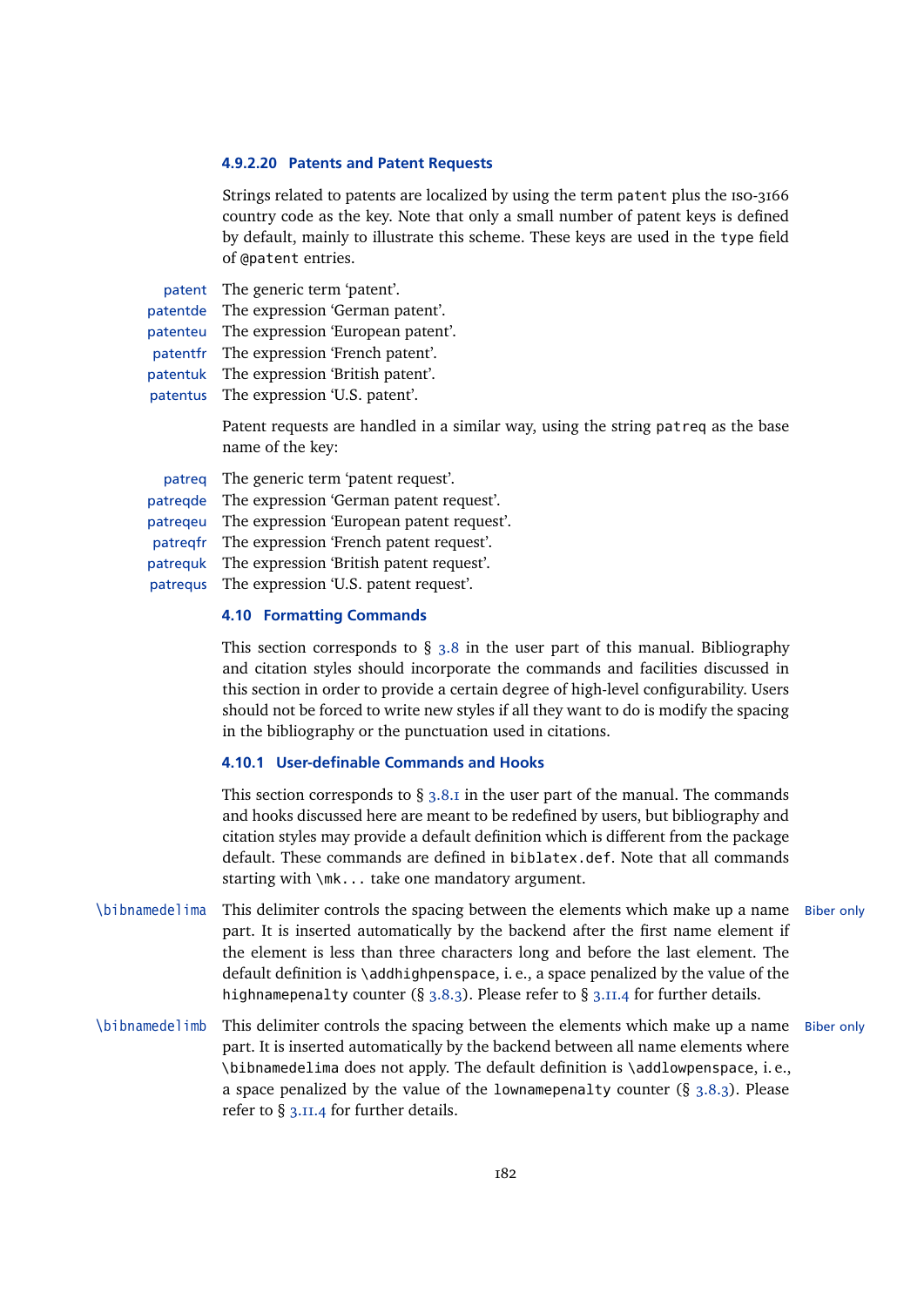#### 4.9.2.20 Patents and Patent Requests

Strings related to patents are localized by using the term `patent` plus the ISO-3166 country code as the key. Note that only a small number of patent keys is defined by default, mainly to illustrate this scheme. These keys are used in the `type` field of `@patent` entries.

**patent** The generic term 'patent'.

**patentde** The expression 'German patent'.

**patenteu** The expression 'European patent'.

**patentfr** The expression 'French patent'.

**patentuk** The expression 'British patent'.

**patentus** The expression 'U.S. patent'.

Patent requests are handled in a similar way, using the string `patreq` as the base name of the key:

**patreq** The generic term 'patent request'.

**patreqde** The expression 'German patent request'.

**patreqeu** The expression 'European patent request'.

**patreqfr** The expression 'French patent request'.

**patrequk** The expression 'British patent request'.

**patrequs** The expression 'U.S. patent request'.

## 4.10 Formatting Commands

This section corresponds to § 3.8 in the user part of this manual. Bibliography and citation styles should incorporate the commands and facilities discussed in this section in order to provide a certain degree of high-level configurability. Users should not be forced to write new styles if all they want to do is modify the spacing in the bibliography or the punctuation used in citations.

### 4.10.1 User-definable Commands and Hooks

This section corresponds to § 3.8.1 in the user part of the manual. The commands and hooks discussed here are meant to be redefined by users, but bibliography and citation styles may provide a default definition which is different from the package default. These commands are defined in `biblatex.def`. Note that all commands starting with `\mk...` take one mandatory argument.

**`\bibnamedelima`** *(Biber only)* This delimiter controls the spacing between the elements which make up a name part. It is inserted automatically by the backend after the first name element if the element is less than three characters long and before the last element. The default definition is `\addhighpenspace`, i. e., a space penalized by the value of the `highnamepenalty` counter (§ 3.8.3). Please refer to § 3.11.4 for further details.

**`\bibnamedelimb`** *(Biber only)* This delimiter controls the spacing between the elements which make up a name part. It is inserted automatically by the backend between all name elements where `\bibnamedelima` does not apply. The default definition is `\addlowpenspace`, i. e., a space penalized by the value of the `lownamepenalty` counter (§ 3.8.3). Please refer to § 3.11.4 for further details.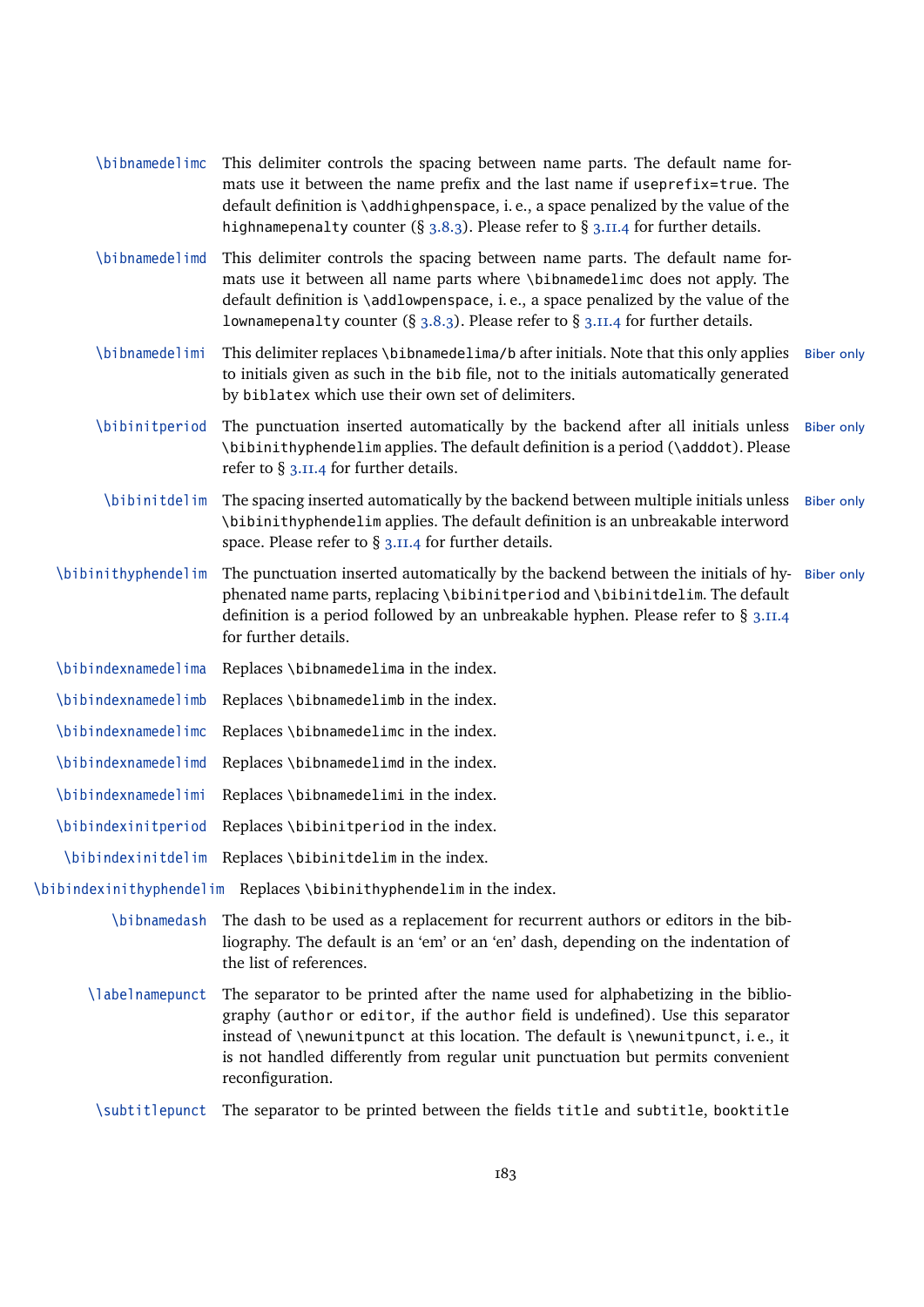`\bibnamedelimc` This delimiter controls the spacing between name parts. The default name formats use it between the name prefix and the last name if `useprefix=true`. The default definition is `\addhighpenspace`, i. e., a space penalized by the value of the `highnamepenalty` counter (§ 3.8.3). Please refer to § 3.11.4 for further details.

`\bibnamedelimd` This delimiter controls the spacing between name parts. The default name formats use it between all name parts where `\bibnamedelimc` does not apply. The default definition is `\addlowpenspace`, i. e., a space penalized by the value of the `lownamepenalty` counter (§ 3.8.3). Please refer to § 3.11.4 for further details.

`\bibnamedelimi` This delimiter replaces `\bibnamedelima/b` after initials. Note that this only applies to initials given as such in the `bib` file, not to the initials automatically generated by `biblatex` which use their own set of delimiters. *Biber only*

`\bibinitperiod` The punctuation inserted automatically by the backend after all initials unless `\bibinithyphendelim` applies. The default definition is a period (`\adddot`). Please refer to § 3.11.4 for further details. *Biber only*

`\bibinitdelim` The spacing inserted automatically by the backend between multiple initials unless `\bibinithyphendelim` applies. The default definition is an unbreakable interword space. Please refer to § 3.11.4 for further details. *Biber only*

`\bibinithyphendelim` The punctuation inserted automatically by the backend between the initials of hyphenated name parts, replacing `\bibinitperiod` and `\bibinitdelim`. The default definition is a period followed by an unbreakable hyphen. Please refer to § 3.11.4 for further details. *Biber only*

`\bibindexnamedelima` Replaces `\bibnamedelima` in the index.

`\bibindexnamedelimb` Replaces `\bibnamedelimb` in the index.

`\bibindexnamedelimc` Replaces `\bibnamedelimc` in the index.

`\bibindexnamedelimd` Replaces `\bibnamedelimd` in the index.

`\bibindexnamedelimi` Replaces `\bibnamedelimi` in the index.

`\bibindexinitperiod` Replaces `\bibinitperiod` in the index.

`\bibindexinitdelim` Replaces `\bibinitdelim` in the index.

`\bibindexinithyphendelim` Replaces `\bibinithyphendelim` in the index.

`\bibnamedash` The dash to be used as a replacement for recurrent authors or editors in the bibliography. The default is an 'em' or an 'en' dash, depending on the indentation of the list of references.

`\labelnamepunct` The separator to be printed after the name used for alphabetizing in the bibliography (`author` or `editor`, if the `author` field is undefined). Use this separator instead of `\newunitpunct` at this location. The default is `\newunitpunct`, i. e., it is not handled differently from regular unit punctuation but permits convenient reconfiguration.

`\subtitlepunct` The separator to be printed between the fields `title` and `subtitle`, `booktitle`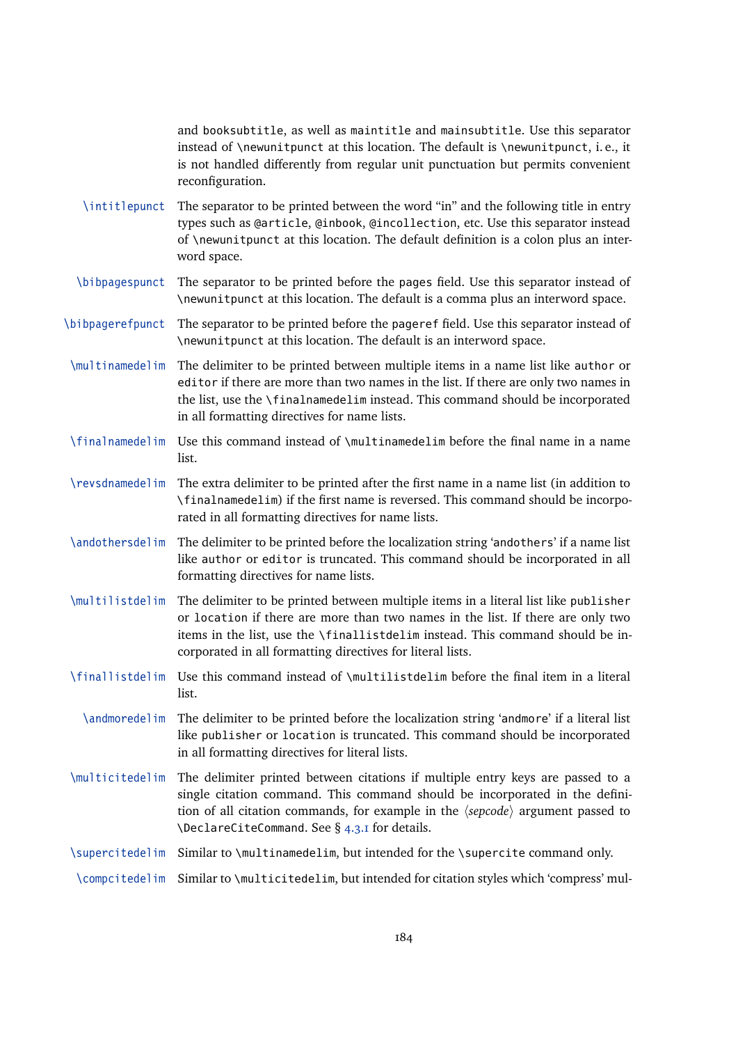and `booksubtitle`, as well as `maintitle` and `mainsubtitle`. Use this separator instead of `\newunitpunct` at this location. The default is `\newunitpunct`, i. e., it is not handled differently from regular unit punctuation but permits convenient reconfiguration.

`\intitlepunct` The separator to be printed between the word “in” and the following title in entry types such as `@article`, `@inbook`, `@incollection`, etc. Use this separator instead of `\newunitpunct` at this location. The default definition is a colon plus an interword space.

`\bibpagespunct` The separator to be printed before the `pages` field. Use this separator instead of `\newunitpunct` at this location. The default is a comma plus an interword space.

`\bibpagerefpunct` The separator to be printed before the `pageref` field. Use this separator instead of `\newunitpunct` at this location. The default is an interword space.

`\multinamedelim` The delimiter to be printed between multiple items in a name list like `author` or `editor` if there are more than two names in the list. If there are only two names in the list, use the `\finalnamedelim` instead. This command should be incorporated in all formatting directives for name lists.

`\finalnamedelim` Use this command instead of `\multinamedelim` before the final name in a name list.

`\revsdnamedelim` The extra delimiter to be printed after the first name in a name list (in addition to `\finalnamedelim`) if the first name is reversed. This command should be incorporated in all formatting directives for name lists.

`\andothersdelim` The delimiter to be printed before the localization string ‘`andothers`’ if a name list like `author` or `editor` is truncated. This command should be incorporated in all formatting directives for name lists.

`\multilistdelim` The delimiter to be printed between multiple items in a literal list like `publisher` or `location` if there are more than two names in the list. If there are only two items in the list, use the `\finallistdelim` instead. This command should be incorporated in all formatting directives for literal lists.

`\finallistdelim` Use this command instead of `\multilistdelim` before the final item in a literal list.

`\andmoredelim` The delimiter to be printed before the localization string ‘`andmore`’ if a literal list like `publisher` or `location` is truncated. This command should be incorporated in all formatting directives for literal lists.

`\multicitedelim` The delimiter printed between citations if multiple entry keys are passed to a single citation command. This command should be incorporated in the definition of all citation commands, for example in the ⟨*sepcode*⟩ argument passed to `\DeclareCiteCommand`. See § 4.3.1 for details.

`\supercitedelim` Similar to `\multinamedelim`, but intended for the `\supercite` command only.

`\compcitedelim` Similar to `\multicitedelim`, but intended for citation styles which ‘compress’ mul-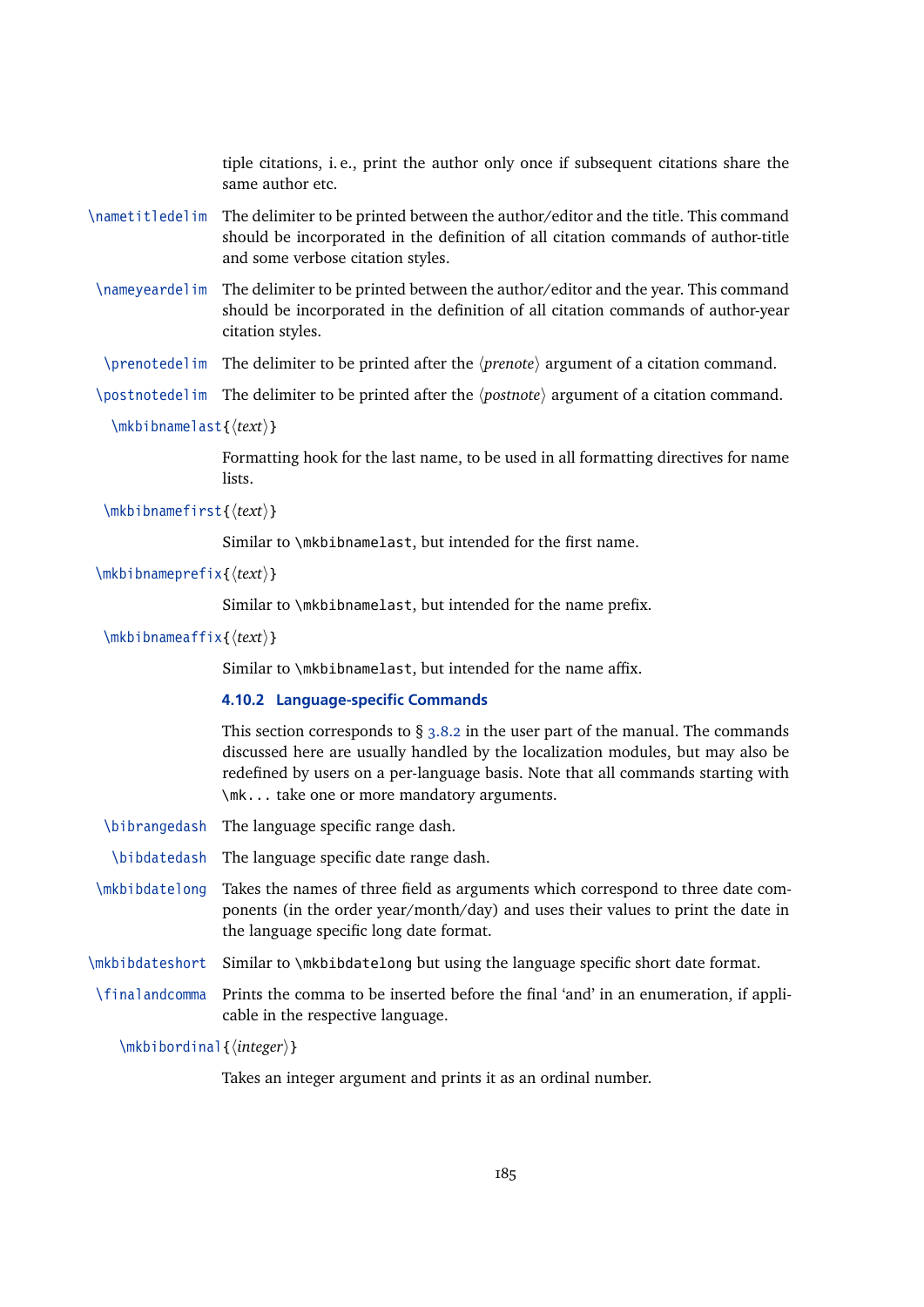tiple citations, i. e., print the author only once if subsequent citations share the same author etc.

`\nametitledelim` The delimiter to be printed between the author/editor and the title. This command should be incorporated in the definition of all citation commands of author-title and some verbose citation styles.

`\nameyeardelim` The delimiter to be printed between the author/editor and the year. This command should be incorporated in the definition of all citation commands of author-year citation styles.

`\prenotedelim` The delimiter to be printed after the ⟨*prenote*⟩ argument of a citation command.

`\postnotedelim` The delimiter to be printed after the ⟨*postnote*⟩ argument of a citation command.

`\mkbibnamelast{`⟨*text*⟩`}`

Formatting hook for the last name, to be used in all formatting directives for name lists.

`\mkbibnamefirst{`⟨*text*⟩`}`

Similar to `\mkbibnamelast`, but intended for the first name.

`\mkbibnameprefix{`⟨*text*⟩`}`

Similar to `\mkbibnamelast`, but intended for the name prefix.

`\mkbibnameaffix{`⟨*text*⟩`}`

Similar to `\mkbibnamelast`, but intended for the name affix.

### 4.10.2 Language-specific Commands

This section corresponds to § 3.8.2 in the user part of the manual. The commands discussed here are usually handled by the localization modules, but may also be redefined by users on a per-language basis. Note that all commands starting with `\mk...` take one or more mandatory arguments.

`\bibrangedash` The language specific range dash.

`\bibdatedash` The language specific date range dash.

`\mkbibdatelong` Takes the names of three field as arguments which correspond to three date components (in the order year/month/day) and uses their values to print the date in the language specific long date format.

`\mkbibdateshort` Similar to `\mkbibdatelong` but using the language specific short date format.

`\finalandcomma` Prints the comma to be inserted before the final 'and' in an enumeration, if applicable in the respective language.

`\mkbibordinal{`⟨*integer*⟩`}`

Takes an integer argument and prints it as an ordinal number.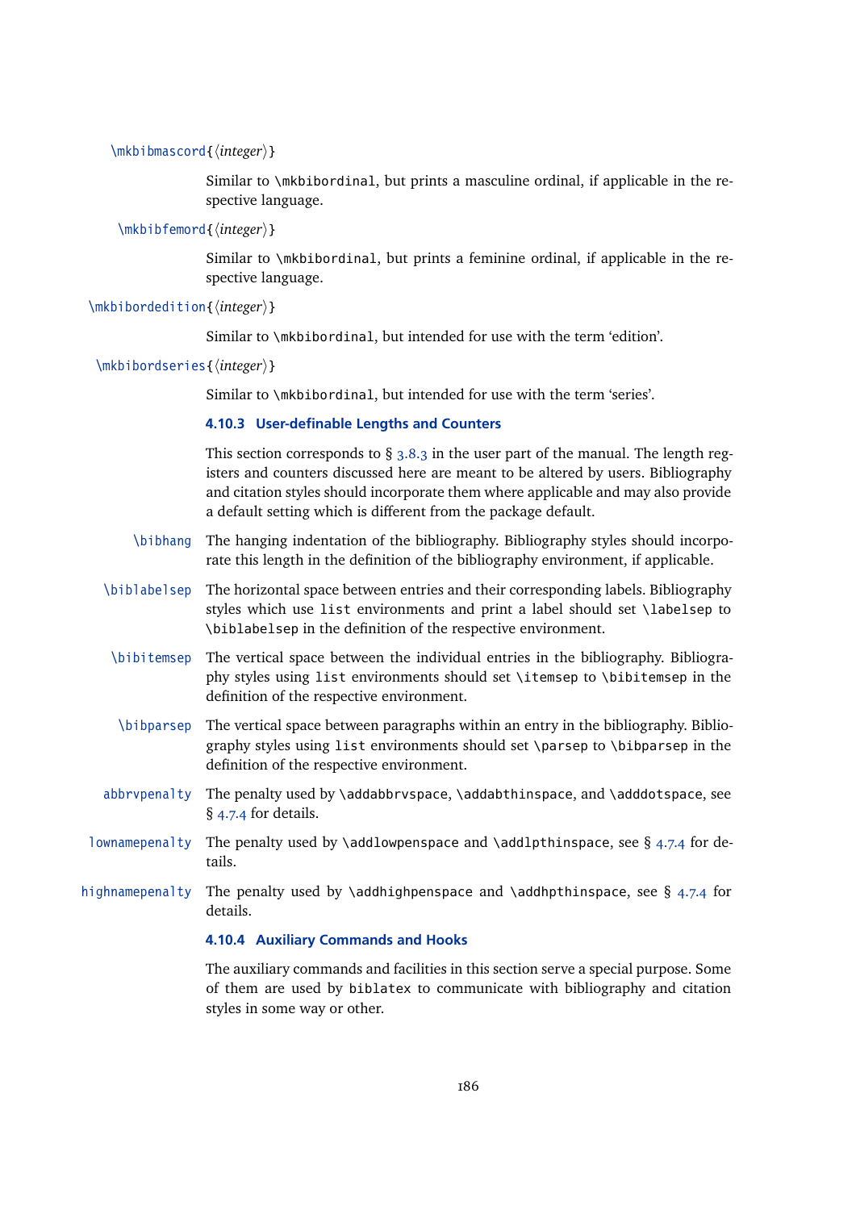`\mkbibmascord{⟨integer⟩}`

Similar to `\mkbibordinal`, but prints a masculine ordinal, if applicable in the respective language.

`\mkbibfemord{⟨integer⟩}`

Similar to `\mkbibordinal`, but prints a feminine ordinal, if applicable in the respective language.

`\mkbibordedition{⟨integer⟩}`

Similar to `\mkbibordinal`, but intended for use with the term 'edition'.

`\mkbibordseries{⟨integer⟩}`

Similar to `\mkbibordinal`, but intended for use with the term 'series'.

### 4.10.3 User-definable Lengths and Counters

This section corresponds to § 3.8.3 in the user part of the manual. The length registers and counters discussed here are meant to be altered by users. Bibliography and citation styles should incorporate them where applicable and may also provide a default setting which is different from the package default.

`\bibhang` The hanging indentation of the bibliography. Bibliography styles should incorporate this length in the definition of the bibliography environment, if applicable.

`\biblabelsep` The horizontal space between entries and their corresponding labels. Bibliography styles which use `list` environments and print a label should set `\labelsep` to `\biblabelsep` in the definition of the respective environment.

`\bibitemsep` The vertical space between the individual entries in the bibliography. Bibliography styles using `list` environments should set `\itemsep` to `\bibitemsep` in the definition of the respective environment.

`\bibparsep` The vertical space between paragraphs within an entry in the bibliography. Bibliography styles using `list` environments should set `\parsep` to `\bibparsep` in the definition of the respective environment.

`abbrvpenalty` The penalty used by `\addabbrvspace`, `\addabthinspace`, and `\adddotspace`, see § 4.7.4 for details.

`lownamepenalty` The penalty used by `\addlowpenspace` and `\addlpthinspace`, see § 4.7.4 for details.

`highnamepenalty` The penalty used by `\addhighpenspace` and `\addhpthinspace`, see § 4.7.4 for details.

### 4.10.4 Auxiliary Commands and Hooks

The auxiliary commands and facilities in this section serve a special purpose. Some of them are used by `biblatex` to communicate with bibliography and citation styles in some way or other.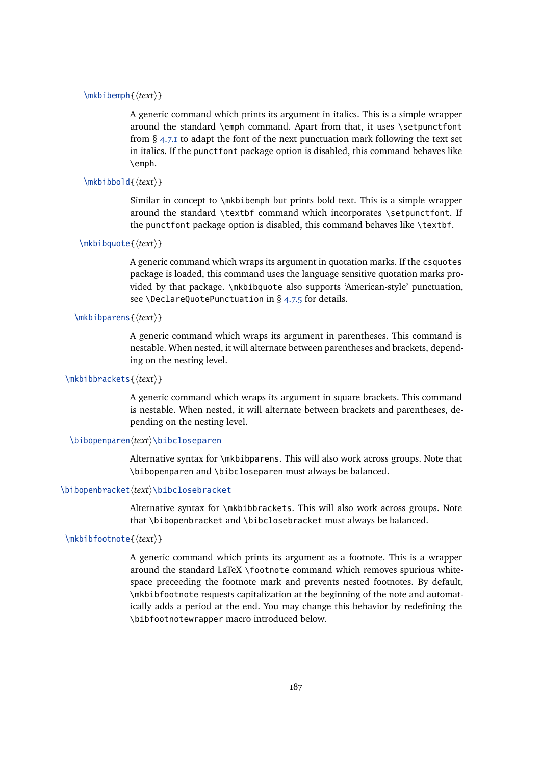`\mkbibemph{⟨text⟩}`

A generic command which prints its argument in italics. This is a simple wrapper around the standard `\emph` command. Apart from that, it uses `\setpunctfont` from § 4.7.1 to adapt the font of the next punctuation mark following the text set in italics. If the `punctfont` package option is disabled, this command behaves like `\emph`.

`\mkbibbold{⟨text⟩}`

Similar in concept to `\mkbibemph` but prints bold text. This is a simple wrapper around the standard `\textbf` command which incorporates `\setpunctfont`. If the `punctfont` package option is disabled, this command behaves like `\textbf`.

`\mkbibquote{⟨text⟩}`

A generic command which wraps its argument in quotation marks. If the `csquotes` package is loaded, this command uses the language sensitive quotation marks provided by that package. `\mkbibquote` also supports 'American-style' punctuation, see `\DeclareQuotePunctuation` in § 4.7.5 for details.

`\mkbibparens{⟨text⟩}`

A generic command which wraps its argument in parentheses. This command is nestable. When nested, it will alternate between parentheses and brackets, depending on the nesting level.

`\mkbibbrackets{⟨text⟩}`

A generic command which wraps its argument in square brackets. This command is nestable. When nested, it will alternate between brackets and parentheses, depending on the nesting level.

`\bibopenparen⟨text⟩\bibcloseparen`

Alternative syntax for `\mkbibparens`. This will also work across groups. Note that `\bibopenparen` and `\bibcloseparen` must always be balanced.

`\bibopenbracket⟨text⟩\bibclosebracket`

Alternative syntax for `\mkbibbrackets`. This will also work across groups. Note that `\bibopenbracket` and `\bibclosebracket` must always be balanced.

`\mkbibfootnote{⟨text⟩}`

A generic command which prints its argument as a footnote. This is a wrapper around the standard LaTeX `\footnote` command which removes spurious whitespace preceeding the footnote mark and prevents nested footnotes. By default, `\mkbibfootnote` requests capitalization at the beginning of the note and automatically adds a period at the end. You may change this behavior by redefining the `\bibfootnotewrapper` macro introduced below.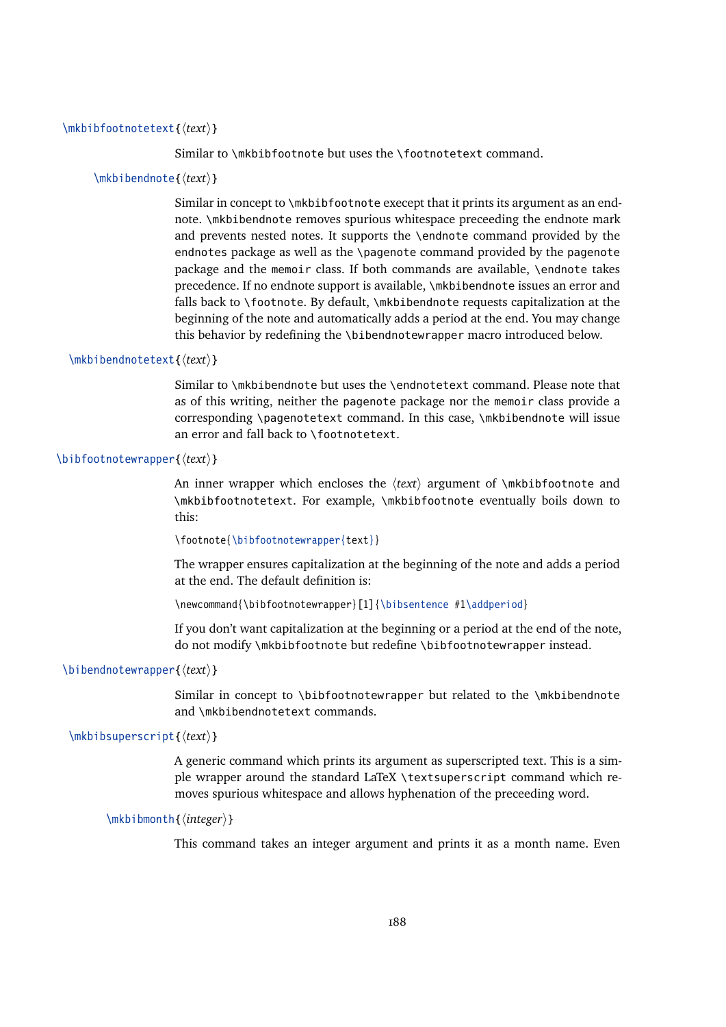`\mkbibfootnotetext{⟨text⟩}`

Similar to `\mkbibfootnote` but uses the `\footnotetext` command.

`\mkbibendnote{⟨text⟩}`

Similar in concept to `\mkbibfootnote` execept that it prints its argument as an endnote. `\mkbibendnote` removes spurious whitespace preceeding the endnote mark and prevents nested notes. It supports the `\endnote` command provided by the `endnotes` package as well as the `\pagenote` command provided by the `pagenote` package and the `memoir` class. If both commands are available, `\endnote` takes precedence. If no endnote support is available, `\mkbibendnote` issues an error and falls back to `\footnote`. By default, `\mkbibendnote` requests capitalization at the beginning of the note and automatically adds a period at the end. You may change this behavior by redefining the `\bibendnotewrapper` macro introduced below.

`\mkbibendnotetext{⟨text⟩}`

Similar to `\mkbibendnote` but uses the `\endnotetext` command. Please note that as of this writing, neither the `pagenote` package nor the `memoir` class provide a corresponding `\pagenotetext` command. In this case, `\mkbibendnote` will issue an error and fall back to `\footnotetext`.

`\bibfootnotewrapper{⟨text⟩}`

An inner wrapper which encloses the ⟨text⟩ argument of `\mkbibfootnote` and `\mkbibfootnotetext`. For example, `\mkbibfootnote` eventually boils down to this:

```
\footnote{\bibfootnotewrapper{text}}
```

The wrapper ensures capitalization at the beginning of the note and adds a period at the end. The default definition is:

```
\newcommand{\bibfootnotewrapper}[1]{\bibsentence #1\addperiod}
```

If you don't want capitalization at the beginning or a period at the end of the note, do not modify `\mkbibfootnote` but redefine `\bibfootnotewrapper` instead.

`\bibendnotewrapper{⟨text⟩}`

Similar in concept to `\bibfootnotewrapper` but related to the `\mkbibendnote` and `\mkbibendnotetext` commands.

`\mkbibsuperscript{⟨text⟩}`

A generic command which prints its argument as superscripted text. This is a simple wrapper around the standard LaTeX `\textsuperscript` command which removes spurious whitespace and allows hyphenation of the preceeding word.

`\mkbibmonth{⟨integer⟩}`

This command takes an integer argument and prints it as a month name. Even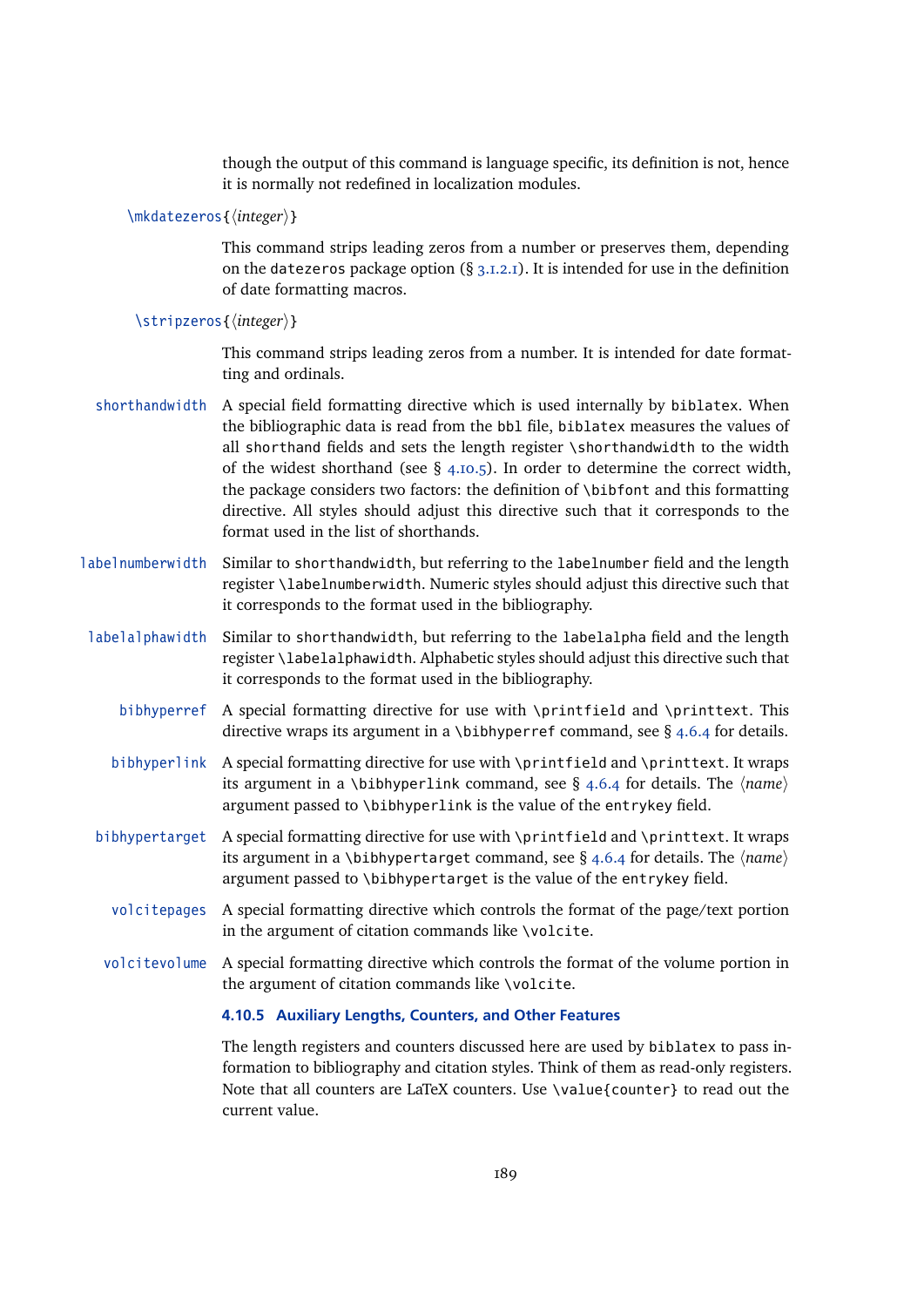though the output of this command is language specific, its definition is not, hence it is normally not redefined in localization modules.

`\mkdatezeros{⟨integer⟩}`

This command strips leading zeros from a number or preserves them, depending on the `datezeros` package option (§ 3.1.2.1). It is intended for use in the definition of date formatting macros.

`\stripzeros{⟨integer⟩}`

This command strips leading zeros from a number. It is intended for date formatting and ordinals.

`shorthandwidth` A special field formatting directive which is used internally by `biblatex`. When the bibliographic data is read from the `bbl` file, `biblatex` measures the values of all `shorthand` fields and sets the length register `\shorthandwidth` to the width of the widest shorthand (see § 4.10.5). In order to determine the correct width, the package considers two factors: the definition of `\bibfont` and this formatting directive. All styles should adjust this directive such that it corresponds to the format used in the list of shorthands.

`labelnumberwidth` Similar to `shorthandwidth`, but referring to the `labelnumber` field and the length register `\labelnumberwidth`. Numeric styles should adjust this directive such that it corresponds to the format used in the bibliography.

`labelalphawidth` Similar to `shorthandwidth`, but referring to the `labelalpha` field and the length register `\labelalphawidth`. Alphabetic styles should adjust this directive such that it corresponds to the format used in the bibliography.

`bibhyperref` A special formatting directive for use with `\printfield` and `\printtext`. This directive wraps its argument in a `\bibhyperref` command, see § 4.6.4 for details.

`bibhyperlink` A special formatting directive for use with `\printfield` and `\printtext`. It wraps its argument in a `\bibhyperlink` command, see § 4.6.4 for details. The ⟨*name*⟩ argument passed to `\bibhyperlink` is the value of the `entrykey` field.

`bibhypertarget` A special formatting directive for use with `\printfield` and `\printtext`. It wraps its argument in a `\bibhypertarget` command, see § 4.6.4 for details. The ⟨*name*⟩ argument passed to `\bibhypertarget` is the value of the `entrykey` field.

`volcitepages` A special formatting directive which controls the format of the page/text portion in the argument of citation commands like `\volcite`.

`volcitevolume` A special formatting directive which controls the format of the volume portion in the argument of citation commands like `\volcite`.

### 4.10.5 Auxiliary Lengths, Counters, and Other Features

The length registers and counters discussed here are used by `biblatex` to pass information to bibliography and citation styles. Think of them as read-only registers. Note that all counters are LaTeX counters. Use `\value{counter}` to read out the current value.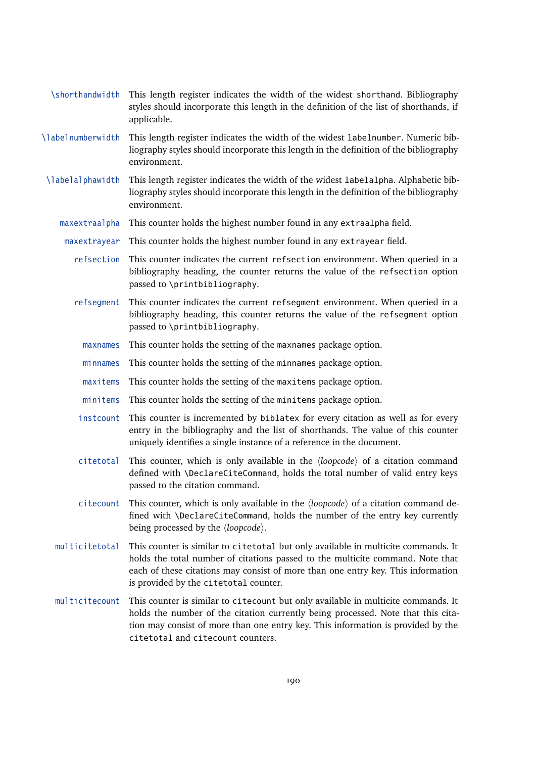`\shorthandwidth` This length register indicates the width of the widest `shorthand`. Bibliography styles should incorporate this length in the definition of the list of shorthands, if applicable.

`\labelnumberwidth` This length register indicates the width of the widest `labelnumber`. Numeric bibliography styles should incorporate this length in the definition of the bibliography environment.

`\labelalphawidth` This length register indicates the width of the widest `labelalpha`. Alphabetic bibliography styles should incorporate this length in the definition of the bibliography environment.

`maxextraalpha` This counter holds the highest number found in any `extraalpha` field.

`maxextrayear` This counter holds the highest number found in any `extrayear` field.

`refsection` This counter indicates the current `refsection` environment. When queried in a bibliography heading, the counter returns the value of the `refsection` option passed to `\printbibliography`.

`refsegment` This counter indicates the current `refsegment` environment. When queried in a bibliography heading, this counter returns the value of the `refsegment` option passed to `\printbibliography`.

`maxnames` This counter holds the setting of the `maxnames` package option.

`minnames` This counter holds the setting of the `minnames` package option.

`maxitems` This counter holds the setting of the `maxitems` package option.

`minitems` This counter holds the setting of the `minitems` package option.

`instcount` This counter is incremented by `biblatex` for every citation as well as for every entry in the bibliography and the list of shorthands. The value of this counter uniquely identifies a single instance of a reference in the document.

`citetotal` This counter, which is only available in the ⟨*loopcode*⟩ of a citation command defined with `\DeclareCiteCommand`, holds the total number of valid entry keys passed to the citation command.

`citecount` This counter, which is only available in the ⟨*loopcode*⟩ of a citation command defined with `\DeclareCiteCommand`, holds the number of the entry key currently being processed by the ⟨*loopcode*⟩.

`multicitetotal` This counter is similar to `citetotal` but only available in multicite commands. It holds the total number of citations passed to the multicite command. Note that each of these citations may consist of more than one entry key. This information is provided by the `citetotal` counter.

`multicitecount` This counter is similar to `citecount` but only available in multicite commands. It holds the number of the citation currently being processed. Note that this citation may consist of more than one entry key. This information is provided by the `citetotal` and `citecount` counters.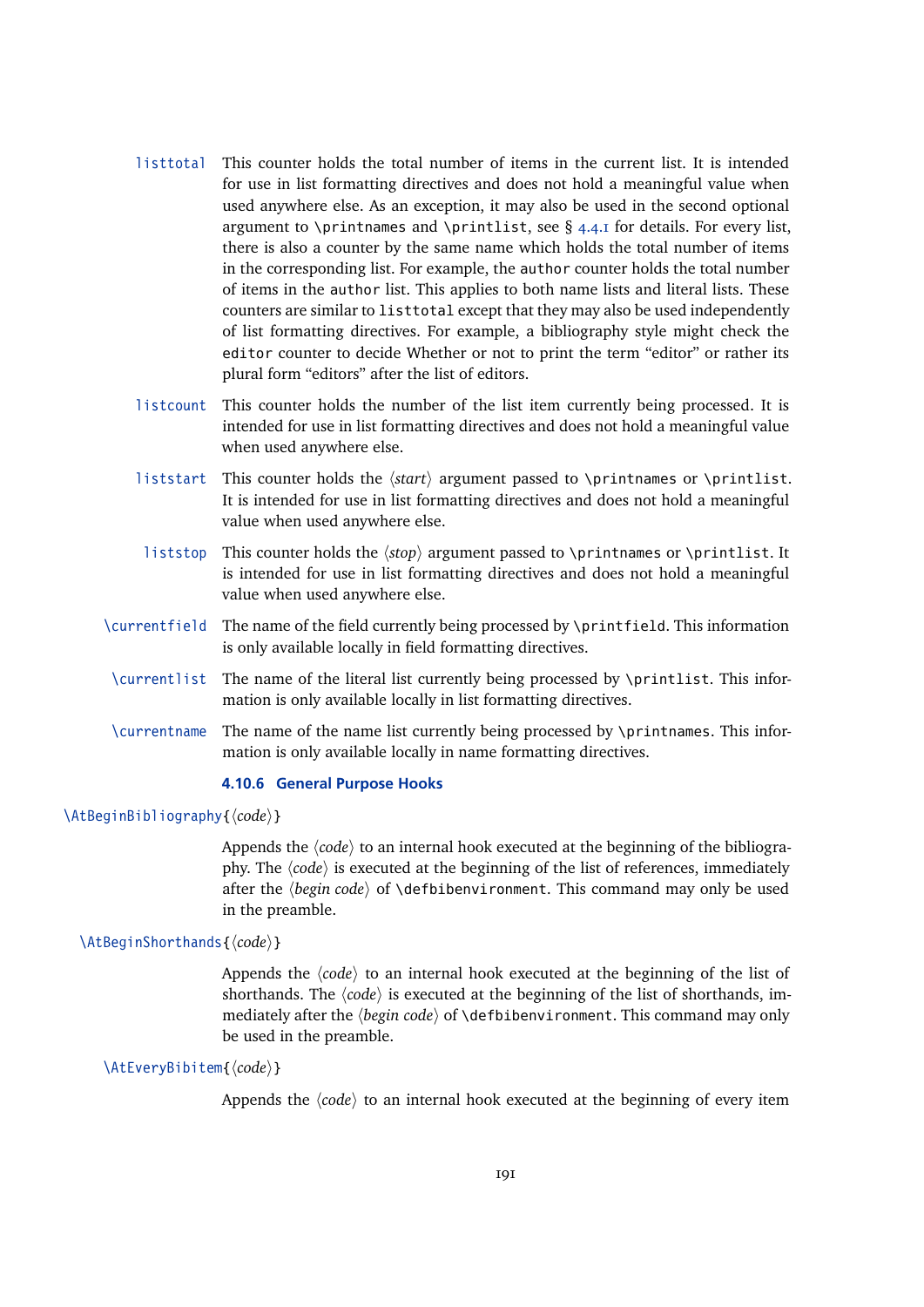`listtotal` This counter holds the total number of items in the current list. It is intended for use in list formatting directives and does not hold a meaningful value when used anywhere else. As an exception, it may also be used in the second optional argument to `\printnames` and `\printlist`, see § 4.4.1 for details. For every list, there is also a counter by the same name which holds the total number of items in the corresponding list. For example, the `author` counter holds the total number of items in the `author` list. This applies to both name lists and literal lists. These counters are similar to `listtotal` except that they may also be used independently of list formatting directives. For example, a bibliography style might check the `editor` counter to decide Whether or not to print the term “editor” or rather its plural form “editors” after the list of editors.

`listcount` This counter holds the number of the list item currently being processed. It is intended for use in list formatting directives and does not hold a meaningful value when used anywhere else.

`liststart` This counter holds the ⟨*start*⟩ argument passed to `\printnames` or `\printlist`. It is intended for use in list formatting directives and does not hold a meaningful value when used anywhere else.

`liststop` This counter holds the ⟨*stop*⟩ argument passed to `\printnames` or `\printlist`. It is intended for use in list formatting directives and does not hold a meaningful value when used anywhere else.

`\currentfield` The name of the field currently being processed by `\printfield`. This information is only available locally in field formatting directives.

`\currentlist` The name of the literal list currently being processed by `\printlist`. This information is only available locally in list formatting directives.

`\currentname` The name of the name list currently being processed by `\printnames`. This information is only available locally in name formatting directives.

#### 4.10.6 General Purpose Hooks

`\AtBeginBibliography{`⟨*code*⟩`}`

Appends the ⟨*code*⟩ to an internal hook executed at the beginning of the bibliography. The ⟨*code*⟩ is executed at the beginning of the list of references, immediately after the ⟨*begin code*⟩ of `\defbibenvironment`. This command may only be used in the preamble.

`\AtBeginShorthands{`⟨*code*⟩`}`

Appends the ⟨*code*⟩ to an internal hook executed at the beginning of the list of shorthands. The ⟨*code*⟩ is executed at the beginning of the list of shorthands, immediately after the ⟨*begin code*⟩ of `\defbibenvironment`. This command may only be used in the preamble.

`\AtEveryBibitem{`⟨*code*⟩`}`

Appends the ⟨*code*⟩ to an internal hook executed at the beginning of every item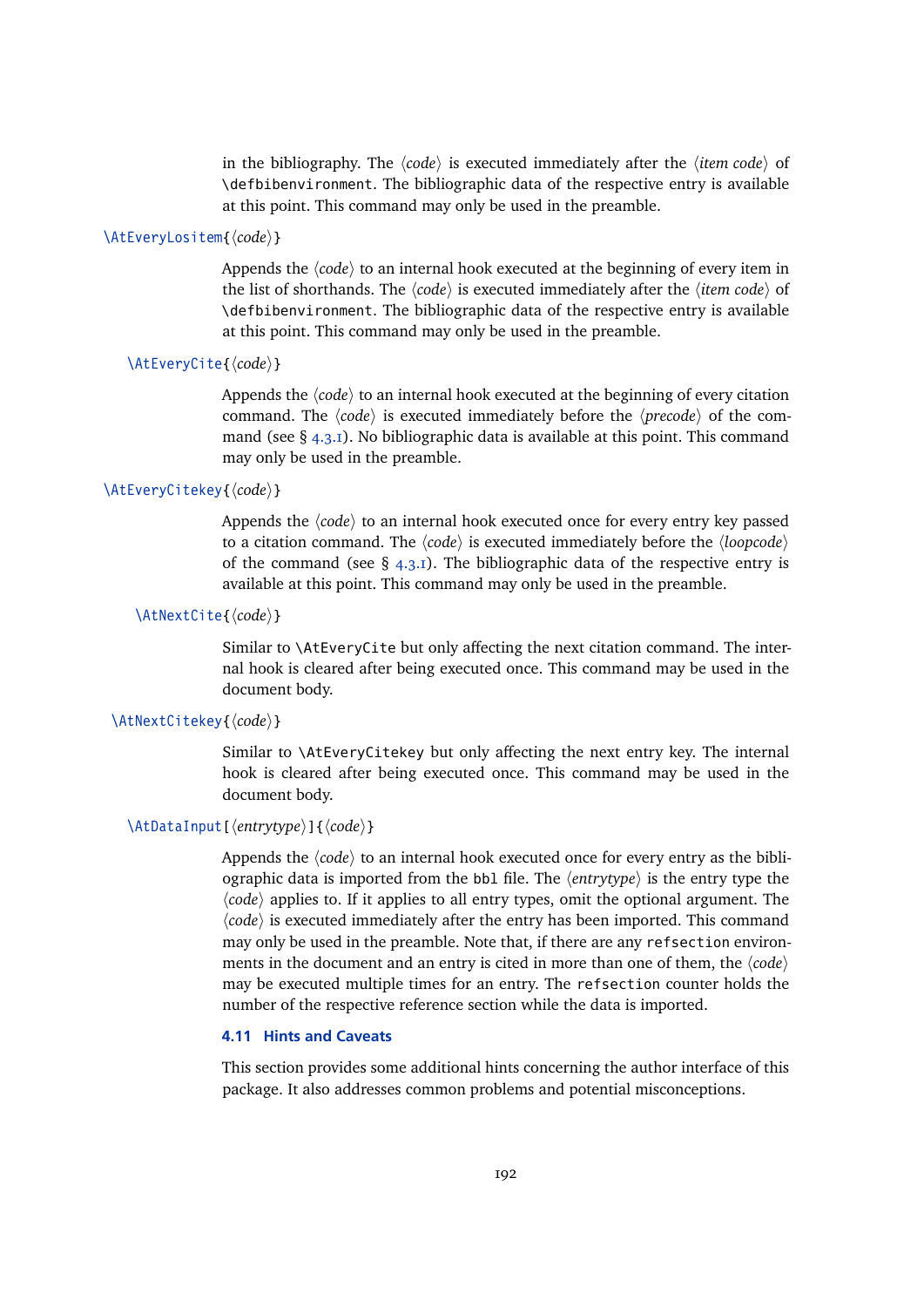in the bibliography. The ⟨*code*⟩ is executed immediately after the ⟨*item code*⟩ of `\defbibenvironment`. The bibliographic data of the respective entry is available at this point. This command may only be used in the preamble.

`\AtEveryLositem{⟨code⟩}`

Appends the ⟨*code*⟩ to an internal hook executed at the beginning of every item in the list of shorthands. The ⟨*code*⟩ is executed immediately after the ⟨*item code*⟩ of `\defbibenvironment`. The bibliographic data of the respective entry is available at this point. This command may only be used in the preamble.

`\AtEveryCite{⟨code⟩}`

Appends the ⟨*code*⟩ to an internal hook executed at the beginning of every citation command. The ⟨*code*⟩ is executed immediately before the ⟨*precode*⟩ of the command (see § 4.3.1). No bibliographic data is available at this point. This command may only be used in the preamble.

`\AtEveryCitekey{⟨code⟩}`

Appends the ⟨*code*⟩ to an internal hook executed once for every entry key passed to a citation command. The ⟨*code*⟩ is executed immediately before the ⟨*loopcode*⟩ of the command (see § 4.3.1). The bibliographic data of the respective entry is available at this point. This command may only be used in the preamble.

`\AtNextCite{⟨code⟩}`

Similar to `\AtEveryCite` but only affecting the next citation command. The internal hook is cleared after being executed once. This command may be used in the document body.

`\AtNextCitekey{⟨code⟩}`

Similar to `\AtEveryCitekey` but only affecting the next entry key. The internal hook is cleared after being executed once. This command may be used in the document body.

`\AtDataInput[⟨entrytype⟩]{⟨code⟩}`

Appends the ⟨*code*⟩ to an internal hook executed once for every entry as the bibliographic data is imported from the `bbl` file. The ⟨*entrytype*⟩ is the entry type the ⟨*code*⟩ applies to. If it applies to all entry types, omit the optional argument. The ⟨*code*⟩ is executed immediately after the entry has been imported. This command may only be used in the preamble. Note that, if there are any `refsection` environments in the document and an entry is cited in more than one of them, the ⟨*code*⟩ may be executed multiple times for an entry. The `refsection` counter holds the number of the respective reference section while the data is imported.

## 4.11 Hints and Caveats

This section provides some additional hints concerning the author interface of this package. It also addresses common problems and potential misconceptions.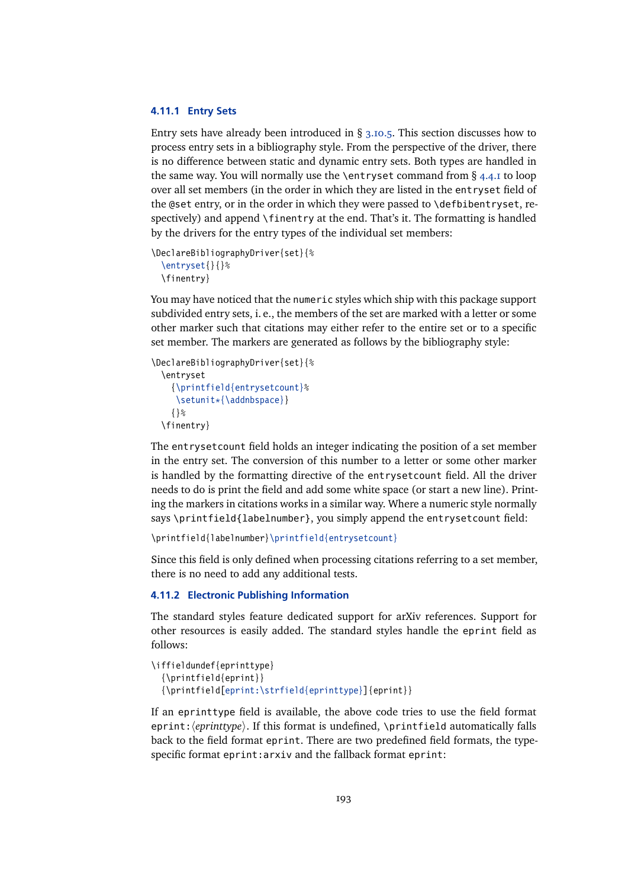### 4.11.1 Entry Sets

Entry sets have already been introduced in § 3.10.5. This section discusses how to process entry sets in a bibliography style. From the perspective of the driver, there is no difference between static and dynamic entry sets. Both types are handled in the same way. You will normally use the `\entryset` command from § 4.4.1 to loop over all set members (in the order in which they are listed in the `entryset` field of the `@set` entry, or in the order in which they were passed to `\defbibentryset`, respectively) and append `\finentry` at the end. That's it. The formatting is handled by the drivers for the entry types of the individual set members:

```
\DeclareBibliographyDriver{set}{%
  \entryset{}{}%
  \finentry}
```

You may have noticed that the `numeric` styles which ship with this package support subdivided entry sets, i. e., the members of the set are marked with a letter or some other marker such that citations may either refer to the entire set or to a specific set member. The markers are generated as follows by the bibliography style:

```
\DeclareBibliographyDriver{set}{%
  \entryset
    {\printfield{entrysetcount}%
     \setunit*{\addnbspace}}
    {}%
  \finentry}
```

The `entrysetcount` field holds an integer indicating the position of a set member in the entry set. The conversion of this number to a letter or some other marker is handled by the formatting directive of the `entrysetcount` field. All the driver needs to do is print the field and add some white space (or start a new line). Printing the markers in citations works in a similar way. Where a numeric style normally says `\printfield{labelnumber}`, you simply append the `entrysetcount` field:

```
\printfield{labelnumber}\printfield{entrysetcount}
```

Since this field is only defined when processing citations referring to a set member, there is no need to add any additional tests.

### 4.11.2 Electronic Publishing Information

The standard styles feature dedicated support for arXiv references. Support for other resources is easily added. The standard styles handle the `eprint` field as follows:

```
\iffieldundef{eprinttype}
  {\printfield{eprint}}
  {\printfield[eprint:\strfield{eprinttype}]{eprint}}
```

If an `eprinttype` field is available, the above code tries to use the field format `eprint:`⟨*eprinttype*⟩. If this format is undefined, `\printfield` automatically falls back to the field format `eprint`. There are two predefined field formats, the type-specific format `eprint:arxiv` and the fallback format `eprint`: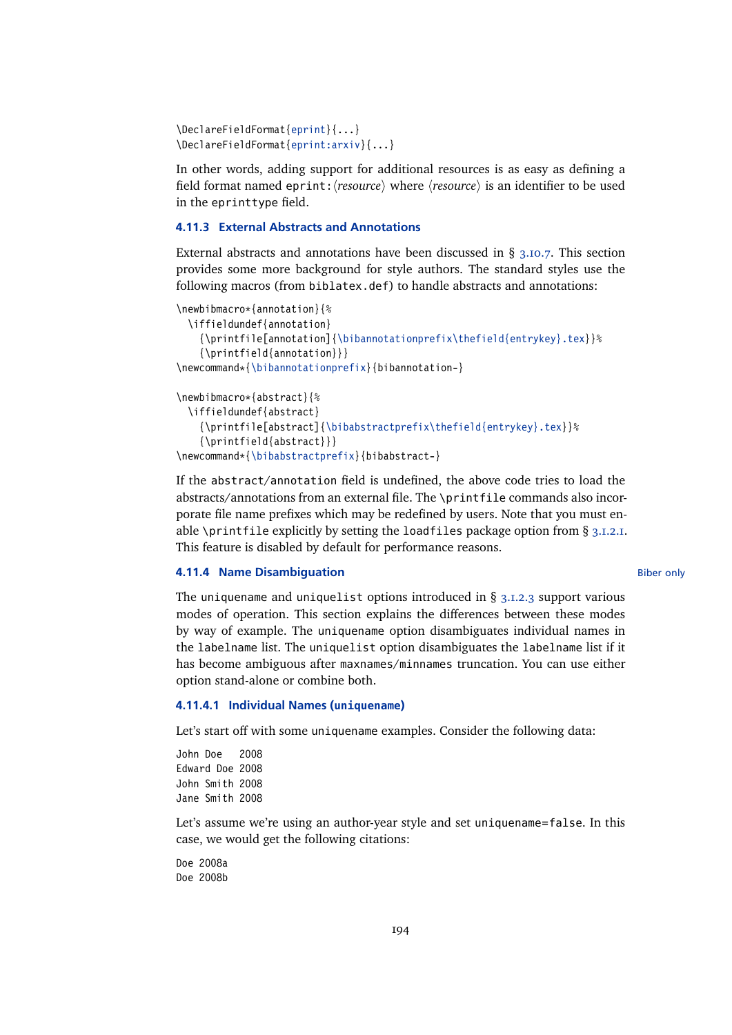```
\DeclareFieldFormat{eprint}{...}
\DeclareFieldFormat{eprint:arxiv}{...}
```

In other words, adding support for additional resources is as easy as defining a field format named `eprint:`⟨*resource*⟩ where ⟨*resource*⟩ is an identifier to be used in the `eprinttype` field.

### 4.11.3 External Abstracts and Annotations

External abstracts and annotations have been discussed in § 3.10.7. This section provides some more background for style authors. The standard styles use the following macros (from `biblatex.def`) to handle abstracts and annotations:

```
\newbibmacro*{annotation}{%
  \iffieldundef{annotation}
    {\printfile[annotation]{\bibannotationprefix\thefield{entrykey}.tex}}%
    {\printfield{annotation}}}
\newcommand*{\bibannotationprefix}{bibannotation-}

\newbibmacro*{abstract}{%
  \iffieldundef{abstract}
    {\printfile[abstract]{\bibabstractprefix\thefield{entrykey}.tex}}%
    {\printfield{abstract}}}
\newcommand*{\bibabstractprefix}{bibabstract-}
```

If the `abstract`/`annotation` field is undefined, the above code tries to load the abstracts/annotations from an external file. The `\printfile` commands also incorporate file name prefixes which may be redefined by users. Note that you must enable `\printfile` explicitly by setting the `loadfiles` package option from § 3.1.2.1. This feature is disabled by default for performance reasons.

### 4.11.4 Name Disambiguation

Biber only

The `uniquename` and `uniquelist` options introduced in § 3.1.2.3 support various modes of operation. This section explains the differences between these modes by way of example. The `uniquename` option disambiguates individual names in the `labelname` list. The `uniquelist` option disambiguates the `labelname` list if it has become ambiguous after `maxnames`/`minnames` truncation. You can use either option stand-alone or combine both.

#### 4.11.4.1 Individual Names (`uniquename`)

Let's start off with some `uniquename` examples. Consider the following data:

```
John Doe   2008
Edward Doe 2008
John Smith 2008
Jane Smith 2008
```

Let's assume we're using an author-year style and set `uniquename=false`. In this case, we would get the following citations:

```
Doe 2008a
Doe 2008b
```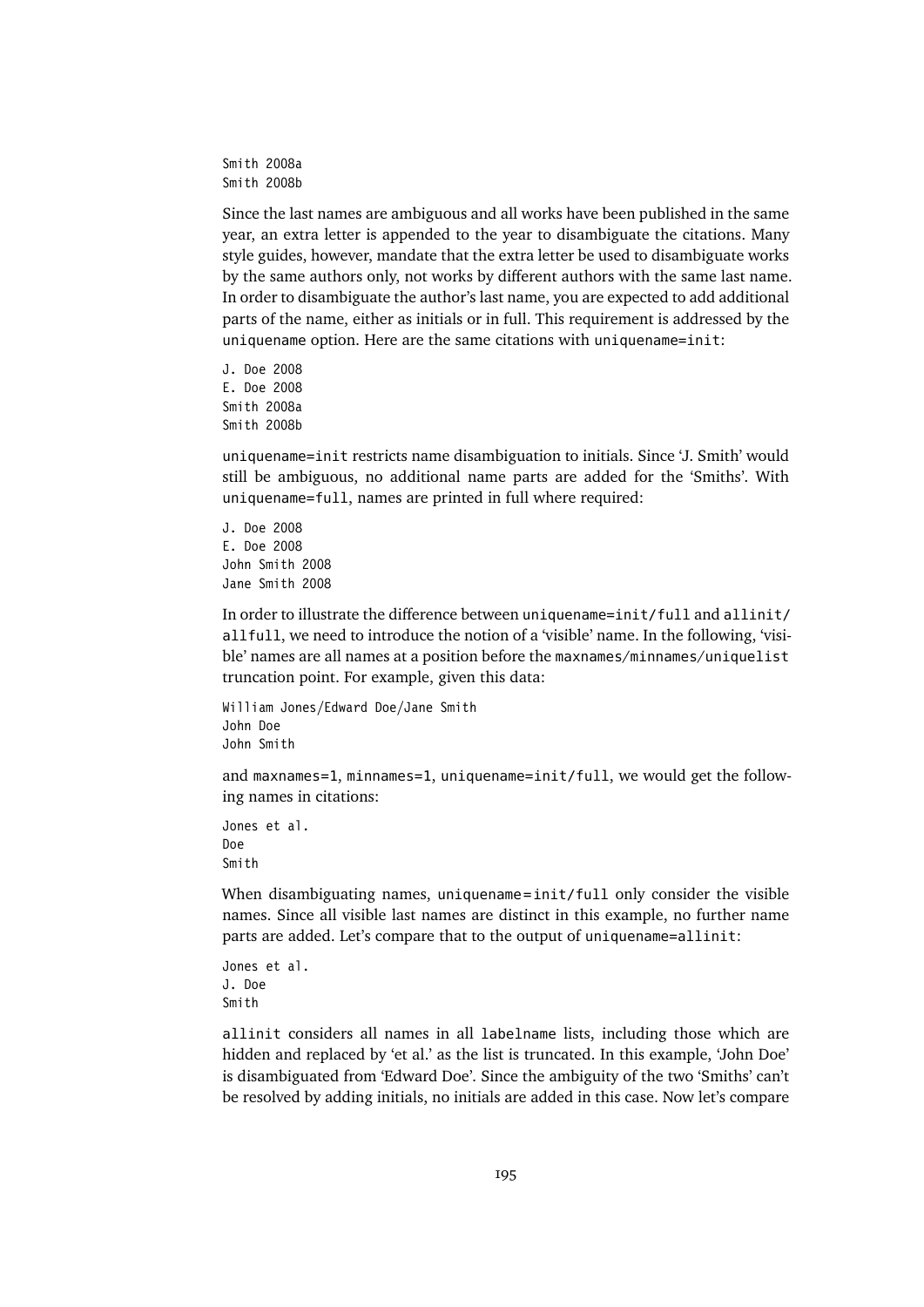```
Smith 2008a
Smith 2008b
```

Since the last names are ambiguous and all works have been published in the same year, an extra letter is appended to the year to disambiguate the citations. Many style guides, however, mandate that the extra letter be used to disambiguate works by the same authors only, not works by different authors with the same last name. In order to disambiguate the author's last name, you are expected to add additional parts of the name, either as initials or in full. This requirement is addressed by the `uniquename` option. Here are the same citations with `uniquename=init`:

```
J. Doe 2008
E. Doe 2008
Smith 2008a
Smith 2008b
```

`uniquename=init` restricts name disambiguation to initials. Since 'J. Smith' would still be ambiguous, no additional name parts are added for the 'Smiths'. With `uniquename=full`, names are printed in full where required:

```
J. Doe 2008
E. Doe 2008
John Smith 2008
Jane Smith 2008
```

In order to illustrate the difference between `uniquename=init/full` and `allinit/allfull`, we need to introduce the notion of a 'visible' name. In the following, 'visible' names are all names at a position before the `maxnames`/`minnames`/`uniquelist` truncation point. For example, given this data:

```
William Jones/Edward Doe/Jane Smith
John Doe
John Smith
```

and `maxnames=1`, `minnames=1`, `uniquename=init/full`, we would get the following names in citations:

```
Jones et al.
Doe
Smith
```

When disambiguating names, `uniquename=init/full` only consider the visible names. Since all visible last names are distinct in this example, no further name parts are added. Let's compare that to the output of `uniquename=allinit`:

```
Jones et al.
J. Doe
Smith
```

`allinit` considers all names in all `labelname` lists, including those which are hidden and replaced by 'et al.' as the list is truncated. In this example, 'John Doe' is disambiguated from 'Edward Doe'. Since the ambiguity of the two 'Smiths' can't be resolved by adding initials, no initials are added in this case. Now let's compare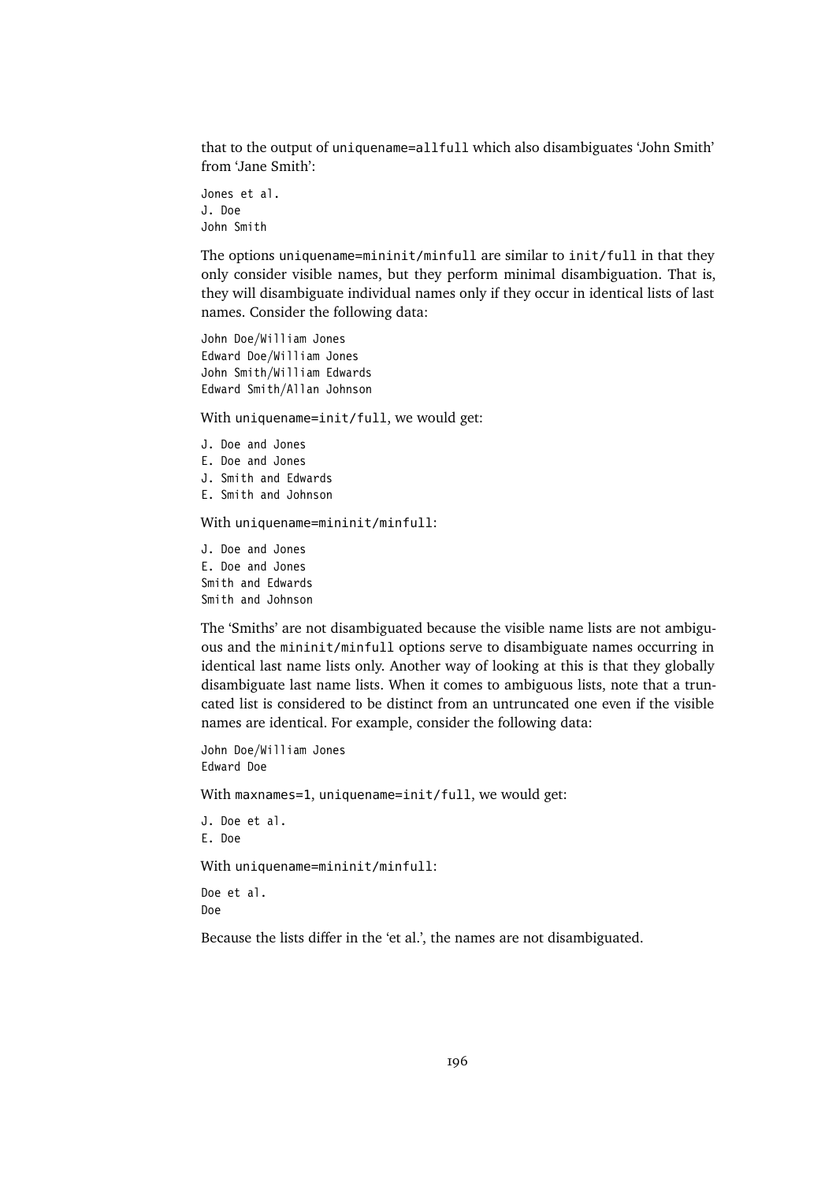that to the output of `uniquename=allfull` which also disambiguates 'John Smith' from 'Jane Smith':

```
Jones et al.
J. Doe
John Smith
```

The options `uniquename=mininit/minfull` are similar to `init/full` in that they only consider visible names, but they perform minimal disambiguation. That is, they will disambiguate individual names only if they occur in identical lists of last names. Consider the following data:

```
John Doe/William Jones
Edward Doe/William Jones
John Smith/William Edwards
Edward Smith/Allan Johnson
```

With `uniquename=init/full`, we would get:

```
J. Doe and Jones
E. Doe and Jones
J. Smith and Edwards
E. Smith and Johnson
```

With `uniquename=mininit/minfull`:

```
J. Doe and Jones
E. Doe and Jones
Smith and Edwards
Smith and Johnson
```

The 'Smiths' are not disambiguated because the visible name lists are not ambiguous and the `mininit/minfull` options serve to disambiguate names occurring in identical last name lists only. Another way of looking at this is that they globally disambiguate last name lists. When it comes to ambiguous lists, note that a truncated list is considered to be distinct from an untruncated one even if the visible names are identical. For example, consider the following data:

```
John Doe/William Jones
Edward Doe
```

With `maxnames=1`, `uniquename=init/full`, we would get:

```
J. Doe et al.
E. Doe
```

With `uniquename=mininit/minfull`:

```
Doe et al.
Doe
```

Because the lists differ in the 'et al.', the names are not disambiguated.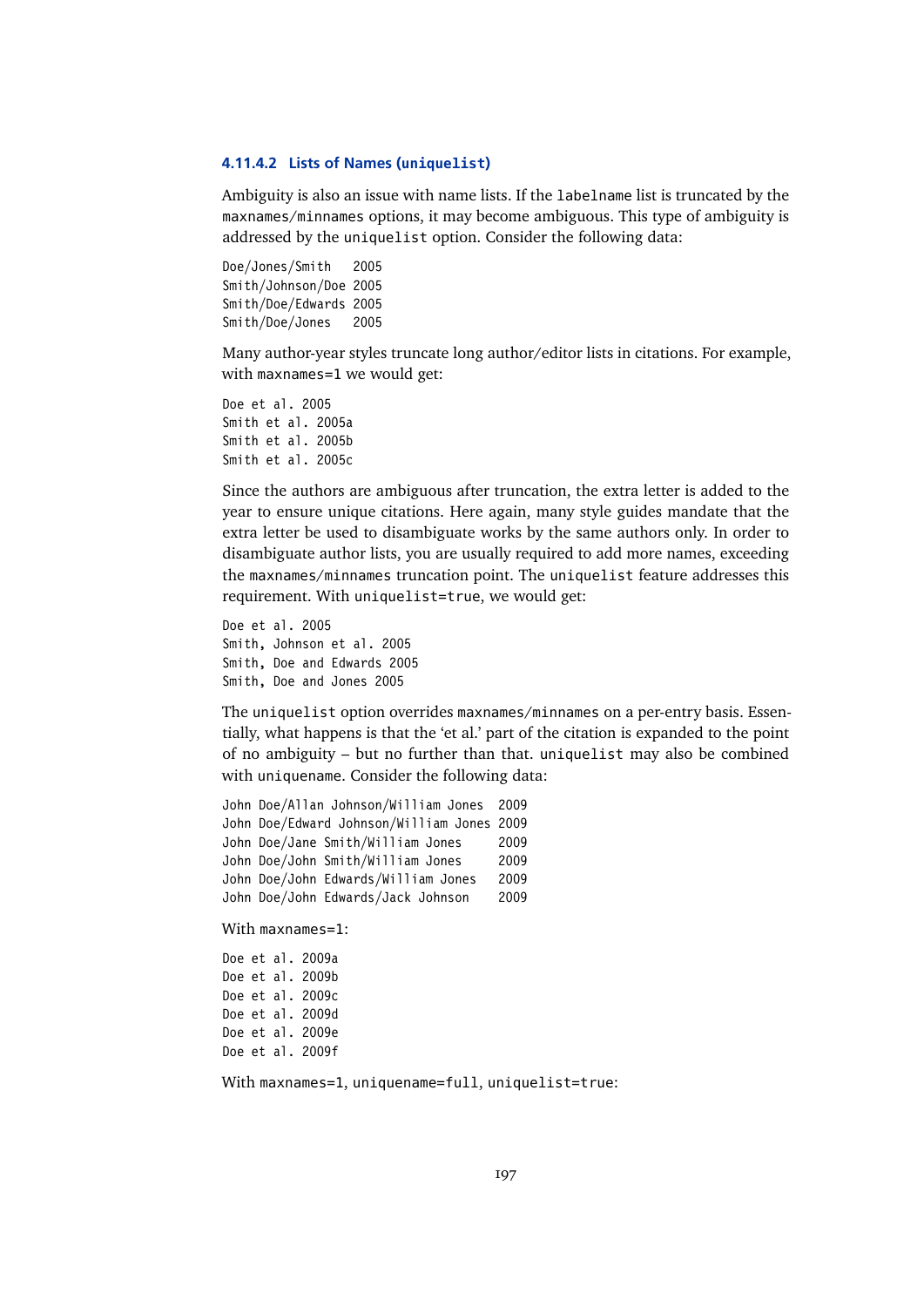#### 4.11.4.2 Lists of Names (`uniquelist`)

Ambiguity is also an issue with name lists. If the `labelname` list is truncated by the `maxnames`/`minnames` options, it may become ambiguous. This type of ambiguity is addressed by the `uniquelist` option. Consider the following data:

```
Doe/Jones/Smith   2005
Smith/Johnson/Doe 2005
Smith/Doe/Edwards 2005
Smith/Doe/Jones   2005
```

Many author-year styles truncate long author/editor lists in citations. For example, with `maxnames=1` we would get:

```
Doe et al. 2005
Smith et al. 2005a
Smith et al. 2005b
Smith et al. 2005c
```

Since the authors are ambiguous after truncation, the extra letter is added to the year to ensure unique citations. Here again, many style guides mandate that the extra letter be used to disambiguate works by the same authors only. In order to disambiguate author lists, you are usually required to add more names, exceeding the `maxnames`/`minnames` truncation point. The `uniquelist` feature addresses this requirement. With `uniquelist=true`, we would get:

```
Doe et al. 2005
Smith, Johnson et al. 2005
Smith, Doe and Edwards 2005
Smith, Doe and Jones 2005
```

The `uniquelist` option overrides `maxnames`/`minnames` on a per-entry basis. Essentially, what happens is that the 'et al.' part of the citation is expanded to the point of no ambiguity – but no further than that. `uniquelist` may also be combined with `uniquename`. Consider the following data:

```
John Doe/Allan Johnson/William Jones  2009
John Doe/Edward Johnson/William Jones 2009
John Doe/Jane Smith/William Jones     2009
John Doe/John Smith/William Jones     2009
John Doe/John Edwards/William Jones   2009
John Doe/John Edwards/Jack Johnson    2009
```

With `maxnames=1`:

```
Doe et al. 2009a
Doe et al. 2009b
Doe et al. 2009c
Doe et al. 2009d
Doe et al. 2009e
Doe et al. 2009f
```

With `maxnames=1`, `uniquename=full`, `uniquelist=true`: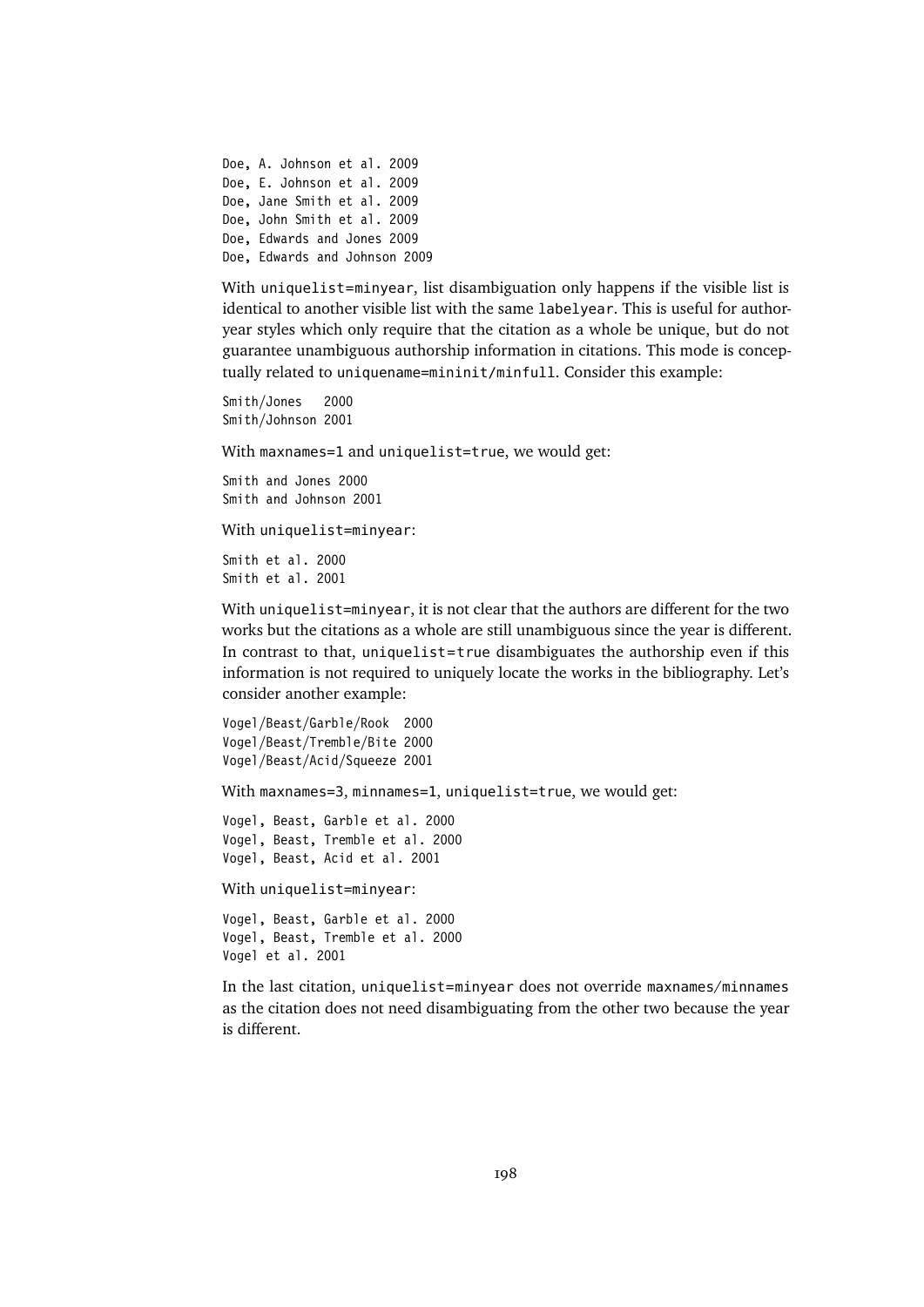```
Doe, A. Johnson et al. 2009
Doe, E. Johnson et al. 2009
Doe, Jane Smith et al. 2009
Doe, John Smith et al. 2009
Doe, Edwards and Jones 2009
Doe, Edwards and Johnson 2009
```

With `uniquelist=minyear`, list disambiguation only happens if the visible list is identical to another visible list with the same `labelyear`. This is useful for author-year styles which only require that the citation as a whole be unique, but do not guarantee unambiguous authorship information in citations. This mode is conceptually related to `uniquename=mininit/minfull`. Consider this example:

```
Smith/Jones   2000
Smith/Johnson 2001
```

With `maxnames=1` and `uniquelist=true`, we would get:

```
Smith and Jones 2000
Smith and Johnson 2001
```

With `uniquelist=minyear`:

```
Smith et al. 2000
Smith et al. 2001
```

With `uniquelist=minyear`, it is not clear that the authors are different for the two works but the citations as a whole are still unambiguous since the year is different. In contrast to that, `uniquelist=true` disambiguates the authorship even if this information is not required to uniquely locate the works in the bibliography. Let's consider another example:

```
Vogel/Beast/Garble/Rook  2000
Vogel/Beast/Tremble/Bite 2000
Vogel/Beast/Acid/Squeeze 2001
```

With `maxnames=3`, `minnames=1`, `uniquelist=true`, we would get:

```
Vogel, Beast, Garble et al. 2000
Vogel, Beast, Tremble et al. 2000
Vogel, Beast, Acid et al. 2001
```

With `uniquelist=minyear`:

```
Vogel, Beast, Garble et al. 2000
Vogel, Beast, Tremble et al. 2000
Vogel et al. 2001
```

In the last citation, `uniquelist=minyear` does not override `maxnames/minnames` as the citation does not need disambiguating from the other two because the year is different.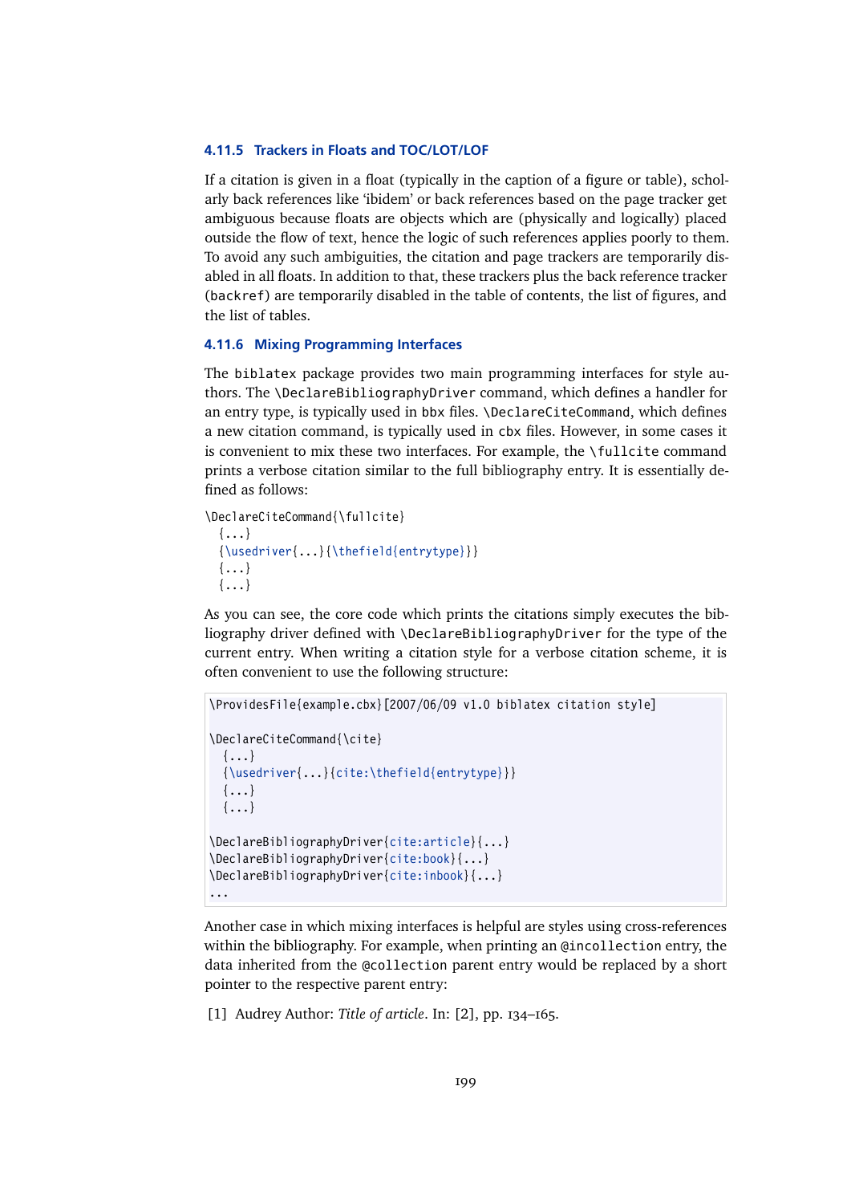### 4.11.5 Trackers in Floats and TOC/LOT/LOF

If a citation is given in a float (typically in the caption of a figure or table), scholarly back references like 'ibidem' or back references based on the page tracker get ambiguous because floats are objects which are (physically and logically) placed outside the flow of text, hence the logic of such references applies poorly to them. To avoid any such ambiguities, the citation and page trackers are temporarily disabled in all floats. In addition to that, these trackers plus the back reference tracker (`backref`) are temporarily disabled in the table of contents, the list of figures, and the list of tables.

### 4.11.6 Mixing Programming Interfaces

The `biblatex` package provides two main programming interfaces for style authors. The `\DeclareBibliographyDriver` command, which defines a handler for an entry type, is typically used in `bbx` files. `\DeclareCiteCommand`, which defines a new citation command, is typically used in `cbx` files. However, in some cases it is convenient to mix these two interfaces. For example, the `\fullcite` command prints a verbose citation similar to the full bibliography entry. It is essentially defined as follows:

```
\DeclareCiteCommand{\fullcite}
  {...}
  {\usedriver{...}{\thefield{entrytype}}}
  {...}
  {...}
```

As you can see, the core code which prints the citations simply executes the bibliography driver defined with `\DeclareBibliographyDriver` for the type of the current entry. When writing a citation style for a verbose citation scheme, it is often convenient to use the following structure:

```
\ProvidesFile{example.cbx}[2007/06/09 v1.0 biblatex citation style]

\DeclareCiteCommand{\cite}
  {...}
  {\usedriver{...}{cite:\thefield{entrytype}}}
  {...}
  {...}

\DeclareBibliographyDriver{cite:article}{...}
\DeclareBibliographyDriver{cite:book}{...}
\DeclareBibliographyDriver{cite:inbook}{...}
...
```

Another case in which mixing interfaces is helpful are styles using cross-references within the bibliography. For example, when printing an `@incollection` entry, the data inherited from the `@collection` parent entry would be replaced by a short pointer to the respective parent entry:

[1] Audrey Author: *Title of article*. In: [2], pp. 134–165.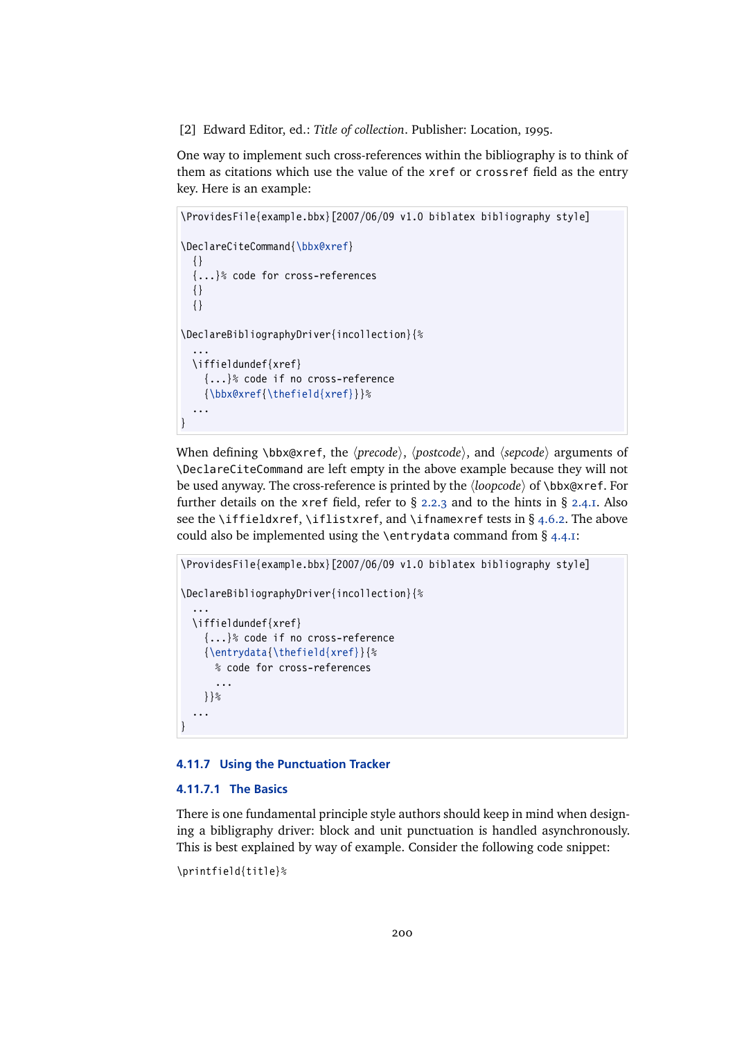[2] Edward Editor, ed.: *Title of collection*. Publisher: Location, 1995.

One way to implement such cross-references within the bibliography is to think of them as citations which use the value of the `xref` or `crossref` field as the entry key. Here is an example:

```
\ProvidesFile{example.bbx}[2007/06/09 v1.0 biblatex bibliography style]

\DeclareCiteCommand{\bbx@xref}
  {}
  {...}% code for cross-references
  {}
  {}

\DeclareBibliographyDriver{incollection}{%
  ...
  \iffieldundef{xref}
    {...}% code if no cross-reference
    {\bbx@xref{\thefield{xref}}}%
  ...
}
```

When defining `\bbx@xref`, the ⟨*precode*⟩, ⟨*postcode*⟩, and ⟨*sepcode*⟩ arguments of `\DeclareCiteCommand` are left empty in the above example because they will not be used anyway. The cross-reference is printed by the ⟨*loopcode*⟩ of `\bbx@xref`. For further details on the `xref` field, refer to § 2.2.3 and to the hints in § 2.4.1. Also see the `\iffieldxref`, `\iflistxref`, and `\ifnamexref` tests in § 4.6.2. The above could also be implemented using the `\entrydata` command from § 4.4.1:

```
\ProvidesFile{example.bbx}[2007/06/09 v1.0 biblatex bibliography style]

\DeclareBibliographyDriver{incollection}{%
  ...
  \iffieldundef{xref}
    {...}% code if no cross-reference
    {\entrydata{\thefield{xref}}{%
      % code for cross-references
      ...
    }}%
  ...
}
```

#### 4.11.7 Using the Punctuation Tracker

##### 4.11.7.1 The Basics

There is one fundamental principle style authors should keep in mind when designing a bibligraphy driver: block and unit punctuation is handled asynchronously. This is best explained by way of example. Consider the following code snippet:

```
\printfield{title}%
```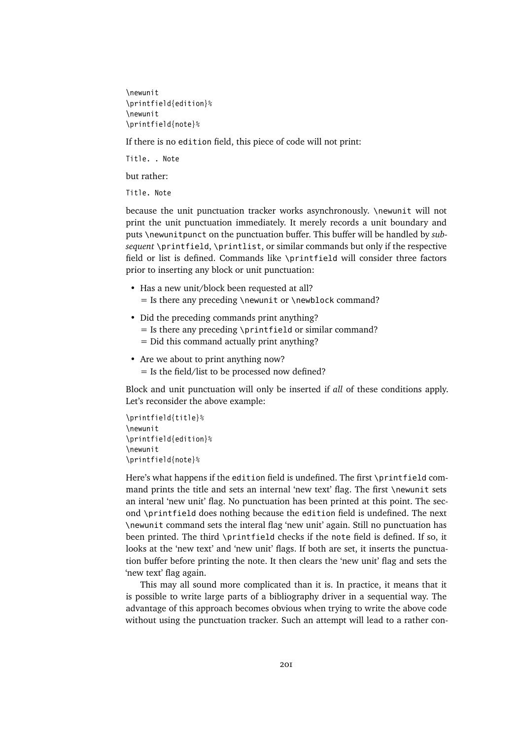```
\newunit
\printfield{edition}%
\newunit
\printfield{note}%
```

If there is no `edition` field, this piece of code will not print:

```
Title. . Note
```

but rather:

```
Title. Note
```

because the unit punctuation tracker works asynchronously. `\newunit` will not print the unit punctuation immediately. It merely records a unit boundary and puts `\newunitpunct` on the punctuation buffer. This buffer will be handled by *subsequent* `\printfield`, `\printlist`, or similar commands but only if the respective field or list is defined. Commands like `\printfield` will consider three factors prior to inserting any block or unit punctuation:

- Has a new unit/block been requested at all?
  = Is there any preceding `\newunit` or `\newblock` command?
- Did the preceding commands print anything?
  = Is there any preceding `\printfield` or similar command?
  = Did this command actually print anything?
- Are we about to print anything now?
  = Is the field/list to be processed now defined?

Block and unit punctuation will only be inserted if *all* of these conditions apply. Let's reconsider the above example:

```
\printfield{title}%
\newunit
\printfield{edition}%
\newunit
\printfield{note}%
```

Here's what happens if the `edition` field is undefined. The first `\printfield` command prints the title and sets an internal 'new text' flag. The first `\newunit` sets an interal 'new unit' flag. No punctuation has been printed at this point. The second `\printfield` does nothing because the `edition` field is undefined. The next `\newunit` command sets the interal flag 'new unit' again. Still no punctuation has been printed. The third `\printfield` checks if the `note` field is defined. If so, it looks at the 'new text' and 'new unit' flags. If both are set, it inserts the punctuation buffer before printing the note. It then clears the 'new unit' flag and sets the 'new text' flag again.

This may all sound more complicated than it is. In practice, it means that it is possible to write large parts of a bibliography driver in a sequential way. The advantage of this approach becomes obvious when trying to write the above code without using the punctuation tracker. Such an attempt will lead to a rather con-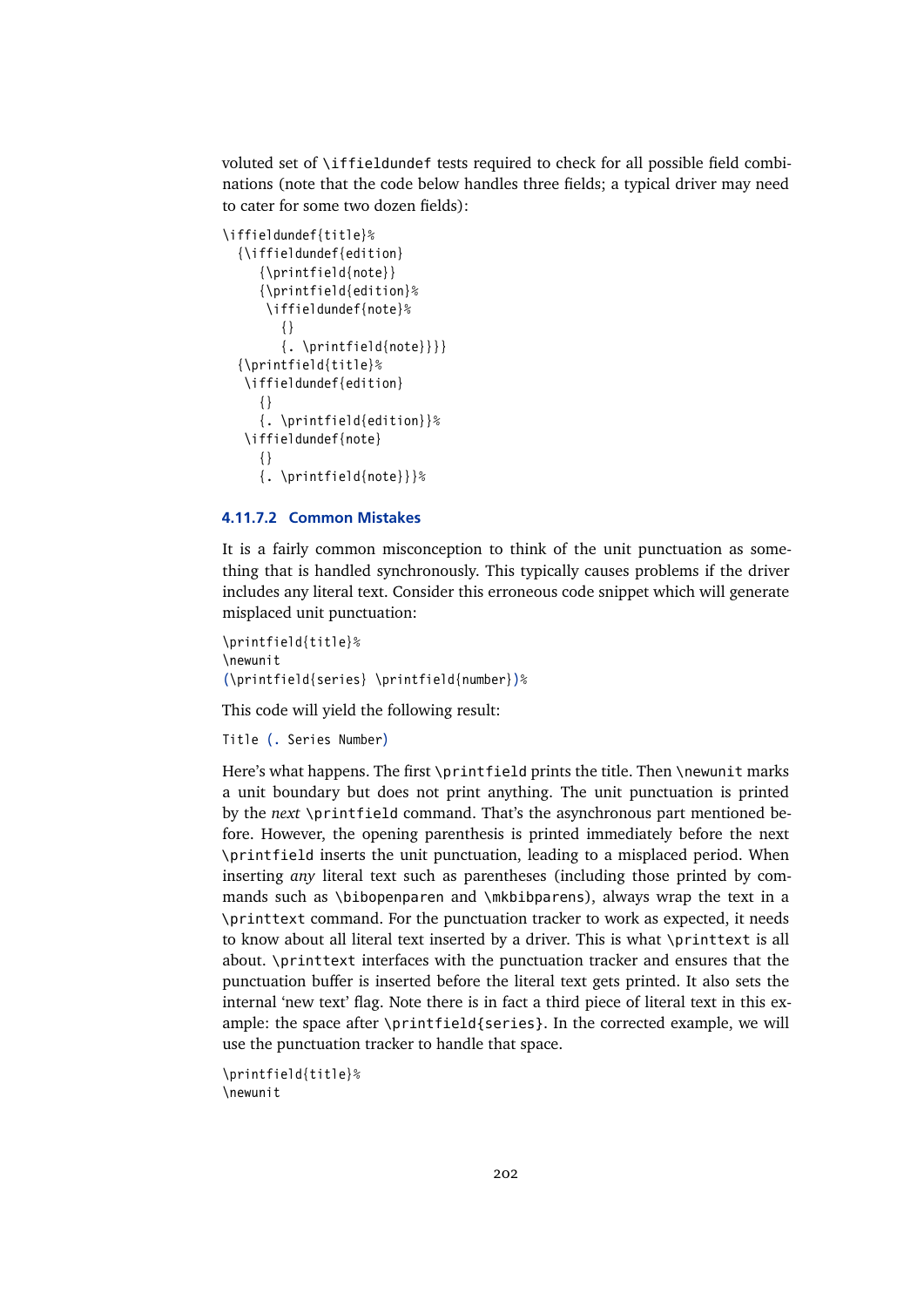voluted set of `\iffieldundef` tests required to check for all possible field combinations (note that the code below handles three fields; a typical driver may need to cater for some two dozen fields):

```
\iffieldundef{title}%
  {\iffieldundef{edition}
     {\printfield{note}}
     {\printfield{edition}%
      \iffieldundef{note}%
        {}
        {. \printfield{note}}}}
  {\printfield{title}%
   \iffieldundef{edition}
     {}
     {. \printfield{edition}}%
   \iffieldundef{note}
     {}
     {. \printfield{note}}}%
```

#### 4.11.7.2 Common Mistakes

It is a fairly common misconception to think of the unit punctuation as something that is handled synchronously. This typically causes problems if the driver includes any literal text. Consider this erroneous code snippet which will generate misplaced unit punctuation:

```
\printfield{title}%
\newunit
(\printfield{series} \printfield{number})%
```

This code will yield the following result:

```
Title (. Series Number)
```

Here's what happens. The first `\printfield` prints the title. Then `\newunit` marks a unit boundary but does not print anything. The unit punctuation is printed by the *next* `\printfield` command. That's the asynchronous part mentioned before. However, the opening parenthesis is printed immediately before the next `\printfield` inserts the unit punctuation, leading to a misplaced period. When inserting *any* literal text such as parentheses (including those printed by commands such as `\bibopenparen` and `\mkbibparens`), always wrap the text in a `\printtext` command. For the punctuation tracker to work as expected, it needs to know about all literal text inserted by a driver. This is what `\printtext` is all about. `\printtext` interfaces with the punctuation tracker and ensures that the punctuation buffer is inserted before the literal text gets printed. It also sets the internal 'new text' flag. Note there is in fact a third piece of literal text in this example: the space after `\printfield{series}`. In the corrected example, we will use the punctuation tracker to handle that space.

```
\printfield{title}%
\newunit
```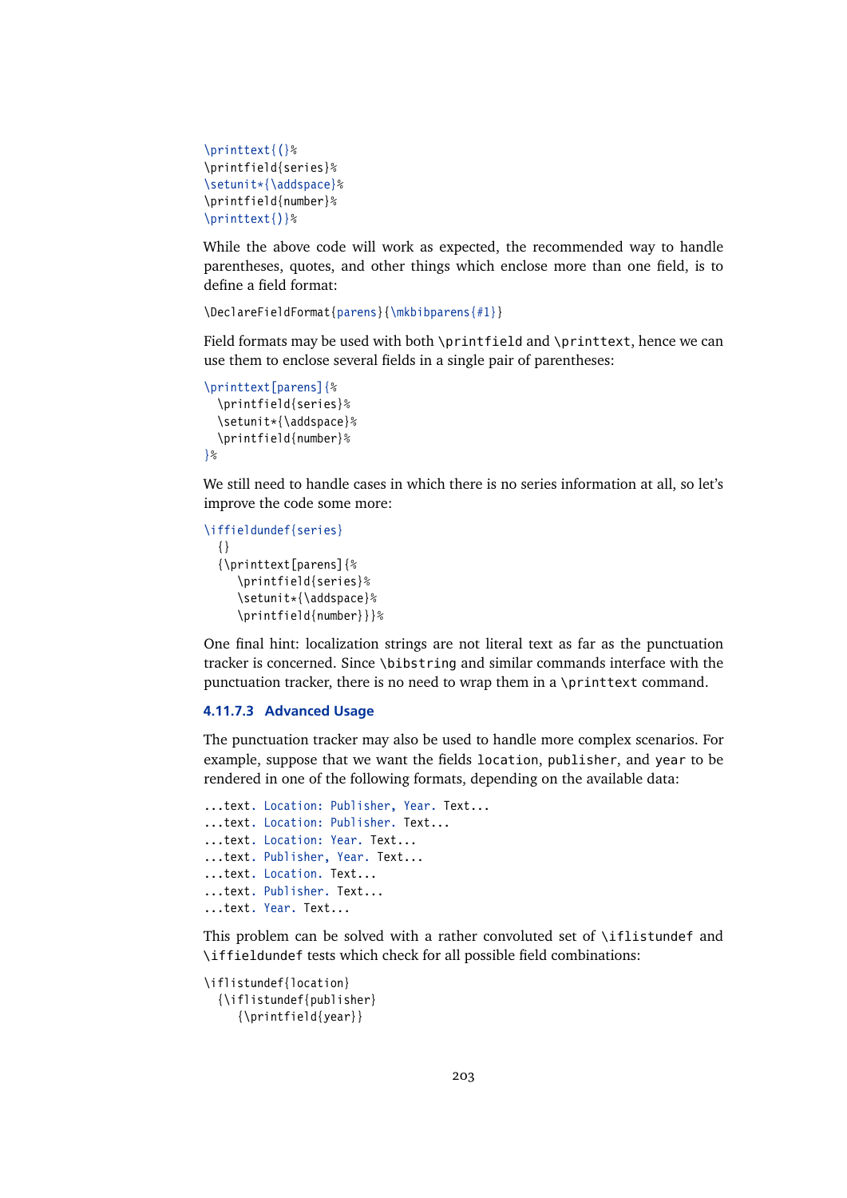```
\printtext{(}%
\printfield{series}%
\setunit*{\addspace}%
\printfield{number}%
\printtext{)}%
```

While the above code will work as expected, the recommended way to handle parentheses, quotes, and other things which enclose more than one field, is to define a field format:

```
\DeclareFieldFormat{parens}{\mkbibparens{#1}}
```

Field formats may be used with both `\printfield` and `\printtext`, hence we can use them to enclose several fields in a single pair of parentheses:

```
\printtext[parens]{%
  \printfield{series}%
  \setunit*{\addspace}%
  \printfield{number}%
}%
```

We still need to handle cases in which there is no series information at all, so let's improve the code some more:

```
\iffieldundef{series}
  {}
  {\printtext[parens]{%
     \printfield{series}%
     \setunit*{\addspace}%
     \printfield{number}}}%
```

One final hint: localization strings are not literal text as far as the punctuation tracker is concerned. Since `\bibstring` and similar commands interface with the punctuation tracker, there is no need to wrap them in a `\printtext` command.

#### 4.11.7.3 Advanced Usage

The punctuation tracker may also be used to handle more complex scenarios. For example, suppose that we want the fields `location`, `publisher`, and `year` to be rendered in one of the following formats, depending on the available data:

```
...text. Location: Publisher, Year. Text...
...text. Location: Publisher. Text...
...text. Location: Year. Text...
...text. Publisher, Year. Text...
...text. Location. Text...
...text. Publisher. Text...
...text. Year. Text...
```

This problem can be solved with a rather convoluted set of `\iflistundef` and `\iffieldundef` tests which check for all possible field combinations:

```
\iflistundef{location}
  {\iflistundef{publisher}
     {\printfield{year}}
```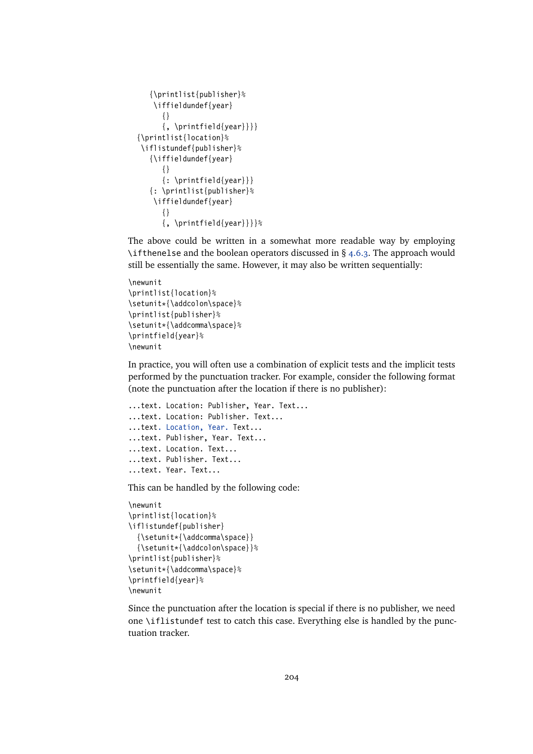```
    {\printlist{publisher}%
     \iffieldundef{year}
       {}
       {, \printfield{year}}}}
  {\printlist{location}%
   \iflistundef{publisher}%
     {\iffieldundef{year}
       {}
       {: \printfield{year}}}
     {: \printlist{publisher}%
      \iffieldundef{year}
        {}
        {, \printfield{year}}}}%
```

The above could be written in a somewhat more readable way by employing `\ifthenelse` and the boolean operators discussed in § 4.6.3. The approach would still be essentially the same. However, it may also be written sequentially:

```
\newunit
\printlist{location}%
\setunit*{\addcolon\space}%
\printlist{publisher}%
\setunit*{\addcomma\space}%
\printfield{year}%
\newunit
```

In practice, you will often use a combination of explicit tests and the implicit tests performed by the punctuation tracker. For example, consider the following format (note the punctuation after the location if there is no publisher):

```
...text. Location: Publisher, Year. Text...
...text. Location: Publisher. Text...
...text. Location, Year. Text...
...text. Publisher, Year. Text...
...text. Location. Text...
...text. Publisher. Text...
...text. Year. Text...
```

This can be handled by the following code:

```
\newunit
\printlist{location}%
\iflistundef{publisher}
  {\setunit*{\addcomma\space}}
  {\setunit*{\addcolon\space}}%
\printlist{publisher}%
\setunit*{\addcomma\space}%
\printfield{year}%
\newunit
```

Since the punctuation after the location is special if there is no publisher, we need one `\iflistundef` test to catch this case. Everything else is handled by the punctuation tracker.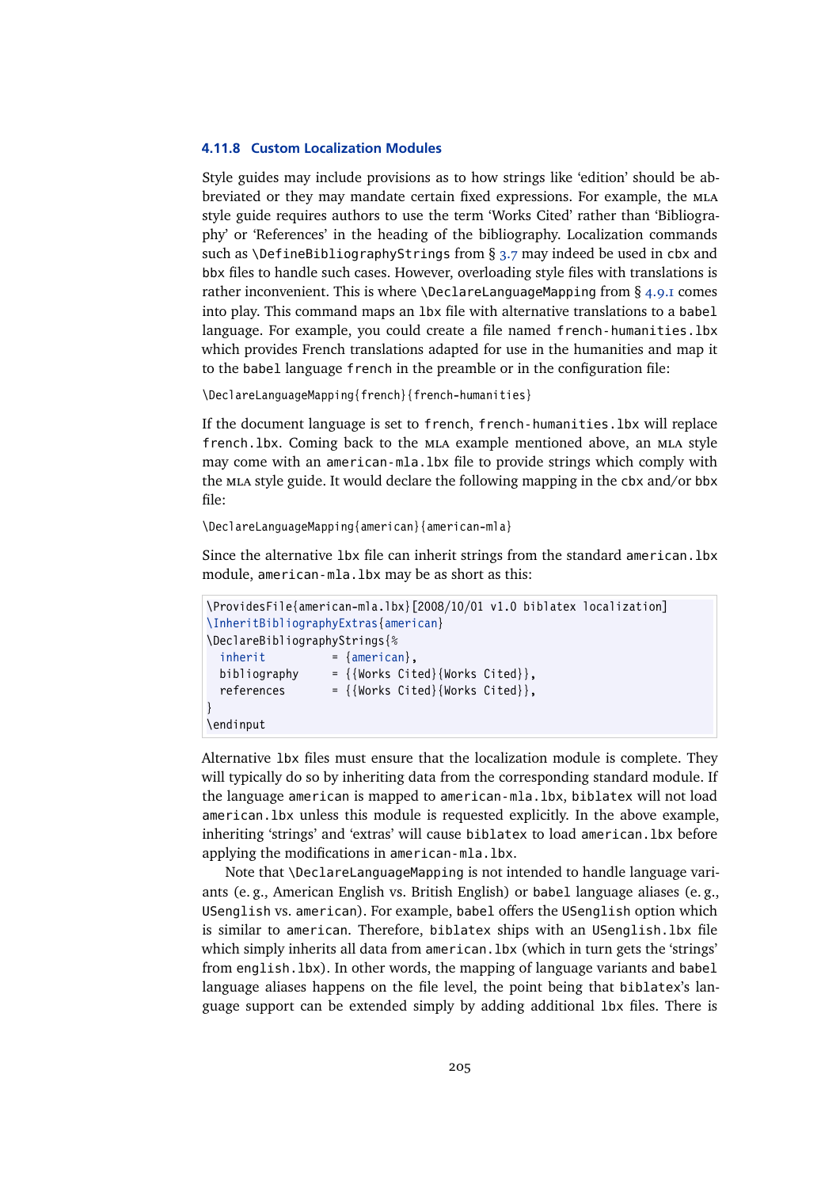#### 4.11.8 Custom Localization Modules

Style guides may include provisions as to how strings like 'edition' should be abbreviated or they may mandate certain fixed expressions. For example, the MLA style guide requires authors to use the term 'Works Cited' rather than 'Bibliography' or 'References' in the heading of the bibliography. Localization commands such as `\DefineBibliographyStrings` from § 3.7 may indeed be used in `cbx` and `bbx` files to handle such cases. However, overloading style files with translations is rather inconvenient. This is where `\DeclareLanguageMapping` from § 4.9.1 comes into play. This command maps an `lbx` file with alternative translations to a `babel` language. For example, you could create a file named `french-humanities.lbx` which provides French translations adapted for use in the humanities and map it to the `babel` language `french` in the preamble or in the configuration file:

```
\DeclareLanguageMapping{french}{french-humanities}
```

If the document language is set to `french`, `french-humanities.lbx` will replace `french.lbx`. Coming back to the MLA example mentioned above, an MLA style may come with an `american-mla.lbx` file to provide strings which comply with the MLA style guide. It would declare the following mapping in the `cbx` and/or `bbx` file:

```
\DeclareLanguageMapping{american}{american-mla}
```

Since the alternative `lbx` file can inherit strings from the standard `american.lbx` module, `american-mla.lbx` may be as short as this:

```
\ProvidesFile{american-mla.lbx}[2008/10/01 v1.0 biblatex localization]
\InheritBibliographyExtras{american}
\DeclareBibliographyStrings{%
  inherit          = {american},
  bibliography     = {{Works Cited}{Works Cited}},
  references       = {{Works Cited}{Works Cited}},
}
\endinput
```

Alternative `lbx` files must ensure that the localization module is complete. They will typically do so by inheriting data from the corresponding standard module. If the language `american` is mapped to `american-mla.lbx`, `biblatex` will not load `american.lbx` unless this module is requested explicitly. In the above example, inheriting 'strings' and 'extras' will cause `biblatex` to load `american.lbx` before applying the modifications in `american-mla.lbx`.

Note that `\DeclareLanguageMapping` is not intended to handle language variants (e.g., American English vs. British English) or `babel` language aliases (e.g., `USenglish` vs. `american`). For example, `babel` offers the `USenglish` option which is similar to `american`. Therefore, `biblatex` ships with an `USenglish.lbx` file which simply inherits all data from `american.lbx` (which in turn gets the 'strings' from `english.lbx`). In other words, the mapping of language variants and `babel` language aliases happens on the file level, the point being that `biblatex`'s language support can be extended simply by adding additional `lbx` files. There is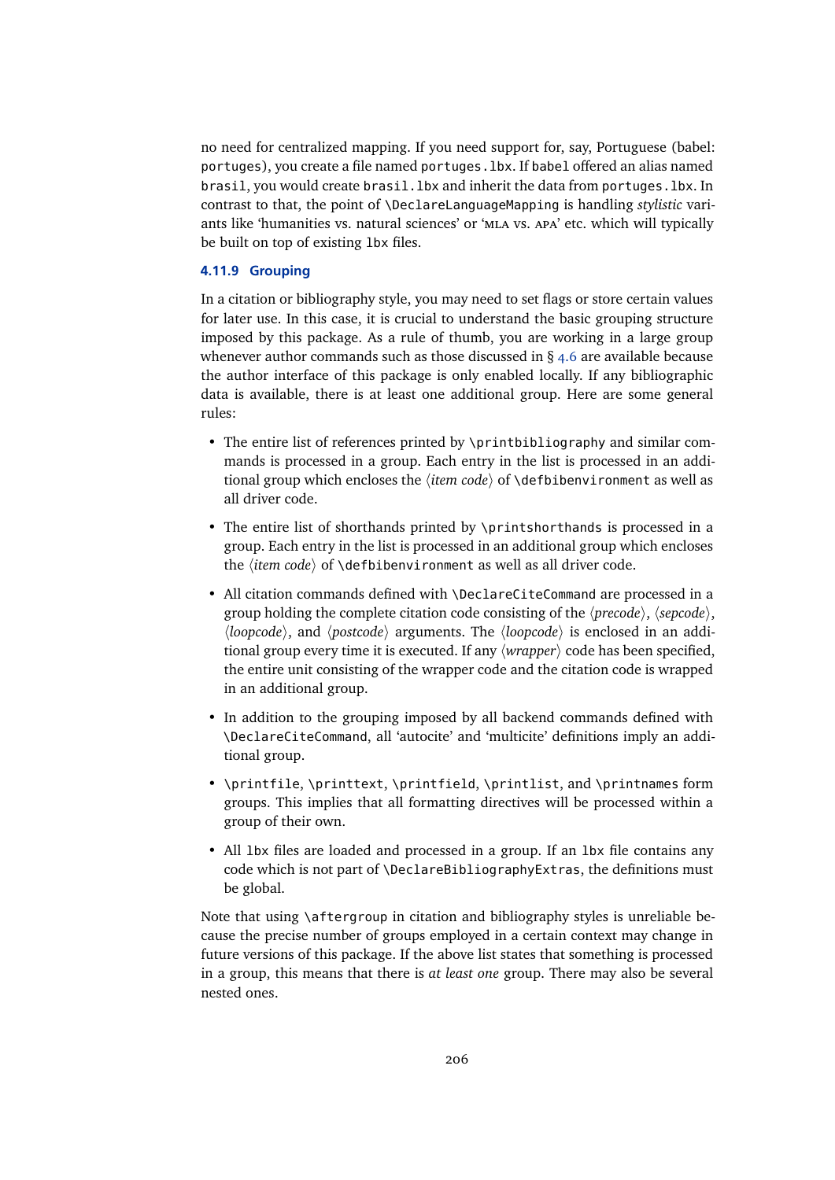no need for centralized mapping. If you need support for, say, Portuguese (babel: `portuges`), you create a file named `portuges.lbx`. If `babel` offered an alias named `brasil`, you would create `brasil.lbx` and inherit the data from `portuges.lbx`. In contrast to that, the point of `\DeclareLanguageMapping` is handling *stylistic* variants like 'humanities vs. natural sciences' or 'MLA vs. APA' etc. which will typically be built on top of existing `lbx` files.

### 4.11.9 Grouping

In a citation or bibliography style, you may need to set flags or store certain values for later use. In this case, it is crucial to understand the basic grouping structure imposed by this package. As a rule of thumb, you are working in a large group whenever author commands such as those discussed in § 4.6 are available because the author interface of this package is only enabled locally. If any bibliographic data is available, there is at least one additional group. Here are some general rules:

- The entire list of references printed by `\printbibliography` and similar commands is processed in a group. Each entry in the list is processed in an additional group which encloses the ⟨*item code*⟩ of `\defbibenvironment` as well as all driver code.
- The entire list of shorthands printed by `\printshorthands` is processed in a group. Each entry in the list is processed in an additional group which encloses the ⟨*item code*⟩ of `\defbibenvironment` as well as all driver code.
- All citation commands defined with `\DeclareCiteCommand` are processed in a group holding the complete citation code consisting of the ⟨*precode*⟩, ⟨*sepcode*⟩, ⟨*loopcode*⟩, and ⟨*postcode*⟩ arguments. The ⟨*loopcode*⟩ is enclosed in an additional group every time it is executed. If any ⟨*wrapper*⟩ code has been specified, the entire unit consisting of the wrapper code and the citation code is wrapped in an additional group.
- In addition to the grouping imposed by all backend commands defined with `\DeclareCiteCommand`, all 'autocite' and 'multicite' definitions imply an additional group.
- `\printfile`, `\printtext`, `\printfield`, `\printlist`, and `\printnames` form groups. This implies that all formatting directives will be processed within a group of their own.
- All `lbx` files are loaded and processed in a group. If an `lbx` file contains any code which is not part of `\DeclareBibliographyExtras`, the definitions must be global.

Note that using `\aftergroup` in citation and bibliography styles is unreliable because the precise number of groups employed in a certain context may change in future versions of this package. If the above list states that something is processed in a group, this means that there is *at least one* group. There may also be several nested ones.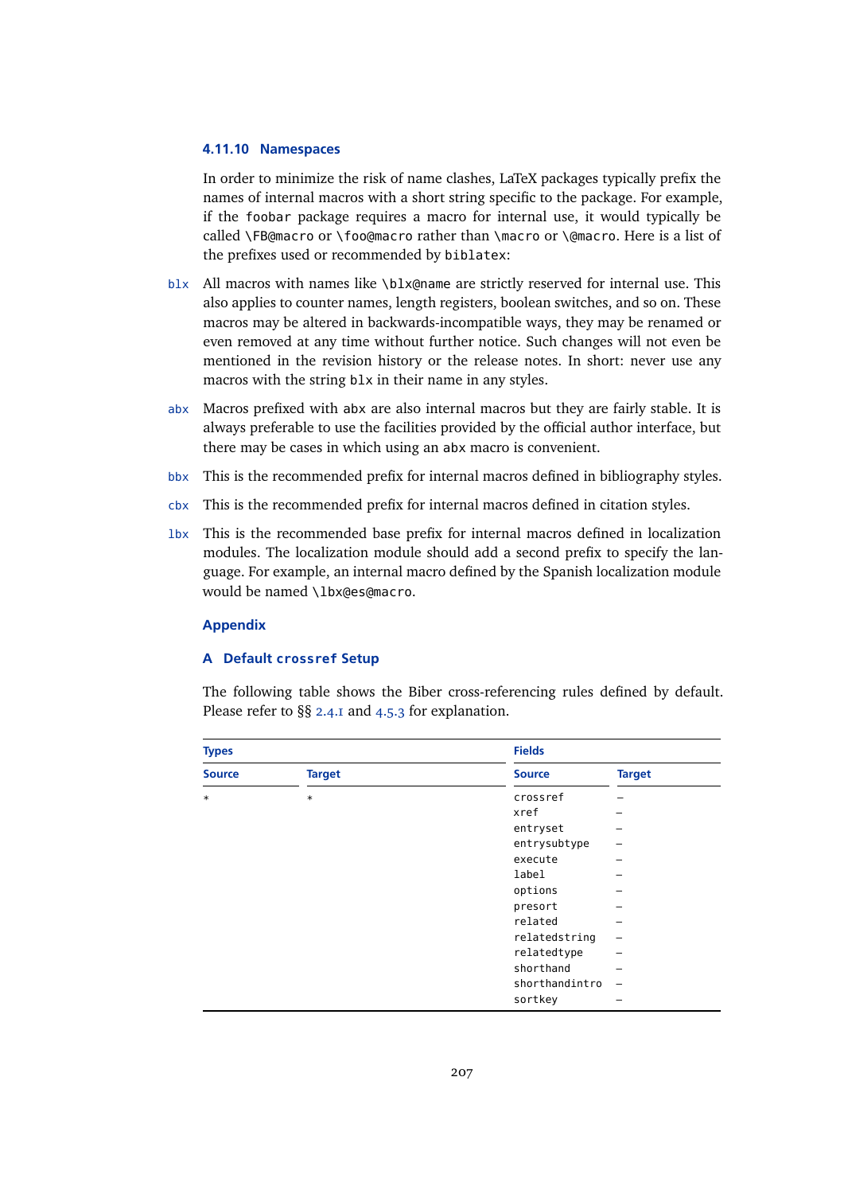#### 4.11.10 Namespaces

In order to minimize the risk of name clashes, LaTeX packages typically prefix the names of internal macros with a short string specific to the package. For example, if the `foobar` package requires a macro for internal use, it would typically be called `\FB@macro` or `\foo@macro` rather than `\macro` or `\@macro`. Here is a list of the prefixes used or recommended by `biblatex`:

`blx` All macros with names like `\blx@name` are strictly reserved for internal use. This also applies to counter names, length registers, boolean switches, and so on. These macros may be altered in backwards-incompatible ways, they may be renamed or even removed at any time without further notice. Such changes will not even be mentioned in the revision history or the release notes. In short: never use any macros with the string `blx` in their name in any styles.

`abx` Macros prefixed with `abx` are also internal macros but they are fairly stable. It is always preferable to use the facilities provided by the official author interface, but there may be cases in which using an `abx` macro is convenient.

`bbx` This is the recommended prefix for internal macros defined in bibliography styles.

`cbx` This is the recommended prefix for internal macros defined in citation styles.

`lbx` This is the recommended base prefix for internal macros defined in localization modules. The localization module should add a second prefix to specify the language. For example, an internal macro defined by the Spanish localization module would be named `\lbx@es@macro`.

## Appendix

### A Default `crossref` Setup

The following table shows the Biber cross-referencing rules defined by default. Please refer to §§ 2.4.1 and 4.5.3 for explanation.

| Types | | Fields | |
|---|---|---|---|
| **Source** | **Target** | **Source** | **Target** |
| * | * | `crossref` | – |
| | | `xref` | – |
| | | `entryset` | – |
| | | `entrysubtype` | – |
| | | `execute` | – |
| | | `label` | – |
| | | `options` | – |
| | | `presort` | – |
| | | `related` | – |
| | | `relatedstring` | – |
| | | `relatedtype` | – |
| | | `shorthand` | – |
| | | `shorthandintro` | – |
| | | `sortkey` | – |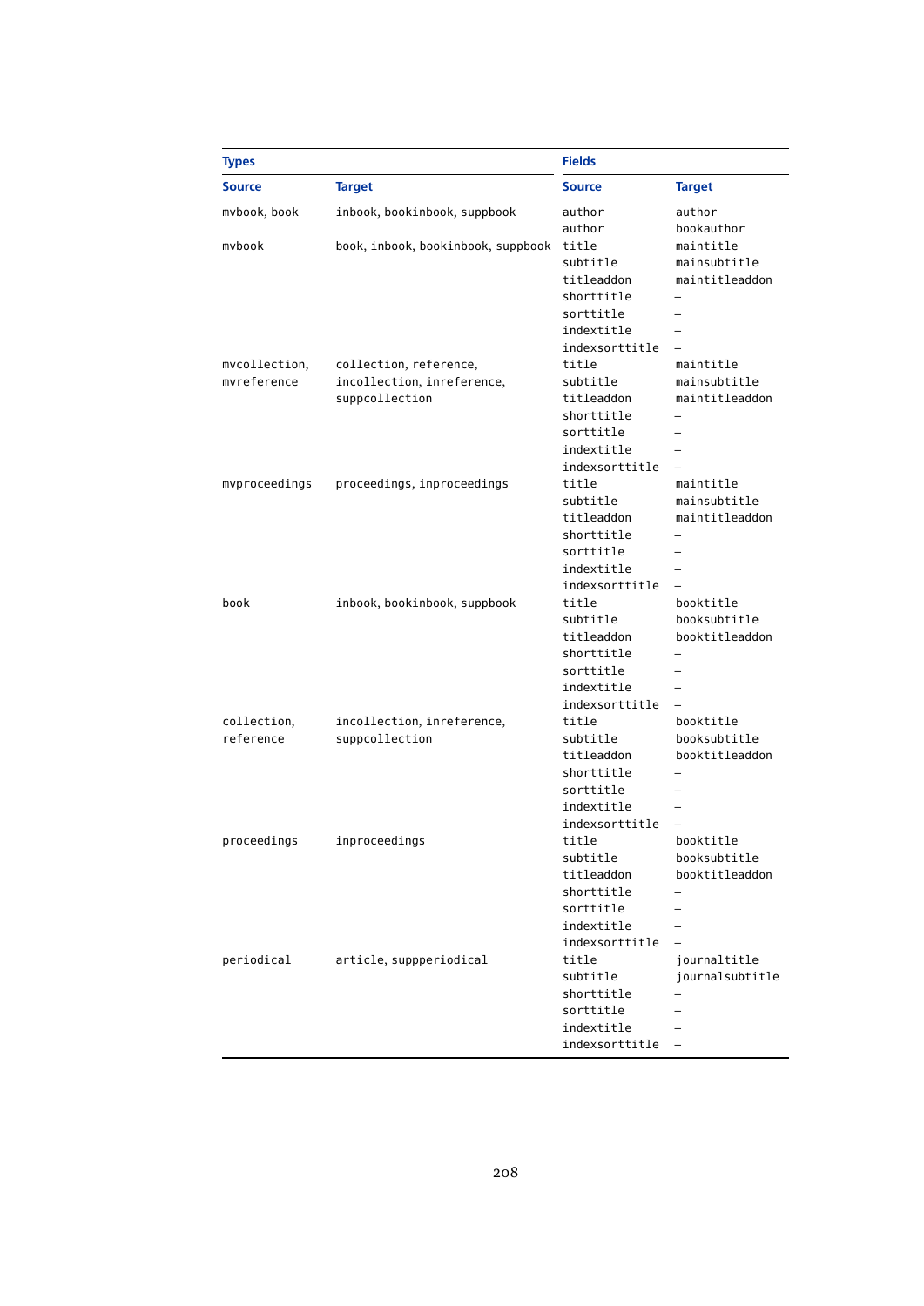| Types | | Fields | |
|---|---|---|---|
| **Source** | **Target** | **Source** | **Target** |
| mvbook, book | inbook, bookinbook, suppbook | author | author |
| | | author | bookauthor |
| mvbook | book, inbook, bookinbook, suppbook | title | maintitle |
| | | subtitle | mainsubtitle |
| | | titleaddon | maintitleaddon |
| | | shorttitle | – |
| | | sorttitle | – |
| | | indextitle | – |
| | | indexsorttitle | – |
| mvcollection, mvreference | collection, reference, incollection, inreference, suppcollection | title | maintitle |
| | | subtitle | mainsubtitle |
| | | titleaddon | maintitleaddon |
| | | shorttitle | – |
| | | sorttitle | – |
| | | indextitle | – |
| | | indexsorttitle | – |
| mvproceedings | proceedings, inproceedings | title | maintitle |
| | | subtitle | mainsubtitle |
| | | titleaddon | maintitleaddon |
| | | shorttitle | – |
| | | sorttitle | – |
| | | indextitle | – |
| | | indexsorttitle | – |
| book | inbook, bookinbook, suppbook | title | booktitle |
| | | subtitle | booksubtitle |
| | | titleaddon | booktitleaddon |
| | | shorttitle | – |
| | | sorttitle | – |
| | | indextitle | – |
| | | indexsorttitle | – |
| collection, reference | incollection, inreference, suppcollection | title | booktitle |
| | | subtitle | booksubtitle |
| | | titleaddon | booktitleaddon |
| | | shorttitle | – |
| | | sorttitle | – |
| | | indextitle | – |
| | | indexsorttitle | – |
| proceedings | inproceedings | title | booktitle |
| | | subtitle | booksubtitle |
| | | titleaddon | booktitleaddon |
| | | shorttitle | – |
| | | sorttitle | – |
| | | indextitle | – |
| | | indexsorttitle | – |
| periodical | article, suppperiodical | title | journaltitle |
| | | subtitle | journalsubtitle |
| | | shorttitle | – |
| | | sorttitle | – |
| | | indextitle | – |
| | | indexsorttitle | – |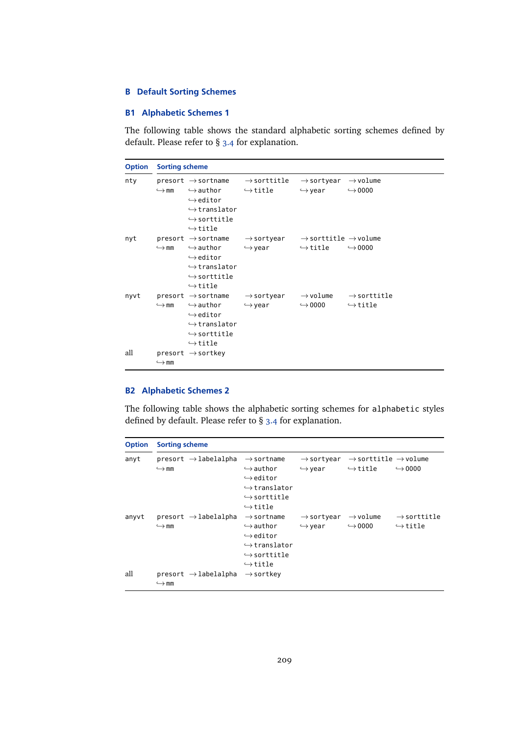## B Default Sorting Schemes

### B1 Alphabetic Schemes 1

The following table shows the standard alphabetic sorting schemes defined by default. Please refer to § 3.4 for explanation.

| Option | Sorting scheme | | | | |
|---|---|---|---|---|---|
| nty | presort<br>↪ mm | → sortname<br>↪ author<br>↪ editor<br>↪ translator<br>↪ sorttitle<br>↪ title | → sorttitle<br>↪ title | → sortyear<br>↪ year | → volume<br>↪ 0000 |
| nyt | presort<br>↪ mm | → sortname<br>↪ author<br>↪ editor<br>↪ translator<br>↪ sorttitle<br>↪ title | → sortyear<br>↪ year | → sorttitle<br>↪ title | → volume<br>↪ 0000 |
| nyvt | presort<br>↪ mm | → sortname<br>↪ author<br>↪ editor<br>↪ translator<br>↪ sorttitle<br>↪ title | → sortyear<br>↪ year | → volume<br>↪ 0000 | → sorttitle<br>↪ title |
| all | presort<br>↪ mm | → sortkey | | | |

### B2 Alphabetic Schemes 2

The following table shows the alphabetic sorting schemes for `alphabetic` styles defined by default. Please refer to § 3.4 for explanation.

| Option | Sorting scheme | | | | | |
|---|---|---|---|---|---|---|
| anyt | presort<br>↪ mm | → labelalpha | → sortname<br>↪ author<br>↪ editor<br>↪ translator<br>↪ sorttitle<br>↪ title | → sortyear<br>↪ year | → sorttitle<br>↪ title | → volume<br>↪ 0000 |
| anyvt | presort<br>↪ mm | → labelalpha | → sortname<br>↪ author<br>↪ editor<br>↪ translator<br>↪ sorttitle<br>↪ title | → sortyear<br>↪ year | → volume<br>↪ 0000 | → sorttitle<br>↪ title |
| all | presort<br>↪ mm | → labelalpha | → sortkey | | | |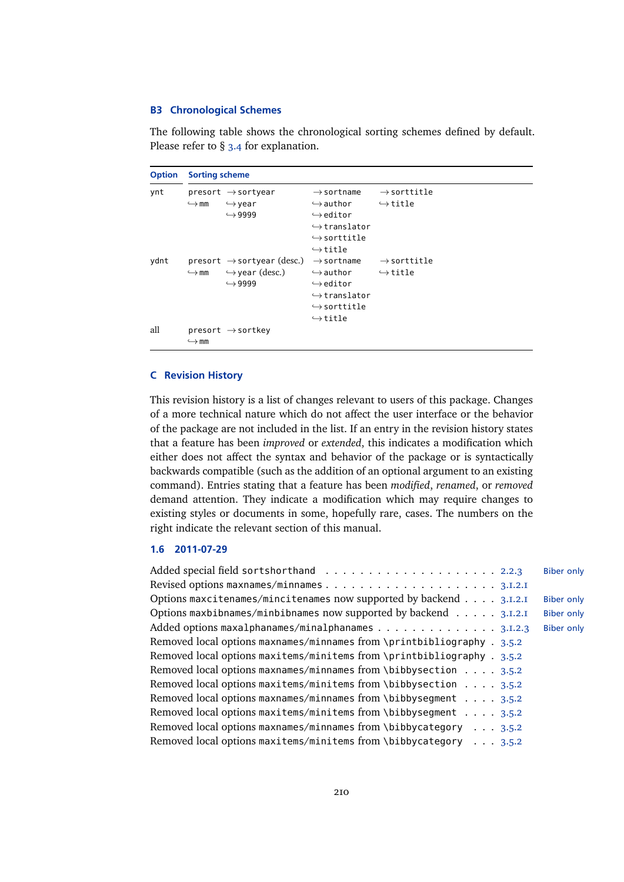## B3 Chronological Schemes

The following table shows the chronological sorting schemes defined by default. Please refer to § 3.4 for explanation.

| Option | Sorting scheme | | | |
|---|---|---|---|---|
| ynt | presort | → sortyear | → sortname | → sorttitle |
| | ↪ mm | ↪ year | ↪ author | ↪ title |
| | | ↪ 9999 | ↪ editor | |
| | | | ↪ translator | |
| | | | ↪ sorttitle | |
| | | | ↪ title | |
| ydnt | presort | → sortyear (desc.) | → sortname | → sorttitle |
| | ↪ mm | ↪ year (desc.) | ↪ author | ↪ title |
| | | ↪ 9999 | ↪ editor | |
| | | | ↪ translator | |
| | | | ↪ sorttitle | |
| | | | ↪ title | |
| all | presort | → sortkey | | |
| | ↪ mm | | | |

# C Revision History

This revision history is a list of changes relevant to users of this package. Changes of a more technical nature which do not affect the user interface or the behavior of the package are not included in the list. If an entry in the revision history states that a feature has been *improved* or *extended*, this indicates a modification which either does not affect the syntax and behavior of the package or is syntactically backwards compatible (such as the addition of an optional argument to an existing command). Entries stating that a feature has been *modified*, *renamed*, or *removed* demand attention. They indicate a modification which may require changes to existing styles or documents in some, hopefully rare, cases. The numbers on the right indicate the relevant section of this manual.

### 1.6 2011-07-29

- Added special field `sortshorthand` . . . 2.2.3 — Biber only
- Revised options `maxnames`/`minnames` . . . 3.1.2.1
- Options `maxcitenames`/`mincitenames` now supported by backend . . . 3.1.2.1 — Biber only
- Options `maxbibnames`/`minbibnames` now supported by backend . . . 3.1.2.1 — Biber only
- Added options `maxalphanames`/`minalphanames` . . . 3.1.2.3 — Biber only
- Removed local options `maxnames`/`minnames` from `\printbibliography` . . . 3.5.2
- Removed local options `maxitems`/`minitems` from `\printbibliography` . . . 3.5.2
- Removed local options `maxnames`/`minnames` from `\bibbysection` . . . 3.5.2
- Removed local options `maxitems`/`minitems` from `\bibbysection` . . . 3.5.2
- Removed local options `maxnames`/`minnames` from `\bibbysegment` . . . 3.5.2
- Removed local options `maxitems`/`minitems` from `\bibbysegment` . . . 3.5.2
- Removed local options `maxnames`/`minnames` from `\bibbycategory` . . . 3.5.2
- Removed local options `maxitems`/`minitems` from `\bibbycategory` . . . 3.5.2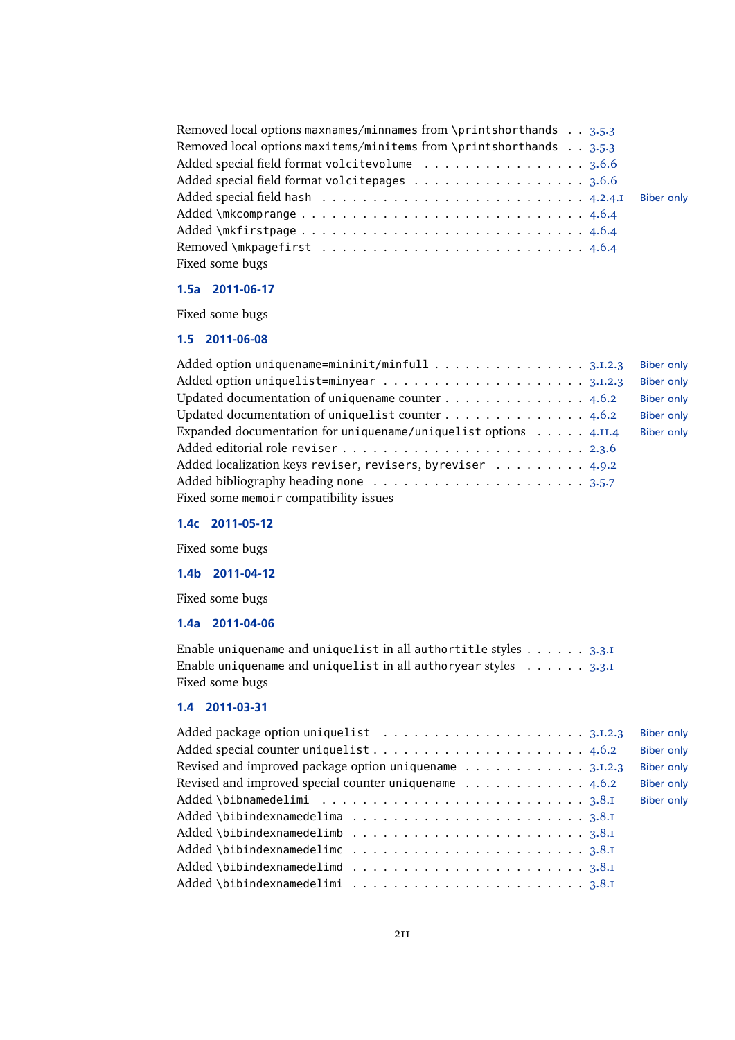Removed local options `maxnames/minnames` from `\printshorthands` . . 3.5.3
Removed local options `maxitems/minitems` from `\printshorthands` . . 3.5.3
Added special field format `volcitevolume` . . . . . . . . . . . . . . . 3.6.6
Added special field format `volcitepages` . . . . . . . . . . . . . . . 3.6.6
Added special field `hash` . . . . . . . . . . . . . . . . . . . . . . . . 4.2.4.1 Biber only
Added `\mkcomprange` . . . . . . . . . . . . . . . . . . . . . . . . . . 4.6.4
Added `\mkfirstpage` . . . . . . . . . . . . . . . . . . . . . . . . . . 4.6.4
Removed `\mkpagefirst` . . . . . . . . . . . . . . . . . . . . . . . . . 4.6.4
Fixed some bugs

### 1.5a 2011-06-17

Fixed some bugs

### 1.5 2011-06-08

Added option `uniquename=mininit/minfull` . . . . . . . . . . . . . . . 3.1.2.3 Biber only
Added option `uniquelist=minyear` . . . . . . . . . . . . . . . . . . . 3.1.2.3 Biber only
Updated documentation of `uniquename` counter . . . . . . . . . . . . . 4.6.2 Biber only
Updated documentation of `uniquelist` counter . . . . . . . . . . . . . 4.6.2 Biber only
Expanded documentation for `uniquename/uniquelist` options . . . . . 4.11.4 Biber only
Added editorial role `reviser` . . . . . . . . . . . . . . . . . . . . . 2.3.6
Added localization keys `reviser`, `revisers`, `byreviser` . . . . . . . . 4.9.2
Added bibliography heading `none` . . . . . . . . . . . . . . . . . . . 3.5.7
Fixed some `memoir` compatibility issues

### 1.4c 2011-05-12

Fixed some bugs

### 1.4b 2011-04-12

Fixed some bugs

### 1.4a 2011-04-06

Enable `uniquename` and `uniquelist` in all `authortitle` styles . . . . . . 3.3.1
Enable `uniquename` and `uniquelist` in all `authoryear` styles . . . . . . 3.3.1
Fixed some bugs

### 1.4 2011-03-31

Added package option `uniquelist` . . . . . . . . . . . . . . . . . . . 3.1.2.3 Biber only
Added special counter `uniquelist` . . . . . . . . . . . . . . . . . . . 4.6.2 Biber only
Revised and improved package option `uniquename` . . . . . . . . . . . 3.1.2.3 Biber only
Revised and improved special counter `uniquename` . . . . . . . . . . . 4.6.2 Biber only
Added `\bibnamedelimi` . . . . . . . . . . . . . . . . . . . . . . . . . 3.8.1 Biber only
Added `\bibindexnamedelima` . . . . . . . . . . . . . . . . . . . . . . 3.8.1
Added `\bibindexnamedelimb` . . . . . . . . . . . . . . . . . . . . . . 3.8.1
Added `\bibindexnamedelimc` . . . . . . . . . . . . . . . . . . . . . . 3.8.1
Added `\bibindexnamedelimd` . . . . . . . . . . . . . . . . . . . . . . 3.8.1
Added `\bibindexnamedelimi` . . . . . . . . . . . . . . . . . . . . . . 3.8.1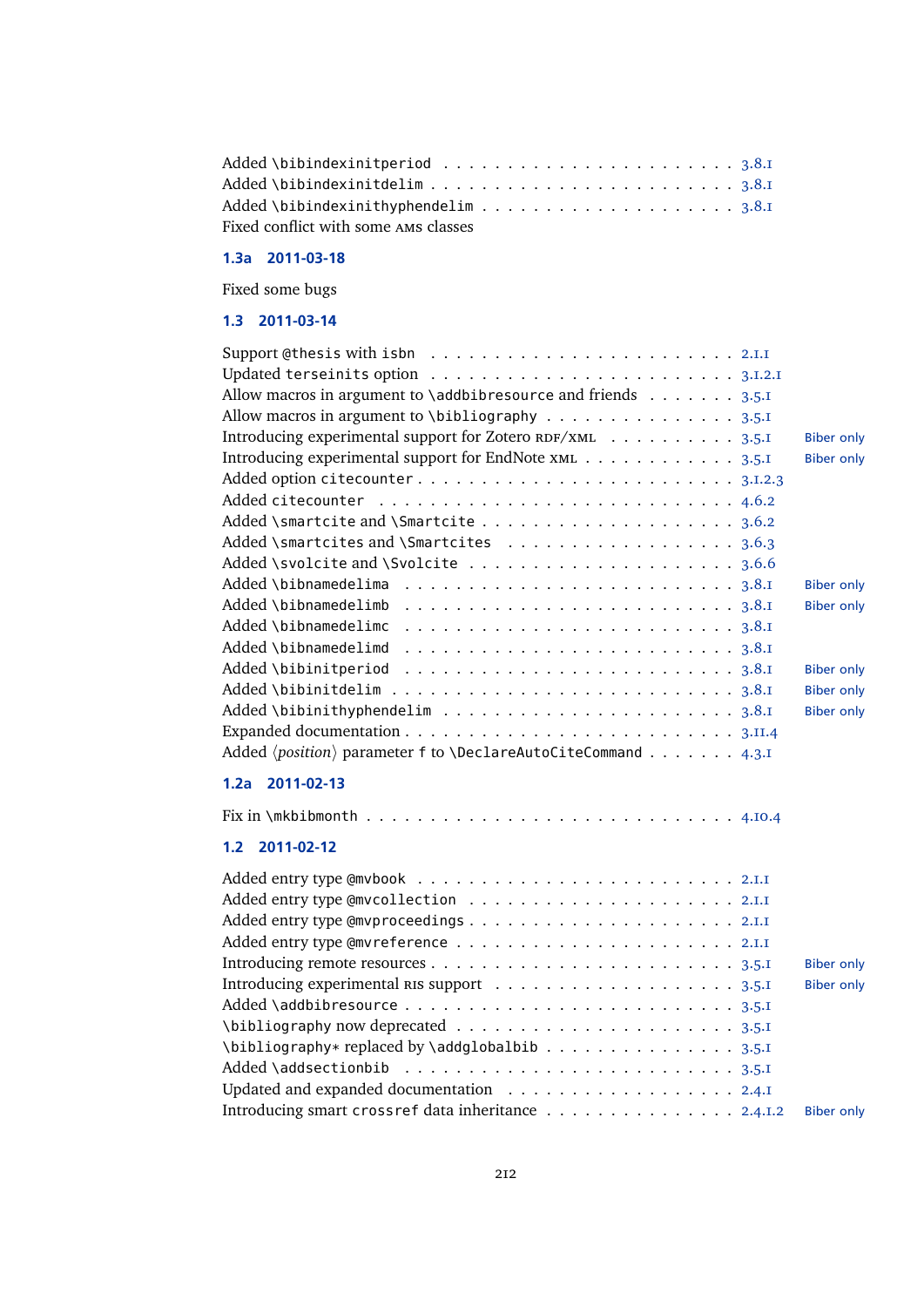Added \bibindexinitperiod . . . 3.8.1
Added \bibindexinitdelim . . . 3.8.1
Added \bibindexinithyphendelim . . . 3.8.1
Fixed conflict with some AMS classes

## 1.3a 2011-03-18

Fixed some bugs

## 1.3 2011-03-14

| | | |
|---|---|---|
| Support @thesis with isbn | 2.1.1 | |
| Updated terseinits option | 3.1.2.1 | |
| Allow macros in argument to \addbibresource and friends | 3.5.1 | |
| Allow macros in argument to \bibliography | 3.5.1 | |
| Introducing experimental support for Zotero RDF/XML | 3.5.1 | Biber only |
| Introducing experimental support for EndNote XML | 3.5.1 | Biber only |
| Added option citecounter | 3.1.2.3 | |
| Added citecounter | 4.6.2 | |
| Added \smartcite and \Smartcite | 3.6.2 | |
| Added \smartcites and \Smartcites | 3.6.3 | |
| Added \svolcite and \Svolcite | 3.6.6 | |
| Added \bibnamedelima | 3.8.1 | Biber only |
| Added \bibnamedelimb | 3.8.1 | Biber only |
| Added \bibnamedelimc | 3.8.1 | |
| Added \bibnamedelimd | 3.8.1 | |
| Added \bibinitperiod | 3.8.1 | Biber only |
| Added \bibinitdelim | 3.8.1 | Biber only |
| Added \bibinithyphendelim | 3.8.1 | Biber only |
| Expanded documentation | 3.11.4 | |
| Added ⟨*position*⟩ parameter f to \DeclareAutoCiteCommand | 4.3.1 | |

## 1.2a 2011-02-13

Fix in \mkbibmonth . . . 4.10.4

## 1.2 2011-02-12

| | | |
|---|---|---|
| Added entry type @mvbook | 2.1.1 | |
| Added entry type @mvcollection | 2.1.1 | |
| Added entry type @mvproceedings | 2.1.1 | |
| Added entry type @mvreference | 2.1.1 | |
| Introducing remote resources | 3.5.1 | Biber only |
| Introducing experimental RIS support | 3.5.1 | Biber only |
| Added \addbibresource | 3.5.1 | |
| \bibliography now deprecated | 3.5.1 | |
| \bibliography* replaced by \addglobalbib | 3.5.1 | |
| Added \addsectionbib | 3.5.1 | |
| Updated and expanded documentation | 2.4.1 | |
| Introducing smart crossref data inheritance | 2.4.1.2 | Biber only |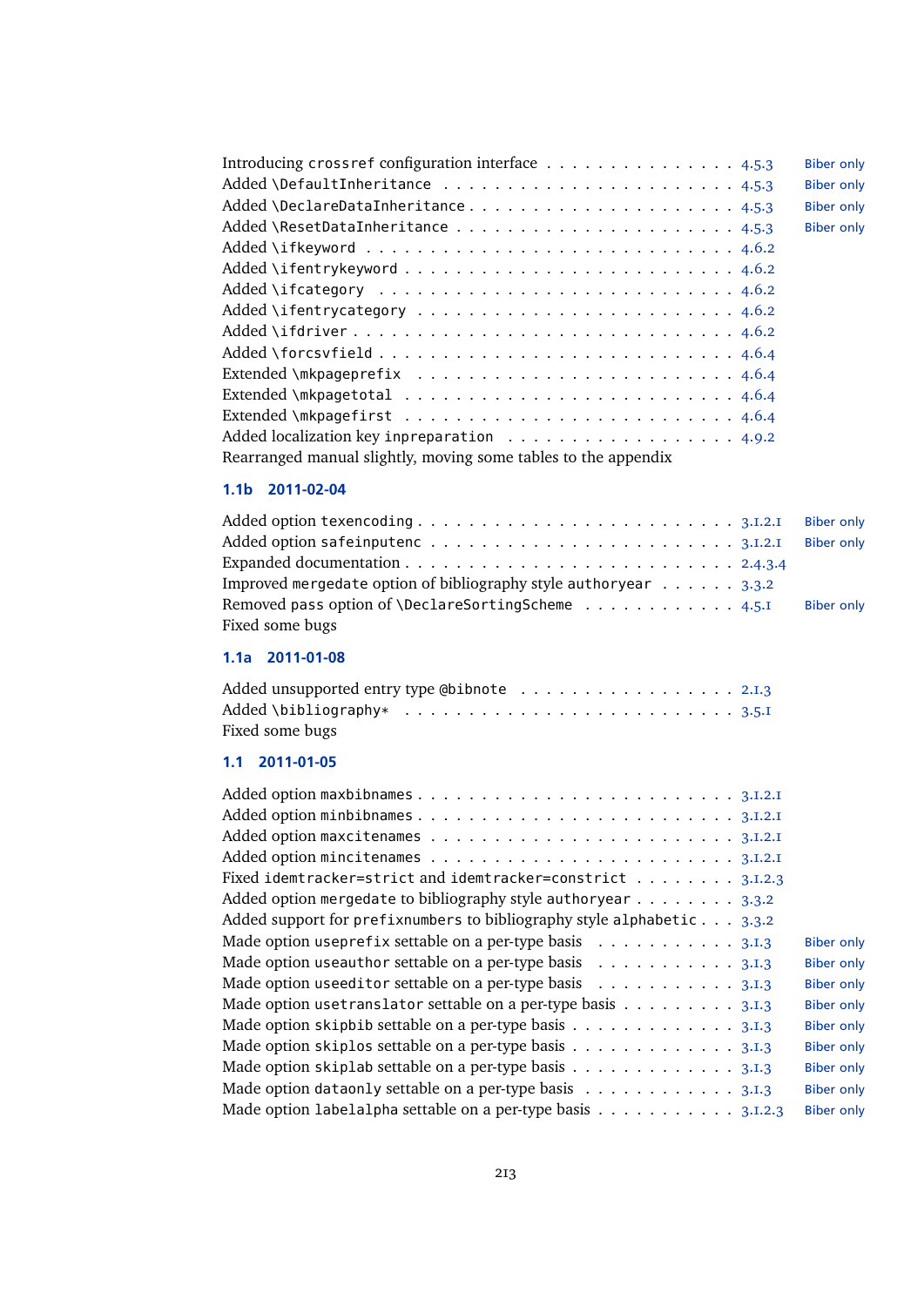Introducing `crossref` configuration interface . . . . . . . . . . . . . . . 4.5.3 Biber only
Added `\DefaultInheritance` . . . . . . . . . . . . . . . . . . . . . . 4.5.3 Biber only
Added `\DeclareDataInheritance` . . . . . . . . . . . . . . . . . . . . 4.5.3 Biber only
Added `\ResetDataInheritance` . . . . . . . . . . . . . . . . . . . . . 4.5.3 Biber only
Added `\ifkeyword` . . . . . . . . . . . . . . . . . . . . . . . . . . 4.6.2
Added `\ifentrykeyword` . . . . . . . . . . . . . . . . . . . . . . . . 4.6.2
Added `\ifcategory` . . . . . . . . . . . . . . . . . . . . . . . . . . 4.6.2
Added `\ifentrycategory` . . . . . . . . . . . . . . . . . . . . . . . 4.6.2
Added `\ifdriver` . . . . . . . . . . . . . . . . . . . . . . . . . . . 4.6.2
Added `\forcsvfield` . . . . . . . . . . . . . . . . . . . . . . . . . 4.6.4
Extended `\mkpageprefix` . . . . . . . . . . . . . . . . . . . . . . . 4.6.4
Extended `\mkpagetotal` . . . . . . . . . . . . . . . . . . . . . . . . 4.6.4
Extended `\mkpagefirst` . . . . . . . . . . . . . . . . . . . . . . . . 4.6.4
Added localization key `inpreparation` . . . . . . . . . . . . . . . . . 4.9.2
Rearranged manual slightly, moving some tables to the appendix

### 1.1b 2011-02-04

Added option `texencoding` . . . . . . . . . . . . . . . . . . . . . . . 3.1.2.1 Biber only
Added option `safeinputenc` . . . . . . . . . . . . . . . . . . . . . . 3.1.2.1 Biber only
Expanded documentation . . . . . . . . . . . . . . . . . . . . . . . . 2.4.3.4
Improved `mergedate` option of bibliography style `authoryear` . . . . . . 3.3.2
Removed `pass` option of `\DeclareSortingScheme` . . . . . . . . . . . . 4.5.1 Biber only
Fixed some bugs

### 1.1a 2011-01-08

Added unsupported entry type `@bibnote` . . . . . . . . . . . . . . . . . 2.1.3
Added `\bibliography*` . . . . . . . . . . . . . . . . . . . . . . . . . 3.5.1
Fixed some bugs

### 1.1 2011-01-05

Added option `maxbibnames` . . . . . . . . . . . . . . . . . . . . . . . 3.1.2.1
Added option `minbibnames` . . . . . . . . . . . . . . . . . . . . . . . 3.1.2.1
Added option `maxcitenames` . . . . . . . . . . . . . . . . . . . . . . 3.1.2.1
Added option `mincitenames` . . . . . . . . . . . . . . . . . . . . . . 3.1.2.1
Fixed `idemtracker=strict` and `idemtracker=constrict` . . . . . . . . . 3.1.2.3
Added option `mergedate` to bibliography style `authoryear` . . . . . . . . 3.3.2
Added support for `prefixnumbers` to bibliography style `alphabetic` . . . 3.3.2
Made option `useprefix` settable on a per-type basis . . . . . . . . . . . 3.1.3 Biber only
Made option `useauthor` settable on a per-type basis . . . . . . . . . . . 3.1.3 Biber only
Made option `useeditor` settable on a per-type basis . . . . . . . . . . . 3.1.3 Biber only
Made option `usetranslator` settable on a per-type basis . . . . . . . . . 3.1.3 Biber only
Made option `skipbib` settable on a per-type basis . . . . . . . . . . . . 3.1.3 Biber only
Made option `skiplos` settable on a per-type basis . . . . . . . . . . . . 3.1.3 Biber only
Made option `skiplab` settable on a per-type basis . . . . . . . . . . . . 3.1.3 Biber only
Made option `dataonly` settable on a per-type basis . . . . . . . . . . . 3.1.3 Biber only
Made option `labelalpha` settable on a per-type basis . . . . . . . . . . 3.1.2.3 Biber only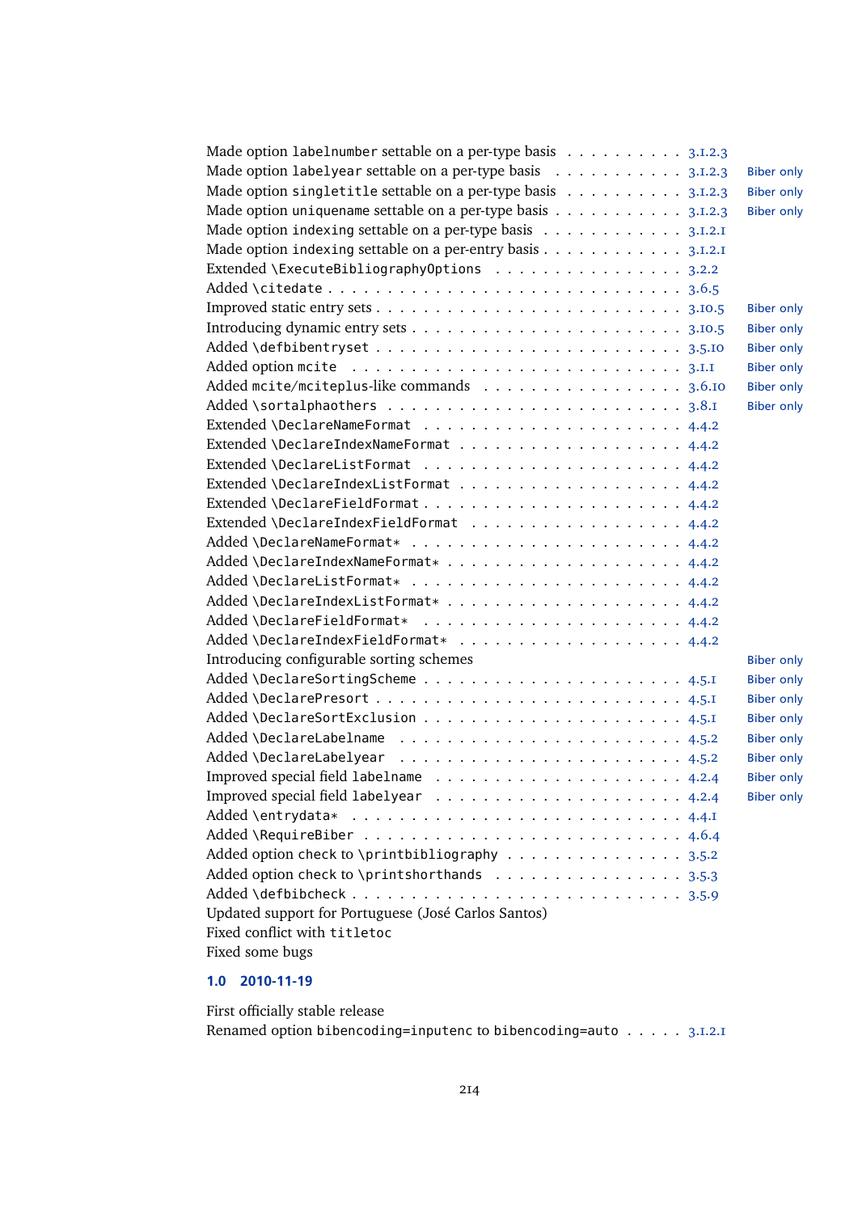Made option labelnumber settable on a per-type basis . . . . . . . . . . 3.1.2.3
Made option labelyear settable on a per-type basis . . . . . . . . . . . 3.1.2.3 Biber only
Made option singletitle settable on a per-type basis . . . . . . . . . . 3.1.2.3 Biber only
Made option uniquename settable on a per-type basis . . . . . . . . . . 3.1.2.3 Biber only
Made option indexing settable on a per-type basis . . . . . . . . . . . 3.1.2.1
Made option indexing settable on a per-entry basis . . . . . . . . . . . 3.1.2.1
Extended \ExecuteBibliographyOptions . . . . . . . . . . . . . . . 3.2.2
Added \citedate . . . . . . . . . . . . . . . . . . . . . . . . . . 3.6.5
Improved static entry sets . . . . . . . . . . . . . . . . . . . . . . 3.10.5 Biber only
Introducing dynamic entry sets . . . . . . . . . . . . . . . . . . . . 3.10.5 Biber only
Added \defbibentryset . . . . . . . . . . . . . . . . . . . . . . . 3.5.10 Biber only
Added option mcite . . . . . . . . . . . . . . . . . . . . . . . . 3.1.1 Biber only
Added mcite/mciteplus-like commands . . . . . . . . . . . . . . . . . 3.6.10 Biber only
Added \sortalphaothers . . . . . . . . . . . . . . . . . . . . . . 3.8.1 Biber only
Extended \DeclareNameFormat . . . . . . . . . . . . . . . . . . . . 4.4.2
Extended \DeclareIndexNameFormat . . . . . . . . . . . . . . . . . . 4.4.2
Extended \DeclareListFormat . . . . . . . . . . . . . . . . . . . . 4.4.2
Extended \DeclareIndexListFormat . . . . . . . . . . . . . . . . . . 4.4.2
Extended \DeclareFieldFormat . . . . . . . . . . . . . . . . . . . . 4.4.2
Extended \DeclareIndexFieldFormat . . . . . . . . . . . . . . . . . . 4.4.2
Added \DeclareNameFormat* . . . . . . . . . . . . . . . . . . . . 4.4.2
Added \DeclareIndexNameFormat* . . . . . . . . . . . . . . . . . . 4.4.2
Added \DeclareListFormat* . . . . . . . . . . . . . . . . . . . . . 4.4.2
Added \DeclareIndexListFormat* . . . . . . . . . . . . . . . . . . . 4.4.2
Added \DeclareFieldFormat* . . . . . . . . . . . . . . . . . . . . 4.4.2
Added \DeclareIndexFieldFormat* . . . . . . . . . . . . . . . . . . 4.4.2
Introducing configurable sorting schemes Biber only
Added \DeclareSortingScheme . . . . . . . . . . . . . . . . . . . . 4.5.1 Biber only
Added \DeclarePresort . . . . . . . . . . . . . . . . . . . . . . . 4.5.1 Biber only
Added \DeclareSortExclusion . . . . . . . . . . . . . . . . . . . . 4.5.1 Biber only
Added \DeclareLabelname . . . . . . . . . . . . . . . . . . . . . . 4.5.2 Biber only
Added \DeclareLabelyear . . . . . . . . . . . . . . . . . . . . . . 4.5.2 Biber only
Improved special field labelname . . . . . . . . . . . . . . . . . . . 4.2.4 Biber only
Improved special field labelyear . . . . . . . . . . . . . . . . . . . 4.2.4 Biber only
Added \entrydata* . . . . . . . . . . . . . . . . . . . . . . . . . 4.4.1
Added \RequireBiber . . . . . . . . . . . . . . . . . . . . . . . . 4.6.4
Added option check to \printbibliography . . . . . . . . . . . . . . 3.5.2
Added option check to \printshorthands . . . . . . . . . . . . . . . 3.5.3
Added \defbibcheck . . . . . . . . . . . . . . . . . . . . . . . . 3.5.9
Updated support for Portuguese (José Carlos Santos)
Fixed conflict with titletoc
Fixed some bugs

### 1.0 2010-11-19

First officially stable release
Renamed option bibencoding=inputenc to bibencoding=auto . . . . . 3.1.2.1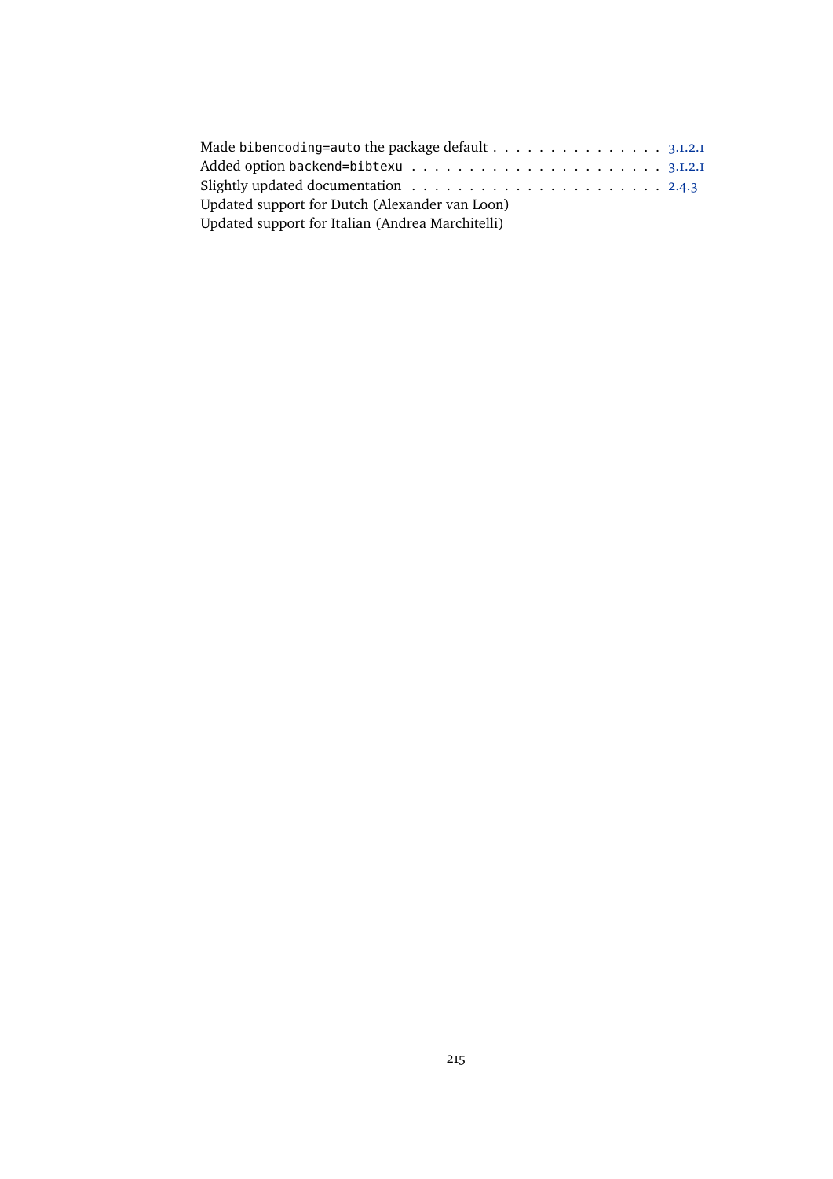Made `bibencoding=auto` the package default . . . . . . . . . . . . . . . 3.1.2.1
Added option `backend=bibtexu` . . . . . . . . . . . . . . . . . . . . . 3.1.2.1
Slightly updated documentation . . . . . . . . . . . . . . . . . . . . . 2.4.3
Updated support for Dutch (Alexander van Loon)
Updated support for Italian (Andrea Marchitelli)